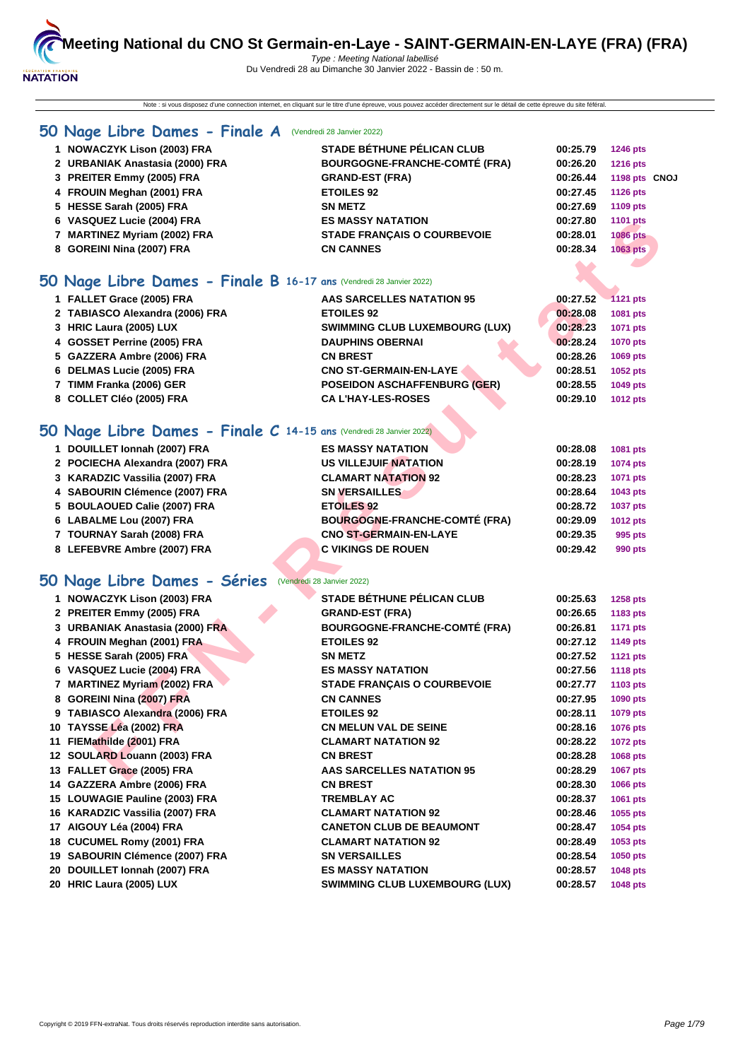# Meeting National du CNO St Germain-en-Laye - SAINT-GERMAIN-EN-LAYE (FRA) (FRA)

*Type : Meeting National labellisé*

Du Vendredi 28 au Dimanche 30 Janvier 2022 - Bassin de : 50 m.

Note : si vous disposez d'une connection internet, en cliquant sur le titre d'une épreuve, vous pouvez accéder directement sur le détail de cette épreuve du site féféral.

## 50 Nage Libre Dames - Finale A (Vendredi 28 Janvier 2022)

| | | | | | |
|---|---|---|---|---|---|
| 1 | NOWACZYK Lison (2003) FRA | STADE BÉTHUNE PÉLICAN CLUB | 00:25.79 | 1246 pts | |
| 2 | URBANIAK Anastasia (2000) FRA | BOURGOGNE-FRANCHE-COMTÉ (FRA) | 00:26.20 | 1216 pts | |
| 3 | PREITER Emmy (2005) FRA | GRAND-EST (FRA) | 00:26.44 | 1198 pts | CNOJ |
| 4 | FROUIN Meghan (2001) FRA | ETOILES 92 | 00:27.45 | 1126 pts | |
| 5 | HESSE Sarah (2005) FRA | SN METZ | 00:27.69 | 1109 pts | |
| 6 | VASQUEZ Lucie (2004) FRA | ES MASSY NATATION | 00:27.80 | 1101 pts | |
| 7 | MARTINEZ Myriam (2002) FRA | STADE FRANÇAIS O COURBEVOIE | 00:28.01 | 1086 pts | |
| 8 | GOREINI Nina (2007) FRA | CN CANNES | 00:28.34 | 1063 pts | |

## 50 Nage Libre Dames - Finale B 16-17 ans (Vendredi 28 Janvier 2022)

| | | | | |
|---|---|---|---|---|
| 1 | FALLET Grace (2005) FRA | AAS SARCELLES NATATION 95 | 00:27.52 | 1121 pts |
| 2 | TABIASCO Alexandra (2006) FRA | ETOILES 92 | 00:28.08 | 1081 pts |
| 3 | HRIC Laura (2005) LUX | SWIMMING CLUB LUXEMBOURG (LUX) | 00:28.23 | 1071 pts |
| 4 | GOSSET Perrine (2005) FRA | DAUPHINS OBERNAI | 00:28.24 | 1070 pts |
| 5 | GAZZERA Ambre (2006) FRA | CN BREST | 00:28.26 | 1069 pts |
| 6 | DELMAS Lucie (2005) FRA | CNO ST-GERMAIN-EN-LAYE | 00:28.51 | 1052 pts |
| 7 | TIMM Franka (2006) GER | POSEIDON ASCHAFFENBURG (GER) | 00:28.55 | 1049 pts |
| 8 | COLLET Cléo (2005) FRA | CA L'HAY-LES-ROSES | 00:29.10 | 1012 pts |

## 50 Nage Libre Dames - Finale C 14-15 ans (Vendredi 28 Janvier 2022)

| | | | | |
|---|---|---|---|---|
| 1 | DOUILLET Ionnah (2007) FRA | ES MASSY NATATION | 00:28.08 | 1081 pts |
| 2 | POCIECHA Alexandra (2007) FRA | US VILLEJUIF NATATION | 00:28.19 | 1074 pts |
| 3 | KARADZIC Vassilia (2007) FRA | CLAMART NATATION 92 | 00:28.23 | 1071 pts |
| 4 | SABOURIN Clémence (2007) FRA | SN VERSAILLES | 00:28.64 | 1043 pts |
| 5 | BOULAOUED Calie (2007) FRA | ETOILES 92 | 00:28.72 | 1037 pts |
| 6 | LABALME Lou (2007) FRA | BOURGOGNE-FRANCHE-COMTÉ (FRA) | 00:29.09 | 1012 pts |
| 7 | TOURNAY Sarah (2008) FRA | CNO ST-GERMAIN-EN-LAYE | 00:29.35 | 995 pts |
| 8 | LEFEBVRE Ambre (2007) FRA | C VIKINGS DE ROUEN | 00:29.42 | 990 pts |

## 50 Nage Libre Dames - Séries (Vendredi 28 Janvier 2022)

| | | | | |
|---|---|---|---|---|
| 1 | NOWACZYK Lison (2003) FRA | STADE BÉTHUNE PÉLICAN CLUB | 00:25.63 | 1258 pts |
| 2 | PREITER Emmy (2005) FRA | GRAND-EST (FRA) | 00:26.65 | 1183 pts |
| 3 | URBANIAK Anastasia (2000) FRA | BOURGOGNE-FRANCHE-COMTÉ (FRA) | 00:26.81 | 1171 pts |
| 4 | FROUIN Meghan (2001) FRA | ETOILES 92 | 00:27.12 | 1149 pts |
| 5 | HESSE Sarah (2005) FRA | SN METZ | 00:27.52 | 1121 pts |
| 6 | VASQUEZ Lucie (2004) FRA | ES MASSY NATATION | 00:27.56 | 1118 pts |
| 7 | MARTINEZ Myriam (2002) FRA | STADE FRANÇAIS O COURBEVOIE | 00:27.77 | 1103 pts |
| 8 | GOREINI Nina (2007) FRA | CN CANNES | 00:27.95 | 1090 pts |
| 9 | TABIASCO Alexandra (2006) FRA | ETOILES 92 | 00:28.11 | 1079 pts |
| 10 | TAYSSE Léa (2002) FRA | CN MELUN VAL DE SEINE | 00:28.16 | 1076 pts |
| 11 | FIEMathilde (2001) FRA | CLAMART NATATION 92 | 00:28.22 | 1072 pts |
| 12 | SOULARD Louann (2003) FRA | CN BREST | 00:28.28 | 1068 pts |
| 13 | FALLET Grace (2005) FRA | AAS SARCELLES NATATION 95 | 00:28.29 | 1067 pts |
| 14 | GAZZERA Ambre (2006) FRA | CN BREST | 00:28.30 | 1066 pts |
| 15 | LOUWAGIE Pauline (2003) FRA | TREMBLAY AC | 00:28.37 | 1061 pts |
| 16 | KARADZIC Vassilia (2007) FRA | CLAMART NATATION 92 | 00:28.46 | 1055 pts |
| 17 | AIGOUY Léa (2004) FRA | CANETON CLUB DE BEAUMONT | 00:28.47 | 1054 pts |
| 18 | CUCUMEL Romy (2001) FRA | CLAMART NATATION 92 | 00:28.49 | 1053 pts |
| 19 | SABOURIN Clémence (2007) FRA | SN VERSAILLES | 00:28.54 | 1050 pts |
| 20 | DOUILLET Ionnah (2007) FRA | ES MASSY NATATION | 00:28.57 | 1048 pts |
| 20 | HRIC Laura (2005) LUX | SWIMMING CLUB LUXEMBOURG (LUX) | 00:28.57 | 1048 pts |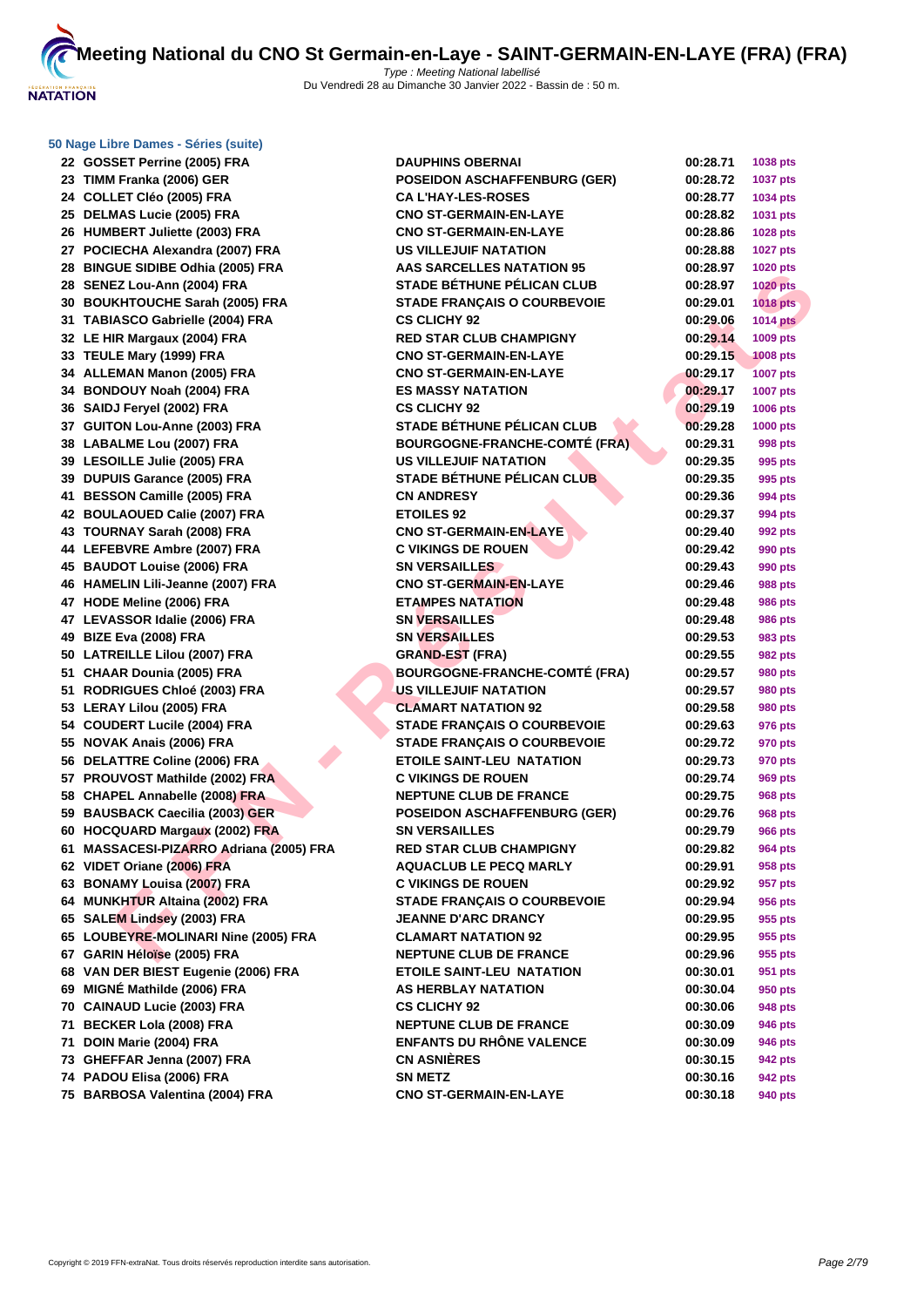# Meeting National du CNO St Germain-en-Laye - SAINT-GERMAIN-EN-LAYE (FRA) (FRA)

*Type : Meeting National labellisé*
Du Vendredi 28 au Dimanche 30 Janvier 2022 - Bassin de : 50 m.

### 50 Nage Libre Dames - Séries (suite)

| | | | | |
|---|---|---|---|---|
| 22 | GOSSET Perrine (2005) FRA | DAUPHINS OBERNAI | 00:28.71 | 1038 pts |
| 23 | TIMM Franka (2006) GER | POSEIDON ASCHAFFENBURG (GER) | 00:28.72 | 1037 pts |
| 24 | COLLET Cléo (2005) FRA | CA L'HAY-LES-ROSES | 00:28.77 | 1034 pts |
| 25 | DELMAS Lucie (2005) FRA | CNO ST-GERMAIN-EN-LAYE | 00:28.82 | 1031 pts |
| 26 | HUMBERT Juliette (2003) FRA | CNO ST-GERMAIN-EN-LAYE | 00:28.86 | 1028 pts |
| 27 | POCIECHA Alexandra (2007) FRA | US VILLEJUIF NATATION | 00:28.88 | 1027 pts |
| 28 | BINGUE SIDIBE Odhia (2005) FRA | AAS SARCELLES NATATION 95 | 00:28.97 | 1020 pts |
| 28 | SENEZ Lou-Ann (2004) FRA | STADE BÉTHUNE PÉLICAN CLUB | 00:28.97 | 1020 pts |
| 30 | BOUKHTOUCHE Sarah (2005) FRA | STADE FRANÇAIS O COURBEVOIE | 00:29.01 | 1018 pts |
| 31 | TABIASCO Gabrielle (2004) FRA | CS CLICHY 92 | 00:29.06 | 1014 pts |
| 32 | LE HIR Margaux (2004) FRA | RED STAR CLUB CHAMPIGNY | 00:29.14 | 1009 pts |
| 33 | TEULE Mary (1999) FRA | CNO ST-GERMAIN-EN-LAYE | 00:29.15 | 1008 pts |
| 34 | ALLEMAN Manon (2005) FRA | CNO ST-GERMAIN-EN-LAYE | 00:29.17 | 1007 pts |
| 34 | BONDOUY Noah (2004) FRA | ES MASSY NATATION | 00:29.17 | 1007 pts |
| 36 | SAIDJ Feryel (2002) FRA | CS CLICHY 92 | 00:29.19 | 1006 pts |
| 37 | GUITON Lou-Anne (2003) FRA | STADE BÉTHUNE PÉLICAN CLUB | 00:29.28 | 1000 pts |
| 38 | LABALME Lou (2007) FRA | BOURGOGNE-FRANCHE-COMTÉ (FRA) | 00:29.31 | 998 pts |
| 39 | LESOILLE Julie (2005) FRA | US VILLEJUIF NATATION | 00:29.35 | 995 pts |
| 39 | DUPUIS Garance (2005) FRA | STADE BÉTHUNE PÉLICAN CLUB | 00:29.35 | 995 pts |
| 41 | BESSON Camille (2005) FRA | CN ANDRESY | 00:29.36 | 994 pts |
| 42 | BOULAOUED Calie (2007) FRA | ETOILES 92 | 00:29.37 | 994 pts |
| 43 | TOURNAY Sarah (2008) FRA | CNO ST-GERMAIN-EN-LAYE | 00:29.40 | 992 pts |
| 44 | LEFEBVRE Ambre (2007) FRA | C VIKINGS DE ROUEN | 00:29.42 | 990 pts |
| 45 | BAUDOT Louise (2006) FRA | SN VERSAILLES | 00:29.43 | 990 pts |
| 46 | HAMELIN Lili-Jeanne (2007) FRA | CNO ST-GERMAIN-EN-LAYE | 00:29.46 | 988 pts |
| 47 | HODE Meline (2006) FRA | ETAMPES NATATION | 00:29.48 | 986 pts |
| 47 | LEVASSOR Idalie (2006) FRA | SN VERSAILLES | 00:29.48 | 986 pts |
| 49 | BIZE Eva (2008) FRA | SN VERSAILLES | 00:29.53 | 983 pts |
| 50 | LATREILLE Lilou (2007) FRA | GRAND-EST (FRA) | 00:29.55 | 982 pts |
| 51 | CHAAR Dounia (2005) FRA | BOURGOGNE-FRANCHE-COMTÉ (FRA) | 00:29.57 | 980 pts |
| 51 | RODRIGUES Chloé (2003) FRA | US VILLEJUIF NATATION | 00:29.57 | 980 pts |
| 53 | LERAY Lilou (2005) FRA | CLAMART NATATION 92 | 00:29.58 | 980 pts |
| 54 | COUDERT Lucile (2004) FRA | STADE FRANÇAIS O COURBEVOIE | 00:29.63 | 976 pts |
| 55 | NOVAK Anais (2006) FRA | STADE FRANÇAIS O COURBEVOIE | 00:29.72 | 970 pts |
| 56 | DELATTRE Coline (2006) FRA | ETOILE SAINT-LEU NATATION | 00:29.73 | 970 pts |
| 57 | PROUVOST Mathilde (2002) FRA | C VIKINGS DE ROUEN | 00:29.74 | 969 pts |
| 58 | CHAPEL Annabelle (2008) FRA | NEPTUNE CLUB DE FRANCE | 00:29.75 | 968 pts |
| 59 | BAUSBACK Caecilia (2003) GER | POSEIDON ASCHAFFENBURG (GER) | 00:29.76 | 968 pts |
| 60 | HOCQUARD Margaux (2002) FRA | SN VERSAILLES | 00:29.79 | 966 pts |
| 61 | MASSACESI-PIZARRO Adriana (2005) FRA | RED STAR CLUB CHAMPIGNY | 00:29.82 | 964 pts |
| 62 | VIDET Oriane (2006) FRA | AQUACLUB LE PECQ MARLY | 00:29.91 | 958 pts |
| 63 | BONAMY Louisa (2007) FRA | C VIKINGS DE ROUEN | 00:29.92 | 957 pts |
| 64 | MUNKHTUR Altaina (2002) FRA | STADE FRANÇAIS O COURBEVOIE | 00:29.94 | 956 pts |
| 65 | SALEM Lindsey (2003) FRA | JEANNE D'ARC DRANCY | 00:29.95 | 955 pts |
| 65 | LOUBEYRE-MOLINARI Nine (2005) FRA | CLAMART NATATION 92 | 00:29.95 | 955 pts |
| 67 | GARIN Héloïse (2005) FRA | NEPTUNE CLUB DE FRANCE | 00:29.96 | 955 pts |
| 68 | VAN DER BIEST Eugenie (2006) FRA | ETOILE SAINT-LEU NATATION | 00:30.01 | 951 pts |
| 69 | MIGNÉ Mathilde (2006) FRA | AS HERBLAY NATATION | 00:30.04 | 950 pts |
| 70 | CAINAUD Lucie (2003) FRA | CS CLICHY 92 | 00:30.06 | 948 pts |
| 71 | BECKER Lola (2008) FRA | NEPTUNE CLUB DE FRANCE | 00:30.09 | 946 pts |
| 71 | DOIN Marie (2004) FRA | ENFANTS DU RHÔNE VALENCE | 00:30.09 | 946 pts |
| 73 | GHEFFAR Jenna (2007) FRA | CN ASNIÈRES | 00:30.15 | 942 pts |
| 74 | PADOU Elisa (2006) FRA | SN METZ | 00:30.16 | 942 pts |
| 75 | BARBOSA Valentina (2004) FRA | CNO ST-GERMAIN-EN-LAYE | 00:30.18 | 940 pts |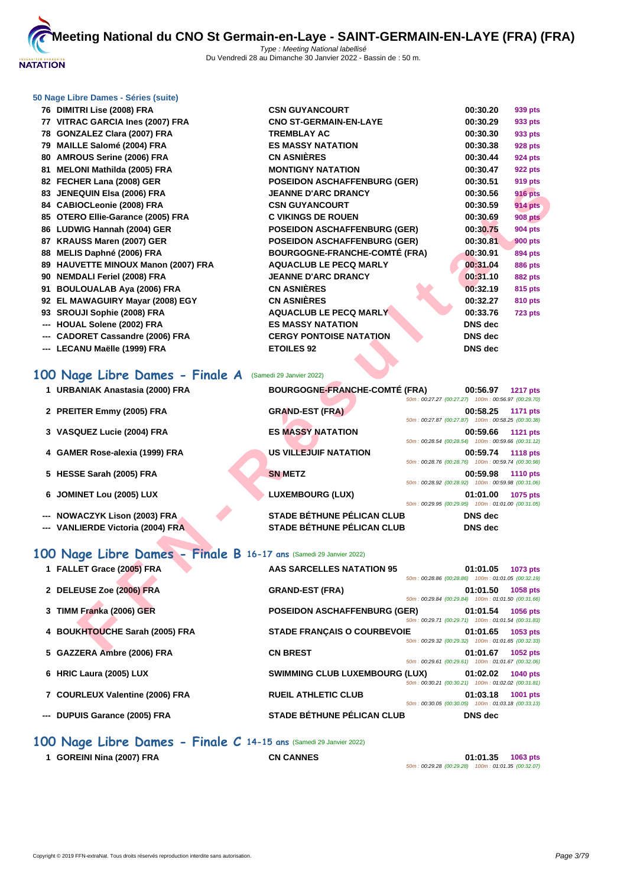# Meeting National du CNO St Germain-en-Laye - SAINT-GERMAIN-EN-LAYE (FRA) (FRA)

Type : Meeting National labellisé
Du Vendredi 28 au Dimanche 30 Janvier 2022 - Bassin de : 50 m.

### 50 Nage Libre Dames - Séries (suite)

| Pl. | Nom | Club | Temps | Points |
|---|---|---|---|---|
| 76 | DIMITRI Lise (2008) FRA | CSN GUYANCOURT | 00:30.20 | 939 pts |
| 77 | VITRAC GARCIA Ines (2007) FRA | CNO ST-GERMAIN-EN-LAYE | 00:30.29 | 933 pts |
| 78 | GONZALEZ Clara (2007) FRA | TREMBLAY AC | 00:30.30 | 933 pts |
| 79 | MAILLE Salomé (2004) FRA | ES MASSY NATATION | 00:30.38 | 928 pts |
| 80 | AMROUS Serine (2006) FRA | CN ASNIÈRES | 00:30.44 | 924 pts |
| 81 | MELONI Mathilda (2005) FRA | MONTIGNY NATATION | 00:30.47 | 922 pts |
| 82 | FECHER Lana (2008) GER | POSEIDON ASCHAFFENBURG (GER) | 00:30.51 | 919 pts |
| 83 | JENEQUIN Elsa (2006) FRA | JEANNE D'ARC DRANCY | 00:30.56 | 916 pts |
| 84 | CABIOCLeonie (2008) FRA | CSN GUYANCOURT | 00:30.59 | 914 pts |
| 85 | OTERO Ellie-Garance (2005) FRA | C VIKINGS DE ROUEN | 00:30.69 | 908 pts |
| 86 | LUDWIG Hannah (2004) GER | POSEIDON ASCHAFFENBURG (GER) | 00:30.75 | 904 pts |
| 87 | KRAUSS Maren (2007) GER | POSEIDON ASCHAFFENBURG (GER) | 00:30.81 | 900 pts |
| 88 | MELIS Daphné (2006) FRA | BOURGOGNE-FRANCHE-COMTÉ (FRA) | 00:30.91 | 894 pts |
| 89 | HAUVETTE MINOUX Manon (2007) FRA | AQUACLUB LE PECQ MARLY | 00:31.04 | 886 pts |
| 90 | NEMDALI Feriel (2008) FRA | JEANNE D'ARC DRANCY | 00:31.10 | 882 pts |
| 91 | BOULOUALAB Aya (2006) FRA | CN ASNIÈRES | 00:32.19 | 815 pts |
| 92 | EL MAWAGUIRY Mayar (2008) EGY | CN ASNIÈRES | 00:32.27 | 810 pts |
| 93 | SROUJI Sophie (2008) FRA | AQUACLUB LE PECQ MARLY | 00:33.76 | 723 pts |
| --- | HOUAL Solene (2002) FRA | ES MASSY NATATION | DNS dec | |
| --- | CADORET Cassandre (2006) FRA | CERGY PONTOISE NATATION | DNS dec | |
| --- | LECANU Maëlle (1999) FRA | ETOILES 92 | DNS dec | |

## 100 Nage Libre Dames - Finale A (Samedi 29 Janvier 2022)

| Pl. | Nom | Club | Temps | Points | Splits |
|---|---|---|---|---|---|
| 1 | URBANIAK Anastasia (2000) FRA | BOURGOGNE-FRANCHE-COMTÉ (FRA) | 00:56.97 | 1217 pts | 50m : 00:27.27 (00:27.27) 100m : 00:56.97 (00:29.70) |
| 2 | PREITER Emmy (2005) FRA | GRAND-EST (FRA) | 00:58.25 | 1171 pts | 50m : 00:27.87 (00:27.87) 100m : 00:58.25 (00:30.38) |
| 3 | VASQUEZ Lucie (2004) FRA | ES MASSY NATATION | 00:59.66 | 1121 pts | 50m : 00:28.54 (00:28.54) 100m : 00:59.66 (00:31.12) |
| 4 | GAMER Rose-alexia (1999) FRA | US VILLEJUIF NATATION | 00:59.74 | 1118 pts | 50m : 00:28.76 (00:28.76) 100m : 00:59.74 (00:30.98) |
| 5 | HESSE Sarah (2005) FRA | SN METZ | 00:59.98 | 1110 pts | 50m : 00:28.92 (00:28.92) 100m : 00:59.98 (00:31.06) |
| 6 | JOMINET Lou (2005) LUX | LUXEMBOURG (LUX) | 01:01.00 | 1075 pts | 50m : 00:29.95 (00:29.95) 100m : 01:01.00 (00:31.05) |
| --- | NOWACZYK Lison (2003) FRA | STADE BÉTHUNE PÉLICAN CLUB | DNS dec | | |
| --- | VANLIERDE Victoria (2004) FRA | STADE BÉTHUNE PÉLICAN CLUB | DNS dec | | |

## 100 Nage Libre Dames - Finale B 16-17 ans (Samedi 29 Janvier 2022)

| Pl. | Nom | Club | Temps | Points | Splits |
|---|---|---|---|---|---|
| 1 | FALLET Grace (2005) FRA | AAS SARCELLES NATATION 95 | 01:01.05 | 1073 pts | 50m : 00:28.86 (00:28.86) 100m : 01:01.05 (00:32.19) |
| 2 | DELEUSE Zoe (2006) FRA | GRAND-EST (FRA) | 01:01.50 | 1058 pts | 50m : 00:29.84 (00:29.84) 100m : 01:01.50 (00:31.66) |
| 3 | TIMM Franka (2006) GER | POSEIDON ASCHAFFENBURG (GER) | 01:01.54 | 1056 pts | 50m : 00:29.71 (00:29.71) 100m : 01:01.54 (00:31.83) |
| 4 | BOUKHTOUCHE Sarah (2005) FRA | STADE FRANÇAIS O COURBEVOIE | 01:01.65 | 1053 pts | 50m : 00:29.32 (00:29.32) 100m : 01:01.65 (00:32.33) |
| 5 | GAZZERA Ambre (2006) FRA | CN BREST | 01:01.67 | 1052 pts | 50m : 00:29.61 (00:29.61) 100m : 01:01.67 (00:32.06) |
| 6 | HRIC Laura (2005) LUX | SWIMMING CLUB LUXEMBOURG (LUX) | 01:02.02 | 1040 pts | 50m : 00:30.21 (00:30.21) 100m : 01:02.02 (00:31.81) |
| 7 | COURLEUX Valentine (2006) FRA | RUEIL ATHLETIC CLUB | 01:03.18 | 1001 pts | 50m : 00:30.05 (00:30.05) 100m : 01:03.18 (00:33.13) |
| --- | DUPUIS Garance (2005) FRA | STADE BÉTHUNE PÉLICAN CLUB | DNS dec | | |

## 100 Nage Libre Dames - Finale C 14-15 ans (Samedi 29 Janvier 2022)

| Pl. | Nom | Club | Temps | Points | Splits |
|---|---|---|---|---|---|
| 1 | GOREINI Nina (2007) FRA | CN CANNES | 01:01.35 | 1063 pts | 50m : 00:29.28 (00:29.28) 100m : 01:01.35 (00:32.07) |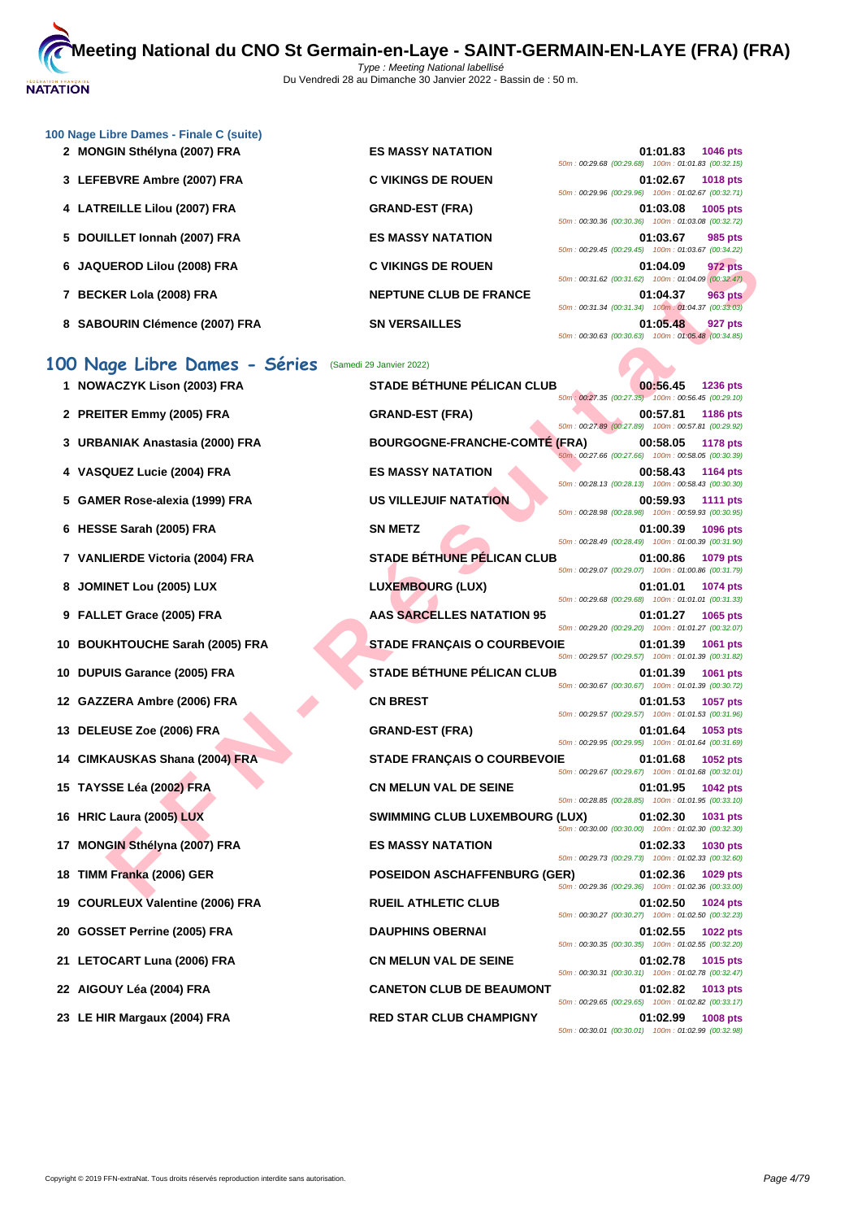# Meeting National du CNO St Germain-en-Laye - SAINT-GERMAIN-EN-LAYE (FRA) (FRA)

Type : Meeting National labellisé
Du Vendredi 28 au Dimanche 30 Janvier 2022 - Bassin de : 50 m.

### 100 Nage Libre Dames - Finale C (suite)

| Rang | Nom | Club | Temps | Points | Splits |
|---|---|---|---|---|---|
| 2 | MONGIN Sthélyna (2007) FRA | ES MASSY NATATION | 01:01.83 | 1046 pts | 50m : 00:29.68 (00:29.68) 100m : 01:01.83 (00:32.15) |
| 3 | LEFEBVRE Ambre (2007) FRA | C VIKINGS DE ROUEN | 01:02.67 | 1018 pts | 50m : 00:29.96 (00:29.96) 100m : 01:02.67 (00:32.71) |
| 4 | LATREILLE Lilou (2007) FRA | GRAND-EST (FRA) | 01:03.08 | 1005 pts | 50m : 00:30.36 (00:30.36) 100m : 01:03.08 (00:32.72) |
| 5 | DOUILLET Ionnah (2007) FRA | ES MASSY NATATION | 01:03.67 | 985 pts | 50m : 00:29.45 (00:29.45) 100m : 01:03.67 (00:34.22) |
| 6 | JAQUEROD Lilou (2008) FRA | C VIKINGS DE ROUEN | 01:04.09 | 972 pts | 50m : 00:31.62 (00:31.62) 100m : 01:04.09 (00:32.47) |
| 7 | BECKER Lola (2008) FRA | NEPTUNE CLUB DE FRANCE | 01:04.37 | 963 pts | 50m : 00:31.34 (00:31.34) 100m : 01:04.37 (00:33.03) |
| 8 | SABOURIN Clémence (2007) FRA | SN VERSAILLES | 01:05.48 | 927 pts | 50m : 00:30.63 (00:30.63) 100m : 01:05.48 (00:34.85) |

## 100 Nage Libre Dames - Séries (Samedi 29 Janvier 2022)

| Rang | Nom | Club | Temps | Points | Splits |
|---|---|---|---|---|---|
| 1 | NOWACZYK Lison (2003) FRA | STADE BÉTHUNE PÉLICAN CLUB | 00:56.45 | 1236 pts | 50m : 00:27.35 (00:27.35) 100m : 00:56.45 (00:29.10) |
| 2 | PREITER Emmy (2005) FRA | GRAND-EST (FRA) | 00:57.81 | 1186 pts | 50m : 00:27.89 (00:27.89) 100m : 00:57.81 (00:29.92) |
| 3 | URBANIAK Anastasia (2000) FRA | BOURGOGNE-FRANCHE-COMTÉ (FRA) | 00:58.05 | 1178 pts | 50m : 00:27.66 (00:27.66) 100m : 00:58.05 (00:30.39) |
| 4 | VASQUEZ Lucie (2004) FRA | ES MASSY NATATION | 00:58.43 | 1164 pts | 50m : 00:28.13 (00:28.13) 100m : 00:58.43 (00:30.30) |
| 5 | GAMER Rose-alexia (1999) FRA | US VILLEJUIF NATATION | 00:59.93 | 1111 pts | 50m : 00:28.98 (00:28.98) 100m : 00:59.93 (00:30.95) |
| 6 | HESSE Sarah (2005) FRA | SN METZ | 01:00.39 | 1096 pts | 50m : 00:28.49 (00:28.49) 100m : 01:00.39 (00:31.90) |
| 7 | VANLIERDE Victoria (2004) FRA | STADE BÉTHUNE PÉLICAN CLUB | 01:00.86 | 1079 pts | 50m : 00:29.07 (00:29.07) 100m : 01:00.86 (00:31.79) |
| 8 | JOMINET Lou (2005) LUX | LUXEMBOURG (LUX) | 01:01.01 | 1074 pts | 50m : 00:29.68 (00:29.68) 100m : 01:01.01 (00:31.33) |
| 9 | FALLET Grace (2005) FRA | AAS SARCELLES NATATION 95 | 01:01.27 | 1065 pts | 50m : 00:29.20 (00:29.20) 100m : 01:01.27 (00:32.07) |
| 10 | BOUKHTOUCHE Sarah (2005) FRA | STADE FRANÇAIS O COURBEVOIE | 01:01.39 | 1061 pts | 50m : 00:29.57 (00:29.57) 100m : 01:01.39 (00:31.82) |
| 10 | DUPUIS Garance (2005) FRA | STADE BÉTHUNE PÉLICAN CLUB | 01:01.39 | 1061 pts | 50m : 00:30.67 (00:30.67) 100m : 01:01.39 (00:30.72) |
| 12 | GAZZERA Ambre (2006) FRA | CN BREST | 01:01.53 | 1057 pts | 50m : 00:29.57 (00:29.57) 100m : 01:01.53 (00:31.96) |
| 13 | DELEUSE Zoe (2006) FRA | GRAND-EST (FRA) | 01:01.64 | 1053 pts | 50m : 00:29.95 (00:29.95) 100m : 01:01.64 (00:31.69) |
| 14 | CIMKAUSKAS Shana (2004) FRA | STADE FRANÇAIS O COURBEVOIE | 01:01.68 | 1052 pts | 50m : 00:29.67 (00:29.67) 100m : 01:01.68 (00:32.01) |
| 15 | TAYSSE Léa (2002) FRA | CN MELUN VAL DE SEINE | 01:01.95 | 1042 pts | 50m : 00:28.85 (00:28.85) 100m : 01:01.95 (00:33.10) |
| 16 | HRIC Laura (2005) LUX | SWIMMING CLUB LUXEMBOURG (LUX) | 01:02.30 | 1031 pts | 50m : 00:30.00 (00:30.00) 100m : 01:02.30 (00:32.30) |
| 17 | MONGIN Sthélyna (2007) FRA | ES MASSY NATATION | 01:02.33 | 1030 pts | 50m : 00:29.73 (00:29.73) 100m : 01:02.33 (00:32.60) |
| 18 | TIMM Franka (2006) GER | POSEIDON ASCHAFFENBURG (GER) | 01:02.36 | 1029 pts | 50m : 00:29.36 (00:29.36) 100m : 01:02.36 (00:33.00) |
| 19 | COURLEUX Valentine (2006) FRA | RUEIL ATHLETIC CLUB | 01:02.50 | 1024 pts | 50m : 00:30.27 (00:30.27) 100m : 01:02.50 (00:32.23) |
| 20 | GOSSET Perrine (2005) FRA | DAUPHINS OBERNAI | 01:02.55 | 1022 pts | 50m : 00:30.35 (00:30.35) 100m : 01:02.55 (00:32.20) |
| 21 | LETOCART Luna (2006) FRA | CN MELUN VAL DE SEINE | 01:02.78 | 1015 pts | 50m : 00:30.31 (00:30.31) 100m : 01:02.78 (00:32.47) |
| 22 | AIGOUY Léa (2004) FRA | CANETON CLUB DE BEAUMONT | 01:02.82 | 1013 pts | 50m : 00:29.65 (00:29.65) 100m : 01:02.82 (00:33.17) |
| 23 | LE HIR Margaux (2004) FRA | RED STAR CLUB CHAMPIGNY | 01:02.99 | 1008 pts | 50m : 00:30.01 (00:30.01) 100m : 01:02.99 (00:32.98) |

Copyright © 2019 FFN-extraNat. Tous droits réservés reproduction interdite sans autorisation.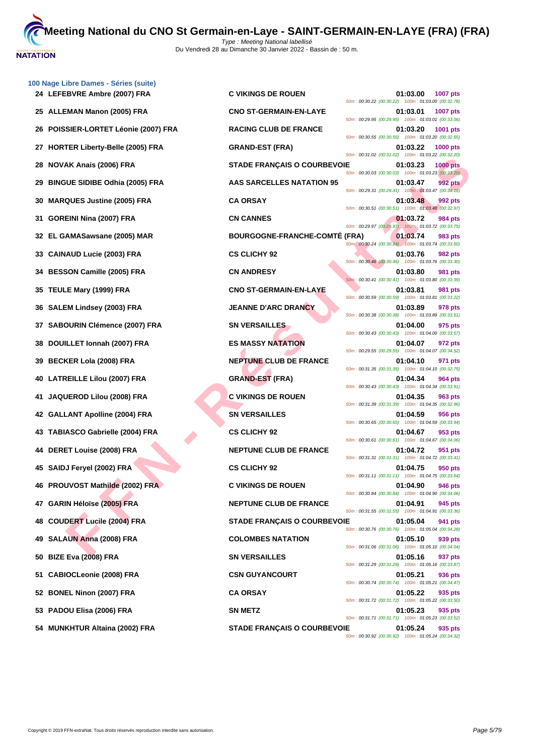# Meeting National du CNO St Germain-en-Laye - SAINT-GERMAIN-EN-LAYE (FRA) (FRA)

Type : Meeting National labellisé
Du Vendredi 28 au Dimanche 30 Janvier 2022 - Bassin de : 50 m.

## 100 Nage Libre Dames - Séries (suite)

| Rang | Nom | Club | Temps | Points | Splits |
|---|---|---|---|---|---|
| 24 | LEFEBVRE Ambre (2007) FRA | C VIKINGS DE ROUEN | 01:03.00 | 1007 pts | 50m : 00:30.22 (00:30.22) 100m : 01:03.00 (00:32.78) |
| 25 | ALLEMAN Manon (2005) FRA | CNO ST-GERMAIN-EN-LAYE | 01:03.01 | 1007 pts | 50m : 00:29.95 (00:29.95) 100m : 01:03.01 (00:33.06) |
| 26 | POISSIER-LORTET Léonie (2007) FRA | RACING CLUB DE FRANCE | 01:03.20 | 1001 pts | 50m : 00:30.55 (00:30.55) 100m : 01:03.20 (00:32.65) |
| 27 | HORTER Liberty-Belle (2005) FRA | GRAND-EST (FRA) | 01:03.22 | 1000 pts | 50m : 00:31.02 (00:31.02) 100m : 01:03.22 (00:32.20) |
| 28 | NOVAK Anais (2006) FRA | STADE FRANÇAIS O COURBEVOIE | 01:03.23 | 1000 pts | 50m : 00:30.03 (00:30.03) 100m : 01:03.23 (00:33.20) |
| 29 | BINGUE SIDIBE Odhia (2005) FRA | AAS SARCELLES NATATION 95 | 01:03.47 | 992 pts | 50m : 00:29.31 (00:29.31) 100m : 01:03.47 (00:34.16) |
| 30 | MARQUES Justine (2005) FRA | CA ORSAY | 01:03.48 | 992 pts | 50m : 00:30.51 (00:30.51) 100m : 01:03.48 (00:32.97) |
| 31 | GOREINI Nina (2007) FRA | CN CANNES | 01:03.72 | 984 pts | 50m : 00:29.97 (00:29.97) 100m : 01:03.72 (00:33.75) |
| 32 | EL GAMASawsane (2005) MAR | BOURGOGNE-FRANCHE-COMTÉ (FRA) | 01:03.74 | 983 pts | 50m : 00:30.24 (00:30.24) 100m : 01:03.74 (00:33.50) |
| 33 | CAINAUD Lucie (2003) FRA | CS CLICHY 92 | 01:03.76 | 982 pts | 50m : 00:30.46 (00:30.46) 100m : 01:03.76 (00:33.30) |
| 34 | BESSON Camille (2005) FRA | CN ANDRESY | 01:03.80 | 981 pts | 50m : 00:30.41 (00:30.41) 100m : 01:03.80 (00:33.39) |
| 35 | TEULE Mary (1999) FRA | CNO ST-GERMAIN-EN-LAYE | 01:03.81 | 981 pts | 50m : 00:30.59 (00:30.59) 100m : 01:03.81 (00:33.22) |
| 36 | SALEM Lindsey (2003) FRA | JEANNE D'ARC DRANCY | 01:03.89 | 978 pts | 50m : 00:30.38 (00:30.38) 100m : 01:03.89 (00:33.51) |
| 37 | SABOURIN Clémence (2007) FRA | SN VERSAILLES | 01:04.00 | 975 pts | 50m : 00:30.43 (00:30.43) 100m : 01:04.00 (00:33.57) |
| 38 | DOUILLET Ionnah (2007) FRA | ES MASSY NATATION | 01:04.07 | 972 pts | 50m : 00:29.55 (00:29.55) 100m : 01:04.07 (00:34.52) |
| 39 | BECKER Lola (2008) FRA | NEPTUNE CLUB DE FRANCE | 01:04.10 | 971 pts | 50m : 00:31.35 (00:31.35) 100m : 01:04.10 (00:32.75) |
| 40 | LATREILLE Lilou (2007) FRA | GRAND-EST (FRA) | 01:04.34 | 964 pts | 50m : 00:30.43 (00:30.43) 100m : 01:04.34 (00:33.91) |
| 41 | JAQUEROD Lilou (2008) FRA | C VIKINGS DE ROUEN | 01:04.35 | 963 pts | 50m : 00:31.39 (00:31.39) 100m : 01:04.35 (00:32.96) |
| 42 | GALLANT Apolline (2004) FRA | SN VERSAILLES | 01:04.59 | 956 pts | 50m : 00:30.65 (00:30.65) 100m : 01:04.59 (00:33.94) |
| 43 | TABIASCO Gabrielle (2004) FRA | CS CLICHY 92 | 01:04.67 | 953 pts | 50m : 00:30.61 (00:30.61) 100m : 01:04.67 (00:34.06) |
| 44 | DERET Louise (2008) FRA | NEPTUNE CLUB DE FRANCE | 01:04.72 | 951 pts | 50m : 00:31.31 (00:31.31) 100m : 01:04.72 (00:33.41) |
| 45 | SAIDJ Feryel (2002) FRA | CS CLICHY 92 | 01:04.75 | 950 pts | 50m : 00:31.11 (00:31.11) 100m : 01:04.75 (00:33.64) |
| 46 | PROUVOST Mathilde (2002) FRA | C VIKINGS DE ROUEN | 01:04.90 | 946 pts | 50m : 00:30.84 (00:30.84) 100m : 01:04.90 (00:34.06) |
| 47 | GARIN Héloïse (2005) FRA | NEPTUNE CLUB DE FRANCE | 01:04.91 | 945 pts | 50m : 00:31.55 (00:31.55) 100m : 01:04.91 (00:33.36) |
| 48 | COUDERT Lucile (2004) FRA | STADE FRANÇAIS O COURBEVOIE | 01:05.04 | 941 pts | 50m : 00:30.76 (00:30.76) 100m : 01:05.04 (00:34.28) |
| 49 | SALAUN Anna (2008) FRA | COLOMBES NATATION | 01:05.10 | 939 pts | 50m : 00:31.06 (00:31.06) 100m : 01:05.10 (00:34.04) |
| 50 | BIZE Eva (2008) FRA | SN VERSAILLES | 01:05.16 | 937 pts | 50m : 00:31.29 (00:31.29) 100m : 01:05.16 (00:33.87) |
| 51 | CABIOCLeonie (2008) FRA | CSN GUYANCOURT | 01:05.21 | 936 pts | 50m : 00:30.74 (00:30.74) 100m : 01:05.21 (00:34.47) |
| 52 | BONEL Ninon (2007) FRA | CA ORSAY | 01:05.22 | 935 pts | 50m : 00:31.72 (00:31.72) 100m : 01:05.22 (00:33.50) |
| 53 | PADOU Elisa (2006) FRA | SN METZ | 01:05.23 | 935 pts | 50m : 00:31.71 (00:31.71) 100m : 01:05.23 (00:33.52) |
| 54 | MUNKHTUR Altaina (2002) FRA | STADE FRANÇAIS O COURBEVOIE | 01:05.24 | 935 pts | 50m : 00:30.92 (00:30.92) 100m : 01:05.24 (00:34.32) |

Copyright © 2019 FFN-extraNat. Tous droits réservés reproduction interdite sans autorisation.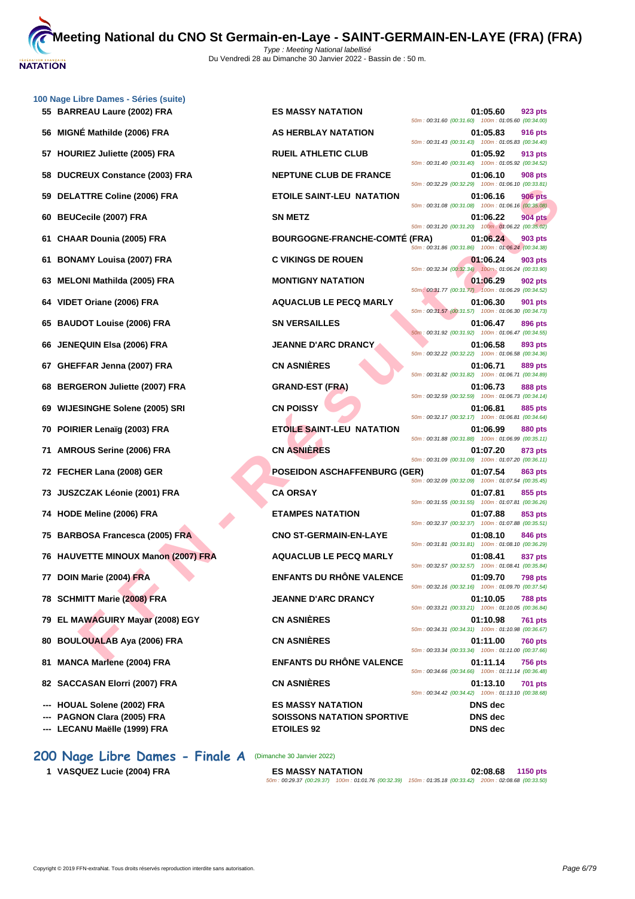# Meeting National du CNO St Germain-en-Laye - SAINT-GERMAIN-EN-LAYE (FRA) (FRA)

Type : Meeting National labellisé
Du Vendredi 28 au Dimanche 30 Janvier 2022 - Bassin de : 50 m.

### 100 Nage Libre Dames - Séries (suite)

| Rang | Nom | Club | Temps | Points | Splits |
|---|---|---|---|---|---|
| 55 | BARREAU Laure (2002) FRA | ES MASSY NATATION | 01:05.60 | 923 pts | 50m : 00:31.60 (00:31.60) 100m : 01:05.60 (00:34.00) |
| 56 | MIGNÉ Mathilde (2006) FRA | AS HERBLAY NATATION | 01:05.83 | 916 pts | 50m : 00:31.43 (00:31.43) 100m : 01:05.83 (00:34.40) |
| 57 | HOURIEZ Juliette (2005) FRA | RUEIL ATHLETIC CLUB | 01:05.92 | 913 pts | 50m : 00:31.40 (00:31.40) 100m : 01:05.92 (00:34.52) |
| 58 | DUCREUX Constance (2003) FRA | NEPTUNE CLUB DE FRANCE | 01:06.10 | 908 pts | 50m : 00:32.29 (00:32.29) 100m : 01:06.10 (00:33.81) |
| 59 | DELATTRE Coline (2006) FRA | ETOILE SAINT-LEU NATATION | 01:06.16 | 906 pts | 50m : 00:31.08 (00:31.08) 100m : 01:06.16 (00:35.08) |
| 60 | BEUCecile (2007) FRA | SN METZ | 01:06.22 | 904 pts | 50m : 00:31.20 (00:31.20) 100m : 01:06.22 (00:35.02) |
| 61 | CHAAR Dounia (2005) FRA | BOURGOGNE-FRANCHE-COMTÉ (FRA) | 01:06.24 | 903 pts | 50m : 00:31.86 (00:31.86) 100m : 01:06.24 (00:34.38) |
| 61 | BONAMY Louisa (2007) FRA | C VIKINGS DE ROUEN | 01:06.24 | 903 pts | 50m : 00:32.34 (00:32.34) 100m : 01:06.24 (00:33.90) |
| 63 | MELONI Mathilda (2005) FRA | MONTIGNY NATATION | 01:06.29 | 902 pts | 50m : 00:31.77 (00:31.77) 100m : 01:06.29 (00:34.52) |
| 64 | VIDET Oriane (2006) FRA | AQUACLUB LE PECQ MARLY | 01:06.30 | 901 pts | 50m : 00:31.57 (00:31.57) 100m : 01:06.30 (00:34.73) |
| 65 | BAUDOT Louise (2006) FRA | SN VERSAILLES | 01:06.47 | 896 pts | 50m : 00:31.92 (00:31.92) 100m : 01:06.47 (00:34.55) |
| 66 | JENEQUIN Elsa (2006) FRA | JEANNE D'ARC DRANCY | 01:06.58 | 893 pts | 50m : 00:32.22 (00:32.22) 100m : 01:06.58 (00:34.36) |
| 67 | GHEFFAR Jenna (2007) FRA | CN ASNIÈRES | 01:06.71 | 889 pts | 50m : 00:31.82 (00:31.82) 100m : 01:06.71 (00:34.89) |
| 68 | BERGERON Juliette (2007) FRA | GRAND-EST (FRA) | 01:06.73 | 888 pts | 50m : 00:32.59 (00:32.59) 100m : 01:06.73 (00:34.14) |
| 69 | WIJESINGHE Solene (2005) SRI | CN POISSY | 01:06.81 | 885 pts | 50m : 00:32.17 (00:32.17) 100m : 01:06.81 (00:34.64) |
| 70 | POIRIER Lenaïg (2003) FRA | ETOILE SAINT-LEU NATATION | 01:06.99 | 880 pts | 50m : 00:31.88 (00:31.88) 100m : 01:06.99 (00:35.11) |
| 71 | AMROUS Serine (2006) FRA | CN ASNIÈRES | 01:07.20 | 873 pts | 50m : 00:31.09 (00:31.09) 100m : 01:07.20 (00:36.11) |
| 72 | FECHER Lana (2008) GER | POSEIDON ASCHAFFENBURG (GER) | 01:07.54 | 863 pts | 50m : 00:32.09 (00:32.09) 100m : 01:07.54 (00:35.45) |
| 73 | JUSZCZAK Léonie (2001) FRA | CA ORSAY | 01:07.81 | 855 pts | 50m : 00:31.55 (00:31.55) 100m : 01:07.81 (00:36.26) |
| 74 | HODE Meline (2006) FRA | ETAMPES NATATION | 01:07.88 | 853 pts | 50m : 00:32.37 (00:32.37) 100m : 01:07.88 (00:35.51) |
| 75 | BARBOSA Francesca (2005) FRA | CNO ST-GERMAIN-EN-LAYE | 01:08.10 | 846 pts | 50m : 00:31.81 (00:31.81) 100m : 01:08.10 (00:36.29) |
| 76 | HAUVETTE MINOUX Manon (2007) FRA | AQUACLUB LE PECQ MARLY | 01:08.41 | 837 pts | 50m : 00:32.57 (00:32.57) 100m : 01:08.41 (00:35.84) |
| 77 | DOIN Marie (2004) FRA | ENFANTS DU RHÔNE VALENCE | 01:09.70 | 798 pts | 50m : 00:32.16 (00:32.16) 100m : 01:09.70 (00:37.54) |
| 78 | SCHMITT Marie (2008) FRA | JEANNE D'ARC DRANCY | 01:10.05 | 788 pts | 50m : 00:33.21 (00:33.21) 100m : 01:10.05 (00:36.84) |
| 79 | EL MAWAGUIRY Mayar (2008) EGY | CN ASNIÈRES | 01:10.98 | 761 pts | 50m : 00:34.31 (00:34.31) 100m : 01:10.98 (00:36.67) |
| 80 | BOULOUALAB Aya (2006) FRA | CN ASNIÈRES | 01:11.00 | 760 pts | 50m : 00:33.34 (00:33.34) 100m : 01:11.00 (00:37.66) |
| 81 | MANCA Marlene (2004) FRA | ENFANTS DU RHÔNE VALENCE | 01:11.14 | 756 pts | 50m : 00:34.66 (00:34.66) 100m : 01:11.14 (00:36.48) |
| 82 | SACCASAN Elorri (2007) FRA | CN ASNIÈRES | 01:13.10 | 701 pts | 50m : 00:34.42 (00:34.42) 100m : 01:13.10 (00:38.68) |
| --- | HOUAL Solene (2002) FRA | ES MASSY NATATION | DNS dec | | |
| --- | PAGNON Clara (2005) FRA | SOISSONS NATATION SPORTIVE | DNS dec | | |
| --- | LECANU Maëlle (1999) FRA | ETOILES 92 | DNS dec | | |

## 200 Nage Libre Dames - Finale A (Dimanche 30 Janvier 2022)

| Rang | Nom | Club | Temps | Points | Splits |
|---|---|---|---|---|---|
| 1 | VASQUEZ Lucie (2004) FRA | ES MASSY NATATION | 02:08.68 | 1150 pts | 50m : 00:29.37 (00:29.37) 100m : 01:01.76 (00:32.39) 150m : 01:35.18 (00:33.42) 200m : 02:08.68 (00:33.50) |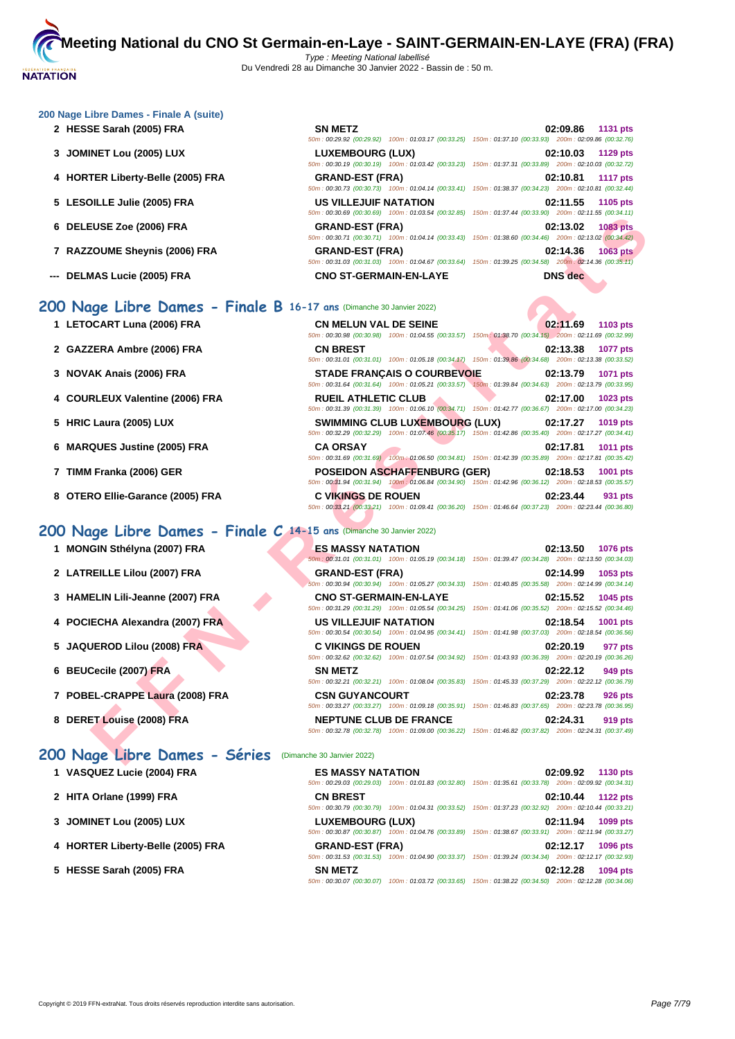### 200 Nage Libre Dames - Finale A (suite)

| Rang | Nom | Club | Temps | Points |
|---|---|---|---|---|
| 2 | HESSE Sarah (2005) FRA | SN METZ | 02:09.86 | 1131 pts |
| | | 50m : 00:29.92 (00:29.92) 100m : 01:03.17 (00:33.25) 150m : 01:37.10 (00:33.93) 200m : 02:09.86 (00:32.76) | | |
| 3 | JOMINET Lou (2005) LUX | LUXEMBOURG (LUX) | 02:10.03 | 1129 pts |
| | | 50m : 00:30.19 (00:30.19) 100m : 01:03.42 (00:33.23) 150m : 01:37.31 (00:33.89) 200m : 02:10.03 (00:32.72) | | |
| 4 | HORTER Liberty-Belle (2005) FRA | GRAND-EST (FRA) | 02:10.81 | 1117 pts |
| | | 50m : 00:30.73 (00:30.73) 100m : 01:04.14 (00:33.41) 150m : 01:38.37 (00:34.23) 200m : 02:10.81 (00:32.44) | | |
| 5 | LESOILLE Julie (2005) FRA | US VILLEJUIF NATATION | 02:11.55 | 1105 pts |
| | | 50m : 00:30.69 (00:30.69) 100m : 01:03.54 (00:32.85) 150m : 01:37.44 (00:33.90) 200m : 02:11.55 (00:34.11) | | |
| 6 | DELEUSE Zoe (2006) FRA | GRAND-EST (FRA) | 02:13.02 | 1083 pts |
| | | 50m : 00:30.71 (00:30.71) 100m : 01:04.14 (00:33.43) 150m : 01:38.60 (00:34.46) 200m : 02:13.02 (00:34.42) | | |
| 7 | RAZZOUME Sheynis (2006) FRA | GRAND-EST (FRA) | 02:14.36 | 1063 pts |
| | | 50m : 00:31.03 (00:31.03) 100m : 01:04.67 (00:33.64) 150m : 01:39.25 (00:34.58) 200m : 02:14.36 (00:35.11) | | |
| --- | DELMAS Lucie (2005) FRA | CNO ST-GERMAIN-EN-LAYE | DNS dec | |

## 200 Nage Libre Dames - Finale B 16-17 ans (Dimanche 30 Janvier 2022)

| Rang | Nom | Club | Temps | Points |
|---|---|---|---|---|
| 1 | LETOCART Luna (2006) FRA | CN MELUN VAL DE SEINE | 02:11.69 | 1103 pts |
| | | 50m : 00:30.98 (00:30.98) 100m : 01:04.55 (00:33.57) 150m : 01:38.70 (00:34.15) 200m : 02:11.69 (00:32.99) | | |
| 2 | GAZZERA Ambre (2006) FRA | CN BREST | 02:13.38 | 1077 pts |
| | | 50m : 00:31.01 (00:31.01) 100m : 01:05.18 (00:34.17) 150m : 01:39.86 (00:34.68) 200m : 02:13.38 (00:33.52) | | |
| 3 | NOVAK Anais (2006) FRA | STADE FRANÇAIS O COURBEVOIE | 02:13.79 | 1071 pts |
| | | 50m : 00:31.64 (00:31.64) 100m : 01:05.21 (00:33.57) 150m : 01:39.84 (00:34.63) 200m : 02:13.79 (00:33.95) | | |
| 4 | COURLEUX Valentine (2006) FRA | RUEIL ATHLETIC CLUB | 02:17.00 | 1023 pts |
| | | 50m : 00:31.39 (00:31.39) 100m : 01:06.10 (00:34.71) 150m : 01:42.77 (00:36.67) 200m : 02:17.00 (00:34.23) | | |
| 5 | HRIC Laura (2005) LUX | SWIMMING CLUB LUXEMBOURG (LUX) | 02:17.27 | 1019 pts |
| | | 50m : 00:32.29 (00:32.29) 100m : 01:07.46 (00:35.17) 150m : 01:42.86 (00:35.40) 200m : 02:17.27 (00:34.41) | | |
| 6 | MARQUES Justine (2005) FRA | CA ORSAY | 02:17.81 | 1011 pts |
| | | 50m : 00:31.69 (00:31.69) 100m : 01:06.50 (00:34.81) 150m : 01:42.39 (00:35.89) 200m : 02:17.81 (00:35.42) | | |
| 7 | TIMM Franka (2006) GER | POSEIDON ASCHAFFENBURG (GER) | 02:18.53 | 1001 pts |
| | | 50m : 00:31.94 (00:31.94) 100m : 01:06.84 (00:34.90) 150m : 01:42.96 (00:36.12) 200m : 02:18.53 (00:35.57) | | |
| 8 | OTERO Ellie-Garance (2005) FRA | C VIKINGS DE ROUEN | 02:23.44 | 931 pts |
| | | 50m : 00:33.21 (00:33.21) 100m : 01:09.41 (00:36.20) 150m : 01:46.64 (00:37.23) 200m : 02:23.44 (00:36.80) | | |

## 200 Nage Libre Dames - Finale C 14-15 ans (Dimanche 30 Janvier 2022)

| Rang | Nom | Club | Temps | Points |
|---|---|---|---|---|
| 1 | MONGIN Sthélyna (2007) FRA | ES MASSY NATATION | 02:13.50 | 1076 pts |
| | | 50m : 00:31.01 (00:31.01) 100m : 01:05.19 (00:34.18) 150m : 01:39.47 (00:34.28) 200m : 02:13.50 (00:34.03) | | |
| 2 | LATREILLE Lilou (2007) FRA | GRAND-EST (FRA) | 02:14.99 | 1053 pts |
| | | 50m : 00:30.94 (00:30.94) 100m : 01:05.27 (00:34.33) 150m : 01:40.85 (00:35.58) 200m : 02:14.99 (00:34.14) | | |
| 3 | HAMELIN Lili-Jeanne (2007) FRA | CNO ST-GERMAIN-EN-LAYE | 02:15.52 | 1045 pts |
| | | 50m : 00:31.29 (00:31.29) 100m : 01:05.54 (00:34.25) 150m : 01:41.06 (00:35.52) 200m : 02:15.52 (00:34.46) | | |
| 4 | POCIECHA Alexandra (2007) FRA | US VILLEJUIF NATATION | 02:18.54 | 1001 pts |
| | | 50m : 00:30.54 (00:30.54) 100m : 01:04.95 (00:34.41) 150m : 01:41.98 (00:37.03) 200m : 02:18.54 (00:36.56) | | |
| 5 | JAQUEROD Lilou (2008) FRA | C VIKINGS DE ROUEN | 02:20.19 | 977 pts |
| | | 50m : 00:32.62 (00:32.62) 100m : 01:07.54 (00:34.92) 150m : 01:43.93 (00:36.39) 200m : 02:20.19 (00:36.26) | | |
| 6 | BEUCecile (2007) FRA | SN METZ | 02:22.12 | 949 pts |
| | | 50m : 00:32.21 (00:32.21) 100m : 01:08.04 (00:35.83) 150m : 01:45.33 (00:37.29) 200m : 02:22.12 (00:36.79) | | |
| 7 | POBEL-CRAPPE Laura (2008) FRA | CSN GUYANCOURT | 02:23.78 | 926 pts |
| | | 50m : 00:33.27 (00:33.27) 100m : 01:09.18 (00:35.91) 150m : 01:46.83 (00:37.65) 200m : 02:23.78 (00:36.95) | | |
| 8 | DERET Louise (2008) FRA | NEPTUNE CLUB DE FRANCE | 02:24.31 | 919 pts |
| | | 50m : 00:32.78 (00:32.78) 100m : 01:09.00 (00:36.22) 150m : 01:46.82 (00:37.82) 200m : 02:24.31 (00:37.49) | | |

## 200 Nage Libre Dames - Séries (Dimanche 30 Janvier 2022)

| Rang | Nom | Club | Temps | Points |
|---|---|---|---|---|
| 1 | VASQUEZ Lucie (2004) FRA | ES MASSY NATATION | 02:09.92 | 1130 pts |
| | | 50m : 00:29.03 (00:29.03) 100m : 01:01.83 (00:32.80) 150m : 01:35.61 (00:33.78) 200m : 02:09.92 (00:34.31) | | |
| 2 | HITA Orlane (1999) FRA | CN BREST | 02:10.44 | 1122 pts |
| | | 50m : 00:30.79 (00:30.79) 100m : 01:04.31 (00:33.52) 150m : 01:37.23 (00:32.92) 200m : 02:10.44 (00:33.21) | | |
| 3 | JOMINET Lou (2005) LUX | LUXEMBOURG (LUX) | 02:11.94 | 1099 pts |
| | | 50m : 00:30.87 (00:30.87) 100m : 01:04.76 (00:33.89) 150m : 01:38.67 (00:33.91) 200m : 02:11.94 (00:33.27) | | |
| 4 | HORTER Liberty-Belle (2005) FRA | GRAND-EST (FRA) | 02:12.17 | 1096 pts |
| | | 50m : 00:31.53 (00:31.53) 100m : 01:04.90 (00:33.37) 150m : 01:39.24 (00:34.34) 200m : 02:12.17 (00:32.93) | | |
| 5 | HESSE Sarah (2005) FRA | SN METZ | 02:12.28 | 1094 pts |
| | | 50m : 00:30.07 (00:30.07) 100m : 01:03.72 (00:33.65) 150m : 01:38.22 (00:34.50) 200m : 02:12.28 (00:34.06) | | |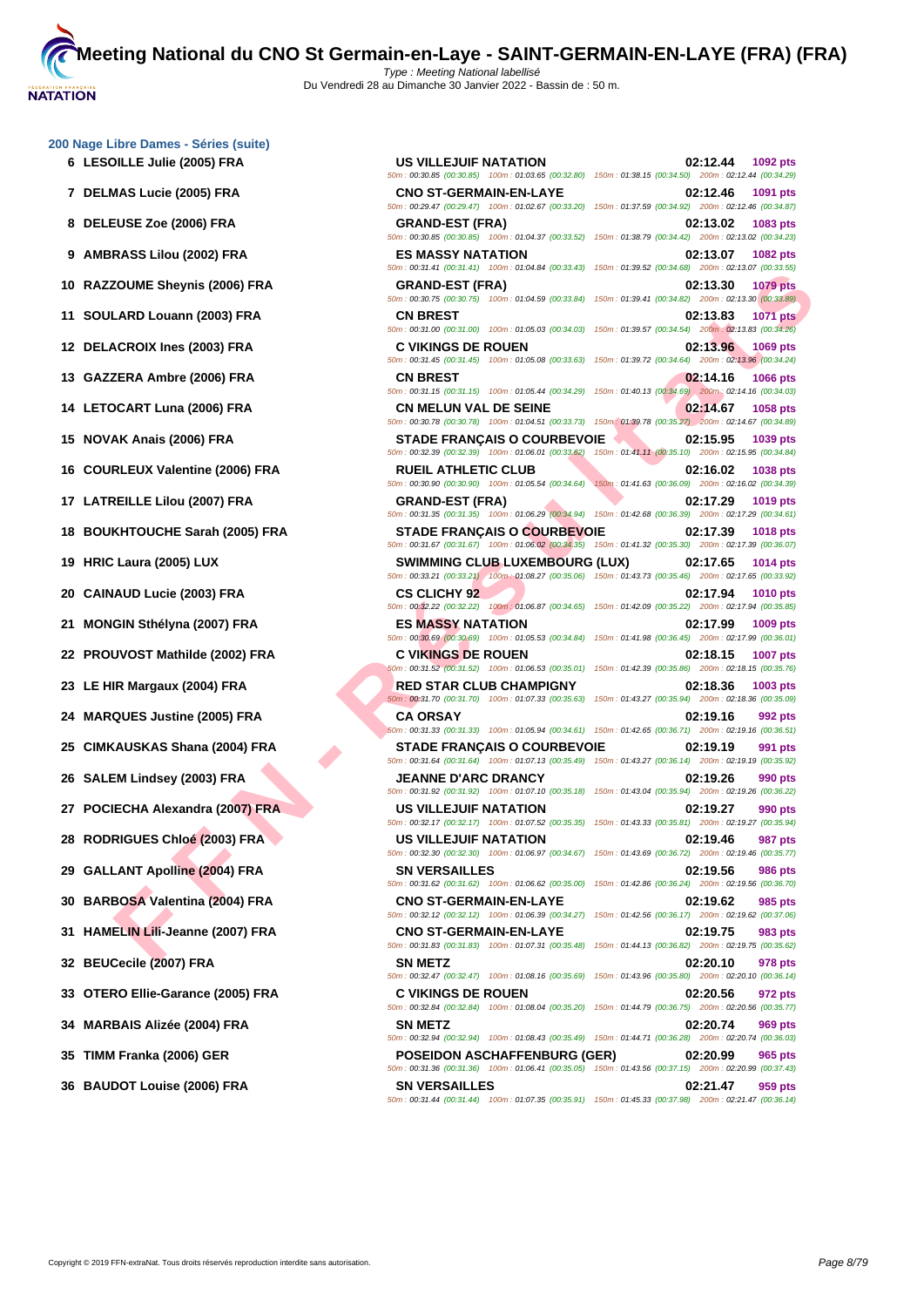## 200 Nage Libre Dames - Séries (suite)

| Rang | Nom | Club | Temps | Points |
|---|---|---|---|---|
| 6 | LESOILLE Julie (2005) FRA | US VILLEJUIF NATATION | 02:12.44 | 1092 pts |
| | | 50m : 00:30.85 (00:30.85) 100m : 01:03.65 (00:32.80) 150m : 01:38.15 (00:34.50) 200m : 02:12.44 (00:34.29) | | |
| 7 | DELMAS Lucie (2005) FRA | CNO ST-GERMAIN-EN-LAYE | 02:12.46 | 1091 pts |
| | | 50m : 00:29.47 (00:29.47) 100m : 01:02.67 (00:33.20) 150m : 01:37.59 (00:34.92) 200m : 02:12.46 (00:34.87) | | |
| 8 | DELEUSE Zoe (2006) FRA | GRAND-EST (FRA) | 02:13.02 | 1083 pts |
| | | 50m : 00:30.85 (00:30.85) 100m : 01:04.37 (00:33.52) 150m : 01:38.79 (00:34.42) 200m : 02:13.02 (00:34.23) | | |
| 9 | AMBRASS Lilou (2002) FRA | ES MASSY NATATION | 02:13.07 | 1082 pts |
| | | 50m : 00:31.41 (00:31.41) 100m : 01:04.84 (00:33.43) 150m : 01:39.52 (00:34.68) 200m : 02:13.07 (00:33.55) | | |
| 10 | RAZZOUME Sheynis (2006) FRA | GRAND-EST (FRA) | 02:13.30 | 1079 pts |
| | | 50m : 00:30.75 (00:30.75) 100m : 01:04.59 (00:33.84) 150m : 01:39.41 (00:34.82) 200m : 02:13.30 (00:33.89) | | |
| 11 | SOULARD Louann (2003) FRA | CN BREST | 02:13.83 | 1071 pts |
| | | 50m : 00:31.00 (00:31.00) 100m : 01:05.03 (00:34.03) 150m : 01:39.57 (00:34.54) 200m : 02:13.83 (00:34.26) | | |
| 12 | DELACROIX Ines (2003) FRA | C VIKINGS DE ROUEN | 02:13.96 | 1069 pts |
| | | 50m : 00:31.45 (00:31.45) 100m : 01:05.08 (00:33.63) 150m : 01:39.72 (00:34.64) 200m : 02:13.96 (00:34.24) | | |
| 13 | GAZZERA Ambre (2006) FRA | CN BREST | 02:14.16 | 1066 pts |
| | | 50m : 00:31.15 (00:31.15) 100m : 01:05.44 (00:34.29) 150m : 01:40.13 (00:34.69) 200m : 02:14.16 (00:34.03) | | |
| 14 | LETOCART Luna (2006) FRA | CN MELUN VAL DE SEINE | 02:14.67 | 1058 pts |
| | | 50m : 00:30.78 (00:30.78) 100m : 01:04.51 (00:33.73) 150m : 01:39.78 (00:35.27) 200m : 02:14.67 (00:34.89) | | |
| 15 | NOVAK Anais (2006) FRA | STADE FRANÇAIS O COURBEVOIE | 02:15.95 | 1039 pts |
| | | 50m : 00:32.39 (00:32.39) 100m : 01:06.01 (00:33.62) 150m : 01:41.11 (00:35.10) 200m : 02:15.95 (00:34.84) | | |
| 16 | COURLEUX Valentine (2006) FRA | RUEIL ATHLETIC CLUB | 02:16.02 | 1038 pts |
| | | 50m : 00:30.90 (00:30.90) 100m : 01:05.54 (00:34.64) 150m : 01:41.63 (00:36.09) 200m : 02:16.02 (00:34.39) | | |
| 17 | LATREILLE Lilou (2007) FRA | GRAND-EST (FRA) | 02:17.29 | 1019 pts |
| | | 50m : 00:31.35 (00:31.35) 100m : 01:06.29 (00:34.94) 150m : 01:42.68 (00:36.39) 200m : 02:17.29 (00:34.61) | | |
| 18 | BOUKHTOUCHE Sarah (2005) FRA | STADE FRANÇAIS O COURBEVOIE | 02:17.39 | 1018 pts |
| | | 50m : 00:31.67 (00:31.67) 100m : 01:06.02 (00:34.35) 150m : 01:41.32 (00:35.30) 200m : 02:17.39 (00:36.07) | | |
| 19 | HRIC Laura (2005) LUX | SWIMMING CLUB LUXEMBOURG (LUX) | 02:17.65 | 1014 pts |
| | | 50m : 00:33.21 (00:33.21) 100m : 01:08.27 (00:35.06) 150m : 01:43.73 (00:35.46) 200m : 02:17.65 (00:33.92) | | |
| 20 | CAINAUD Lucie (2003) FRA | CS CLICHY 92 | 02:17.94 | 1010 pts |
| | | 50m : 00:32.22 (00:32.22) 100m : 01:06.87 (00:34.65) 150m : 01:42.09 (00:35.22) 200m : 02:17.94 (00:35.85) | | |
| 21 | MONGIN Sthélyna (2007) FRA | ES MASSY NATATION | 02:17.99 | 1009 pts |
| | | 50m : 00:30.69 (00:30.69) 100m : 01:05.53 (00:34.84) 150m : 01:41.98 (00:36.45) 200m : 02:17.99 (00:36.01) | | |
| 22 | PROUVOST Mathilde (2002) FRA | C VIKINGS DE ROUEN | 02:18.15 | 1007 pts |
| | | 50m : 00:31.52 (00:31.52) 100m : 01:06.53 (00:35.01) 150m : 01:42.39 (00:35.86) 200m : 02:18.15 (00:35.76) | | |
| 23 | LE HIR Margaux (2004) FRA | RED STAR CLUB CHAMPIGNY | 02:18.36 | 1003 pts |
| | | 50m : 00:31.70 (00:31.70) 100m : 01:07.33 (00:35.63) 150m : 01:43.27 (00:35.94) 200m : 02:18.36 (00:35.09) | | |
| 24 | MARQUES Justine (2005) FRA | CA ORSAY | 02:19.16 | 992 pts |
| | | 50m : 00:31.33 (00:31.33) 100m : 01:05.94 (00:34.61) 150m : 01:42.65 (00:36.71) 200m : 02:19.16 (00:36.51) | | |
| 25 | CIMKAUSKAS Shana (2004) FRA | STADE FRANÇAIS O COURBEVOIE | 02:19.19 | 991 pts |
| | | 50m : 00:31.64 (00:31.64) 100m : 01:07.13 (00:35.49) 150m : 01:43.27 (00:36.14) 200m : 02:19.19 (00:35.92) | | |
| 26 | SALEM Lindsey (2003) FRA | JEANNE D'ARC DRANCY | 02:19.26 | 990 pts |
| | | 50m : 00:31.92 (00:31.92) 100m : 01:07.10 (00:35.18) 150m : 01:43.04 (00:35.94) 200m : 02:19.26 (00:36.22) | | |
| 27 | POCIECHA Alexandra (2007) FRA | US VILLEJUIF NATATION | 02:19.27 | 990 pts |
| | | 50m : 00:32.17 (00:32.17) 100m : 01:07.52 (00:35.35) 150m : 01:43.33 (00:35.81) 200m : 02:19.27 (00:35.94) | | |
| 28 | RODRIGUES Chloé (2003) FRA | US VILLEJUIF NATATION | 02:19.46 | 987 pts |
| | | 50m : 00:32.30 (00:32.30) 100m : 01:06.97 (00:34.67) 150m : 01:43.69 (00:36.72) 200m : 02:19.46 (00:35.77) | | |
| 29 | GALLANT Apolline (2004) FRA | SN VERSAILLES | 02:19.56 | 986 pts |
| | | 50m : 00:31.62 (00:31.62) 100m : 01:06.62 (00:35.00) 150m : 01:42.86 (00:36.24) 200m : 02:19.56 (00:36.70) | | |
| 30 | BARBOSA Valentina (2004) FRA | CNO ST-GERMAIN-EN-LAYE | 02:19.62 | 985 pts |
| | | 50m : 00:32.12 (00:32.12) 100m : 01:06.39 (00:34.27) 150m : 01:42.56 (00:36.17) 200m : 02:19.62 (00:37.06) | | |
| 31 | HAMELIN Lili-Jeanne (2007) FRA | CNO ST-GERMAIN-EN-LAYE | 02:19.75 | 983 pts |
| | | 50m : 00:31.83 (00:31.83) 100m : 01:07.31 (00:35.48) 150m : 01:44.13 (00:36.82) 200m : 02:19.75 (00:35.62) | | |
| 32 | BEUCecile (2007) FRA | SN METZ | 02:20.10 | 978 pts |
| | | 50m : 00:32.47 (00:32.47) 100m : 01:08.16 (00:35.69) 150m : 01:43.96 (00:35.80) 200m : 02:20.10 (00:36.14) | | |
| 33 | OTERO Ellie-Garance (2005) FRA | C VIKINGS DE ROUEN | 02:20.56 | 972 pts |
| | | 50m : 00:32.84 (00:32.84) 100m : 01:08.04 (00:35.20) 150m : 01:44.79 (00:36.75) 200m : 02:20.56 (00:35.77) | | |
| 34 | MARBAIS Alizée (2004) FRA | SN METZ | 02:20.74 | 969 pts |
| | | 50m : 00:32.94 (00:32.94) 100m : 01:08.43 (00:35.49) 150m : 01:44.71 (00:36.28) 200m : 02:20.74 (00:36.03) | | |
| 35 | TIMM Franka (2006) GER | POSEIDON ASCHAFFENBURG (GER) | 02:20.99 | 965 pts |
| | | 50m : 00:31.36 (00:31.36) 100m : 01:06.41 (00:35.05) 150m : 01:43.56 (00:37.15) 200m : 02:20.99 (00:37.43) | | |
| 36 | BAUDOT Louise (2006) FRA | SN VERSAILLES | 02:21.47 | 959 pts |
| | | 50m : 00:31.44 (00:31.44) 100m : 01:07.35 (00:35.91) 150m : 01:45.33 (00:37.98) 200m : 02:21.47 (00:36.14) | | |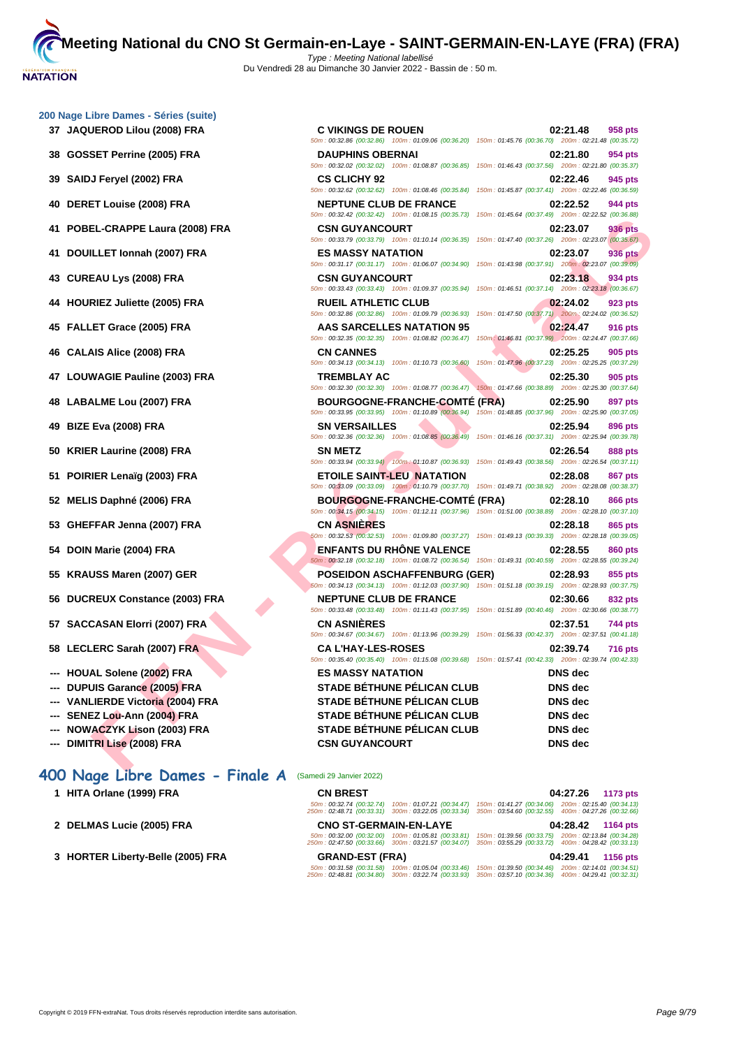## 200 Nage Libre Dames - Séries (suite)

| Rang | Nom | Club | Temps | Points |
|---|---|---|---|---|
| 37 | JAQUEROD Lilou (2008) FRA | C VIKINGS DE ROUEN | 02:21.48 | 958 pts |
| | | 50m : 00:32.86 (00:32.86) 100m : 01:09.06 (00:36.20) 150m : 01:45.76 (00:36.70) 200m : 02:21.48 (00:35.72) | | |
| 38 | GOSSET Perrine (2005) FRA | DAUPHINS OBERNAI | 02:21.80 | 954 pts |
| | | 50m : 00:32.02 (00:32.02) 100m : 01:08.87 (00:36.85) 150m : 01:46.43 (00:37.56) 200m : 02:21.80 (00:35.37) | | |
| 39 | SAIDJ Feryel (2002) FRA | CS CLICHY 92 | 02:22.46 | 945 pts |
| | | 50m : 00:32.62 (00:32.62) 100m : 01:08.46 (00:35.84) 150m : 01:45.87 (00:37.41) 200m : 02:22.46 (00:36.59) | | |
| 40 | DERET Louise (2008) FRA | NEPTUNE CLUB DE FRANCE | 02:22.52 | 944 pts |
| | | 50m : 00:32.42 (00:32.42) 100m : 01:08.15 (00:35.73) 150m : 01:45.64 (00:37.49) 200m : 02:22.52 (00:36.88) | | |
| 41 | POBEL-CRAPPE Laura (2008) FRA | CSN GUYANCOURT | 02:23.07 | 936 pts |
| | | 50m : 00:33.79 (00:33.79) 100m : 01:10.14 (00:36.35) 150m : 01:47.40 (00:37.26) 200m : 02:23.07 (00:35.67) | | |
| 41 | DOUILLET Ionnah (2007) FRA | ES MASSY NATATION | 02:23.07 | 936 pts |
| | | 50m : 00:31.17 (00:31.17) 100m : 01:06.07 (00:34.90) 150m : 01:43.98 (00:37.91) 200m : 02:23.07 (00:39.09) | | |
| 43 | CUREAU Lys (2008) FRA | CSN GUYANCOURT | 02:23.18 | 934 pts |
| | | 50m : 00:33.43 (00:33.43) 100m : 01:09.37 (00:35.94) 150m : 01:46.51 (00:37.14) 200m : 02:23.18 (00:36.67) | | |
| 44 | HOURIEZ Juliette (2005) FRA | RUEIL ATHLETIC CLUB | 02:24.02 | 923 pts |
| | | 50m : 00:32.86 (00:32.86) 100m : 01:09.79 (00:36.93) 150m : 01:47.50 (00:37.71) 200m : 02:24.02 (00:36.52) | | |
| 45 | FALLET Grace (2005) FRA | AAS SARCELLES NATATION 95 | 02:24.47 | 916 pts |
| | | 50m : 00:32.35 (00:32.35) 100m : 01:08.82 (00:36.47) 150m : 01:46.81 (00:37.99) 200m : 02:24.47 (00:37.66) | | |
| 46 | CALAIS Alice (2008) FRA | CN CANNES | 02:25.25 | 905 pts |
| | | 50m : 00:34.13 (00:34.13) 100m : 01:10.73 (00:36.60) 150m : 01:47.96 (00:37.23) 200m : 02:25.25 (00:37.29) | | |
| 47 | LOUWAGIE Pauline (2003) FRA | TREMBLAY AC | 02:25.30 | 905 pts |
| | | 50m : 00:32.30 (00:32.30) 100m : 01:08.77 (00:36.47) 150m : 01:47.66 (00:38.89) 200m : 02:25.30 (00:37.64) | | |
| 48 | LABALME Lou (2007) FRA | BOURGOGNE-FRANCHE-COMTÉ (FRA) | 02:25.90 | 897 pts |
| | | 50m : 00:33.95 (00:33.95) 100m : 01:10.89 (00:36.94) 150m : 01:48.85 (00:37.96) 200m : 02:25.90 (00:37.05) | | |
| 49 | BIZE Eva (2008) FRA | SN VERSAILLES | 02:25.94 | 896 pts |
| | | 50m : 00:32.36 (00:32.36) 100m : 01:08.85 (00:36.49) 150m : 01:46.16 (00:37.31) 200m : 02:25.94 (00:39.78) | | |
| 50 | KRIER Laurine (2008) FRA | SN METZ | 02:26.54 | 888 pts |
| | | 50m : 00:33.94 (00:33.94) 100m : 01:10.87 (00:36.93) 150m : 01:49.43 (00:38.56) 200m : 02:26.54 (00:37.11) | | |
| 51 | POIRIER Lenaïg (2003) FRA | ETOILE SAINT-LEU NATATION | 02:28.08 | 867 pts |
| | | 50m : 00:33.09 (00:33.09) 100m : 01:10.79 (00:37.70) 150m : 01:49.71 (00:38.92) 200m : 02:28.08 (00:38.37) | | |
| 52 | MELIS Daphné (2006) FRA | BOURGOGNE-FRANCHE-COMTÉ (FRA) | 02:28.10 | 866 pts |
| | | 50m : 00:34.15 (00:34.15) 100m : 01:12.11 (00:37.96) 150m : 01:51.00 (00:38.89) 200m : 02:28.10 (00:37.10) | | |
| 53 | GHEFFAR Jenna (2007) FRA | CN ASNIÈRES | 02:28.18 | 865 pts |
| | | 50m : 00:32.53 (00:32.53) 100m : 01:09.80 (00:37.27) 150m : 01:49.13 (00:39.33) 200m : 02:28.18 (00:39.05) | | |
| 54 | DOIN Marie (2004) FRA | ENFANTS DU RHÔNE VALENCE | 02:28.55 | 860 pts |
| | | 50m : 00:32.18 (00:32.18) 100m : 01:08.72 (00:36.54) 150m : 01:49.31 (00:40.59) 200m : 02:28.55 (00:39.24) | | |
| 55 | KRAUSS Maren (2007) GER | POSEIDON ASCHAFFENBURG (GER) | 02:28.93 | 855 pts |
| | | 50m : 00:34.13 (00:34.13) 100m : 01:12.03 (00:37.90) 150m : 01:51.18 (00:39.15) 200m : 02:28.93 (00:37.75) | | |
| 56 | DUCREUX Constance (2003) FRA | NEPTUNE CLUB DE FRANCE | 02:30.66 | 832 pts |
| | | 50m : 00:33.48 (00:33.48) 100m : 01:11.43 (00:37.95) 150m : 01:51.89 (00:40.46) 200m : 02:30.66 (00:38.77) | | |
| 57 | SACCASAN Elorri (2007) FRA | CN ASNIÈRES | 02:37.51 | 744 pts |
| | | 50m : 00:34.67 (00:34.67) 100m : 01:13.96 (00:39.29) 150m : 01:56.33 (00:42.37) 200m : 02:37.51 (00:41.18) | | |
| 58 | LECLERC Sarah (2007) FRA | CA L'HAY-LES-ROSES | 02:39.74 | 716 pts |
| | | 50m : 00:35.40 (00:35.40) 100m : 01:15.08 (00:39.68) 150m : 01:57.41 (00:42.33) 200m : 02:39.74 (00:42.33) | | |
| --- | HOUAL Solene (2002) FRA | ES MASSY NATATION | DNS dec | |
| --- | DUPUIS Garance (2005) FRA | STADE BÉTHUNE PÉLICAN CLUB | DNS dec | |
| --- | VANLIERDE Victoria (2004) FRA | STADE BÉTHUNE PÉLICAN CLUB | DNS dec | |
| --- | SENEZ Lou-Ann (2004) FRA | STADE BÉTHUNE PÉLICAN CLUB | DNS dec | |
| --- | NOWACZYK Lison (2003) FRA | STADE BÉTHUNE PÉLICAN CLUB | DNS dec | |
| --- | DIMITRI Lise (2008) FRA | CSN GUYANCOURT | DNS dec | |

## 400 Nage Libre Dames - Finale A (Samedi 29 Janvier 2022)

| Rang | Nom | Club | Temps | Points |
|---|---|---|---|---|
| 1 | HITA Orlane (1999) FRA | CN BREST | 04:27.26 | 1173 pts |
| | | 50m : 00:32.74 (00:32.74) 100m : 01:07.21 (00:34.47) 150m : 01:41.27 (00:34.06) 200m : 02:15.40 (00:34.13) 250m : 02:48.71 (00:33.31) 300m : 03:22.05 (00:33.34) 350m : 03:54.60 (00:32.55) 400m : 04:27.26 (00:32.66) | | |
| 2 | DELMAS Lucie (2005) FRA | CNO ST-GERMAIN-EN-LAYE | 04:28.42 | 1164 pts |
| | | 50m : 00:32.00 (00:32.00) 100m : 01:05.81 (00:33.81) 150m : 01:39.56 (00:33.75) 200m : 02:13.84 (00:34.28) 250m : 02:47.50 (00:33.66) 300m : 03:21.57 (00:34.07) 350m : 03:55.29 (00:33.72) 400m : 04:28.42 (00:33.13) | | |
| 3 | HORTER Liberty-Belle (2005) FRA | GRAND-EST (FRA) | 04:29.41 | 1156 pts |
| | | 50m : 00:31.58 (00:31.58) 100m : 01:05.04 (00:33.46) 150m : 01:39.50 (00:34.46) 200m : 02:14.01 (00:34.51) 250m : 02:48.81 (00:34.80) 300m : 03:22.74 (00:33.93) 350m : 03:57.10 (00:34.36) 400m : 04:29.41 (00:32.31) | | |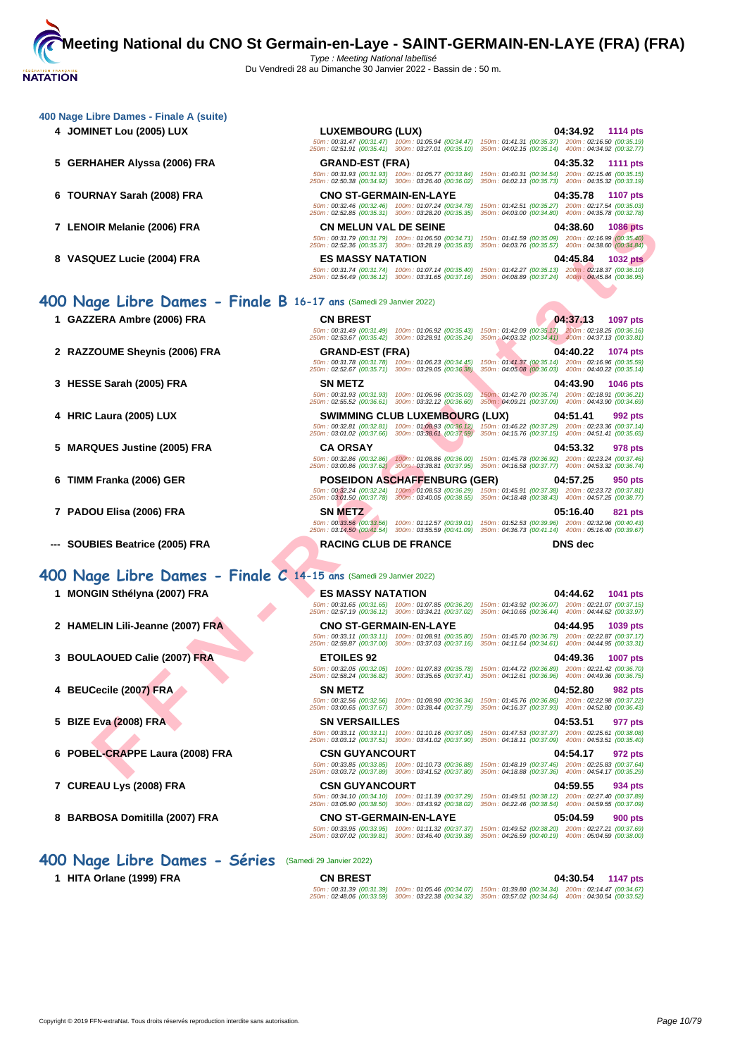### 400 Nage Libre Dames - Finale A (suite)

| Place | Nom | Club | Temps | Points |
|---|---|---|---|---|
| 4 | JOMINET Lou (2005) LUX | LUXEMBOURG (LUX) | 04:34.92 | 1114 pts |
| | | 50m : 00:31.47 (00:31.47) 100m : 01:05.94 (00:34.47) 150m : 01:41.31 (00:35.37) 200m : 02:16.50 (00:35.19) 250m : 02:51.91 (00:35.41) 300m : 03:27.01 (00:35.10) 350m : 04:02.15 (00:35.14) 400m : 04:34.92 (00:32.77) | | |
| 5 | GERHAHER Alyssa (2006) FRA | GRAND-EST (FRA) | 04:35.32 | 1111 pts |
| | | 50m : 00:31.93 (00:31.93) 100m : 01:05.77 (00:33.84) 150m : 01:40.31 (00:34.54) 200m : 02:15.46 (00:35.15) 250m : 02:50.38 (00:34.92) 300m : 03:26.40 (00:36.02) 350m : 04:02.13 (00:35.73) 400m : 04:35.32 (00:33.19) | | |
| 6 | TOURNAY Sarah (2008) FRA | CNO ST-GERMAIN-EN-LAYE | 04:35.78 | 1107 pts |
| | | 50m : 00:32.46 (00:32.46) 100m : 01:07.24 (00:34.78) 150m : 01:42.51 (00:35.27) 200m : 02:17.54 (00:35.03) 250m : 02:52.85 (00:35.31) 300m : 03:28.20 (00:35.35) 350m : 04:03.00 (00:34.80) 400m : 04:35.78 (00:32.78) | | |
| 7 | LENOIR Melanie (2006) FRA | CN MELUN VAL DE SEINE | 04:38.60 | 1086 pts |
| | | 50m : 00:31.79 (00:31.79) 100m : 01:06.50 (00:34.71) 150m : 01:41.59 (00:35.09) 200m : 02:16.99 (00:35.40) 250m : 02:52.36 (00:35.37) 300m : 03:28.19 (00:35.83) 350m : 04:03.76 (00:35.57) 400m : 04:38.60 (00:34.84) | | |
| 8 | VASQUEZ Lucie (2004) FRA | ES MASSY NATATION | 04:45.84 | 1032 pts |
| | | 50m : 00:31.74 (00:31.74) 100m : 01:07.14 (00:35.40) 150m : 01:42.27 (00:35.13) 200m : 02:18.37 (00:36.10) 250m : 02:54.49 (00:36.12) 300m : 03:31.65 (00:37.16) 350m : 04:08.89 (00:37.24) 400m : 04:45.84 (00:36.95) | | |

## 400 Nage Libre Dames - Finale B 16-17 ans (Samedi 29 Janvier 2022)

| Place | Nom | Club | Temps | Points |
|---|---|---|---|---|
| 1 | GAZZERA Ambre (2006) FRA | CN BREST | 04:37.13 | 1097 pts |
| | | 50m : 00:31.49 (00:31.49) 100m : 01:06.92 (00:35.43) 150m : 01:42.09 (00:35.17) 200m : 02:18.25 (00:36.16) 250m : 02:53.67 (00:35.42) 300m : 03:28.91 (00:35.24) 350m : 04:03.32 (00:34.41) 400m : 04:37.13 (00:33.81) | | |
| 2 | RAZZOUME Sheynis (2006) FRA | GRAND-EST (FRA) | 04:40.22 | 1074 pts |
| | | 50m : 00:31.78 (00:31.78) 100m : 01:06.23 (00:34.45) 150m : 01:41.37 (00:35.14) 200m : 02:16.96 (00:35.59) 250m : 02:52.67 (00:35.71) 300m : 03:29.05 (00:36.38) 350m : 04:05.08 (00:36.03) 400m : 04:40.22 (00:35.14) | | |
| 3 | HESSE Sarah (2005) FRA | SN METZ | 04:43.90 | 1046 pts |
| | | 50m : 00:31.93 (00:31.93) 100m : 01:06.96 (00:35.03) 150m : 01:42.70 (00:35.74) 200m : 02:18.91 (00:36.21) 250m : 02:55.52 (00:36.61) 300m : 03:32.12 (00:36.60) 350m : 04:09.21 (00:37.09) 400m : 04:43.90 (00:34.69) | | |
| 4 | HRIC Laura (2005) LUX | SWIMMING CLUB LUXEMBOURG (LUX) | 04:51.41 | 992 pts |
| | | 50m : 00:32.81 (00:32.81) 100m : 01:08.93 (00:36.12) 150m : 01:46.22 (00:37.29) 200m : 02:23.36 (00:37.14) 250m : 03:01.02 (00:37.66) 300m : 03:38.61 (00:37.59) 350m : 04:15.76 (00:37.15) 400m : 04:51.41 (00:35.65) | | |
| 5 | MARQUES Justine (2005) FRA | CA ORSAY | 04:53.32 | 978 pts |
| | | 50m : 00:32.86 (00:32.86) 100m : 01:08.86 (00:36.00) 150m : 01:45.78 (00:36.92) 200m : 02:23.24 (00:37.46) 250m : 03:00.86 (00:37.62) 300m : 03:38.81 (00:37.95) 350m : 04:16.58 (00:37.77) 400m : 04:53.32 (00:36.74) | | |
| 6 | TIMM Franka (2006) GER | POSEIDON ASCHAFFENBURG (GER) | 04:57.25 | 950 pts |
| | | 50m : 00:32.24 (00:32.24) 100m : 01:08.53 (00:36.29) 150m : 01:45.91 (00:37.38) 200m : 02:23.72 (00:37.81) 250m : 03:01.50 (00:37.78) 300m : 03:40.05 (00:38.55) 350m : 04:18.48 (00:38.43) 400m : 04:57.25 (00:38.77) | | |
| 7 | PADOU Elisa (2006) FRA | SN METZ | 05:16.40 | 821 pts |
| | | 50m : 00:33.56 (00:33.56) 100m : 01:12.57 (00:39.01) 150m : 01:52.53 (00:39.96) 200m : 02:32.96 (00:40.43) 250m : 03:14.50 (00:41.54) 300m : 03:55.59 (00:41.09) 350m : 04:36.73 (00:41.14) 400m : 05:16.40 (00:39.67) | | |
| --- | SOUBIES Beatrice (2005) FRA | RACING CLUB DE FRANCE | DNS dec | |

## 400 Nage Libre Dames - Finale C 14-15 ans (Samedi 29 Janvier 2022)

| Place | Nom | Club | Temps | Points |
|---|---|---|---|---|
| 1 | MONGIN Sthélyna (2007) FRA | ES MASSY NATATION | 04:44.62 | 1041 pts |
| | | 50m : 00:31.65 (00:31.65) 100m : 01:07.85 (00:36.20) 150m : 01:43.92 (00:36.07) 200m : 02:21.07 (00:37.15) 250m : 02:57.19 (00:36.12) 300m : 03:34.21 (00:37.02) 350m : 04:10.65 (00:36.44) 400m : 04:44.62 (00:33.97) | | |
| 2 | HAMELIN Lili-Jeanne (2007) FRA | CNO ST-GERMAIN-EN-LAYE | 04:44.95 | 1039 pts |
| | | 50m : 00:33.11 (00:33.11) 100m : 01:08.91 (00:35.80) 150m : 01:45.70 (00:36.79) 200m : 02:22.87 (00:37.17) 250m : 02:59.87 (00:37.00) 300m : 03:37.03 (00:37.16) 350m : 04:11.64 (00:34.61) 400m : 04:44.95 (00:33.31) | | |
| 3 | BOULAOUED Calie (2007) FRA | ETOILES 92 | 04:49.36 | 1007 pts |
| | | 50m : 00:32.05 (00:32.05) 100m : 01:07.83 (00:35.78) 150m : 01:44.72 (00:36.89) 200m : 02:21.42 (00:36.70) 250m : 02:58.24 (00:36.82) 300m : 03:35.65 (00:37.41) 350m : 04:12.61 (00:36.96) 400m : 04:49.36 (00:36.75) | | |
| 4 | BEUCecile (2007) FRA | SN METZ | 04:52.80 | 982 pts |
| | | 50m : 00:32.56 (00:32.56) 100m : 01:08.90 (00:36.34) 150m : 01:45.76 (00:36.86) 200m : 02:22.98 (00:37.22) 250m : 03:00.65 (00:37.67) 300m : 03:38.44 (00:37.79) 350m : 04:16.37 (00:37.93) 400m : 04:52.80 (00:36.43) | | |
| 5 | BIZE Eva (2008) FRA | SN VERSAILLES | 04:53.51 | 977 pts |
| | | 50m : 00:33.11 (00:33.11) 100m : 01:10.16 (00:37.05) 150m : 01:47.53 (00:37.37) 200m : 02:25.61 (00:38.08) 250m : 03:03.12 (00:37.51) 300m : 03:41.02 (00:37.90) 350m : 04:18.11 (00:37.09) 400m : 04:53.51 (00:35.40) | | |
| 6 | POBEL-CRAPPE Laura (2008) FRA | CSN GUYANCOURT | 04:54.17 | 972 pts |
| | | 50m : 00:33.85 (00:33.85) 100m : 01:10.73 (00:36.88) 150m : 01:48.19 (00:37.46) 200m : 02:25.83 (00:37.64) 250m : 03:03.72 (00:37.89) 300m : 03:41.52 (00:37.80) 350m : 04:18.88 (00:37.36) 400m : 04:54.17 (00:35.29) | | |
| 7 | CUREAU Lys (2008) FRA | CSN GUYANCOURT | 04:59.55 | 934 pts |
| | | 50m : 00:34.10 (00:34.10) 100m : 01:11.39 (00:37.29) 150m : 01:49.51 (00:38.12) 200m : 02:27.40 (00:37.89) 250m : 03:05.90 (00:38.50) 300m : 03:43.92 (00:38.02) 350m : 04:22.46 (00:38.54) 400m : 04:59.55 (00:37.09) | | |
| 8 | BARBOSA Domitilla (2007) FRA | CNO ST-GERMAIN-EN-LAYE | 05:04.59 | 900 pts |
| | | 50m : 00:33.95 (00:33.95) 100m : 01:11.32 (00:37.37) 150m : 01:49.52 (00:38.20) 200m : 02:27.21 (00:37.69) 250m : 03:07.02 (00:39.81) 300m : 03:46.40 (00:39.38) 350m : 04:26.59 (00:40.19) 400m : 05:04.59 (00:38.00) | | |

## 400 Nage Libre Dames - Séries (Samedi 29 Janvier 2022)

| Place | Nom | Club | Temps | Points |
|---|---|---|---|---|
| 1 | HITA Orlane (1999) FRA | CN BREST | 04:30.54 | 1147 pts |
| | | 50m : 00:31.39 (00:31.39) 100m : 01:05.46 (00:34.07) 150m : 01:39.80 (00:34.34) 200m : 02:14.47 (00:34.67) 250m : 02:48.06 (00:33.59) 300m : 03:22.38 (00:34.32) 350m : 03:57.02 (00:34.64) 400m : 04:30.54 (00:33.52) | | |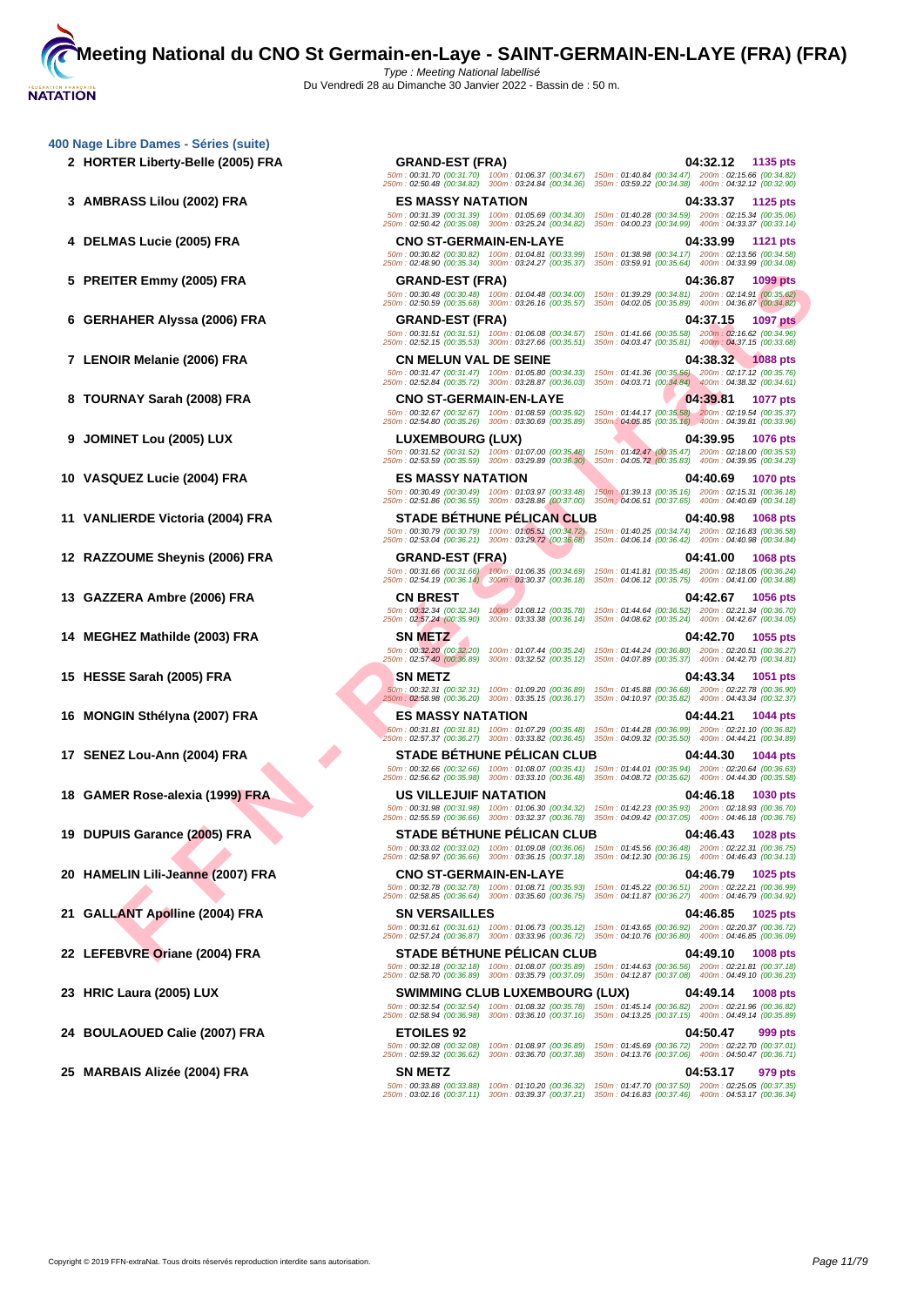# Meeting National du CNO St Germain-en-Laye - SAINT-GERMAIN-EN-LAYE (FRA) (FRA)

Type : Meeting National labellisé

Du Vendredi 28 au Dimanche 30 Janvier 2022 - Bassin de : 50 m.

## 400 Nage Libre Dames - Séries (suite)

| Rg | Nom | Club | Temps | Points |
|---|---|---|---|---|
| 2 | HORTER Liberty-Belle (2005) FRA | GRAND-EST (FRA) | 04:32.12 | 1135 pts |
| | 50m : 00:31.70 (00:31.70) 100m : 01:06.37 (00:34.67) 150m : 01:40.84 (00:34.47) 200m : 02:15.66 (00:34.82) 250m : 02:50.48 (00:34.82) 300m : 03:24.84 (00:34.36) 350m : 03:59.22 (00:34.38) 400m : 04:32.12 (00:32.90) | | | |
| 3 | AMBRASS Lilou (2002) FRA | ES MASSY NATATION | 04:33.37 | 1125 pts |
| | 50m : 00:31.39 (00:31.39) 100m : 01:05.69 (00:34.30) 150m : 01:40.28 (00:34.59) 200m : 02:15.34 (00:35.06) 250m : 02:50.42 (00:35.08) 300m : 03:25.24 (00:34.82) 350m : 04:00.23 (00:34.99) 400m : 04:33.37 (00:33.14) | | | |
| 4 | DELMAS Lucie (2005) FRA | CNO ST-GERMAIN-EN-LAYE | 04:33.99 | 1121 pts |
| | 50m : 00:30.82 (00:30.82) 100m : 01:04.81 (00:33.99) 150m : 01:38.98 (00:34.17) 200m : 02:13.56 (00:34.58) 250m : 02:48.90 (00:35.34) 300m : 03:24.27 (00:35.37) 350m : 03:59.91 (00:35.64) 400m : 04:33.99 (00:34.08) | | | |
| 5 | PREITER Emmy (2005) FRA | GRAND-EST (FRA) | 04:36.87 | 1099 pts |
| | 50m : 00:30.48 (00:30.48) 100m : 01:04.48 (00:34.00) 150m : 01:39.29 (00:34.81) 200m : 02:14.91 (00:35.62) 250m : 02:50.59 (00:35.68) 300m : 03:26.16 (00:35.57) 350m : 04:02.05 (00:35.89) 400m : 04:36.87 (00:34.82) | | | |
| 6 | GERHAHER Alyssa (2006) FRA | GRAND-EST (FRA) | 04:37.15 | 1097 pts |
| | 50m : 00:31.51 (00:31.51) 100m : 01:06.08 (00:34.57) 150m : 01:41.66 (00:35.58) 200m : 02:16.62 (00:34.96) 250m : 02:52.15 (00:35.53) 300m : 03:27.66 (00:35.51) 350m : 04:03.47 (00:35.81) 400m : 04:37.15 (00:33.68) | | | |
| 7 | LENOIR Melanie (2006) FRA | CN MELUN VAL DE SEINE | 04:38.32 | 1088 pts |
| | 50m : 00:31.47 (00:31.47) 100m : 01:05.80 (00:34.33) 150m : 01:41.36 (00:35.56) 200m : 02:17.12 (00:35.76) 250m : 02:52.84 (00:35.72) 300m : 03:28.87 (00:36.03) 350m : 04:03.71 (00:34.84) 400m : 04:38.32 (00:34.61) | | | |
| 8 | TOURNAY Sarah (2008) FRA | CNO ST-GERMAIN-EN-LAYE | 04:39.81 | 1077 pts |
| | 50m : 00:32.67 (00:32.67) 100m : 01:08.59 (00:35.92) 150m : 01:44.17 (00:35.58) 200m : 02:19.54 (00:35.37) 250m : 02:54.80 (00:35.26) 300m : 03:30.69 (00:35.89) 350m : 04:05.85 (00:35.16) 400m : 04:39.81 (00:33.96) | | | |
| 9 | JOMINET Lou (2005) LUX | LUXEMBOURG (LUX) | 04:39.95 | 1076 pts |
| | 50m : 00:31.52 (00:31.52) 100m : 01:07.00 (00:35.48) 150m : 01:42.47 (00:35.47) 200m : 02:18.00 (00:35.53) 250m : 02:53.59 (00:35.59) 300m : 03:29.89 (00:36.30) 350m : 04:05.72 (00:35.83) 400m : 04:39.95 (00:34.23) | | | |
| 10 | VASQUEZ Lucie (2004) FRA | ES MASSY NATATION | 04:40.69 | 1070 pts |
| | 50m : 00:30.49 (00:30.49) 100m : 01:03.97 (00:33.48) 150m : 01:39.13 (00:35.16) 200m : 02:15.31 (00:36.18) 250m : 02:51.86 (00:36.55) 300m : 03:28.86 (00:37.00) 350m : 04:06.51 (00:37.65) 400m : 04:40.69 (00:34.18) | | | |
| 11 | VANLIERDE Victoria (2004) FRA | STADE BÉTHUNE PÉLICAN CLUB | 04:40.98 | 1068 pts |
| | 50m : 00:30.79 (00:30.79) 100m : 01:05.51 (00:34.72) 150m : 01:40.25 (00:34.74) 200m : 02:16.83 (00:36.58) 250m : 02:53.04 (00:36.21) 300m : 03:29.72 (00:36.68) 350m : 04:06.14 (00:36.42) 400m : 04:40.98 (00:34.84) | | | |
| 12 | RAZZOUME Sheynis (2006) FRA | GRAND-EST (FRA) | 04:41.00 | 1068 pts |
| | 50m : 00:31.66 (00:31.66) 100m : 01:06.35 (00:34.69) 150m : 01:41.81 (00:35.46) 200m : 02:18.05 (00:36.24) 250m : 02:54.19 (00:36.14) 300m : 03:30.37 (00:36.18) 350m : 04:06.12 (00:35.75) 400m : 04:41.00 (00:34.88) | | | |
| 13 | GAZZERA Ambre (2006) FRA | CN BREST | 04:42.67 | 1056 pts |
| | 50m : 00:32.34 (00:32.34) 100m : 01:08.12 (00:35.78) 150m : 01:44.64 (00:36.52) 200m : 02:21.34 (00:36.70) 250m : 02:57.24 (00:35.90) 300m : 03:33.38 (00:36.14) 350m : 04:08.62 (00:35.24) 400m : 04:42.67 (00:34.05) | | | |
| 14 | MEGHEZ Mathilde (2003) FRA | SN METZ | 04:42.70 | 1055 pts |
| | 50m : 00:32.20 (00:32.20) 100m : 01:07.44 (00:35.24) 150m : 01:44.24 (00:36.80) 200m : 02:20.51 (00:36.27) 250m : 02:57.40 (00:36.89) 300m : 03:32.52 (00:35.12) 350m : 04:07.89 (00:35.37) 400m : 04:42.70 (00:34.81) | | | |
| 15 | HESSE Sarah (2005) FRA | SN METZ | 04:43.34 | 1051 pts |
| | 50m : 00:32.31 (00:32.31) 100m : 01:09.20 (00:36.89) 150m : 01:45.88 (00:36.68) 200m : 02:22.78 (00:36.90) 250m : 02:58.98 (00:36.20) 300m : 03:35.15 (00:36.17) 350m : 04:10.97 (00:35.82) 400m : 04:43.34 (00:32.37) | | | |
| 16 | MONGIN Sthélyna (2007) FRA | ES MASSY NATATION | 04:44.21 | 1044 pts |
| | 50m : 00:31.81 (00:31.81) 100m : 01:07.29 (00:35.48) 150m : 01:44.28 (00:36.99) 200m : 02:21.10 (00:36.82) 250m : 02:57.37 (00:36.27) 300m : 03:33.82 (00:36.45) 350m : 04:09.32 (00:35.50) 400m : 04:44.21 (00:34.89) | | | |
| 17 | SENEZ Lou-Ann (2004) FRA | STADE BÉTHUNE PÉLICAN CLUB | 04:44.30 | 1044 pts |
| | 50m : 00:32.66 (00:32.66) 100m : 01:08.07 (00:35.41) 150m : 01:44.01 (00:35.94) 200m : 02:20.64 (00:36.63) 250m : 02:56.62 (00:35.98) 300m : 03:33.10 (00:36.48) 350m : 04:08.72 (00:35.62) 400m : 04:44.30 (00:35.58) | | | |
| 18 | GAMER Rose-alexia (1999) FRA | US VILLEJUIF NATATION | 04:46.18 | 1030 pts |
| | 50m : 00:31.98 (00:31.98) 100m : 01:06.30 (00:34.32) 150m : 01:42.23 (00:35.93) 200m : 02:18.93 (00:36.70) 250m : 02:55.59 (00:36.66) 300m : 03:32.37 (00:36.78) 350m : 04:09.42 (00:37.05) 400m : 04:46.18 (00:36.76) | | | |
| 19 | DUPUIS Garance (2005) FRA | STADE BÉTHUNE PÉLICAN CLUB | 04:46.43 | 1028 pts |
| | 50m : 00:33.02 (00:33.02) 100m : 01:09.08 (00:36.06) 150m : 01:45.56 (00:36.48) 200m : 02:22.31 (00:36.75) 250m : 02:58.97 (00:36.66) 300m : 03:36.15 (00:37.18) 350m : 04:12.30 (00:36.15) 400m : 04:46.43 (00:34.13) | | | |
| 20 | HAMELIN Lili-Jeanne (2007) FRA | CNO ST-GERMAIN-EN-LAYE | 04:46.79 | 1025 pts |
| | 50m : 00:32.78 (00:32.78) 100m : 01:08.71 (00:35.93) 150m : 01:45.22 (00:36.51) 200m : 02:22.21 (00:36.99) 250m : 02:58.85 (00:36.64) 300m : 03:35.60 (00:36.75) 350m : 04:11.87 (00:36.27) 400m : 04:46.79 (00:34.92) | | | |
| 21 | GALLANT Apolline (2004) FRA | SN VERSAILLES | 04:46.85 | 1025 pts |
| | 50m : 00:31.61 (00:31.61) 100m : 01:06.73 (00:35.12) 150m : 01:43.65 (00:36.92) 200m : 02:20.37 (00:36.72) 250m : 02:57.24 (00:36.87) 300m : 03:33.96 (00:36.72) 350m : 04:10.76 (00:36.80) 400m : 04:46.85 (00:36.09) | | | |
| 22 | LEFEBVRE Oriane (2004) FRA | STADE BÉTHUNE PÉLICAN CLUB | 04:49.10 | 1008 pts |
| | 50m : 00:32.18 (00:32.18) 100m : 01:08.07 (00:35.89) 150m : 01:44.63 (00:36.56) 200m : 02:21.81 (00:37.18) 250m : 02:58.70 (00:36.89) 300m : 03:35.79 (00:37.09) 350m : 04:12.87 (00:37.08) 400m : 04:49.10 (00:36.23) | | | |
| 23 | HRIC Laura (2005) LUX | SWIMMING CLUB LUXEMBOURG (LUX) | 04:49.14 | 1008 pts |
| | 50m : 00:32.54 (00:32.54) 100m : 01:08.32 (00:35.78) 150m : 01:45.14 (00:36.82) 200m : 02:21.96 (00:36.82) 250m : 02:58.94 (00:36.98) 300m : 03:36.10 (00:37.16) 350m : 04:13.25 (00:37.15) 400m : 04:49.14 (00:35.89) | | | |
| 24 | BOULAOUED Calie (2007) FRA | ETOILES 92 | 04:50.47 | 999 pts |
| | 50m : 00:32.08 (00:32.08) 100m : 01:08.97 (00:36.89) 150m : 01:45.69 (00:36.72) 200m : 02:22.70 (00:37.01) 250m : 02:59.32 (00:36.62) 300m : 03:36.70 (00:37.38) 350m : 04:13.76 (00:37.06) 400m : 04:50.47 (00:36.71) | | | |
| 25 | MARBAIS Alizée (2004) FRA | SN METZ | 04:53.17 | 979 pts |
| | 50m : 00:33.88 (00:33.88) 100m : 01:10.20 (00:36.32) 150m : 01:47.70 (00:37.50) 200m : 02:25.05 (00:37.35) 250m : 03:02.16 (00:37.11) 300m : 03:39.37 (00:37.21) 350m : 04:16.83 (00:37.46) 400m : 04:53.17 (00:36.34) | | | |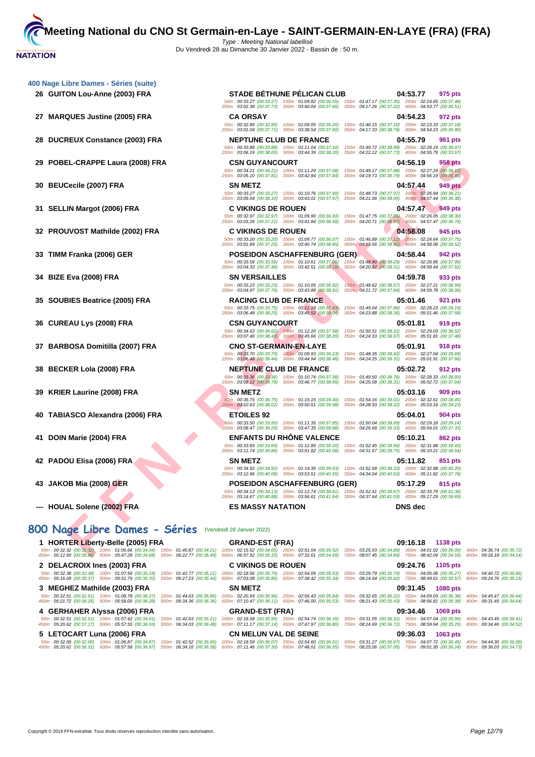# Meeting National du CNO St Germain-en-Laye - SAINT-GERMAIN-EN-LAYE (FRA) (FRA)

*Type : Meeting National labellisé*
Du Vendredi 28 au Dimanche 30 Janvier 2022 - Bassin de : 50 m.

## 400 Nage Libre Dames - Séries (suite)

**26 GUITON Lou-Anne (2003) FRA** — STADE BÉTHUNE PÉLICAN CLUB — 04:53.77 — 975 pts
50m : 00:33.27 (00:33.27) 100m : 01:09.82 (00:36.55) 150m : 01:47.17 (00:37.35) 200m : 02:24.65 (00:37.48)
250m : 03:02.38 (00:37.73) 300m : 03:40.04 (00:37.66) 350m : 04:17.26 (00:37.22) 400m : 04:53.77 (00:36.51)

**27 MARQUES Justine (2005) FRA** — CA ORSAY — 04:54.23 — 972 pts
50m : 00:32.85 (00:32.85) 100m : 01:09.05 (00:36.20) 150m : 01:46.15 (00:37.10) 200m : 02:23.33 (00:37.18)
250m : 03:01.04 (00:37.71) 300m : 03:38.54 (00:37.50) 350m : 04:17.33 (00:38.79) 400m : 04:54.23 (00:36.90)

**28 DUCREUX Constance (2003) FRA** — NEPTUNE CLUB DE FRANCE — 04:55.79 — 961 pts
50m : 00:33.88 (00:33.88) 100m : 01:11.04 (00:37.16) 150m : 01:49.72 (00:38.68) 200m : 02:28.19 (00:38.47)
250m : 03:06.19 (00:38.00) 300m : 03:44.39 (00:38.20) 350m : 04:22.12 (00:37.73) 400m : 04:55.79 (00:33.67)

**29 POBEL-CRAPPE Laura (2008) FRA** — CSN GUYANCOURT — 04:56.19 — 958 pts
50m : 00:34.21 (00:34.21) 100m : 01:11.29 (00:37.08) 150m : 01:49.17 (00:37.88) 200m : 02:27.29 (00:38.12)
250m : 03:05.10 (00:37.81) 300m : 03:42.94 (00:37.84) 350m : 04:19.73 (00:36.79) 400m : 04:56.19 (00:36.46)

**30 BEUCecile (2007) FRA** — SN METZ — 04:57.44 — 949 pts
50m : 00:33.27 (00:33.27) 100m : 01:10.76 (00:37.49) 150m : 01:48.73 (00:37.97) 200m : 02:26.94 (00:38.21)
250m : 03:05.04 (00:38.10) 300m : 03:43.01 (00:37.97) 350m : 04:21.06 (00:38.05) 400m : 04:57.44 (00:36.38)

**31 SELLIN Margot (2006) FRA** — C VIKINGS DE ROUEN — 04:57.47 — 949 pts
50m : 00:32.97 (00:32.97) 100m : 01:09.90 (00:36.93) 150m : 01:47.75 (00:37.85) 200m : 02:26.05 (00:38.30)
250m : 03:03.26 (00:37.21) 300m : 03:41.84 (00:38.58) 350m : 04:20.71 (00:38.87) 400m : 04:57.47 (00:36.76)

**32 PROUVOST Mathilde (2002) FRA** — C VIKINGS DE ROUEN — 04:58.08 — 945 pts
50m : 00:33.20 (00:33.20) 100m : 01:09.77 (00:36.57) 150m : 01:46.89 (00:37.12) 200m : 02:24.64 (00:37.75)
250m : 03:01.89 (00:37.25) 300m : 03:40.74 (00:38.85) 350m : 04:19.56 (00:38.82) 400m : 04:58.08 (00:38.52)

**33 TIMM Franka (2006) GER** — POSEIDON ASCHAFFENBURG (GER) — 04:58.44 — 942 pts
50m : 00:33.56 (00:33.56) 100m : 01:10.61 (00:37.05) 150m : 01:48.90 (00:38.29) 200m : 02:26.85 (00:37.95)
250m : 03:04.33 (00:37.48) 300m : 03:42.51 (00:38.18) 350m : 04:20.82 (00:38.31) 400m : 04:58.44 (00:37.62)

**34 BIZE Eva (2008) FRA** — SN VERSAILLES — 04:59.78 — 933 pts
50m : 00:33.23 (00:33.23) 100m : 01:10.05 (00:36.82) 150m : 01:48.62 (00:38.57) 200m : 02:27.21 (00:38.59)
250m : 03:04.97 (00:37.76) 300m : 03:43.88 (00:38.91) 350m : 04:21.72 (00:37.84) 400m : 04:59.78 (00:38.06)

**35 SOUBIES Beatrice (2005) FRA** — RACING CLUB DE FRANCE — 05:01.46 — 921 pts
50m : 00:33.75 (00:33.75) 100m : 01:11.18 (00:37.43) 150m : 01:49.04 (00:37.86) 200m : 02:28.23 (00:39.19)
250m : 03:06.48 (00:38.25) 300m : 03:45.52 (00:39.04) 350m : 04:23.88 (00:38.36) 400m : 05:01.46 (00:37.58)

**36 CUREAU Lys (2008) FRA** — CSN GUYANCOURT — 05:01.81 — 919 pts
50m : 00:34.62 (00:34.62) 100m : 01:12.20 (00:37.58) 150m : 01:50.51 (00:38.31) 200m : 02:29.03 (00:38.52)
250m : 03:07.46 (00:38.43) 300m : 03:45.66 (00:38.20) 350m : 04:24.33 (00:38.67) 400m : 05:01.81 (00:37.48)

**37 BARBOSA Domitilla (2007) FRA** — CNO ST-GERMAIN-EN-LAYE — 05:01.91 — 918 pts
50m : 00:33.70 (00:33.70) 100m : 01:09.93 (00:36.23) 150m : 01:48.35 (00:38.42) 200m : 02:27.04 (00:38.69)
250m : 03:06.48 (00:39.44) 300m : 03:44.94 (00:38.46) 350m : 04:24.25 (00:39.31) 400m : 05:01.91 (00:37.66)

**38 BECKER Lola (2008) FRA** — NEPTUNE CLUB DE FRANCE — 05:02.72 — 912 pts
50m : 00:33.36 (00:33.36) 100m : 01:10.74 (00:37.38) 150m : 01:49.50 (00:38.76) 200m : 02:28.33 (00:38.83)
250m : 03:08.12 (00:39.79) 300m : 03:46.77 (00:38.65) 350m : 04:25.08 (00:38.31) 400m : 05:02.72 (00:37.64)

**39 KRIER Laurine (2008) FRA** — SN METZ — 05:03.16 — 909 pts
50m : 00:35.75 (00:35.75) 100m : 01:15.15 (00:39.40) 150m : 01:54.16 (00:39.01) 200m : 02:32.61 (00:38.45)
250m : 03:10.63 (00:38.02) 300m : 03:50.61 (00:39.98) 350m : 04:28.93 (00:38.32) 400m : 05:03.16 (00:34.23)

**40 TABIASCO Alexandra (2006) FRA** — ETOILES 92 — 05:04.01 — 904 pts
50m : 00:33.50 (00:33.50) 100m : 01:11.35 (00:37.85) 150m : 01:50.04 (00:38.69) 200m : 02:29.18 (00:39.14)
250m : 03:08.47 (00:39.29) 300m : 03:47.35 (00:38.88) 350m : 04:26.68 (00:39.33) 400m : 05:04.01 (00:37.33)

**41 DOIN Marie (2004) FRA** — ENFANTS DU RHÔNE VALENCE — 05:10.21 — 862 pts
50m : 00:33.69 (00:33.69) 100m : 01:12.89 (00:39.20) 150m : 01:52.45 (00:39.56) 200m : 02:31.88 (00:39.43)
250m : 03:11.74 (00:39.86) 300m : 03:51.82 (00:40.08) 350m : 04:31.57 (00:39.75) 400m : 05:10.21 (00:38.64)

**42 PADOU Elisa (2006) FRA** — SN METZ — 05:11.82 — 851 pts
50m : 00:34.92 (00:34.92) 100m : 01:14.35 (00:39.43) 150m : 01:52.68 (00:38.33) 200m : 02:32.88 (00:40.20)
250m : 03:12.96 (00:40.08) 300m : 03:53.51 (00:40.55) 350m : 04:34.04 (00:40.53) 400m : 05:11.82 (00:37.78)

**43 JAKOB Mia (2008) GER** — POSEIDON ASCHAFFENBURG (GER) — 05:17.29 — 815 pts
50m : 00:34.13 (00:34.13) 100m : 01:12.74 (00:38.61) 150m : 01:52.41 (00:39.67) 200m : 02:33.79 (00:41.38)
250m : 03:14.67 (00:40.88) 300m : 03:56.61 (00:41.94) 350m : 04:37.64 (00:41.03) 400m : 05:17.29 (00:39.65)

**--- HOUAL Solene (2002) FRA** — ES MASSY NATATION — DNS dec

## 800 Nage Libre Dames - Séries (Vendredi 28 Janvier 2022)

**1 HORTER Liberty-Belle (2005) FRA** — GRAND-EST (FRA) — 09:16.18 — 1138 pts
50m : 00:32.32 (00:32.32) 100m : 01:06.66 (00:34.34) 150m : 01:40.87 (00:34.21) 200m : 02:15.52 (00:34.65) 250m : 02:51.04 (00:35.52) 300m : 03:25.93 (00:34.89) 350m : 04:01.02 (00:35.09) 400m : 04:36.74 (00:35.72)
450m : 05:12.60 (00:35.86) 500m : 05:47.28 (00:34.68) 550m : 06:22.77 (00:35.49) 600m : 06:57.92 (00:35.15) 650m : 07:32.61 (00:34.69) 700m : 08:07.45 (00:34.84) 750m : 08:42.04 (00:34.59) 800m : 09:16.18 (00:34.14)

**2 DELACROIX Ines (2003) FRA** — C VIKINGS DE ROUEN — 09:24.76 — 1105 pts
50m : 00:32.38 (00:32.38) 100m : 01:07.56 (00:35.18) 150m : 01:42.77 (00:35.21) 200m : 02:18.56 (00:35.79) 250m : 02:54.09 (00:35.53) 300m : 03:29.79 (00:35.70) 350m : 04:05.06 (00:35.27) 400m : 04:40.72 (00:35.66)
450m : 05:16.09 (00:35.37) 500m : 05:51.79 (00:35.70) 550m : 06:27.23 (00:35.44) 600m : 07:03.08 (00:35.85) 650m : 07:38.42 (00:35.34) 700m : 08:14.04 (00:35.62) 750m : 08:49.61 (00:35.57) 800m : 09:24.76 (00:35.15)

**3 MEGHEZ Mathilde (2003) FRA** — SN METZ — 09:31.45 — 1080 pts
50m : 00:32.51 (00:32.51) 100m : 01:08.78 (00:36.27) 150m : 01:44.63 (00:35.85) 200m : 02:20.59 (00:35.96) 250m : 02:56.43 (00:35.84) 300m : 03:32.65 (00:36.22) 350m : 04:09.03 (00:36.38) 400m : 04:45.47 (00:36.44)
450m : 05:21.72 (00:36.25) 500m : 05:58.00 (00:36.28) 550m : 06:34.36 (00:36.36) 600m : 07:10.47 (00:36.11) 650m : 07:46.00 (00:35.53) 700m : 08:21.43 (00:35.43) 750m : 08:56.81 (00:35.38) 800m : 09:31.45 (00:34.64)

**4 GERHAHER Alyssa (2006) FRA** — GRAND-EST (FRA) — 09:34.46 — 1069 pts
50m : 00:32.51 (00:32.51) 100m : 01:07.42 (00:34.91) 150m : 01:42.63 (00:35.21) 200m : 02:18.58 (00:35.95) 250m : 02:54.74 (00:36.16) 300m : 03:31.05 (00:36.31) 350m : 04:07.04 (00:35.99) 400m : 04:43.45 (00:36.41)
450m : 05:20.62 (00:37.17) 500m : 05:57.55 (00:36.93) 550m : 06:34.03 (00:36.48) 600m : 07:11.17 (00:37.14) 650m : 07:47.97 (00:36.80) 700m : 08:24.69 (00:36.72) 750m : 08:59.94 (00:35.25) 800m : 09:34.46 (00:34.52)

**5 LETOCART Luna (2006) FRA** — CN MELUN VAL DE SEINE — 09:36.03 — 1063 pts
50m : 00:32.00 (00:32.00) 100m : 01:06.87 (00:34.87) 150m : 01:42.52 (00:35.65) 200m : 02:18.59 (00:36.07) 250m : 02:54.60 (00:36.01) 300m : 03:31.27 (00:36.67) 350m : 04:07.72 (00:36.45) 400m : 04:44.30 (00:36.58)
450m : 05:20.61 (00:36.31) 500m : 05:57.58 (00:36.97) 550m : 06:34.16 (00:36.58) 600m : 07:11.46 (00:37.30) 650m : 07:48.01 (00:36.55) 700m : 08:25.06 (00:37.05) 750m : 09:01.30 (00:36.24) 800m : 09:36.03 (00:34.73)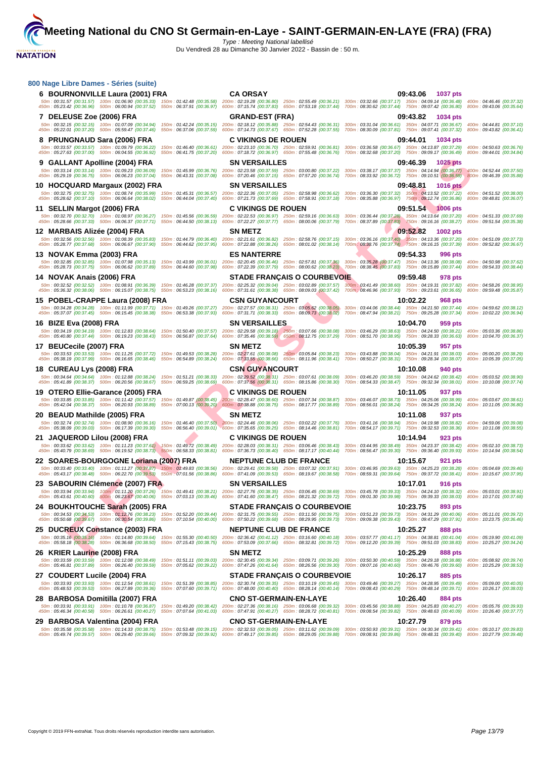## 800 Nage Libre Dames - Séries (suite)

**6 BOURNONVILLE Laura (2001) FRA** — CA ORSAY — 09:43.06 — 1037 pts
50m : 00:31.57 (00:31.57) 100m : 01:06.90 (00:35.33) 150m : 01:42.48 (00:35.58) 200m : 02:19.28 (00:36.80) 250m : 02:55.49 (00:36.21) 300m : 03:32.66 (00:37.17) 350m : 04:09.14 (00:36.48) 400m : 04:46.46 (00:37.32)
450m : 05:23.42 (00:36.96) 500m : 06:00.94 (00:37.52) 550m : 06:37.91 (00:36.97) 600m : 07:15.74 (00:37.83) 650m : 07:53.18 (00:37.44) 700m : 08:30.62 (00:37.44) 750m : 09:07.42 (00:36.80) 800m : 09:43.06 (00:35.64)

**7 DELEUSE Zoe (2006) FRA** — GRAND-EST (FRA) — 09:43.82 — 1034 pts
50m : 00:32.15 (00:32.15) 100m : 01:07.09 (00:34.94) 150m : 01:42.24 (00:35.15) 200m : 02:18.12 (00:35.88) 250m : 02:54.43 (00:36.31) 300m : 03:31.04 (00:36.61) 350m : 04:07.71 (00:36.67) 400m : 04:44.81 (00:37.10)
450m : 05:22.01 (00:37.20) 500m : 05:59.47 (00:37.46) 550m : 06:37.06 (00:37.59) 600m : 07:14.73 (00:37.67) 650m : 07:52.28 (00:37.55) 700m : 08:30.09 (00:37.81) 750m : 09:07.41 (00:37.32) 800m : 09:43.82 (00:36.41)

**8 PRUNGNAUD Sara (2006) FRA** — C VIKINGS DE ROUEN — 09:44.01 — 1034 pts
50m : 00:33.57 (00:33.57) 100m : 01:09.79 (00:36.22) 150m : 01:46.40 (00:36.61) 200m : 02:23.10 (00:36.70) 250m : 02:59.91 (00:36.81) 300m : 03:36.58 (00:36.67) 350m : 04:13.87 (00:37.29) 400m : 04:50.63 (00:36.76)
450m : 05:27.63 (00:37.00) 500m : 06:04.55 (00:36.92) 550m : 06:41.75 (00:37.20) 600m : 07:18.72 (00:36.97) 650m : 07:55.48 (00:36.76) 700m : 08:32.68 (00:37.20) 750m : 09:09.17 (00:36.49) 800m : 09:44.01 (00:34.84)

**9 GALLANT Apolline (2004) FRA** — SN VERSAILLES — 09:46.39 — 1025 pts
50m : 00:33.14 (00:33.14) 100m : 01:09.23 (00:36.09) 150m : 01:45.99 (00:36.76) 200m : 02:23.58 (00:37.59) 250m : 03:00.80 (00:37.22) 300m : 03:38.17 (00:37.37) 350m : 04:14.94 (00:36.77) 400m : 04:52.44 (00:37.50)
450m : 05:29.19 (00:36.75) 500m : 06:06.23 (00:37.04) 550m : 06:43.31 (00:37.08) 600m : 07:20.46 (00:37.15) 650m : 07:57.20 (00:36.74) 700m : 08:33.92 (00:36.72) 750m : 09:10.51 (00:36.59) 800m : 09:46.39 (00:35.88)

**10 HOCQUARD Margaux (2002) FRA** — SN VERSAILLES — 09:48.81 — 1016 pts
50m : 00:32.75 (00:32.75) 100m : 01:08.74 (00:35.99) 150m : 01:45.31 (00:36.57) 200m : 02:22.36 (00:37.05) 250m : 02:58.98 (00:36.62) 300m : 03:36.30 (00:37.32) 350m : 04:13.52 (00:37.22) 400m : 04:51.52 (00:38.00)
450m : 05:28.62 (00:37.10) 500m : 06:06.64 (00:38.02) 550m : 06:44.04 (00:37.40) 600m : 07:21.73 (00:37.69) 650m : 07:58.91 (00:37.18) 700m : 08:35.88 (00:36.97) 750m : 09:12.74 (00:36.86) 800m : 09:48.81 (00:36.07)

**11 SELLIN Margot (2006) FRA** — C VIKINGS DE ROUEN — 09:51.54 — 1006 pts
50m : 00:32.70 (00:32.70) 100m : 01:08.97 (00:36.27) 150m : 01:45.56 (00:36.59) 200m : 02:22.53 (00:36.97) 250m : 02:59.16 (00:36.63) 300m : 03:36.44 (00:37.28) 350m : 04:13.64 (00:37.20) 400m : 04:51.33 (00:37.69)
450m : 05:28.66 (00:37.33) 500m : 06:06.37 (00:37.71) 550m : 06:44.50 (00:38.13) 600m : 07:22.27 (00:37.77) 650m : 08:00.06 (00:37.79) 700m : 08:37.89 (00:37.83) 750m : 09:16.16 (00:38.27) 800m : 09:51.54 (00:35.38)

**12 MARBAIS Alizée (2004) FRA** — SN METZ — 09:52.82 — 1002 pts
50m : 00:32.56 (00:32.56) 100m : 01:08.39 (00:35.83) 150m : 01:44.79 (00:36.40) 200m : 02:21.61 (00:36.82) 250m : 02:58.76 (00:37.15) 300m : 03:36.16 (00:37.40) 350m : 04:13.36 (00:37.20) 400m : 04:51.09 (00:37.73)
450m : 05:28.77 (00:37.68) 500m : 06:06.67 (00:37.90) 550m : 06:44.62 (00:37.95) 600m : 07:22.88 (00:38.26) 650m : 08:01.02 (00:38.14) 700m : 08:38.76 (00:37.74) 750m : 09:16.15 (00:37.39) 800m : 09:52.82 (00:36.67)

**13 NOVAK Emma (2003) FRA** — ES NANTERRE — 09:54.33 — 996 pts
50m : 00:32.85 (00:32.85) 100m : 01:07.98 (00:35.13) 150m : 01:43.99 (00:36.01) 200m : 02:20.45 (00:36.46) 250m : 02:57.81 (00:37.36) 300m : 03:35.28 (00:37.47) 350m : 04:13.36 (00:38.08) 400m : 04:50.98 (00:37.62)
450m : 05:28.73 (00:37.75) 500m : 06:06.62 (00:37.89) 550m : 06:44.60 (00:37.98) 600m : 07:22.39 (00:37.79) 650m : 08:00.62 (00:38.23) 700m : 08:38.45 (00:37.83) 750m : 09:15.89 (00:37.44) 800m : 09:54.33 (00:38.44)

**14 NOVAK Anais (2006) FRA** — STADE FRANÇAIS O COURBEVOIE — 09:59.48 — 978 pts
50m : 00:32.52 (00:32.52) 100m : 01:08.91 (00:36.39) 150m : 01:46.28 (00:37.37) 200m : 02:25.32 (00:39.04) 250m : 03:02.89 (00:37.57) 300m : 03:41.49 (00:38.60) 350m : 04:19.31 (00:37.82) 400m : 04:58.26 (00:38.95)
450m : 05:36.32 (00:38.06) 500m : 06:15.07 (00:38.75) 550m : 06:53.23 (00:38.16) 600m : 07:31.61 (00:38.38) 650m : 08:09.03 (00:37.42) 700m : 08:46.96 (00:37.93) 750m : 09:23.61 (00:36.65) 800m : 09:59.48 (00:35.87)

**15 POBEL-CRAPPE Laura (2008) FRA** — CSN GUYANCOURT — 10:02.22 — 968 pts
50m : 00:34.28 (00:34.28) 100m : 01:11.99 (00:37.71) 150m : 01:49.26 (00:37.27) 200m : 02:27.57 (00:38.31) 250m : 03:05.62 (00:38.05) 300m : 03:44.06 (00:38.44) 350m : 04:21.50 (00:37.44) 400m : 04:59.62 (00:38.12)
450m : 05:37.07 (00:37.45) 500m : 06:15.45 (00:38.38) 550m : 06:53.38 (00:37.93) 600m : 07:31.71 (00:38.33) 650m : 08:09.73 (00:38.02) 700m : 08:47.94 (00:38.21) 750m : 09:25.28 (00:37.34) 800m : 10:02.22 (00:36.94)

**16 BIZE Eva (2008) FRA** — SN VERSAILLES — 10:04.70 — 959 pts
50m : 00:34.19 (00:34.19) 100m : 01:12.83 (00:38.64) 150m : 01:50.40 (00:37.57) 200m : 02:29.58 (00:39.18) 250m : 03:07.66 (00:38.08) 300m : 03:46.29 (00:38.63) 350m : 04:24.50 (00:38.21) 400m : 05:03.36 (00:38.86)
450m : 05:40.80 (00:37.44) 500m : 06:19.23 (00:38.43) 550m : 06:56.87 (00:37.64) 600m : 07:35.46 (00:38.59) 650m : 08:12.75 (00:37.29) 700m : 08:51.70 (00:38.95) 750m : 09:28.33 (00:36.63) 800m : 10:04.70 (00:36.37)

**17 BEUCecile (2007) FRA** — SN METZ — 10:05.39 — 957 pts
50m : 00:33.53 (00:33.53) 100m : 01:11.25 (00:37.72) 150m : 01:49.53 (00:38.28) 200m : 02:27.61 (00:38.08) 250m : 03:05.84 (00:38.23) 300m : 03:43.88 (00:38.04) 350m : 04:21.91 (00:38.03) 400m : 05:00.20 (00:38.29)
450m : 05:38.19 (00:37.99) 500m : 06:16.65 (00:38.46) 550m : 06:54.89 (00:38.24) 600m : 07:33.55 (00:38.66) 650m : 08:11.96 (00:38.41) 700m : 08:50.27 (00:38.31) 750m : 09:28.34 (00:38.07) 800m : 10:05.39 (00:37.05)

**18 CUREAU Lys (2008) FRA** — CSN GUYANCOURT — 10:10.08 — 940 pts
50m : 00:34.64 (00:34.64) 100m : 01:12.88 (00:38.24) 150m : 01:51.21 (00:38.33) 200m : 02:29.52 (00:38.31) 250m : 03:07.61 (00:38.09) 300m : 03:46.20 (00:38.59) 350m : 04:24.62 (00:38.42) 400m : 05:03.52 (00:38.90)
450m : 05:41.89 (00:38.37) 500m : 06:20.56 (00:38.67) 550m : 06:59.25 (00:38.69) 600m : 07:37.56 (00:38.31) 650m : 08:15.86 (00:38.30) 700m : 08:54.33 (00:38.47) 750m : 09:32.34 (00:38.01) 800m : 10:10.08 (00:37.74)

**19 OTERO Ellie-Garance (2005) FRA** — C VIKINGS DE ROUEN — 10:11.05 — 937 pts
50m : 00:33.85 (00:33.85) 100m : 01:11.42 (00:37.57) 150m : 01:49.87 (00:38.45) 200m : 02:28.47 (00:38.60) 250m : 03:07.34 (00:38.87) 300m : 03:46.07 (00:38.73) 350m : 04:25.06 (00:38.99) 400m : 05:03.67 (00:38.61)
450m : 05:42.04 (00:38.37) 500m : 06:20.93 (00:38.89) 550m : 07:00.13 (00:39.20) 600m : 07:38.88 (00:38.75) 650m : 08:17.77 (00:38.89) 700m : 08:56.01 (00:38.24) 750m : 09:34.25 (00:38.24) 800m : 10:11.05 (00:36.80)

**20 BEAUD Mathilde (2005) FRA** — SN METZ — 10:11.08 — 937 pts
50m : 00:32.74 (00:32.74) 100m : 01:08.90 (00:36.16) 150m : 01:46.40 (00:37.50) 200m : 02:24.46 (00:38.06) 250m : 03:02.22 (00:37.76) 300m : 03:41.16 (00:38.94) 350m : 04:19.98 (00:38.82) 400m : 04:59.06 (00:39.08)
450m : 05:38.09 (00:39.03) 500m : 06:17.39 (00:39.30) 550m : 06:56.40 (00:39.01) 600m : 07:35.65 (00:39.25) 650m : 08:14.46 (00:38.81) 700m : 08:54.17 (00:39.71) 750m : 09:32.53 (00:38.36) 800m : 10:11.08 (00:38.55)

**21 JAQUEROD Lilou (2008) FRA** — C VIKINGS DE ROUEN — 10:14.94 — 923 pts
50m : 00:33.62 (00:33.62) 100m : 01:11.23 (00:37.61) 150m : 01:49.72 (00:38.49) 200m : 02:28.03 (00:38.31) 250m : 03:06.46 (00:38.43) 300m : 03:44.95 (00:38.49) 350m : 04:23.37 (00:38.42) 400m : 05:02.10 (00:38.73)
450m : 05:40.79 (00:38.69) 500m : 06:19.52 (00:38.73) 550m : 06:58.33 (00:38.81) 600m : 07:36.73 (00:38.40) 650m : 08:17.17 (00:40.44) 700m : 08:56.47 (00:39.30) 750m : 09:36.40 (00:39.93) 800m : 10:14.94 (00:38.54)

**22 SOARES-BOURGOGNE Loriana (2007) FRA** — NEPTUNE CLUB DE FRANCE — 10:15.67 — 921 pts
50m : 00:33.40 (00:33.40) 100m : 01:11.27 (00:37.87) 150m : 01:49.83 (00:38.56) 200m : 02:29.41 (00:39.58) 250m : 03:07.32 (00:37.91) 300m : 03:46.95 (00:39.63) 350m : 04:25.23 (00:38.28) 400m : 05:04.69 (00:39.46)
450m : 05:43.17 (00:38.48) 500m : 06:22.70 (00:39.53) 550m : 07:01.56 (00:38.86) 600m : 07:41.09 (00:39.53) 650m : 08:19.67 (00:38.58) 700m : 08:59.31 (00:39.64) 750m : 09:37.72 (00:38.41) 800m : 10:15.67 (00:37.95)

**23 SABOURIN Clémence (2007) FRA** — SN VERSAILLES — 10:17.01 — 916 pts
50m : 00:33.94 (00:33.94) 100m : 01:11.20 (00:37.26) 150m : 01:49.41 (00:38.21) 200m : 02:27.76 (00:38.35) 250m : 03:06.45 (00:38.69) 300m : 03:45.78 (00:39.33) 350m : 04:24.10 (00:38.32) 400m : 05:03.01 (00:38.91)
450m : 05:43.61 (00:40.60) 500m : 06:23.67 (00:40.06) 550m : 07:03.13 (00:39.46) 600m : 07:41.60 (00:38.47) 650m : 08:21.32 (00:39.72) 700m : 09:01.30 (00:39.98) 750m : 09:39.33 (00:38.03) 800m : 10:17.01 (00:37.68)

**24 BOUKHTOUCHE Sarah (2005) FRA** — STADE FRANÇAIS O COURBEVOIE — 10:23.75 — 893 pts
50m : 00:34.53 (00:34.53) 100m : 01:12.76 (00:38.23) 150m : 01:52.20 (00:39.44) 200m : 02:31.75 (00:39.55) 250m : 03:11.50 (00:39.75) 300m : 03:51.23 (00:39.73) 350m : 04:31.29 (00:40.06) 400m : 05:11.01 (00:39.72)
450m : 05:50.68 (00:39.67) 500m : 06:30.54 (00:39.86) 550m : 07:10.54 (00:40.00) 600m : 07:50.22 (00:39.68) 650m : 08:29.95 (00:39.73) 700m : 09:09.38 (00:39.43) 750m : 09:47.29 (00:37.91) 800m : 10:23.75 (00:36.46)

**25 DUCREUX Constance (2003) FRA** — NEPTUNE CLUB DE FRANCE — 10:25.27 — 888 pts
50m : 00:35.18 (00:35.18) 100m : 01:14.80 (00:39.62) 150m : 01:55.30 (00:40.50) 200m : 02:36.42 (00:41.12) 250m : 03:16.60 (00:40.18) 300m : 03:57.77 (00:41.17) 350m : 04:38.81 (00:41.04) 400m : 05:19.90 (00:41.09)
450m : 05:58.18 (00:38.28) 500m : 06:36.68 (00:38.50) 550m : 07:15.43 (00:38.75) 600m : 07:53.09 (00:37.66) 650m : 08:32.81 (00:39.72) 700m : 09:12.20 (00:39.39) 750m : 09:51.03 (00:38.83) 800m : 10:25.27 (00:34.24)

**26 KRIER Laurine (2008) FRA** — SN METZ — 10:25.29 — 888 pts
50m : 00:33.59 (00:33.59) 100m : 01:12.08 (00:38.49) 150m : 01:51.11 (00:39.03) 200m : 02:30.45 (00:39.34) 250m : 03:09.71 (00:39.26) 300m : 03:50.30 (00:40.59) 350m : 04:29.18 (00:38.88) 400m : 05:08.92 (00:39.74)
450m : 05:46.81 (00:37.89) 500m : 06:26.40 (00:39.59) 550m : 07:05.62 (00:39.22) 600m : 07:47.26 (00:41.64) 650m : 08:26.56 (00:39.30) 700m : 09:07.16 (00:40.60) 750m : 09:46.76 (00:39.60) 800m : 10:25.29 (00:38.53)

**27 COUDERT Lucile (2004) FRA** — STADE FRANÇAIS O COURBEVOIE — 10:26.17 — 885 pts
50m : 00:33.93 (00:33.93) 100m : 01:12.54 (00:38.61) 150m : 01:51.39 (00:38.85) 200m : 02:30.74 (00:39.35) 250m : 03:10.19 (00:39.45) 300m : 03:49.46 (00:39.27) 350m : 04:28.95 (00:39.49) 400m : 05:09.00 (00:40.05)
450m : 05:48.53 (00:39.53) 500m : 06:27.89 (00:39.36) 550m : 07:07.60 (00:39.71) 600m : 07:48.00 (00:40.40) 650m : 08:28.14 (00:40.14) 700m : 09:08.43 (00:40.29) 750m : 09:48.14 (00:39.71) 800m : 10:26.17 (00:38.03)

**28 BARBOSA Domitilla (2007) FRA** — CNO ST-GERMAIN-EN-LAYE — 10:26.40 — 884 pts
50m : 00:33.91 (00:33.91) 100m : 01:10.78 (00:36.87) 150m : 01:49.20 (00:38.42) 200m : 02:27.36 (00:38.16) 250m : 03:06.68 (00:39.32) 300m : 03:45.56 (00:38.88) 350m : 04:25.83 (00:40.27) 400m : 05:05.76 (00:39.93)
450m : 05:46.34 (00:40.58) 500m : 06:26.61 (00:40.27) 550m : 07:07.64 (00:41.03) 600m : 07:47.91 (00:40.27) 650m : 08:28.72 (00:40.81) 700m : 09:08.54 (00:39.82) 750m : 09:48.63 (00:40.09) 800m : 10:26.40 (00:37.77)

**29 BARBOSA Valentina (2004) FRA** — CNO ST-GERMAIN-EN-LAYE — 10:27.79 — 879 pts
50m : 00:35.58 (00:35.58) 100m : 01:14.33 (00:38.75) 150m : 01:53.48 (00:39.15) 200m : 02:32.53 (00:39.05) 250m : 03:11.62 (00:39.09) 300m : 03:50.93 (00:39.31) 350m : 04:30.34 (00:39.41) 400m : 05:10.17 (00:39.83)
450m : 05:49.74 (00:39.57) 500m : 06:29.40 (00:39.66) 550m : 07:09.32 (00:39.92) 600m : 07:49.17 (00:39.85) 650m : 08:29.05 (00:39.88) 700m : 09:08.91 (00:39.86) 750m : 09:48.31 (00:39.40) 800m : 10:27.79 (00:39.48)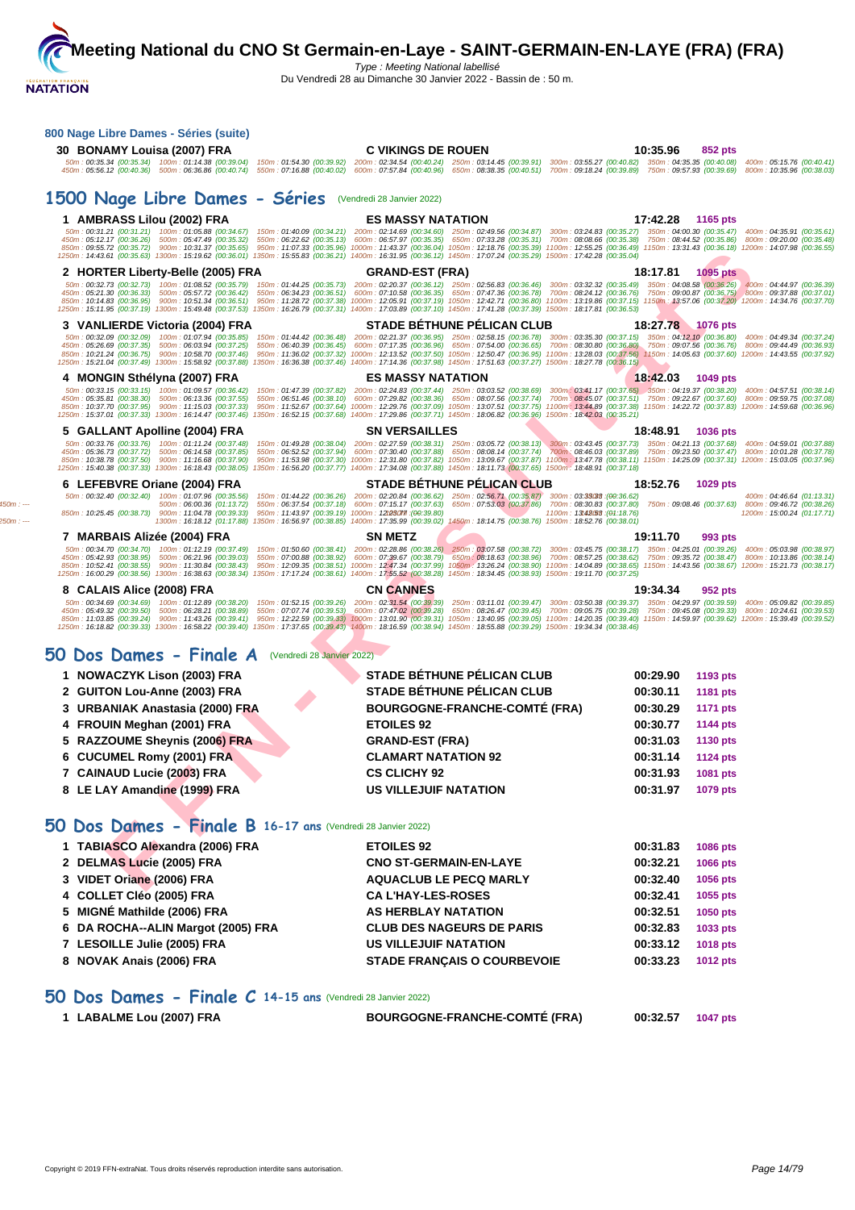## 800 Nage Libre Dames - Séries (suite)

**30 BONAMY Louisa (2007) FRA** — C VIKINGS DE ROUEN — 10:35.96 — 852 pts

50m : 00:35.34 (00:35.34) 100m : 01:14.38 (00:39.04) 150m : 01:54.30 (00:39.92) 200m : 02:34.54 (00:40.24) 250m : 03:14.45 (00:39.91) 300m : 03:55.27 (00:40.82) 350m : 04:35.35 (00:40.08) 400m : 05:15.76 (00:40.41)
450m : 05:56.12 (00:40.36) 500m : 06:36.86 (00:40.74) 550m : 07:16.88 (00:40.02) 600m : 07:57.84 (00:40.96) 650m : 08:38.35 (00:40.51) 700m : 09:18.24 (00:39.89) 750m : 09:57.93 (00:39.69) 800m : 10:35.96 (00:38.03)

## 1500 Nage Libre Dames - Séries (Vendredi 28 Janvier 2022)

**1 AMBRASS Lilou (2002) FRA** — ES MASSY NATATION — 17:42.28 — 1165 pts

50m : 00:31.21 (00:31.21) 100m : 01:05.88 (00:34.67) 150m : 01:40.09 (00:34.21) 200m : 02:14.69 (00:34.60) 250m : 02:49.56 (00:34.87) 300m : 03:24.83 (00:35.27) 350m : 04:00.30 (00:35.47) 400m : 04:35.91 (00:35.61)
450m : 05:12.17 (00:36.26) 500m : 05:47.49 (00:35.32) 550m : 06:22.62 (00:35.13) 600m : 06:57.97 (00:35.35) 650m : 07:33.28 (00:35.31) 700m : 08:08.66 (00:35.38) 750m : 08:44.52 (00:35.86) 800m : 09:20.00 (00:35.48)
850m : 09:55.72 (00:35.72) 900m : 10:31.37 (00:35.65) 950m : 11:07.33 (00:35.96) 1000m : 11:43.37 (00:36.04) 1050m : 12:18.76 (00:35.39) 1100m : 12:55.25 (00:36.49) 1150m : 13:31.43 (00:36.18) 1200m : 14:07.98 (00:36.55)
1250m : 14:43.61 (00:35.63) 1300m : 15:19.62 (00:36.01) 1350m : 15:55.83 (00:36.21) 1400m : 16:31.95 (00:36.12) 1450m : 17:07.24 (00:35.29) 1500m : 17:42.28 (00:35.04)

**2 HORTER Liberty-Belle (2005) FRA** — GRAND-EST (FRA) — 18:17.81 — 1095 pts

50m : 00:32.73 (00:32.73) 100m : 01:08.52 (00:35.79) 150m : 01:44.25 (00:35.73) 200m : 02:20.37 (00:36.12) 250m : 02:56.83 (00:36.46) 300m : 03:32.32 (00:35.49) 350m : 04:08.58 (00:36.26) 400m : 04:44.97 (00:36.39)
450m : 05:21.30 (00:36.33) 500m : 05:57.72 (00:36.42) 550m : 06:34.23 (00:36.51) 600m : 07:10.58 (00:36.35) 650m : 07:47.36 (00:36.78) 700m : 08:24.12 (00:36.76) 750m : 09:00.87 (00:36.75) 800m : 09:37.88 (00:37.01)
850m : 10:14.83 (00:36.95) 900m : 10:51.34 (00:36.51) 950m : 11:28.72 (00:37.38) 1000m : 12:05.91 (00:37.19) 1050m : 12:42.71 (00:36.80) 1100m : 13:19.86 (00:37.15) 1150m : 13:57.06 (00:37.20) 1200m : 14:34.76 (00:37.70)
1250m : 15:11.95 (00:37.19) 1300m : 15:49.48 (00:37.53) 1350m : 16:26.79 (00:37.31) 1400m : 17:03.89 (00:37.10) 1450m : 17:41.28 (00:37.39) 1500m : 18:17.81 (00:36.53)

**3 VANLIERDE Victoria (2004) FRA** — STADE BÉTHUNE PÉLICAN CLUB — 18:27.78 — 1076 pts

50m : 00:32.09 (00:32.09) 100m : 01:07.94 (00:35.85) 150m : 01:44.42 (00:36.48) 200m : 02:21.37 (00:36.95) 250m : 02:58.15 (00:36.78) 300m : 03:35.30 (00:37.15) 350m : 04:12.10 (00:36.80) 400m : 04:49.34 (00:37.24)
450m : 05:26.69 (00:37.35) 500m : 06:03.94 (00:37.25) 550m : 06:40.39 (00:36.45) 600m : 07:17.35 (00:36.96) 650m : 07:54.00 (00:36.65) 700m : 08:30.80 (00:36.80) 750m : 09:07.56 (00:36.76) 800m : 09:44.49 (00:36.93)
850m : 10:21.24 (00:36.75) 900m : 10:58.70 (00:37.46) 950m : 11:36.02 (00:37.32) 1000m : 12:13.52 (00:37.50) 1050m : 12:50.47 (00:36.95) 1100m : 13:28.03 (00:37.56) 1150m : 14:05.63 (00:37.60) 1200m : 14:43.55 (00:37.92)
1250m : 15:21.04 (00:37.49) 1300m : 15:58.92 (00:37.88) 1350m : 16:36.38 (00:37.46) 1400m : 17:14.36 (00:37.98) 1450m : 17:51.63 (00:37.27) 1500m : 18:27.78 (00:36.15)

**4 MONGIN Sthélyna (2007) FRA** — ES MASSY NATATION — 18:42.03 — 1049 pts

50m : 00:33.15 (00:33.15) 100m : 01:09.57 (00:36.42) 150m : 01:47.39 (00:37.82) 200m : 02:24.83 (00:37.44) 250m : 03:03.52 (00:38.69) 300m : 03:41.17 (00:37.65) 350m : 04:19.37 (00:38.20) 400m : 04:57.51 (00:38.14)
450m : 05:35.81 (00:38.30) 500m : 06:13.36 (00:37.55) 550m : 06:51.46 (00:38.10) 600m : 07:29.82 (00:38.36) 650m : 08:07.56 (00:37.74) 700m : 08:45.07 (00:37.51) 750m : 09:22.67 (00:37.60) 800m : 09:59.75 (00:37.08)
850m : 10:37.70 (00:37.95) 900m : 11:15.03 (00:37.33) 950m : 11:52.67 (00:37.64) 1000m : 12:29.76 (00:37.09) 1050m : 13:07.51 (00:37.75) 1100m : 13:44.89 (00:37.38) 1150m : 14:22.72 (00:37.83) 1200m : 14:59.68 (00:36.96)
1250m : 15:37.01 (00:37.33) 1300m : 16:14.47 (00:37.46) 1350m : 16:52.15 (00:37.68) 1400m : 17:29.86 (00:37.71) 1450m : 18:06.82 (00:36.96) 1500m : 18:42.03 (00:35.21)

**5 GALLANT Apolline (2004) FRA** — SN VERSAILLES — 18:48.91 — 1036 pts

50m : 00:33.76 (00:33.76) 100m : 01:11.24 (00:37.48) 150m : 01:49.28 (00:38.04) 200m : 02:27.59 (00:38.31) 250m : 03:05.72 (00:38.13) 300m : 03:43.45 (00:37.73) 350m : 04:21.13 (00:37.68) 400m : 04:59.01 (00:37.88)
450m : 05:36.73 (00:37.72) 500m : 06:14.58 (00:37.85) 550m : 06:52.52 (00:37.94) 600m : 07:30.40 (00:37.88) 650m : 08:08.14 (00:37.74) 700m : 08:46.03 (00:37.89) 750m : 09:23.50 (00:37.47) 800m : 10:01.28 (00:37.78)
850m : 10:38.78 (00:37.50) 900m : 11:16.68 (00:37.90) 950m : 11:53.98 (00:37.30) 1000m : 12:31.80 (00:37.82) 1050m : 13:09.67 (00:37.87) 1100m : 13:47.78 (00:38.11) 1150m : 14:25.09 (00:37.31) 1200m : 15:03.05 (00:37.96)
1250m : 15:40.38 (00:37.33) 1300m : 16:18.43 (00:38.05) 1350m : 16:56.20 (00:37.77) 1400m : 17:34.08 (00:37.88) 1450m : 18:11.73 (00:37.65) 1500m : 18:48.91 (00:37.18)

**6 LEFEBVRE Oriane (2004) FRA** — STADE BÉTHUNE PÉLICAN CLUB — 18:52.76 — 1029 pts

50m : 00:32.40 (00:32.40) 100m : 01:07.96 (00:35.56) 150m : 01:44.22 (00:36.26) 200m : 02:20.84 (00:36.62) 250m : 02:56.71 (00:35.87) 300m : 03:33.33 (00:36.62) 350m : --- 400m : 04:46.64 (00:13.31)
450m : --- 500m : 06:00.36 (01:13.72) 550m : 06:37.54 (00:37.18) 600m : 07:15.17 (00:37.63) 650m : 07:53.03 (00:37.86) 700m : 08:30.83 (00:37.80) 750m : 09:08.46 (00:37.63) 800m : 09:46.72 (00:38.26)
850m : 10:25.45 (00:38.73) 900m : 11:04.78 (00:39.33) 950m : 11:43.97 (00:39.19) 1000m : 12:23.77 (00:39.80) 1050m : --- 1100m : 13:42.53 (01:18.76) 1150m : --- 1200m : 15:00.24 (01:17.71)
1250m : --- 1300m : 16:18.12 (01:17.88) 1350m : 16:56.97 (00:38.85) 1400m : 17:35.99 (00:39.02) 1450m : 18:14.75 (00:38.76) 1500m : 18:52.76 (00:38.01)

**7 MARBAIS Alizée (2004) FRA** — SN METZ — 19:11.70 — 993 pts

50m : 00:34.70 (00:34.70) 100m : 01:12.19 (00:37.49) 150m : 01:50.60 (00:38.41) 200m : 02:28.86 (00:38.26) 250m : 03:07.58 (00:38.72) 300m : 03:45.75 (00:38.17) 350m : 04:25.01 (00:39.26) 400m : 05:03.98 (00:38.97)
450m : 05:42.93 (00:38.95) 500m : 06:21.96 (00:39.03) 550m : 07:00.88 (00:38.92) 600m : 07:39.67 (00:38.79) 650m : 08:18.63 (00:38.96) 700m : 08:57.25 (00:38.62) 750m : 09:35.72 (00:38.47) 800m : 10:13.86 (00:38.14)
850m : 10:52.41 (00:38.55) 900m : 11:30.84 (00:38.43) 950m : 12:09.35 (00:38.51) 1000m : 12:47.34 (00:37.99) 1050m : 13:26.24 (00:38.90) 1100m : 14:04.89 (00:38.65) 1150m : 14:43.56 (00:38.67) 1200m : 15:21.73 (00:38.17)
1250m : 16:00.29 (00:38.56) 1300m : 16:38.63 (00:38.34) 1350m : 17:17.24 (00:38.61) 1400m : 17:55.52 (00:38.28) 1450m : 18:34.45 (00:38.93) 1500m : 19:11.70 (00:37.25)

**8 CALAIS Alice (2008) FRA** — CN CANNES — 19:34.34 — 952 pts

50m : 00:34.69 (00:34.69) 100m : 01:12.89 (00:38.20) 150m : 01:52.15 (00:39.26) 200m : 02:31.54 (00:39.39) 250m : 03:11.01 (00:39.47) 300m : 03:50.38 (00:39.37) 350m : 04:29.97 (00:39.59) 400m : 05:09.82 (00:39.85)
450m : 05:49.32 (00:39.50) 500m : 06:28.21 (00:38.89) 550m : 07:07.74 (00:39.53) 600m : 07:47.02 (00:39.28) 650m : 08:26.47 (00:39.45) 700m : 09:05.75 (00:39.28) 750m : 09:45.08 (00:39.33) 800m : 10:24.61 (00:39.53)
850m : 11:03.85 (00:39.24) 900m : 11:43.26 (00:39.41) 950m : 12:22.59 (00:39.33) 1000m : 13:01.90 (00:39.31) 1050m : 13:40.95 (00:39.05) 1100m : 14:20.35 (00:39.40) 1150m : 14:59.97 (00:39.62) 1200m : 15:39.49 (00:39.52)
1250m : 16:18.82 (00:39.33) 1300m : 16:58.22 (00:39.40) 1350m : 17:37.65 (00:39.43) 1400m : 18:16.59 (00:38.94) 1450m : 18:55.88 (00:39.29) 1500m : 19:34.34 (00:38.46)

## 50 Dos Dames - Finale A (Vendredi 28 Janvier 2022)

| Rang | Nom | Club | Temps | Points |
|---|---|---|---|---|
| 1 | NOWACZYK Lison (2003) FRA | STADE BÉTHUNE PÉLICAN CLUB | 00:29.90 | 1193 pts |
| 2 | GUITON Lou-Anne (2003) FRA | STADE BÉTHUNE PÉLICAN CLUB | 00:30.11 | 1181 pts |
| 3 | URBANIAK Anastasia (2000) FRA | BOURGOGNE-FRANCHE-COMTÉ (FRA) | 00:30.29 | 1171 pts |
| 4 | FROUIN Meghan (2001) FRA | ETOILES 92 | 00:30.77 | 1144 pts |
| 5 | RAZZOUME Sheynis (2006) FRA | GRAND-EST (FRA) | 00:31.03 | 1130 pts |
| 6 | CUCUMEL Romy (2001) FRA | CLAMART NATATION 92 | 00:31.14 | 1124 pts |
| 7 | CAINAUD Lucie (2003) FRA | CS CLICHY 92 | 00:31.93 | 1081 pts |
| 8 | LE LAY Amandine (1999) FRA | US VILLEJUIF NATATION | 00:31.97 | 1079 pts |

## 50 Dos Dames - Finale B 16-17 ans (Vendredi 28 Janvier 2022)

| Rang | Nom | Club | Temps | Points |
|---|---|---|---|---|
| 1 | TABIASCO Alexandra (2006) FRA | ETOILES 92 | 00:31.83 | 1086 pts |
| 2 | DELMAS Lucie (2005) FRA | CNO ST-GERMAIN-EN-LAYE | 00:32.21 | 1066 pts |
| 3 | VIDET Oriane (2006) FRA | AQUACLUB LE PECQ MARLY | 00:32.40 | 1056 pts |
| 4 | COLLET Cléo (2005) FRA | CA L'HAY-LES-ROSES | 00:32.41 | 1055 pts |
| 5 | MIGNÉ Mathilde (2006) FRA | AS HERBLAY NATATION | 00:32.51 | 1050 pts |
| 6 | DA ROCHA--ALIN Margot (2005) FRA | CLUB DES NAGEURS DE PARIS | 00:32.83 | 1033 pts |
| 7 | LESOILLE Julie (2005) FRA | US VILLEJUIF NATATION | 00:33.12 | 1018 pts |
| 8 | NOVAK Anais (2006) FRA | STADE FRANÇAIS O COURBEVOIE | 00:33.23 | 1012 pts |

## 50 Dos Dames - Finale C 14-15 ans (Vendredi 28 Janvier 2022)

| Rang | Nom | Club | Temps | Points |
|---|---|---|---|---|
| 1 | LABALME Lou (2007) FRA | BOURGOGNE-FRANCHE-COMTÉ (FRA) | 00:32.57 | 1047 pts |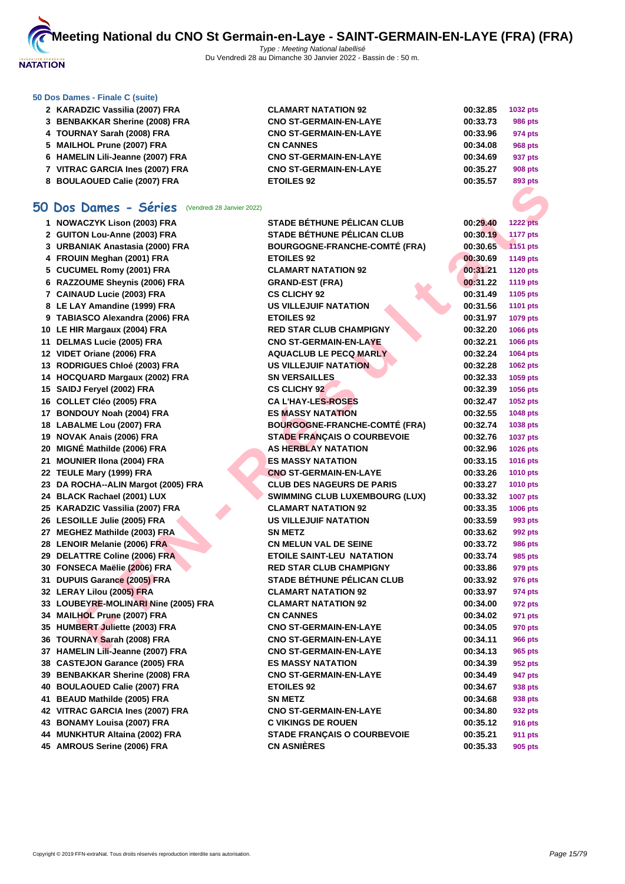#### 50 Dos Dames - Finale C (suite)

| | | | |
|---|---|---|---|
| 2 KARADZIC Vassilia (2007) FRA | CLAMART NATATION 92 | 00:32.85 | 1032 pts |
| 3 BENBAKKAR Sherine (2008) FRA | CNO ST-GERMAIN-EN-LAYE | 00:33.73 | 986 pts |
| 4 TOURNAY Sarah (2008) FRA | CNO ST-GERMAIN-EN-LAYE | 00:33.96 | 974 pts |
| 5 MAILHOL Prune (2007) FRA | CN CANNES | 00:34.08 | 968 pts |
| 6 HAMELIN Lili-Jeanne (2007) FRA | CNO ST-GERMAIN-EN-LAYE | 00:34.69 | 937 pts |
| 7 VITRAC GARCIA Ines (2007) FRA | CNO ST-GERMAIN-EN-LAYE | 00:35.27 | 908 pts |
| 8 BOULAOUED Calie (2007) FRA | ETOILES 92 | 00:35.57 | 893 pts |

## 50 Dos Dames - Séries (Vendredi 28 Janvier 2022)

| | | | |
|---|---|---|---|
| 1 NOWACZYK Lison (2003) FRA | STADE BÉTHUNE PÉLICAN CLUB | 00:29.40 | 1222 pts |
| 2 GUITON Lou-Anne (2003) FRA | STADE BÉTHUNE PÉLICAN CLUB | 00:30.19 | 1177 pts |
| 3 URBANIAK Anastasia (2000) FRA | BOURGOGNE-FRANCHE-COMTÉ (FRA) | 00:30.65 | 1151 pts |
| 4 FROUIN Meghan (2001) FRA | ETOILES 92 | 00:30.69 | 1149 pts |
| 5 CUCUMEL Romy (2001) FRA | CLAMART NATATION 92 | 00:31.21 | 1120 pts |
| 6 RAZZOUME Sheynis (2006) FRA | GRAND-EST (FRA) | 00:31.22 | 1119 pts |
| 7 CAINAUD Lucie (2003) FRA | CS CLICHY 92 | 00:31.49 | 1105 pts |
| 8 LE LAY Amandine (1999) FRA | US VILLEJUIF NATATION | 00:31.56 | 1101 pts |
| 9 TABIASCO Alexandra (2006) FRA | ETOILES 92 | 00:31.97 | 1079 pts |
| 10 LE HIR Margaux (2004) FRA | RED STAR CLUB CHAMPIGNY | 00:32.20 | 1066 pts |
| 11 DELMAS Lucie (2005) FRA | CNO ST-GERMAIN-EN-LAYE | 00:32.21 | 1066 pts |
| 12 VIDET Oriane (2006) FRA | AQUACLUB LE PECQ MARLY | 00:32.24 | 1064 pts |
| 13 RODRIGUES Chloé (2003) FRA | US VILLEJUIF NATATION | 00:32.28 | 1062 pts |
| 14 HOCQUARD Margaux (2002) FRA | SN VERSAILLES | 00:32.33 | 1059 pts |
| 15 SAIDJ Feryel (2002) FRA | CS CLICHY 92 | 00:32.39 | 1056 pts |
| 16 COLLET Cléo (2005) FRA | CA L'HAY-LES-ROSES | 00:32.47 | 1052 pts |
| 17 BONDOUY Noah (2004) FRA | ES MASSY NATATION | 00:32.55 | 1048 pts |
| 18 LABALME Lou (2007) FRA | BOURGOGNE-FRANCHE-COMTÉ (FRA) | 00:32.74 | 1038 pts |
| 19 NOVAK Anais (2006) FRA | STADE FRANÇAIS O COURBEVOIE | 00:32.76 | 1037 pts |
| 20 MIGNÉ Mathilde (2006) FRA | AS HERBLAY NATATION | 00:32.96 | 1026 pts |
| 21 MOUNIER Ilona (2004) FRA | ES MASSY NATATION | 00:33.15 | 1016 pts |
| 22 TEULE Mary (1999) FRA | CNO ST-GERMAIN-EN-LAYE | 00:33.26 | 1010 pts |
| 23 DA ROCHA--ALIN Margot (2005) FRA | CLUB DES NAGEURS DE PARIS | 00:33.27 | 1010 pts |
| 24 BLACK Rachael (2001) LUX | SWIMMING CLUB LUXEMBOURG (LUX) | 00:33.32 | 1007 pts |
| 25 KARADZIC Vassilia (2007) FRA | CLAMART NATATION 92 | 00:33.35 | 1006 pts |
| 26 LESOILLE Julie (2005) FRA | US VILLEJUIF NATATION | 00:33.59 | 993 pts |
| 27 MEGHEZ Mathilde (2003) FRA | SN METZ | 00:33.62 | 992 pts |
| 28 LENOIR Melanie (2006) FRA | CN MELUN VAL DE SEINE | 00:33.72 | 986 pts |
| 29 DELATTRE Coline (2006) FRA | ETOILE SAINT-LEU NATATION | 00:33.74 | 985 pts |
| 30 FONSECA Maëlie (2006) FRA | RED STAR CLUB CHAMPIGNY | 00:33.86 | 979 pts |
| 31 DUPUIS Garance (2005) FRA | STADE BÉTHUNE PÉLICAN CLUB | 00:33.92 | 976 pts |
| 32 LERAY Lilou (2005) FRA | CLAMART NATATION 92 | 00:33.97 | 974 pts |
| 33 LOUBEYRE-MOLINARI Nine (2005) FRA | CLAMART NATATION 92 | 00:34.00 | 972 pts |
| 34 MAILHOL Prune (2007) FRA | CN CANNES | 00:34.02 | 971 pts |
| 35 HUMBERT Juliette (2003) FRA | CNO ST-GERMAIN-EN-LAYE | 00:34.05 | 970 pts |
| 36 TOURNAY Sarah (2008) FRA | CNO ST-GERMAIN-EN-LAYE | 00:34.11 | 966 pts |
| 37 HAMELIN Lili-Jeanne (2007) FRA | CNO ST-GERMAIN-EN-LAYE | 00:34.13 | 965 pts |
| 38 CASTEJON Garance (2005) FRA | ES MASSY NATATION | 00:34.39 | 952 pts |
| 39 BENBAKKAR Sherine (2008) FRA | CNO ST-GERMAIN-EN-LAYE | 00:34.49 | 947 pts |
| 40 BOULAOUED Calie (2007) FRA | ETOILES 92 | 00:34.67 | 938 pts |
| 41 BEAUD Mathilde (2005) FRA | SN METZ | 00:34.68 | 938 pts |
| 42 VITRAC GARCIA Ines (2007) FRA | CNO ST-GERMAIN-EN-LAYE | 00:34.80 | 932 pts |
| 43 BONAMY Louisa (2007) FRA | C VIKINGS DE ROUEN | 00:35.12 | 916 pts |
| 44 MUNKHTUR Altaina (2002) FRA | STADE FRANÇAIS O COURBEVOIE | 00:35.21 | 911 pts |
| 45 AMROUS Serine (2006) FRA | CN ASNIÈRES | 00:35.33 | 905 pts |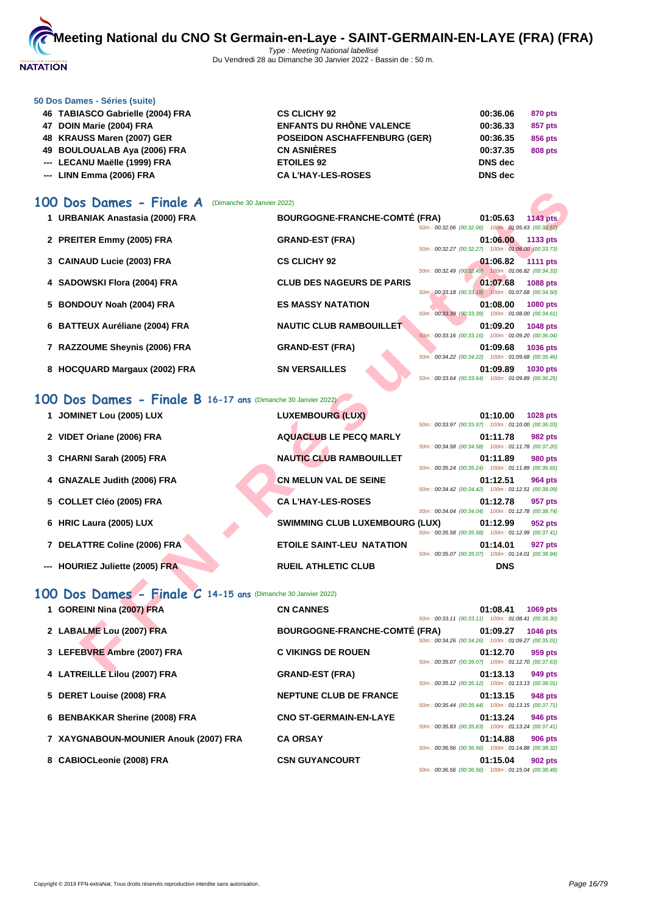# Meeting National du CNO St Germain-en-Laye - SAINT-GERMAIN-EN-LAYE (FRA) (FRA)

*Type : Meeting National labellisé*

Du Vendredi 28 au Dimanche 30 Janvier 2022 - Bassin de : 50 m.

### 50 Dos Dames - Séries (suite)

| | | | | |
|---|---|---|---|---|
| 46 | TABIASCO Gabrielle (2004) FRA | CS CLICHY 92 | 00:36.06 | 870 pts |
| 47 | DOIN Marie (2004) FRA | ENFANTS DU RHÔNE VALENCE | 00:36.33 | 857 pts |
| 48 | KRAUSS Maren (2007) GER | POSEIDON ASCHAFFENBURG (GER) | 00:36.35 | 856 pts |
| 49 | BOULOUALAB Aya (2006) FRA | CN ASNIÈRES | 00:37.35 | 808 pts |
| --- | LECANU Maëlle (1999) FRA | ETOILES 92 | DNS dec | |
| --- | LINN Emma (2006) FRA | CA L'HAY-LES-ROSES | DNS dec | |

## 100 Dos Dames - Finale A (Dimanche 30 Janvier 2022)

| | | | | | |
|---|---|---|---|---|---|
| 1 | URBANIAK Anastasia (2000) FRA | BOURGOGNE-FRANCHE-COMTÉ (FRA) | 01:05.63 | 1143 pts | 50m : 00:32.06 (00:32.06) 100m : 01:05.63 (00:33.57) |
| 2 | PREITER Emmy (2005) FRA | GRAND-EST (FRA) | 01:06.00 | 1133 pts | 50m : 00:32.27 (00:32.27) 100m : 01:06.00 (00:33.73) |
| 3 | CAINAUD Lucie (2003) FRA | CS CLICHY 92 | 01:06.82 | 1111 pts | 50m : 00:32.49 (00:32.49) 100m : 01:06.82 (00:34.33) |
| 4 | SADOWSKI Flora (2004) FRA | CLUB DES NAGEURS DE PARIS | 01:07.68 | 1088 pts | 50m : 00:33.18 (00:33.18) 100m : 01:07.68 (00:34.50) |
| 5 | BONDOUY Noah (2004) FRA | ES MASSY NATATION | 01:08.00 | 1080 pts | 50m : 00:33.39 (00:33.39) 100m : 01:08.00 (00:34.61) |
| 6 | BATTEUX Auréliane (2004) FRA | NAUTIC CLUB RAMBOUILLET | 01:09.20 | 1048 pts | 50m : 00:33.16 (00:33.16) 100m : 01:09.20 (00:36.04) |
| 7 | RAZZOUME Sheynis (2006) FRA | GRAND-EST (FRA) | 01:09.68 | 1036 pts | 50m : 00:34.22 (00:34.22) 100m : 01:09.68 (00:35.46) |
| 8 | HOCQUARD Margaux (2002) FRA | SN VERSAILLES | 01:09.89 | 1030 pts | 50m : 00:33.64 (00:33.64) 100m : 01:09.89 (00:36.25) |

## 100 Dos Dames - Finale B 16-17 ans (Dimanche 30 Janvier 2022)

| | | | | | |
|---|---|---|---|---|---|
| 1 | JOMINET Lou (2005) LUX | LUXEMBOURG (LUX) | 01:10.00 | 1028 pts | 50m : 00:33.97 (00:33.97) 100m : 01:10.00 (00:36.03) |
| 2 | VIDET Oriane (2006) FRA | AQUACLUB LE PECQ MARLY | 01:11.78 | 982 pts | 50m : 00:34.58 (00:34.58) 100m : 01:11.78 (00:37.20) |
| 3 | CHARNI Sarah (2005) FRA | NAUTIC CLUB RAMBOUILLET | 01:11.89 | 980 pts | 50m : 00:35.24 (00:35.24) 100m : 01:11.89 (00:36.65) |
| 4 | GNAZALE Judith (2006) FRA | CN MELUN VAL DE SEINE | 01:12.51 | 964 pts | 50m : 00:34.42 (00:34.42) 100m : 01:12.51 (00:38.09) |
| 5 | COLLET Cléo (2005) FRA | CA L'HAY-LES-ROSES | 01:12.78 | 957 pts | 50m : 00:34.04 (00:34.04) 100m : 01:12.78 (00:38.74) |
| 6 | HRIC Laura (2005) LUX | SWIMMING CLUB LUXEMBOURG (LUX) | 01:12.99 | 952 pts | 50m : 00:35.58 (00:35.58) 100m : 01:12.99 (00:37.41) |
| 7 | DELATTRE Coline (2006) FRA | ETOILE SAINT-LEU NATATION | 01:14.01 | 927 pts | 50m : 00:35.07 (00:35.07) 100m : 01:14.01 (00:38.94) |
| --- | HOURIEZ Juliette (2005) FRA | RUEIL ATHLETIC CLUB | DNS | | |

## 100 Dos Dames - Finale C 14-15 ans (Dimanche 30 Janvier 2022)

| | | | | | |
|---|---|---|---|---|---|
| 1 | GOREINI Nina (2007) FRA | CN CANNES | 01:08.41 | 1069 pts | 50m : 00:33.11 (00:33.11) 100m : 01:08.41 (00:35.30) |
| 2 | LABALME Lou (2007) FRA | BOURGOGNE-FRANCHE-COMTÉ (FRA) | 01:09.27 | 1046 pts | 50m : 00:34.26 (00:34.26) 100m : 01:09.27 (00:35.01) |
| 3 | LEFEBVRE Ambre (2007) FRA | C VIKINGS DE ROUEN | 01:12.70 | 959 pts | 50m : 00:35.07 (00:35.07) 100m : 01:12.70 (00:37.63) |
| 4 | LATREILLE Lilou (2007) FRA | GRAND-EST (FRA) | 01:13.13 | 949 pts | 50m : 00:35.12 (00:35.12) 100m : 01:13.13 (00:38.01) |
| 5 | DERET Louise (2008) FRA | NEPTUNE CLUB DE FRANCE | 01:13.15 | 948 pts | 50m : 00:35.44 (00:35.44) 100m : 01:13.15 (00:37.71) |
| 6 | BENBAKKAR Sherine (2008) FRA | CNO ST-GERMAIN-EN-LAYE | 01:13.24 | 946 pts | 50m : 00:35.83 (00:35.83) 100m : 01:13.24 (00:37.41) |
| 7 | XAYGNABOUN-MOUNIER Anouk (2007) FRA | CA ORSAY | 01:14.88 | 906 pts | 50m : 00:36.56 (00:36.56) 100m : 01:14.88 (00:38.32) |
| 8 | CABIOCLeonie (2008) FRA | CSN GUYANCOURT | 01:15.04 | 902 pts | 50m : 00:36.56 (00:36.56) 100m : 01:15.04 (00:38.48) |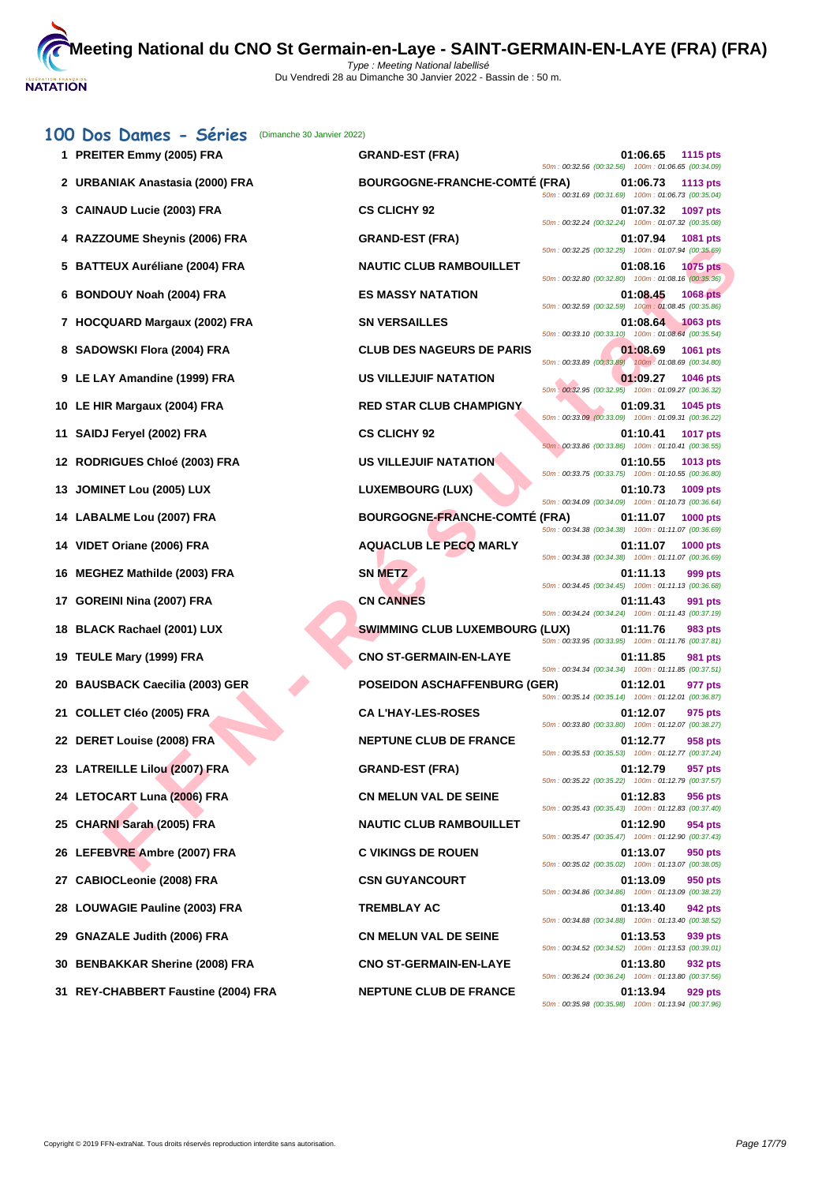# Meeting National du CNO St Germain-en-Laye - SAINT-GERMAIN-EN-LAYE (FRA) (FRA)

Type : Meeting National labellisé

Du Vendredi 28 au Dimanche 30 Janvier 2022 - Bassin de : 50 m.

## 100 Dos Dames - Séries (Dimanche 30 Janvier 2022)

| Rang | Nageuse | Club | Temps | Points | Splits |
|---|---|---|---|---|---|
| 1 | PREITER Emmy (2005) FRA | GRAND-EST (FRA) | 01:06.65 | 1115 pts | 50m : 00:32.56 (00:32.56) 100m : 01:06.65 (00:34.09) |
| 2 | URBANIAK Anastasia (2000) FRA | BOURGOGNE-FRANCHE-COMTÉ (FRA) | 01:06.73 | 1113 pts | 50m : 00:31.69 (00:31.69) 100m : 01:06.73 (00:35.04) |
| 3 | CAINAUD Lucie (2003) FRA | CS CLICHY 92 | 01:07.32 | 1097 pts | 50m : 00:32.24 (00:32.24) 100m : 01:07.32 (00:35.08) |
| 4 | RAZZOUME Sheynis (2006) FRA | GRAND-EST (FRA) | 01:07.94 | 1081 pts | 50m : 00:32.25 (00:32.25) 100m : 01:07.94 (00:35.69) |
| 5 | BATTEUX Auréliane (2004) FRA | NAUTIC CLUB RAMBOUILLET | 01:08.16 | 1075 pts | 50m : 00:32.80 (00:32.80) 100m : 01:08.16 (00:35.36) |
| 6 | BONDOUY Noah (2004) FRA | ES MASSY NATATION | 01:08.45 | 1068 pts | 50m : 00:32.59 (00:32.59) 100m : 01:08.45 (00:35.86) |
| 7 | HOCQUARD Margaux (2002) FRA | SN VERSAILLES | 01:08.64 | 1063 pts | 50m : 00:33.10 (00:33.10) 100m : 01:08.64 (00:35.54) |
| 8 | SADOWSKI Flora (2004) FRA | CLUB DES NAGEURS DE PARIS | 01:08.69 | 1061 pts | 50m : 00:33.89 (00:33.89) 100m : 01:08.69 (00:34.80) |
| 9 | LE LAY Amandine (1999) FRA | US VILLEJUIF NATATION | 01:09.27 | 1046 pts | 50m : 00:32.95 (00:32.95) 100m : 01:09.27 (00:36.32) |
| 10 | LE HIR Margaux (2004) FRA | RED STAR CLUB CHAMPIGNY | 01:09.31 | 1045 pts | 50m : 00:33.09 (00:33.09) 100m : 01:09.31 (00:36.22) |
| 11 | SAIDJ Feryel (2002) FRA | CS CLICHY 92 | 01:10.41 | 1017 pts | 50m : 00:33.86 (00:33.86) 100m : 01:10.41 (00:36.55) |
| 12 | RODRIGUES Chloé (2003) FRA | US VILLEJUIF NATATION | 01:10.55 | 1013 pts | 50m : 00:33.75 (00:33.75) 100m : 01:10.55 (00:36.80) |
| 13 | JOMINET Lou (2005) LUX | LUXEMBOURG (LUX) | 01:10.73 | 1009 pts | 50m : 00:34.09 (00:34.09) 100m : 01:10.73 (00:36.64) |
| 14 | LABALME Lou (2007) FRA | BOURGOGNE-FRANCHE-COMTÉ (FRA) | 01:11.07 | 1000 pts | 50m : 00:34.38 (00:34.38) 100m : 01:11.07 (00:36.69) |
| 14 | VIDET Oriane (2006) FRA | AQUACLUB LE PECQ MARLY | 01:11.07 | 1000 pts | 50m : 00:34.38 (00:34.38) 100m : 01:11.07 (00:36.69) |
| 16 | MEGHEZ Mathilde (2003) FRA | SN METZ | 01:11.13 | 999 pts | 50m : 00:34.45 (00:34.45) 100m : 01:11.13 (00:36.68) |
| 17 | GOREINI Nina (2007) FRA | CN CANNES | 01:11.43 | 991 pts | 50m : 00:34.24 (00:34.24) 100m : 01:11.43 (00:37.19) |
| 18 | BLACK Rachael (2001) LUX | SWIMMING CLUB LUXEMBOURG (LUX) | 01:11.76 | 983 pts | 50m : 00:33.95 (00:33.95) 100m : 01:11.76 (00:37.81) |
| 19 | TEULE Mary (1999) FRA | CNO ST-GERMAIN-EN-LAYE | 01:11.85 | 981 pts | 50m : 00:34.34 (00:34.34) 100m : 01:11.85 (00:37.51) |
| 20 | BAUSBACK Caecilia (2003) GER | POSEIDON ASCHAFFENBURG (GER) | 01:12.01 | 977 pts | 50m : 00:35.14 (00:35.14) 100m : 01:12.01 (00:36.87) |
| 21 | COLLET Cléo (2005) FRA | CA L'HAY-LES-ROSES | 01:12.07 | 975 pts | 50m : 00:33.80 (00:33.80) 100m : 01:12.07 (00:38.27) |
| 22 | DERET Louise (2008) FRA | NEPTUNE CLUB DE FRANCE | 01:12.77 | 958 pts | 50m : 00:35.53 (00:35.53) 100m : 01:12.77 (00:37.24) |
| 23 | LATREILLE Lilou (2007) FRA | GRAND-EST (FRA) | 01:12.79 | 957 pts | 50m : 00:35.22 (00:35.22) 100m : 01:12.79 (00:37.57) |
| 24 | LETOCART Luna (2006) FRA | CN MELUN VAL DE SEINE | 01:12.83 | 956 pts | 50m : 00:35.43 (00:35.43) 100m : 01:12.83 (00:37.40) |
| 25 | CHARNI Sarah (2005) FRA | NAUTIC CLUB RAMBOUILLET | 01:12.90 | 954 pts | 50m : 00:35.47 (00:35.47) 100m : 01:12.90 (00:37.43) |
| 26 | LEFEBVRE Ambre (2007) FRA | C VIKINGS DE ROUEN | 01:13.07 | 950 pts | 50m : 00:35.02 (00:35.02) 100m : 01:13.07 (00:38.05) |
| 27 | CABIOCLeonie (2008) FRA | CSN GUYANCOURT | 01:13.09 | 950 pts | 50m : 00:34.86 (00:34.86) 100m : 01:13.09 (00:38.23) |
| 28 | LOUWAGIE Pauline (2003) FRA | TREMBLAY AC | 01:13.40 | 942 pts | 50m : 00:34.88 (00:34.88) 100m : 01:13.40 (00:38.52) |
| 29 | GNAZALE Judith (2006) FRA | CN MELUN VAL DE SEINE | 01:13.53 | 939 pts | 50m : 00:34.52 (00:34.52) 100m : 01:13.53 (00:39.01) |
| 30 | BENBAKKAR Sherine (2008) FRA | CNO ST-GERMAIN-EN-LAYE | 01:13.80 | 932 pts | 50m : 00:36.24 (00:36.24) 100m : 01:13.80 (00:37.56) |
| 31 | REY-CHABBERT Faustine (2004) FRA | NEPTUNE CLUB DE FRANCE | 01:13.94 | 929 pts | 50m : 00:35.98 (00:35.98) 100m : 01:13.94 (00:37.96) |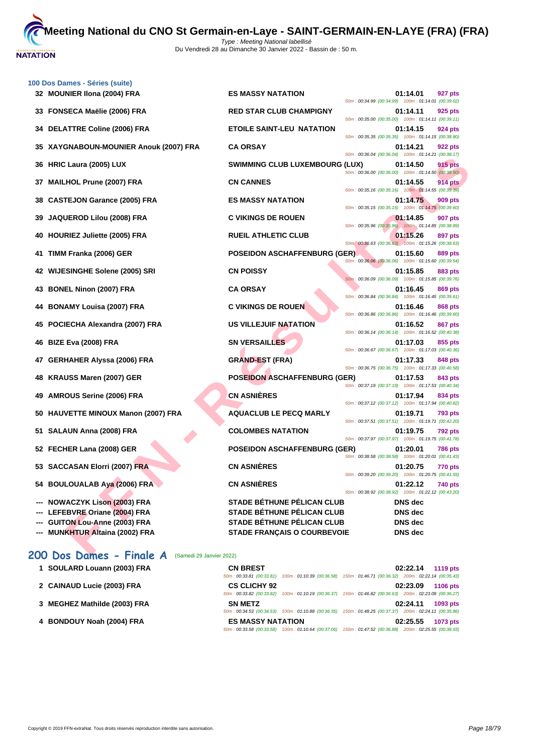**100 Dos Dames - Séries (suite)**

| Rang | Nom | Club | Temps | Points |
|---|---|---|---|---|
| 32 | MOUNIER Ilona (2004) FRA | ES MASSY NATATION | 01:14.01 | 927 pts |
| | | | 50m : 00:34.99 (00:34.99) 100m : 01:14.01 (00:39.02) | |
| 33 | FONSECA Maëlie (2006) FRA | RED STAR CLUB CHAMPIGNY | 01:14.11 | 925 pts |
| | | | 50m : 00:35.00 (00:35.00) 100m : 01:14.11 (00:39.11) | |
| 34 | DELATTRE Coline (2006) FRA | ETOILE SAINT-LEU NATATION | 01:14.15 | 924 pts |
| | | | 50m : 00:35.35 (00:35.35) 100m : 01:14.15 (00:38.80) | |
| 35 | XAYGNABOUN-MOUNIER Anouk (2007) FRA | CA ORSAY | 01:14.21 | 922 pts |
| | | | 50m : 00:36.04 (00:36.04) 100m : 01:14.21 (00:38.17) | |
| 36 | HRIC Laura (2005) LUX | SWIMMING CLUB LUXEMBOURG (LUX) | 01:14.50 | 915 pts |
| | | | 50m : 00:36.00 (00:36.00) 100m : 01:14.50 (00:38.50) | |
| 37 | MAILHOL Prune (2007) FRA | CN CANNES | 01:14.55 | 914 pts |
| | | | 50m : 00:35.16 (00:35.16) 100m : 01:14.55 (00:39.39) | |
| 38 | CASTEJON Garance (2005) FRA | ES MASSY NATATION | 01:14.75 | 909 pts |
| | | | 50m : 00:35.15 (00:35.15) 100m : 01:14.75 (00:39.60) | |
| 39 | JAQUEROD Lilou (2008) FRA | C VIKINGS DE ROUEN | 01:14.85 | 907 pts |
| | | | 50m : 00:35.96 (00:35.96) 100m : 01:14.85 (00:38.89) | |
| 40 | HOURIEZ Juliette (2005) FRA | RUEIL ATHLETIC CLUB | 01:15.26 | 897 pts |
| | | | 50m : 00:36.63 (00:36.63) 100m : 01:15.26 (00:38.63) | |
| 41 | TIMM Franka (2006) GER | POSEIDON ASCHAFFENBURG (GER) | 01:15.60 | 889 pts |
| | | | 50m : 00:36.06 (00:36.06) 100m : 01:15.60 (00:39.54) | |
| 42 | WIJESINGHE Solene (2005) SRI | CN POISSY | 01:15.85 | 883 pts |
| | | | 50m : 00:36.09 (00:36.09) 100m : 01:15.85 (00:39.76) | |
| 43 | BONEL Ninon (2007) FRA | CA ORSAY | 01:16.45 | 869 pts |
| | | | 50m : 00:36.84 (00:36.84) 100m : 01:16.45 (00:39.61) | |
| 44 | BONAMY Louisa (2007) FRA | C VIKINGS DE ROUEN | 01:16.46 | 868 pts |
| | | | 50m : 00:36.86 (00:36.86) 100m : 01:16.46 (00:39.60) | |
| 45 | POCIECHA Alexandra (2007) FRA | US VILLEJUIF NATATION | 01:16.52 | 867 pts |
| | | | 50m : 00:36.14 (00:36.14) 100m : 01:16.52 (00:40.38) | |
| 46 | BIZE Eva (2008) FRA | SN VERSAILLES | 01:17.03 | 855 pts |
| | | | 50m : 00:36.67 (00:36.67) 100m : 01:17.03 (00:40.36) | |
| 47 | GERHAHER Alyssa (2006) FRA | GRAND-EST (FRA) | 01:17.33 | 848 pts |
| | | | 50m : 00:36.75 (00:36.75) 100m : 01:17.33 (00:40.58) | |
| 48 | KRAUSS Maren (2007) GER | POSEIDON ASCHAFFENBURG (GER) | 01:17.53 | 843 pts |
| | | | 50m : 00:37.19 (00:37.19) 100m : 01:17.53 (00:40.34) | |
| 49 | AMROUS Serine (2006) FRA | CN ASNIÈRES | 01:17.94 | 834 pts |
| | | | 50m : 00:37.12 (00:37.12) 100m : 01:17.94 (00:40.82) | |
| 50 | HAUVETTE MINOUX Manon (2007) FRA | AQUACLUB LE PECQ MARLY | 01:19.71 | 793 pts |
| | | | 50m : 00:37.51 (00:37.51) 100m : 01:19.71 (00:42.20) | |
| 51 | SALAUN Anna (2008) FRA | COLOMBES NATATION | 01:19.75 | 792 pts |
| | | | 50m : 00:37.97 (00:37.97) 100m : 01:19.75 (00:41.78) | |
| 52 | FECHER Lana (2008) GER | POSEIDON ASCHAFFENBURG (GER) | 01:20.01 | 786 pts |
| | | | 50m : 00:38.58 (00:38.58) 100m : 01:20.01 (00:41.43) | |
| 53 | SACCASAN Elorri (2007) FRA | CN ASNIÈRES | 01:20.75 | 770 pts |
| | | | 50m : 00:39.20 (00:39.20) 100m : 01:20.75 (00:41.55) | |
| 54 | BOULOUALAB Aya (2006) FRA | CN ASNIÈRES | 01:22.12 | 740 pts |
| | | | 50m : 00:38.92 (00:38.92) 100m : 01:22.12 (00:43.20) | |
| --- | NOWACZYK Lison (2003) FRA | STADE BÉTHUNE PÉLICAN CLUB | DNS dec | |
| --- | LEFEBVRE Oriane (2004) FRA | STADE BÉTHUNE PÉLICAN CLUB | DNS dec | |
| --- | GUITON Lou-Anne (2003) FRA | STADE BÉTHUNE PÉLICAN CLUB | DNS dec | |
| --- | MUNKHTUR Altaina (2002) FRA | STADE FRANÇAIS O COURBEVOIE | DNS dec | |

## 200 Dos Dames - Finale A (Samedi 29 Janvier 2022)

| Rang | Nom | Club | Temps | Points |
|---|---|---|---|---|
| 1 | SOULARD Louann (2003) FRA | CN BREST | 02:22.14 | 1119 pts |
| | | 50m : 00:33.81 (00:33.81) 100m : 01:10.39 (00:36.58) 150m : 01:46.71 (00:36.32) 200m : 02:22.14 (00:35.43) | | |
| 2 | CAINAUD Lucie (2003) FRA | CS CLICHY 92 | 02:23.09 | 1106 pts |
| | | 50m : 00:33.82 (00:33.82) 100m : 01:10.19 (00:36.37) 150m : 01:46.82 (00:36.63) 200m : 02:23.09 (00:36.27) | | |
| 3 | MEGHEZ Mathilde (2003) FRA | SN METZ | 02:24.11 | 1093 pts |
| | | 50m : 00:34.53 (00:34.53) 100m : 01:10.88 (00:36.35) 150m : 01:48.25 (00:37.37) 200m : 02:24.11 (00:35.86) | | |
| 4 | BONDOUY Noah (2004) FRA | ES MASSY NATATION | 02:25.55 | 1073 pts |
| | | 50m : 00:33.58 (00:33.58) 100m : 01:10.64 (00:37.06) 150m : 01:47.52 (00:36.88) 200m : 02:25.55 (00:38.03) | | |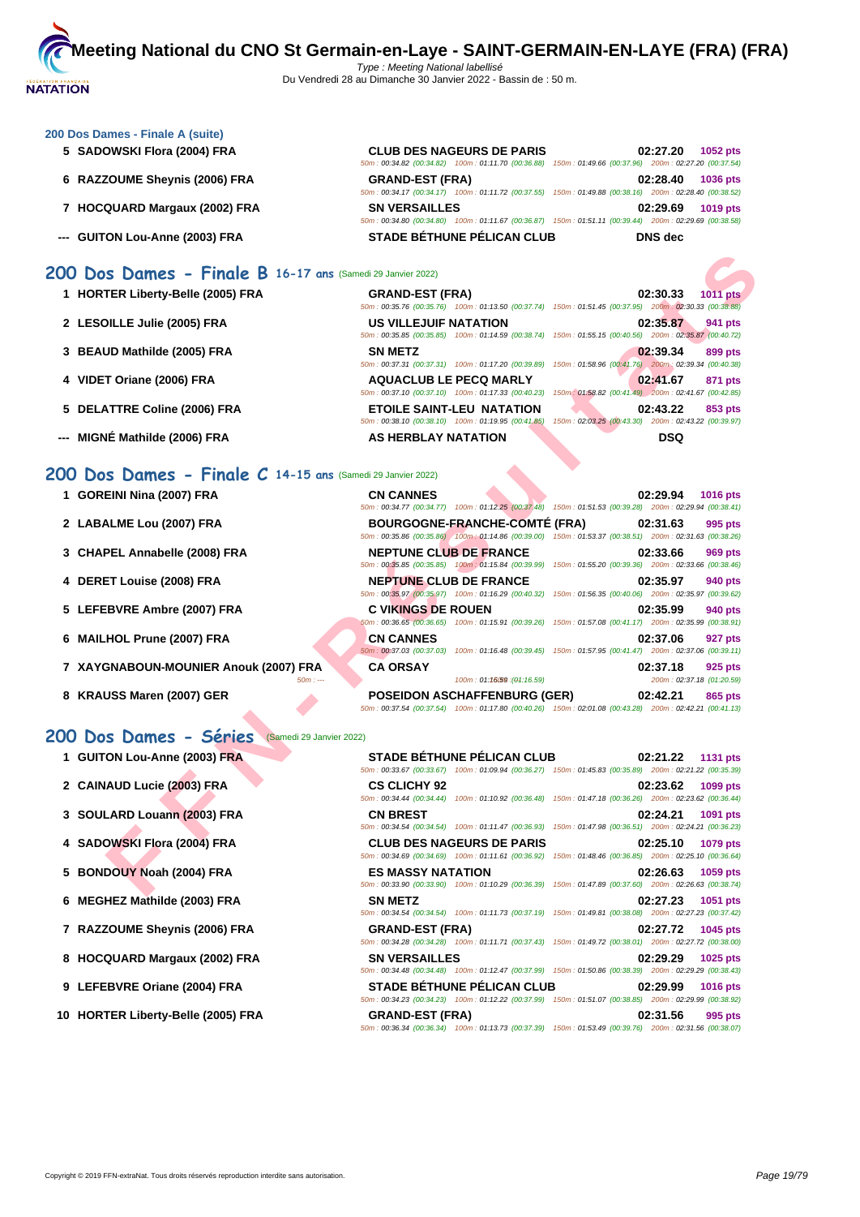### 200 Dos Dames - Finale A (suite)

| Place | Nom | Club | Temps | Points |
|---|---|---|---|---|
| 5 | SADOWSKI Flora (2004) FRA | CLUB DES NAGEURS DE PARIS | 02:27.20 | 1052 pts |
| | | 50m : 00:34.82 (00:34.82) 100m : 01:11.70 (00:36.88) 150m : 01:49.66 (00:37.96) 200m : 02:27.20 (00:37.54) | | |
| 6 | RAZZOUME Sheynis (2006) FRA | GRAND-EST (FRA) | 02:28.40 | 1036 pts |
| | | 50m : 00:34.17 (00:34.17) 100m : 01:11.72 (00:37.55) 150m : 01:49.88 (00:38.16) 200m : 02:28.40 (00:38.52) | | |
| 7 | HOCQUARD Margaux (2002) FRA | SN VERSAILLES | 02:29.69 | 1019 pts |
| | | 50m : 00:34.80 (00:34.80) 100m : 01:11.67 (00:36.87) 150m : 01:51.11 (00:39.44) 200m : 02:29.69 (00:38.58) | | |
| --- | GUITON Lou-Anne (2003) FRA | STADE BÉTHUNE PÉLICAN CLUB | DNS dec | |

## 200 Dos Dames - Finale B 16-17 ans (Samedi 29 Janvier 2022)

| Place | Nom | Club | Temps | Points |
|---|---|---|---|---|
| 1 | HORTER Liberty-Belle (2005) FRA | GRAND-EST (FRA) | 02:30.33 | 1011 pts |
| | | 50m : 00:35.76 (00:35.76) 100m : 01:13.50 (00:37.74) 150m : 01:51.45 (00:37.95) 200m : 02:30.33 (00:38.88) | | |
| 2 | LESOILLE Julie (2005) FRA | US VILLEJUIF NATATION | 02:35.87 | 941 pts |
| | | 50m : 00:35.85 (00:35.85) 100m : 01:14.59 (00:38.74) 150m : 01:55.15 (00:40.56) 200m : 02:35.87 (00:40.72) | | |
| 3 | BEAUD Mathilde (2005) FRA | SN METZ | 02:39.34 | 899 pts |
| | | 50m : 00:37.31 (00:37.31) 100m : 01:17.20 (00:39.89) 150m : 01:58.96 (00:41.76) 200m : 02:39.34 (00:40.38) | | |
| 4 | VIDET Oriane (2006) FRA | AQUACLUB LE PECQ MARLY | 02:41.67 | 871 pts |
| | | 50m : 00:37.10 (00:37.10) 100m : 01:17.33 (00:40.23) 150m : 01:58.82 (00:41.49) 200m : 02:41.67 (00:42.85) | | |
| 5 | DELATTRE Coline (2006) FRA | ETOILE SAINT-LEU NATATION | 02:43.22 | 853 pts |
| | | 50m : 00:38.10 (00:38.10) 100m : 01:19.95 (00:41.85) 150m : 02:03.25 (00:43.30) 200m : 02:43.22 (00:39.97) | | |
| --- | MIGNÉ Mathilde (2006) FRA | AS HERBLAY NATATION | DSQ | |

## 200 Dos Dames - Finale C 14-15 ans (Samedi 29 Janvier 2022)

| Place | Nom | Club | Temps | Points |
|---|---|---|---|---|
| 1 | GOREINI Nina (2007) FRA | CN CANNES | 02:29.94 | 1016 pts |
| | | 50m : 00:34.77 (00:34.77) 100m : 01:12.25 (00:37.48) 150m : 01:51.53 (00:39.28) 200m : 02:29.94 (00:38.41) | | |
| 2 | LABALME Lou (2007) FRA | BOURGOGNE-FRANCHE-COMTÉ (FRA) | 02:31.63 | 995 pts |
| | | 50m : 00:35.86 (00:35.86) 100m : 01:14.86 (00:39.00) 150m : 01:53.37 (00:38.51) 200m : 02:31.63 (00:38.26) | | |
| 3 | CHAPEL Annabelle (2008) FRA | NEPTUNE CLUB DE FRANCE | 02:33.66 | 969 pts |
| | | 50m : 00:35.85 (00:35.85) 100m : 01:15.84 (00:39.99) 150m : 01:55.20 (00:39.36) 200m : 02:33.66 (00:38.46) | | |
| 4 | DERET Louise (2008) FRA | NEPTUNE CLUB DE FRANCE | 02:35.97 | 940 pts |
| | | 50m : 00:35.97 (00:35.97) 100m : 01:16.29 (00:40.32) 150m : 01:56.35 (00:40.06) 200m : 02:35.97 (00:39.62) | | |
| 5 | LEFEBVRE Ambre (2007) FRA | C VIKINGS DE ROUEN | 02:35.99 | 940 pts |
| | | 50m : 00:36.65 (00:36.65) 100m : 01:15.91 (00:39.26) 150m : 01:57.08 (00:41.17) 200m : 02:35.99 (00:38.91) | | |
| 6 | MAILHOL Prune (2007) FRA | CN CANNES | 02:37.06 | 927 pts |
| | | 50m : 00:37.03 (00:37.03) 100m : 01:16.48 (00:39.45) 150m : 01:57.95 (00:41.47) 200m : 02:37.06 (00:39.11) | | |
| 7 | XAYGNABOUN-MOUNIER Anouk (2007) FRA | CA ORSAY | 02:37.18 | 925 pts |
| | | 50m : --- 100m : 01:16.59 (01:16.59) 200m : 02:37.18 (01:20.59) | | |
| 8 | KRAUSS Maren (2007) GER | POSEIDON ASCHAFFENBURG (GER) | 02:42.21 | 865 pts |
| | | 50m : 00:37.54 (00:37.54) 100m : 01:17.80 (00:40.26) 150m : 02:01.08 (00:43.28) 200m : 02:42.21 (00:41.13) | | |

## 200 Dos Dames - Séries (Samedi 29 Janvier 2022)

| Place | Nom | Club | Temps | Points |
|---|---|---|---|---|
| 1 | GUITON Lou-Anne (2003) FRA | STADE BÉTHUNE PÉLICAN CLUB | 02:21.22 | 1131 pts |
| | | 50m : 00:33.67 (00:33.67) 100m : 01:09.94 (00:36.27) 150m : 01:45.83 (00:35.89) 200m : 02:21.22 (00:35.39) | | |
| 2 | CAINAUD Lucie (2003) FRA | CS CLICHY 92 | 02:23.62 | 1099 pts |
| | | 50m : 00:34.44 (00:34.44) 100m : 01:10.92 (00:36.48) 150m : 01:47.18 (00:36.26) 200m : 02:23.62 (00:36.44) | | |
| 3 | SOULARD Louann (2003) FRA | CN BREST | 02:24.21 | 1091 pts |
| | | 50m : 00:34.54 (00:34.54) 100m : 01:11.47 (00:36.93) 150m : 01:47.98 (00:36.51) 200m : 02:24.21 (00:36.23) | | |
| 4 | SADOWSKI Flora (2004) FRA | CLUB DES NAGEURS DE PARIS | 02:25.10 | 1079 pts |
| | | 50m : 00:34.69 (00:34.69) 100m : 01:11.61 (00:36.92) 150m : 01:48.46 (00:36.85) 200m : 02:25.10 (00:36.64) | | |
| 5 | BONDOUY Noah (2004) FRA | ES MASSY NATATION | 02:26.63 | 1059 pts |
| | | 50m : 00:33.90 (00:33.90) 100m : 01:10.29 (00:36.39) 150m : 01:47.89 (00:37.60) 200m : 02:26.63 (00:38.74) | | |
| 6 | MEGHEZ Mathilde (2003) FRA | SN METZ | 02:27.23 | 1051 pts |
| | | 50m : 00:34.54 (00:34.54) 100m : 01:11.73 (00:37.19) 150m : 01:49.81 (00:38.08) 200m : 02:27.23 (00:37.42) | | |
| 7 | RAZZOUME Sheynis (2006) FRA | GRAND-EST (FRA) | 02:27.72 | 1045 pts |
| | | 50m : 00:34.28 (00:34.28) 100m : 01:11.71 (00:37.43) 150m : 01:49.72 (00:38.01) 200m : 02:27.72 (00:38.00) | | |
| 8 | HOCQUARD Margaux (2002) FRA | SN VERSAILLES | 02:29.29 | 1025 pts |
| | | 50m : 00:34.48 (00:34.48) 100m : 01:12.47 (00:37.99) 150m : 01:50.86 (00:38.39) 200m : 02:29.29 (00:38.43) | | |
| 9 | LEFEBVRE Oriane (2004) FRA | STADE BÉTHUNE PÉLICAN CLUB | 02:29.99 | 1016 pts |
| | | 50m : 00:34.23 (00:34.23) 100m : 01:12.22 (00:37.99) 150m : 01:51.07 (00:38.85) 200m : 02:29.99 (00:38.92) | | |
| 10 | HORTER Liberty-Belle (2005) FRA | GRAND-EST (FRA) | 02:31.56 | 995 pts |
| | | 50m : 00:36.34 (00:36.34) 100m : 01:13.73 (00:37.39) 150m : 01:53.49 (00:39.76) 200m : 02:31.56 (00:38.07) | | |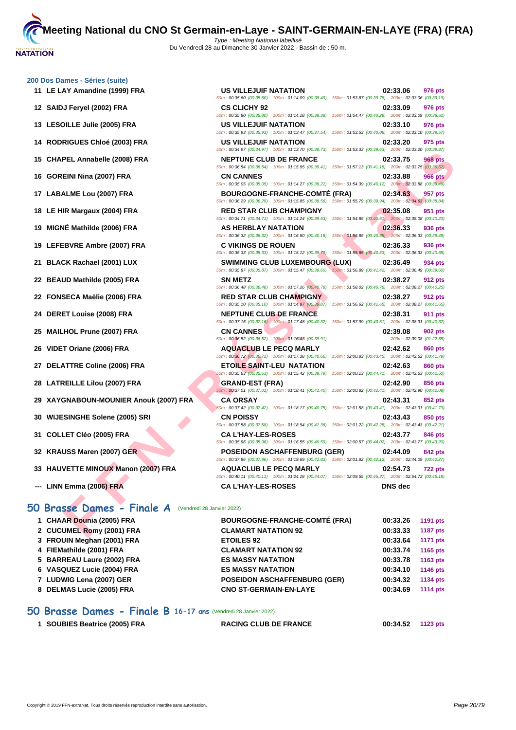## 200 Dos Dames - Séries (suite)

| Place | Nom | Club | Temps | Points |
|---|---|---|---|---|
| 11 | LE LAY Amandine (1999) FRA | US VILLEJUIF NATATION | 02:33.06 | 976 pts |
| | | 50m : 00:35.60 (00:35.60) 100m : 01:14.09 (00:38.49) 150m : 01:53.87 (00:39.78) 200m : 02:33.06 (00:39.19) | | |
| 12 | SAIDJ Feryel (2002) FRA | CS CLICHY 92 | 02:33.09 | 976 pts |
| | | 50m : 00:35.80 (00:35.80) 100m : 01:14.18 (00:38.38) 150m : 01:54.47 (00:40.29) 200m : 02:33.09 (00:38.62) | | |
| 13 | LESOILLE Julie (2005) FRA | US VILLEJUIF NATATION | 02:33.10 | 976 pts |
| | | 50m : 00:35.93 (00:35.93) 100m : 01:13.47 (00:37.54) 150m : 01:53.53 (00:40.06) 200m : 02:33.10 (00:39.57) | | |
| 14 | RODRIGUES Chloé (2003) FRA | US VILLEJUIF NATATION | 02:33.20 | 975 pts |
| | | 50m : 00:34.97 (00:34.97) 100m : 01:13.70 (00:38.73) 150m : 01:53.33 (00:39.63) 200m : 02:33.20 (00:39.87) | | |
| 15 | CHAPEL Annabelle (2008) FRA | NEPTUNE CLUB DE FRANCE | 02:33.75 | 968 pts |
| | | 50m : 00:36.54 (00:36.54) 100m : 01:15.95 (00:39.41) 150m : 01:57.13 (00:41.18) 200m : 02:33.75 (00:36.62) | | |
| 16 | GOREINI Nina (2007) FRA | CN CANNES | 02:33.88 | 966 pts |
| | | 50m : 00:35.05 (00:35.05) 100m : 01:14.27 (00:39.22) 150m : 01:54.39 (00:40.12) 200m : 02:33.88 (00:39.49) | | |
| 17 | LABALME Lou (2007) FRA | BOURGOGNE-FRANCHE-COMTÉ (FRA) | 02:34.63 | 957 pts |
| | | 50m : 00:36.29 (00:36.29) 100m : 01:15.85 (00:39.56) 150m : 01:55.79 (00:39.94) 200m : 02:34.63 (00:38.84) | | |
| 18 | LE HIR Margaux (2004) FRA | RED STAR CLUB CHAMPIGNY | 02:35.08 | 951 pts |
| | | 50m : 00:34.71 (00:34.71) 100m : 01:14.24 (00:39.53) 150m : 01:54.85 (00:40.61) 200m : 02:35.08 (00:40.23) | | |
| 19 | MIGNÉ Mathilde (2006) FRA | AS HERBLAY NATATION | 02:36.33 | 936 pts |
| | | 50m : 00:36.32 (00:36.32) 100m : 01:16.50 (00:40.18) 150m : 01:56.85 (00:40.35) 200m : 02:36.33 (00:39.48) | | |
| 19 | LEFEBVRE Ambre (2007) FRA | C VIKINGS DE ROUEN | 02:36.33 | 936 pts |
| | | 50m : 00:35.33 (00:35.33) 100m : 01:15.12 (00:39.79) 150m : 01:55.65 (00:40.53) 200m : 02:36.33 (00:40.68) | | |
| 21 | BLACK Rachael (2001) LUX | SWIMMING CLUB LUXEMBOURG (LUX) | 02:36.49 | 934 pts |
| | | 50m : 00:35.87 (00:35.87) 100m : 01:15.47 (00:39.60) 150m : 01:56.89 (00:41.42) 200m : 02:36.49 (00:39.60) | | |
| 22 | BEAUD Mathilde (2005) FRA | SN METZ | 02:38.27 | 912 pts |
| | | 50m : 00:36.48 (00:36.48) 100m : 01:17.26 (00:40.78) 150m : 01:58.02 (00:40.76) 200m : 02:38.27 (00:40.25) | | |
| 22 | FONSECA Maëlie (2006) FRA | RED STAR CLUB CHAMPIGNY | 02:38.27 | 912 pts |
| | | 50m : 00:35.10 (00:35.10) 100m : 01:14.97 (00:39.87) 150m : 01:56.62 (00:41.65) 200m : 02:38.27 (00:41.65) | | |
| 24 | DERET Louise (2008) FRA | NEPTUNE CLUB DE FRANCE | 02:38.31 | 911 pts |
| | | 50m : 00:37.16 (00:37.16) 100m : 01:17.48 (00:40.32) 150m : 01:57.99 (00:40.51) 200m : 02:38.31 (00:40.32) | | |
| 25 | MAILHOL Prune (2007) FRA | CN CANNES | 02:39.08 | 902 pts |
| | | 50m : 00:36.52 (00:36.52) 100m : 01:16.43 (00:39.91) 200m : 02:39.08 (01:22.65) | | |
| 26 | VIDET Oriane (2006) FRA | AQUACLUB LE PECQ MARLY | 02:42.62 | 860 pts |
| | | 50m : 00:36.72 (00:36.72) 100m : 01:17.38 (00:40.66) 150m : 02:00.83 (00:43.45) 200m : 02:42.62 (00:41.79) | | |
| 27 | DELATTRE Coline (2006) FRA | ETOILE SAINT-LEU NATATION | 02:42.63 | 860 pts |
| | | 50m : 00:35.63 (00:35.63) 100m : 01:15.42 (00:39.79) 150m : 02:00.13 (00:44.71) 200m : 02:42.63 (00:42.50) | | |
| 28 | LATREILLE Lilou (2007) FRA | GRAND-EST (FRA) | 02:42.90 | 856 pts |
| | | 50m : 00:37.01 (00:37.01) 100m : 01:18.41 (00:41.40) 150m : 02:00.82 (00:42.41) 200m : 02:42.90 (00:42.08) | | |
| 29 | XAYGNABOUN-MOUNIER Anouk (2007) FRA | CA ORSAY | 02:43.31 | 852 pts |
| | | 50m : 00:37.42 (00:37.42) 100m : 01:18.17 (00:40.75) 150m : 02:01.58 (00:43.41) 200m : 02:43.31 (00:41.73) | | |
| 30 | WIJESINGHE Solene (2005) SRI | CN POISSY | 02:43.43 | 850 pts |
| | | 50m : 00:37.58 (00:37.58) 100m : 01:18.94 (00:41.36) 150m : 02:01.22 (00:42.28) 200m : 02:43.43 (00:42.21) | | |
| 31 | COLLET Cléo (2005) FRA | CA L'HAY-LES-ROSES | 02:43.77 | 846 pts |
| | | 50m : 00:35.96 (00:35.96) 100m : 01:16.55 (00:40.59) 150m : 02:00.57 (00:44.02) 200m : 02:43.77 (00:43.20) | | |
| 32 | KRAUSS Maren (2007) GER | POSEIDON ASCHAFFENBURG (GER) | 02:44.09 | 842 pts |
| | | 50m : 00:37.86 (00:37.86) 100m : 01:19.69 (00:41.83) 150m : 02:01.82 (00:42.13) 200m : 02:44.09 (00:42.27) | | |
| 33 | HAUVETTE MINOUX Manon (2007) FRA | AQUACLUB LE PECQ MARLY | 02:54.73 | 722 pts |
| | | 50m : 00:40.11 (00:40.11) 100m : 01:24.18 (00:44.07) 150m : 02:09.55 (00:45.37) 200m : 02:54.73 (00:45.18) | | |
| --- | LINN Emma (2006) FRA | CA L'HAY-LES-ROSES | DNS dec | |

## 50 Brasse Dames - Finale A (Vendredi 28 Janvier 2022)

| Place | Nom | Club | Temps | Points |
|---|---|---|---|---|
| 1 | CHAAR Dounia (2005) FRA | BOURGOGNE-FRANCHE-COMTÉ (FRA) | 00:33.26 | 1191 pts |
| 2 | CUCUMEL Romy (2001) FRA | CLAMART NATATION 92 | 00:33.33 | 1187 pts |
| 3 | FROUIN Meghan (2001) FRA | ETOILES 92 | 00:33.64 | 1171 pts |
| 4 | FIEMathilde (2001) FRA | CLAMART NATATION 92 | 00:33.74 | 1165 pts |
| 5 | BARREAU Laure (2002) FRA | ES MASSY NATATION | 00:33.78 | 1163 pts |
| 6 | VASQUEZ Lucie (2004) FRA | ES MASSY NATATION | 00:34.10 | 1146 pts |
| 7 | LUDWIG Lena (2007) GER | POSEIDON ASCHAFFENBURG (GER) | 00:34.32 | 1134 pts |
| 8 | DELMAS Lucie (2005) FRA | CNO ST-GERMAIN-EN-LAYE | 00:34.69 | 1114 pts |

## 50 Brasse Dames - Finale B 16-17 ans (Vendredi 28 Janvier 2022)

| Place | Nom | Club | Temps | Points |
|---|---|---|---|---|
| 1 | SOUBIES Beatrice (2005) FRA | RACING CLUB DE FRANCE | 00:34.52 | 1123 pts |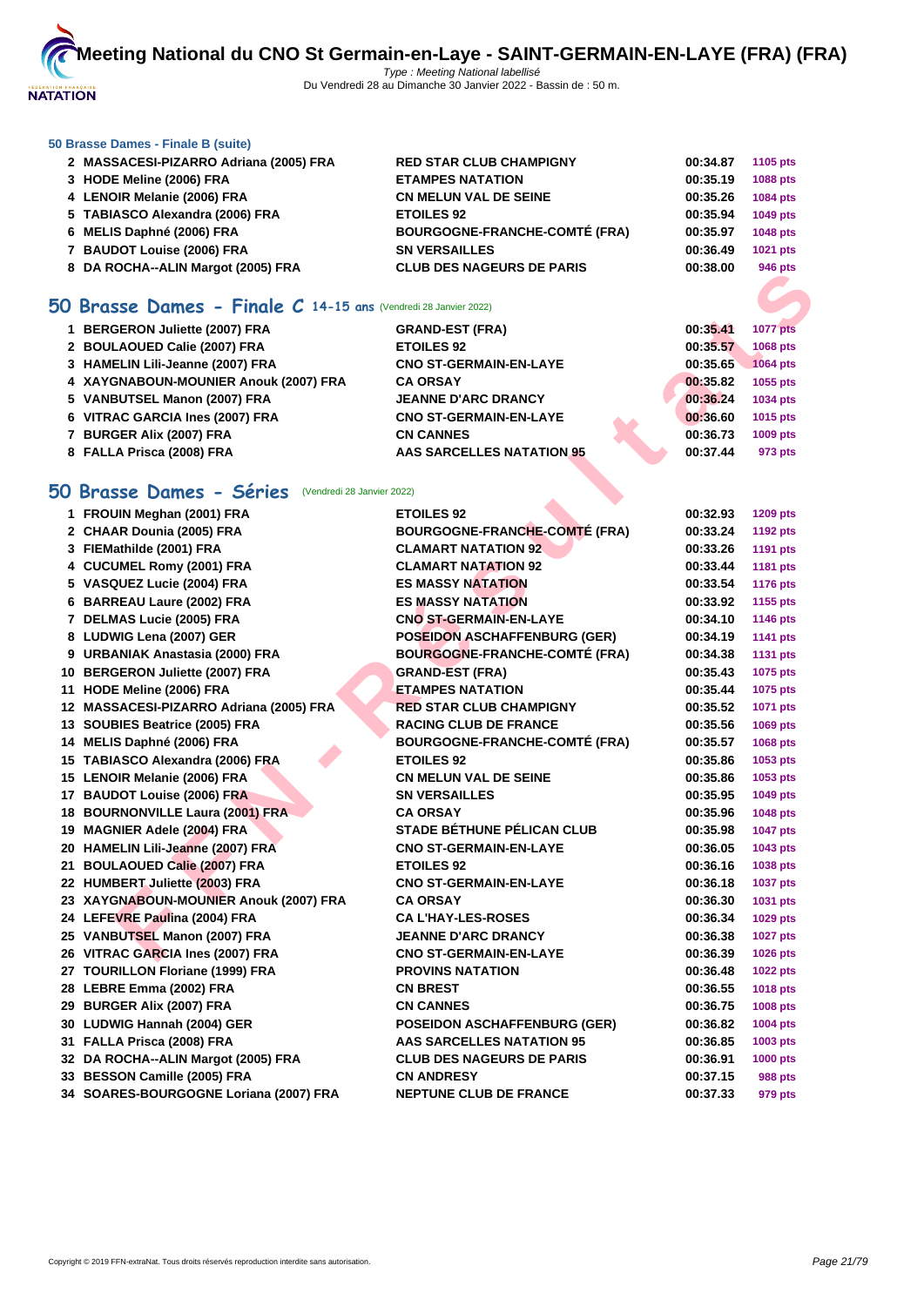### 50 Brasse Dames - Finale B (suite)

| | | | | |
|---|---|---|---|---|
| 2 | MASSACESI-PIZARRO Adriana (2005) FRA | RED STAR CLUB CHAMPIGNY | 00:34.87 | 1105 pts |
| 3 | HODE Meline (2006) FRA | ETAMPES NATATION | 00:35.19 | 1088 pts |
| 4 | LENOIR Melanie (2006) FRA | CN MELUN VAL DE SEINE | 00:35.26 | 1084 pts |
| 5 | TABIASCO Alexandra (2006) FRA | ETOILES 92 | 00:35.94 | 1049 pts |
| 6 | MELIS Daphné (2006) FRA | BOURGOGNE-FRANCHE-COMTÉ (FRA) | 00:35.97 | 1048 pts |
| 7 | BAUDOT Louise (2006) FRA | SN VERSAILLES | 00:36.49 | 1021 pts |
| 8 | DA ROCHA--ALIN Margot (2005) FRA | CLUB DES NAGEURS DE PARIS | 00:38.00 | 946 pts |

## 50 Brasse Dames - Finale C 14-15 ans (Vendredi 28 Janvier 2022)

| | | | | |
|---|---|---|---|---|
| 1 | BERGERON Juliette (2007) FRA | GRAND-EST (FRA) | 00:35.41 | 1077 pts |
| 2 | BOULAOUED Calie (2007) FRA | ETOILES 92 | 00:35.57 | 1068 pts |
| 3 | HAMELIN Lili-Jeanne (2007) FRA | CNO ST-GERMAIN-EN-LAYE | 00:35.65 | 1064 pts |
| 4 | XAYGNABOUN-MOUNIER Anouk (2007) FRA | CA ORSAY | 00:35.82 | 1055 pts |
| 5 | VANBUTSEL Manon (2007) FRA | JEANNE D'ARC DRANCY | 00:36.24 | 1034 pts |
| 6 | VITRAC GARCIA Ines (2007) FRA | CNO ST-GERMAIN-EN-LAYE | 00:36.60 | 1015 pts |
| 7 | BURGER Alix (2007) FRA | CN CANNES | 00:36.73 | 1009 pts |
| 8 | FALLA Prisca (2008) FRA | AAS SARCELLES NATATION 95 | 00:37.44 | 973 pts |

## 50 Brasse Dames - Séries (Vendredi 28 Janvier 2022)

| | | | | |
|---|---|---|---|---|
| 1 | FROUIN Meghan (2001) FRA | ETOILES 92 | 00:32.93 | 1209 pts |
| 2 | CHAAR Dounia (2005) FRA | BOURGOGNE-FRANCHE-COMTÉ (FRA) | 00:33.24 | 1192 pts |
| 3 | FIEMathilde (2001) FRA | CLAMART NATATION 92 | 00:33.26 | 1191 pts |
| 4 | CUCUMEL Romy (2001) FRA | CLAMART NATATION 92 | 00:33.44 | 1181 pts |
| 5 | VASQUEZ Lucie (2004) FRA | ES MASSY NATATION | 00:33.54 | 1176 pts |
| 6 | BARREAU Laure (2002) FRA | ES MASSY NATATION | 00:33.92 | 1155 pts |
| 7 | DELMAS Lucie (2005) FRA | CNO ST-GERMAIN-EN-LAYE | 00:34.10 | 1146 pts |
| 8 | LUDWIG Lena (2007) GER | POSEIDON ASCHAFFENBURG (GER) | 00:34.19 | 1141 pts |
| 9 | URBANIAK Anastasia (2000) FRA | BOURGOGNE-FRANCHE-COMTÉ (FRA) | 00:34.38 | 1131 pts |
| 10 | BERGERON Juliette (2007) FRA | GRAND-EST (FRA) | 00:35.43 | 1075 pts |
| 11 | HODE Meline (2006) FRA | ETAMPES NATATION | 00:35.44 | 1075 pts |
| 12 | MASSACESI-PIZARRO Adriana (2005) FRA | RED STAR CLUB CHAMPIGNY | 00:35.52 | 1071 pts |
| 13 | SOUBIES Beatrice (2005) FRA | RACING CLUB DE FRANCE | 00:35.56 | 1069 pts |
| 14 | MELIS Daphné (2006) FRA | BOURGOGNE-FRANCHE-COMTÉ (FRA) | 00:35.57 | 1068 pts |
| 15 | TABIASCO Alexandra (2006) FRA | ETOILES 92 | 00:35.86 | 1053 pts |
| 15 | LENOIR Melanie (2006) FRA | CN MELUN VAL DE SEINE | 00:35.86 | 1053 pts |
| 17 | BAUDOT Louise (2006) FRA | SN VERSAILLES | 00:35.95 | 1049 pts |
| 18 | BOURNONVILLE Laura (2001) FRA | CA ORSAY | 00:35.96 | 1048 pts |
| 19 | MAGNIER Adele (2004) FRA | STADE BÉTHUNE PÉLICAN CLUB | 00:35.98 | 1047 pts |
| 20 | HAMELIN Lili-Jeanne (2007) FRA | CNO ST-GERMAIN-EN-LAYE | 00:36.05 | 1043 pts |
| 21 | BOULAOUED Calie (2007) FRA | ETOILES 92 | 00:36.16 | 1038 pts |
| 22 | HUMBERT Juliette (2003) FRA | CNO ST-GERMAIN-EN-LAYE | 00:36.18 | 1037 pts |
| 23 | XAYGNABOUN-MOUNIER Anouk (2007) FRA | CA ORSAY | 00:36.30 | 1031 pts |
| 24 | LEFEVRE Paulina (2004) FRA | CA L'HAY-LES-ROSES | 00:36.34 | 1029 pts |
| 25 | VANBUTSEL Manon (2007) FRA | JEANNE D'ARC DRANCY | 00:36.38 | 1027 pts |
| 26 | VITRAC GARCIA Ines (2007) FRA | CNO ST-GERMAIN-EN-LAYE | 00:36.39 | 1026 pts |
| 27 | TOURILLON Floriane (1999) FRA | PROVINS NATATION | 00:36.48 | 1022 pts |
| 28 | LEBRE Emma (2002) FRA | CN BREST | 00:36.55 | 1018 pts |
| 29 | BURGER Alix (2007) FRA | CN CANNES | 00:36.75 | 1008 pts |
| 30 | LUDWIG Hannah (2004) GER | POSEIDON ASCHAFFENBURG (GER) | 00:36.82 | 1004 pts |
| 31 | FALLA Prisca (2008) FRA | AAS SARCELLES NATATION 95 | 00:36.85 | 1003 pts |
| 32 | DA ROCHA--ALIN Margot (2005) FRA | CLUB DES NAGEURS DE PARIS | 00:36.91 | 1000 pts |
| 33 | BESSON Camille (2005) FRA | CN ANDRESY | 00:37.15 | 988 pts |
| 34 | SOARES-BOURGOGNE Loriana (2007) FRA | NEPTUNE CLUB DE FRANCE | 00:37.33 | 979 pts |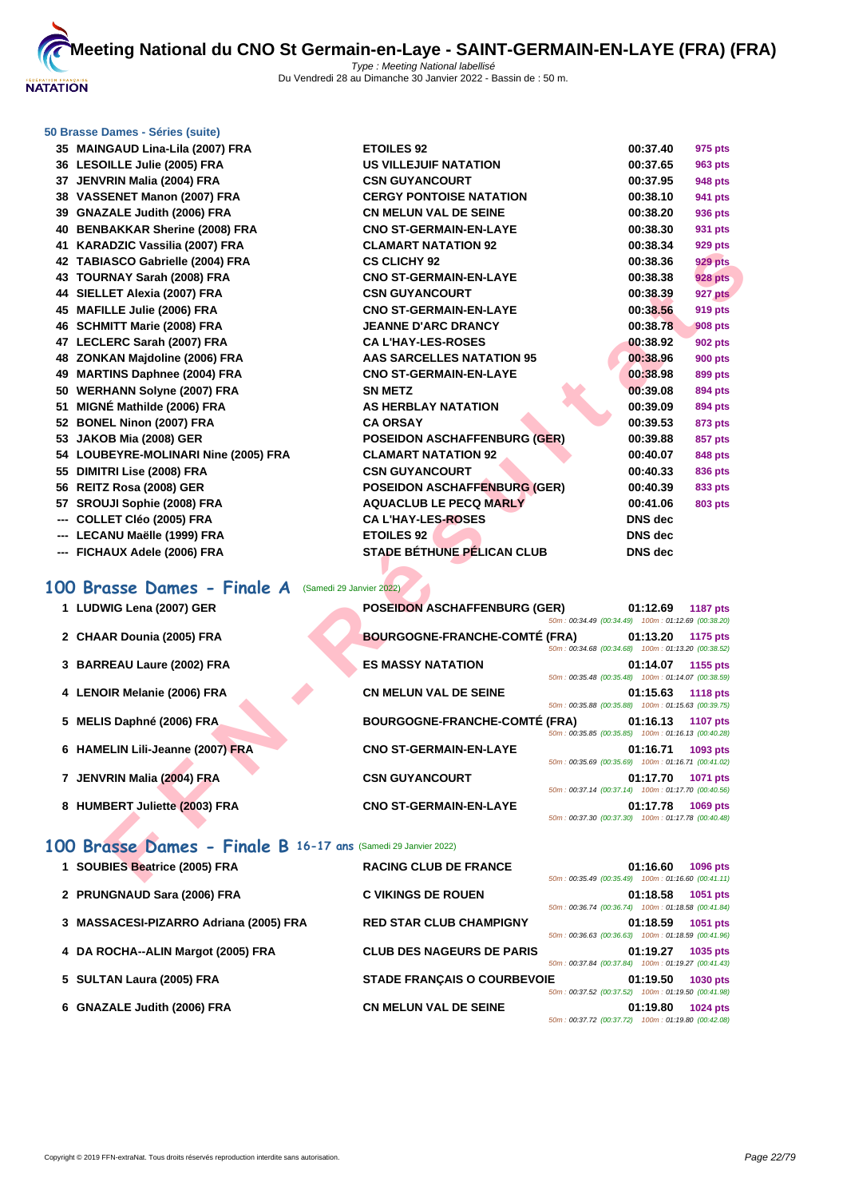# Meeting National du CNO St Germain-en-Laye - SAINT-GERMAIN-EN-LAYE (FRA) (FRA)

Type : Meeting National labellisé
Du Vendredi 28 au Dimanche 30 Janvier 2022 - Bassin de : 50 m.

### 50 Brasse Dames - Séries (suite)

| | | | | |
|---|---|---|---|---|
| 35 | MAINGAUD Lina-Lila (2007) FRA | ETOILES 92 | 00:37.40 | 975 pts |
| 36 | LESOILLE Julie (2005) FRA | US VILLEJUIF NATATION | 00:37.65 | 963 pts |
| 37 | JENVRIN Malia (2004) FRA | CSN GUYANCOURT | 00:37.95 | 948 pts |
| 38 | VASSENET Manon (2007) FRA | CERGY PONTOISE NATATION | 00:38.10 | 941 pts |
| 39 | GNAZALE Judith (2006) FRA | CN MELUN VAL DE SEINE | 00:38.20 | 936 pts |
| 40 | BENBAKKAR Sherine (2008) FRA | CNO ST-GERMAIN-EN-LAYE | 00:38.30 | 931 pts |
| 41 | KARADZIC Vassilia (2007) FRA | CLAMART NATATION 92 | 00:38.34 | 929 pts |
| 42 | TABIASCO Gabrielle (2004) FRA | CS CLICHY 92 | 00:38.36 | 929 pts |
| 43 | TOURNAY Sarah (2008) FRA | CNO ST-GERMAIN-EN-LAYE | 00:38.38 | 928 pts |
| 44 | SIELLET Alexia (2007) FRA | CSN GUYANCOURT | 00:38.39 | 927 pts |
| 45 | MAFILLE Julie (2006) FRA | CNO ST-GERMAIN-EN-LAYE | 00:38.56 | 919 pts |
| 46 | SCHMITT Marie (2008) FRA | JEANNE D'ARC DRANCY | 00:38.78 | 908 pts |
| 47 | LECLERC Sarah (2007) FRA | CA L'HAY-LES-ROSES | 00:38.92 | 902 pts |
| 48 | ZONKAN Majdoline (2006) FRA | AAS SARCELLES NATATION 95 | 00:38.96 | 900 pts |
| 49 | MARTINS Daphnee (2004) FRA | CNO ST-GERMAIN-EN-LAYE | 00:38.98 | 899 pts |
| 50 | WERHANN Solyne (2007) FRA | SN METZ | 00:39.08 | 894 pts |
| 51 | MIGNÉ Mathilde (2006) FRA | AS HERBLAY NATATION | 00:39.09 | 894 pts |
| 52 | BONEL Ninon (2007) FRA | CA ORSAY | 00:39.53 | 873 pts |
| 53 | JAKOB Mia (2008) GER | POSEIDON ASCHAFFENBURG (GER) | 00:39.88 | 857 pts |
| 54 | LOUBEYRE-MOLINARI Nine (2005) FRA | CLAMART NATATION 92 | 00:40.07 | 848 pts |
| 55 | DIMITRI Lise (2008) FRA | CSN GUYANCOURT | 00:40.33 | 836 pts |
| 56 | REITZ Rosa (2008) GER | POSEIDON ASCHAFFENBURG (GER) | 00:40.39 | 833 pts |
| 57 | SROUJI Sophie (2008) FRA | AQUACLUB LE PECQ MARLY | 00:41.06 | 803 pts |
| --- | COLLET Cléo (2005) FRA | CA L'HAY-LES-ROSES | DNS dec | |
| --- | LECANU Maëlle (1999) FRA | ETOILES 92 | DNS dec | |
| --- | FICHAUX Adele (2006) FRA | STADE BÉTHUNE PÉLICAN CLUB | DNS dec | |

## 100 Brasse Dames - Finale A (Samedi 29 Janvier 2022)

| | | | | | |
|---|---|---|---|---|---|
| 1 | LUDWIG Lena (2007) GER | POSEIDON ASCHAFFENBURG (GER) | 01:12.69 | 1187 pts | 50m : 00:34.49 (00:34.49) 100m : 01:12.69 (00:38.20) |
| 2 | CHAAR Dounia (2005) FRA | BOURGOGNE-FRANCHE-COMTÉ (FRA) | 01:13.20 | 1175 pts | 50m : 00:34.68 (00:34.68) 100m : 01:13.20 (00:38.52) |
| 3 | BARREAU Laure (2002) FRA | ES MASSY NATATION | 01:14.07 | 1155 pts | 50m : 00:35.48 (00:35.48) 100m : 01:14.07 (00:38.59) |
| 4 | LENOIR Melanie (2006) FRA | CN MELUN VAL DE SEINE | 01:15.63 | 1118 pts | 50m : 00:35.88 (00:35.88) 100m : 01:15.63 (00:39.75) |
| 5 | MELIS Daphné (2006) FRA | BOURGOGNE-FRANCHE-COMTÉ (FRA) | 01:16.13 | 1107 pts | 50m : 00:35.85 (00:35.85) 100m : 01:16.13 (00:40.28) |
| 6 | HAMELIN Lili-Jeanne (2007) FRA | CNO ST-GERMAIN-EN-LAYE | 01:16.71 | 1093 pts | 50m : 00:35.69 (00:35.69) 100m : 01:16.71 (00:41.02) |
| 7 | JENVRIN Malia (2004) FRA | CSN GUYANCOURT | 01:17.70 | 1071 pts | 50m : 00:37.14 (00:37.14) 100m : 01:17.70 (00:40.56) |
| 8 | HUMBERT Juliette (2003) FRA | CNO ST-GERMAIN-EN-LAYE | 01:17.78 | 1069 pts | 50m : 00:37.30 (00:37.30) 100m : 01:17.78 (00:40.48) |

## 100 Brasse Dames - Finale B 16-17 ans (Samedi 29 Janvier 2022)

| | | | | | |
|---|---|---|---|---|---|
| 1 | SOUBIES Beatrice (2005) FRA | RACING CLUB DE FRANCE | 01:16.60 | 1096 pts | 50m : 00:35.49 (00:35.49) 100m : 01:16.60 (00:41.11) |
| 2 | PRUNGNAUD Sara (2006) FRA | C VIKINGS DE ROUEN | 01:18.58 | 1051 pts | 50m : 00:36.74 (00:36.74) 100m : 01:18.58 (00:41.84) |
| 3 | MASSACESI-PIZARRO Adriana (2005) FRA | RED STAR CLUB CHAMPIGNY | 01:18.59 | 1051 pts | 50m : 00:36.63 (00:36.63) 100m : 01:18.59 (00:41.96) |
| 4 | DA ROCHA--ALIN Margot (2005) FRA | CLUB DES NAGEURS DE PARIS | 01:19.27 | 1035 pts | 50m : 00:37.84 (00:37.84) 100m : 01:19.27 (00:41.43) |
| 5 | SULTAN Laura (2005) FRA | STADE FRANÇAIS O COURBEVOIE | 01:19.50 | 1030 pts | 50m : 00:37.52 (00:37.52) 100m : 01:19.50 (00:41.98) |
| 6 | GNAZALE Judith (2006) FRA | CN MELUN VAL DE SEINE | 01:19.80 | 1024 pts | 50m : 00:37.72 (00:37.72) 100m : 01:19.80 (00:42.08) |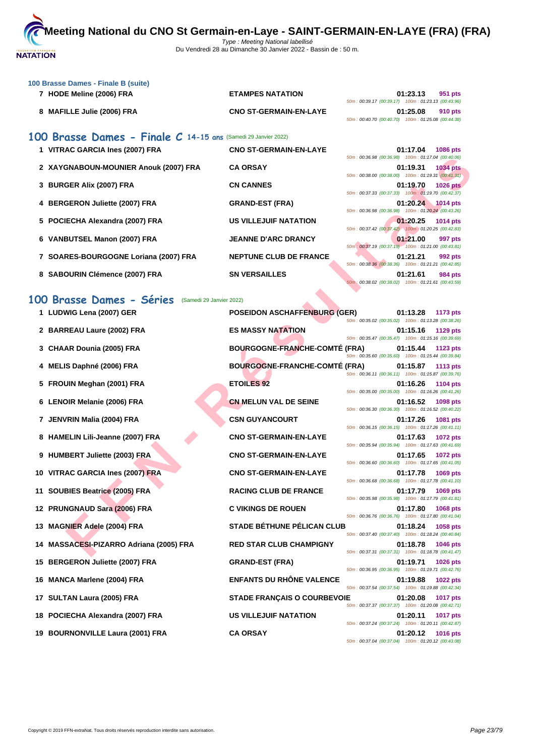# Meeting National du CNO St Germain-en-Laye - SAINT-GERMAIN-EN-LAYE (FRA) (FRA)

Type : Meeting National labellisé
Du Vendredi 28 au Dimanche 30 Janvier 2022 - Bassin de : 50 m.

### 100 Brasse Dames - Finale B (suite)

| Rang | Nom | Club | Temps | Points | Splits |
|---|---|---|---|---|---|
| 7 | HODE Meline (2006) FRA | ETAMPES NATATION | 01:23.13 | 951 pts | 50m : 00:39.17 (00:39.17) 100m : 01:23.13 (00:43.96) |
| 8 | MAFILLE Julie (2006) FRA | CNO ST-GERMAIN-EN-LAYE | 01:25.08 | 910 pts | 50m : 00:40.70 (00:40.70) 100m : 01:25.08 (00:44.38) |

## 100 Brasse Dames - Finale C 14-15 ans (Samedi 29 Janvier 2022)

| Rang | Nom | Club | Temps | Points | Splits |
|---|---|---|---|---|---|
| 1 | VITRAC GARCIA Ines (2007) FRA | CNO ST-GERMAIN-EN-LAYE | 01:17.04 | 1086 pts | 50m : 00:36.98 (00:36.98) 100m : 01:17.04 (00:40.06) |
| 2 | XAYGNABOUN-MOUNIER Anouk (2007) FRA | CA ORSAY | 01:19.31 | 1034 pts | 50m : 00:38.00 (00:38.00) 100m : 01:19.31 (00:41.31) |
| 3 | BURGER Alix (2007) FRA | CN CANNES | 01:19.70 | 1026 pts | 50m : 00:37.33 (00:37.33) 100m : 01:19.70 (00:42.37) |
| 4 | BERGERON Juliette (2007) FRA | GRAND-EST (FRA) | 01:20.24 | 1014 pts | 50m : 00:36.98 (00:36.98) 100m : 01:20.24 (00:43.26) |
| 5 | POCIECHA Alexandra (2007) FRA | US VILLEJUIF NATATION | 01:20.25 | 1014 pts | 50m : 00:37.42 (00:37.42) 100m : 01:20.25 (00:42.83) |
| 6 | VANBUTSEL Manon (2007) FRA | JEANNE D'ARC DRANCY | 01:21.00 | 997 pts | 50m : 00:37.19 (00:37.19) 100m : 01:21.00 (00:43.81) |
| 7 | SOARES-BOURGOGNE Loriana (2007) FRA | NEPTUNE CLUB DE FRANCE | 01:21.21 | 992 pts | 50m : 00:38.36 (00:38.36) 100m : 01:21.21 (00:42.85) |
| 8 | SABOURIN Clémence (2007) FRA | SN VERSAILLES | 01:21.61 | 984 pts | 50m : 00:38.02 (00:38.02) 100m : 01:21.61 (00:43.59) |

## 100 Brasse Dames - Séries (Samedi 29 Janvier 2022)

| Rang | Nom | Club | Temps | Points | Splits |
|---|---|---|---|---|---|
| 1 | LUDWIG Lena (2007) GER | POSEIDON ASCHAFFENBURG (GER) | 01:13.28 | 1173 pts | 50m : 00:35.02 (00:35.02) 100m : 01:13.28 (00:38.26) |
| 2 | BARREAU Laure (2002) FRA | ES MASSY NATATION | 01:15.16 | 1129 pts | 50m : 00:35.47 (00:35.47) 100m : 01:15.16 (00:39.69) |
| 3 | CHAAR Dounia (2005) FRA | BOURGOGNE-FRANCHE-COMTÉ (FRA) | 01:15.44 | 1123 pts | 50m : 00:35.60 (00:35.60) 100m : 01:15.44 (00:39.84) |
| 4 | MELIS Daphné (2006) FRA | BOURGOGNE-FRANCHE-COMTÉ (FRA) | 01:15.87 | 1113 pts | 50m : 00:36.11 (00:36.11) 100m : 01:15.87 (00:39.76) |
| 5 | FROUIN Meghan (2001) FRA | ETOILES 92 | 01:16.26 | 1104 pts | 50m : 00:35.00 (00:35.00) 100m : 01:16.26 (00:41.26) |
| 6 | LENOIR Melanie (2006) FRA | CN MELUN VAL DE SEINE | 01:16.52 | 1098 pts | 50m : 00:36.30 (00:36.30) 100m : 01:16.52 (00:40.22) |
| 7 | JENVRIN Malia (2004) FRA | CSN GUYANCOURT | 01:17.26 | 1081 pts | 50m : 00:36.15 (00:36.15) 100m : 01:17.26 (00:41.11) |
| 8 | HAMELIN Lili-Jeanne (2007) FRA | CNO ST-GERMAIN-EN-LAYE | 01:17.63 | 1072 pts | 50m : 00:35.94 (00:35.94) 100m : 01:17.63 (00:41.69) |
| 9 | HUMBERT Juliette (2003) FRA | CNO ST-GERMAIN-EN-LAYE | 01:17.65 | 1072 pts | 50m : 00:36.60 (00:36.60) 100m : 01:17.65 (00:41.05) |
| 10 | VITRAC GARCIA Ines (2007) FRA | CNO ST-GERMAIN-EN-LAYE | 01:17.78 | 1069 pts | 50m : 00:36.68 (00:36.68) 100m : 01:17.78 (00:41.10) |
| 11 | SOUBIES Beatrice (2005) FRA | RACING CLUB DE FRANCE | 01:17.79 | 1069 pts | 50m : 00:35.98 (00:35.98) 100m : 01:17.79 (00:41.81) |
| 12 | PRUNGNAUD Sara (2006) FRA | C VIKINGS DE ROUEN | 01:17.80 | 1068 pts | 50m : 00:36.76 (00:36.76) 100m : 01:17.80 (00:41.04) |
| 13 | MAGNIER Adele (2004) FRA | STADE BÉTHUNE PÉLICAN CLUB | 01:18.24 | 1058 pts | 50m : 00:37.40 (00:37.40) 100m : 01:18.24 (00:40.84) |
| 14 | MASSACESI-PIZARRO Adriana (2005) FRA | RED STAR CLUB CHAMPIGNY | 01:18.78 | 1046 pts | 50m : 00:37.31 (00:37.31) 100m : 01:18.78 (00:41.47) |
| 15 | BERGERON Juliette (2007) FRA | GRAND-EST (FRA) | 01:19.71 | 1026 pts | 50m : 00:36.95 (00:36.95) 100m : 01:19.71 (00:42.76) |
| 16 | MANCA Marlene (2004) FRA | ENFANTS DU RHÔNE VALENCE | 01:19.88 | 1022 pts | 50m : 00:37.54 (00:37.54) 100m : 01:19.88 (00:42.34) |
| 17 | SULTAN Laura (2005) FRA | STADE FRANÇAIS O COURBEVOIE | 01:20.08 | 1017 pts | 50m : 00:37.37 (00:37.37) 100m : 01:20.08 (00:42.71) |
| 18 | POCIECHA Alexandra (2007) FRA | US VILLEJUIF NATATION | 01:20.11 | 1017 pts | 50m : 00:37.24 (00:37.24) 100m : 01:20.11 (00:42.87) |
| 19 | BOURNONVILLE Laura (2001) FRA | CA ORSAY | 01:20.12 | 1016 pts | 50m : 00:37.04 (00:37.04) 100m : 01:20.12 (00:43.08) |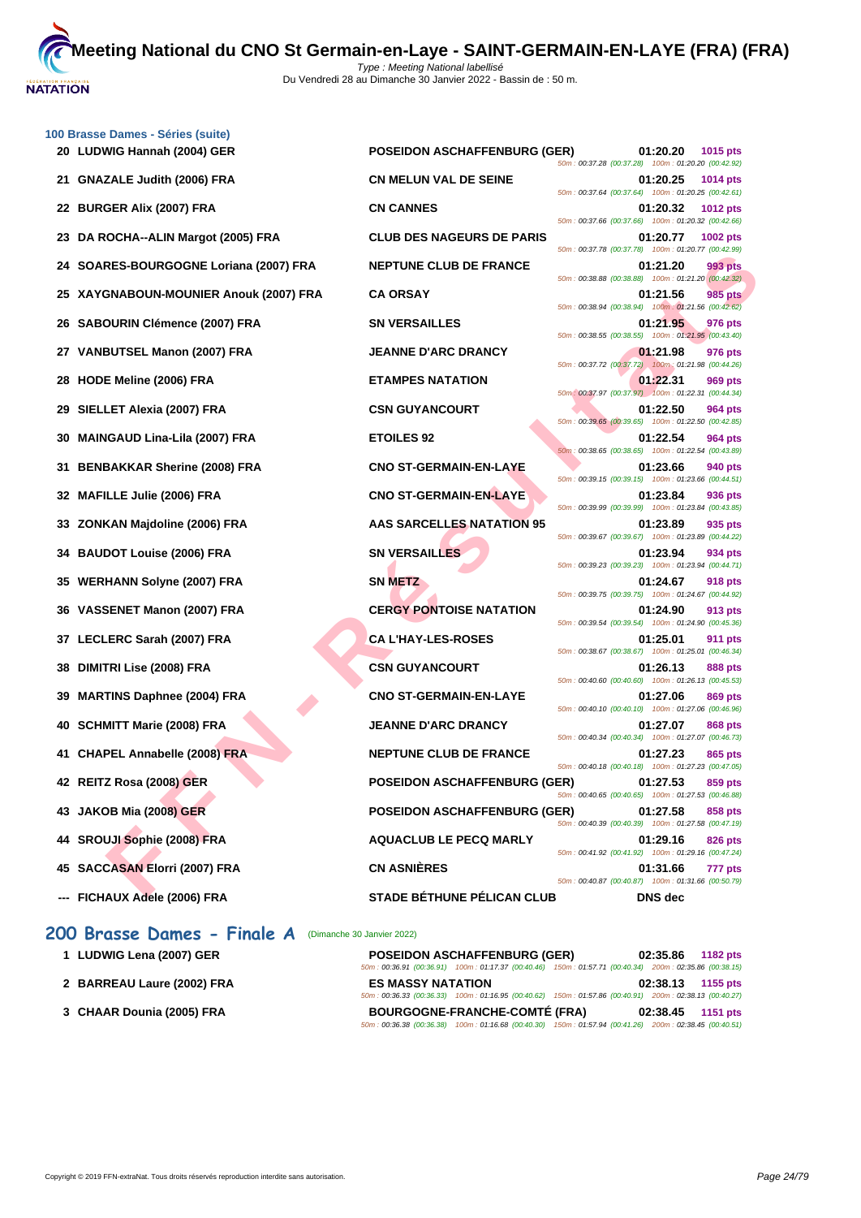# Meeting National du CNO St Germain-en-Laye - SAINT-GERMAIN-EN-LAYE (FRA) (FRA)

Type : Meeting National labellisé

Du Vendredi 28 au Dimanche 30 Janvier 2022 - Bassin de : 50 m.

## 100 Brasse Dames - Séries (suite)

| Rang | Nom | Club | Temps | Points | Splits |
|---|---|---|---|---|---|
| 20 | LUDWIG Hannah (2004) GER | POSEIDON ASCHAFFENBURG (GER) | 01:20.20 | 1015 pts | 50m : 00:37.28 (00:37.28) 100m : 01:20.20 (00:42.92) |
| 21 | GNAZALE Judith (2006) FRA | CN MELUN VAL DE SEINE | 01:20.25 | 1014 pts | 50m : 00:37.64 (00:37.64) 100m : 01:20.25 (00:42.61) |
| 22 | BURGER Alix (2007) FRA | CN CANNES | 01:20.32 | 1012 pts | 50m : 00:37.66 (00:37.66) 100m : 01:20.32 (00:42.66) |
| 23 | DA ROCHA--ALIN Margot (2005) FRA | CLUB DES NAGEURS DE PARIS | 01:20.77 | 1002 pts | 50m : 00:37.78 (00:37.78) 100m : 01:20.77 (00:42.99) |
| 24 | SOARES-BOURGOGNE Loriana (2007) FRA | NEPTUNE CLUB DE FRANCE | 01:21.20 | 993 pts | 50m : 00:38.88 (00:38.88) 100m : 01:21.20 (00:42.32) |
| 25 | XAYGNABOUN-MOUNIER Anouk (2007) FRA | CA ORSAY | 01:21.56 | 985 pts | 50m : 00:38.94 (00:38.94) 100m : 01:21.56 (00:42.62) |
| 26 | SABOURIN Clémence (2007) FRA | SN VERSAILLES | 01:21.95 | 976 pts | 50m : 00:38.55 (00:38.55) 100m : 01:21.95 (00:43.40) |
| 27 | VANBUTSEL Manon (2007) FRA | JEANNE D'ARC DRANCY | 01:21.98 | 976 pts | 50m : 00:37.72 (00:37.72) 100m : 01:21.98 (00:44.26) |
| 28 | HODE Meline (2006) FRA | ETAMPES NATATION | 01:22.31 | 969 pts | 50m : 00:37.97 (00:37.97) 100m : 01:22.31 (00:44.34) |
| 29 | SIELLET Alexia (2007) FRA | CSN GUYANCOURT | 01:22.50 | 964 pts | 50m : 00:39.65 (00:39.65) 100m : 01:22.50 (00:42.85) |
| 30 | MAINGAUD Lina-Lila (2007) FRA | ETOILES 92 | 01:22.54 | 964 pts | 50m : 00:38.65 (00:38.65) 100m : 01:22.54 (00:43.89) |
| 31 | BENBAKKAR Sherine (2008) FRA | CNO ST-GERMAIN-EN-LAYE | 01:23.66 | 940 pts | 50m : 00:39.15 (00:39.15) 100m : 01:23.66 (00:44.51) |
| 32 | MAFILLE Julie (2006) FRA | CNO ST-GERMAIN-EN-LAYE | 01:23.84 | 936 pts | 50m : 00:39.99 (00:39.99) 100m : 01:23.84 (00:43.85) |
| 33 | ZONKAN Majdoline (2006) FRA | AAS SARCELLES NATATION 95 | 01:23.89 | 935 pts | 50m : 00:39.67 (00:39.67) 100m : 01:23.89 (00:44.22) |
| 34 | BAUDOT Louise (2006) FRA | SN VERSAILLES | 01:23.94 | 934 pts | 50m : 00:39.23 (00:39.23) 100m : 01:23.94 (00:44.71) |
| 35 | WERHANN Solyne (2007) FRA | SN METZ | 01:24.67 | 918 pts | 50m : 00:39.75 (00:39.75) 100m : 01:24.67 (00:44.92) |
| 36 | VASSENET Manon (2007) FRA | CERGY PONTOISE NATATION | 01:24.90 | 913 pts | 50m : 00:39.54 (00:39.54) 100m : 01:24.90 (00:45.36) |
| 37 | LECLERC Sarah (2007) FRA | CA L'HAY-LES-ROSES | 01:25.01 | 911 pts | 50m : 00:38.67 (00:38.67) 100m : 01:25.01 (00:46.34) |
| 38 | DIMITRI Lise (2008) FRA | CSN GUYANCOURT | 01:26.13 | 888 pts | 50m : 00:40.60 (00:40.60) 100m : 01:26.13 (00:45.53) |
| 39 | MARTINS Daphnee (2004) FRA | CNO ST-GERMAIN-EN-LAYE | 01:27.06 | 869 pts | 50m : 00:40.10 (00:40.10) 100m : 01:27.06 (00:46.96) |
| 40 | SCHMITT Marie (2008) FRA | JEANNE D'ARC DRANCY | 01:27.07 | 868 pts | 50m : 00:40.34 (00:40.34) 100m : 01:27.07 (00:46.73) |
| 41 | CHAPEL Annabelle (2008) FRA | NEPTUNE CLUB DE FRANCE | 01:27.23 | 865 pts | 50m : 00:40.18 (00:40.18) 100m : 01:27.23 (00:47.05) |
| 42 | REITZ Rosa (2008) GER | POSEIDON ASCHAFFENBURG (GER) | 01:27.53 | 859 pts | 50m : 00:40.65 (00:40.65) 100m : 01:27.53 (00:46.88) |
| 43 | JAKOB Mia (2008) GER | POSEIDON ASCHAFFENBURG (GER) | 01:27.58 | 858 pts | 50m : 00:40.39 (00:40.39) 100m : 01:27.58 (00:47.19) |
| 44 | SROUJI Sophie (2008) FRA | AQUACLUB LE PECQ MARLY | 01:29.16 | 826 pts | 50m : 00:41.92 (00:41.92) 100m : 01:29.16 (00:47.24) |
| 45 | SACCASAN Elorri (2007) FRA | CN ASNIÈRES | 01:31.66 | 777 pts | 50m : 00:40.87 (00:40.87) 100m : 01:31.66 (00:50.79) |
| --- | FICHAUX Adele (2006) FRA | STADE BÉTHUNE PÉLICAN CLUB | DNS dec | | |

## 200 Brasse Dames - Finale A (Dimanche 30 Janvier 2022)

| Rang | Nom | Club | Temps | Points | Splits |
|---|---|---|---|---|---|
| 1 | LUDWIG Lena (2007) GER | POSEIDON ASCHAFFENBURG (GER) | 02:35.86 | 1182 pts | 50m : 00:36.91 (00:36.91) 100m : 01:17.37 (00:40.46) 150m : 01:57.71 (00:40.34) 200m : 02:35.86 (00:38.15) |
| 2 | BARREAU Laure (2002) FRA | ES MASSY NATATION | 02:38.13 | 1155 pts | 50m : 00:36.33 (00:36.33) 100m : 01:16.95 (00:40.62) 150m : 01:57.86 (00:40.91) 200m : 02:38.13 (00:40.27) |
| 3 | CHAAR Dounia (2005) FRA | BOURGOGNE-FRANCHE-COMTÉ (FRA) | 02:38.45 | 1151 pts | 50m : 00:36.38 (00:36.38) 100m : 01:16.68 (00:40.30) 150m : 01:57.94 (00:41.26) 200m : 02:38.45 (00:40.51) |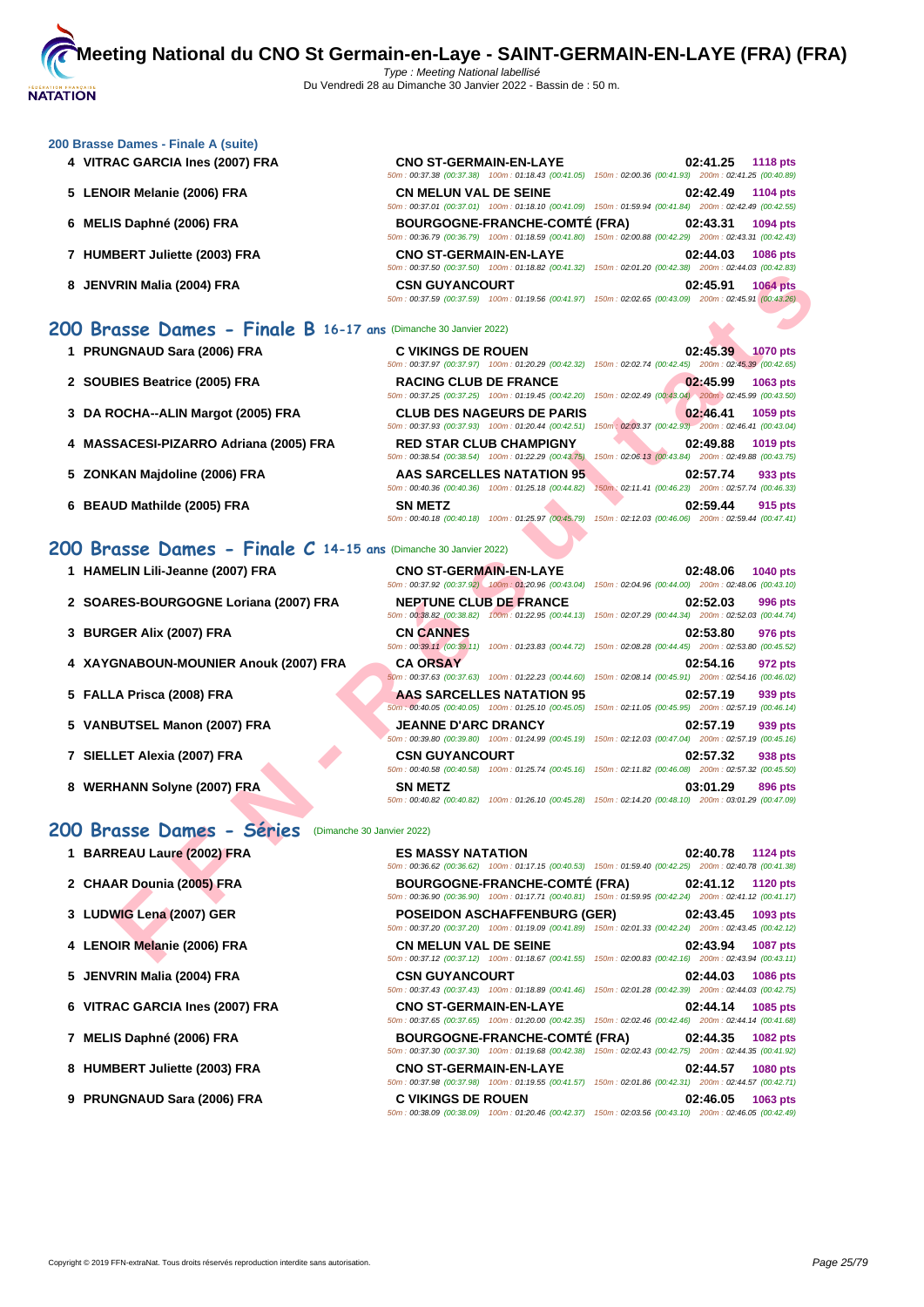# Meeting National du CNO St Germain-en-Laye - SAINT-GERMAIN-EN-LAYE (FRA) (FRA)

*Type : Meeting National labellisé*
Du Vendredi 28 au Dimanche 30 Janvier 2022 - Bassin de : 50 m.

### 200 Brasse Dames - Finale A (suite)

| Rang | Nageuse | Club | Temps | Points |
|---|---|---|---|---|
| 4 | VITRAC GARCIA Ines (2007) FRA | CNO ST-GERMAIN-EN-LAYE | 02:41.25 | 1118 pts |
| | | 50m : 00:37.38 (00:37.38) 100m : 01:18.43 (00:41.05) 150m : 02:00.36 (00:41.93) 200m : 02:41.25 (00:40.89) | | |
| 5 | LENOIR Melanie (2006) FRA | CN MELUN VAL DE SEINE | 02:42.49 | 1104 pts |
| | | 50m : 00:37.01 (00:37.01) 100m : 01:18.10 (00:41.09) 150m : 01:59.94 (00:41.84) 200m : 02:42.49 (00:42.55) | | |
| 6 | MELIS Daphné (2006) FRA | BOURGOGNE-FRANCHE-COMTÉ (FRA) | 02:43.31 | 1094 pts |
| | | 50m : 00:36.79 (00:36.79) 100m : 01:18.59 (00:41.80) 150m : 02:00.88 (00:42.29) 200m : 02:43.31 (00:42.43) | | |
| 7 | HUMBERT Juliette (2003) FRA | CNO ST-GERMAIN-EN-LAYE | 02:44.03 | 1086 pts |
| | | 50m : 00:37.50 (00:37.50) 100m : 01:18.82 (00:41.32) 150m : 02:01.20 (00:42.38) 200m : 02:44.03 (00:42.83) | | |
| 8 | JENVRIN Malia (2004) FRA | CSN GUYANCOURT | 02:45.91 | 1064 pts |
| | | 50m : 00:37.59 (00:37.59) 100m : 01:19.56 (00:41.97) 150m : 02:02.65 (00:43.09) 200m : 02:45.91 (00:43.26) | | |

## 200 Brasse Dames - Finale B 16-17 ans (Dimanche 30 Janvier 2022)

| Rang | Nageuse | Club | Temps | Points |
|---|---|---|---|---|
| 1 | PRUNGNAUD Sara (2006) FRA | C VIKINGS DE ROUEN | 02:45.39 | 1070 pts |
| | | 50m : 00:37.97 (00:37.97) 100m : 01:20.29 (00:42.32) 150m : 02:02.74 (00:42.45) 200m : 02:45.39 (00:42.65) | | |
| 2 | SOUBIES Beatrice (2005) FRA | RACING CLUB DE FRANCE | 02:45.99 | 1063 pts |
| | | 50m : 00:37.25 (00:37.25) 100m : 01:19.45 (00:42.20) 150m : 02:02.49 (00:43.04) 200m : 02:45.99 (00:43.50) | | |
| 3 | DA ROCHA--ALIN Margot (2005) FRA | CLUB DES NAGEURS DE PARIS | 02:46.41 | 1059 pts |
| | | 50m : 00:37.93 (00:37.93) 100m : 01:20.44 (00:42.51) 150m : 02:03.37 (00:42.93) 200m : 02:46.41 (00:43.04) | | |
| 4 | MASSACESI-PIZARRO Adriana (2005) FRA | RED STAR CLUB CHAMPIGNY | 02:49.88 | 1019 pts |
| | | 50m : 00:38.54 (00:38.54) 100m : 01:22.29 (00:43.75) 150m : 02:06.13 (00:43.84) 200m : 02:49.88 (00:43.75) | | |
| 5 | ZONKAN Majdoline (2006) FRA | AAS SARCELLES NATATION 95 | 02:57.74 | 933 pts |
| | | 50m : 00:40.36 (00:40.36) 100m : 01:25.18 (00:44.82) 150m : 02:11.41 (00:46.23) 200m : 02:57.74 (00:46.33) | | |
| 6 | BEAUD Mathilde (2005) FRA | SN METZ | 02:59.44 | 915 pts |
| | | 50m : 00:40.18 (00:40.18) 100m : 01:25.97 (00:45.79) 150m : 02:12.03 (00:46.06) 200m : 02:59.44 (00:47.41) | | |

## 200 Brasse Dames - Finale C 14-15 ans (Dimanche 30 Janvier 2022)

| Rang | Nageuse | Club | Temps | Points |
|---|---|---|---|---|
| 1 | HAMELIN Lili-Jeanne (2007) FRA | CNO ST-GERMAIN-EN-LAYE | 02:48.06 | 1040 pts |
| | | 50m : 00:37.92 (00:37.92) 100m : 01:20.96 (00:43.04) 150m : 02:04.96 (00:44.00) 200m : 02:48.06 (00:43.10) | | |
| 2 | SOARES-BOURGOGNE Loriana (2007) FRA | NEPTUNE CLUB DE FRANCE | 02:52.03 | 996 pts |
| | | 50m : 00:38.82 (00:38.82) 100m : 01:22.95 (00:44.13) 150m : 02:07.29 (00:44.34) 200m : 02:52.03 (00:44.74) | | |
| 3 | BURGER Alix (2007) FRA | CN CANNES | 02:53.80 | 976 pts |
| | | 50m : 00:39.11 (00:39.11) 100m : 01:23.83 (00:44.72) 150m : 02:08.28 (00:44.45) 200m : 02:53.80 (00:45.52) | | |
| 4 | XAYGNABOUN-MOUNIER Anouk (2007) FRA | CA ORSAY | 02:54.16 | 972 pts |
| | | 50m : 00:37.63 (00:37.63) 100m : 01:22.23 (00:44.60) 150m : 02:08.14 (00:45.91) 200m : 02:54.16 (00:46.02) | | |
| 5 | FALLA Prisca (2008) FRA | AAS SARCELLES NATATION 95 | 02:57.19 | 939 pts |
| | | 50m : 00:40.05 (00:40.05) 100m : 01:25.10 (00:45.05) 150m : 02:11.05 (00:45.95) 200m : 02:57.19 (00:46.14) | | |
| 5 | VANBUTSEL Manon (2007) FRA | JEANNE D'ARC DRANCY | 02:57.19 | 939 pts |
| | | 50m : 00:39.80 (00:39.80) 100m : 01:24.99 (00:45.19) 150m : 02:12.03 (00:47.04) 200m : 02:57.19 (00:45.16) | | |
| 7 | SIELLET Alexia (2007) FRA | CSN GUYANCOURT | 02:57.32 | 938 pts |
| | | 50m : 00:40.58 (00:40.58) 100m : 01:25.74 (00:45.16) 150m : 02:11.82 (00:46.08) 200m : 02:57.32 (00:45.50) | | |
| 8 | WERHANN Solyne (2007) FRA | SN METZ | 03:01.29 | 896 pts |
| | | 50m : 00:40.82 (00:40.82) 100m : 01:26.10 (00:45.28) 150m : 02:14.20 (00:48.10) 200m : 03:01.29 (00:47.09) | | |

## 200 Brasse Dames - Séries (Dimanche 30 Janvier 2022)

| Rang | Nageuse | Club | Temps | Points |
|---|---|---|---|---|
| 1 | BARREAU Laure (2002) FRA | ES MASSY NATATION | 02:40.78 | 1124 pts |
| | | 50m : 00:36.62 (00:36.62) 100m : 01:17.15 (00:40.53) 150m : 01:59.40 (00:42.25) 200m : 02:40.78 (00:41.38) | | |
| 2 | CHAAR Dounia (2005) FRA | BOURGOGNE-FRANCHE-COMTÉ (FRA) | 02:41.12 | 1120 pts |
| | | 50m : 00:36.90 (00:36.90) 100m : 01:17.71 (00:40.81) 150m : 01:59.95 (00:42.24) 200m : 02:41.12 (00:41.17) | | |
| 3 | LUDWIG Lena (2007) GER | POSEIDON ASCHAFFENBURG (GER) | 02:43.45 | 1093 pts |
| | | 50m : 00:37.20 (00:37.20) 100m : 01:19.09 (00:41.89) 150m : 02:01.33 (00:42.24) 200m : 02:43.45 (00:42.12) | | |
| 4 | LENOIR Melanie (2006) FRA | CN MELUN VAL DE SEINE | 02:43.94 | 1087 pts |
| | | 50m : 00:37.12 (00:37.12) 100m : 01:18.67 (00:41.55) 150m : 02:00.83 (00:42.16) 200m : 02:43.94 (00:43.11) | | |
| 5 | JENVRIN Malia (2004) FRA | CSN GUYANCOURT | 02:44.03 | 1086 pts |
| | | 50m : 00:37.43 (00:37.43) 100m : 01:18.89 (00:41.46) 150m : 02:01.28 (00:42.39) 200m : 02:44.03 (00:42.75) | | |
| 6 | VITRAC GARCIA Ines (2007) FRA | CNO ST-GERMAIN-EN-LAYE | 02:44.14 | 1085 pts |
| | | 50m : 00:37.65 (00:37.65) 100m : 01:20.00 (00:42.35) 150m : 02:02.46 (00:42.46) 200m : 02:44.14 (00:41.68) | | |
| 7 | MELIS Daphné (2006) FRA | BOURGOGNE-FRANCHE-COMTÉ (FRA) | 02:44.35 | 1082 pts |
| | | 50m : 00:37.30 (00:37.30) 100m : 01:19.68 (00:42.38) 150m : 02:02.43 (00:42.75) 200m : 02:44.35 (00:41.92) | | |
| 8 | HUMBERT Juliette (2003) FRA | CNO ST-GERMAIN-EN-LAYE | 02:44.57 | 1080 pts |
| | | 50m : 00:37.98 (00:37.98) 100m : 01:19.55 (00:41.57) 150m : 02:01.86 (00:42.31) 200m : 02:44.57 (00:42.71) | | |
| 9 | PRUNGNAUD Sara (2006) FRA | C VIKINGS DE ROUEN | 02:46.05 | 1063 pts |
| | | 50m : 00:38.09 (00:38.09) 100m : 01:20.46 (00:42.37) 150m : 02:03.56 (00:43.10) 200m : 02:46.05 (00:42.49) | | |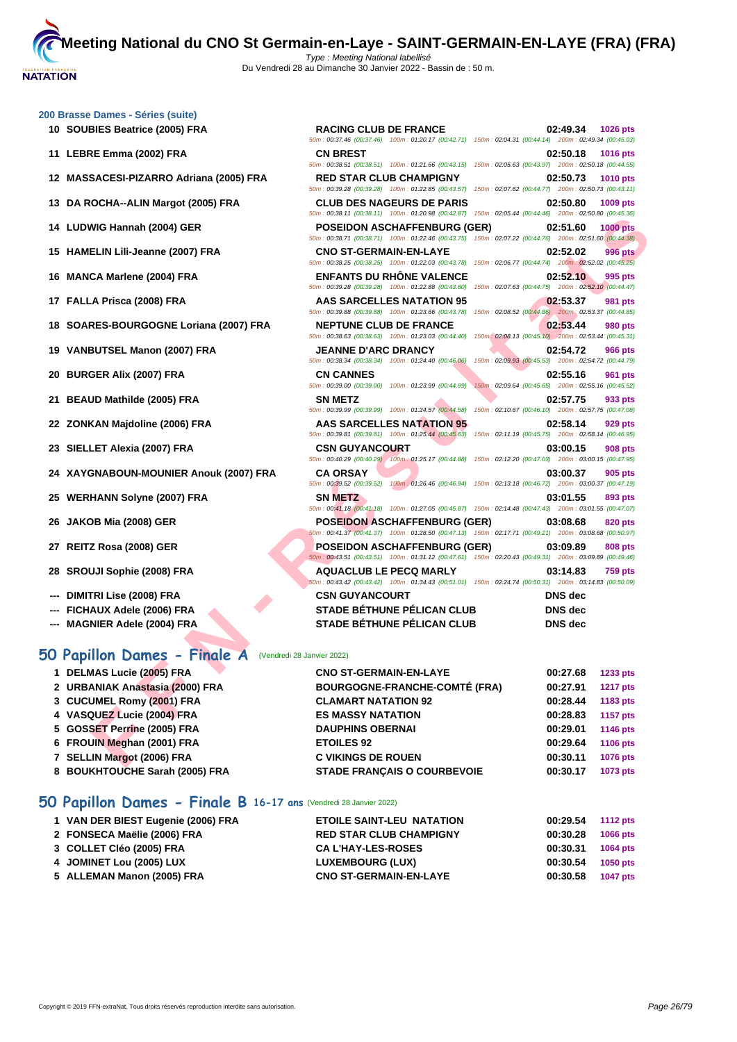## 200 Brasse Dames - Séries (suite)

| Rang | Nom | Club | Temps | Points |
|---|---|---|---|---|
| 10 | SOUBIES Beatrice (2005) FRA | RACING CLUB DE FRANCE | 02:49.34 | 1026 pts |
| | | 50m : 00:37.46 (00:37.46) 100m : 01:20.17 (00:42.71) 150m : 02:04.31 (00:44.14) 200m : 02:49.34 (00:45.03) | | |
| 11 | LEBRE Emma (2002) FRA | CN BREST | 02:50.18 | 1016 pts |
| | | 50m : 00:38.51 (00:38.51) 100m : 01:21.66 (00:43.15) 150m : 02:05.63 (00:43.97) 200m : 02:50.18 (00:44.55) | | |
| 12 | MASSACESI-PIZARRO Adriana (2005) FRA | RED STAR CLUB CHAMPIGNY | 02:50.73 | 1010 pts |
| | | 50m : 00:39.28 (00:39.28) 100m : 01:22.85 (00:43.57) 150m : 02:07.62 (00:44.77) 200m : 02:50.73 (00:43.11) | | |
| 13 | DA ROCHA--ALIN Margot (2005) FRA | CLUB DES NAGEURS DE PARIS | 02:50.80 | 1009 pts |
| | | 50m : 00:38.11 (00:38.11) 100m : 01:20.98 (00:42.87) 150m : 02:05.44 (00:44.46) 200m : 02:50.80 (00:45.36) | | |
| 14 | LUDWIG Hannah (2004) GER | POSEIDON ASCHAFFENBURG (GER) | 02:51.60 | 1000 pts |
| | | 50m : 00:38.71 (00:38.71) 100m : 01:22.46 (00:43.75) 150m : 02:07.22 (00:44.76) 200m : 02:51.60 (00:44.38) | | |
| 15 | HAMELIN Lili-Jeanne (2007) FRA | CNO ST-GERMAIN-EN-LAYE | 02:52.02 | 996 pts |
| | | 50m : 00:38.25 (00:38.25) 100m : 01:22.03 (00:43.78) 150m : 02:06.77 (00:44.74) 200m : 02:52.02 (00:45.25) | | |
| 16 | MANCA Marlene (2004) FRA | ENFANTS DU RHÔNE VALENCE | 02:52.10 | 995 pts |
| | | 50m : 00:39.28 (00:39.28) 100m : 01:22.88 (00:43.60) 150m : 02:07.63 (00:44.75) 200m : 02:52.10 (00:44.47) | | |
| 17 | FALLA Prisca (2008) FRA | AAS SARCELLES NATATION 95 | 02:53.37 | 981 pts |
| | | 50m : 00:39.88 (00:39.88) 100m : 01:23.66 (00:43.78) 150m : 02:08.52 (00:44.86) 200m : 02:53.37 (00:44.85) | | |
| 18 | SOARES-BOURGOGNE Loriana (2007) FRA | NEPTUNE CLUB DE FRANCE | 02:53.44 | 980 pts |
| | | 50m : 00:38.63 (00:38.63) 100m : 01:23.03 (00:44.40) 150m : 02:08.13 (00:45.10) 200m : 02:53.44 (00:45.31) | | |
| 19 | VANBUTSEL Manon (2007) FRA | JEANNE D'ARC DRANCY | 02:54.72 | 966 pts |
| | | 50m : 00:38.34 (00:38.34) 100m : 01:24.40 (00:46.06) 150m : 02:09.93 (00:45.53) 200m : 02:54.72 (00:44.79) | | |
| 20 | BURGER Alix (2007) FRA | CN CANNES | 02:55.16 | 961 pts |
| | | 50m : 00:39.00 (00:39.00) 100m : 01:23.99 (00:44.99) 150m : 02:09.64 (00:45.65) 200m : 02:55.16 (00:45.52) | | |
| 21 | BEAUD Mathilde (2005) FRA | SN METZ | 02:57.75 | 933 pts |
| | | 50m : 00:39.99 (00:39.99) 100m : 01:24.57 (00:44.58) 150m : 02:10.67 (00:46.10) 200m : 02:57.75 (00:47.08) | | |
| 22 | ZONKAN Majdoline (2006) FRA | AAS SARCELLES NATATION 95 | 02:58.14 | 929 pts |
| | | 50m : 00:39.81 (00:39.81) 100m : 01:25.44 (00:45.63) 150m : 02:11.19 (00:45.75) 200m : 02:58.14 (00:46.95) | | |
| 23 | SIELLET Alexia (2007) FRA | CSN GUYANCOURT | 03:00.15 | 908 pts |
| | | 50m : 00:40.29 (00:40.29) 100m : 01:25.17 (00:44.88) 150m : 02:12.20 (00:47.03) 200m : 03:00.15 (00:47.95) | | |
| 24 | XAYGNABOUN-MOUNIER Anouk (2007) FRA | CA ORSAY | 03:00.37 | 905 pts |
| | | 50m : 00:39.52 (00:39.52) 100m : 01:26.46 (00:46.94) 150m : 02:13.18 (00:46.72) 200m : 03:00.37 (00:47.19) | | |
| 25 | WERHANN Solyne (2007) FRA | SN METZ | 03:01.55 | 893 pts |
| | | 50m : 00:41.18 (00:41.18) 100m : 01:27.05 (00:45.87) 150m : 02:14.48 (00:47.43) 200m : 03:01.55 (00:47.07) | | |
| 26 | JAKOB Mia (2008) GER | POSEIDON ASCHAFFENBURG (GER) | 03:08.68 | 820 pts |
| | | 50m : 00:41.37 (00:41.37) 100m : 01:28.50 (00:47.13) 150m : 02:17.71 (00:49.21) 200m : 03:08.68 (00:50.97) | | |
| 27 | REITZ Rosa (2008) GER | POSEIDON ASCHAFFENBURG (GER) | 03:09.89 | 808 pts |
| | | 50m : 00:43.51 (00:43.51) 100m : 01:31.12 (00:47.61) 150m : 02:20.43 (00:49.31) 200m : 03:09.89 (00:49.46) | | |
| 28 | SROUJI Sophie (2008) FRA | AQUACLUB LE PECQ MARLY | 03:14.83 | 759 pts |
| | | 50m : 00:43.42 (00:43.42) 100m : 01:34.43 (00:51.01) 150m : 02:24.74 (00:50.31) 200m : 03:14.83 (00:50.09) | | |
| --- | DIMITRI Lise (2008) FRA | CSN GUYANCOURT | DNS dec | |
| --- | FICHAUX Adele (2006) FRA | STADE BÉTHUNE PÉLICAN CLUB | DNS dec | |
| --- | MAGNIER Adele (2004) FRA | STADE BÉTHUNE PÉLICAN CLUB | DNS dec | |

## 50 Papillon Dames - Finale A (Vendredi 28 Janvier 2022)

| Rang | Nom | Club | Temps | Points |
|---|---|---|---|---|
| 1 | DELMAS Lucie (2005) FRA | CNO ST-GERMAIN-EN-LAYE | 00:27.68 | 1233 pts |
| 2 | URBANIAK Anastasia (2000) FRA | BOURGOGNE-FRANCHE-COMTÉ (FRA) | 00:27.91 | 1217 pts |
| 3 | CUCUMEL Romy (2001) FRA | CLAMART NATATION 92 | 00:28.44 | 1183 pts |
| 4 | VASQUEZ Lucie (2004) FRA | ES MASSY NATATION | 00:28.83 | 1157 pts |
| 5 | GOSSET Perrine (2005) FRA | DAUPHINS OBERNAI | 00:29.01 | 1146 pts |
| 6 | FROUIN Meghan (2001) FRA | ETOILES 92 | 00:29.64 | 1106 pts |
| 7 | SELLIN Margot (2006) FRA | C VIKINGS DE ROUEN | 00:30.11 | 1076 pts |
| 8 | BOUKHTOUCHE Sarah (2005) FRA | STADE FRANÇAIS O COURBEVOIE | 00:30.17 | 1073 pts |

## 50 Papillon Dames - Finale B 16-17 ans (Vendredi 28 Janvier 2022)

| Rang | Nom | Club | Temps | Points |
|---|---|---|---|---|
| 1 | VAN DER BIEST Eugenie (2006) FRA | ETOILE SAINT-LEU NATATION | 00:29.54 | 1112 pts |
| 2 | FONSECA Maëlie (2006) FRA | RED STAR CLUB CHAMPIGNY | 00:30.28 | 1066 pts |
| 3 | COLLET Cléo (2005) FRA | CA L'HAY-LES-ROSES | 00:30.31 | 1064 pts |
| 4 | JOMINET Lou (2005) LUX | LUXEMBOURG (LUX) | 00:30.54 | 1050 pts |
| 5 | ALLEMAN Manon (2005) FRA | CNO ST-GERMAIN-EN-LAYE | 00:30.58 | 1047 pts |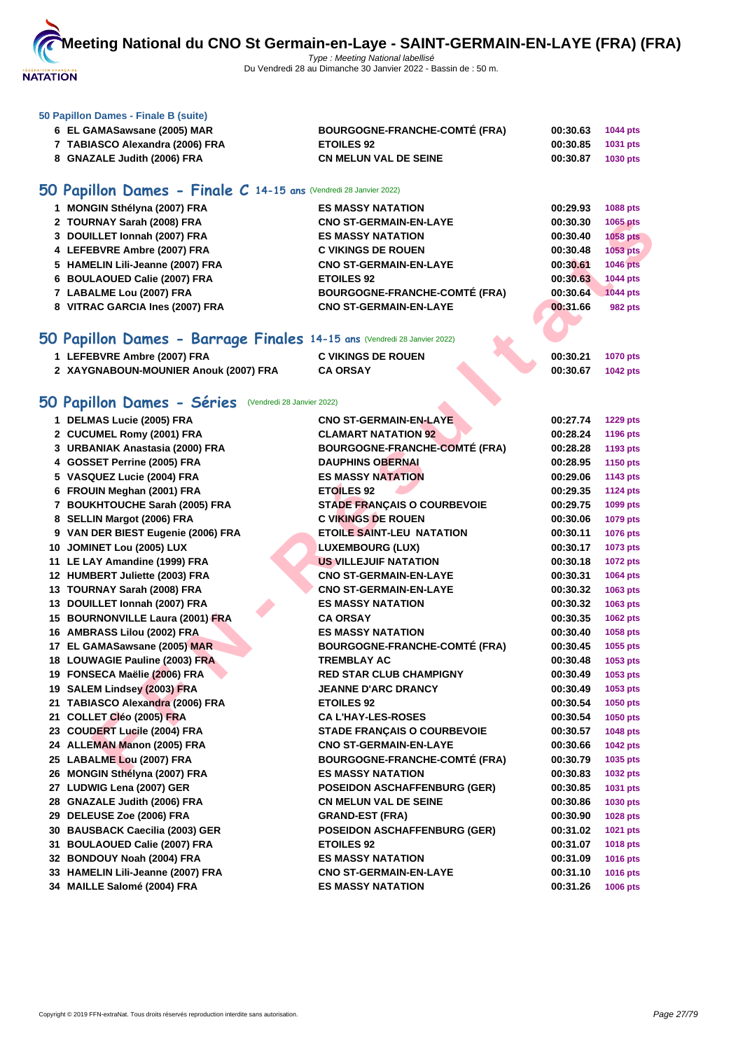### 50 Papillon Dames - Finale B (suite)

| | | | | |
|---|---|---|---|---|
| 6 | EL GAMASawsane (2005) MAR | BOURGOGNE-FRANCHE-COMTÉ (FRA) | 00:30.63 | 1044 pts |
| 7 | TABIASCO Alexandra (2006) FRA | ETOILES 92 | 00:30.85 | 1031 pts |
| 8 | GNAZALE Judith (2006) FRA | CN MELUN VAL DE SEINE | 00:30.87 | 1030 pts |

## 50 Papillon Dames - Finale C 14-15 ans (Vendredi 28 Janvier 2022)

| | | | | |
|---|---|---|---|---|
| 1 | MONGIN Sthélyna (2007) FRA | ES MASSY NATATION | 00:29.93 | 1088 pts |
| 2 | TOURNAY Sarah (2008) FRA | CNO ST-GERMAIN-EN-LAYE | 00:30.30 | 1065 pts |
| 3 | DOUILLET Ionnah (2007) FRA | ES MASSY NATATION | 00:30.40 | 1058 pts |
| 4 | LEFEBVRE Ambre (2007) FRA | C VIKINGS DE ROUEN | 00:30.48 | 1053 pts |
| 5 | HAMELIN Lili-Jeanne (2007) FRA | CNO ST-GERMAIN-EN-LAYE | 00:30.61 | 1046 pts |
| 6 | BOULAOUED Calie (2007) FRA | ETOILES 92 | 00:30.63 | 1044 pts |
| 7 | LABALME Lou (2007) FRA | BOURGOGNE-FRANCHE-COMTÉ (FRA) | 00:30.64 | 1044 pts |
| 8 | VITRAC GARCIA Ines (2007) FRA | CNO ST-GERMAIN-EN-LAYE | 00:31.66 | 982 pts |

## 50 Papillon Dames - Barrage Finales 14-15 ans (Vendredi 28 Janvier 2022)

| | | | | |
|---|---|---|---|---|
| 1 | LEFEBVRE Ambre (2007) FRA | C VIKINGS DE ROUEN | 00:30.21 | 1070 pts |
| 2 | XAYGNABOUN-MOUNIER Anouk (2007) FRA | CA ORSAY | 00:30.67 | 1042 pts |

## 50 Papillon Dames - Séries (Vendredi 28 Janvier 2022)

| | | | | |
|---|---|---|---|---|
| 1 | DELMAS Lucie (2005) FRA | CNO ST-GERMAIN-EN-LAYE | 00:27.74 | 1229 pts |
| 2 | CUCUMEL Romy (2001) FRA | CLAMART NATATION 92 | 00:28.24 | 1196 pts |
| 3 | URBANIAK Anastasia (2000) FRA | BOURGOGNE-FRANCHE-COMTÉ (FRA) | 00:28.28 | 1193 pts |
| 4 | GOSSET Perrine (2005) FRA | DAUPHINS OBERNAI | 00:28.95 | 1150 pts |
| 5 | VASQUEZ Lucie (2004) FRA | ES MASSY NATATION | 00:29.06 | 1143 pts |
| 6 | FROUIN Meghan (2001) FRA | ETOILES 92 | 00:29.35 | 1124 pts |
| 7 | BOUKHTOUCHE Sarah (2005) FRA | STADE FRANÇAIS O COURBEVOIE | 00:29.75 | 1099 pts |
| 8 | SELLIN Margot (2006) FRA | C VIKINGS DE ROUEN | 00:30.06 | 1079 pts |
| 9 | VAN DER BIEST Eugenie (2006) FRA | ETOILE SAINT-LEU NATATION | 00:30.11 | 1076 pts |
| 10 | JOMINET Lou (2005) LUX | LUXEMBOURG (LUX) | 00:30.17 | 1073 pts |
| 11 | LE LAY Amandine (1999) FRA | US VILLEJUIF NATATION | 00:30.18 | 1072 pts |
| 12 | HUMBERT Juliette (2003) FRA | CNO ST-GERMAIN-EN-LAYE | 00:30.31 | 1064 pts |
| 13 | TOURNAY Sarah (2008) FRA | CNO ST-GERMAIN-EN-LAYE | 00:30.32 | 1063 pts |
| 13 | DOUILLET Ionnah (2007) FRA | ES MASSY NATATION | 00:30.32 | 1063 pts |
| 15 | BOURNONVILLE Laura (2001) FRA | CA ORSAY | 00:30.35 | 1062 pts |
| 16 | AMBRASS Lilou (2002) FRA | ES MASSY NATATION | 00:30.40 | 1058 pts |
| 17 | EL GAMASawsane (2005) MAR | BOURGOGNE-FRANCHE-COMTÉ (FRA) | 00:30.45 | 1055 pts |
| 18 | LOUWAGIE Pauline (2003) FRA | TREMBLAY AC | 00:30.48 | 1053 pts |
| 19 | FONSECA Maëlie (2006) FRA | RED STAR CLUB CHAMPIGNY | 00:30.49 | 1053 pts |
| 19 | SALEM Lindsey (2003) FRA | JEANNE D'ARC DRANCY | 00:30.49 | 1053 pts |
| 21 | TABIASCO Alexandra (2006) FRA | ETOILES 92 | 00:30.54 | 1050 pts |
| 21 | COLLET Cléo (2005) FRA | CA L'HAY-LES-ROSES | 00:30.54 | 1050 pts |
| 23 | COUDERT Lucile (2004) FRA | STADE FRANÇAIS O COURBEVOIE | 00:30.57 | 1048 pts |
| 24 | ALLEMAN Manon (2005) FRA | CNO ST-GERMAIN-EN-LAYE | 00:30.66 | 1042 pts |
| 25 | LABALME Lou (2007) FRA | BOURGOGNE-FRANCHE-COMTÉ (FRA) | 00:30.79 | 1035 pts |
| 26 | MONGIN Sthélyna (2007) FRA | ES MASSY NATATION | 00:30.83 | 1032 pts |
| 27 | LUDWIG Lena (2007) GER | POSEIDON ASCHAFFENBURG (GER) | 00:30.85 | 1031 pts |
| 28 | GNAZALE Judith (2006) FRA | CN MELUN VAL DE SEINE | 00:30.86 | 1030 pts |
| 29 | DELEUSE Zoe (2006) FRA | GRAND-EST (FRA) | 00:30.90 | 1028 pts |
| 30 | BAUSBACK Caecilia (2003) GER | POSEIDON ASCHAFFENBURG (GER) | 00:31.02 | 1021 pts |
| 31 | BOULAOUED Calie (2007) FRA | ETOILES 92 | 00:31.07 | 1018 pts |
| 32 | BONDOUY Noah (2004) FRA | ES MASSY NATATION | 00:31.09 | 1016 pts |
| 33 | HAMELIN Lili-Jeanne (2007) FRA | CNO ST-GERMAIN-EN-LAYE | 00:31.10 | 1016 pts |
| 34 | MAILLE Salomé (2004) FRA | ES MASSY NATATION | 00:31.26 | 1006 pts |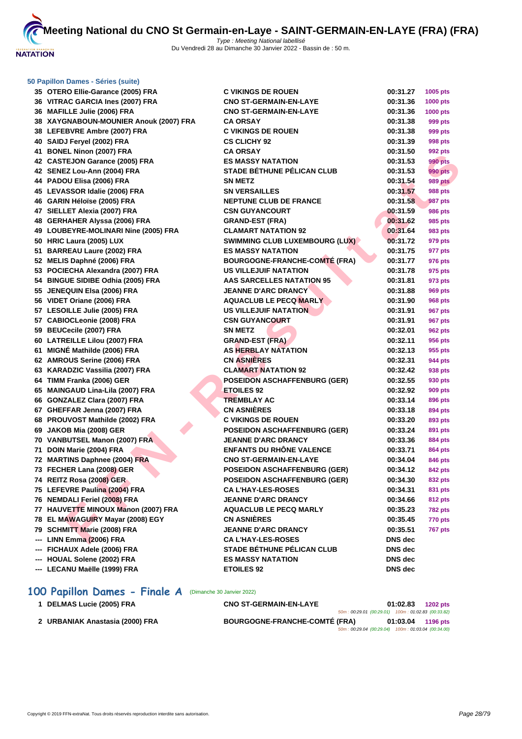# Meeting National du CNO St Germain-en-Laye - SAINT-GERMAIN-EN-LAYE (FRA) (FRA)

Type : Meeting National labellisé
Du Vendredi 28 au Dimanche 30 Janvier 2022 - Bassin de : 50 m.

### 50 Papillon Dames - Séries (suite)

| | | | | |
|---|---|---|---|---|
| 35 | OTERO Ellie-Garance (2005) FRA | C VIKINGS DE ROUEN | 00:31.27 | 1005 pts |
| 36 | VITRAC GARCIA Ines (2007) FRA | CNO ST-GERMAIN-EN-LAYE | 00:31.36 | 1000 pts |
| 36 | MAFILLE Julie (2006) FRA | CNO ST-GERMAIN-EN-LAYE | 00:31.36 | 1000 pts |
| 38 | XAYGNABOUN-MOUNIER Anouk (2007) FRA | CA ORSAY | 00:31.38 | 999 pts |
| 38 | LEFEBVRE Ambre (2007) FRA | C VIKINGS DE ROUEN | 00:31.38 | 999 pts |
| 40 | SAIDJ Feryel (2002) FRA | CS CLICHY 92 | 00:31.39 | 998 pts |
| 41 | BONEL Ninon (2007) FRA | CA ORSAY | 00:31.50 | 992 pts |
| 42 | CASTEJON Garance (2005) FRA | ES MASSY NATATION | 00:31.53 | 990 pts |
| 42 | SENEZ Lou-Ann (2004) FRA | STADE BÉTHUNE PÉLICAN CLUB | 00:31.53 | 990 pts |
| 44 | PADOU Elisa (2006) FRA | SN METZ | 00:31.54 | 989 pts |
| 45 | LEVASSOR Idalie (2006) FRA | SN VERSAILLES | 00:31.57 | 988 pts |
| 46 | GARIN Héloïse (2005) FRA | NEPTUNE CLUB DE FRANCE | 00:31.58 | 987 pts |
| 47 | SIELLET Alexia (2007) FRA | CSN GUYANCOURT | 00:31.59 | 986 pts |
| 48 | GERHAHER Alyssa (2006) FRA | GRAND-EST (FRA) | 00:31.62 | 985 pts |
| 49 | LOUBEYRE-MOLINARI Nine (2005) FRA | CLAMART NATATION 92 | 00:31.64 | 983 pts |
| 50 | HRIC Laura (2005) LUX | SWIMMING CLUB LUXEMBOURG (LUX) | 00:31.72 | 979 pts |
| 51 | BARREAU Laure (2002) FRA | ES MASSY NATATION | 00:31.75 | 977 pts |
| 52 | MELIS Daphné (2006) FRA | BOURGOGNE-FRANCHE-COMTÉ (FRA) | 00:31.77 | 976 pts |
| 53 | POCIECHA Alexandra (2007) FRA | US VILLEJUIF NATATION | 00:31.78 | 975 pts |
| 54 | BINGUE SIDIBE Odhia (2005) FRA | AAS SARCELLES NATATION 95 | 00:31.81 | 973 pts |
| 55 | JENEQUIN Elsa (2006) FRA | JEANNE D'ARC DRANCY | 00:31.88 | 969 pts |
| 56 | VIDET Oriane (2006) FRA | AQUACLUB LE PECQ MARLY | 00:31.90 | 968 pts |
| 57 | LESOILLE Julie (2005) FRA | US VILLEJUIF NATATION | 00:31.91 | 967 pts |
| 57 | CABIOCLeonie (2008) FRA | CSN GUYANCOURT | 00:31.91 | 967 pts |
| 59 | BEUCecile (2007) FRA | SN METZ | 00:32.01 | 962 pts |
| 60 | LATREILLE Lilou (2007) FRA | GRAND-EST (FRA) | 00:32.11 | 956 pts |
| 61 | MIGNÉ Mathilde (2006) FRA | AS HERBLAY NATATION | 00:32.13 | 955 pts |
| 62 | AMROUS Serine (2006) FRA | CN ASNIÈRES | 00:32.31 | 944 pts |
| 63 | KARADZIC Vassilia (2007) FRA | CLAMART NATATION 92 | 00:32.42 | 938 pts |
| 64 | TIMM Franka (2006) GER | POSEIDON ASCHAFFENBURG (GER) | 00:32.55 | 930 pts |
| 65 | MAINGAUD Lina-Lila (2007) FRA | ETOILES 92 | 00:32.92 | 909 pts |
| 66 | GONZALEZ Clara (2007) FRA | TREMBLAY AC | 00:33.14 | 896 pts |
| 67 | GHEFFAR Jenna (2007) FRA | CN ASNIÈRES | 00:33.18 | 894 pts |
| 68 | PROUVOST Mathilde (2002) FRA | C VIKINGS DE ROUEN | 00:33.20 | 893 pts |
| 69 | JAKOB Mia (2008) GER | POSEIDON ASCHAFFENBURG (GER) | 00:33.24 | 891 pts |
| 70 | VANBUTSEL Manon (2007) FRA | JEANNE D'ARC DRANCY | 00:33.36 | 884 pts |
| 71 | DOIN Marie (2004) FRA | ENFANTS DU RHÔNE VALENCE | 00:33.71 | 864 pts |
| 72 | MARTINS Daphnee (2004) FRA | CNO ST-GERMAIN-EN-LAYE | 00:34.04 | 846 pts |
| 73 | FECHER Lana (2008) GER | POSEIDON ASCHAFFENBURG (GER) | 00:34.12 | 842 pts |
| 74 | REITZ Rosa (2008) GER | POSEIDON ASCHAFFENBURG (GER) | 00:34.30 | 832 pts |
| 75 | LEFEVRE Paulina (2004) FRA | CA L'HAY-LES-ROSES | 00:34.31 | 831 pts |
| 76 | NEMDALI Feriel (2008) FRA | JEANNE D'ARC DRANCY | 00:34.66 | 812 pts |
| 77 | HAUVETTE MINOUX Manon (2007) FRA | AQUACLUB LE PECQ MARLY | 00:35.23 | 782 pts |
| 78 | EL MAWAGUIRY Mayar (2008) EGY | CN ASNIÈRES | 00:35.45 | 770 pts |
| 79 | SCHMITT Marie (2008) FRA | JEANNE D'ARC DRANCY | 00:35.51 | 767 pts |
| --- | LINN Emma (2006) FRA | CA L'HAY-LES-ROSES | DNS dec | |
| --- | FICHAUX Adele (2006) FRA | STADE BÉTHUNE PÉLICAN CLUB | DNS dec | |
| --- | HOUAL Solene (2002) FRA | ES MASSY NATATION | DNS dec | |
| --- | LECANU Maëlle (1999) FRA | ETOILES 92 | DNS dec | |

## 100 Papillon Dames - Finale A (Dimanche 30 Janvier 2022)

| | | | | |
|---|---|---|---|---|
| 1 | DELMAS Lucie (2005) FRA | CNO ST-GERMAIN-EN-LAYE | 01:02.83 | 1202 pts |
| | | 50m : 00:29.01 (00:29.01) 100m : 01:02.83 (00:33.82) | | |
| 2 | URBANIAK Anastasia (2000) FRA | BOURGOGNE-FRANCHE-COMTÉ (FRA) | 01:03.04 | 1196 pts |
| | | 50m : 00:29.04 (00:29.04) 100m : 01:03.04 (00:34.00) | | |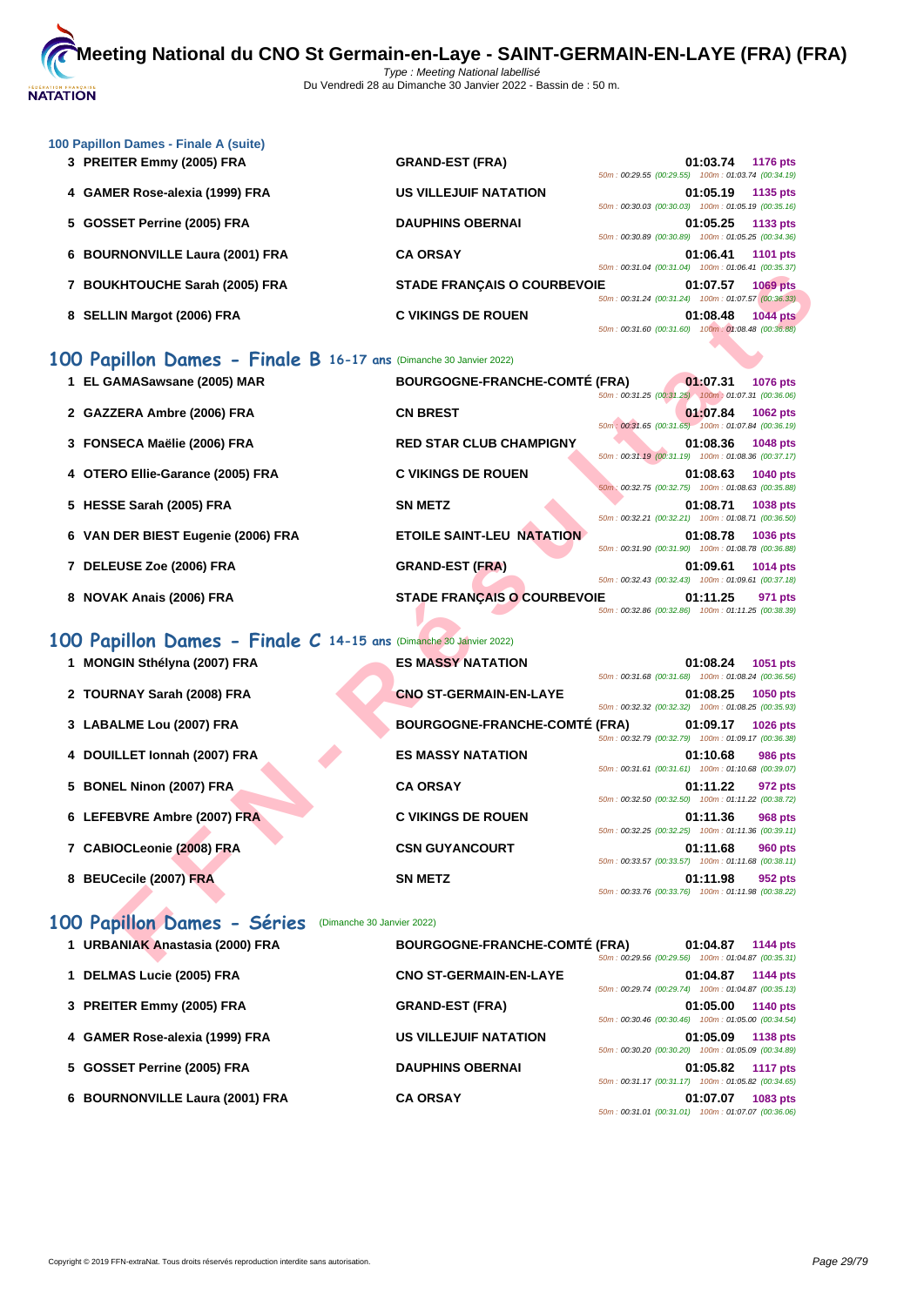# Meeting National du CNO St Germain-en-Laye - SAINT-GERMAIN-EN-LAYE (FRA) (FRA)

Type : Meeting National labellisé
Du Vendredi 28 au Dimanche 30 Janvier 2022 - Bassin de : 50 m.

### 100 Papillon Dames - Finale A (suite)

| Pl. | Nom | Club | Temps | Points | Splits |
|---|---|---|---|---|---|
| 3 | PREITER Emmy (2005) FRA | GRAND-EST (FRA) | 01:03.74 | 1176 pts | 50m : 00:29.55 (00:29.55) 100m : 01:03.74 (00:34.19) |
| 4 | GAMER Rose-alexia (1999) FRA | US VILLEJUIF NATATION | 01:05.19 | 1135 pts | 50m : 00:30.03 (00:30.03) 100m : 01:05.19 (00:35.16) |
| 5 | GOSSET Perrine (2005) FRA | DAUPHINS OBERNAI | 01:05.25 | 1133 pts | 50m : 00:30.89 (00:30.89) 100m : 01:05.25 (00:34.36) |
| 6 | BOURNONVILLE Laura (2001) FRA | CA ORSAY | 01:06.41 | 1101 pts | 50m : 00:31.04 (00:31.04) 100m : 01:06.41 (00:35.37) |
| 7 | BOUKHTOUCHE Sarah (2005) FRA | STADE FRANÇAIS O COURBEVOIE | 01:07.57 | 1069 pts | 50m : 00:31.24 (00:31.24) 100m : 01:07.57 (00:36.33) |
| 8 | SELLIN Margot (2006) FRA | C VIKINGS DE ROUEN | 01:08.48 | 1044 pts | 50m : 00:31.60 (00:31.60) 100m : 01:08.48 (00:36.88) |

## 100 Papillon Dames - Finale B 16-17 ans (Dimanche 30 Janvier 2022)

| Pl. | Nom | Club | Temps | Points | Splits |
|---|---|---|---|---|---|
| 1 | EL GAMASawsane (2005) MAR | BOURGOGNE-FRANCHE-COMTÉ (FRA) | 01:07.31 | 1076 pts | 50m : 00:31.25 (00:31.25) 100m : 01:07.31 (00:36.06) |
| 2 | GAZZERA Ambre (2006) FRA | CN BREST | 01:07.84 | 1062 pts | 50m : 00:31.65 (00:31.65) 100m : 01:07.84 (00:36.19) |
| 3 | FONSECA Maëlie (2006) FRA | RED STAR CLUB CHAMPIGNY | 01:08.36 | 1048 pts | 50m : 00:31.19 (00:31.19) 100m : 01:08.36 (00:37.17) |
| 4 | OTERO Ellie-Garance (2005) FRA | C VIKINGS DE ROUEN | 01:08.63 | 1040 pts | 50m : 00:32.75 (00:32.75) 100m : 01:08.63 (00:35.88) |
| 5 | HESSE Sarah (2005) FRA | SN METZ | 01:08.71 | 1038 pts | 50m : 00:32.21 (00:32.21) 100m : 01:08.71 (00:36.50) |
| 6 | VAN DER BIEST Eugenie (2006) FRA | ETOILE SAINT-LEU NATATION | 01:08.78 | 1036 pts | 50m : 00:31.90 (00:31.90) 100m : 01:08.78 (00:36.88) |
| 7 | DELEUSE Zoe (2006) FRA | GRAND-EST (FRA) | 01:09.61 | 1014 pts | 50m : 00:32.43 (00:32.43) 100m : 01:09.61 (00:37.18) |
| 8 | NOVAK Anais (2006) FRA | STADE FRANÇAIS O COURBEVOIE | 01:11.25 | 971 pts | 50m : 00:32.86 (00:32.86) 100m : 01:11.25 (00:38.39) |

## 100 Papillon Dames - Finale C 14-15 ans (Dimanche 30 Janvier 2022)

| Pl. | Nom | Club | Temps | Points | Splits |
|---|---|---|---|---|---|
| 1 | MONGIN Sthélyna (2007) FRA | ES MASSY NATATION | 01:08.24 | 1051 pts | 50m : 00:31.68 (00:31.68) 100m : 01:08.24 (00:36.56) |
| 2 | TOURNAY Sarah (2008) FRA | CNO ST-GERMAIN-EN-LAYE | 01:08.25 | 1050 pts | 50m : 00:32.32 (00:32.32) 100m : 01:08.25 (00:35.93) |
| 3 | LABALME Lou (2007) FRA | BOURGOGNE-FRANCHE-COMTÉ (FRA) | 01:09.17 | 1026 pts | 50m : 00:32.79 (00:32.79) 100m : 01:09.17 (00:36.38) |
| 4 | DOUILLET Ionnah (2007) FRA | ES MASSY NATATION | 01:10.68 | 986 pts | 50m : 00:31.61 (00:31.61) 100m : 01:10.68 (00:39.07) |
| 5 | BONEL Ninon (2007) FRA | CA ORSAY | 01:11.22 | 972 pts | 50m : 00:32.50 (00:32.50) 100m : 01:11.22 (00:38.72) |
| 6 | LEFEBVRE Ambre (2007) FRA | C VIKINGS DE ROUEN | 01:11.36 | 968 pts | 50m : 00:32.25 (00:32.25) 100m : 01:11.36 (00:39.11) |
| 7 | CABIOCLeonie (2008) FRA | CSN GUYANCOURT | 01:11.68 | 960 pts | 50m : 00:33.57 (00:33.57) 100m : 01:11.68 (00:38.11) |
| 8 | BEUCecile (2007) FRA | SN METZ | 01:11.98 | 952 pts | 50m : 00:33.76 (00:33.76) 100m : 01:11.98 (00:38.22) |

## 100 Papillon Dames - Séries (Dimanche 30 Janvier 2022)

| Pl. | Nom | Club | Temps | Points | Splits |
|---|---|---|---|---|---|
| 1 | URBANIAK Anastasia (2000) FRA | BOURGOGNE-FRANCHE-COMTÉ (FRA) | 01:04.87 | 1144 pts | 50m : 00:29.56 (00:29.56) 100m : 01:04.87 (00:35.31) |
| 1 | DELMAS Lucie (2005) FRA | CNO ST-GERMAIN-EN-LAYE | 01:04.87 | 1144 pts | 50m : 00:29.74 (00:29.74) 100m : 01:04.87 (00:35.13) |
| 3 | PREITER Emmy (2005) FRA | GRAND-EST (FRA) | 01:05.00 | 1140 pts | 50m : 00:30.46 (00:30.46) 100m : 01:05.00 (00:34.54) |
| 4 | GAMER Rose-alexia (1999) FRA | US VILLEJUIF NATATION | 01:05.09 | 1138 pts | 50m : 00:30.20 (00:30.20) 100m : 01:05.09 (00:34.89) |
| 5 | GOSSET Perrine (2005) FRA | DAUPHINS OBERNAI | 01:05.82 | 1117 pts | 50m : 00:31.17 (00:31.17) 100m : 01:05.82 (00:34.65) |
| 6 | BOURNONVILLE Laura (2001) FRA | CA ORSAY | 01:07.07 | 1083 pts | 50m : 00:31.01 (00:31.01) 100m : 01:07.07 (00:36.06) |

Copyright © 2019 FFN-extraNat. Tous droits réservés reproduction interdite sans autorisation.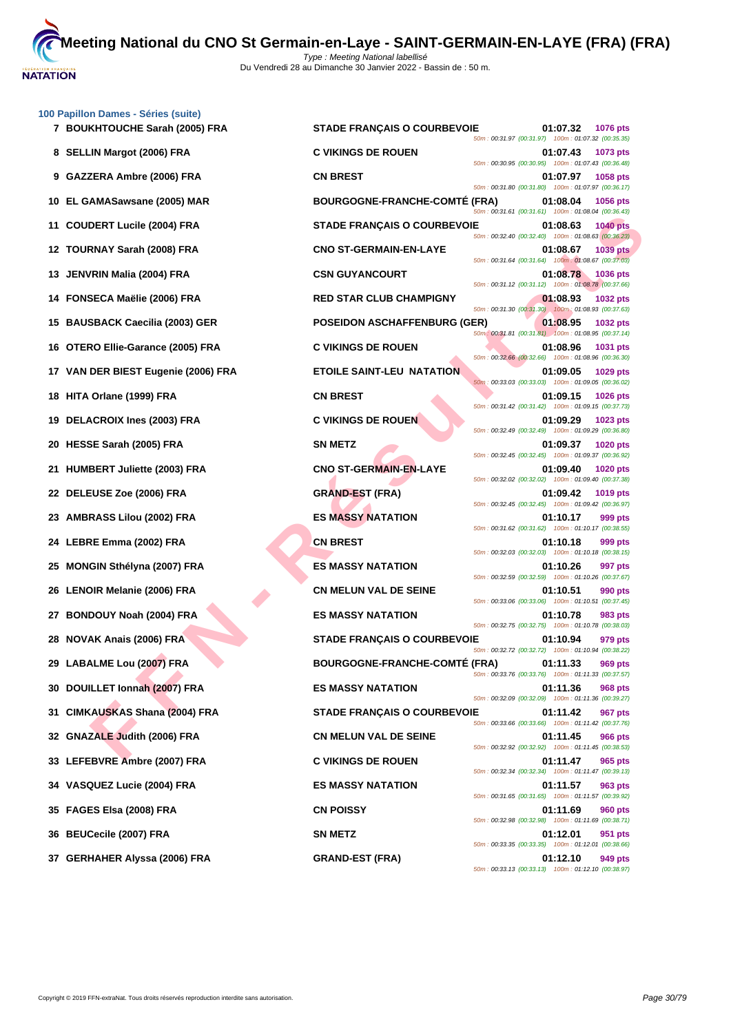## 100 Papillon Dames - Séries (suite)

| Rang | Nom | Club | Temps | Points | Splits |
|---|---|---|---|---|---|
| 7 | BOUKHTOUCHE Sarah (2005) FRA | STADE FRANÇAIS O COURBEVOIE | 01:07.32 | 1076 pts | 50m : 00:31.97 (00:31.97) 100m : 01:07.32 (00:35.35) |
| 8 | SELLIN Margot (2006) FRA | C VIKINGS DE ROUEN | 01:07.43 | 1073 pts | 50m : 00:30.95 (00:30.95) 100m : 01:07.43 (00:36.48) |
| 9 | GAZZERA Ambre (2006) FRA | CN BREST | 01:07.97 | 1058 pts | 50m : 00:31.80 (00:31.80) 100m : 01:07.97 (00:36.17) |
| 10 | EL GAMASawsane (2005) MAR | BOURGOGNE-FRANCHE-COMTÉ (FRA) | 01:08.04 | 1056 pts | 50m : 00:31.61 (00:31.61) 100m : 01:08.04 (00:36.43) |
| 11 | COUDERT Lucile (2004) FRA | STADE FRANÇAIS O COURBEVOIE | 01:08.63 | 1040 pts | 50m : 00:32.40 (00:32.40) 100m : 01:08.63 (00:36.23) |
| 12 | TOURNAY Sarah (2008) FRA | CNO ST-GERMAIN-EN-LAYE | 01:08.67 | 1039 pts | 50m : 00:31.64 (00:31.64) 100m : 01:08.67 (00:37.03) |
| 13 | JENVRIN Malia (2004) FRA | CSN GUYANCOURT | 01:08.78 | 1036 pts | 50m : 00:31.12 (00:31.12) 100m : 01:08.78 (00:37.66) |
| 14 | FONSECA Maëlie (2006) FRA | RED STAR CLUB CHAMPIGNY | 01:08.93 | 1032 pts | 50m : 00:31.30 (00:31.30) 100m : 01:08.93 (00:37.63) |
| 15 | BAUSBACK Caecilia (2003) GER | POSEIDON ASCHAFFENBURG (GER) | 01:08.95 | 1032 pts | 50m : 00:31.81 (00:31.81) 100m : 01:08.95 (00:37.14) |
| 16 | OTERO Ellie-Garance (2005) FRA | C VIKINGS DE ROUEN | 01:08.96 | 1031 pts | 50m : 00:32.66 (00:32.66) 100m : 01:08.96 (00:36.30) |
| 17 | VAN DER BIEST Eugenie (2006) FRA | ETOILE SAINT-LEU NATATION | 01:09.05 | 1029 pts | 50m : 00:33.03 (00:33.03) 100m : 01:09.05 (00:36.02) |
| 18 | HITA Orlane (1999) FRA | CN BREST | 01:09.15 | 1026 pts | 50m : 00:31.42 (00:31.42) 100m : 01:09.15 (00:37.73) |
| 19 | DELACROIX Ines (2003) FRA | C VIKINGS DE ROUEN | 01:09.29 | 1023 pts | 50m : 00:32.49 (00:32.49) 100m : 01:09.29 (00:36.80) |
| 20 | HESSE Sarah (2005) FRA | SN METZ | 01:09.37 | 1020 pts | 50m : 00:32.45 (00:32.45) 100m : 01:09.37 (00:36.92) |
| 21 | HUMBERT Juliette (2003) FRA | CNO ST-GERMAIN-EN-LAYE | 01:09.40 | 1020 pts | 50m : 00:32.02 (00:32.02) 100m : 01:09.40 (00:37.38) |
| 22 | DELEUSE Zoe (2006) FRA | GRAND-EST (FRA) | 01:09.42 | 1019 pts | 50m : 00:32.45 (00:32.45) 100m : 01:09.42 (00:36.97) |
| 23 | AMBRASS Lilou (2002) FRA | ES MASSY NATATION | 01:10.17 | 999 pts | 50m : 00:31.62 (00:31.62) 100m : 01:10.17 (00:38.55) |
| 24 | LEBRE Emma (2002) FRA | CN BREST | 01:10.18 | 999 pts | 50m : 00:32.03 (00:32.03) 100m : 01:10.18 (00:38.15) |
| 25 | MONGIN Sthélyna (2007) FRA | ES MASSY NATATION | 01:10.26 | 997 pts | 50m : 00:32.59 (00:32.59) 100m : 01:10.26 (00:37.67) |
| 26 | LENOIR Melanie (2006) FRA | CN MELUN VAL DE SEINE | 01:10.51 | 990 pts | 50m : 00:33.06 (00:33.06) 100m : 01:10.51 (00:37.45) |
| 27 | BONDOUY Noah (2004) FRA | ES MASSY NATATION | 01:10.78 | 983 pts | 50m : 00:32.75 (00:32.75) 100m : 01:10.78 (00:38.03) |
| 28 | NOVAK Anais (2006) FRA | STADE FRANÇAIS O COURBEVOIE | 01:10.94 | 979 pts | 50m : 00:32.72 (00:32.72) 100m : 01:10.94 (00:38.22) |
| 29 | LABALME Lou (2007) FRA | BOURGOGNE-FRANCHE-COMTÉ (FRA) | 01:11.33 | 969 pts | 50m : 00:33.76 (00:33.76) 100m : 01:11.33 (00:37.57) |
| 30 | DOUILLET Ionnah (2007) FRA | ES MASSY NATATION | 01:11.36 | 968 pts | 50m : 00:32.09 (00:32.09) 100m : 01:11.36 (00:39.27) |
| 31 | CIMKAUSKAS Shana (2004) FRA | STADE FRANÇAIS O COURBEVOIE | 01:11.42 | 967 pts | 50m : 00:33.66 (00:33.66) 100m : 01:11.42 (00:37.76) |
| 32 | GNAZALE Judith (2006) FRA | CN MELUN VAL DE SEINE | 01:11.45 | 966 pts | 50m : 00:32.92 (00:32.92) 100m : 01:11.45 (00:38.53) |
| 33 | LEFEBVRE Ambre (2007) FRA | C VIKINGS DE ROUEN | 01:11.47 | 965 pts | 50m : 00:32.34 (00:32.34) 100m : 01:11.47 (00:39.13) |
| 34 | VASQUEZ Lucie (2004) FRA | ES MASSY NATATION | 01:11.57 | 963 pts | 50m : 00:31.65 (00:31.65) 100m : 01:11.57 (00:39.92) |
| 35 | FAGES Elsa (2008) FRA | CN POISSY | 01:11.69 | 960 pts | 50m : 00:32.98 (00:32.98) 100m : 01:11.69 (00:38.71) |
| 36 | BEUCecile (2007) FRA | SN METZ | 01:12.01 | 951 pts | 50m : 00:33.35 (00:33.35) 100m : 01:12.01 (00:38.66) |
| 37 | GERHAHER Alyssa (2006) FRA | GRAND-EST (FRA) | 01:12.10 | 949 pts | 50m : 00:33.13 (00:33.13) 100m : 01:12.10 (00:38.97) |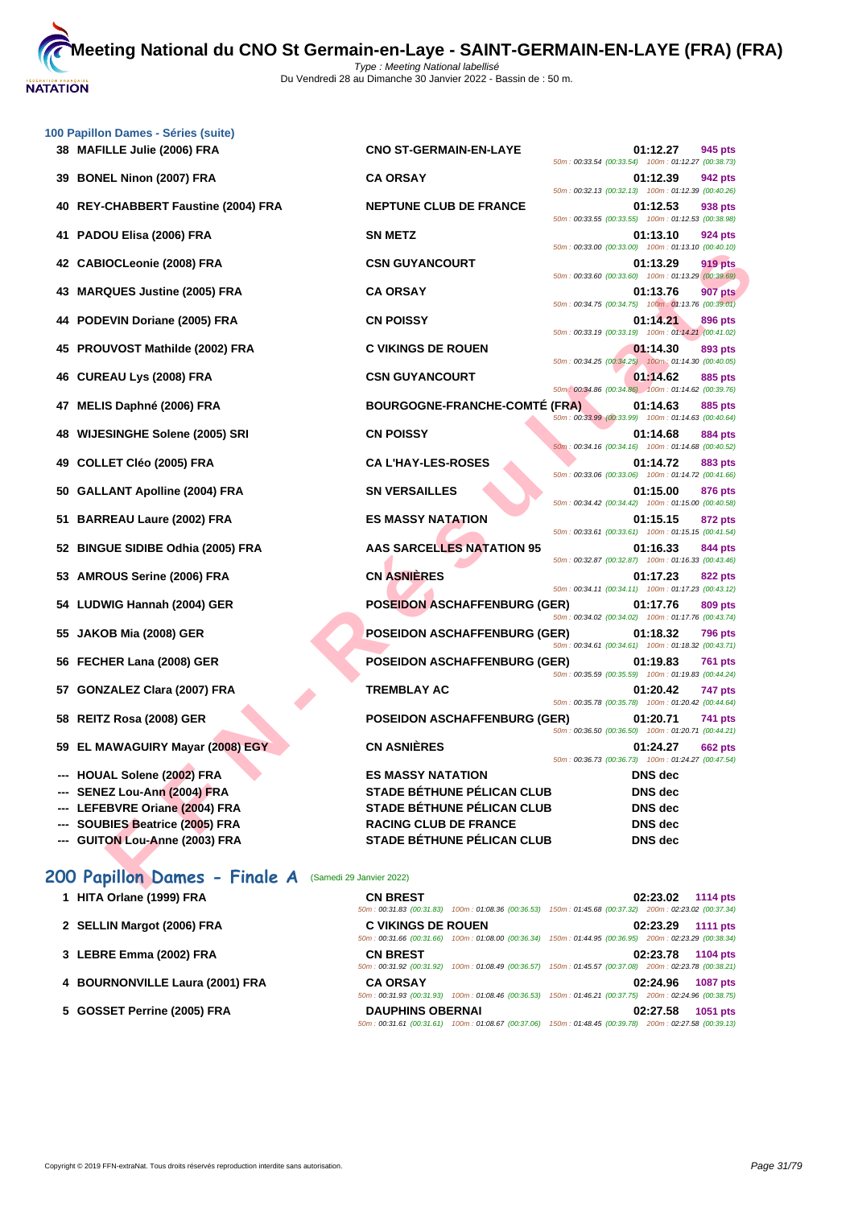### 100 Papillon Dames - Séries (suite)

| Rang | Nom | Club | Temps | Points | Splits |
|---|---|---|---|---|---|
| 38 | MAFILLE Julie (2006) FRA | CNO ST-GERMAIN-EN-LAYE | 01:12.27 | 945 pts | 50m : 00:33.54 (00:33.54) 100m : 01:12.27 (00:38.73) |
| 39 | BONEL Ninon (2007) FRA | CA ORSAY | 01:12.39 | 942 pts | 50m : 00:32.13 (00:32.13) 100m : 01:12.39 (00:40.26) |
| 40 | REY-CHABBERT Faustine (2004) FRA | NEPTUNE CLUB DE FRANCE | 01:12.53 | 938 pts | 50m : 00:33.55 (00:33.55) 100m : 01:12.53 (00:38.98) |
| 41 | PADOU Elisa (2006) FRA | SN METZ | 01:13.10 | 924 pts | 50m : 00:33.00 (00:33.00) 100m : 01:13.10 (00:40.10) |
| 42 | CABIOCLeonie (2008) FRA | CSN GUYANCOURT | 01:13.29 | 919 pts | 50m : 00:33.60 (00:33.60) 100m : 01:13.29 (00:39.69) |
| 43 | MARQUES Justine (2005) FRA | CA ORSAY | 01:13.76 | 907 pts | 50m : 00:34.75 (00:34.75) 100m : 01:13.76 (00:39.01) |
| 44 | PODEVIN Doriane (2005) FRA | CN POISSY | 01:14.21 | 896 pts | 50m : 00:33.19 (00:33.19) 100m : 01:14.21 (00:41.02) |
| 45 | PROUVOST Mathilde (2002) FRA | C VIKINGS DE ROUEN | 01:14.30 | 893 pts | 50m : 00:34.25 (00:34.25) 100m : 01:14.30 (00:40.05) |
| 46 | CUREAU Lys (2008) FRA | CSN GUYANCOURT | 01:14.62 | 885 pts | 50m : 00:34.86 (00:34.86) 100m : 01:14.62 (00:39.76) |
| 47 | MELIS Daphné (2006) FRA | BOURGOGNE-FRANCHE-COMTÉ (FRA) | 01:14.63 | 885 pts | 50m : 00:33.99 (00:33.99) 100m : 01:14.63 (00:40.64) |
| 48 | WIJESINGHE Solene (2005) SRI | CN POISSY | 01:14.68 | 884 pts | 50m : 00:34.16 (00:34.16) 100m : 01:14.68 (00:40.52) |
| 49 | COLLET Cléo (2005) FRA | CA L'HAY-LES-ROSES | 01:14.72 | 883 pts | 50m : 00:33.06 (00:33.06) 100m : 01:14.72 (00:41.66) |
| 50 | GALLANT Apolline (2004) FRA | SN VERSAILLES | 01:15.00 | 876 pts | 50m : 00:34.42 (00:34.42) 100m : 01:15.00 (00:40.58) |
| 51 | BARREAU Laure (2002) FRA | ES MASSY NATATION | 01:15.15 | 872 pts | 50m : 00:33.61 (00:33.61) 100m : 01:15.15 (00:41.54) |
| 52 | BINGUE SIDIBE Odhia (2005) FRA | AAS SARCELLES NATATION 95 | 01:16.33 | 844 pts | 50m : 00:32.87 (00:32.87) 100m : 01:16.33 (00:43.46) |
| 53 | AMROUS Serine (2006) FRA | CN ASNIÈRES | 01:17.23 | 822 pts | 50m : 00:34.11 (00:34.11) 100m : 01:17.23 (00:43.12) |
| 54 | LUDWIG Hannah (2004) GER | POSEIDON ASCHAFFENBURG (GER) | 01:17.76 | 809 pts | 50m : 00:34.02 (00:34.02) 100m : 01:17.76 (00:43.74) |
| 55 | JAKOB Mia (2008) GER | POSEIDON ASCHAFFENBURG (GER) | 01:18.32 | 796 pts | 50m : 00:34.61 (00:34.61) 100m : 01:18.32 (00:43.71) |
| 56 | FECHER Lana (2008) GER | POSEIDON ASCHAFFENBURG (GER) | 01:19.83 | 761 pts | 50m : 00:35.59 (00:35.59) 100m : 01:19.83 (00:44.24) |
| 57 | GONZALEZ Clara (2007) FRA | TREMBLAY AC | 01:20.42 | 747 pts | 50m : 00:35.78 (00:35.78) 100m : 01:20.42 (00:44.64) |
| 58 | REITZ Rosa (2008) GER | POSEIDON ASCHAFFENBURG (GER) | 01:20.71 | 741 pts | 50m : 00:36.50 (00:36.50) 100m : 01:20.71 (00:44.21) |
| 59 | EL MAWAGUIRY Mayar (2008) EGY | CN ASNIÈRES | 01:24.27 | 662 pts | 50m : 00:36.73 (00:36.73) 100m : 01:24.27 (00:47.54) |
| --- | HOUAL Solene (2002) FRA | ES MASSY NATATION | DNS dec | | |
| --- | SENEZ Lou-Ann (2004) FRA | STADE BÉTHUNE PÉLICAN CLUB | DNS dec | | |
| --- | LEFEBVRE Oriane (2004) FRA | STADE BÉTHUNE PÉLICAN CLUB | DNS dec | | |
| --- | SOUBIES Beatrice (2005) FRA | RACING CLUB DE FRANCE | DNS dec | | |
| --- | GUITON Lou-Anne (2003) FRA | STADE BÉTHUNE PÉLICAN CLUB | DNS dec | | |

## 200 Papillon Dames - Finale A (Samedi 29 Janvier 2022)

| Rang | Nom | Club | Temps | Points | Splits |
|---|---|---|---|---|---|
| 1 | HITA Orlane (1999) FRA | CN BREST | 02:23.02 | 1114 pts | 50m : 00:31.83 (00:31.83) 100m : 01:08.36 (00:36.53) 150m : 01:45.68 (00:37.32) 200m : 02:23.02 (00:37.34) |
| 2 | SELLIN Margot (2006) FRA | C VIKINGS DE ROUEN | 02:23.29 | 1111 pts | 50m : 00:31.66 (00:31.66) 100m : 01:08.00 (00:36.34) 150m : 01:44.95 (00:36.95) 200m : 02:23.29 (00:38.34) |
| 3 | LEBRE Emma (2002) FRA | CN BREST | 02:23.78 | 1104 pts | 50m : 00:31.92 (00:31.92) 100m : 01:08.49 (00:36.57) 150m : 01:45.57 (00:37.08) 200m : 02:23.78 (00:38.21) |
| 4 | BOURNONVILLE Laura (2001) FRA | CA ORSAY | 02:24.96 | 1087 pts | 50m : 00:31.93 (00:31.93) 100m : 01:08.46 (00:36.53) 150m : 01:46.21 (00:37.75) 200m : 02:24.96 (00:38.75) |
| 5 | GOSSET Perrine (2005) FRA | DAUPHINS OBERNAI | 02:27.58 | 1051 pts | 50m : 00:31.61 (00:31.61) 100m : 01:08.67 (00:37.06) 150m : 01:48.45 (00:39.78) 200m : 02:27.58 (00:39.13) |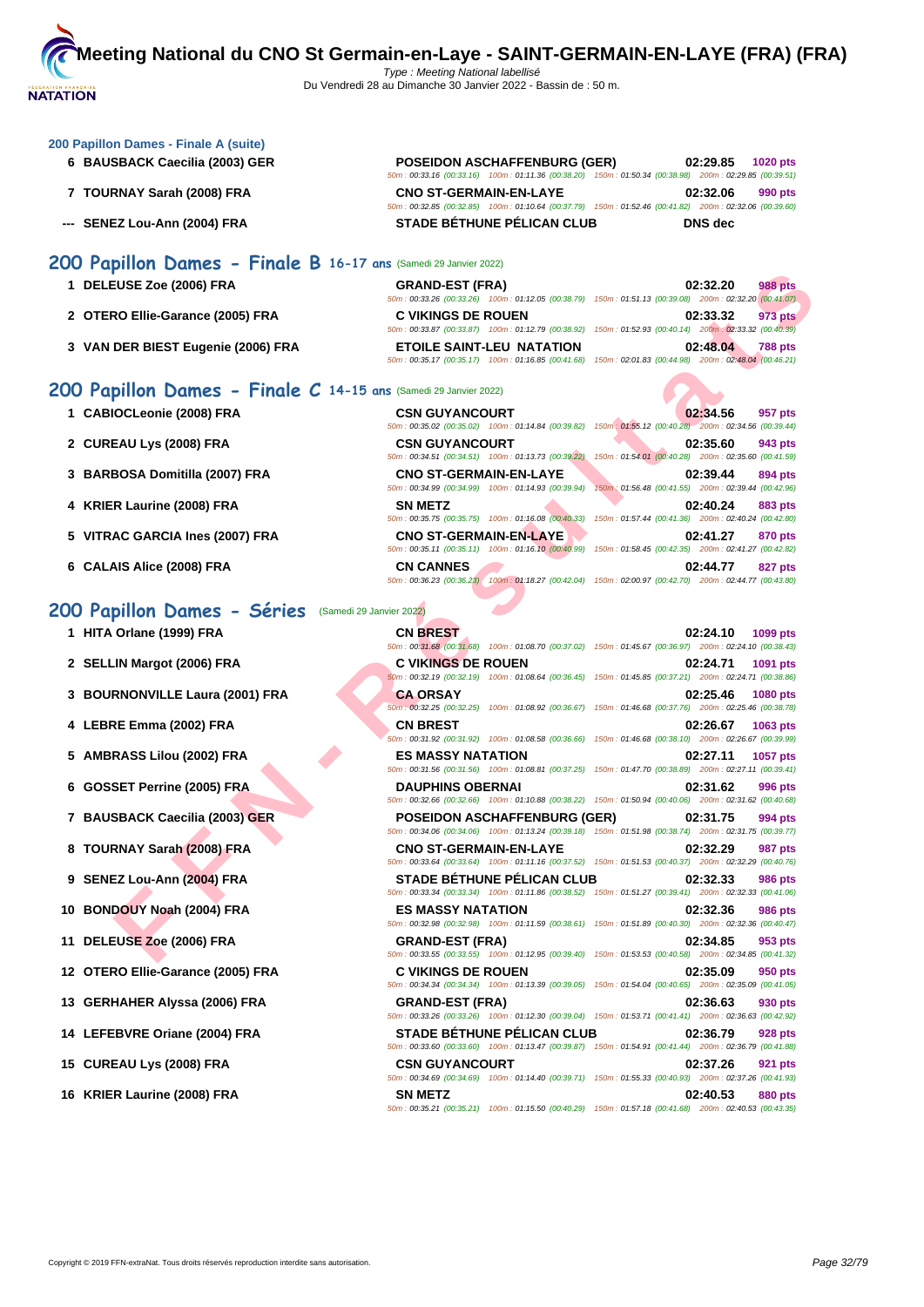### 200 Papillon Dames - Finale A (suite)

| Pl. | Nom | Club | Temps | Points |
|---|---|---|---|---|
| 6 | BAUSBACK Caecilia (2003) GER | POSEIDON ASCHAFFENBURG (GER) | 02:29.85 | 1020 pts |
| | | 50m : 00:33.16 (00:33.16) 100m : 01:11.36 (00:38.20) 150m : 01:50.34 (00:38.98) 200m : 02:29.85 (00:39.51) | | |
| 7 | TOURNAY Sarah (2008) FRA | CNO ST-GERMAIN-EN-LAYE | 02:32.06 | 990 pts |
| | | 50m : 00:32.85 (00:32.85) 100m : 01:10.64 (00:37.79) 150m : 01:52.46 (00:41.82) 200m : 02:32.06 (00:39.60) | | |
| --- | SENEZ Lou-Ann (2004) FRA | STADE BÉTHUNE PÉLICAN CLUB | DNS dec | |

## 200 Papillon Dames - Finale B 16-17 ans (Samedi 29 Janvier 2022)

| Pl. | Nom | Club | Temps | Points |
|---|---|---|---|---|
| 1 | DELEUSE Zoe (2006) FRA | GRAND-EST (FRA) | 02:32.20 | 988 pts |
| | | 50m : 00:33.26 (00:33.26) 100m : 01:12.05 (00:38.79) 150m : 01:51.13 (00:39.08) 200m : 02:32.20 (00:41.07) | | |
| 2 | OTERO Ellie-Garance (2005) FRA | C VIKINGS DE ROUEN | 02:33.32 | 973 pts |
| | | 50m : 00:33.87 (00:33.87) 100m : 01:12.79 (00:38.92) 150m : 01:52.93 (00:40.14) 200m : 02:33.32 (00:40.39) | | |
| 3 | VAN DER BIEST Eugenie (2006) FRA | ETOILE SAINT-LEU NATATION | 02:48.04 | 788 pts |
| | | 50m : 00:35.17 (00:35.17) 100m : 01:16.85 (00:41.68) 150m : 02:01.83 (00:44.98) 200m : 02:48.04 (00:46.21) | | |

## 200 Papillon Dames - Finale C 14-15 ans (Samedi 29 Janvier 2022)

| Pl. | Nom | Club | Temps | Points |
|---|---|---|---|---|
| 1 | CABIOCLeonie (2008) FRA | CSN GUYANCOURT | 02:34.56 | 957 pts |
| | | 50m : 00:35.02 (00:35.02) 100m : 01:14.84 (00:39.82) 150m : 01:55.12 (00:40.28) 200m : 02:34.56 (00:39.44) | | |
| 2 | CUREAU Lys (2008) FRA | CSN GUYANCOURT | 02:35.60 | 943 pts |
| | | 50m : 00:34.51 (00:34.51) 100m : 01:13.73 (00:39.22) 150m : 01:54.01 (00:40.28) 200m : 02:35.60 (00:41.59) | | |
| 3 | BARBOSA Domitilla (2007) FRA | CNO ST-GERMAIN-EN-LAYE | 02:39.44 | 894 pts |
| | | 50m : 00:34.99 (00:34.99) 100m : 01:14.93 (00:39.94) 150m : 01:56.48 (00:41.55) 200m : 02:39.44 (00:42.96) | | |
| 4 | KRIER Laurine (2008) FRA | SN METZ | 02:40.24 | 883 pts |
| | | 50m : 00:35.75 (00:35.75) 100m : 01:16.08 (00:40.33) 150m : 01:57.44 (00:41.36) 200m : 02:40.24 (00:42.80) | | |
| 5 | VITRAC GARCIA Ines (2007) FRA | CNO ST-GERMAIN-EN-LAYE | 02:41.27 | 870 pts |
| | | 50m : 00:35.11 (00:35.11) 100m : 01:16.10 (00:40.99) 150m : 01:58.45 (00:42.35) 200m : 02:41.27 (00:42.82) | | |
| 6 | CALAIS Alice (2008) FRA | CN CANNES | 02:44.77 | 827 pts |
| | | 50m : 00:36.23 (00:36.23) 100m : 01:18.27 (00:42.04) 150m : 02:00.97 (00:42.70) 200m : 02:44.77 (00:43.80) | | |

## 200 Papillon Dames - Séries (Samedi 29 Janvier 2022)

| Pl. | Nom | Club | Temps | Points |
|---|---|---|---|---|
| 1 | HITA Orlane (1999) FRA | CN BREST | 02:24.10 | 1099 pts |
| | | 50m : 00:31.68 (00:31.68) 100m : 01:08.70 (00:37.02) 150m : 01:45.67 (00:36.97) 200m : 02:24.10 (00:38.43) | | |
| 2 | SELLIN Margot (2006) FRA | C VIKINGS DE ROUEN | 02:24.71 | 1091 pts |
| | | 50m : 00:32.19 (00:32.19) 100m : 01:08.64 (00:36.45) 150m : 01:45.85 (00:37.21) 200m : 02:24.71 (00:38.86) | | |
| 3 | BOURNONVILLE Laura (2001) FRA | CA ORSAY | 02:25.46 | 1080 pts |
| | | 50m : 00:32.25 (00:32.25) 100m : 01:08.92 (00:36.67) 150m : 01:46.68 (00:37.76) 200m : 02:25.46 (00:38.78) | | |
| 4 | LEBRE Emma (2002) FRA | CN BREST | 02:26.67 | 1063 pts |
| | | 50m : 00:31.92 (00:31.92) 100m : 01:08.58 (00:36.66) 150m : 01:46.68 (00:38.10) 200m : 02:26.67 (00:39.99) | | |
| 5 | AMBRASS Lilou (2002) FRA | ES MASSY NATATION | 02:27.11 | 1057 pts |
| | | 50m : 00:31.56 (00:31.56) 100m : 01:08.81 (00:37.25) 150m : 01:47.70 (00:38.89) 200m : 02:27.11 (00:39.41) | | |
| 6 | GOSSET Perrine (2005) FRA | DAUPHINS OBERNAI | 02:31.62 | 996 pts |
| | | 50m : 00:32.66 (00:32.66) 100m : 01:10.88 (00:38.22) 150m : 01:50.94 (00:40.06) 200m : 02:31.62 (00:40.68) | | |
| 7 | BAUSBACK Caecilia (2003) GER | POSEIDON ASCHAFFENBURG (GER) | 02:31.75 | 994 pts |
| | | 50m : 00:34.06 (00:34.06) 100m : 01:13.24 (00:39.18) 150m : 01:51.98 (00:38.74) 200m : 02:31.75 (00:39.77) | | |
| 8 | TOURNAY Sarah (2008) FRA | CNO ST-GERMAIN-EN-LAYE | 02:32.29 | 987 pts |
| | | 50m : 00:33.64 (00:33.64) 100m : 01:11.16 (00:37.52) 150m : 01:51.53 (00:40.37) 200m : 02:32.29 (00:40.76) | | |
| 9 | SENEZ Lou-Ann (2004) FRA | STADE BÉTHUNE PÉLICAN CLUB | 02:32.33 | 986 pts |
| | | 50m : 00:33.34 (00:33.34) 100m : 01:11.86 (00:38.52) 150m : 01:51.27 (00:39.41) 200m : 02:32.33 (00:41.06) | | |
| 10 | BONDOUY Noah (2004) FRA | ES MASSY NATATION | 02:32.36 | 986 pts |
| | | 50m : 00:32.98 (00:32.98) 100m : 01:11.59 (00:38.61) 150m : 01:51.89 (00:40.30) 200m : 02:32.36 (00:40.47) | | |
| 11 | DELEUSE Zoe (2006) FRA | GRAND-EST (FRA) | 02:34.85 | 953 pts |
| | | 50m : 00:33.55 (00:33.55) 100m : 01:12.95 (00:39.40) 150m : 01:53.53 (00:40.58) 200m : 02:34.85 (00:41.32) | | |
| 12 | OTERO Ellie-Garance (2005) FRA | C VIKINGS DE ROUEN | 02:35.09 | 950 pts |
| | | 50m : 00:34.34 (00:34.34) 100m : 01:13.39 (00:39.05) 150m : 01:54.04 (00:40.65) 200m : 02:35.09 (00:41.05) | | |
| 13 | GERHAHER Alyssa (2006) FRA | GRAND-EST (FRA) | 02:36.63 | 930 pts |
| | | 50m : 00:33.26 (00:33.26) 100m : 01:12.30 (00:39.04) 150m : 01:53.71 (00:41.41) 200m : 02:36.63 (00:42.92) | | |
| 14 | LEFEBVRE Oriane (2004) FRA | STADE BÉTHUNE PÉLICAN CLUB | 02:36.79 | 928 pts |
| | | 50m : 00:33.60 (00:33.60) 100m : 01:13.47 (00:39.87) 150m : 01:54.91 (00:41.44) 200m : 02:36.79 (00:41.88) | | |
| 15 | CUREAU Lys (2008) FRA | CSN GUYANCOURT | 02:37.26 | 921 pts |
| | | 50m : 00:34.69 (00:34.69) 100m : 01:14.40 (00:39.71) 150m : 01:55.33 (00:40.93) 200m : 02:37.26 (00:41.93) | | |
| 16 | KRIER Laurine (2008) FRA | SN METZ | 02:40.53 | 880 pts |
| | | 50m : 00:35.21 (00:35.21) 100m : 01:15.50 (00:40.29) 150m : 01:57.18 (00:41.68) 200m : 02:40.53 (00:43.35) | | |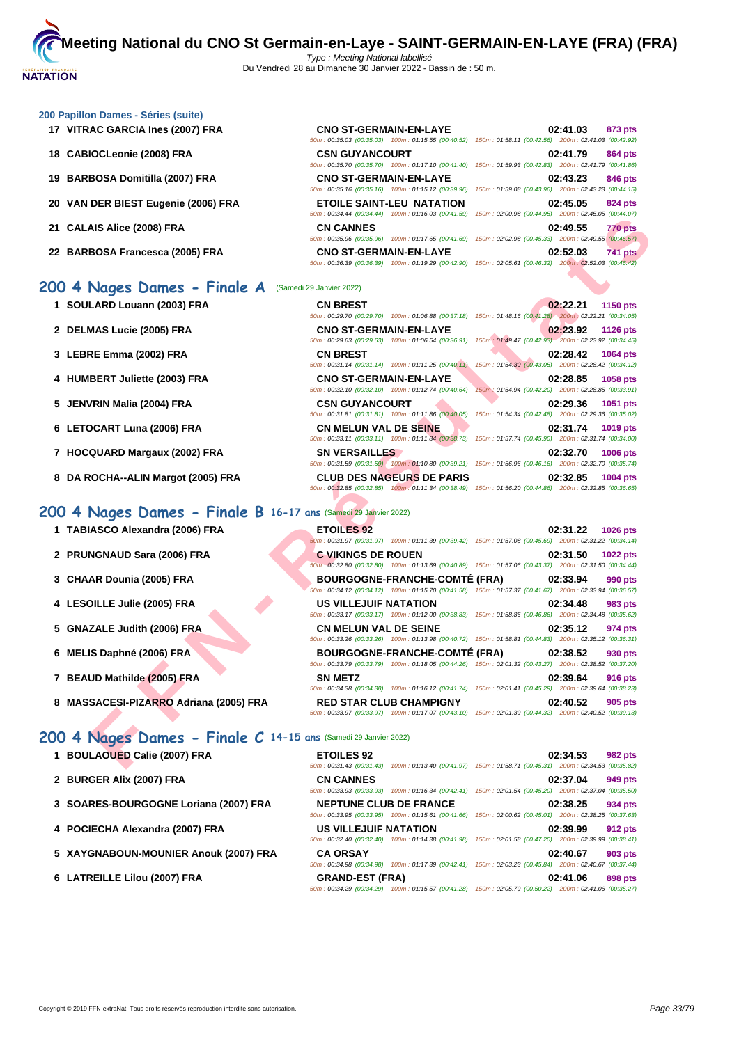# Meeting National du CNO St Germain-en-Laye - SAINT-GERMAIN-EN-LAYE (FRA) (FRA)

Type : Meeting National labellisé
Du Vendredi 28 au Dimanche 30 Janvier 2022 - Bassin de : 50 m.

### 200 Papillon Dames - Séries (suite)

| Rang | Nom | Club | Temps | Points |
|---|---|---|---|---|
| 17 | VITRAC GARCIA Ines (2007) FRA | CNO ST-GERMAIN-EN-LAYE | 02:41.03 | 873 pts |
| | | 50m : 00:35.03 (00:35.03) 100m : 01:15.55 (00:40.52) 150m : 01:58.11 (00:42.56) 200m : 02:41.03 (00:42.92) | | |
| 18 | CABIOCLeonie (2008) FRA | CSN GUYANCOURT | 02:41.79 | 864 pts |
| | | 50m : 00:35.70 (00:35.70) 100m : 01:17.10 (00:41.40) 150m : 01:59.93 (00:42.83) 200m : 02:41.79 (00:41.86) | | |
| 19 | BARBOSA Domitilla (2007) FRA | CNO ST-GERMAIN-EN-LAYE | 02:43.23 | 846 pts |
| | | 50m : 00:35.16 (00:35.16) 100m : 01:15.12 (00:39.96) 150m : 01:59.08 (00:43.96) 200m : 02:43.23 (00:44.15) | | |
| 20 | VAN DER BIEST Eugenie (2006) FRA | ETOILE SAINT-LEU NATATION | 02:45.05 | 824 pts |
| | | 50m : 00:34.44 (00:34.44) 100m : 01:16.03 (00:41.59) 150m : 02:00.98 (00:44.95) 200m : 02:45.05 (00:44.07) | | |
| 21 | CALAIS Alice (2008) FRA | CN CANNES | 02:49.55 | 770 pts |
| | | 50m : 00:35.96 (00:35.96) 100m : 01:17.65 (00:41.69) 150m : 02:02.98 (00:45.33) 200m : 02:49.55 (00:46.57) | | |
| 22 | BARBOSA Francesca (2005) FRA | CNO ST-GERMAIN-EN-LAYE | 02:52.03 | 741 pts |
| | | 50m : 00:36.39 (00:36.39) 100m : 01:19.29 (00:42.90) 150m : 02:05.61 (00:46.32) 200m : 02:52.03 (00:46.42) | | |

## 200 4 Nages Dames - Finale A (Samedi 29 Janvier 2022)

| Rang | Nom | Club | Temps | Points |
|---|---|---|---|---|
| 1 | SOULARD Louann (2003) FRA | CN BREST | 02:22.21 | 1150 pts |
| | | 50m : 00:29.70 (00:29.70) 100m : 01:06.88 (00:37.18) 150m : 01:48.16 (00:41.28) 200m : 02:22.21 (00:34.05) | | |
| 2 | DELMAS Lucie (2005) FRA | CNO ST-GERMAIN-EN-LAYE | 02:23.92 | 1126 pts |
| | | 50m : 00:29.63 (00:29.63) 100m : 01:06.54 (00:36.91) 150m : 01:49.47 (00:42.93) 200m : 02:23.92 (00:34.45) | | |
| 3 | LEBRE Emma (2002) FRA | CN BREST | 02:28.42 | 1064 pts |
| | | 50m : 00:31.14 (00:31.14) 100m : 01:11.25 (00:40.11) 150m : 01:54.30 (00:43.05) 200m : 02:28.42 (00:34.12) | | |
| 4 | HUMBERT Juliette (2003) FRA | CNO ST-GERMAIN-EN-LAYE | 02:28.85 | 1058 pts |
| | | 50m : 00:32.10 (00:32.10) 100m : 01:12.74 (00:40.64) 150m : 01:54.94 (00:42.20) 200m : 02:28.85 (00:33.91) | | |
| 5 | JENVRIN Malia (2004) FRA | CSN GUYANCOURT | 02:29.36 | 1051 pts |
| | | 50m : 00:31.81 (00:31.81) 100m : 01:11.86 (00:40.05) 150m : 01:54.34 (00:42.48) 200m : 02:29.36 (00:35.02) | | |
| 6 | LETOCART Luna (2006) FRA | CN MELUN VAL DE SEINE | 02:31.74 | 1019 pts |
| | | 50m : 00:33.11 (00:33.11) 100m : 01:11.84 (00:38.73) 150m : 01:57.74 (00:45.90) 200m : 02:31.74 (00:34.00) | | |
| 7 | HOCQUARD Margaux (2002) FRA | SN VERSAILLES | 02:32.70 | 1006 pts |
| | | 50m : 00:31.59 (00:31.59) 100m : 01:10.80 (00:39.21) 150m : 01:56.96 (00:46.16) 200m : 02:32.70 (00:35.74) | | |
| 8 | DA ROCHA--ALIN Margot (2005) FRA | CLUB DES NAGEURS DE PARIS | 02:32.85 | 1004 pts |
| | | 50m : 00:32.85 (00:32.85) 100m : 01:11.34 (00:38.49) 150m : 01:56.20 (00:44.86) 200m : 02:32.85 (00:36.65) | | |

## 200 4 Nages Dames - Finale B 16-17 ans (Samedi 29 Janvier 2022)

| Rang | Nom | Club | Temps | Points |
|---|---|---|---|---|
| 1 | TABIASCO Alexandra (2006) FRA | ETOILES 92 | 02:31.22 | 1026 pts |
| | | 50m : 00:31.97 (00:31.97) 100m : 01:11.39 (00:39.42) 150m : 01:57.08 (00:45.69) 200m : 02:31.22 (00:34.14) | | |
| 2 | PRUNGNAUD Sara (2006) FRA | C VIKINGS DE ROUEN | 02:31.50 | 1022 pts |
| | | 50m : 00:32.80 (00:32.80) 100m : 01:13.69 (00:40.89) 150m : 01:57.06 (00:43.37) 200m : 02:31.50 (00:34.44) | | |
| 3 | CHAAR Dounia (2005) FRA | BOURGOGNE-FRANCHE-COMTÉ (FRA) | 02:33.94 | 990 pts |
| | | 50m : 00:34.12 (00:34.12) 100m : 01:15.70 (00:41.58) 150m : 01:57.37 (00:41.67) 200m : 02:33.94 (00:36.57) | | |
| 4 | LESOILLE Julie (2005) FRA | US VILLEJUIF NATATION | 02:34.48 | 983 pts |
| | | 50m : 00:33.17 (00:33.17) 100m : 01:12.00 (00:38.83) 150m : 01:58.86 (00:46.86) 200m : 02:34.48 (00:35.62) | | |
| 5 | GNAZALE Judith (2006) FRA | CN MELUN VAL DE SEINE | 02:35.12 | 974 pts |
| | | 50m : 00:33.26 (00:33.26) 100m : 01:13.98 (00:40.72) 150m : 01:58.81 (00:44.83) 200m : 02:35.12 (00:36.31) | | |
| 6 | MELIS Daphné (2006) FRA | BOURGOGNE-FRANCHE-COMTÉ (FRA) | 02:38.52 | 930 pts |
| | | 50m : 00:33.79 (00:33.79) 100m : 01:18.05 (00:44.26) 150m : 02:01.32 (00:43.27) 200m : 02:38.52 (00:37.20) | | |
| 7 | BEAUD Mathilde (2005) FRA | SN METZ | 02:39.64 | 916 pts |
| | | 50m : 00:34.38 (00:34.38) 100m : 01:16.12 (00:41.74) 150m : 02:01.41 (00:45.29) 200m : 02:39.64 (00:38.23) | | |
| 8 | MASSACESI-PIZARRO Adriana (2005) FRA | RED STAR CLUB CHAMPIGNY | 02:40.52 | 905 pts |
| | | 50m : 00:33.97 (00:33.97) 100m : 01:17.07 (00:43.10) 150m : 02:01.39 (00:44.32) 200m : 02:40.52 (00:39.13) | | |

## 200 4 Nages Dames - Finale C 14-15 ans (Samedi 29 Janvier 2022)

| Rang | Nom | Club | Temps | Points |
|---|---|---|---|---|
| 1 | BOULAOUED Calie (2007) FRA | ETOILES 92 | 02:34.53 | 982 pts |
| | | 50m : 00:31.43 (00:31.43) 100m : 01:13.40 (00:41.97) 150m : 01:58.71 (00:45.31) 200m : 02:34.53 (00:35.82) | | |
| 2 | BURGER Alix (2007) FRA | CN CANNES | 02:37.04 | 949 pts |
| | | 50m : 00:33.93 (00:33.93) 100m : 01:16.34 (00:42.41) 150m : 02:01.54 (00:45.20) 200m : 02:37.04 (00:35.50) | | |
| 3 | SOARES-BOURGOGNE Loriana (2007) FRA | NEPTUNE CLUB DE FRANCE | 02:38.25 | 934 pts |
| | | 50m : 00:33.95 (00:33.95) 100m : 01:15.61 (00:41.66) 150m : 02:00.62 (00:45.01) 200m : 02:38.25 (00:37.63) | | |
| 4 | POCIECHA Alexandra (2007) FRA | US VILLEJUIF NATATION | 02:39.99 | 912 pts |
| | | 50m : 00:32.40 (00:32.40) 100m : 01:14.38 (00:41.98) 150m : 02:01.58 (00:47.20) 200m : 02:39.99 (00:38.41) | | |
| 5 | XAYGNABOUN-MOUNIER Anouk (2007) FRA | CA ORSAY | 02:40.67 | 903 pts |
| | | 50m : 00:34.98 (00:34.98) 100m : 01:17.39 (00:42.41) 150m : 02:03.23 (00:45.84) 200m : 02:40.67 (00:37.44) | | |
| 6 | LATREILLE Lilou (2007) FRA | GRAND-EST (FRA) | 02:41.06 | 898 pts |
| | | 50m : 00:34.29 (00:34.29) 100m : 01:15.57 (00:41.28) 150m : 02:05.79 (00:50.22) 200m : 02:41.06 (00:35.27) | | |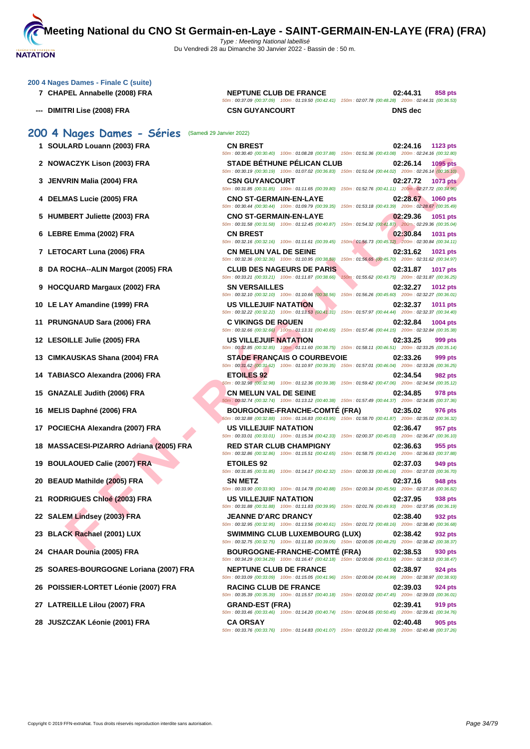## 200 4 Nages Dames - Finale C (suite)

| Rang | Nom | Club | Temps | Points |
|---|---|---|---|---|
| 7 | CHAPEL Annabelle (2008) FRA | NEPTUNE CLUB DE FRANCE | 02:44.31 | 858 pts |
| | | 50m : 00:37.09 (00:37.09) 100m : 01:19.50 (00:42.41) 150m : 02:07.78 (00:48.28) 200m : 02:44.31 (00:36.53) | | |
| --- | DIMITRI Lise (2008) FRA | CSN GUYANCOURT | DNS dec | |

## 200 4 Nages Dames - Séries (Samedi 29 Janvier 2022)

| Rang | Nom | Club | Temps | Points |
|---|---|---|---|---|
| 1 | SOULARD Louann (2003) FRA | CN BREST | 02:24.16 | 1123 pts |
| | | 50m : 00:30.40 (00:30.40) 100m : 01:08.28 (00:37.88) 150m : 01:51.36 (00:43.08) 200m : 02:24.16 (00:32.80) | | |
| 2 | NOWACZYK Lison (2003) FRA | STADE BÉTHUNE PÉLICAN CLUB | 02:26.14 | 1095 pts |
| | | 50m : 00:30.19 (00:30.19) 100m : 01:07.02 (00:36.83) 150m : 01:51.04 (00:44.02) 200m : 02:26.14 (00:35.10) | | |
| 3 | JENVRIN Malia (2004) FRA | CSN GUYANCOURT | 02:27.72 | 1073 pts |
| | | 50m : 00:31.85 (00:31.85) 100m : 01:11.65 (00:39.80) 150m : 01:52.76 (00:41.11) 200m : 02:27.72 (00:34.96) | | |
| 4 | DELMAS Lucie (2005) FRA | CNO ST-GERMAIN-EN-LAYE | 02:28.67 | 1060 pts |
| | | 50m : 00:30.44 (00:30.44) 100m : 01:09.79 (00:39.35) 150m : 01:53.18 (00:43.39) 200m : 02:28.67 (00:35.49) | | |
| 5 | HUMBERT Juliette (2003) FRA | CNO ST-GERMAIN-EN-LAYE | 02:29.36 | 1051 pts |
| | | 50m : 00:31.58 (00:31.58) 100m : 01:12.45 (00:40.87) 150m : 01:54.32 (00:41.87) 200m : 02:29.36 (00:35.04) | | |
| 6 | LEBRE Emma (2002) FRA | CN BREST | 02:30.84 | 1031 pts |
| | | 50m : 00:32.16 (00:32.16) 100m : 01:11.61 (00:39.45) 150m : 01:56.73 (00:45.12) 200m : 02:30.84 (00:34.11) | | |
| 7 | LETOCART Luna (2006) FRA | CN MELUN VAL DE SEINE | 02:31.62 | 1021 pts |
| | | 50m : 00:32.36 (00:32.36) 100m : 01:10.95 (00:38.59) 150m : 01:56.65 (00:45.70) 200m : 02:31.62 (00:34.97) | | |
| 8 | DA ROCHA--ALIN Margot (2005) FRA | CLUB DES NAGEURS DE PARIS | 02:31.87 | 1017 pts |
| | | 50m : 00:33.21 (00:33.21) 100m : 01:11.87 (00:38.66) 150m : 01:55.62 (00:43.75) 200m : 02:31.87 (00:36.25) | | |
| 9 | HOCQUARD Margaux (2002) FRA | SN VERSAILLES | 02:32.27 | 1012 pts |
| | | 50m : 00:32.10 (00:32.10) 100m : 01:10.66 (00:38.56) 150m : 01:56.26 (00:45.60) 200m : 02:32.27 (00:36.01) | | |
| 10 | LE LAY Amandine (1999) FRA | US VILLEJUIF NATATION | 02:32.37 | 1011 pts |
| | | 50m : 00:32.22 (00:32.22) 100m : 01:13.53 (00:41.31) 150m : 01:57.97 (00:44.44) 200m : 02:32.37 (00:34.40) | | |
| 11 | PRUNGNAUD Sara (2006) FRA | C VIKINGS DE ROUEN | 02:32.84 | 1004 pts |
| | | 50m : 00:32.66 (00:32.66) 100m : 01:13.31 (00:40.65) 150m : 01:57.46 (00:44.15) 200m : 02:32.84 (00:35.38) | | |
| 12 | LESOILLE Julie (2005) FRA | US VILLEJUIF NATATION | 02:33.25 | 999 pts |
| | | 50m : 00:32.85 (00:32.85) 100m : 01:11.60 (00:38.75) 150m : 01:58.11 (00:46.51) 200m : 02:33.25 (00:35.14) | | |
| 13 | CIMKAUSKAS Shana (2004) FRA | STADE FRANÇAIS O COURBEVOIE | 02:33.26 | 999 pts |
| | | 50m : 00:31.62 (00:31.62) 100m : 01:10.97 (00:39.35) 150m : 01:57.01 (00:46.04) 200m : 02:33.26 (00:36.25) | | |
| 14 | TABIASCO Alexandra (2006) FRA | ETOILES 92 | 02:34.54 | 982 pts |
| | | 50m : 00:32.98 (00:32.98) 100m : 01:12.36 (00:39.38) 150m : 01:59.42 (00:47.06) 200m : 02:34.54 (00:35.12) | | |
| 15 | GNAZALE Judith (2006) FRA | CN MELUN VAL DE SEINE | 02:34.85 | 978 pts |
| | | 50m : 00:32.74 (00:32.74) 100m : 01:13.12 (00:40.38) 150m : 01:57.49 (00:44.37) 200m : 02:34.85 (00:37.36) | | |
| 16 | MELIS Daphné (2006) FRA | BOURGOGNE-FRANCHE-COMTÉ (FRA) | 02:35.02 | 976 pts |
| | | 50m : 00:32.88 (00:32.88) 100m : 01:16.83 (00:43.95) 150m : 01:58.70 (00:41.87) 200m : 02:35.02 (00:36.32) | | |
| 17 | POCIECHA Alexandra (2007) FRA | US VILLEJUIF NATATION | 02:36.47 | 957 pts |
| | | 50m : 00:33.01 (00:33.01) 100m : 01:15.34 (00:42.33) 150m : 02:00.37 (00:45.03) 200m : 02:36.47 (00:36.10) | | |
| 18 | MASSACESI-PIZARRO Adriana (2005) FRA | RED STAR CLUB CHAMPIGNY | 02:36.63 | 955 pts |
| | | 50m : 00:32.86 (00:32.86) 100m : 01:15.51 (00:42.65) 150m : 01:58.75 (00:43.24) 200m : 02:36.63 (00:37.88) | | |
| 19 | BOULAOUED Calie (2007) FRA | ETOILES 92 | 02:37.03 | 949 pts |
| | | 50m : 00:31.85 (00:31.85) 100m : 01:14.17 (00:42.32) 150m : 02:00.33 (00:46.16) 200m : 02:37.03 (00:36.70) | | |
| 20 | BEAUD Mathilde (2005) FRA | SN METZ | 02:37.16 | 948 pts |
| | | 50m : 00:33.90 (00:33.90) 100m : 01:14.78 (00:40.88) 150m : 02:00.34 (00:45.56) 200m : 02:37.16 (00:36.82) | | |
| 21 | RODRIGUES Chloé (2003) FRA | US VILLEJUIF NATATION | 02:37.95 | 938 pts |
| | | 50m : 00:31.88 (00:31.88) 100m : 01:11.83 (00:39.95) 150m : 02:01.76 (00:49.93) 200m : 02:37.95 (00:36.19) | | |
| 22 | SALEM Lindsey (2003) FRA | JEANNE D'ARC DRANCY | 02:38.40 | 932 pts |
| | | 50m : 00:32.95 (00:32.95) 100m : 01:13.56 (00:40.61) 150m : 02:01.72 (00:48.16) 200m : 02:38.40 (00:36.68) | | |
| 23 | BLACK Rachael (2001) LUX | SWIMMING CLUB LUXEMBOURG (LUX) | 02:38.42 | 932 pts |
| | | 50m : 00:32.75 (00:32.75) 100m : 01:11.80 (00:39.05) 150m : 02:00.05 (00:48.25) 200m : 02:38.42 (00:38.37) | | |
| 24 | CHAAR Dounia (2005) FRA | BOURGOGNE-FRANCHE-COMTÉ (FRA) | 02:38.53 | 930 pts |
| | | 50m : 00:34.29 (00:34.29) 100m : 01:16.47 (00:42.18) 150m : 02:00.06 (00:43.59) 200m : 02:38.53 (00:38.47) | | |
| 25 | SOARES-BOURGOGNE Loriana (2007) FRA | NEPTUNE CLUB DE FRANCE | 02:38.97 | 924 pts |
| | | 50m : 00:33.09 (00:33.09) 100m : 01:15.05 (00:41.96) 150m : 02:00.04 (00:44.99) 200m : 02:38.97 (00:38.93) | | |
| 26 | POISSIER-LORTET Léonie (2007) FRA | RACING CLUB DE FRANCE | 02:39.03 | 924 pts |
| | | 50m : 00:35.39 (00:35.39) 100m : 01:15.57 (00:40.18) 150m : 02:03.02 (00:47.45) 200m : 02:39.03 (00:36.01) | | |
| 27 | LATREILLE Lilou (2007) FRA | GRAND-EST (FRA) | 02:39.41 | 919 pts |
| | | 50m : 00:33.46 (00:33.46) 100m : 01:14.20 (00:40.74) 150m : 02:04.65 (00:50.45) 200m : 02:39.41 (00:34.76) | | |
| 28 | JUSZCZAK Léonie (2001) FRA | CA ORSAY | 02:40.48 | 905 pts |
| | | 50m : 00:33.76 (00:33.76) 100m : 01:14.83 (00:41.07) 150m : 02:03.22 (00:48.39) 200m : 02:40.48 (00:37.26) | | |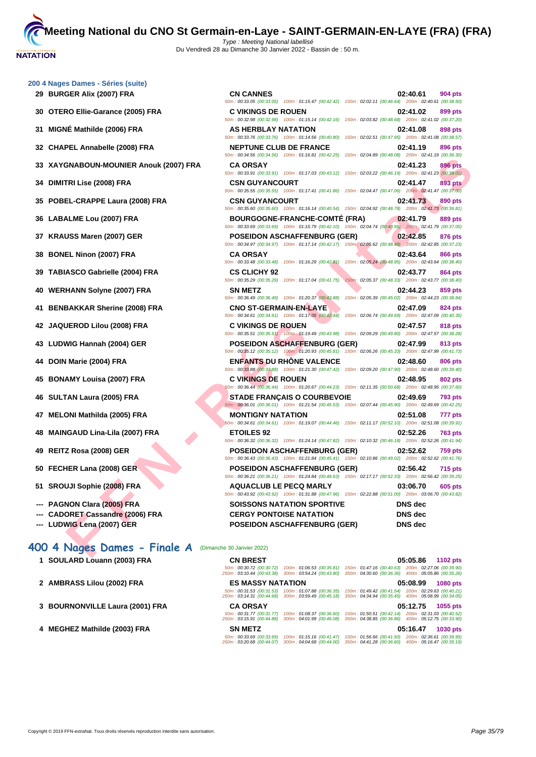## 200 4 Nages Dames - Séries (suite)

| Rang | Nom | Club | Temps | Points |
|---|---|---|---|---|
| 29 | BURGER Alix (2007) FRA | CN CANNES | 02:40.61 | 904 pts |
| | | 50m : 00:33.05 (00:33.05) 100m : 01:15.47 (00:42.42) 150m : 02:02.11 (00:46.64) 200m : 02:40.61 (00:38.50) | | |
| 30 | OTERO Ellie-Garance (2005) FRA | C VIKINGS DE ROUEN | 02:41.02 | 899 pts |
| | | 50m : 00:32.98 (00:32.98) 100m : 01:15.14 (00:42.16) 150m : 02:03.82 (00:48.68) 200m : 02:41.02 (00:37.20) | | |
| 31 | MIGNÉ Mathilde (2006) FRA | AS HERBLAY NATATION | 02:41.08 | 898 pts |
| | | 50m : 00:33.76 (00:33.76) 100m : 01:14.56 (00:40.80) 150m : 02:02.51 (00:47.95) 200m : 02:41.08 (00:38.57) | | |
| 32 | CHAPEL Annabelle (2008) FRA | NEPTUNE CLUB DE FRANCE | 02:41.19 | 896 pts |
| | | 50m : 00:34.56 (00:34.56) 100m : 01:16.81 (00:42.25) 150m : 02:04.89 (00:48.08) 200m : 02:41.19 (00:36.30) | | |
| 33 | XAYGNABOUN-MOUNIER Anouk (2007) FRA | CA ORSAY | 02:41.23 | 896 pts |
| | | 50m : 00:33.91 (00:33.91) 100m : 01:17.03 (00:43.12) 150m : 02:03.22 (00:46.19) 200m : 02:41.23 (00:38.01) | | |
| 34 | DIMITRI Lise (2008) FRA | CSN GUYANCOURT | 02:41.47 | 893 pts |
| | | 50m : 00:35.55 (00:35.55) 100m : 01:17.41 (00:41.86) 150m : 02:04.47 (00:47.06) 200m : 02:41.47 (00:37.00) | | |
| 35 | POBEL-CRAPPE Laura (2008) FRA | CSN GUYANCOURT | 02:41.73 | 890 pts |
| | | 50m : 00:35.60 (00:35.60) 100m : 01:16.14 (00:40.54) 150m : 02:04.92 (00:48.78) 200m : 02:41.73 (00:36.81) | | |
| 36 | LABALME Lou (2007) FRA | BOURGOGNE-FRANCHE-COMTÉ (FRA) | 02:41.79 | 889 pts |
| | | 50m : 00:33.69 (00:33.69) 100m : 01:15.79 (00:42.10) 150m : 02:04.74 (00:48.95) 200m : 02:41.79 (00:37.05) | | |
| 37 | KRAUSS Maren (2007) GER | POSEIDON ASCHAFFENBURG (GER) | 02:42.85 | 876 pts |
| | | 50m : 00:34.97 (00:34.97) 100m : 01:17.14 (00:42.17) 150m : 02:05.62 (00:48.48) 200m : 02:42.85 (00:37.23) | | |
| 38 | BONEL Ninon (2007) FRA | CA ORSAY | 02:43.64 | 866 pts |
| | | 50m : 00:33.48 (00:33.48) 100m : 01:16.29 (00:42.81) 150m : 02:05.24 (00:48.95) 200m : 02:43.64 (00:38.40) | | |
| 39 | TABIASCO Gabrielle (2004) FRA | CS CLICHY 92 | 02:43.77 | 864 pts |
| | | 50m : 00:35.29 (00:35.29) 100m : 01:17.04 (00:41.75) 150m : 02:05.37 (00:48.33) 200m : 02:43.77 (00:38.40) | | |
| 40 | WERHANN Solyne (2007) FRA | SN METZ | 02:44.23 | 859 pts |
| | | 50m : 00:36.49 (00:36.49) 100m : 01:20.37 (00:43.88) 150m : 02:05.39 (00:45.02) 200m : 02:44.23 (00:38.84) | | |
| 41 | BENBAKKAR Sherine (2008) FRA | CNO ST-GERMAIN-EN-LAYE | 02:47.09 | 824 pts |
| | | 50m : 00:34.61 (00:34.61) 100m : 01:17.05 (00:42.44) 150m : 02:06.74 (00:49.69) 200m : 02:47.09 (00:40.35) | | |
| 42 | JAQUEROD Lilou (2008) FRA | C VIKINGS DE ROUEN | 02:47.57 | 818 pts |
| | | 50m : 00:35.51 (00:35.51) 100m : 01:19.49 (00:43.98) 150m : 02:09.29 (00:49.80) 200m : 02:47.57 (00:38.28) | | |
| 43 | LUDWIG Hannah (2004) GER | POSEIDON ASCHAFFENBURG (GER) | 02:47.99 | 813 pts |
| | | 50m : 00:35.12 (00:35.12) 100m : 01:20.93 (00:45.81) 150m : 02:06.26 (00:45.33) 200m : 02:47.99 (00:41.73) | | |
| 44 | DOIN Marie (2004) FRA | ENFANTS DU RHÔNE VALENCE | 02:48.60 | 806 pts |
| | | 50m : 00:33.88 (00:33.88) 100m : 01:21.30 (00:47.42) 150m : 02:09.20 (00:47.90) 200m : 02:48.60 (00:39.40) | | |
| 45 | BONAMY Louisa (2007) FRA | C VIKINGS DE ROUEN | 02:48.95 | 802 pts |
| | | 50m : 00:36.44 (00:36.44) 100m : 01:20.67 (00:44.23) 150m : 02:11.35 (00:50.68) 200m : 02:48.95 (00:37.60) | | |
| 46 | SULTAN Laura (2005) FRA | STADE FRANÇAIS O COURBEVOIE | 02:49.69 | 793 pts |
| | | 50m : 00:36.01 (00:36.01) 100m : 01:21.54 (00:45.53) 150m : 02:07.44 (00:45.90) 200m : 02:49.69 (00:42.25) | | |
| 47 | MELONI Mathilda (2005) FRA | MONTIGNY NATATION | 02:51.08 | 777 pts |
| | | 50m : 00:34.61 (00:34.61) 100m : 01:19.07 (00:44.46) 150m : 02:11.17 (00:52.10) 200m : 02:51.08 (00:39.91) | | |
| 48 | MAINGAUD Lina-Lila (2007) FRA | ETOILES 92 | 02:52.26 | 763 pts |
| | | 50m : 00:36.32 (00:36.32) 100m : 01:24.14 (00:47.82) 150m : 02:10.32 (00:46.18) 200m : 02:52.26 (00:41.94) | | |
| 49 | REITZ Rosa (2008) GER | POSEIDON ASCHAFFENBURG (GER) | 02:52.62 | 759 pts |
| | | 50m : 00:36.43 (00:36.43) 100m : 01:21.84 (00:45.41) 150m : 02:10.86 (00:49.02) 200m : 02:52.62 (00:41.76) | | |
| 50 | FECHER Lana (2008) GER | POSEIDON ASCHAFFENBURG (GER) | 02:56.42 | 715 pts |
| | | 50m : 00:36.21 (00:36.21) 100m : 01:24.84 (00:48.63) 150m : 02:17.17 (00:52.33) 200m : 02:56.42 (00:39.25) | | |
| 51 | SROUJI Sophie (2008) FRA | AQUACLUB LE PECQ MARLY | 03:06.70 | 605 pts |
| | | 50m : 00:43.92 (00:43.92) 100m : 01:31.88 (00:47.96) 150m : 02:22.88 (00:51.00) 200m : 03:06.70 (00:43.82) | | |
| --- | PAGNON Clara (2005) FRA | SOISSONS NATATION SPORTIVE | DNS dec | |
| --- | CADORET Cassandre (2006) FRA | CERGY PONTOISE NATATION | DNS dec | |
| --- | LUDWIG Lena (2007) GER | POSEIDON ASCHAFFENBURG (GER) | DNS dec | |

## 400 4 Nages Dames - Finale A (Dimanche 30 Janvier 2022)

| Rang | Nom | Club | Temps | Points |
|---|---|---|---|---|
| 1 | SOULARD Louann (2003) FRA | CN BREST | 05:05.86 | 1102 pts |
| | | 50m : 00:30.72 (00:30.72) 100m : 01:06.53 (00:35.81) 150m : 01:47.16 (00:40.63) 200m : 02:27.06 (00:39.90) | | |
| | | 250m : 03:10.44 (00:43.38) 300m : 03:54.24 (00:43.80) 350m : 04:30.60 (00:36.36) 400m : 05:05.86 (00:35.26) | | |
| 2 | AMBRASS Lilou (2002) FRA | ES MASSY NATATION | 05:08.99 | 1080 pts |
| | | 50m : 00:31.53 (00:31.53) 100m : 01:07.88 (00:36.35) 150m : 01:49.42 (00:41.54) 200m : 02:29.63 (00:40.21) | | |
| | | 250m : 03:14.31 (00:44.68) 300m : 03:59.49 (00:45.18) 350m : 04:34.94 (00:35.45) 400m : 05:08.99 (00:34.05) | | |
| 3 | BOURNONVILLE Laura (2001) FRA | CA ORSAY | 05:12.75 | 1055 pts |
| | | 50m : 00:31.77 (00:31.77) 100m : 01:08.37 (00:36.60) 150m : 01:50.51 (00:42.14) 200m : 02:31.03 (00:40.52) | | |
| | | 250m : 03:15.91 (00:44.88) 300m : 04:01.99 (00:46.08) 350m : 04:38.85 (00:36.86) 400m : 05:12.75 (00:33.90) | | |
| 4 | MEGHEZ Mathilde (2003) FRA | SN METZ | 05:16.47 | 1030 pts |
| | | 50m : 00:33.69 (00:33.69) 100m : 01:15.16 (00:41.47) 150m : 01:56.66 (00:41.50) 200m : 02:36.61 (00:39.95) | | |
| | | 250m : 03:20.68 (00:44.07) 300m : 04:04.68 (00:44.00) 350m : 04:41.28 (00:36.60) 400m : 05:16.47 (00:35.19) | | |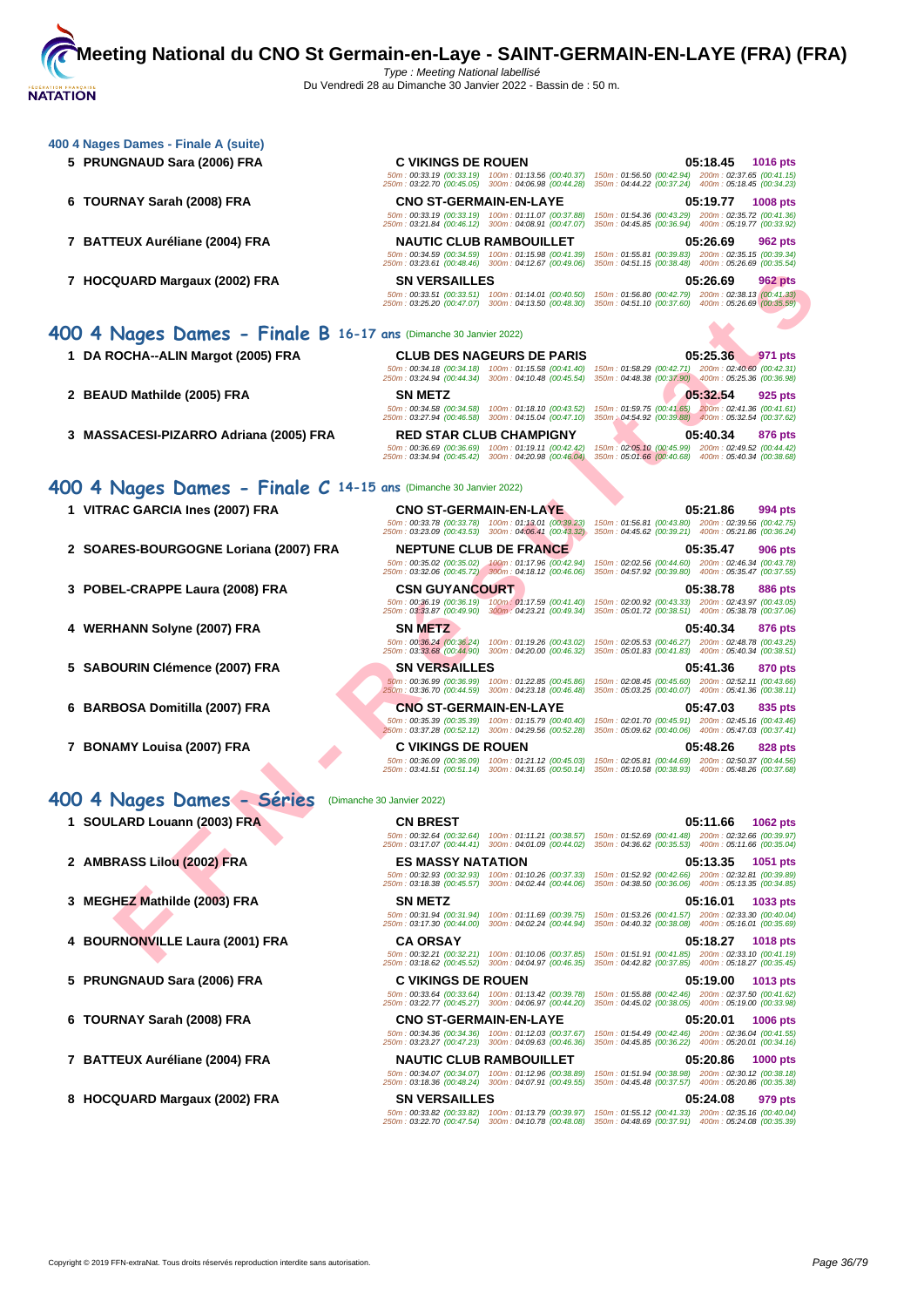# Meeting National du CNO St Germain-en-Laye - SAINT-GERMAIN-EN-LAYE (FRA) (FRA)

Type : Meeting National labellisé
Du Vendredi 28 au Dimanche 30 Janvier 2022 - Bassin de : 50 m.

### 400 4 Nages Dames - Finale A (suite)

| Rang | Nom | Club | Temps | Points |
|---|---|---|---|---|
| 5 | PRUNGNAUD Sara (2006) FRA | C VIKINGS DE ROUEN | 05:18.45 | 1016 pts |
| | | 50m : 00:33.19 (00:33.19) 100m : 01:13.56 (00:40.37) 150m : 01:56.50 (00:42.94) 200m : 02:37.65 (00:41.15) 250m : 03:22.70 (00:45.05) 300m : 04:06.98 (00:44.28) 350m : 04:44.22 (00:37.24) 400m : 05:18.45 (00:34.23) | | |
| 6 | TOURNAY Sarah (2008) FRA | CNO ST-GERMAIN-EN-LAYE | 05:19.77 | 1008 pts |
| | | 50m : 00:33.19 (00:33.19) 100m : 01:11.07 (00:37.88) 150m : 01:54.36 (00:43.29) 200m : 02:35.72 (00:41.36) 250m : 03:21.84 (00:46.12) 300m : 04:08.91 (00:47.07) 350m : 04:45.85 (00:36.94) 400m : 05:19.77 (00:33.92) | | |
| 7 | BATTEUX Auréliane (2004) FRA | NAUTIC CLUB RAMBOUILLET | 05:26.69 | 962 pts |
| | | 50m : 00:34.59 (00:34.59) 100m : 01:15.98 (00:41.39) 150m : 01:55.81 (00:39.83) 200m : 02:35.15 (00:39.34) 250m : 03:23.61 (00:48.46) 300m : 04:12.67 (00:49.06) 350m : 04:51.15 (00:38.48) 400m : 05:26.69 (00:35.54) | | |
| 7 | HOCQUARD Margaux (2002) FRA | SN VERSAILLES | 05:26.69 | 962 pts |
| | | 50m : 00:33.51 (00:33.51) 100m : 01:14.01 (00:40.50) 150m : 01:56.80 (00:42.79) 200m : 02:38.13 (00:41.33) 250m : 03:25.20 (00:47.07) 300m : 04:13.50 (00:48.30) 350m : 04:51.10 (00:37.60) 400m : 05:26.69 (00:35.59) | | |

## 400 4 Nages Dames - Finale B 16-17 ans (Dimanche 30 Janvier 2022)

| Rang | Nom | Club | Temps | Points |
|---|---|---|---|---|
| 1 | DA ROCHA--ALIN Margot (2005) FRA | CLUB DES NAGEURS DE PARIS | 05:25.36 | 971 pts |
| | | 50m : 00:34.18 (00:34.18) 100m : 01:15.58 (00:41.40) 150m : 01:58.29 (00:42.71) 200m : 02:40.60 (00:42.31) 250m : 03:24.94 (00:44.34) 300m : 04:10.48 (00:45.54) 350m : 04:48.38 (00:37.90) 400m : 05:25.36 (00:36.98) | | |
| 2 | BEAUD Mathilde (2005) FRA | SN METZ | 05:32.54 | 925 pts |
| | | 50m : 00:34.58 (00:34.58) 100m : 01:18.10 (00:43.52) 150m : 01:59.75 (00:41.65) 200m : 02:41.36 (00:41.61) 250m : 03:27.94 (00:46.58) 300m : 04:15.04 (00:47.10) 350m : 04:54.92 (00:39.88) 400m : 05:32.54 (00:37.62) | | |
| 3 | MASSACESI-PIZARRO Adriana (2005) FRA | RED STAR CLUB CHAMPIGNY | 05:40.34 | 876 pts |
| | | 50m : 00:36.69 (00:36.69) 100m : 01:19.11 (00:42.42) 150m : 02:05.10 (00:45.99) 200m : 02:49.52 (00:44.42) 250m : 03:34.94 (00:45.42) 300m : 04:20.98 (00:46.04) 350m : 05:01.66 (00:40.68) 400m : 05:40.34 (00:38.68) | | |

## 400 4 Nages Dames - Finale C 14-15 ans (Dimanche 30 Janvier 2022)

| Rang | Nom | Club | Temps | Points |
|---|---|---|---|---|
| 1 | VITRAC GARCIA Ines (2007) FRA | CNO ST-GERMAIN-EN-LAYE | 05:21.86 | 994 pts |
| | | 50m : 00:33.78 (00:33.78) 100m : 01:13.01 (00:39.23) 150m : 01:56.81 (00:43.80) 200m : 02:39.56 (00:42.75) 250m : 03:23.09 (00:43.53) 300m : 04:06.41 (00:43.32) 350m : 04:45.62 (00:39.21) 400m : 05:21.86 (00:36.24) | | |
| 2 | SOARES-BOURGOGNE Loriana (2007) FRA | NEPTUNE CLUB DE FRANCE | 05:35.47 | 906 pts |
| | | 50m : 00:35.02 (00:35.02) 100m : 01:17.96 (00:42.94) 150m : 02:02.56 (00:44.60) 200m : 02:46.34 (00:43.78) 250m : 03:32.06 (00:45.72) 300m : 04:18.12 (00:46.06) 350m : 04:57.92 (00:39.80) 400m : 05:35.47 (00:37.55) | | |
| 3 | POBEL-CRAPPE Laura (2008) FRA | CSN GUYANCOURT | 05:38.78 | 886 pts |
| | | 50m : 00:36.19 (00:36.19) 100m : 01:17.59 (00:41.40) 150m : 02:00.92 (00:43.33) 200m : 02:43.97 (00:43.05) 250m : 03:33.87 (00:49.90) 300m : 04:23.21 (00:49.34) 350m : 05:01.72 (00:38.51) 400m : 05:38.78 (00:37.06) | | |
| 4 | WERHANN Solyne (2007) FRA | SN METZ | 05:40.34 | 876 pts |
| | | 50m : 00:36.24 (00:36.24) 100m : 01:19.26 (00:43.02) 150m : 02:05.53 (00:46.27) 200m : 02:48.78 (00:43.25) 250m : 03:33.68 (00:44.90) 300m : 04:20.00 (00:46.32) 350m : 05:01.83 (00:41.83) 400m : 05:40.34 (00:38.51) | | |
| 5 | SABOURIN Clémence (2007) FRA | SN VERSAILLES | 05:41.36 | 870 pts |
| | | 50m : 00:36.99 (00:36.99) 100m : 01:22.85 (00:45.86) 150m : 02:08.45 (00:45.60) 200m : 02:52.11 (00:43.66) 250m : 03:36.70 (00:44.59) 300m : 04:23.18 (00:46.48) 350m : 05:03.25 (00:40.07) 400m : 05:41.36 (00:38.11) | | |
| 6 | BARBOSA Domitilla (2007) FRA | CNO ST-GERMAIN-EN-LAYE | 05:47.03 | 835 pts |
| | | 50m : 00:35.39 (00:35.39) 100m : 01:15.79 (00:40.40) 150m : 02:01.70 (00:45.91) 200m : 02:45.16 (00:43.46) 250m : 03:37.28 (00:52.12) 300m : 04:29.56 (00:52.28) 350m : 05:09.62 (00:40.06) 400m : 05:47.03 (00:37.41) | | |
| 7 | BONAMY Louisa (2007) FRA | C VIKINGS DE ROUEN | 05:48.26 | 828 pts |
| | | 50m : 00:36.09 (00:36.09) 100m : 01:21.12 (00:45.03) 150m : 02:05.81 (00:44.69) 200m : 02:50.37 (00:44.56) 250m : 03:41.51 (00:51.14) 300m : 04:31.65 (00:50.14) 350m : 05:10.58 (00:38.93) 400m : 05:48.26 (00:37.68) | | |

## 400 4 Nages Dames - Séries (Dimanche 30 Janvier 2022)

| Rang | Nom | Club | Temps | Points |
|---|---|---|---|---|
| 1 | SOULARD Louann (2003) FRA | CN BREST | 05:11.66 | 1062 pts |
| | | 50m : 00:32.64 (00:32.64) 100m : 01:11.21 (00:38.57) 150m : 01:52.69 (00:41.48) 200m : 02:32.66 (00:39.97) 250m : 03:17.07 (00:44.41) 300m : 04:01.09 (00:44.02) 350m : 04:36.62 (00:35.53) 400m : 05:11.66 (00:35.04) | | |
| 2 | AMBRASS Lilou (2002) FRA | ES MASSY NATATION | 05:13.35 | 1051 pts |
| | | 50m : 00:32.93 (00:32.93) 100m : 01:10.26 (00:37.33) 150m : 01:52.92 (00:42.66) 200m : 02:32.81 (00:39.89) 250m : 03:18.38 (00:45.57) 300m : 04:02.44 (00:44.06) 350m : 04:38.50 (00:36.06) 400m : 05:13.35 (00:34.85) | | |
| 3 | MEGHEZ Mathilde (2003) FRA | SN METZ | 05:16.01 | 1033 pts |
| | | 50m : 00:31.94 (00:31.94) 100m : 01:11.69 (00:39.75) 150m : 01:53.26 (00:41.57) 200m : 02:33.30 (00:40.04) 250m : 03:17.30 (00:44.00) 300m : 04:02.24 (00:44.94) 350m : 04:40.32 (00:38.08) 400m : 05:16.01 (00:35.69) | | |
| 4 | BOURNONVILLE Laura (2001) FRA | CA ORSAY | 05:18.27 | 1018 pts |
| | | 50m : 00:32.21 (00:32.21) 100m : 01:10.06 (00:37.85) 150m : 01:51.91 (00:41.85) 200m : 02:33.10 (00:41.19) 250m : 03:18.62 (00:45.52) 300m : 04:04.97 (00:46.35) 350m : 04:42.82 (00:37.85) 400m : 05:18.27 (00:35.45) | | |
| 5 | PRUNGNAUD Sara (2006) FRA | C VIKINGS DE ROUEN | 05:19.00 | 1013 pts |
| | | 50m : 00:33.64 (00:33.64) 100m : 01:13.42 (00:39.78) 150m : 01:55.88 (00:42.46) 200m : 02:37.50 (00:41.62) 250m : 03:22.77 (00:45.27) 300m : 04:06.97 (00:44.20) 350m : 04:45.02 (00:38.05) 400m : 05:19.00 (00:33.98) | | |
| 6 | TOURNAY Sarah (2008) FRA | CNO ST-GERMAIN-EN-LAYE | 05:20.01 | 1006 pts |
| | | 50m : 00:34.36 (00:34.36) 100m : 01:12.03 (00:37.67) 150m : 01:54.49 (00:42.46) 200m : 02:36.04 (00:41.55) 250m : 03:23.27 (00:47.23) 300m : 04:09.63 (00:46.36) 350m : 04:45.85 (00:36.22) 400m : 05:20.01 (00:34.16) | | |
| 7 | BATTEUX Auréliane (2004) FRA | NAUTIC CLUB RAMBOUILLET | 05:20.86 | 1000 pts |
| | | 50m : 00:34.07 (00:34.07) 100m : 01:12.96 (00:38.89) 150m : 01:51.94 (00:38.98) 200m : 02:30.12 (00:38.18) 250m : 03:18.36 (00:48.24) 300m : 04:07.91 (00:49.55) 350m : 04:45.48 (00:37.57) 400m : 05:20.86 (00:35.38) | | |
| 8 | HOCQUARD Margaux (2002) FRA | SN VERSAILLES | 05:24.08 | 979 pts |
| | | 50m : 00:33.82 (00:33.82) 100m : 01:13.79 (00:39.97) 150m : 01:55.12 (00:41.33) 200m : 02:35.16 (00:40.04) 250m : 03:22.70 (00:47.54) 300m : 04:10.78 (00:48.08) 350m : 04:48.69 (00:37.91) 400m : 05:24.08 (00:35.39) | | |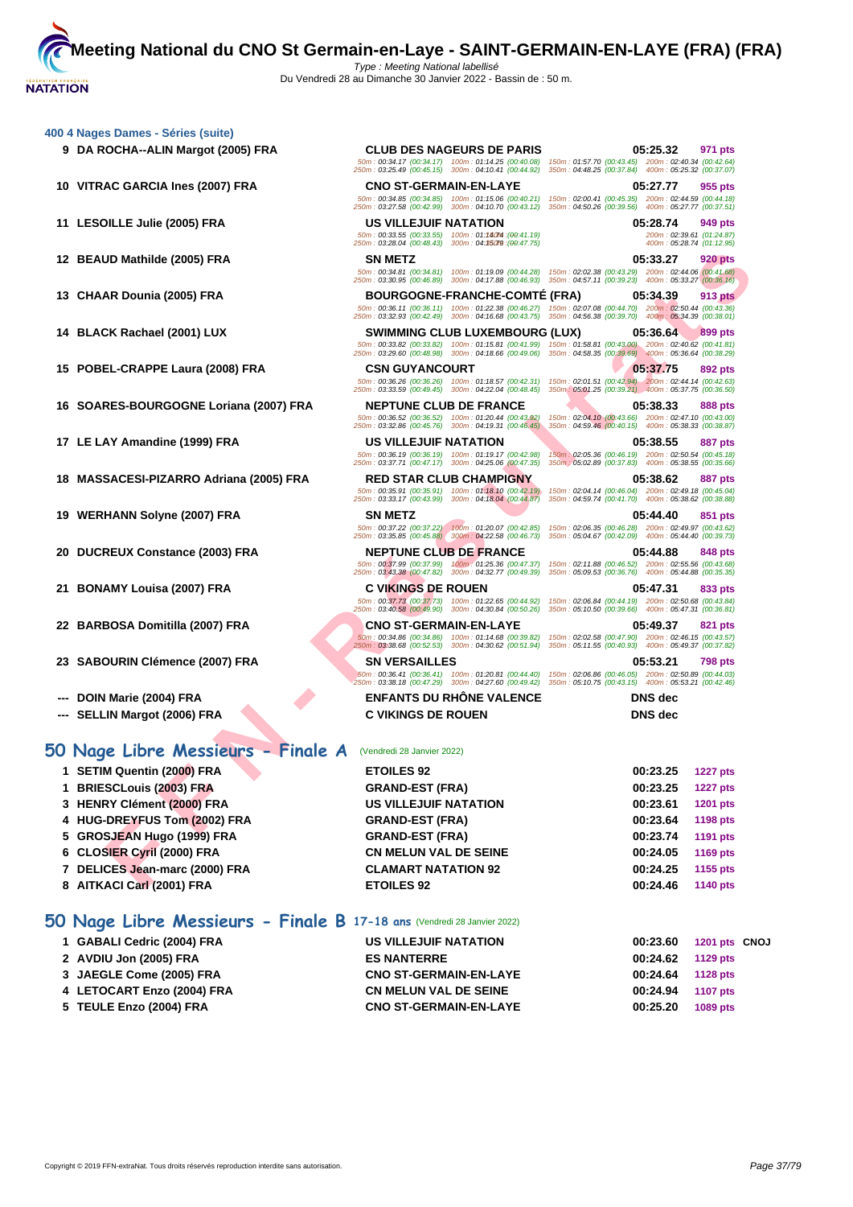## 400 4 Nages Dames - Séries (suite)

| Rang | Nom | Club | Temps | Points |
|---|---|---|---|---|
| 9 | DA ROCHA--ALIN Margot (2005) FRA | CLUB DES NAGEURS DE PARIS | 05:25.32 | 971 pts |
| | | 50m : 00:34.17 (00:34.17) 100m : 01:14.25 (00:40.08) 150m : 01:57.70 (00:43.45) 200m : 02:40.34 (00:42.64) 250m : 03:25.49 (00:45.15) 300m : 04:10.41 (00:44.92) 350m : 04:48.25 (00:37.84) 400m : 05:25.32 (00:37.07) | | |
| 10 | VITRAC GARCIA Ines (2007) FRA | CNO ST-GERMAIN-EN-LAYE | 05:27.77 | 955 pts |
| | | 50m : 00:34.85 (00:34.85) 100m : 01:15.06 (00:40.21) 150m : 02:00.41 (00:45.35) 200m : 02:44.59 (00:44.18) 250m : 03:27.58 (00:42.99) 300m : 04:10.70 (00:43.12) 350m : 04:50.26 (00:39.56) 400m : 05:27.77 (00:37.51) | | |
| 11 | LESOILLE Julie (2005) FRA | US VILLEJUIF NATATION | 05:28.74 | 949 pts |
| | | 50m : 00:33.55 (00:33.55) 100m : 01:14.74 (00:41.19) 200m : 02:39.61 (01:24.87) 250m : 03:28.04 (00:48.43) 300m : 04:15.79 (00:47.75) 400m : 05:28.74 (01:12.95) | | |
| 12 | BEAUD Mathilde (2005) FRA | SN METZ | 05:33.27 | 920 pts |
| | | 50m : 00:34.81 (00:34.81) 100m : 01:19.09 (00:44.28) 150m : 02:02.38 (00:43.29) 200m : 02:44.06 (00:41.68) 250m : 03:30.95 (00:46.89) 300m : 04:17.88 (00:46.93) 350m : 04:57.11 (00:39.23) 400m : 05:33.27 (00:36.16) | | |
| 13 | CHAAR Dounia (2005) FRA | BOURGOGNE-FRANCHE-COMTÉ (FRA) | 05:34.39 | 913 pts |
| | | 50m : 00:36.11 (00:36.11) 100m : 01:22.38 (00:46.27) 150m : 02:07.08 (00:44.70) 200m : 02:50.44 (00:43.36) 250m : 03:32.93 (00:42.49) 300m : 04:16.68 (00:43.75) 350m : 04:56.38 (00:39.70) 400m : 05:34.39 (00:38.01) | | |
| 14 | BLACK Rachael (2001) LUX | SWIMMING CLUB LUXEMBOURG (LUX) | 05:36.64 | 899 pts |
| | | 50m : 00:33.82 (00:33.82) 100m : 01:15.81 (00:41.99) 150m : 01:58.81 (00:43.00) 200m : 02:40.62 (00:41.81) 250m : 03:29.60 (00:48.98) 300m : 04:18.66 (00:49.06) 350m : 04:58.35 (00:39.69) 400m : 05:36.64 (00:38.29) | | |
| 15 | POBEL-CRAPPE Laura (2008) FRA | CSN GUYANCOURT | 05:37.75 | 892 pts |
| | | 50m : 00:36.26 (00:36.26) 100m : 01:18.57 (00:42.31) 150m : 02:01.51 (00:42.94) 200m : 02:44.14 (00:42.63) 250m : 03:33.59 (00:49.45) 300m : 04:22.04 (00:48.45) 350m : 05:01.25 (00:39.21) 400m : 05:37.75 (00:36.50) | | |
| 16 | SOARES-BOURGOGNE Loriana (2007) FRA | NEPTUNE CLUB DE FRANCE | 05:38.33 | 888 pts |
| | | 50m : 00:36.52 (00:36.52) 100m : 01:20.44 (00:43.92) 150m : 02:04.10 (00:43.66) 200m : 02:47.10 (00:43.00) 250m : 03:32.86 (00:45.76) 300m : 04:19.31 (00:46.45) 350m : 04:59.46 (00:40.15) 400m : 05:38.33 (00:38.87) | | |
| 17 | LE LAY Amandine (1999) FRA | US VILLEJUIF NATATION | 05:38.55 | 887 pts |
| | | 50m : 00:36.19 (00:36.19) 100m : 01:19.17 (00:42.98) 150m : 02:05.36 (00:46.19) 200m : 02:50.54 (00:45.18) 250m : 03:37.71 (00:47.17) 300m : 04:25.06 (00:47.35) 350m : 05:02.89 (00:37.83) 400m : 05:38.55 (00:35.66) | | |
| 18 | MASSACESI-PIZARRO Adriana (2005) FRA | RED STAR CLUB CHAMPIGNY | 05:38.62 | 887 pts |
| | | 50m : 00:35.91 (00:35.91) 100m : 01:18.10 (00:42.19) 150m : 02:04.14 (00:46.04) 200m : 02:49.18 (00:45.04) 250m : 03:33.17 (00:43.99) 300m : 04:18.04 (00:44.87) 350m : 04:59.74 (00:41.70) 400m : 05:38.62 (00:38.88) | | |
| 19 | WERHANN Solyne (2007) FRA | SN METZ | 05:44.40 | 851 pts |
| | | 50m : 00:37.22 (00:37.22) 100m : 01:20.07 (00:42.85) 150m : 02:06.35 (00:46.28) 200m : 02:49.97 (00:43.62) 250m : 03:35.85 (00:45.88) 300m : 04:22.58 (00:46.73) 350m : 05:04.67 (00:42.09) 400m : 05:44.40 (00:39.73) | | |
| 20 | DUCREUX Constance (2003) FRA | NEPTUNE CLUB DE FRANCE | 05:44.88 | 848 pts |
| | | 50m : 00:37.99 (00:37.99) 100m : 01:25.36 (00:47.37) 150m : 02:11.88 (00:46.52) 200m : 02:55.56 (00:43.68) 250m : 03:43.38 (00:47.82) 300m : 04:32.77 (00:49.39) 350m : 05:09.53 (00:36.76) 400m : 05:44.88 (00:35.35) | | |
| 21 | BONAMY Louisa (2007) FRA | C VIKINGS DE ROUEN | 05:47.31 | 833 pts |
| | | 50m : 00:37.73 (00:37.73) 100m : 01:22.65 (00:44.92) 150m : 02:06.84 (00:44.19) 200m : 02:50.68 (00:43.84) 250m : 03:40.58 (00:49.90) 300m : 04:30.84 (00:50.26) 350m : 05:10.50 (00:39.66) 400m : 05:47.31 (00:36.81) | | |
| 22 | BARBOSA Domitilla (2007) FRA | CNO ST-GERMAIN-EN-LAYE | 05:49.37 | 821 pts |
| | | 50m : 00:34.86 (00:34.86) 100m : 01:14.68 (00:39.82) 150m : 02:02.58 (00:47.90) 200m : 02:46.15 (00:43.57) 250m : 03:38.68 (00:52.53) 300m : 04:30.62 (00:51.94) 350m : 05:11.55 (00:40.93) 400m : 05:49.37 (00:37.82) | | |
| 23 | SABOURIN Clémence (2007) FRA | SN VERSAILLES | 05:53.21 | 798 pts |
| | | 50m : 00:36.41 (00:36.41) 100m : 01:20.81 (00:44.40) 150m : 02:06.86 (00:46.05) 200m : 02:50.89 (00:44.03) 250m : 03:38.18 (00:47.29) 300m : 04:27.60 (00:49.42) 350m : 05:10.75 (00:43.15) 400m : 05:53.21 (00:42.46) | | |
| --- | DOIN Marie (2004) FRA | ENFANTS DU RHÔNE VALENCE | DNS dec | |
| --- | SELLIN Margot (2006) FRA | C VIKINGS DE ROUEN | DNS dec | |

## 50 Nage Libre Messieurs - Finale A (Vendredi 28 Janvier 2022)

| Rang | Nom | Club | Temps | Points |
|---|---|---|---|---|
| 1 | SETIM Quentin (2000) FRA | ETOILES 92 | 00:23.25 | 1227 pts |
| 1 | BRIESCLouis (2003) FRA | GRAND-EST (FRA) | 00:23.25 | 1227 pts |
| 3 | HENRY Clément (2000) FRA | US VILLEJUIF NATATION | 00:23.61 | 1201 pts |
| 4 | HUG-DREYFUS Tom (2002) FRA | GRAND-EST (FRA) | 00:23.64 | 1198 pts |
| 5 | GROSJEAN Hugo (1999) FRA | GRAND-EST (FRA) | 00:23.74 | 1191 pts |
| 6 | CLOSIER Cyril (2000) FRA | CN MELUN VAL DE SEINE | 00:24.05 | 1169 pts |
| 7 | DELICES Jean-marc (2000) FRA | CLAMART NATATION 92 | 00:24.25 | 1155 pts |
| 8 | AITKACI Carl (2001) FRA | ETOILES 92 | 00:24.46 | 1140 pts |

## 50 Nage Libre Messieurs - Finale B 17-18 ans (Vendredi 28 Janvier 2022)

| Rang | Nom | Club | Temps | Points | |
|---|---|---|---|---|---|
| 1 | GABALI Cedric (2004) FRA | US VILLEJUIF NATATION | 00:23.60 | 1201 pts | CNOJ |
| 2 | AVDIU Jon (2005) FRA | ES NANTERRE | 00:24.62 | 1129 pts | |
| 3 | JAEGLE Come (2005) FRA | CNO ST-GERMAIN-EN-LAYE | 00:24.64 | 1128 pts | |
| 4 | LETOCART Enzo (2004) FRA | CN MELUN VAL DE SEINE | 00:24.94 | 1107 pts | |
| 5 | TEULE Enzo (2004) FRA | CNO ST-GERMAIN-EN-LAYE | 00:25.20 | 1089 pts | |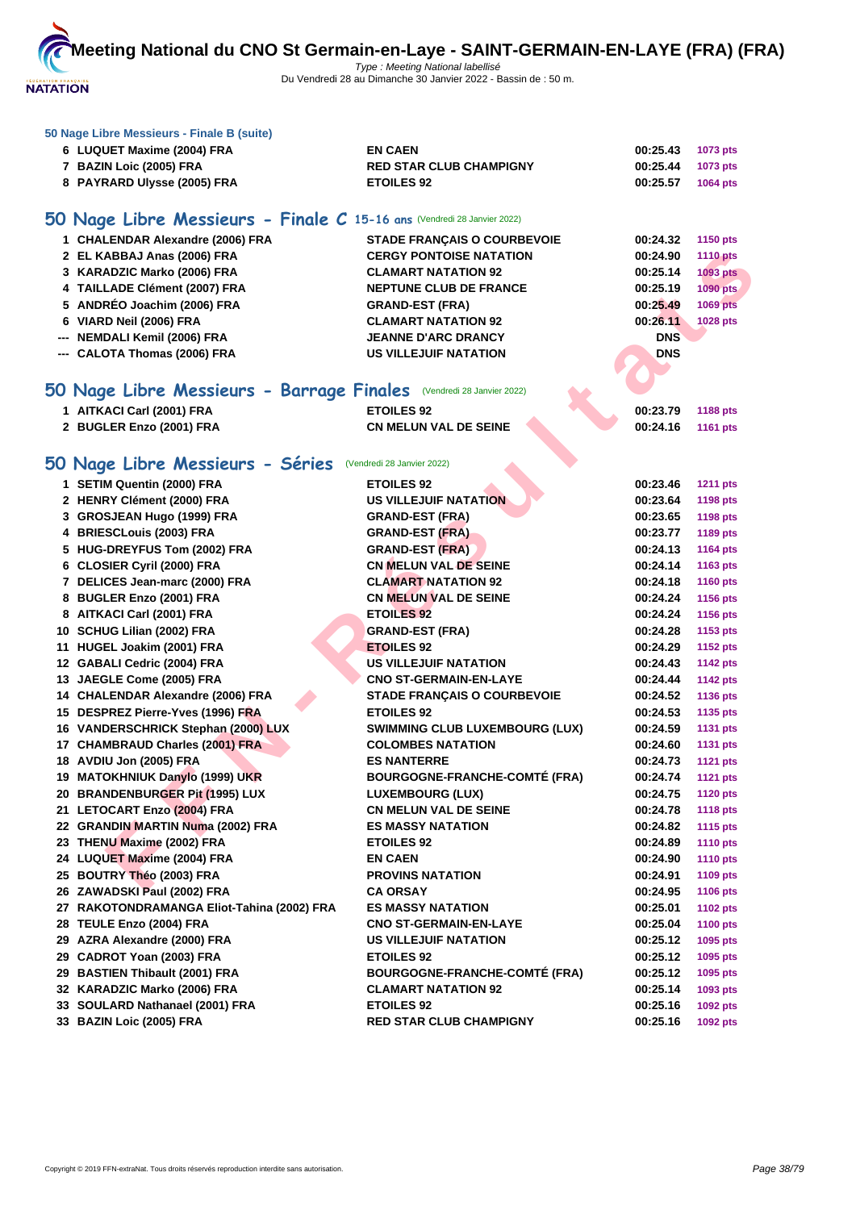### 50 Nage Libre Messieurs - Finale B (suite)

| | | | | |
|---|---|---|---|---|
| 6 | LUQUET Maxime (2004) FRA | EN CAEN | 00:25.43 | 1073 pts |
| 7 | BAZIN Loic (2005) FRA | RED STAR CLUB CHAMPIGNY | 00:25.44 | 1073 pts |
| 8 | PAYRARD Ulysse (2005) FRA | ETOILES 92 | 00:25.57 | 1064 pts |

## 50 Nage Libre Messieurs - Finale C 15-16 ans (Vendredi 28 Janvier 2022)

| | | | | |
|---|---|---|---|---|
| 1 | CHALENDAR Alexandre (2006) FRA | STADE FRANÇAIS O COURBEVOIE | 00:24.32 | 1150 pts |
| 2 | EL KABBAJ Anas (2006) FRA | CERGY PONTOISE NATATION | 00:24.90 | 1110 pts |
| 3 | KARADZIC Marko (2006) FRA | CLAMART NATATION 92 | 00:25.14 | 1093 pts |
| 4 | TAILLADE Clément (2007) FRA | NEPTUNE CLUB DE FRANCE | 00:25.19 | 1090 pts |
| 5 | ANDRÉO Joachim (2006) FRA | GRAND-EST (FRA) | 00:25.49 | 1069 pts |
| 6 | VIARD Neil (2006) FRA | CLAMART NATATION 92 | 00:26.11 | 1028 pts |
| --- | NEMDALI Kemil (2006) FRA | JEANNE D'ARC DRANCY | DNS | |
| --- | CALOTA Thomas (2006) FRA | US VILLEJUIF NATATION | DNS | |

## 50 Nage Libre Messieurs - Barrage Finales (Vendredi 28 Janvier 2022)

| | | | | |
|---|---|---|---|---|
| 1 | AITKACI Carl (2001) FRA | ETOILES 92 | 00:23.79 | 1188 pts |
| 2 | BUGLER Enzo (2001) FRA | CN MELUN VAL DE SEINE | 00:24.16 | 1161 pts |

## 50 Nage Libre Messieurs - Séries (Vendredi 28 Janvier 2022)

| | | | | |
|---|---|---|---|---|
| 1 | SETIM Quentin (2000) FRA | ETOILES 92 | 00:23.46 | 1211 pts |
| 2 | HENRY Clément (2000) FRA | US VILLEJUIF NATATION | 00:23.64 | 1198 pts |
| 3 | GROSJEAN Hugo (1999) FRA | GRAND-EST (FRA) | 00:23.65 | 1198 pts |
| 4 | BRIESCLouis (2003) FRA | GRAND-EST (FRA) | 00:23.77 | 1189 pts |
| 5 | HUG-DREYFUS Tom (2002) FRA | GRAND-EST (FRA) | 00:24.13 | 1164 pts |
| 6 | CLOSIER Cyril (2000) FRA | CN MELUN VAL DE SEINE | 00:24.14 | 1163 pts |
| 7 | DELICES Jean-marc (2000) FRA | CLAMART NATATION 92 | 00:24.18 | 1160 pts |
| 8 | BUGLER Enzo (2001) FRA | CN MELUN VAL DE SEINE | 00:24.24 | 1156 pts |
| 8 | AITKACI Carl (2001) FRA | ETOILES 92 | 00:24.24 | 1156 pts |
| 10 | SCHUG Lilian (2002) FRA | GRAND-EST (FRA) | 00:24.28 | 1153 pts |
| 11 | HUGEL Joakim (2001) FRA | ETOILES 92 | 00:24.29 | 1152 pts |
| 12 | GABALI Cedric (2004) FRA | US VILLEJUIF NATATION | 00:24.43 | 1142 pts |
| 13 | JAEGLE Come (2005) FRA | CNO ST-GERMAIN-EN-LAYE | 00:24.44 | 1142 pts |
| 14 | CHALENDAR Alexandre (2006) FRA | STADE FRANÇAIS O COURBEVOIE | 00:24.52 | 1136 pts |
| 15 | DESPREZ Pierre-Yves (1996) FRA | ETOILES 92 | 00:24.53 | 1135 pts |
| 16 | VANDERSCHRICK Stephan (2000) LUX | SWIMMING CLUB LUXEMBOURG (LUX) | 00:24.59 | 1131 pts |
| 17 | CHAMBRAUD Charles (2001) FRA | COLOMBES NATATION | 00:24.60 | 1131 pts |
| 18 | AVDIU Jon (2005) FRA | ES NANTERRE | 00:24.73 | 1121 pts |
| 19 | MATOKHNIUK Danylo (1999) UKR | BOURGOGNE-FRANCHE-COMTÉ (FRA) | 00:24.74 | 1121 pts |
| 20 | BRANDENBURGER Pit (1995) LUX | LUXEMBOURG (LUX) | 00:24.75 | 1120 pts |
| 21 | LETOCART Enzo (2004) FRA | CN MELUN VAL DE SEINE | 00:24.78 | 1118 pts |
| 22 | GRANDIN MARTIN Numa (2002) FRA | ES MASSY NATATION | 00:24.82 | 1115 pts |
| 23 | THENU Maxime (2002) FRA | ETOILES 92 | 00:24.89 | 1110 pts |
| 24 | LUQUET Maxime (2004) FRA | EN CAEN | 00:24.90 | 1110 pts |
| 25 | BOUTRY Théo (2003) FRA | PROVINS NATATION | 00:24.91 | 1109 pts |
| 26 | ZAWADSKI Paul (2002) FRA | CA ORSAY | 00:24.95 | 1106 pts |
| 27 | RAKOTONDRAMANGA Eliot-Tahina (2002) FRA | ES MASSY NATATION | 00:25.01 | 1102 pts |
| 28 | TEULE Enzo (2004) FRA | CNO ST-GERMAIN-EN-LAYE | 00:25.04 | 1100 pts |
| 29 | AZRA Alexandre (2000) FRA | US VILLEJUIF NATATION | 00:25.12 | 1095 pts |
| 29 | CADROT Yoan (2003) FRA | ETOILES 92 | 00:25.12 | 1095 pts |
| 29 | BASTIEN Thibault (2001) FRA | BOURGOGNE-FRANCHE-COMTÉ (FRA) | 00:25.12 | 1095 pts |
| 32 | KARADZIC Marko (2006) FRA | CLAMART NATATION 92 | 00:25.14 | 1093 pts |
| 33 | SOULARD Nathanael (2001) FRA | ETOILES 92 | 00:25.16 | 1092 pts |
| 33 | BAZIN Loic (2005) FRA | RED STAR CLUB CHAMPIGNY | 00:25.16 | 1092 pts |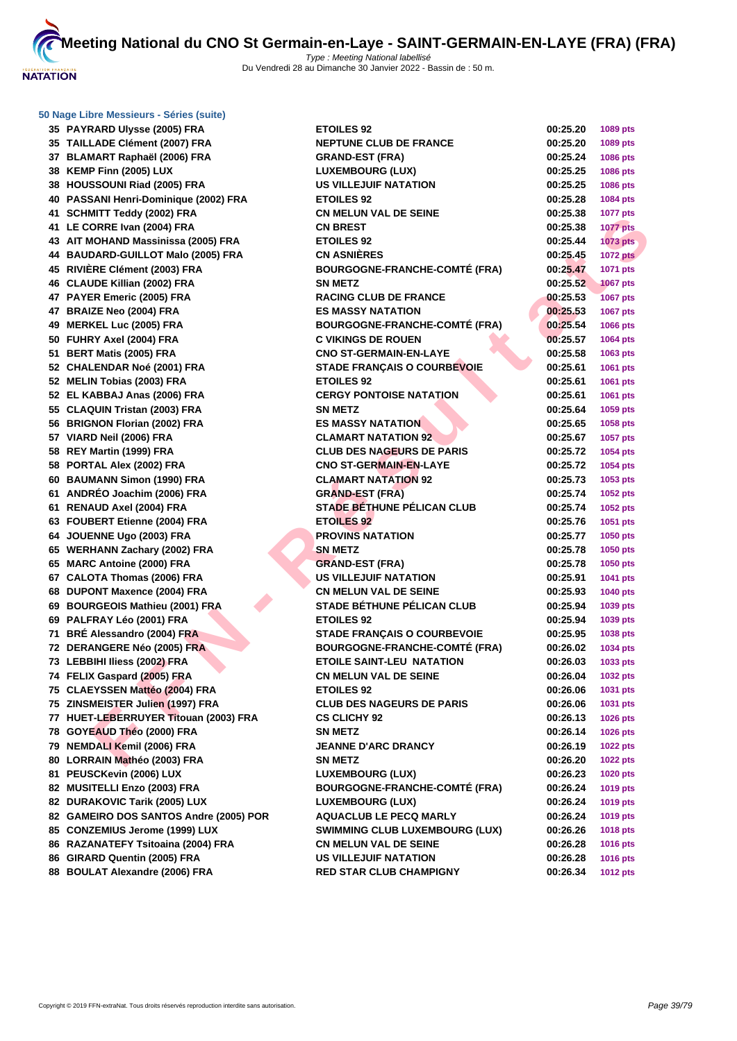# Meeting National du CNO St Germain-en-Laye - SAINT-GERMAIN-EN-LAYE (FRA) (FRA)

*Type : Meeting National labellisé*
Du Vendredi 28 au Dimanche 30 Janvier 2022 - Bassin de : 50 m.

### 50 Nage Libre Messieurs - Séries (suite)

| Rang | Nom | Club | Temps | Points |
|---|---|---|---|---|
| 35 | PAYRARD Ulysse (2005) FRA | ETOILES 92 | 00:25.20 | 1089 pts |
| 35 | TAILLADE Clément (2007) FRA | NEPTUNE CLUB DE FRANCE | 00:25.20 | 1089 pts |
| 37 | BLAMART Raphaël (2006) FRA | GRAND-EST (FRA) | 00:25.24 | 1086 pts |
| 38 | KEMP Finn (2005) LUX | LUXEMBOURG (LUX) | 00:25.25 | 1086 pts |
| 38 | HOUSSOUNI Riad (2005) FRA | US VILLEJUIF NATATION | 00:25.25 | 1086 pts |
| 40 | PASSANI Henri-Dominique (2002) FRA | ETOILES 92 | 00:25.28 | 1084 pts |
| 41 | SCHMITT Teddy (2002) FRA | CN MELUN VAL DE SEINE | 00:25.38 | 1077 pts |
| 41 | LE CORRE Ivan (2004) FRA | CN BREST | 00:25.38 | 1077 pts |
| 43 | AIT MOHAND Massinissa (2005) FRA | ETOILES 92 | 00:25.44 | 1073 pts |
| 44 | BAUDARD-GUILLOT Malo (2005) FRA | CN ASNIÈRES | 00:25.45 | 1072 pts |
| 45 | RIVIÈRE Clément (2003) FRA | BOURGOGNE-FRANCHE-COMTÉ (FRA) | 00:25.47 | 1071 pts |
| 46 | CLAUDE Killian (2002) FRA | SN METZ | 00:25.52 | 1067 pts |
| 47 | PAYER Emeric (2005) FRA | RACING CLUB DE FRANCE | 00:25.53 | 1067 pts |
| 47 | BRAIZE Neo (2004) FRA | ES MASSY NATATION | 00:25.53 | 1067 pts |
| 49 | MERKEL Luc (2005) FRA | BOURGOGNE-FRANCHE-COMTÉ (FRA) | 00:25.54 | 1066 pts |
| 50 | FUHRY Axel (2004) FRA | C VIKINGS DE ROUEN | 00:25.57 | 1064 pts |
| 51 | BERT Matis (2005) FRA | CNO ST-GERMAIN-EN-LAYE | 00:25.58 | 1063 pts |
| 52 | CHALENDAR Noé (2001) FRA | STADE FRANÇAIS O COURBEVOIE | 00:25.61 | 1061 pts |
| 52 | MELIN Tobias (2003) FRA | ETOILES 92 | 00:25.61 | 1061 pts |
| 52 | EL KABBAJ Anas (2006) FRA | CERGY PONTOISE NATATION | 00:25.61 | 1061 pts |
| 55 | CLAQUIN Tristan (2003) FRA | SN METZ | 00:25.64 | 1059 pts |
| 56 | BRIGNON Florian (2002) FRA | ES MASSY NATATION | 00:25.65 | 1058 pts |
| 57 | VIARD Neil (2006) FRA | CLAMART NATATION 92 | 00:25.67 | 1057 pts |
| 58 | REY Martin (1999) FRA | CLUB DES NAGEURS DE PARIS | 00:25.72 | 1054 pts |
| 58 | PORTAL Alex (2002) FRA | CNO ST-GERMAIN-EN-LAYE | 00:25.72 | 1054 pts |
| 60 | BAUMANN Simon (1990) FRA | CLAMART NATATION 92 | 00:25.73 | 1053 pts |
| 61 | ANDRÉO Joachim (2006) FRA | GRAND-EST (FRA) | 00:25.74 | 1052 pts |
| 61 | RENAUD Axel (2004) FRA | STADE BÉTHUNE PÉLICAN CLUB | 00:25.74 | 1052 pts |
| 63 | FOUBERT Etienne (2004) FRA | ETOILES 92 | 00:25.76 | 1051 pts |
| 64 | JOUENNE Ugo (2003) FRA | PROVINS NATATION | 00:25.77 | 1050 pts |
| 65 | WERHANN Zachary (2002) FRA | SN METZ | 00:25.78 | 1050 pts |
| 65 | MARC Antoine (2000) FRA | GRAND-EST (FRA) | 00:25.78 | 1050 pts |
| 67 | CALOTA Thomas (2006) FRA | US VILLEJUIF NATATION | 00:25.91 | 1041 pts |
| 68 | DUPONT Maxence (2004) FRA | CN MELUN VAL DE SEINE | 00:25.93 | 1040 pts |
| 69 | BOURGEOIS Mathieu (2001) FRA | STADE BÉTHUNE PÉLICAN CLUB | 00:25.94 | 1039 pts |
| 69 | PALFRAY Léo (2001) FRA | ETOILES 92 | 00:25.94 | 1039 pts |
| 71 | BRÉ Alessandro (2004) FRA | STADE FRANÇAIS O COURBEVOIE | 00:25.95 | 1038 pts |
| 72 | DERANGERE Néo (2005) FRA | BOURGOGNE-FRANCHE-COMTÉ (FRA) | 00:26.02 | 1034 pts |
| 73 | LEBBIHI Iliess (2002) FRA | ETOILE SAINT-LEU NATATION | 00:26.03 | 1033 pts |
| 74 | FELIX Gaspard (2005) FRA | CN MELUN VAL DE SEINE | 00:26.04 | 1032 pts |
| 75 | CLAEYSSEN Mattéo (2004) FRA | ETOILES 92 | 00:26.06 | 1031 pts |
| 75 | ZINSMEISTER Julien (1997) FRA | CLUB DES NAGEURS DE PARIS | 00:26.06 | 1031 pts |
| 77 | HUET-LEBERRUYER Titouan (2003) FRA | CS CLICHY 92 | 00:26.13 | 1026 pts |
| 78 | GOYEAUD Théo (2000) FRA | SN METZ | 00:26.14 | 1026 pts |
| 79 | NEMDALI Kemil (2006) FRA | JEANNE D'ARC DRANCY | 00:26.19 | 1022 pts |
| 80 | LORRAIN Mathéo (2003) FRA | SN METZ | 00:26.20 | 1022 pts |
| 81 | PEUSCKevin (2006) LUX | LUXEMBOURG (LUX) | 00:26.23 | 1020 pts |
| 82 | MUSITELLI Enzo (2003) FRA | BOURGOGNE-FRANCHE-COMTÉ (FRA) | 00:26.24 | 1019 pts |
| 82 | DURAKOVIC Tarik (2005) LUX | LUXEMBOURG (LUX) | 00:26.24 | 1019 pts |
| 82 | GAMEIRO DOS SANTOS Andre (2005) POR | AQUACLUB LE PECQ MARLY | 00:26.24 | 1019 pts |
| 85 | CONZEMIUS Jerome (1999) LUX | SWIMMING CLUB LUXEMBOURG (LUX) | 00:26.26 | 1018 pts |
| 86 | RAZANATEFY Tsitoaina (2004) FRA | CN MELUN VAL DE SEINE | 00:26.28 | 1016 pts |
| 86 | GIRARD Quentin (2005) FRA | US VILLEJUIF NATATION | 00:26.28 | 1016 pts |
| 88 | BOULAT Alexandre (2006) FRA | RED STAR CLUB CHAMPIGNY | 00:26.34 | 1012 pts |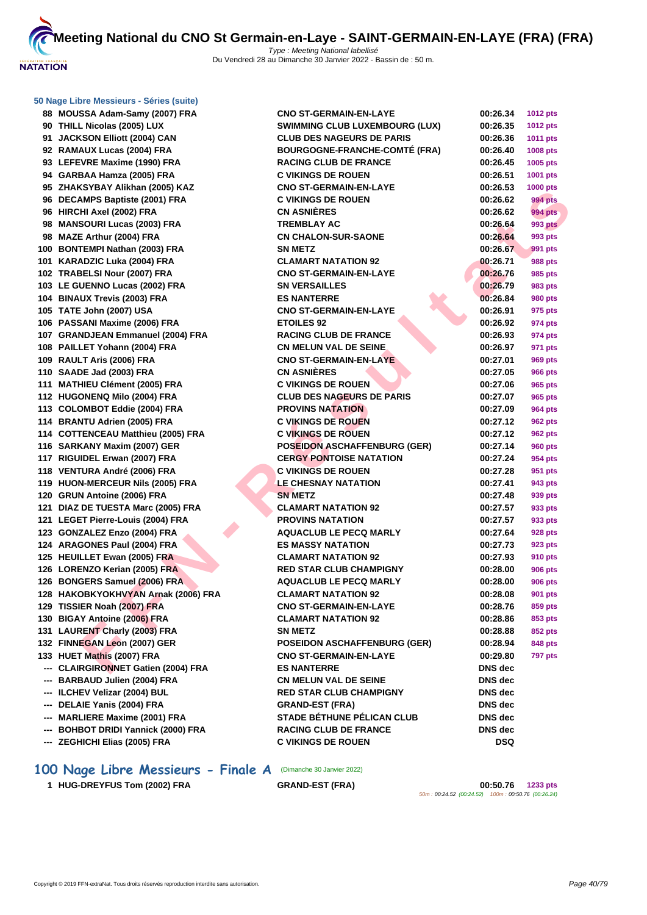### 50 Nage Libre Messieurs - Séries (suite)

| | | | | |
|---|---|---|---|---|
| 88 | MOUSSA Adam-Samy (2007) FRA | CNO ST-GERMAIN-EN-LAYE | 00:26.34 | 1012 pts |
| 90 | THILL Nicolas (2005) LUX | SWIMMING CLUB LUXEMBOURG (LUX) | 00:26.35 | 1012 pts |
| 91 | JACKSON Elliott (2004) CAN | CLUB DES NAGEURS DE PARIS | 00:26.36 | 1011 pts |
| 92 | RAMAUX Lucas (2004) FRA | BOURGOGNE-FRANCHE-COMTÉ (FRA) | 00:26.40 | 1008 pts |
| 93 | LEFEVRE Maxime (1990) FRA | RACING CLUB DE FRANCE | 00:26.45 | 1005 pts |
| 94 | GARBAA Hamza (2005) FRA | C VIKINGS DE ROUEN | 00:26.51 | 1001 pts |
| 95 | ZHAKSYBAY Alikhan (2005) KAZ | CNO ST-GERMAIN-EN-LAYE | 00:26.53 | 1000 pts |
| 96 | DECAMPS Baptiste (2001) FRA | C VIKINGS DE ROUEN | 00:26.62 | 994 pts |
| 96 | HIRCHI Axel (2002) FRA | CN ASNIÈRES | 00:26.62 | 994 pts |
| 98 | MANSOURI Lucas (2003) FRA | TREMBLAY AC | 00:26.64 | 993 pts |
| 98 | MAZE Arthur (2004) FRA | CN CHALON-SUR-SAONE | 00:26.64 | 993 pts |
| 100 | BONTEMPI Nathan (2003) FRA | SN METZ | 00:26.67 | 991 pts |
| 101 | KARADZIC Luka (2004) FRA | CLAMART NATATION 92 | 00:26.71 | 988 pts |
| 102 | TRABELSI Nour (2007) FRA | CNO ST-GERMAIN-EN-LAYE | 00:26.76 | 985 pts |
| 103 | LE GUENNO Lucas (2002) FRA | SN VERSAILLES | 00:26.79 | 983 pts |
| 104 | BINAUX Trevis (2003) FRA | ES NANTERRE | 00:26.84 | 980 pts |
| 105 | TATE John (2007) USA | CNO ST-GERMAIN-EN-LAYE | 00:26.91 | 975 pts |
| 106 | PASSANI Maxime (2006) FRA | ETOILES 92 | 00:26.92 | 974 pts |
| 107 | GRANDJEAN Emmanuel (2004) FRA | RACING CLUB DE FRANCE | 00:26.93 | 974 pts |
| 108 | PAILLET Yohann (2004) FRA | CN MELUN VAL DE SEINE | 00:26.97 | 971 pts |
| 109 | RAULT Aris (2006) FRA | CNO ST-GERMAIN-EN-LAYE | 00:27.01 | 969 pts |
| 110 | SAADE Jad (2003) FRA | CN ASNIÈRES | 00:27.05 | 966 pts |
| 111 | MATHIEU Clément (2005) FRA | C VIKINGS DE ROUEN | 00:27.06 | 965 pts |
| 112 | HUGONENQ Milo (2004) FRA | CLUB DES NAGEURS DE PARIS | 00:27.07 | 965 pts |
| 113 | COLOMBOT Eddie (2004) FRA | PROVINS NATATION | 00:27.09 | 964 pts |
| 114 | BRANTU Adrien (2005) FRA | C VIKINGS DE ROUEN | 00:27.12 | 962 pts |
| 114 | COTTENCEAU Matthieu (2005) FRA | C VIKINGS DE ROUEN | 00:27.12 | 962 pts |
| 116 | SARKANY Maxim (2007) GER | POSEIDON ASCHAFFENBURG (GER) | 00:27.14 | 960 pts |
| 117 | RIGUIDEL Erwan (2007) FRA | CERGY PONTOISE NATATION | 00:27.24 | 954 pts |
| 118 | VENTURA André (2006) FRA | C VIKINGS DE ROUEN | 00:27.28 | 951 pts |
| 119 | HUON-MERCEUR Nils (2005) FRA | LE CHESNAY NATATION | 00:27.41 | 943 pts |
| 120 | GRUN Antoine (2006) FRA | SN METZ | 00:27.48 | 939 pts |
| 121 | DIAZ DE TUESTA Marc (2005) FRA | CLAMART NATATION 92 | 00:27.57 | 933 pts |
| 121 | LEGET Pierre-Louis (2004) FRA | PROVINS NATATION | 00:27.57 | 933 pts |
| 123 | GONZALEZ Enzo (2004) FRA | AQUACLUB LE PECQ MARLY | 00:27.64 | 928 pts |
| 124 | ARAGONES Paul (2004) FRA | ES MASSY NATATION | 00:27.73 | 923 pts |
| 125 | HEUILLET Ewan (2005) FRA | CLAMART NATATION 92 | 00:27.93 | 910 pts |
| 126 | LORENZO Kerian (2005) FRA | RED STAR CLUB CHAMPIGNY | 00:28.00 | 906 pts |
| 126 | BONGERS Samuel (2006) FRA | AQUACLUB LE PECQ MARLY | 00:28.00 | 906 pts |
| 128 | HAKOBKYOKHVYAN Arnak (2006) FRA | CLAMART NATATION 92 | 00:28.08 | 901 pts |
| 129 | TISSIER Noah (2007) FRA | CNO ST-GERMAIN-EN-LAYE | 00:28.76 | 859 pts |
| 130 | BIGAY Antoine (2006) FRA | CLAMART NATATION 92 | 00:28.86 | 853 pts |
| 131 | LAURENT Charly (2003) FRA | SN METZ | 00:28.88 | 852 pts |
| 132 | FINNEGAN Leon (2007) GER | POSEIDON ASCHAFFENBURG (GER) | 00:28.94 | 848 pts |
| 133 | HUET Mathis (2007) FRA | CNO ST-GERMAIN-EN-LAYE | 00:29.80 | 797 pts |
| --- | CLAIRGIRONNET Gatien (2004) FRA | ES NANTERRE | DNS dec | |
| --- | BARBAUD Julien (2004) FRA | CN MELUN VAL DE SEINE | DNS dec | |
| --- | ILCHEV Velizar (2004) BUL | RED STAR CLUB CHAMPIGNY | DNS dec | |
| --- | DELAIE Yanis (2004) FRA | GRAND-EST (FRA) | DNS dec | |
| --- | MARLIERE Maxime (2001) FRA | STADE BÉTHUNE PÉLICAN CLUB | DNS dec | |
| --- | BOHBOT DRIDI Yannick (2000) FRA | RACING CLUB DE FRANCE | DNS dec | |
| --- | ZEGHICHI Elias (2005) FRA | C VIKINGS DE ROUEN | DSQ | |

## 100 Nage Libre Messieurs - Finale A (Dimanche 30 Janvier 2022)

| | | | | |
|---|---|---|---|---|
| 1 | HUG-DREYFUS Tom (2002) FRA | GRAND-EST (FRA) | 00:50.76 | 1233 pts |
| | | | 50m : 00:24.52 (00:24.52) 100m : 00:50.76 (00:26.24) | |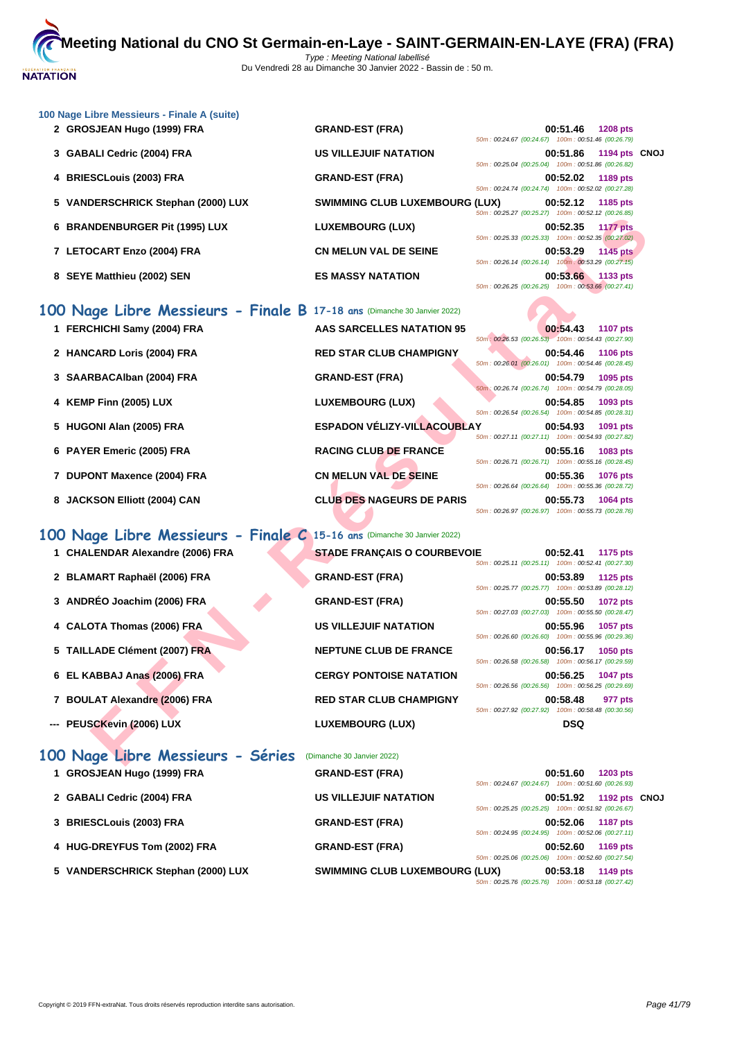# Meeting National du CNO St Germain-en-Laye - SAINT-GERMAIN-EN-LAYE (FRA) (FRA)

Type : Meeting National labellisé
Du Vendredi 28 au Dimanche 30 Janvier 2022 - Bassin de : 50 m.

### 100 Nage Libre Messieurs - Finale A (suite)

| Rang | Nageur | Club | Temps | Points | |
|---|---|---|---|---|---|
| 2 | GROSJEAN Hugo (1999) FRA | GRAND-EST (FRA) | 00:51.46 | 1208 pts | |
| | | | 50m : 00:24.67 (00:24.67) 100m : 00:51.46 (00:26.79) | | |
| 3 | GABALI Cedric (2004) FRA | US VILLEJUIF NATATION | 00:51.86 | 1194 pts | CNOJ |
| | | | 50m : 00:25.04 (00:25.04) 100m : 00:51.86 (00:26.82) | | |
| 4 | BRIESCLouis (2003) FRA | GRAND-EST (FRA) | 00:52.02 | 1189 pts | |
| | | | 50m : 00:24.74 (00:24.74) 100m : 00:52.02 (00:27.28) | | |
| 5 | VANDERSCHRICK Stephan (2000) LUX | SWIMMING CLUB LUXEMBOURG (LUX) | 00:52.12 | 1185 pts | |
| | | | 50m : 00:25.27 (00:25.27) 100m : 00:52.12 (00:26.85) | | |
| 6 | BRANDENBURGER Pit (1995) LUX | LUXEMBOURG (LUX) | 00:52.35 | 1177 pts | |
| | | | 50m : 00:25.33 (00:25.33) 100m : 00:52.35 (00:27.02) | | |
| 7 | LETOCART Enzo (2004) FRA | CN MELUN VAL DE SEINE | 00:53.29 | 1145 pts | |
| | | | 50m : 00:26.14 (00:26.14) 100m : 00:53.29 (00:27.15) | | |
| 8 | SEYE Matthieu (2002) SEN | ES MASSY NATATION | 00:53.66 | 1133 pts | |
| | | | 50m : 00:26.25 (00:26.25) 100m : 00:53.66 (00:27.41) | | |

## 100 Nage Libre Messieurs - Finale B 17-18 ans (Dimanche 30 Janvier 2022)

| Rang | Nageur | Club | Temps | Points |
|---|---|---|---|---|
| 1 | FERCHICHI Samy (2004) FRA | AAS SARCELLES NATATION 95 | 00:54.43 | 1107 pts |
| | | | 50m : 00:26.53 (00:26.53) 100m : 00:54.43 (00:27.90) | |
| 2 | HANCARD Loris (2004) FRA | RED STAR CLUB CHAMPIGNY | 00:54.46 | 1106 pts |
| | | | 50m : 00:26.01 (00:26.01) 100m : 00:54.46 (00:28.45) | |
| 3 | SAARBACAlban (2004) FRA | GRAND-EST (FRA) | 00:54.79 | 1095 pts |
| | | | 50m : 00:26.74 (00:26.74) 100m : 00:54.79 (00:28.05) | |
| 4 | KEMP Finn (2005) LUX | LUXEMBOURG (LUX) | 00:54.85 | 1093 pts |
| | | | 50m : 00:26.54 (00:26.54) 100m : 00:54.85 (00:28.31) | |
| 5 | HUGONI Alan (2005) FRA | ESPADON VÉLIZY-VILLACOUBLAY | 00:54.93 | 1091 pts |
| | | | 50m : 00:27.11 (00:27.11) 100m : 00:54.93 (00:27.82) | |
| 6 | PAYER Emeric (2005) FRA | RACING CLUB DE FRANCE | 00:55.16 | 1083 pts |
| | | | 50m : 00:26.71 (00:26.71) 100m : 00:55.16 (00:28.45) | |
| 7 | DUPONT Maxence (2004) FRA | CN MELUN VAL DE SEINE | 00:55.36 | 1076 pts |
| | | | 50m : 00:26.64 (00:26.64) 100m : 00:55.36 (00:28.72) | |
| 8 | JACKSON Elliott (2004) CAN | CLUB DES NAGEURS DE PARIS | 00:55.73 | 1064 pts |
| | | | 50m : 00:26.97 (00:26.97) 100m : 00:55.73 (00:28.76) | |

## 100 Nage Libre Messieurs - Finale C 15-16 ans (Dimanche 30 Janvier 2022)

| Rang | Nageur | Club | Temps | Points |
|---|---|---|---|---|
| 1 | CHALENDAR Alexandre (2006) FRA | STADE FRANÇAIS O COURBEVOIE | 00:52.41 | 1175 pts |
| | | | 50m : 00:25.11 (00:25.11) 100m : 00:52.41 (00:27.30) | |
| 2 | BLAMART Raphaël (2006) FRA | GRAND-EST (FRA) | 00:53.89 | 1125 pts |
| | | | 50m : 00:25.77 (00:25.77) 100m : 00:53.89 (00:28.12) | |
| 3 | ANDRÉO Joachim (2006) FRA | GRAND-EST (FRA) | 00:55.50 | 1072 pts |
| | | | 50m : 00:27.03 (00:27.03) 100m : 00:55.50 (00:28.47) | |
| 4 | CALOTA Thomas (2006) FRA | US VILLEJUIF NATATION | 00:55.96 | 1057 pts |
| | | | 50m : 00:26.60 (00:26.60) 100m : 00:55.96 (00:29.36) | |
| 5 | TAILLADE Clément (2007) FRA | NEPTUNE CLUB DE FRANCE | 00:56.17 | 1050 pts |
| | | | 50m : 00:26.58 (00:26.58) 100m : 00:56.17 (00:29.59) | |
| 6 | EL KABBAJ Anas (2006) FRA | CERGY PONTOISE NATATION | 00:56.25 | 1047 pts |
| | | | 50m : 00:26.56 (00:26.56) 100m : 00:56.25 (00:29.69) | |
| 7 | BOULAT Alexandre (2006) FRA | RED STAR CLUB CHAMPIGNY | 00:58.48 | 977 pts |
| | | | 50m : 00:27.92 (00:27.92) 100m : 00:58.48 (00:30.56) | |
| --- | PEUSCKevin (2006) LUX | LUXEMBOURG (LUX) | DSQ | |

## 100 Nage Libre Messieurs - Séries (Dimanche 30 Janvier 2022)

| Rang | Nageur | Club | Temps | Points | |
|---|---|---|---|---|---|
| 1 | GROSJEAN Hugo (1999) FRA | GRAND-EST (FRA) | 00:51.60 | 1203 pts | |
| | | | 50m : 00:24.67 (00:24.67) 100m : 00:51.60 (00:26.93) | | |
| 2 | GABALI Cedric (2004) FRA | US VILLEJUIF NATATION | 00:51.92 | 1192 pts | CNOJ |
| | | | 50m : 00:25.25 (00:25.25) 100m : 00:51.92 (00:26.67) | | |
| 3 | BRIESCLouis (2003) FRA | GRAND-EST (FRA) | 00:52.06 | 1187 pts | |
| | | | 50m : 00:24.95 (00:24.95) 100m : 00:52.06 (00:27.11) | | |
| 4 | HUG-DREYFUS Tom (2002) FRA | GRAND-EST (FRA) | 00:52.60 | 1169 pts | |
| | | | 50m : 00:25.06 (00:25.06) 100m : 00:52.60 (00:27.54) | | |
| 5 | VANDERSCHRICK Stephan (2000) LUX | SWIMMING CLUB LUXEMBOURG (LUX) | 00:53.18 | 1149 pts | |
| | | | 50m : 00:25.76 (00:25.76) 100m : 00:53.18 (00:27.42) | | |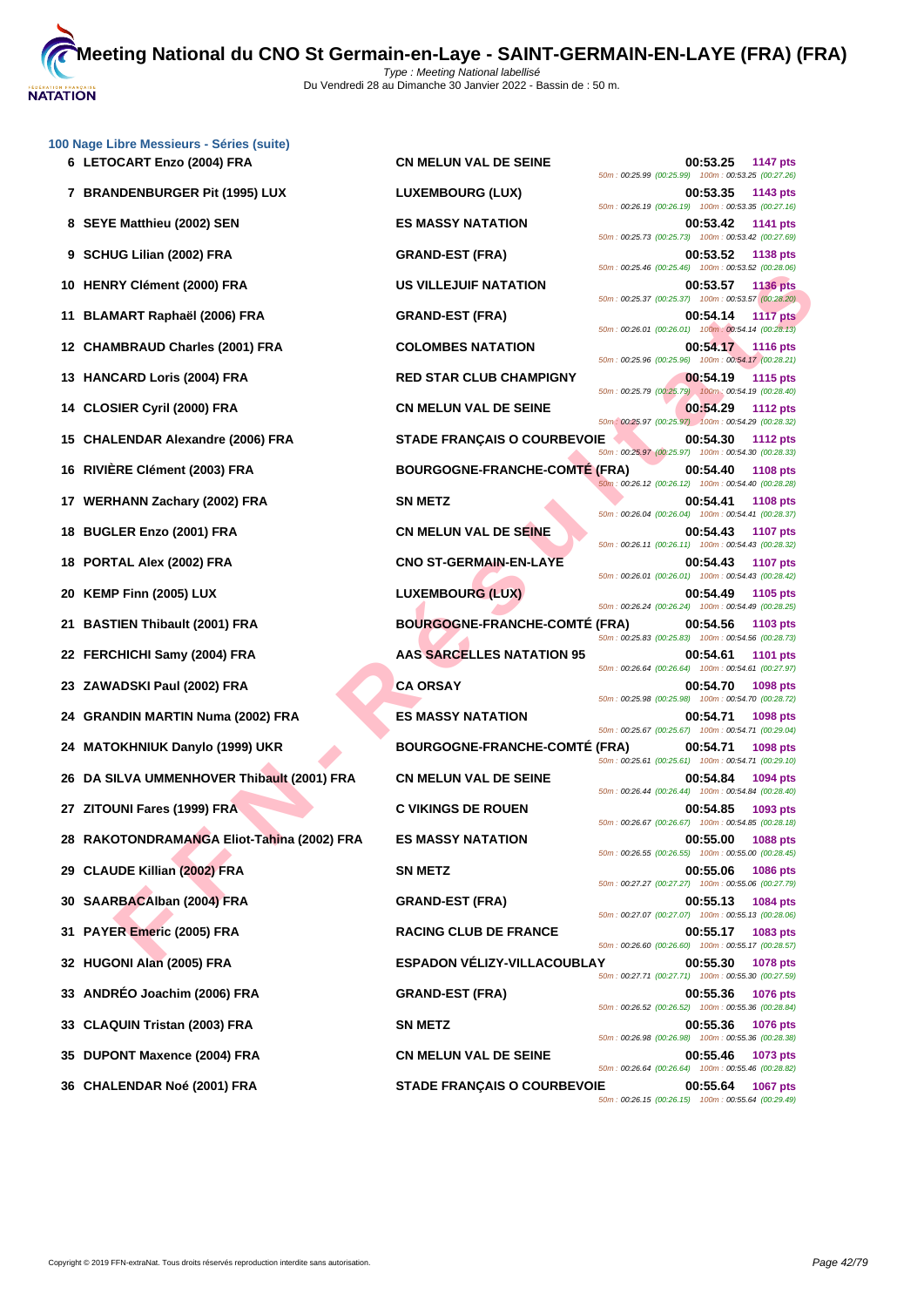## 100 Nage Libre Messieurs - Séries (suite)

| Rang | Nom | Club | Temps | Points | Splits |
|---|---|---|---|---|---|
| 6 | LETOCART Enzo (2004) FRA | CN MELUN VAL DE SEINE | 00:53.25 | 1147 pts | 50m : 00:25.99 (00:25.99) 100m : 00:53.25 (00:27.26) |
| 7 | BRANDENBURGER Pit (1995) LUX | LUXEMBOURG (LUX) | 00:53.35 | 1143 pts | 50m : 00:26.19 (00:26.19) 100m : 00:53.35 (00:27.16) |
| 8 | SEYE Matthieu (2002) SEN | ES MASSY NATATION | 00:53.42 | 1141 pts | 50m : 00:25.73 (00:25.73) 100m : 00:53.42 (00:27.69) |
| 9 | SCHUG Lilian (2002) FRA | GRAND-EST (FRA) | 00:53.52 | 1138 pts | 50m : 00:25.46 (00:25.46) 100m : 00:53.52 (00:28.06) |
| 10 | HENRY Clément (2000) FRA | US VILLEJUIF NATATION | 00:53.57 | 1136 pts | 50m : 00:25.37 (00:25.37) 100m : 00:53.57 (00:28.20) |
| 11 | BLAMART Raphaël (2006) FRA | GRAND-EST (FRA) | 00:54.14 | 1117 pts | 50m : 00:26.01 (00:26.01) 100m : 00:54.14 (00:28.13) |
| 12 | CHAMBRAUD Charles (2001) FRA | COLOMBES NATATION | 00:54.17 | 1116 pts | 50m : 00:25.96 (00:25.96) 100m : 00:54.17 (00:28.21) |
| 13 | HANCARD Loris (2004) FRA | RED STAR CLUB CHAMPIGNY | 00:54.19 | 1115 pts | 50m : 00:25.79 (00:25.79) 100m : 00:54.19 (00:28.40) |
| 14 | CLOSIER Cyril (2000) FRA | CN MELUN VAL DE SEINE | 00:54.29 | 1112 pts | 50m : 00:25.97 (00:25.97) 100m : 00:54.29 (00:28.32) |
| 15 | CHALENDAR Alexandre (2006) FRA | STADE FRANÇAIS O COURBEVOIE | 00:54.30 | 1112 pts | 50m : 00:25.97 (00:25.97) 100m : 00:54.30 (00:28.33) |
| 16 | RIVIÈRE Clément (2003) FRA | BOURGOGNE-FRANCHE-COMTÉ (FRA) | 00:54.40 | 1108 pts | 50m : 00:26.12 (00:26.12) 100m : 00:54.40 (00:28.28) |
| 17 | WERHANN Zachary (2002) FRA | SN METZ | 00:54.41 | 1108 pts | 50m : 00:26.04 (00:26.04) 100m : 00:54.41 (00:28.37) |
| 18 | BUGLER Enzo (2001) FRA | CN MELUN VAL DE SEINE | 00:54.43 | 1107 pts | 50m : 00:26.11 (00:26.11) 100m : 00:54.43 (00:28.32) |
| 18 | PORTAL Alex (2002) FRA | CNO ST-GERMAIN-EN-LAYE | 00:54.43 | 1107 pts | 50m : 00:26.01 (00:26.01) 100m : 00:54.43 (00:28.42) |
| 20 | KEMP Finn (2005) LUX | LUXEMBOURG (LUX) | 00:54.49 | 1105 pts | 50m : 00:26.24 (00:26.24) 100m : 00:54.49 (00:28.25) |
| 21 | BASTIEN Thibault (2001) FRA | BOURGOGNE-FRANCHE-COMTÉ (FRA) | 00:54.56 | 1103 pts | 50m : 00:25.83 (00:25.83) 100m : 00:54.56 (00:28.73) |
| 22 | FERCHICHI Samy (2004) FRA | AAS SARCELLES NATATION 95 | 00:54.61 | 1101 pts | 50m : 00:26.64 (00:26.64) 100m : 00:54.61 (00:27.97) |
| 23 | ZAWADSKI Paul (2002) FRA | CA ORSAY | 00:54.70 | 1098 pts | 50m : 00:25.98 (00:25.98) 100m : 00:54.70 (00:28.72) |
| 24 | GRANDIN MARTIN Numa (2002) FRA | ES MASSY NATATION | 00:54.71 | 1098 pts | 50m : 00:25.67 (00:25.67) 100m : 00:54.71 (00:29.04) |
| 24 | MATOKHNIUK Danylo (1999) UKR | BOURGOGNE-FRANCHE-COMTÉ (FRA) | 00:54.71 | 1098 pts | 50m : 00:25.61 (00:25.61) 100m : 00:54.71 (00:29.10) |
| 26 | DA SILVA UMMENHOVER Thibault (2001) FRA | CN MELUN VAL DE SEINE | 00:54.84 | 1094 pts | 50m : 00:26.44 (00:26.44) 100m : 00:54.84 (00:28.40) |
| 27 | ZITOUNI Fares (1999) FRA | C VIKINGS DE ROUEN | 00:54.85 | 1093 pts | 50m : 00:26.67 (00:26.67) 100m : 00:54.85 (00:28.18) |
| 28 | RAKOTONDRAMANGA Eliot-Tahina (2002) FRA | ES MASSY NATATION | 00:55.00 | 1088 pts | 50m : 00:26.55 (00:26.55) 100m : 00:55.00 (00:28.45) |
| 29 | CLAUDE Killian (2002) FRA | SN METZ | 00:55.06 | 1086 pts | 50m : 00:27.27 (00:27.27) 100m : 00:55.06 (00:27.79) |
| 30 | SAARBACAlban (2004) FRA | GRAND-EST (FRA) | 00:55.13 | 1084 pts | 50m : 00:27.07 (00:27.07) 100m : 00:55.13 (00:28.06) |
| 31 | PAYER Emeric (2005) FRA | RACING CLUB DE FRANCE | 00:55.17 | 1083 pts | 50m : 00:26.60 (00:26.60) 100m : 00:55.17 (00:28.57) |
| 32 | HUGONI Alan (2005) FRA | ESPADON VÉLIZY-VILLACOUBLAY | 00:55.30 | 1078 pts | 50m : 00:27.71 (00:27.71) 100m : 00:55.30 (00:27.59) |
| 33 | ANDRÉO Joachim (2006) FRA | GRAND-EST (FRA) | 00:55.36 | 1076 pts | 50m : 00:26.52 (00:26.52) 100m : 00:55.36 (00:28.84) |
| 33 | CLAQUIN Tristan (2003) FRA | SN METZ | 00:55.36 | 1076 pts | 50m : 00:26.98 (00:26.98) 100m : 00:55.36 (00:28.38) |
| 35 | DUPONT Maxence (2004) FRA | CN MELUN VAL DE SEINE | 00:55.46 | 1073 pts | 50m : 00:26.64 (00:26.64) 100m : 00:55.46 (00:28.82) |
| 36 | CHALENDAR Noé (2001) FRA | STADE FRANÇAIS O COURBEVOIE | 00:55.64 | 1067 pts | 50m : 00:26.15 (00:26.15) 100m : 00:55.64 (00:29.49) |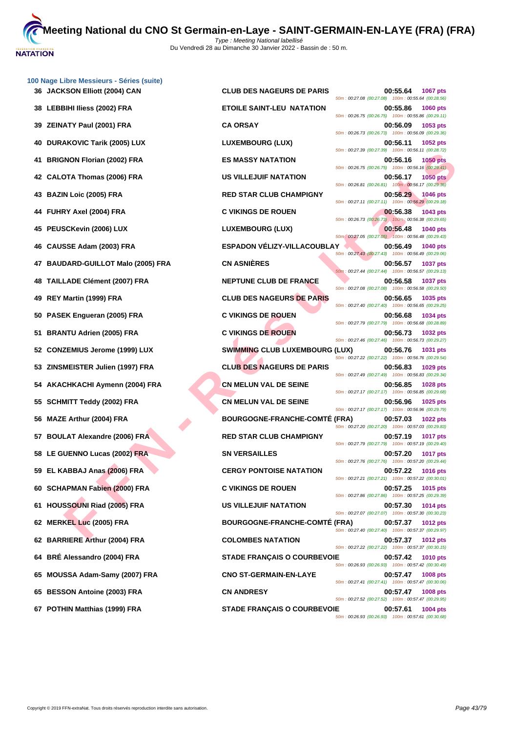# Meeting National du CNO St Germain-en-Laye - SAINT-GERMAIN-EN-LAYE (FRA) (FRA)

Type : Meeting National labellisé
Du Vendredi 28 au Dimanche 30 Janvier 2022 - Bassin de : 50 m.

### 100 Nage Libre Messieurs - Séries (suite)

| Rang | Nageur | Club | Temps | Points | Intermédiaires |
|---|---|---|---|---|---|
| 36 | JACKSON Elliott (2004) CAN | CLUB DES NAGEURS DE PARIS | 00:55.64 | 1067 pts | 50m : 00:27.08 (00:27.08) 100m : 00:55.64 (00:28.56) |
| 38 | LEBBIHI Iliess (2002) FRA | ETOILE SAINT-LEU NATATION | 00:55.86 | 1060 pts | 50m : 00:26.75 (00:26.75) 100m : 00:55.86 (00:29.11) |
| 39 | ZEINATY Paul (2001) FRA | CA ORSAY | 00:56.09 | 1053 pts | 50m : 00:26.73 (00:26.73) 100m : 00:56.09 (00:29.36) |
| 40 | DURAKOVIC Tarik (2005) LUX | LUXEMBOURG (LUX) | 00:56.11 | 1052 pts | 50m : 00:27.39 (00:27.39) 100m : 00:56.11 (00:28.72) |
| 41 | BRIGNON Florian (2002) FRA | ES MASSY NATATION | 00:56.16 | 1050 pts | 50m : 00:26.75 (00:26.75) 100m : 00:56.16 (00:29.41) |
| 42 | CALOTA Thomas (2006) FRA | US VILLEJUIF NATATION | 00:56.17 | 1050 pts | 50m : 00:26.81 (00:26.81) 100m : 00:56.17 (00:29.36) |
| 43 | BAZIN Loic (2005) FRA | RED STAR CLUB CHAMPIGNY | 00:56.29 | 1046 pts | 50m : 00:27.11 (00:27.11) 100m : 00:56.29 (00:29.18) |
| 44 | FUHRY Axel (2004) FRA | C VIKINGS DE ROUEN | 00:56.38 | 1043 pts | 50m : 00:26.73 (00:26.73) 100m : 00:56.38 (00:29.65) |
| 45 | PEUSCKevin (2006) LUX | LUXEMBOURG (LUX) | 00:56.48 | 1040 pts | 50m : 00:27.05 (00:27.05) 100m : 00:56.48 (00:29.43) |
| 46 | CAUSSE Adam (2003) FRA | ESPADON VÉLIZY-VILLACOUBLAY | 00:56.49 | 1040 pts | 50m : 00:27.43 (00:27.43) 100m : 00:56.49 (00:29.06) |
| 47 | BAUDARD-GUILLOT Malo (2005) FRA | CN ASNIÈRES | 00:56.57 | 1037 pts | 50m : 00:27.44 (00:27.44) 100m : 00:56.57 (00:29.13) |
| 48 | TAILLADE Clément (2007) FRA | NEPTUNE CLUB DE FRANCE | 00:56.58 | 1037 pts | 50m : 00:27.08 (00:27.08) 100m : 00:56.58 (00:29.50) |
| 49 | REY Martin (1999) FRA | CLUB DES NAGEURS DE PARIS | 00:56.65 | 1035 pts | 50m : 00:27.40 (00:27.40) 100m : 00:56.65 (00:29.25) |
| 50 | PASEK Engueran (2005) FRA | C VIKINGS DE ROUEN | 00:56.68 | 1034 pts | 50m : 00:27.79 (00:27.79) 100m : 00:56.68 (00:28.89) |
| 51 | BRANTU Adrien (2005) FRA | C VIKINGS DE ROUEN | 00:56.73 | 1032 pts | 50m : 00:27.46 (00:27.46) 100m : 00:56.73 (00:29.27) |
| 52 | CONZEMIUS Jerome (1999) LUX | SWIMMING CLUB LUXEMBOURG (LUX) | 00:56.76 | 1031 pts | 50m : 00:27.22 (00:27.22) 100m : 00:56.76 (00:29.54) |
| 53 | ZINSMEISTER Julien (1997) FRA | CLUB DES NAGEURS DE PARIS | 00:56.83 | 1029 pts | 50m : 00:27.49 (00:27.49) 100m : 00:56.83 (00:29.34) |
| 54 | AKACHKACHI Aymenn (2004) FRA | CN MELUN VAL DE SEINE | 00:56.85 | 1028 pts | 50m : 00:27.17 (00:27.17) 100m : 00:56.85 (00:29.68) |
| 55 | SCHMITT Teddy (2002) FRA | CN MELUN VAL DE SEINE | 00:56.96 | 1025 pts | 50m : 00:27.17 (00:27.17) 100m : 00:56.96 (00:29.79) |
| 56 | MAZE Arthur (2004) FRA | BOURGOGNE-FRANCHE-COMTÉ (FRA) | 00:57.03 | 1022 pts | 50m : 00:27.20 (00:27.20) 100m : 00:57.03 (00:29.83) |
| 57 | BOULAT Alexandre (2006) FRA | RED STAR CLUB CHAMPIGNY | 00:57.19 | 1017 pts | 50m : 00:27.79 (00:27.79) 100m : 00:57.19 (00:29.40) |
| 58 | LE GUENNO Lucas (2002) FRA | SN VERSAILLES | 00:57.20 | 1017 pts | 50m : 00:27.76 (00:27.76) 100m : 00:57.20 (00:29.44) |
| 59 | EL KABBAJ Anas (2006) FRA | CERGY PONTOISE NATATION | 00:57.22 | 1016 pts | 50m : 00:27.21 (00:27.21) 100m : 00:57.22 (00:30.01) |
| 60 | SCHAPMAN Fabien (2000) FRA | C VIKINGS DE ROUEN | 00:57.25 | 1015 pts | 50m : 00:27.86 (00:27.86) 100m : 00:57.25 (00:29.39) |
| 61 | HOUSSOUNI Riad (2005) FRA | US VILLEJUIF NATATION | 00:57.30 | 1014 pts | 50m : 00:27.07 (00:27.07) 100m : 00:57.30 (00:30.23) |
| 62 | MERKEL Luc (2005) FRA | BOURGOGNE-FRANCHE-COMTÉ (FRA) | 00:57.37 | 1012 pts | 50m : 00:27.40 (00:27.40) 100m : 00:57.37 (00:29.97) |
| 62 | BARRIERE Arthur (2004) FRA | COLOMBES NATATION | 00:57.37 | 1012 pts | 50m : 00:27.22 (00:27.22) 100m : 00:57.37 (00:30.15) |
| 64 | BRÉ Alessandro (2004) FRA | STADE FRANÇAIS O COURBEVOIE | 00:57.42 | 1010 pts | 50m : 00:26.93 (00:26.93) 100m : 00:57.42 (00:30.49) |
| 65 | MOUSSA Adam-Samy (2007) FRA | CNO ST-GERMAIN-EN-LAYE | 00:57.47 | 1008 pts | 50m : 00:27.41 (00:27.41) 100m : 00:57.47 (00:30.06) |
| 65 | BESSON Antoine (2003) FRA | CN ANDRESY | 00:57.47 | 1008 pts | 50m : 00:27.52 (00:27.52) 100m : 00:57.47 (00:29.95) |
| 67 | POTHIN Matthias (1999) FRA | STADE FRANÇAIS O COURBEVOIE | 00:57.61 | 1004 pts | 50m : 00:26.93 (00:26.93) 100m : 00:57.61 (00:30.68) |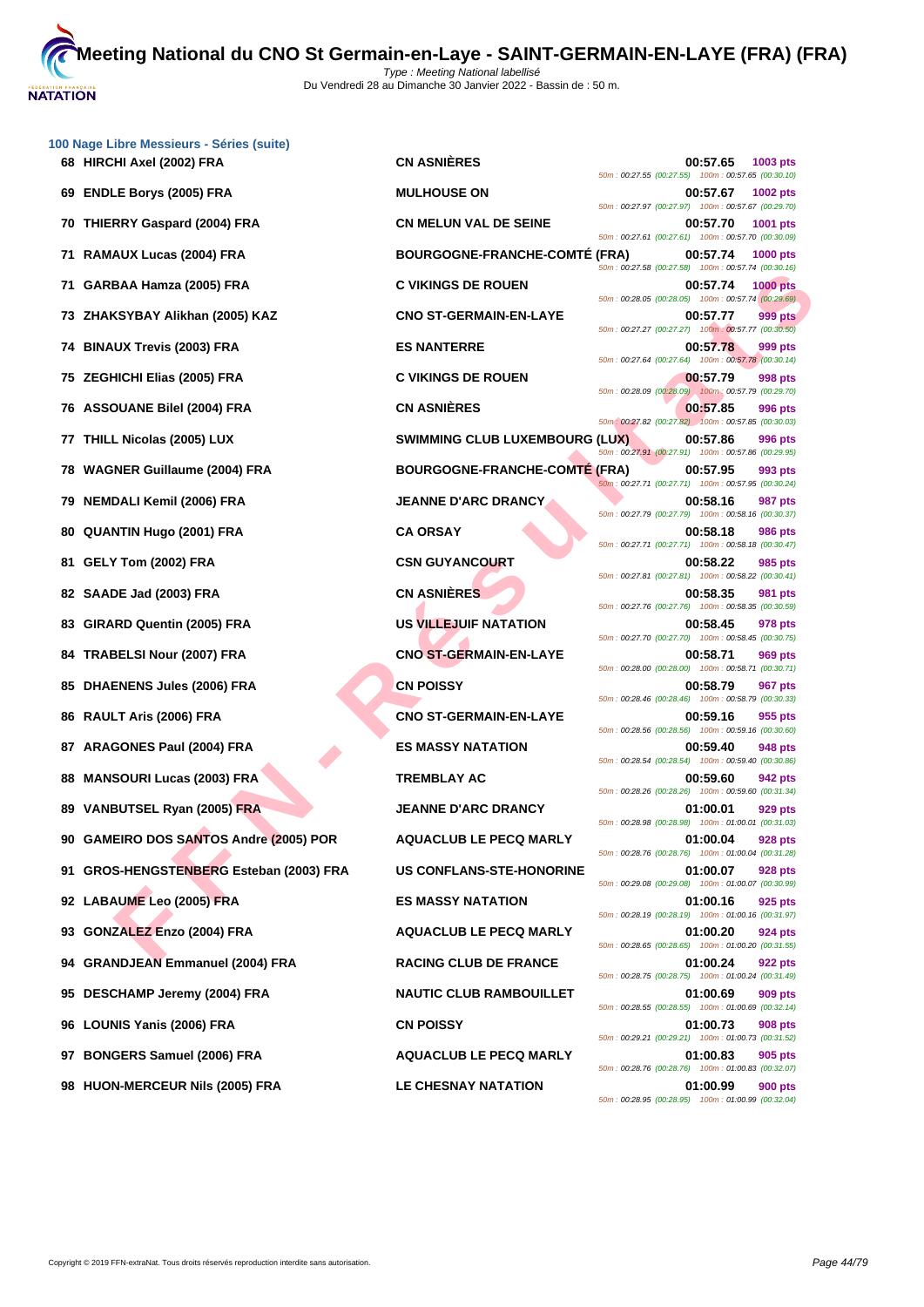### 100 Nage Libre Messieurs - Séries (suite)

| Rang | Nom | Club | Temps | Points | Splits |
|---|---|---|---|---|---|
| 68 | HIRCHI Axel (2002) FRA | CN ASNIÈRES | 00:57.65 | 1003 pts | 50m : 00:27.55 (00:27.55) 100m : 00:57.65 (00:30.10) |
| 69 | ENDLE Borys (2005) FRA | MULHOUSE ON | 00:57.67 | 1002 pts | 50m : 00:27.97 (00:27.97) 100m : 00:57.67 (00:29.70) |
| 70 | THIERRY Gaspard (2004) FRA | CN MELUN VAL DE SEINE | 00:57.70 | 1001 pts | 50m : 00:27.61 (00:27.61) 100m : 00:57.70 (00:30.09) |
| 71 | RAMAUX Lucas (2004) FRA | BOURGOGNE-FRANCHE-COMTÉ (FRA) | 00:57.74 | 1000 pts | 50m : 00:27.58 (00:27.58) 100m : 00:57.74 (00:30.16) |
| 71 | GARBAA Hamza (2005) FRA | C VIKINGS DE ROUEN | 00:57.74 | 1000 pts | 50m : 00:28.05 (00:28.05) 100m : 00:57.74 (00:29.69) |
| 73 | ZHAKSYBAY Alikhan (2005) KAZ | CNO ST-GERMAIN-EN-LAYE | 00:57.77 | 999 pts | 50m : 00:27.27 (00:27.27) 100m : 00:57.77 (00:30.50) |
| 74 | BINAUX Trevis (2003) FRA | ES NANTERRE | 00:57.78 | 999 pts | 50m : 00:27.64 (00:27.64) 100m : 00:57.78 (00:30.14) |
| 75 | ZEGHICHI Elias (2005) FRA | C VIKINGS DE ROUEN | 00:57.79 | 998 pts | 50m : 00:28.09 (00:28.09) 100m : 00:57.79 (00:29.70) |
| 76 | ASSOUANE Bilel (2004) FRA | CN ASNIÈRES | 00:57.85 | 996 pts | 50m : 00:27.82 (00:27.82) 100m : 00:57.85 (00:30.03) |
| 77 | THILL Nicolas (2005) LUX | SWIMMING CLUB LUXEMBOURG (LUX) | 00:57.86 | 996 pts | 50m : 00:27.91 (00:27.91) 100m : 00:57.86 (00:29.95) |
| 78 | WAGNER Guillaume (2004) FRA | BOURGOGNE-FRANCHE-COMTÉ (FRA) | 00:57.95 | 993 pts | 50m : 00:27.71 (00:27.71) 100m : 00:57.95 (00:30.24) |
| 79 | NEMDALI Kemil (2006) FRA | JEANNE D'ARC DRANCY | 00:58.16 | 987 pts | 50m : 00:27.79 (00:27.79) 100m : 00:58.16 (00:30.37) |
| 80 | QUANTIN Hugo (2001) FRA | CA ORSAY | 00:58.18 | 986 pts | 50m : 00:27.71 (00:27.71) 100m : 00:58.18 (00:30.47) |
| 81 | GELY Tom (2002) FRA | CSN GUYANCOURT | 00:58.22 | 985 pts | 50m : 00:27.81 (00:27.81) 100m : 00:58.22 (00:30.41) |
| 82 | SAADE Jad (2003) FRA | CN ASNIÈRES | 00:58.35 | 981 pts | 50m : 00:27.76 (00:27.76) 100m : 00:58.35 (00:30.59) |
| 83 | GIRARD Quentin (2005) FRA | US VILLEJUIF NATATION | 00:58.45 | 978 pts | 50m : 00:27.70 (00:27.70) 100m : 00:58.45 (00:30.75) |
| 84 | TRABELSI Nour (2007) FRA | CNO ST-GERMAIN-EN-LAYE | 00:58.71 | 969 pts | 50m : 00:28.00 (00:28.00) 100m : 00:58.71 (00:30.71) |
| 85 | DHAENENS Jules (2006) FRA | CN POISSY | 00:58.79 | 967 pts | 50m : 00:28.46 (00:28.46) 100m : 00:58.79 (00:30.33) |
| 86 | RAULT Aris (2006) FRA | CNO ST-GERMAIN-EN-LAYE | 00:59.16 | 955 pts | 50m : 00:28.56 (00:28.56) 100m : 00:59.16 (00:30.60) |
| 87 | ARAGONES Paul (2004) FRA | ES MASSY NATATION | 00:59.40 | 948 pts | 50m : 00:28.54 (00:28.54) 100m : 00:59.40 (00:30.86) |
| 88 | MANSOURI Lucas (2003) FRA | TREMBLAY AC | 00:59.60 | 942 pts | 50m : 00:28.26 (00:28.26) 100m : 00:59.60 (00:31.34) |
| 89 | VANBUTSEL Ryan (2005) FRA | JEANNE D'ARC DRANCY | 01:00.01 | 929 pts | 50m : 00:28.98 (00:28.98) 100m : 01:00.01 (00:31.03) |
| 90 | GAMEIRO DOS SANTOS Andre (2005) POR | AQUACLUB LE PECQ MARLY | 01:00.04 | 928 pts | 50m : 00:28.76 (00:28.76) 100m : 01:00.04 (00:31.28) |
| 91 | GROS-HENGSTENBERG Esteban (2003) FRA | US CONFLANS-STE-HONORINE | 01:00.07 | 928 pts | 50m : 00:29.08 (00:29.08) 100m : 01:00.07 (00:30.99) |
| 92 | LABAUME Leo (2005) FRA | ES MASSY NATATION | 01:00.16 | 925 pts | 50m : 00:28.19 (00:28.19) 100m : 01:00.16 (00:31.97) |
| 93 | GONZALEZ Enzo (2004) FRA | AQUACLUB LE PECQ MARLY | 01:00.20 | 924 pts | 50m : 00:28.65 (00:28.65) 100m : 01:00.20 (00:31.55) |
| 94 | GRANDJEAN Emmanuel (2004) FRA | RACING CLUB DE FRANCE | 01:00.24 | 922 pts | 50m : 00:28.75 (00:28.75) 100m : 01:00.24 (00:31.49) |
| 95 | DESCHAMP Jeremy (2004) FRA | NAUTIC CLUB RAMBOUILLET | 01:00.69 | 909 pts | 50m : 00:28.55 (00:28.55) 100m : 01:00.69 (00:32.14) |
| 96 | LOUNIS Yanis (2006) FRA | CN POISSY | 01:00.73 | 908 pts | 50m : 00:29.21 (00:29.21) 100m : 01:00.73 (00:31.52) |
| 97 | BONGERS Samuel (2006) FRA | AQUACLUB LE PECQ MARLY | 01:00.83 | 905 pts | 50m : 00:28.76 (00:28.76) 100m : 01:00.83 (00:32.07) |
| 98 | HUON-MERCEUR Nils (2005) FRA | LE CHESNAY NATATION | 01:00.99 | 900 pts | 50m : 00:28.95 (00:28.95) 100m : 01:00.99 (00:32.04) |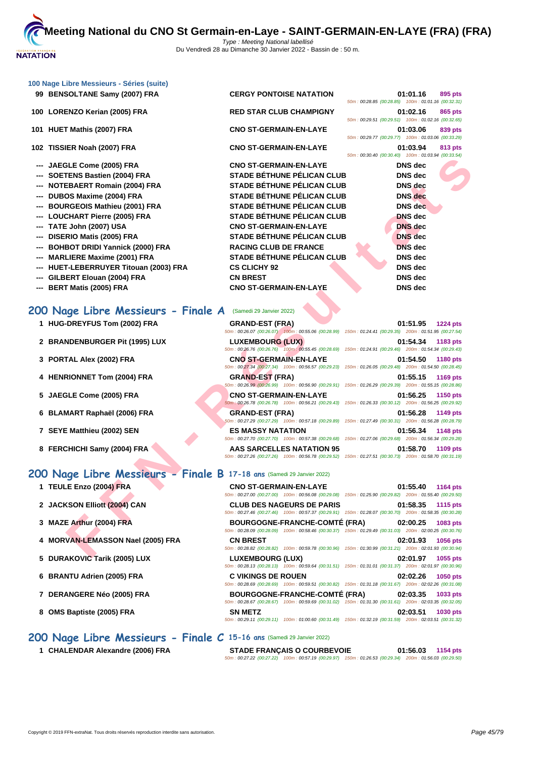# Meeting National du CNO St Germain-en-Laye - SAINT-GERMAIN-EN-LAYE (FRA) (FRA)

Type : Meeting National labellisé
Du Vendredi 28 au Dimanche 30 Janvier 2022 - Bassin de : 50 m.

### 100 Nage Libre Messieurs - Séries (suite)

| Rang | Nom | Club | Temps | Points | Splits |
|---|---|---|---|---|---|
| 99 | BENSOLTANE Samy (2007) FRA | CERGY PONTOISE NATATION | 01:01.16 | 895 pts | 50m : 00:28.85 (00:28.85) 100m : 01:01.16 (00:32.31) |
| 100 | LORENZO Kerian (2005) FRA | RED STAR CLUB CHAMPIGNY | 01:02.16 | 865 pts | 50m : 00:29.51 (00:29.51) 100m : 01:02.16 (00:32.65) |
| 101 | HUET Mathis (2007) FRA | CNO ST-GERMAIN-EN-LAYE | 01:03.06 | 839 pts | 50m : 00:29.77 (00:29.77) 100m : 01:03.06 (00:33.29) |
| 102 | TISSIER Noah (2007) FRA | CNO ST-GERMAIN-EN-LAYE | 01:03.94 | 813 pts | 50m : 00:30.40 (00:30.40) 100m : 01:03.94 (00:33.54) |
| --- | JAEGLE Come (2005) FRA | CNO ST-GERMAIN-EN-LAYE | DNS dec | | |
| --- | SOETENS Bastien (2004) FRA | STADE BÉTHUNE PÉLICAN CLUB | DNS dec | | |
| --- | NOTEBAERT Romain (2004) FRA | STADE BÉTHUNE PÉLICAN CLUB | DNS dec | | |
| --- | DUBOS Maxime (2004) FRA | STADE BÉTHUNE PÉLICAN CLUB | DNS dec | | |
| --- | BOURGEOIS Mathieu (2001) FRA | STADE BÉTHUNE PÉLICAN CLUB | DNS dec | | |
| --- | LOUCHART Pierre (2005) FRA | STADE BÉTHUNE PÉLICAN CLUB | DNS dec | | |
| --- | TATE John (2007) USA | CNO ST-GERMAIN-EN-LAYE | DNS dec | | |
| --- | DISERIO Matis (2005) FRA | STADE BÉTHUNE PÉLICAN CLUB | DNS dec | | |
| --- | BOHBOT DRIDI Yannick (2000) FRA | RACING CLUB DE FRANCE | DNS dec | | |
| --- | MARLIERE Maxime (2001) FRA | STADE BÉTHUNE PÉLICAN CLUB | DNS dec | | |
| --- | HUET-LEBERRUYER Titouan (2003) FRA | CS CLICHY 92 | DNS dec | | |
| --- | GILBERT Elouan (2004) FRA | CN BREST | DNS dec | | |
| --- | BERT Matis (2005) FRA | CNO ST-GERMAIN-EN-LAYE | DNS dec | | |

## 200 Nage Libre Messieurs - Finale A (Samedi 29 Janvier 2022)

| Rang | Nom | Club | Temps | Points | Splits |
|---|---|---|---|---|---|
| 1 | HUG-DREYFUS Tom (2002) FRA | GRAND-EST (FRA) | 01:51.95 | 1224 pts | 50m : 00:26.07 (00:26.07) 100m : 00:55.06 (00:28.99) 150m : 01:24.41 (00:29.35) 200m : 01:51.95 (00:27.54) |
| 2 | BRANDENBURGER Pit (1995) LUX | LUXEMBOURG (LUX) | 01:54.34 | 1183 pts | 50m : 00:26.76 (00:26.76) 100m : 00:55.45 (00:28.69) 150m : 01:24.91 (00:29.46) 200m : 01:54.34 (00:29.43) |
| 3 | PORTAL Alex (2002) FRA | CNO ST-GERMAIN-EN-LAYE | 01:54.50 | 1180 pts | 50m : 00:27.34 (00:27.34) 100m : 00:56.57 (00:29.23) 150m : 01:26.05 (00:29.48) 200m : 01:54.50 (00:28.45) |
| 4 | HENRIONNET Tom (2004) FRA | GRAND-EST (FRA) | 01:55.15 | 1169 pts | 50m : 00:26.99 (00:26.99) 100m : 00:56.90 (00:29.91) 150m : 01:26.29 (00:29.39) 200m : 01:55.15 (00:28.86) |
| 5 | JAEGLE Come (2005) FRA | CNO ST-GERMAIN-EN-LAYE | 01:56.25 | 1150 pts | 50m : 00:26.78 (00:26.78) 100m : 00:56.21 (00:29.43) 150m : 01:26.33 (00:30.12) 200m : 01:56.25 (00:29.92) |
| 6 | BLAMART Raphaël (2006) FRA | GRAND-EST (FRA) | 01:56.28 | 1149 pts | 50m : 00:27.29 (00:27.29) 100m : 00:57.18 (00:29.89) 150m : 01:27.49 (00:30.31) 200m : 01:56.28 (00:28.79) |
| 7 | SEYE Matthieu (2002) SEN | ES MASSY NATATION | 01:56.34 | 1148 pts | 50m : 00:27.70 (00:27.70) 100m : 00:57.38 (00:29.68) 150m : 01:27.06 (00:29.68) 200m : 01:56.34 (00:29.28) |
| 8 | FERCHICHI Samy (2004) FRA | AAS SARCELLES NATATION 95 | 01:58.70 | 1109 pts | 50m : 00:27.26 (00:27.26) 100m : 00:56.78 (00:29.52) 150m : 01:27.51 (00:30.73) 200m : 01:58.70 (00:31.19) |

## 200 Nage Libre Messieurs - Finale B 17-18 ans (Samedi 29 Janvier 2022)

| Rang | Nom | Club | Temps | Points | Splits |
|---|---|---|---|---|---|
| 1 | TEULE Enzo (2004) FRA | CNO ST-GERMAIN-EN-LAYE | 01:55.40 | 1164 pts | 50m : 00:27.00 (00:27.00) 100m : 00:56.08 (00:29.08) 150m : 01:25.90 (00:29.82) 200m : 01:55.40 (00:29.50) |
| 2 | JACKSON Elliott (2004) CAN | CLUB DES NAGEURS DE PARIS | 01:58.35 | 1115 pts | 50m : 00:27.46 (00:27.46) 100m : 00:57.37 (00:29.91) 150m : 01:28.07 (00:30.70) 200m : 01:58.35 (00:30.28) |
| 3 | MAZE Arthur (2004) FRA | BOURGOGNE-FRANCHE-COMTÉ (FRA) | 02:00.25 | 1083 pts | 50m : 00:28.09 (00:28.09) 100m : 00:58.46 (00:30.37) 150m : 01:29.49 (00:31.03) 200m : 02:00.25 (00:30.76) |
| 4 | MORVAN-LEMASSON Nael (2005) FRA | CN BREST | 02:01.93 | 1056 pts | 50m : 00:28.82 (00:28.82) 100m : 00:59.78 (00:30.96) 150m : 01:30.99 (00:31.21) 200m : 02:01.93 (00:30.94) |
| 5 | DURAKOVIC Tarik (2005) LUX | LUXEMBOURG (LUX) | 02:01.97 | 1055 pts | 50m : 00:28.13 (00:28.13) 100m : 00:59.64 (00:31.51) 150m : 01:31.01 (00:31.37) 200m : 02:01.97 (00:30.96) |
| 6 | BRANTU Adrien (2005) FRA | C VIKINGS DE ROUEN | 02:02.26 | 1050 pts | 50m : 00:28.69 (00:28.69) 100m : 00:59.51 (00:30.82) 150m : 01:31.18 (00:31.67) 200m : 02:02.26 (00:31.08) |
| 7 | DERANGERE Néo (2005) FRA | BOURGOGNE-FRANCHE-COMTÉ (FRA) | 02:03.35 | 1033 pts | 50m : 00:28.67 (00:28.67) 100m : 00:59.69 (00:31.02) 150m : 01:31.30 (00:31.61) 200m : 02:03.35 (00:32.05) |
| 8 | OMS Baptiste (2005) FRA | SN METZ | 02:03.51 | 1030 pts | 50m : 00:29.11 (00:29.11) 100m : 01:00.60 (00:31.49) 150m : 01:32.19 (00:31.59) 200m : 02:03.51 (00:31.32) |

## 200 Nage Libre Messieurs - Finale C 15-16 ans (Samedi 29 Janvier 2022)

| Rang | Nom | Club | Temps | Points | Splits |
|---|---|---|---|---|---|
| 1 | CHALENDAR Alexandre (2006) FRA | STADE FRANÇAIS O COURBEVOIE | 01:56.03 | 1154 pts | 50m : 00:27.22 (00:27.22) 100m : 00:57.19 (00:29.97) 150m : 01:26.53 (00:29.34) 200m : 01:56.03 (00:29.50) |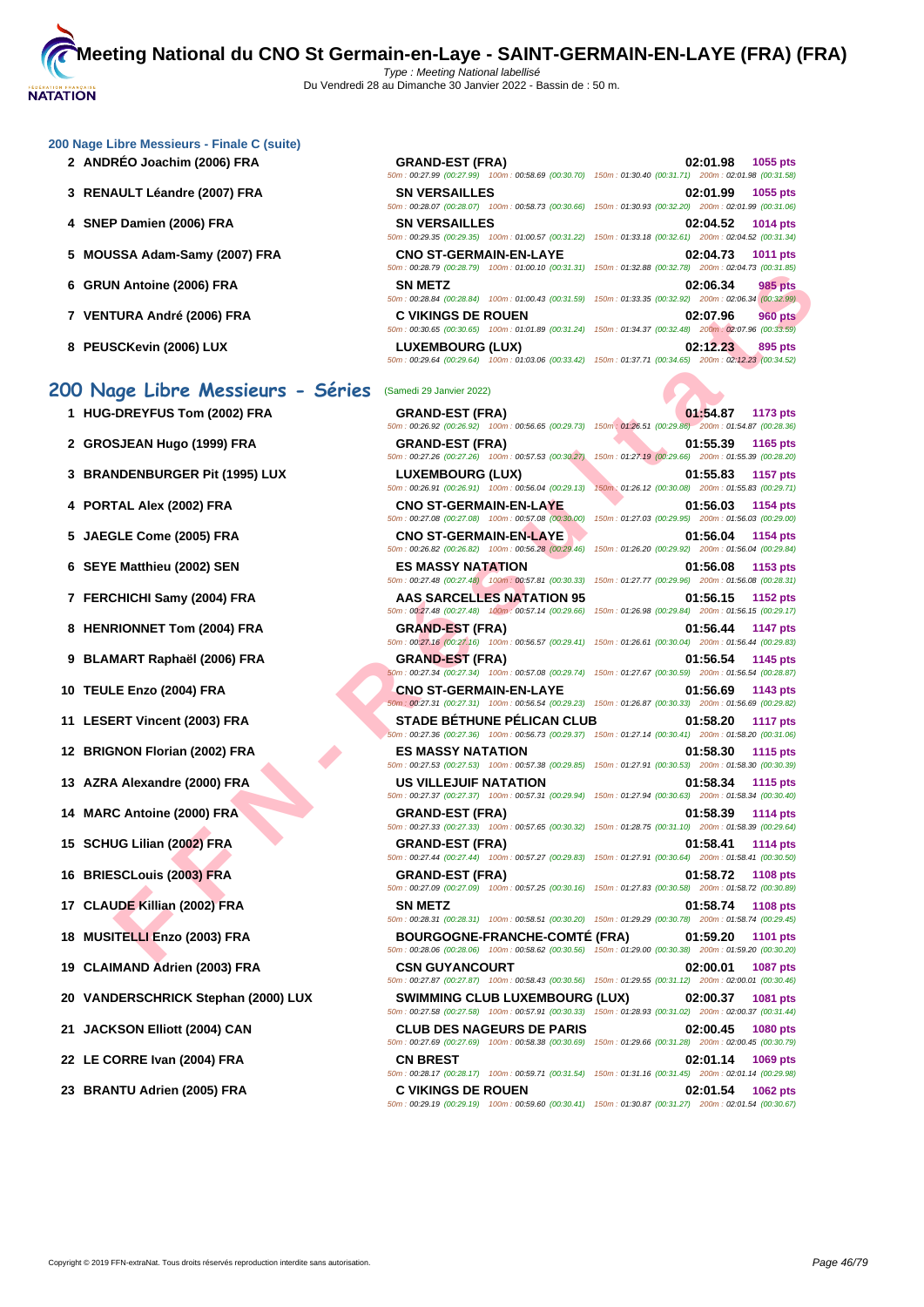### 200 Nage Libre Messieurs - Finale C (suite)

| Rang | Nageur | Club | Temps | Points |
|---|---|---|---|---|
| 2 | ANDRÉO Joachim (2006) FRA | GRAND-EST (FRA) | 02:01.98 | 1055 pts |
| | | 50m : 00:27.99 (00:27.99) 100m : 00:58.69 (00:30.70) 150m : 01:30.40 (00:31.71) 200m : 02:01.98 (00:31.58) | | |
| 3 | RENAULT Léandre (2007) FRA | SN VERSAILLES | 02:01.99 | 1055 pts |
| | | 50m : 00:28.07 (00:28.07) 100m : 00:58.73 (00:30.66) 150m : 01:30.93 (00:32.20) 200m : 02:01.99 (00:31.06) | | |
| 4 | SNEP Damien (2006) FRA | SN VERSAILLES | 02:04.52 | 1014 pts |
| | | 50m : 00:29.35 (00:29.35) 100m : 01:00.57 (00:31.22) 150m : 01:33.18 (00:32.61) 200m : 02:04.52 (00:31.34) | | |
| 5 | MOUSSA Adam-Samy (2007) FRA | CNO ST-GERMAIN-EN-LAYE | 02:04.73 | 1011 pts |
| | | 50m : 00:28.79 (00:28.79) 100m : 01:00.10 (00:31.31) 150m : 01:32.88 (00:32.78) 200m : 02:04.73 (00:31.85) | | |
| 6 | GRUN Antoine (2006) FRA | SN METZ | 02:06.34 | 985 pts |
| | | 50m : 00:28.84 (00:28.84) 100m : 01:00.43 (00:31.59) 150m : 01:33.35 (00:32.92) 200m : 02:06.34 (00:32.99) | | |
| 7 | VENTURA André (2006) FRA | C VIKINGS DE ROUEN | 02:07.96 | 960 pts |
| | | 50m : 00:30.65 (00:30.65) 100m : 01:01.89 (00:31.24) 150m : 01:34.37 (00:32.48) 200m : 02:07.96 (00:33.59) | | |
| 8 | PEUSCKevin (2006) LUX | LUXEMBOURG (LUX) | 02:12.23 | 895 pts |
| | | 50m : 00:29.64 (00:29.64) 100m : 01:03.06 (00:33.42) 150m : 01:37.71 (00:34.65) 200m : 02:12.23 (00:34.52) | | |

## 200 Nage Libre Messieurs - Séries (Samedi 29 Janvier 2022)

| Rang | Nageur | Club | Temps | Points |
|---|---|---|---|---|
| 1 | HUG-DREYFUS Tom (2002) FRA | GRAND-EST (FRA) | 01:54.87 | 1173 pts |
| | | 50m : 00:26.92 (00:26.92) 100m : 00:56.65 (00:29.73) 150m : 01:26.51 (00:29.86) 200m : 01:54.87 (00:28.36) | | |
| 2 | GROSJEAN Hugo (1999) FRA | GRAND-EST (FRA) | 01:55.39 | 1165 pts |
| | | 50m : 00:27.26 (00:27.26) 100m : 00:57.53 (00:30.27) 150m : 01:27.19 (00:29.66) 200m : 01:55.39 (00:28.20) | | |
| 3 | BRANDENBURGER Pit (1995) LUX | LUXEMBOURG (LUX) | 01:55.83 | 1157 pts |
| | | 50m : 00:26.91 (00:26.91) 100m : 00:56.04 (00:29.13) 150m : 01:26.12 (00:30.08) 200m : 01:55.83 (00:29.71) | | |
| 4 | PORTAL Alex (2002) FRA | CNO ST-GERMAIN-EN-LAYE | 01:56.03 | 1154 pts |
| | | 50m : 00:27.08 (00:27.08) 100m : 00:57.08 (00:30.00) 150m : 01:27.03 (00:29.95) 200m : 01:56.03 (00:29.00) | | |
| 5 | JAEGLE Come (2005) FRA | CNO ST-GERMAIN-EN-LAYE | 01:56.04 | 1154 pts |
| | | 50m : 00:26.82 (00:26.82) 100m : 00:56.28 (00:29.46) 150m : 01:26.20 (00:29.92) 200m : 01:56.04 (00:29.84) | | |
| 6 | SEYE Matthieu (2002) SEN | ES MASSY NATATION | 01:56.08 | 1153 pts |
| | | 50m : 00:27.48 (00:27.48) 100m : 00:57.81 (00:30.33) 150m : 01:27.77 (00:29.96) 200m : 01:56.08 (00:28.31) | | |
| 7 | FERCHICHI Samy (2004) FRA | AAS SARCELLES NATATION 95 | 01:56.15 | 1152 pts |
| | | 50m : 00:27.48 (00:27.48) 100m : 00:57.14 (00:29.66) 150m : 01:26.98 (00:29.84) 200m : 01:56.15 (00:29.17) | | |
| 8 | HENRIONNET Tom (2004) FRA | GRAND-EST (FRA) | 01:56.44 | 1147 pts |
| | | 50m : 00:27.16 (00:27.16) 100m : 00:56.57 (00:29.41) 150m : 01:26.61 (00:30.04) 200m : 01:56.44 (00:29.83) | | |
| 9 | BLAMART Raphaël (2006) FRA | GRAND-EST (FRA) | 01:56.54 | 1145 pts |
| | | 50m : 00:27.34 (00:27.34) 100m : 00:57.08 (00:29.74) 150m : 01:27.67 (00:30.59) 200m : 01:56.54 (00:28.87) | | |
| 10 | TEULE Enzo (2004) FRA | CNO ST-GERMAIN-EN-LAYE | 01:56.69 | 1143 pts |
| | | 50m : 00:27.31 (00:27.31) 100m : 00:56.54 (00:29.23) 150m : 01:26.87 (00:30.33) 200m : 01:56.69 (00:29.82) | | |
| 11 | LESERT Vincent (2003) FRA | STADE BÉTHUNE PÉLICAN CLUB | 01:58.20 | 1117 pts |
| | | 50m : 00:27.36 (00:27.36) 100m : 00:56.73 (00:29.37) 150m : 01:27.14 (00:30.41) 200m : 01:58.20 (00:31.06) | | |
| 12 | BRIGNON Florian (2002) FRA | ES MASSY NATATION | 01:58.30 | 1115 pts |
| | | 50m : 00:27.53 (00:27.53) 100m : 00:57.38 (00:29.85) 150m : 01:27.91 (00:30.53) 200m : 01:58.30 (00:30.39) | | |
| 13 | AZRA Alexandre (2000) FRA | US VILLEJUIF NATATION | 01:58.34 | 1115 pts |
| | | 50m : 00:27.37 (00:27.37) 100m : 00:57.31 (00:29.94) 150m : 01:27.94 (00:30.63) 200m : 01:58.34 (00:30.40) | | |
| 14 | MARC Antoine (2000) FRA | GRAND-EST (FRA) | 01:58.39 | 1114 pts |
| | | 50m : 00:27.33 (00:27.33) 100m : 00:57.65 (00:30.32) 150m : 01:28.75 (00:31.10) 200m : 01:58.39 (00:29.64) | | |
| 15 | SCHUG Lilian (2002) FRA | GRAND-EST (FRA) | 01:58.41 | 1114 pts |
| | | 50m : 00:27.44 (00:27.44) 100m : 00:57.27 (00:29.83) 150m : 01:27.91 (00:30.64) 200m : 01:58.41 (00:30.50) | | |
| 16 | BRIESCLouis (2003) FRA | GRAND-EST (FRA) | 01:58.72 | 1108 pts |
| | | 50m : 00:27.09 (00:27.09) 100m : 00:57.25 (00:30.16) 150m : 01:27.83 (00:30.58) 200m : 01:58.72 (00:30.89) | | |
| 17 | CLAUDE Killian (2002) FRA | SN METZ | 01:58.74 | 1108 pts |
| | | 50m : 00:28.31 (00:28.31) 100m : 00:58.51 (00:30.20) 150m : 01:29.29 (00:30.78) 200m : 01:58.74 (00:29.45) | | |
| 18 | MUSITELLI Enzo (2003) FRA | BOURGOGNE-FRANCHE-COMTÉ (FRA) | 01:59.20 | 1101 pts |
| | | 50m : 00:28.06 (00:28.06) 100m : 00:58.62 (00:30.56) 150m : 01:29.00 (00:30.38) 200m : 01:59.20 (00:30.20) | | |
| 19 | CLAIMAND Adrien (2003) FRA | CSN GUYANCOURT | 02:00.01 | 1087 pts |
| | | 50m : 00:27.87 (00:27.87) 100m : 00:58.43 (00:30.56) 150m : 01:29.55 (00:31.12) 200m : 02:00.01 (00:30.46) | | |
| 20 | VANDERSCHRICK Stephan (2000) LUX | SWIMMING CLUB LUXEMBOURG (LUX) | 02:00.37 | 1081 pts |
| | | 50m : 00:27.58 (00:27.58) 100m : 00:57.91 (00:30.33) 150m : 01:28.93 (00:31.02) 200m : 02:00.37 (00:31.44) | | |
| 21 | JACKSON Elliott (2004) CAN | CLUB DES NAGEURS DE PARIS | 02:00.45 | 1080 pts |
| | | 50m : 00:27.69 (00:27.69) 100m : 00:58.38 (00:30.69) 150m : 01:29.66 (00:31.28) 200m : 02:00.45 (00:30.79) | | |
| 22 | LE CORRE Ivan (2004) FRA | CN BREST | 02:01.14 | 1069 pts |
| | | 50m : 00:28.17 (00:28.17) 100m : 00:59.71 (00:31.54) 150m : 01:31.16 (00:31.45) 200m : 02:01.14 (00:29.98) | | |
| 23 | BRANTU Adrien (2005) FRA | C VIKINGS DE ROUEN | 02:01.54 | 1062 pts |
| | | 50m : 00:29.19 (00:29.19) 100m : 00:59.60 (00:30.41) 150m : 01:30.87 (00:31.27) 200m : 02:01.54 (00:30.67) | | |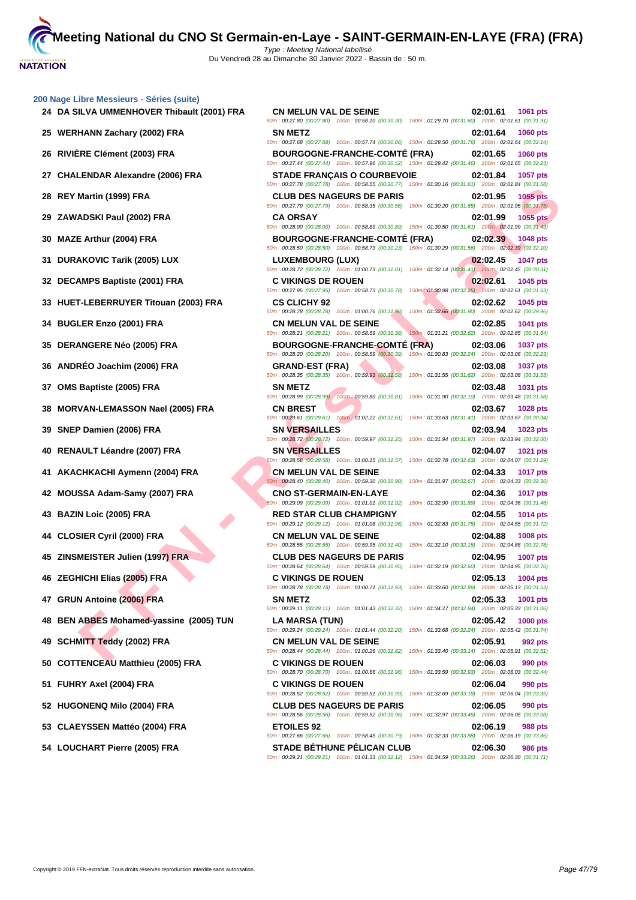# Meeting National du CNO St Germain-en-Laye - SAINT-GERMAIN-EN-LAYE (FRA) (FRA)

Type : Meeting National labellisé
Du Vendredi 28 au Dimanche 30 Janvier 2022 - Bassin de : 50 m.

## 200 Nage Libre Messieurs - Séries (suite)

| Rang | Nom | Club | Temps | Points |
|---|---|---|---|---|
| 24 | DA SILVA UMMENHOVER Thibault (2001) FRA | CN MELUN VAL DE SEINE | 02:01.61 | 1061 pts |
| | | 50m : 00:27.80 (00:27.80) 100m : 00:58.10 (00:30.30) 150m : 01:29.70 (00:31.60) 200m : 02:01.61 (00:31.91) | | |
| 25 | WERHANN Zachary (2002) FRA | SN METZ | 02:01.64 | 1060 pts |
| | | 50m : 00:27.68 (00:27.68) 100m : 00:57.74 (00:30.06) 150m : 01:29.50 (00:31.76) 200m : 02:01.64 (00:32.14) | | |
| 26 | RIVIÈRE Clément (2003) FRA | BOURGOGNE-FRANCHE-COMTÉ (FRA) | 02:01.65 | 1060 pts |
| | | 50m : 00:27.44 (00:27.44) 100m : 00:57.96 (00:30.52) 150m : 01:29.42 (00:31.46) 200m : 02:01.65 (00:32.23) | | |
| 27 | CHALENDAR Alexandre (2006) FRA | STADE FRANÇAIS O COURBEVOIE | 02:01.84 | 1057 pts |
| | | 50m : 00:27.78 (00:27.78) 100m : 00:58.55 (00:30.77) 150m : 01:30.16 (00:31.61) 200m : 02:01.84 (00:31.68) | | |
| 28 | REY Martin (1999) FRA | CLUB DES NAGEURS DE PARIS | 02:01.95 | 1055 pts |
| | | 50m : 00:27.79 (00:27.79) 100m : 00:58.35 (00:30.56) 150m : 01:30.20 (00:31.85) 200m : 02:01.95 (00:31.75) | | |
| 29 | ZAWADSKI Paul (2002) FRA | CA ORSAY | 02:01.99 | 1055 pts |
| | | 50m : 00:28.00 (00:28.00) 100m : 00:58.89 (00:30.89) 150m : 01:30.50 (00:31.61) 200m : 02:01.99 (00:31.49) | | |
| 30 | MAZE Arthur (2004) FRA | BOURGOGNE-FRANCHE-COMTÉ (FRA) | 02:02.39 | 1048 pts |
| | | 50m : 00:28.50 (00:28.50) 100m : 00:58.73 (00:30.23) 150m : 01:30.29 (00:31.56) 200m : 02:02.39 (00:32.10) | | |
| 31 | DURAKOVIC Tarik (2005) LUX | LUXEMBOURG (LUX) | 02:02.45 | 1047 pts |
| | | 50m : 00:28.72 (00:28.72) 100m : 01:00.73 (00:32.01) 150m : 01:32.14 (00:31.41) 200m : 02:02.45 (00:30.31) | | |
| 32 | DECAMPS Baptiste (2001) FRA | C VIKINGS DE ROUEN | 02:02.61 | 1045 pts |
| | | 50m : 00:27.95 (00:27.95) 100m : 00:58.73 (00:30.78) 150m : 01:30.98 (00:32.25) 200m : 02:02.61 (00:31.63) | | |
| 33 | HUET-LEBERRUYER Titouan (2003) FRA | CS CLICHY 92 | 02:02.62 | 1045 pts |
| | | 50m : 00:28.78 (00:28.78) 100m : 01:00.76 (00:31.98) 150m : 01:32.66 (00:31.90) 200m : 02:02.62 (00:29.96) | | |
| 34 | BUGLER Enzo (2001) FRA | CN MELUN VAL DE SEINE | 02:02.85 | 1041 pts |
| | | 50m : 00:28.21 (00:28.21) 100m : 00:58.59 (00:30.38) 150m : 01:31.21 (00:32.62) 200m : 02:02.85 (00:31.64) | | |
| 35 | DERANGERE Néo (2005) FRA | BOURGOGNE-FRANCHE-COMTÉ (FRA) | 02:03.06 | 1037 pts |
| | | 50m : 00:28.20 (00:28.20) 100m : 00:58.59 (00:30.39) 150m : 01:30.83 (00:32.24) 200m : 02:03.06 (00:32.23) | | |
| 36 | ANDRÉO Joachim (2006) FRA | GRAND-EST (FRA) | 02:03.08 | 1037 pts |
| | | 50m : 00:28.35 (00:28.35) 100m : 00:59.93 (00:31.58) 150m : 01:31.55 (00:31.62) 200m : 02:03.08 (00:31.53) | | |
| 37 | OMS Baptiste (2005) FRA | SN METZ | 02:03.48 | 1031 pts |
| | | 50m : 00:28.99 (00:28.99) 100m : 00:59.80 (00:30.81) 150m : 01:31.90 (00:32.10) 200m : 02:03.48 (00:31.58) | | |
| 38 | MORVAN-LEMASSON Nael (2005) FRA | CN BREST | 02:03.67 | 1028 pts |
| | | 50m : 00:29.61 (00:29.61) 100m : 01:02.22 (00:32.61) 150m : 01:33.63 (00:31.41) 200m : 02:03.67 (00:30.04) | | |
| 39 | SNEP Damien (2006) FRA | SN VERSAILLES | 02:03.94 | 1023 pts |
| | | 50m : 00:28.72 (00:28.72) 100m : 00:59.97 (00:31.25) 150m : 01:31.94 (00:31.97) 200m : 02:03.94 (00:32.00) | | |
| 40 | RENAULT Léandre (2007) FRA | SN VERSAILLES | 02:04.07 | 1021 pts |
| | | 50m : 00:28.58 (00:28.58) 100m : 01:00.15 (00:31.57) 150m : 01:32.78 (00:32.63) 200m : 02:04.07 (00:31.29) | | |
| 41 | AKACHKACHI Aymenn (2004) FRA | CN MELUN VAL DE SEINE | 02:04.33 | 1017 pts |
| | | 50m : 00:28.40 (00:28.40) 100m : 00:59.30 (00:30.90) 150m : 01:31.97 (00:32.67) 200m : 02:04.33 (00:32.36) | | |
| 42 | MOUSSA Adam-Samy (2007) FRA | CNO ST-GERMAIN-EN-LAYE | 02:04.36 | 1017 pts |
| | | 50m : 00:29.09 (00:29.09) 100m : 01:01.01 (00:31.92) 150m : 01:32.90 (00:31.89) 200m : 02:04.36 (00:31.46) | | |
| 43 | BAZIN Loic (2005) FRA | RED STAR CLUB CHAMPIGNY | 02:04.55 | 1014 pts |
| | | 50m : 00:29.12 (00:29.12) 100m : 01:01.08 (00:31.96) 150m : 01:32.83 (00:31.75) 200m : 02:04.55 (00:31.72) | | |
| 44 | CLOSIER Cyril (2000) FRA | CN MELUN VAL DE SEINE | 02:04.88 | 1008 pts |
| | | 50m : 00:28.55 (00:28.55) 100m : 00:59.95 (00:31.40) 150m : 01:32.10 (00:32.15) 200m : 02:04.88 (00:32.78) | | |
| 45 | ZINSMEISTER Julien (1997) FRA | CLUB DES NAGEURS DE PARIS | 02:04.95 | 1007 pts |
| | | 50m : 00:28.64 (00:28.64) 100m : 00:59.59 (00:30.95) 150m : 01:32.19 (00:32.60) 200m : 02:04.95 (00:32.76) | | |
| 46 | ZEGHICHI Elias (2005) FRA | C VIKINGS DE ROUEN | 02:05.13 | 1004 pts |
| | | 50m : 00:28.78 (00:28.78) 100m : 01:00.71 (00:31.93) 150m : 01:33.60 (00:32.89) 200m : 02:05.13 (00:31.53) | | |
| 47 | GRUN Antoine (2006) FRA | SN METZ | 02:05.33 | 1001 pts |
| | | 50m : 00:29.11 (00:29.11) 100m : 01:01.43 (00:32.32) 150m : 01:34.27 (00:32.84) 200m : 02:05.33 (00:31.06) | | |
| 48 | BEN ABBES Mohamed-yassine (2005) TUN | LA MARSA (TUN) | 02:05.42 | 1000 pts |
| | | 50m : 00:29.24 (00:29.24) 100m : 01:01.44 (00:32.20) 150m : 01:33.68 (00:32.24) 200m : 02:05.42 (00:31.74) | | |
| 49 | SCHMITT Teddy (2002) FRA | CN MELUN VAL DE SEINE | 02:05.91 | 992 pts |
| | | 50m : 00:28.44 (00:28.44) 100m : 01:00.26 (00:31.82) 150m : 01:33.40 (00:33.14) 200m : 02:05.91 (00:32.51) | | |
| 50 | COTTENCEAU Matthieu (2005) FRA | C VIKINGS DE ROUEN | 02:06.03 | 990 pts |
| | | 50m : 00:28.70 (00:28.70) 100m : 01:00.66 (00:31.96) 150m : 01:33.59 (00:32.93) 200m : 02:06.03 (00:32.44) | | |
| 51 | FUHRY Axel (2004) FRA | C VIKINGS DE ROUEN | 02:06.04 | 990 pts |
| | | 50m : 00:28.52 (00:28.52) 100m : 00:59.51 (00:30.99) 150m : 01:32.69 (00:33.18) 200m : 02:06.04 (00:33.35) | | |
| 52 | HUGONENQ Milo (2004) FRA | CLUB DES NAGEURS DE PARIS | 02:06.05 | 990 pts |
| | | 50m : 00:28.56 (00:28.56) 100m : 00:59.52 (00:30.96) 150m : 01:32.97 (00:33.45) 200m : 02:06.05 (00:33.08) | | |
| 53 | CLAEYSSEN Mattéo (2004) FRA | ETOILES 92 | 02:06.19 | 988 pts |
| | | 50m : 00:27.66 (00:27.66) 100m : 00:58.45 (00:30.79) 150m : 01:32.33 (00:33.88) 200m : 02:06.19 (00:33.86) | | |
| 54 | LOUCHART Pierre (2005) FRA | STADE BÉTHUNE PÉLICAN CLUB | 02:06.30 | 986 pts |
| | | 50m : 00:29.21 (00:29.21) 100m : 01:01.33 (00:32.12) 150m : 01:34.59 (00:33.26) 200m : 02:06.30 (00:31.71) | | |

Copyright © 2019 FFN-extraNat. Tous droits réservés reproduction interdite sans autorisation.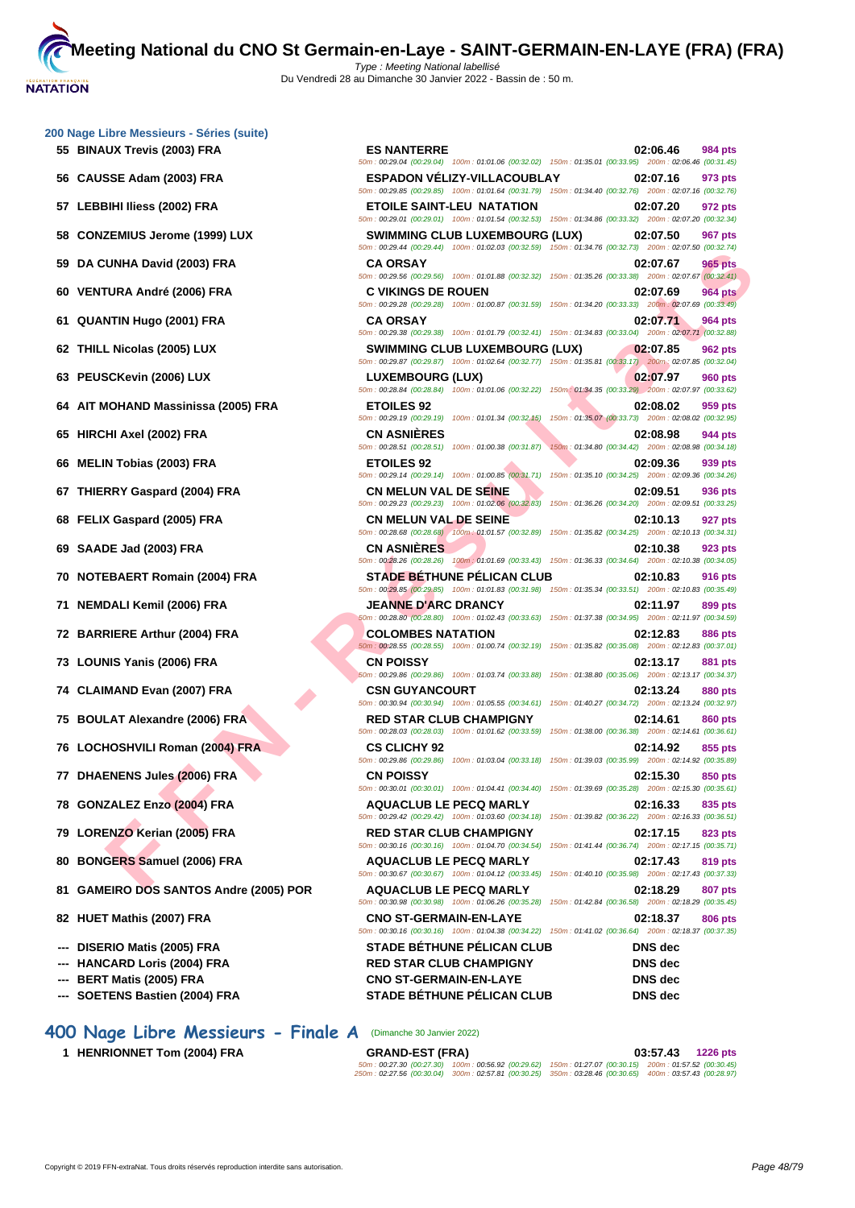# Meeting National du CNO St Germain-en-Laye - SAINT-GERMAIN-EN-LAYE (FRA) (FRA)

Type : Meeting National labellisé
Du Vendredi 28 au Dimanche 30 Janvier 2022 - Bassin de : 50 m.

## 200 Nage Libre Messieurs - Séries (suite)

| Rang | Nom | Club | Temps | Points |
|---|---|---|---|---|
| 55 | BINAUX Trevis (2003) FRA | ES NANTERRE | 02:06.46 | 984 pts |
| | | 50m : 00:29.04 (00:29.04) 100m : 01:01.06 (00:32.02) 150m : 01:35.01 (00:33.95) 200m : 02:06.46 (00:31.45) | | |
| 56 | CAUSSE Adam (2003) FRA | ESPADON VÉLIZY-VILLACOUBLAY | 02:07.16 | 973 pts |
| | | 50m : 00:29.85 (00:29.85) 100m : 01:01.64 (00:31.79) 150m : 01:34.40 (00:32.76) 200m : 02:07.16 (00:32.76) | | |
| 57 | LEBBIHI Iliess (2002) FRA | ETOILE SAINT-LEU NATATION | 02:07.20 | 972 pts |
| | | 50m : 00:29.01 (00:29.01) 100m : 01:01.54 (00:32.53) 150m : 01:34.86 (00:33.32) 200m : 02:07.20 (00:32.34) | | |
| 58 | CONZEMIUS Jerome (1999) LUX | SWIMMING CLUB LUXEMBOURG (LUX) | 02:07.50 | 967 pts |
| | | 50m : 00:29.44 (00:29.44) 100m : 01:02.03 (00:32.59) 150m : 01:34.76 (00:32.73) 200m : 02:07.50 (00:32.74) | | |
| 59 | DA CUNHA David (2003) FRA | CA ORSAY | 02:07.67 | 965 pts |
| | | 50m : 00:29.56 (00:29.56) 100m : 01:01.88 (00:32.32) 150m : 01:35.26 (00:33.38) 200m : 02:07.67 (00:32.41) | | |
| 60 | VENTURA André (2006) FRA | C VIKINGS DE ROUEN | 02:07.69 | 964 pts |
| | | 50m : 00:29.28 (00:29.28) 100m : 01:00.87 (00:31.59) 150m : 01:34.20 (00:33.33) 200m : 02:07.69 (00:33.49) | | |
| 61 | QUANTIN Hugo (2001) FRA | CA ORSAY | 02:07.71 | 964 pts |
| | | 50m : 00:29.38 (00:29.38) 100m : 01:01.79 (00:32.41) 150m : 01:34.83 (00:33.04) 200m : 02:07.71 (00:32.88) | | |
| 62 | THILL Nicolas (2005) LUX | SWIMMING CLUB LUXEMBOURG (LUX) | 02:07.85 | 962 pts |
| | | 50m : 00:29.87 (00:29.87) 100m : 01:02.64 (00:32.77) 150m : 01:35.81 (00:33.17) 200m : 02:07.85 (00:32.04) | | |
| 63 | PEUSCKevin (2006) LUX | LUXEMBOURG (LUX) | 02:07.97 | 960 pts |
| | | 50m : 00:28.84 (00:28.84) 100m : 01:01.06 (00:32.22) 150m : 01:34.35 (00:33.29) 200m : 02:07.97 (00:33.62) | | |
| 64 | AIT MOHAND Massinissa (2005) FRA | ETOILES 92 | 02:08.02 | 959 pts |
| | | 50m : 00:29.19 (00:29.19) 100m : 01:01.34 (00:32.15) 150m : 01:35.07 (00:33.73) 200m : 02:08.02 (00:32.95) | | |
| 65 | HIRCHI Axel (2002) FRA | CN ASNIÈRES | 02:08.98 | 944 pts |
| | | 50m : 00:28.51 (00:28.51) 100m : 01:00.38 (00:31.87) 150m : 01:34.80 (00:34.42) 200m : 02:08.98 (00:34.18) | | |
| 66 | MELIN Tobias (2003) FRA | ETOILES 92 | 02:09.36 | 939 pts |
| | | 50m : 00:29.14 (00:29.14) 100m : 01:00.85 (00:31.71) 150m : 01:35.10 (00:34.25) 200m : 02:09.36 (00:34.26) | | |
| 67 | THIERRY Gaspard (2004) FRA | CN MELUN VAL DE SEINE | 02:09.51 | 936 pts |
| | | 50m : 00:29.23 (00:29.23) 100m : 01:02.06 (00:32.83) 150m : 01:36.26 (00:34.20) 200m : 02:09.51 (00:33.25) | | |
| 68 | FELIX Gaspard (2005) FRA | CN MELUN VAL DE SEINE | 02:10.13 | 927 pts |
| | | 50m : 00:28.68 (00:28.68) 100m : 01:01.57 (00:32.89) 150m : 01:35.82 (00:34.25) 200m : 02:10.13 (00:34.31) | | |
| 69 | SAADE Jad (2003) FRA | CN ASNIÈRES | 02:10.38 | 923 pts |
| | | 50m : 00:28.26 (00:28.26) 100m : 01:01.69 (00:33.43) 150m : 01:36.33 (00:34.64) 200m : 02:10.38 (00:34.05) | | |
| 70 | NOTEBAERT Romain (2004) FRA | STADE BÉTHUNE PÉLICAN CLUB | 02:10.83 | 916 pts |
| | | 50m : 00:29.85 (00:29.85) 100m : 01:01.83 (00:31.98) 150m : 01:35.34 (00:33.51) 200m : 02:10.83 (00:35.49) | | |
| 71 | NEMDALI Kemil (2006) FRA | JEANNE D'ARC DRANCY | 02:11.97 | 899 pts |
| | | 50m : 00:28.80 (00:28.80) 100m : 01:02.43 (00:33.63) 150m : 01:37.38 (00:34.95) 200m : 02:11.97 (00:34.59) | | |
| 72 | BARRIERE Arthur (2004) FRA | COLOMBES NATATION | 02:12.83 | 886 pts |
| | | 50m : 00:28.55 (00:28.55) 100m : 01:00.74 (00:32.19) 150m : 01:35.82 (00:35.08) 200m : 02:12.83 (00:37.01) | | |
| 73 | LOUNIS Yanis (2006) FRA | CN POISSY | 02:13.17 | 881 pts |
| | | 50m : 00:29.86 (00:29.86) 100m : 01:03.74 (00:33.88) 150m : 01:38.80 (00:35.06) 200m : 02:13.17 (00:34.37) | | |
| 74 | CLAIMAND Evan (2007) FRA | CSN GUYANCOURT | 02:13.24 | 880 pts |
| | | 50m : 00:30.94 (00:30.94) 100m : 01:05.55 (00:34.61) 150m : 01:40.27 (00:34.72) 200m : 02:13.24 (00:32.97) | | |
| 75 | BOULAT Alexandre (2006) FRA | RED STAR CLUB CHAMPIGNY | 02:14.61 | 860 pts |
| | | 50m : 00:28.03 (00:28.03) 100m : 01:01.62 (00:33.59) 150m : 01:38.00 (00:36.38) 200m : 02:14.61 (00:36.61) | | |
| 76 | LOCHOSHVILI Roman (2004) FRA | CS CLICHY 92 | 02:14.92 | 855 pts |
| | | 50m : 00:29.86 (00:29.86) 100m : 01:03.04 (00:33.18) 150m : 01:39.03 (00:35.99) 200m : 02:14.92 (00:35.89) | | |
| 77 | DHAENENS Jules (2006) FRA | CN POISSY | 02:15.30 | 850 pts |
| | | 50m : 00:30.01 (00:30.01) 100m : 01:04.41 (00:34.40) 150m : 01:39.69 (00:35.28) 200m : 02:15.30 (00:35.61) | | |
| 78 | GONZALEZ Enzo (2004) FRA | AQUACLUB LE PECQ MARLY | 02:16.33 | 835 pts |
| | | 50m : 00:29.42 (00:29.42) 100m : 01:03.60 (00:34.18) 150m : 01:39.82 (00:36.22) 200m : 02:16.33 (00:36.51) | | |
| 79 | LORENZO Kerian (2005) FRA | RED STAR CLUB CHAMPIGNY | 02:17.15 | 823 pts |
| | | 50m : 00:30.16 (00:30.16) 100m : 01:04.70 (00:34.54) 150m : 01:41.44 (00:36.74) 200m : 02:17.15 (00:35.71) | | |
| 80 | BONGERS Samuel (2006) FRA | AQUACLUB LE PECQ MARLY | 02:17.43 | 819 pts |
| | | 50m : 00:30.67 (00:30.67) 100m : 01:04.12 (00:33.45) 150m : 01:40.10 (00:35.98) 200m : 02:17.43 (00:37.33) | | |
| 81 | GAMEIRO DOS SANTOS Andre (2005) POR | AQUACLUB LE PECQ MARLY | 02:18.29 | 807 pts |
| | | 50m : 00:30.98 (00:30.98) 100m : 01:06.26 (00:35.28) 150m : 01:42.84 (00:36.58) 200m : 02:18.29 (00:35.45) | | |
| 82 | HUET Mathis (2007) FRA | CNO ST-GERMAIN-EN-LAYE | 02:18.37 | 806 pts |
| | | 50m : 00:30.16 (00:30.16) 100m : 01:04.38 (00:34.22) 150m : 01:41.02 (00:36.64) 200m : 02:18.37 (00:37.35) | | |
| --- | DISERIO Matis (2005) FRA | STADE BÉTHUNE PÉLICAN CLUB | DNS dec | |
| --- | HANCARD Loris (2004) FRA | RED STAR CLUB CHAMPIGNY | DNS dec | |
| --- | BERT Matis (2005) FRA | CNO ST-GERMAIN-EN-LAYE | DNS dec | |
| --- | SOETENS Bastien (2004) FRA | STADE BÉTHUNE PÉLICAN CLUB | DNS dec | |

## 400 Nage Libre Messieurs - Finale A (Dimanche 30 Janvier 2022)

| Rang | Nom | Club | Temps | Points |
|---|---|---|---|---|
| 1 | HENRIONNET Tom (2004) FRA | GRAND-EST (FRA) | 03:57.43 | 1226 pts |
| | | 50m : 00:27.30 (00:27.30) 100m : 00:56.92 (00:29.62) 150m : 01:27.07 (00:30.15) 200m : 01:57.52 (00:30.45) | | |
| | | 250m : 02:27.56 (00:30.04) 300m : 02:57.81 (00:30.25) 350m : 03:28.46 (00:30.65) 400m : 03:57.43 (00:28.97) | | |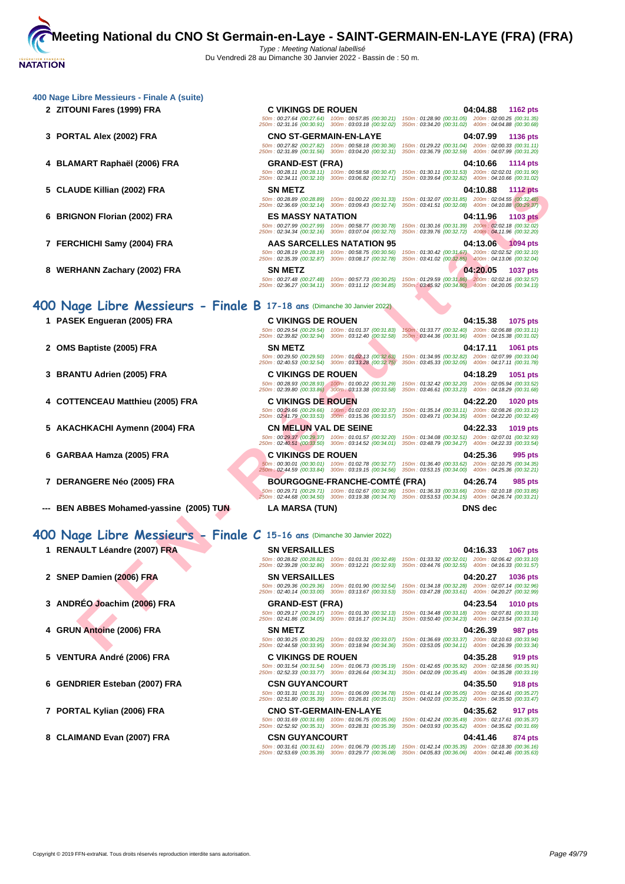## 400 Nage Libre Messieurs - Finale A (suite)

| Rang | Nom | Club | Temps | Points |
|---|---|---|---|---|
| 2 | ZITOUNI Fares (1999) FRA | C VIKINGS DE ROUEN | 04:04.88 | 1162 pts |
| | | 50m : 00:27.64 (00:27.64) 100m : 00:57.85 (00:30.21) 150m : 01:28.90 (00:31.05) 200m : 02:00.25 (00:31.35) 250m : 02:31.16 (00:30.91) 300m : 03:03.18 (00:32.02) 350m : 03:34.20 (00:31.02) 400m : 04:04.88 (00:30.68) | | |
| 3 | PORTAL Alex (2002) FRA | CNO ST-GERMAIN-EN-LAYE | 04:07.99 | 1136 pts |
| | | 50m : 00:27.82 (00:27.82) 100m : 00:58.18 (00:30.36) 150m : 01:29.22 (00:31.04) 200m : 02:00.33 (00:31.11) 250m : 02:31.89 (00:31.56) 300m : 03:04.20 (00:32.31) 350m : 03:36.79 (00:32.59) 400m : 04:07.99 (00:31.20) | | |
| 4 | BLAMART Raphaël (2006) FRA | GRAND-EST (FRA) | 04:10.66 | 1114 pts |
| | | 50m : 00:28.11 (00:28.11) 100m : 00:58.58 (00:30.47) 150m : 01:30.11 (00:31.53) 200m : 02:02.01 (00:31.90) 250m : 02:34.11 (00:32.10) 300m : 03:06.82 (00:32.71) 350m : 03:39.64 (00:32.82) 400m : 04:10.66 (00:31.02) | | |
| 5 | CLAUDE Killian (2002) FRA | SN METZ | 04:10.88 | 1112 pts |
| | | 50m : 00:28.89 (00:28.89) 100m : 01:00.22 (00:31.33) 150m : 01:32.07 (00:31.85) 200m : 02:04.55 (00:32.48) 250m : 02:36.69 (00:32.14) 300m : 03:09.43 (00:32.74) 350m : 03:41.51 (00:32.08) 400m : 04:10.88 (00:29.37) | | |
| 6 | BRIGNON Florian (2002) FRA | ES MASSY NATATION | 04:11.96 | 1103 pts |
| | | 50m : 00:27.99 (00:27.99) 100m : 00:58.77 (00:30.78) 150m : 01:30.16 (00:31.39) 200m : 02:02.18 (00:32.02) 250m : 02:34.34 (00:32.16) 300m : 03:07.04 (00:32.70) 350m : 03:39.76 (00:32.72) 400m : 04:11.96 (00:32.20) | | |
| 7 | FERCHICHI Samy (2004) FRA | AAS SARCELLES NATATION 95 | 04:13.06 | 1094 pts |
| | | 50m : 00:28.19 (00:28.19) 100m : 00:58.75 (00:30.56) 150m : 01:30.42 (00:31.67) 200m : 02:02.52 (00:32.10) 250m : 02:35.39 (00:32.87) 300m : 03:08.17 (00:32.78) 350m : 03:41.02 (00:32.85) 400m : 04:13.06 (00:32.04) | | |
| 8 | WERHANN Zachary (2002) FRA | SN METZ | 04:20.05 | 1037 pts |
| | | 50m : 00:27.48 (00:27.48) 100m : 00:57.73 (00:30.25) 150m : 01:29.59 (00:31.86) 200m : 02:02.16 (00:32.57) 250m : 02:36.27 (00:34.11) 300m : 03:11.12 (00:34.85) 350m : 03:45.92 (00:34.80) 400m : 04:20.05 (00:34.13) | | |

## 400 Nage Libre Messieurs - Finale B 17-18 ans (Dimanche 30 Janvier 2022)

| Rang | Nom | Club | Temps | Points |
|---|---|---|---|---|
| 1 | PASEK Engueran (2005) FRA | C VIKINGS DE ROUEN | 04:15.38 | 1075 pts |
| | | 50m : 00:29.54 (00:29.54) 100m : 01:01.37 (00:31.83) 150m : 01:33.77 (00:32.40) 200m : 02:06.88 (00:33.11) 250m : 02:39.82 (00:32.94) 300m : 03:12.40 (00:32.58) 350m : 03:44.36 (00:31.96) 400m : 04:15.38 (00:31.02) | | |
| 2 | OMS Baptiste (2005) FRA | SN METZ | 04:17.11 | 1061 pts |
| | | 50m : 00:29.50 (00:29.50) 100m : 01:02.13 (00:32.63) 150m : 01:34.95 (00:32.82) 200m : 02:07.99 (00:33.04) 250m : 02:40.53 (00:32.54) 300m : 03:13.28 (00:32.75) 350m : 03:45.33 (00:32.05) 400m : 04:17.11 (00:31.78) | | |
| 3 | BRANTU Adrien (2005) FRA | C VIKINGS DE ROUEN | 04:18.29 | 1051 pts |
| | | 50m : 00:28.93 (00:28.93) 100m : 01:00.22 (00:31.29) 150m : 01:32.42 (00:32.20) 200m : 02:05.94 (00:33.52) 250m : 02:39.80 (00:33.86) 300m : 03:13.38 (00:33.58) 350m : 03:46.61 (00:33.23) 400m : 04:18.29 (00:31.68) | | |
| 4 | COTTENCEAU Matthieu (2005) FRA | C VIKINGS DE ROUEN | 04:22.20 | 1020 pts |
| | | 50m : 00:29.66 (00:29.66) 100m : 01:02.03 (00:32.37) 150m : 01:35.14 (00:33.11) 200m : 02:08.26 (00:33.12) 250m : 02:41.79 (00:33.53) 300m : 03:15.36 (00:33.57) 350m : 03:49.71 (00:34.35) 400m : 04:22.20 (00:32.49) | | |
| 5 | AKACHKACHI Aymenn (2004) FRA | CN MELUN VAL DE SEINE | 04:22.33 | 1019 pts |
| | | 50m : 00:29.37 (00:29.37) 100m : 01:01.57 (00:32.20) 150m : 01:34.08 (00:32.51) 200m : 02:07.01 (00:32.93) 250m : 02:40.51 (00:33.50) 300m : 03:14.52 (00:34.01) 350m : 03:48.79 (00:34.27) 400m : 04:22.33 (00:33.54) | | |
| 6 | GARBAA Hamza (2005) FRA | C VIKINGS DE ROUEN | 04:25.36 | 995 pts |
| | | 50m : 00:30.01 (00:30.01) 100m : 01:02.78 (00:32.77) 150m : 01:36.40 (00:33.62) 200m : 02:10.75 (00:34.35) 250m : 02:44.59 (00:33.84) 300m : 03:19.15 (00:34.56) 350m : 03:53.15 (00:34.00) 400m : 04:25.36 (00:32.21) | | |
| 7 | DERANGERE Néo (2005) FRA | BOURGOGNE-FRANCHE-COMTÉ (FRA) | 04:26.74 | 985 pts |
| | | 50m : 00:29.71 (00:29.71) 100m : 01:02.67 (00:32.96) 150m : 01:36.33 (00:33.66) 200m : 02:10.18 (00:33.85) 250m : 02:44.68 (00:34.50) 300m : 03:19.38 (00:34.70) 350m : 03:53.53 (00:34.15) 400m : 04:26.74 (00:33.21) | | |
| --- | BEN ABBES Mohamed-yassine (2005) TUN | LA MARSA (TUN) | DNS dec | |

## 400 Nage Libre Messieurs - Finale C 15-16 ans (Dimanche 30 Janvier 2022)

| Rang | Nom | Club | Temps | Points |
|---|---|---|---|---|
| 1 | RENAULT Léandre (2007) FRA | SN VERSAILLES | 04:16.33 | 1067 pts |
| | | 50m : 00:28.82 (00:28.82) 100m : 01:01.31 (00:32.49) 150m : 01:33.32 (00:32.01) 200m : 02:06.42 (00:33.10) 250m : 02:39.28 (00:32.86) 300m : 03:12.21 (00:32.93) 350m : 03:44.76 (00:32.55) 400m : 04:16.33 (00:31.57) | | |
| 2 | SNEP Damien (2006) FRA | SN VERSAILLES | 04:20.27 | 1036 pts |
| | | 50m : 00:29.36 (00:29.36) 100m : 01:01.90 (00:32.54) 150m : 01:34.18 (00:32.28) 200m : 02:07.14 (00:32.96) 250m : 02:40.14 (00:33.00) 300m : 03:13.67 (00:33.53) 350m : 03:47.28 (00:33.61) 400m : 04:20.27 (00:32.99) | | |
| 3 | ANDRÉO Joachim (2006) FRA | GRAND-EST (FRA) | 04:23.54 | 1010 pts |
| | | 50m : 00:29.17 (00:29.17) 100m : 01:01.30 (00:32.13) 150m : 01:34.48 (00:33.18) 200m : 02:07.81 (00:33.33) 250m : 02:41.86 (00:34.05) 300m : 03:16.17 (00:34.31) 350m : 03:50.40 (00:34.23) 400m : 04:23.54 (00:33.14) | | |
| 4 | GRUN Antoine (2006) FRA | SN METZ | 04:26.39 | 987 pts |
| | | 50m : 00:30.25 (00:30.25) 100m : 01:03.32 (00:33.07) 150m : 01:36.69 (00:33.37) 200m : 02:10.63 (00:33.94) 250m : 02:44.58 (00:33.95) 300m : 03:18.94 (00:34.36) 350m : 03:53.05 (00:34.11) 400m : 04:26.39 (00:33.34) | | |
| 5 | VENTURA André (2006) FRA | C VIKINGS DE ROUEN | 04:35.28 | 919 pts |
| | | 50m : 00:31.54 (00:31.54) 100m : 01:06.73 (00:35.19) 150m : 01:42.65 (00:35.92) 200m : 02:18.56 (00:35.91) 250m : 02:52.33 (00:33.77) 300m : 03:26.64 (00:34.31) 350m : 04:02.09 (00:35.45) 400m : 04:35.28 (00:33.19) | | |
| 6 | GENDRIER Esteban (2007) FRA | CSN GUYANCOURT | 04:35.50 | 918 pts |
| | | 50m : 00:31.31 (00:31.31) 100m : 01:06.09 (00:34.78) 150m : 01:41.14 (00:35.05) 200m : 02:16.41 (00:35.27) 250m : 02:51.80 (00:35.39) 300m : 03:26.81 (00:35.01) 350m : 04:02.03 (00:35.22) 400m : 04:35.50 (00:33.47) | | |
| 7 | PORTAL Kylian (2006) FRA | CNO ST-GERMAIN-EN-LAYE | 04:35.62 | 917 pts |
| | | 50m : 00:31.69 (00:31.69) 100m : 01:06.75 (00:35.06) 150m : 01:42.24 (00:35.49) 200m : 02:17.61 (00:35.37) 250m : 02:52.92 (00:35.31) 300m : 03:28.31 (00:35.39) 350m : 04:03.93 (00:35.62) 400m : 04:35.62 (00:31.69) | | |
| 8 | CLAIMAND Evan (2007) FRA | CSN GUYANCOURT | 04:41.46 | 874 pts |
| | | 50m : 00:31.61 (00:31.61) 100m : 01:06.79 (00:35.18) 150m : 01:42.14 (00:35.35) 200m : 02:18.30 (00:36.16) 250m : 02:53.69 (00:35.39) 300m : 03:29.77 (00:36.08) 350m : 04:05.83 (00:36.06) 400m : 04:41.46 (00:35.63) | | |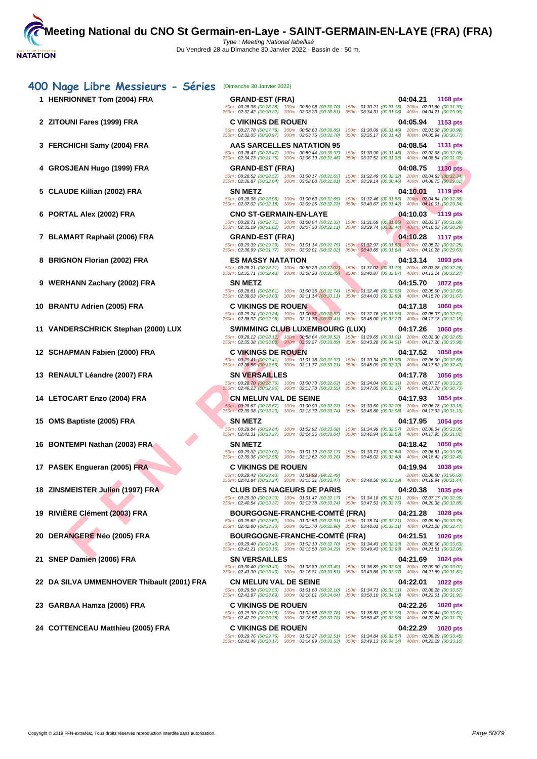# Meeting National du CNO St Germain-en-Laye - SAINT-GERMAIN-EN-LAYE (FRA) (FRA)

Type : Meeting National labellisé
Du Vendredi 28 au Dimanche 30 Janvier 2022 - Bassin de : 50 m.

## 400 Nage Libre Messieurs - Séries (Dimanche 30 Janvier 2022)

| Rang | Nom | Club | Temps | Points |
|---|---|---|---|---|
| 1 | HENRIONNET Tom (2004) FRA | GRAND-EST (FRA) | 04:04.21 | 1168 pts |
| | | 50m : 00:28.38 (00:28.38) 100m : 00:59.08 (00:30.70) 150m : 01:30.21 (00:31.13) 200m : 02:01.60 (00:31.39) 250m : 02:32.42 (00:30.82) 300m : 03:03.23 (00:30.81) 350m : 03:34.31 (00:31.08) 400m : 04:04.21 (00:29.90) | | |
| 2 | ZITOUNI Fares (1999) FRA | C VIKINGS DE ROUEN | 04:05.94 | 1153 pts |
| | | 50m : 00:27.78 (00:27.78) 100m : 00:58.63 (00:30.85) 150m : 01:30.09 (00:31.46) 200m : 02:01.08 (00:30.99) 250m : 02:32.05 (00:30.97) 300m : 03:03.75 (00:31.70) 350m : 03:35.17 (00:31.42) 400m : 04:05.94 (00:30.77) | | |
| 3 | FERCHICHI Samy (2004) FRA | AAS SARCELLES NATATION 95 | 04:08.54 | 1131 pts |
| | | 50m : 00:28.47 (00:28.47) 100m : 00:59.44 (00:30.97) 150m : 01:30.90 (00:31.46) 200m : 02:02.98 (00:32.08) 250m : 02:34.73 (00:31.75) 300m : 03:06.19 (00:31.46) 350m : 03:37.52 (00:31.33) 400m : 04:08.54 (00:31.02) | | |
| 4 | GROSJEAN Hugo (1999) FRA | GRAND-EST (FRA) | 04:08.75 | 1130 pts |
| | | 50m : 00:28.52 (00:28.52) 100m : 01:00.17 (00:31.65) 150m : 01:32.49 (00:32.32) 200m : 02:04.83 (00:32.34) 250m : 02:36.87 (00:32.04) 300m : 03:08.68 (00:31.81) 350m : 03:39.14 (00:30.46) 400m : 04:08.75 (00:29.61) | | |
| 5 | CLAUDE Killian (2002) FRA | SN METZ | 04:10.01 | 1119 pts |
| | | 50m : 00:28.98 (00:28.98) 100m : 01:00.63 (00:31.65) 150m : 01:32.46 (00:31.83) 200m : 02:04.84 (00:32.38) 250m : 02:37.02 (00:32.18) 300m : 03:09.25 (00:32.23) 350m : 03:40.67 (00:31.42) 400m : 04:10.01 (00:29.34) | | |
| 6 | PORTAL Alex (2002) FRA | CNO ST-GERMAIN-EN-LAYE | 04:10.03 | 1119 pts |
| | | 50m : 00:28.71 (00:28.71) 100m : 01:00.04 (00:31.33) 150m : 01:31.69 (00:31.65) 200m : 02:03.37 (00:31.68) 250m : 02:35.19 (00:31.82) 300m : 03:07.30 (00:32.11) 350m : 03:39.74 (00:32.44) 400m : 04:10.03 (00:30.29) | | |
| 7 | BLAMART Raphaël (2006) FRA | GRAND-EST (FRA) | 04:10.28 | 1117 pts |
| | | 50m : 00:29.39 (00:29.39) 100m : 01:01.14 (00:31.75) 150m : 01:32.97 (00:31.83) 200m : 02:05.22 (00:32.25) 250m : 02:36.99 (00:31.77) 300m : 03:09.01 (00:32.02) 350m : 03:40.65 (00:31.64) 400m : 04:10.28 (00:29.63) | | |
| 8 | BRIGNON Florian (2002) FRA | ES MASSY NATATION | 04:13.14 | 1093 pts |
| | | 50m : 00:28.21 (00:28.21) 100m : 00:59.23 (00:31.02) 150m : 01:31.02 (00:31.79) 200m : 02:03.28 (00:32.26) 250m : 02:35.71 (00:32.43) 300m : 03:08.20 (00:32.49) 350m : 03:40.87 (00:32.67) 400m : 04:13.14 (00:32.27) | | |
| 9 | WERHANN Zachary (2002) FRA | SN METZ | 04:15.70 | 1072 pts |
| | | 50m : 00:28.61 (00:28.61) 100m : 01:00.35 (00:31.74) 150m : 01:32.40 (00:32.05) 200m : 02:05.00 (00:32.60) 250m : 02:38.03 (00:33.03) 300m : 03:11.14 (00:33.11) 350m : 03:44.03 (00:32.89) 400m : 04:15.70 (00:31.67) | | |
| 10 | BRANTU Adrien (2005) FRA | C VIKINGS DE ROUEN | 04:17.18 | 1060 pts |
| | | 50m : 00:29.24 (00:29.24) 100m : 01:00.81 (00:31.57) 150m : 01:32.76 (00:31.95) 200m : 02:05.37 (00:32.61) 250m : 02:38.32 (00:32.95) 300m : 03:11.73 (00:33.41) 350m : 03:45.00 (00:33.27) 400m : 04:17.18 (00:32.18) | | |
| 11 | VANDERSCHRICK Stephan (2000) LUX | SWIMMING CLUB LUXEMBOURG (LUX) | 04:17.26 | 1060 pts |
| | | 50m : 00:28.12 (00:28.12) 100m : 00:58.64 (00:30.52) 150m : 01:29.65 (00:31.01) 200m : 02:02.30 (00:32.65) 250m : 02:35.38 (00:33.08) 300m : 03:09.27 (00:33.89) 350m : 03:43.28 (00:34.01) 400m : 04:17.26 (00:33.98) | | |
| 12 | SCHAPMAN Fabien (2000) FRA | C VIKINGS DE ROUEN | 04:17.52 | 1058 pts |
| | | 50m : 00:29.41 (00:29.41) 100m : 01:01.38 (00:31.97) 150m : 01:33.34 (00:31.96) 200m : 02:06.00 (00:32.66) 250m : 02:38.56 (00:32.56) 300m : 03:11.77 (00:33.21) 350m : 03:45.09 (00:33.32) 400m : 04:17.52 (00:32.43) | | |
| 13 | RENAULT Léandre (2007) FRA | SN VERSAILLES | 04:17.78 | 1056 pts |
| | | 50m : 00:28.70 (00:28.70) 100m : 01:00.73 (00:32.03) 150m : 01:34.04 (00:33.31) 200m : 02:07.27 (00:33.23) 250m : 02:40.23 (00:32.96) 300m : 03:13.78 (00:33.55) 350m : 03:47.05 (00:33.27) 400m : 04:17.78 (00:30.73) | | |
| 14 | LETOCART Enzo (2004) FRA | CN MELUN VAL DE SEINE | 04:17.93 | 1054 pts |
| | | 50m : 00:28.67 (00:28.67) 100m : 01:00.90 (00:32.23) 150m : 01:33.60 (00:32.70) 200m : 02:06.78 (00:33.18) 250m : 02:39.98 (00:33.20) 300m : 03:13.72 (00:33.74) 350m : 03:46.80 (00:33.08) 400m : 04:17.93 (00:31.13) | | |
| 15 | OMS Baptiste (2005) FRA | SN METZ | 04:17.95 | 1054 pts |
| | | 50m : 00:29.84 (00:29.84) 100m : 01:02.92 (00:33.08) 150m : 01:34.99 (00:32.07) 200m : 02:08.04 (00:33.05) 250m : 02:41.31 (00:33.27) 300m : 03:14.35 (00:33.04) 350m : 03:46.94 (00:32.59) 400m : 04:17.95 (00:31.01) | | |
| 16 | BONTEMPI Nathan (2003) FRA | SN METZ | 04:18.42 | 1050 pts |
| | | 50m : 00:29.02 (00:29.02) 100m : 01:01.19 (00:32.17) 150m : 01:33.73 (00:32.54) 200m : 02:06.81 (00:33.08) 250m : 02:39.36 (00:32.55) 300m : 03:12.62 (00:33.26) 350m : 03:46.02 (00:33.40) 400m : 04:18.42 (00:32.40) | | |
| 17 | PASEK Engueran (2005) FRA | C VIKINGS DE ROUEN | 04:19.94 | 1038 pts |
| | | 50m : 00:29.43 (00:29.43) 100m : 01:01.92 (00:32.49) 200m : 02:08.60 (00:06.68) 250m : 02:41.84 (00:33.24) 300m : 03:15.31 (00:33.47) 350m : 03:48.50 (00:33.19) 400m : 04:19.94 (00:31.44) | | |
| 18 | ZINSMEISTER Julien (1997) FRA | CLUB DES NAGEURS DE PARIS | 04:20.38 | 1035 pts |
| | | 50m : 00:29.30 (00:29.30) 100m : 01:01.47 (00:32.17) 150m : 01:34.18 (00:32.71) 200m : 02:07.17 (00:32.99) 250m : 02:40.54 (00:33.37) 300m : 03:13.78 (00:33.24) 350m : 03:47.53 (00:33.75) 400m : 04:20.38 (00:32.85) | | |
| 19 | RIVIÈRE Clément (2003) FRA | BOURGOGNE-FRANCHE-COMTÉ (FRA) | 04:21.28 | 1028 pts |
| | | 50m : 00:29.62 (00:29.62) 100m : 01:02.53 (00:32.91) 150m : 01:35.74 (00:33.21) 200m : 02:09.50 (00:33.76) 250m : 02:42.80 (00:33.30) 300m : 03:15.70 (00:32.90) 350m : 03:48.81 (00:33.11) 400m : 04:21.28 (00:32.47) | | |
| 20 | DERANGERE Néo (2005) FRA | BOURGOGNE-FRANCHE-COMTÉ (FRA) | 04:21.51 | 1026 pts |
| | | 50m : 00:29.40 (00:29.40) 100m : 01:02.10 (00:32.70) 150m : 01:34.43 (00:32.33) 200m : 02:08.06 (00:33.63) 250m : 02:41.21 (00:33.15) 300m : 03:15.50 (00:34.29) 350m : 03:49.43 (00:33.93) 400m : 04:21.51 (00:32.08) | | |
| 21 | SNEP Damien (2006) FRA | SN VERSAILLES | 04:21.69 | 1024 pts |
| | | 50m : 00:30.40 (00:30.40) 100m : 01:03.89 (00:33.49) 150m : 01:36.89 (00:33.00) 200m : 02:09.90 (00:33.01) 250m : 02:43.30 (00:33.40) 300m : 03:16.81 (00:33.51) 350m : 03:49.88 (00:33.07) 400m : 04:21.69 (00:31.81) | | |
| 22 | DA SILVA UMMENHOVER Thibault (2001) FRA | CN MELUN VAL DE SEINE | 04:22.01 | 1022 pts |
| | | 50m : 00:29.50 (00:29.50) 100m : 01:01.60 (00:32.10) 150m : 01:34.71 (00:33.11) 200m : 02:08.28 (00:33.57) 250m : 02:41.97 (00:33.69) 300m : 03:16.01 (00:34.04) 350m : 03:50.10 (00:34.09) 400m : 04:22.01 (00:31.91) | | |
| 23 | GARBAA Hamza (2005) FRA | C VIKINGS DE ROUEN | 04:22.26 | 1020 pts |
| | | 50m : 00:29.90 (00:29.90) 100m : 01:02.68 (00:32.78) 150m : 01:35.83 (00:33.15) 200m : 02:09.44 (00:33.61) 250m : 02:42.79 (00:33.35) 300m : 03:16.57 (00:33.78) 350m : 03:50.47 (00:33.90) 400m : 04:22.26 (00:31.79) | | |
| 24 | COTTENCEAU Matthieu (2005) FRA | C VIKINGS DE ROUEN | 04:22.29 | 1020 pts |
| | | 50m : 00:29.76 (00:29.76) 100m : 01:02.27 (00:32.51) 150m : 01:34.84 (00:32.57) 200m : 02:08.29 (00:33.45) 250m : 02:41.46 (00:33.17) 300m : 03:14.99 (00:33.53) 350m : 03:49.13 (00:34.14) 400m : 04:22.29 (00:33.16) | | |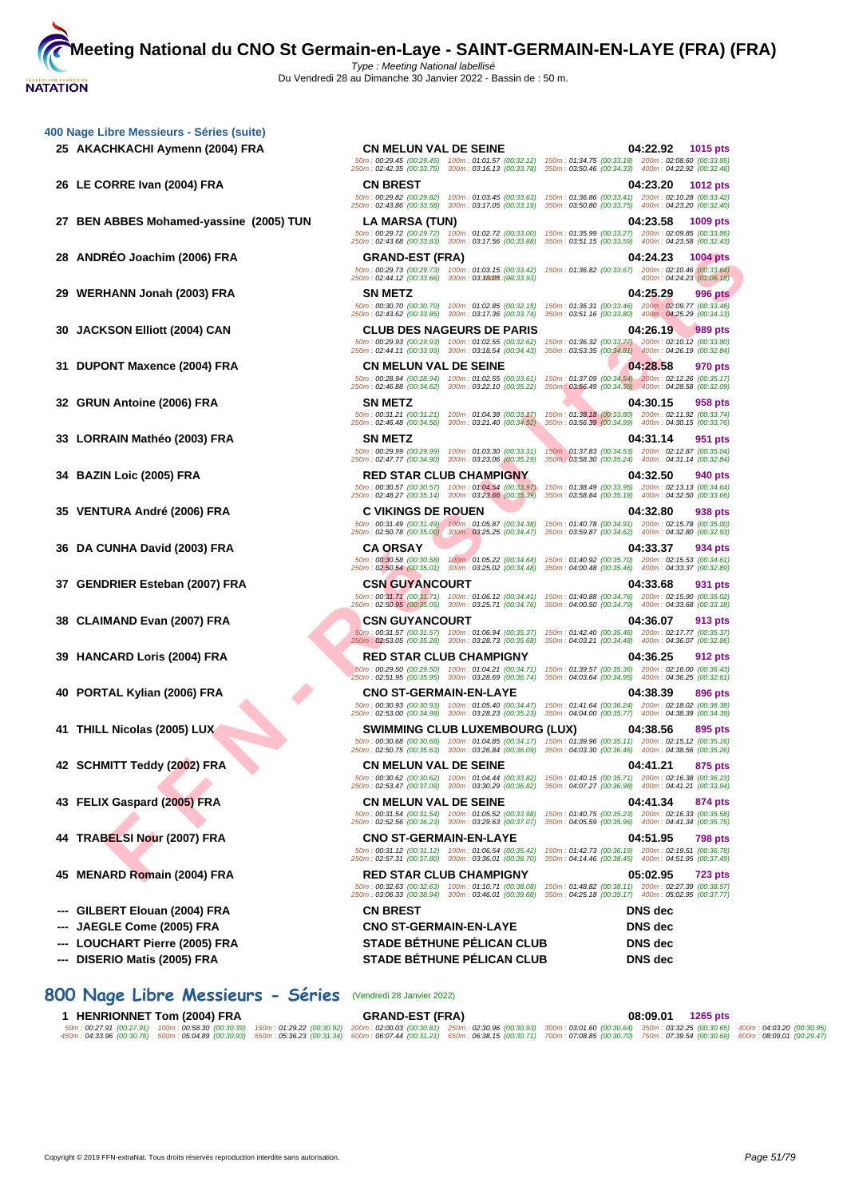# Meeting National du CNO St Germain-en-Laye - SAINT-GERMAIN-EN-LAYE (FRA) (FRA)

*Type : Meeting National labellisé*

Du Vendredi 28 au Dimanche 30 Janvier 2022 - Bassin de : 50 m.

## 400 Nage Libre Messieurs - Séries (suite)

**25 AKACHKACHI Aymenn (2004) FRA** — CN MELUN VAL DE SEINE — 04:22.92 — 1015 pts
50m : 00:29.45 (00:29.45) 100m : 01:01.57 (00:32.12) 150m : 01:34.75 (00:33.18) 200m : 02:08.60 (00:33.85)
250m : 02:42.35 (00:33.75) 300m : 03:16.13 (00:33.78) 350m : 03:50.46 (00:34.33) 400m : 04:22.92 (00:32.46)

**26 LE CORRE Ivan (2004) FRA** — CN BREST — 04:23.20 — 1012 pts
50m : 00:29.82 (00:29.82) 100m : 01:03.45 (00:33.63) 150m : 01:36.86 (00:33.41) 200m : 02:10.28 (00:33.42)
250m : 02:43.86 (00:33.58) 300m : 03:17.05 (00:33.19) 350m : 03:50.80 (00:33.75) 400m : 04:23.20 (00:32.40)

**27 BEN ABBES Mohamed-yassine (2005) TUN** — LA MARSA (TUN) — 04:23.58 — 1009 pts
50m : 00:29.72 (00:29.72) 100m : 01:02.72 (00:33.00) 150m : 01:35.99 (00:33.27) 200m : 02:09.85 (00:33.86)
250m : 02:43.68 (00:33.83) 300m : 03:17.56 (00:33.88) 350m : 03:51.15 (00:33.59) 400m : 04:23.58 (00:32.43)

**28 ANDRÉO Joachim (2006) FRA** — GRAND-EST (FRA) — 04:24.23 — 1004 pts
50m : 00:29.73 (00:29.73) 100m : 01:03.15 (00:33.42) 150m : 01:36.82 (00:33.67) 200m : 02:10.46 (00:33.64)
250m : 02:44.12 (00:33.66) 300m : 03:18.05 (00:33.93) 400m : 04:24.23 (01:06.18)

**29 WERHANN Jonah (2003) FRA** — SN METZ — 04:25.29 — 996 pts
50m : 00:30.70 (00:30.70) 100m : 01:02.85 (00:32.15) 150m : 01:36.31 (00:33.46) 200m : 02:09.77 (00:33.46)
250m : 02:43.62 (00:33.85) 300m : 03:17.36 (00:33.74) 350m : 03:51.16 (00:33.80) 400m : 04:25.29 (00:34.13)

**30 JACKSON Elliott (2004) CAN** — CLUB DES NAGEURS DE PARIS — 04:26.19 — 989 pts
50m : 00:29.93 (00:29.93) 100m : 01:02.55 (00:32.62) 150m : 01:36.32 (00:33.77) 200m : 02:10.12 (00:33.80)
250m : 02:44.11 (00:33.99) 300m : 03:18.54 (00:34.43) 350m : 03:53.35 (00:34.81) 400m : 04:26.19 (00:32.84)

**31 DUPONT Maxence (2004) FRA** — CN MELUN VAL DE SEINE — 04:28.58 — 970 pts
50m : 00:28.94 (00:28.94) 100m : 01:02.55 (00:33.61) 150m : 01:37.09 (00:34.54) 200m : 02:12.26 (00:35.17)
250m : 02:46.88 (00:34.62) 300m : 03:22.10 (00:35.22) 350m : 03:56.49 (00:34.39) 400m : 04:28.58 (00:32.09)

**32 GRUN Antoine (2006) FRA** — SN METZ — 04:30.15 — 958 pts
50m : 00:31.21 (00:31.21) 100m : 01:04.38 (00:33.17) 150m : 01:38.18 (00:33.80) 200m : 02:11.92 (00:33.74)
250m : 02:46.48 (00:34.56) 300m : 03:21.40 (00:34.92) 350m : 03:56.39 (00:34.99) 400m : 04:30.15 (00:33.76)

**33 LORRAIN Mathéo (2003) FRA** — SN METZ — 04:31.14 — 951 pts
50m : 00:29.99 (00:29.99) 100m : 01:03.30 (00:33.31) 150m : 01:37.83 (00:34.53) 200m : 02:12.87 (00:35.04)
250m : 02:47.77 (00:34.90) 300m : 03:23.06 (00:35.29) 350m : 03:58.30 (00:35.24) 400m : 04:31.14 (00:32.84)

**34 BAZIN Loic (2005) FRA** — RED STAR CLUB CHAMPIGNY — 04:32.50 — 940 pts
50m : 00:30.57 (00:30.57) 100m : 01:04.54 (00:33.97) 150m : 01:38.49 (00:33.95) 200m : 02:13.13 (00:34.64)
250m : 02:48.27 (00:35.14) 300m : 03:23.66 (00:35.39) 350m : 03:58.84 (00:35.18) 400m : 04:32.50 (00:33.66)

**35 VENTURA André (2006) FRA** — C VIKINGS DE ROUEN — 04:32.80 — 938 pts
50m : 00:31.49 (00:31.49) 100m : 01:05.87 (00:34.38) 150m : 01:40.78 (00:34.91) 200m : 02:15.78 (00:35.00)
250m : 02:50.78 (00:35.00) 300m : 03:25.25 (00:34.47) 350m : 03:59.87 (00:34.62) 400m : 04:32.80 (00:32.93)

**36 DA CUNHA David (2003) FRA** — CA ORSAY — 04:33.37 — 934 pts
50m : 00:30.58 (00:30.58) 100m : 01:05.22 (00:34.64) 150m : 01:40.92 (00:35.70) 200m : 02:15.53 (00:34.61)
250m : 02:50.54 (00:35.01) 300m : 03:25.02 (00:34.48) 350m : 04:00.48 (00:35.46) 400m : 04:33.37 (00:32.89)

**37 GENDRIER Esteban (2007) FRA** — CSN GUYANCOURT — 04:33.68 — 931 pts
50m : 00:31.71 (00:31.71) 100m : 01:06.12 (00:34.41) 150m : 01:40.88 (00:34.76) 200m : 02:15.90 (00:35.02)
250m : 02:50.95 (00:35.05) 300m : 03:25.71 (00:34.76) 350m : 04:00.50 (00:34.79) 400m : 04:33.68 (00:33.18)

**38 CLAIMAND Evan (2007) FRA** — CSN GUYANCOURT — 04:36.07 — 913 pts
50m : 00:31.57 (00:31.57) 100m : 01:06.94 (00:35.37) 150m : 01:42.40 (00:35.46) 200m : 02:17.77 (00:35.37)
250m : 02:53.05 (00:35.28) 300m : 03:28.73 (00:35.68) 350m : 04:03.21 (00:34.48) 400m : 04:36.07 (00:32.86)

**39 HANCARD Loris (2004) FRA** — RED STAR CLUB CHAMPIGNY — 04:36.25 — 912 pts
50m : 00:29.50 (00:29.50) 100m : 01:04.21 (00:34.71) 150m : 01:39.57 (00:35.36) 200m : 02:16.00 (00:36.43)
250m : 02:51.95 (00:35.95) 300m : 03:28.69 (00:36.74) 350m : 04:03.64 (00:34.95) 400m : 04:36.25 (00:32.61)

**40 PORTAL Kylian (2006) FRA** — CNO ST-GERMAIN-EN-LAYE — 04:38.39 — 896 pts
50m : 00:30.93 (00:30.93) 100m : 01:05.40 (00:34.47) 150m : 01:41.64 (00:36.24) 200m : 02:18.02 (00:36.38)
250m : 02:53.00 (00:34.98) 300m : 03:28.23 (00:35.23) 350m : 04:04.00 (00:35.77) 400m : 04:38.39 (00:34.39)

**41 THILL Nicolas (2005) LUX** — SWIMMING CLUB LUXEMBOURG (LUX) — 04:38.56 — 895 pts
50m : 00:30.68 (00:30.68) 100m : 01:04.85 (00:34.17) 150m : 01:39.96 (00:35.11) 200m : 02:15.12 (00:35.16)
250m : 02:50.75 (00:35.63) 300m : 03:26.84 (00:36.09) 350m : 04:03.30 (00:36.46) 400m : 04:38.56 (00:35.26)

**42 SCHMITT Teddy (2002) FRA** — CN MELUN VAL DE SEINE — 04:41.21 — 875 pts
50m : 00:30.62 (00:30.62) 100m : 01:04.44 (00:33.82) 150m : 01:40.15 (00:35.71) 200m : 02:16.38 (00:36.23)
250m : 02:53.47 (00:37.09) 300m : 03:30.29 (00:36.82) 350m : 04:07.27 (00:36.98) 400m : 04:41.21 (00:33.94)

**43 FELIX Gaspard (2005) FRA** — CN MELUN VAL DE SEINE — 04:41.34 — 874 pts
50m : 00:31.54 (00:31.54) 100m : 01:05.52 (00:33.98) 150m : 01:40.75 (00:35.23) 200m : 02:16.33 (00:35.58)
250m : 02:52.56 (00:36.23) 300m : 03:29.63 (00:37.07) 350m : 04:05.59 (00:35.96) 400m : 04:41.34 (00:35.75)

**44 TRABELSI Nour (2007) FRA** — CNO ST-GERMAIN-EN-LAYE — 04:51.95 — 798 pts
50m : 00:31.12 (00:31.12) 100m : 01:06.54 (00:35.42) 150m : 01:42.73 (00:36.19) 200m : 02:19.51 (00:36.78)
250m : 02:57.31 (00:37.80) 300m : 03:36.01 (00:38.70) 350m : 04:14.46 (00:38.45) 400m : 04:51.95 (00:37.49)

**45 MENARD Romain (2004) FRA** — RED STAR CLUB CHAMPIGNY — 05:02.95 — 723 pts
50m : 00:32.63 (00:32.63) 100m : 01:10.71 (00:38.08) 150m : 01:48.82 (00:38.11) 200m : 02:27.39 (00:38.57)
250m : 03:06.33 (00:38.94) 300m : 03:46.01 (00:39.68) 350m : 04:25.18 (00:39.17) 400m : 05:02.95 (00:37.77)

**--- GILBERT Elouan (2004) FRA** — CN BREST — DNS dec

**--- JAEGLE Come (2005) FRA** — CNO ST-GERMAIN-EN-LAYE — DNS dec

**--- LOUCHART Pierre (2005) FRA** — STADE BÉTHUNE PÉLICAN CLUB — DNS dec

**--- DISERIO Matis (2005) FRA** — STADE BÉTHUNE PÉLICAN CLUB — DNS dec

## 800 Nage Libre Messieurs - Séries (Vendredi 28 Janvier 2022)

**1 HENRIONNET Tom (2004) FRA** — GRAND-EST (FRA) — 08:09.01 — 1265 pts
50m : 00:27.91 (00:27.91) 100m : 00:58.30 (00:30.39) 150m : 01:29.22 (00:30.92) 200m : 02:00.03 (00:30.81) 250m : 02:30.96 (00:30.93) 300m : 03:01.60 (00:30.64) 350m : 03:32.25 (00:30.65) 400m : 04:03.20 (00:30.95)
450m : 04:33.96 (00:30.76) 500m : 05:04.89 (00:30.93) 550m : 05:36.23 (00:31.34) 600m : 06:07.44 (00:31.21) 650m : 06:38.15 (00:30.71) 700m : 07:08.85 (00:30.70) 750m : 07:39.54 (00:30.69) 800m : 08:09.01 (00:29.47)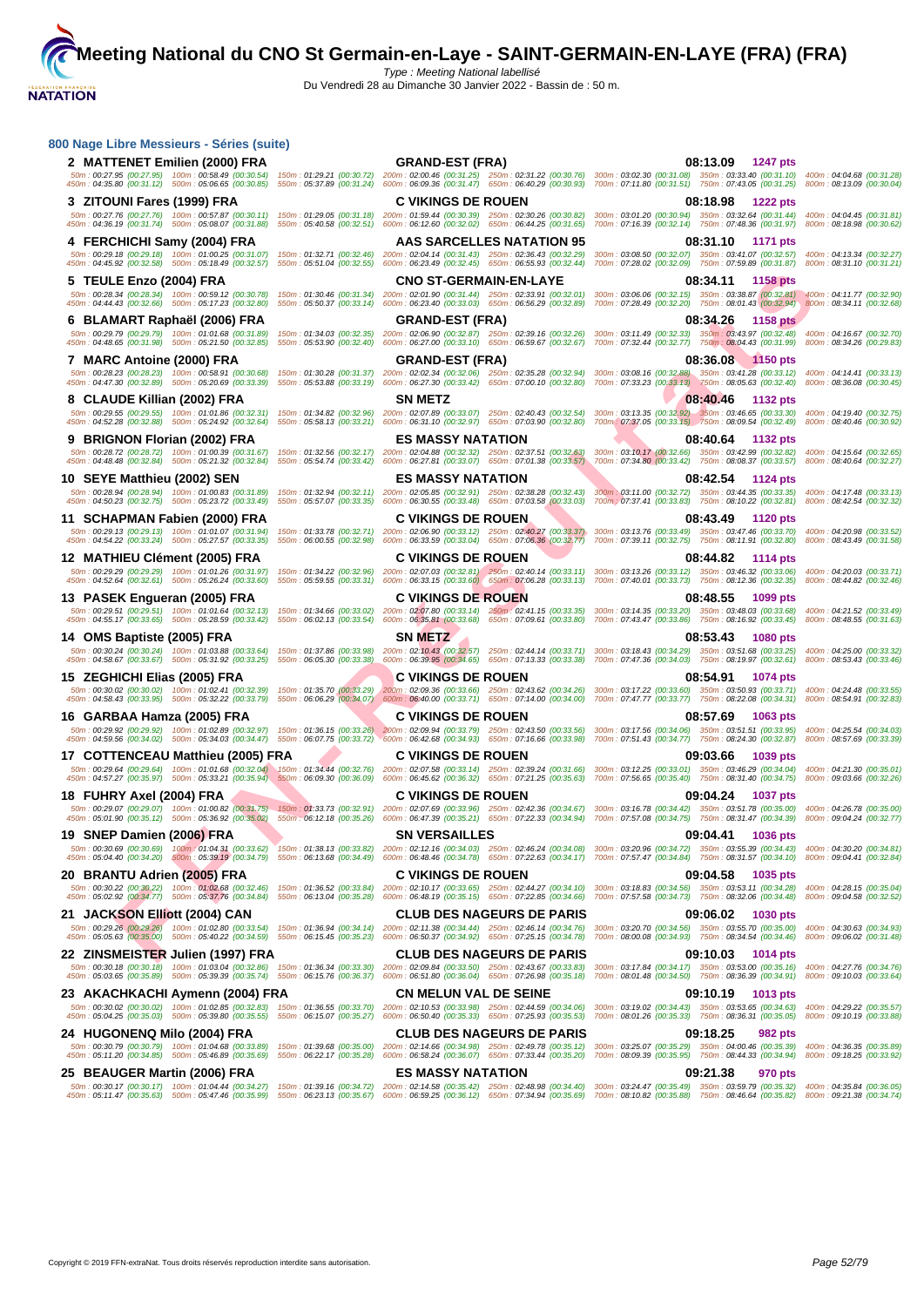# Meeting National du CNO St Germain-en-Laye - SAINT-GERMAIN-EN-LAYE (FRA) (FRA)

*Type : Meeting National labellisé*

Du Vendredi 28 au Dimanche 30 Janvier 2022 - Bassin de : 50 m.

## 800 Nage Libre Messieurs - Séries (suite)

**2 MATTENET Emilien (2000) FRA** — GRAND-EST (FRA) — **08:13.09** — **1247 pts**
50m : 00:27.95 (00:27.95) 100m : 00:58.49 (00:30.54) 150m : 01:29.21 (00:30.72) 200m : 02:00.46 (00:31.25) 250m : 02:31.22 (00:30.76) 300m : 03:02.30 (00:31.08) 350m : 03:33.40 (00:31.10) 400m : 04:04.68 (00:31.28)
450m : 04:35.80 (00:31.12) 500m : 05:06.65 (00:30.85) 550m : 05:37.89 (00:31.24) 600m : 06:09.36 (00:31.47) 650m : 06:40.29 (00:30.93) 700m : 07:11.80 (00:31.51) 750m : 07:43.05 (00:31.25) 800m : 08:13.09 (00:30.04)

**3 ZITOUNI Fares (1999) FRA** — C VIKINGS DE ROUEN — **08:18.98** — **1222 pts**
50m : 00:27.76 (00:27.76) 100m : 00:57.87 (00:30.11) 150m : 01:29.05 (00:31.18) 200m : 01:59.44 (00:30.39) 250m : 02:30.26 (00:30.82) 300m : 03:01.20 (00:30.94) 350m : 03:32.64 (00:31.44) 400m : 04:04.45 (00:31.81)
450m : 04:36.19 (00:31.74) 500m : 05:08.07 (00:31.88) 550m : 05:40.58 (00:32.51) 600m : 06:12.60 (00:32.02) 650m : 06:44.25 (00:31.65) 700m : 07:16.39 (00:32.14) 750m : 07:48.36 (00:31.97) 800m : 08:18.98 (00:30.62)

**4 FERCHICHI Samy (2004) FRA** — AAS SARCELLES NATATION 95 — **08:31.10** — **1171 pts**
50m : 00:29.18 (00:29.18) 100m : 01:00.25 (00:31.07) 150m : 01:32.71 (00:32.46) 200m : 02:04.14 (00:31.43) 250m : 02:36.43 (00:32.29) 300m : 03:08.50 (00:32.07) 350m : 03:41.07 (00:32.57) 400m : 04:13.34 (00:32.27)
450m : 04:45.92 (00:32.58) 500m : 05:18.49 (00:32.57) 550m : 05:51.04 (00:32.55) 600m : 06:23.49 (00:32.45) 650m : 06:55.93 (00:32.44) 700m : 07:28.02 (00:32.09) 750m : 07:59.89 (00:31.87) 800m : 08:31.10 (00:31.21)

**5 TEULE Enzo (2004) FRA** — CNO ST-GERMAIN-EN-LAYE — **08:34.11** — **1158 pts**
50m : 00:28.34 (00:28.34) 100m : 00:59.12 (00:30.78) 150m : 01:30.46 (00:31.34) 200m : 02:01.90 (00:31.44) 250m : 02:33.91 (00:32.01) 300m : 03:06.06 (00:32.15) 350m : 03:38.87 (00:32.81) 400m : 04:11.77 (00:32.90)
450m : 04:44.43 (00:32.66) 500m : 05:17.23 (00:32.80) 550m : 05:50.37 (00:33.14) 600m : 06:23.40 (00:33.03) 650m : 06:56.29 (00:32.89) 700m : 07:28.49 (00:32.20) 750m : 08:01.43 (00:32.94) 800m : 08:34.11 (00:32.68)

**6 BLAMART Raphaël (2006) FRA** — GRAND-EST (FRA) — **08:34.26** — **1158 pts**
50m : 00:29.79 (00:29.79) 100m : 01:01.68 (00:31.89) 150m : 01:34.03 (00:32.35) 200m : 02:06.90 (00:32.87) 250m : 02:39.16 (00:32.26) 300m : 03:11.49 (00:32.33) 350m : 03:43.97 (00:32.48) 400m : 04:16.67 (00:32.70)
450m : 04:48.65 (00:31.98) 500m : 05:21.50 (00:32.85) 550m : 05:53.90 (00:32.40) 600m : 06:27.00 (00:33.10) 650m : 06:59.67 (00:32.67) 700m : 07:32.44 (00:32.77) 750m : 08:04.43 (00:31.99) 800m : 08:34.26 (00:29.83)

**7 MARC Antoine (2000) FRA** — GRAND-EST (FRA) — **08:36.08** — **1150 pts**
50m : 00:28.23 (00:28.23) 100m : 00:58.91 (00:30.68) 150m : 01:30.28 (00:31.37) 200m : 02:02.34 (00:32.06) 250m : 02:35.28 (00:32.94) 300m : 03:08.16 (00:32.88) 350m : 03:41.28 (00:33.12) 400m : 04:14.41 (00:33.13)
450m : 04:47.30 (00:32.89) 500m : 05:20.69 (00:33.39) 550m : 05:53.88 (00:33.19) 600m : 06:27.30 (00:33.42) 650m : 07:00.10 (00:32.80) 700m : 07:33.23 (00:33.13) 750m : 08:05.63 (00:32.40) 800m : 08:36.08 (00:30.45)

**8 CLAUDE Killian (2002) FRA** — SN METZ — **08:40.46** — **1132 pts**
50m : 00:29.55 (00:29.55) 100m : 01:01.86 (00:32.31) 150m : 01:34.82 (00:32.96) 200m : 02:07.89 (00:33.07) 250m : 02:40.43 (00:32.54) 300m : 03:13.35 (00:32.92) 350m : 03:46.65 (00:33.30) 400m : 04:19.40 (00:32.75)
450m : 04:52.28 (00:32.88) 500m : 05:24.92 (00:32.64) 550m : 05:58.13 (00:33.21) 600m : 06:31.10 (00:32.97) 650m : 07:03.90 (00:32.80) 700m : 07:37.05 (00:33.15) 750m : 08:09.54 (00:32.49) 800m : 08:40.46 (00:30.92)

**9 BRIGNON Florian (2002) FRA** — ES MASSY NATATION — **08:40.64** — **1132 pts**
50m : 00:28.72 (00:28.72) 100m : 01:00.39 (00:31.67) 150m : 01:32.56 (00:32.17) 200m : 02:04.88 (00:32.32) 250m : 02:37.51 (00:32.63) 300m : 03:10.17 (00:32.66) 350m : 03:42.99 (00:32.82) 400m : 04:15.64 (00:32.65)
450m : 04:48.48 (00:32.84) 500m : 05:21.32 (00:32.84) 550m : 05:54.74 (00:33.42) 600m : 06:27.81 (00:33.07) 650m : 07:01.38 (00:33.57) 700m : 07:34.80 (00:33.42) 750m : 08:08.37 (00:33.57) 800m : 08:40.64 (00:32.27)

**10 SEYE Matthieu (2002) SEN** — ES MASSY NATATION — **08:42.54** — **1124 pts**
50m : 00:28.94 (00:28.94) 100m : 01:00.83 (00:31.89) 150m : 01:32.94 (00:32.11) 200m : 02:05.85 (00:32.91) 250m : 02:38.28 (00:32.43) 300m : 03:11.00 (00:32.72) 350m : 03:44.35 (00:33.35) 400m : 04:17.48 (00:33.13)
450m : 04:50.23 (00:32.75) 500m : 05:23.72 (00:33.49) 550m : 05:57.07 (00:33.35) 600m : 06:30.55 (00:33.48) 650m : 07:03.58 (00:33.03) 700m : 07:37.41 (00:33.83) 750m : 08:10.22 (00:32.81) 800m : 08:42.54 (00:32.32)

**11 SCHAPMAN Fabien (2000) FRA** — C VIKINGS DE ROUEN — **08:43.49** — **1120 pts**
50m : 00:29.13 (00:29.13) 100m : 01:01.07 (00:31.94) 150m : 01:33.78 (00:32.71) 200m : 02:06.90 (00:33.12) 250m : 02:40.27 (00:33.37) 300m : 03:13.76 (00:33.49) 350m : 03:47.46 (00:33.70) 400m : 04:20.98 (00:33.52)
450m : 04:54.22 (00:33.24) 500m : 05:27.57 (00:33.35) 550m : 06:00.55 (00:32.98) 600m : 06:33.59 (00:33.04) 650m : 07:06.36 (00:32.77) 700m : 07:39.11 (00:32.75) 750m : 08:11.91 (00:32.80) 800m : 08:43.49 (00:31.58)

**12 MATHIEU Clément (2005) FRA** — C VIKINGS DE ROUEN — **08:44.82** — **1114 pts**
50m : 00:29.29 (00:29.29) 100m : 01:01.26 (00:31.97) 150m : 01:34.22 (00:32.96) 200m : 02:07.03 (00:32.81) 250m : 02:40.14 (00:33.11) 300m : 03:13.26 (00:33.12) 350m : 03:46.32 (00:33.06) 400m : 04:20.03 (00:33.71)
450m : 04:52.64 (00:32.61) 500m : 05:26.24 (00:33.60) 550m : 05:59.55 (00:33.31) 600m : 06:33.15 (00:33.60) 650m : 07:06.28 (00:33.13) 700m : 07:40.01 (00:33.73) 750m : 08:12.36 (00:32.35) 800m : 08:44.82 (00:32.46)

**13 PASEK Engueran (2005) FRA** — C VIKINGS DE ROUEN — **08:48.55** — **1099 pts**
50m : 00:29.51 (00:29.51) 100m : 01:01.64 (00:32.13) 150m : 01:34.66 (00:33.02) 200m : 02:07.80 (00:33.14) 250m : 02:41.15 (00:33.35) 300m : 03:14.35 (00:33.20) 350m : 03:48.03 (00:33.68) 400m : 04:21.52 (00:33.49)
450m : 04:55.17 (00:33.65) 500m : 05:28.59 (00:33.42) 550m : 06:02.13 (00:33.54) 600m : 06:35.81 (00:33.68) 650m : 07:09.61 (00:33.80) 700m : 07:43.47 (00:33.86) 750m : 08:16.92 (00:33.45) 800m : 08:48.55 (00:31.63)

**14 OMS Baptiste (2005) FRA** — SN METZ — **08:53.43** — **1080 pts**
50m : 00:30.24 (00:30.24) 100m : 01:03.88 (00:33.64) 150m : 01:37.86 (00:33.98) 200m : 02:10.43 (00:32.57) 250m : 02:44.14 (00:33.71) 300m : 03:18.43 (00:34.29) 350m : 03:51.68 (00:33.25) 400m : 04:25.00 (00:33.32)
450m : 04:58.67 (00:33.67) 500m : 05:31.92 (00:33.25) 550m : 06:05.30 (00:33.38) 600m : 06:39.95 (00:34.65) 650m : 07:13.33 (00:33.38) 700m : 07:47.36 (00:34.03) 750m : 08:19.97 (00:32.61) 800m : 08:53.43 (00:33.46)

**15 ZEGHICHI Elias (2005) FRA** — C VIKINGS DE ROUEN — **08:54.91** — **1074 pts**
50m : 00:30.02 (00:30.02) 100m : 01:02.41 (00:32.39) 150m : 01:35.70 (00:33.29) 200m : 02:09.36 (00:33.66) 250m : 02:43.62 (00:34.26) 300m : 03:17.22 (00:33.60) 350m : 03:50.93 (00:33.71) 400m : 04:24.48 (00:33.55)
450m : 04:58.43 (00:33.95) 500m : 05:32.22 (00:33.79) 550m : 06:06.29 (00:34.07) 600m : 06:40.00 (00:33.71) 650m : 07:14.00 (00:34.00) 700m : 07:47.77 (00:33.77) 750m : 08:22.08 (00:34.31) 800m : 08:54.91 (00:32.83)

**16 GARBAA Hamza (2005) FRA** — C VIKINGS DE ROUEN — **08:57.69** — **1063 pts**
50m : 00:29.92 (00:29.92) 100m : 01:02.89 (00:32.97) 150m : 01:36.15 (00:33.26) 200m : 02:09.94 (00:33.79) 250m : 02:43.50 (00:33.56) 300m : 03:17.56 (00:34.06) 350m : 03:51.51 (00:33.95) 400m : 04:25.54 (00:34.03)
450m : 04:59.56 (00:34.02) 500m : 05:34.03 (00:34.47) 550m : 06:07.75 (00:33.72) 600m : 06:42.68 (00:34.93) 650m : 07:16.66 (00:33.98) 700m : 07:51.43 (00:34.77) 750m : 08:24.30 (00:32.87) 800m : 08:57.69 (00:33.39)

**17 COTTENCEAU Matthieu (2005) FRA** — C VIKINGS DE ROUEN — **09:03.66** — **1039 pts**
50m : 00:29.64 (00:29.64) 100m : 01:01.68 (00:32.04) 150m : 01:34.44 (00:32.76) 200m : 02:07.58 (00:33.14) 250m : 02:39.24 (00:31.66) 300m : 03:12.25 (00:33.01) 350m : 03:46.29 (00:34.04) 400m : 04:21.30 (00:35.01)
450m : 04:57.27 (00:35.97) 500m : 05:33.21 (00:35.94) 550m : 06:09.30 (00:36.09) 600m : 06:45.62 (00:36.32) 650m : 07:21.25 (00:35.63) 700m : 07:56.65 (00:35.40) 750m : 08:31.40 (00:34.75) 800m : 09:03.66 (00:32.26)

**18 FUHRY Axel (2004) FRA** — C VIKINGS DE ROUEN — **09:04.24** — **1037 pts**
50m : 00:29.07 (00:29.07) 100m : 01:00.82 (00:31.75) 150m : 01:33.73 (00:32.91) 200m : 02:07.69 (00:33.96) 250m : 02:42.36 (00:34.67) 300m : 03:16.78 (00:34.42) 350m : 03:51.78 (00:35.00) 400m : 04:26.78 (00:35.00)
450m : 05:01.90 (00:35.12) 500m : 05:36.92 (00:35.02) 550m : 06:12.18 (00:35.26) 600m : 06:47.39 (00:35.21) 650m : 07:22.33 (00:34.94) 700m : 07:57.08 (00:34.75) 750m : 08:31.47 (00:34.39) 800m : 09:04.24 (00:32.77)

**19 SNEP Damien (2006) FRA** — SN VERSAILLES — **09:04.41** — **1036 pts**
50m : 00:30.69 (00:30.69) 100m : 01:04.31 (00:33.62) 150m : 01:38.13 (00:33.82) 200m : 02:12.16 (00:34.03) 250m : 02:46.24 (00:34.08) 300m : 03:20.96 (00:34.72) 350m : 03:55.39 (00:34.43) 400m : 04:30.20 (00:34.81)
450m : 05:04.40 (00:34.20) 500m : 05:39.19 (00:34.79) 550m : 06:13.68 (00:34.49) 600m : 06:48.46 (00:34.78) 650m : 07:22.63 (00:34.17) 700m : 07:57.47 (00:34.84) 750m : 08:31.57 (00:34.10) 800m : 09:04.41 (00:32.84)

**20 BRANTU Adrien (2005) FRA** — C VIKINGS DE ROUEN — **09:04.58** — **1035 pts**
50m : 00:30.22 (00:30.22) 100m : 01:02.68 (00:32.46) 150m : 01:36.52 (00:33.84) 200m : 02:10.17 (00:33.65) 250m : 02:44.27 (00:34.10) 300m : 03:18.83 (00:34.56) 350m : 03:53.11 (00:34.28) 400m : 04:28.15 (00:35.04)
450m : 05:02.92 (00:34.77) 500m : 05:37.76 (00:34.84) 550m : 06:13.04 (00:35.28) 600m : 06:48.19 (00:35.15) 650m : 07:22.85 (00:34.66) 700m : 07:57.58 (00:34.73) 750m : 08:32.06 (00:34.48) 800m : 09:04.58 (00:32.52)

**21 JACKSON Elliott (2004) CAN** — CLUB DES NAGEURS DE PARIS — **09:06.02** — **1030 pts**
50m : 00:29.26 (00:29.26) 100m : 01:02.80 (00:33.54) 150m : 01:36.94 (00:34.14) 200m : 02:11.38 (00:34.44) 250m : 02:46.14 (00:34.76) 300m : 03:20.70 (00:34.56) 350m : 03:55.70 (00:35.00) 400m : 04:30.63 (00:34.93)
450m : 05:05.63 (00:35.00) 500m : 05:40.22 (00:34.59) 550m : 06:15.45 (00:35.23) 600m : 06:50.37 (00:34.92) 650m : 07:25.15 (00:34.78) 700m : 08:00.08 (00:34.93) 750m : 08:34.54 (00:34.46) 800m : 09:06.02 (00:31.48)

**22 ZINSMEISTER Julien (1997) FRA** — CLUB DES NAGEURS DE PARIS — **09:10.03** — **1014 pts**
50m : 00:30.18 (00:30.18) 100m : 01:03.04 (00:32.86) 150m : 01:36.34 (00:33.30) 200m : 02:09.84 (00:33.50) 250m : 02:43.67 (00:33.83) 300m : 03:17.84 (00:34.17) 350m : 03:53.00 (00:35.16) 400m : 04:27.76 (00:34.76)
450m : 05:03.65 (00:35.89) 500m : 05:39.39 (00:35.74) 550m : 06:15.76 (00:36.37) 600m : 06:51.80 (00:36.04) 650m : 07:26.98 (00:35.18) 700m : 08:01.48 (00:34.50) 750m : 08:36.39 (00:34.91) 800m : 09:10.03 (00:33.64)

**23 AKACHKACHI Aymenn (2004) FRA** — CN MELUN VAL DE SEINE — **09:10.19** — **1013 pts**
50m : 00:30.02 (00:30.02) 100m : 01:02.85 (00:32.83) 150m : 01:36.55 (00:33.70) 200m : 02:10.53 (00:33.98) 250m : 02:44.59 (00:34.06) 300m : 03:19.02 (00:34.43) 350m : 03:53.65 (00:34.63) 400m : 04:29.22 (00:35.57)
450m : 05:04.25 (00:35.03) 500m : 05:39.80 (00:35.55) 550m : 06:15.07 (00:35.27) 600m : 06:50.40 (00:35.33) 650m : 07:25.93 (00:35.53) 700m : 08:01.26 (00:35.33) 750m : 08:36.31 (00:35.05) 800m : 09:10.19 (00:33.88)

**24 HUGONENQ Milo (2004) FRA** — CLUB DES NAGEURS DE PARIS — **09:18.25** — **982 pts**
50m : 00:30.79 (00:30.79) 100m : 01:04.68 (00:33.89) 150m : 01:39.68 (00:35.00) 200m : 02:14.66 (00:34.98) 250m : 02:49.78 (00:35.12) 300m : 03:25.07 (00:35.29) 350m : 04:00.46 (00:35.39) 400m : 04:36.35 (00:35.89)
450m : 05:11.20 (00:34.85) 500m : 05:46.89 (00:35.69) 550m : 06:22.17 (00:35.28) 600m : 06:58.24 (00:36.07) 650m : 07:33.44 (00:35.20) 700m : 08:09.39 (00:35.95) 750m : 08:44.33 (00:34.94) 800m : 09:18.25 (00:33.92)

**25 BEAUGER Martin (2006) FRA** — ES MASSY NATATION — **09:21.38** — **970 pts**
50m : 00:30.17 (00:30.17) 100m : 01:04.44 (00:34.27) 150m : 01:39.16 (00:34.72) 200m : 02:14.58 (00:35.42) 250m : 02:48.98 (00:34.40) 300m : 03:24.47 (00:35.49) 350m : 03:59.79 (00:35.32) 400m : 04:35.84 (00:36.05)
450m : 05:11.47 (00:35.63) 500m : 05:47.46 (00:35.99) 550m : 06:23.13 (00:35.67) 600m : 06:59.25 (00:36.12) 650m : 07:34.94 (00:35.69) 700m : 08:10.82 (00:35.88) 750m : 08:46.64 (00:35.82) 800m : 09:21.38 (00:34.74)

Copyright © 2019 FFN-extraNat. Tous droits réservés reproduction interdite sans autorisation.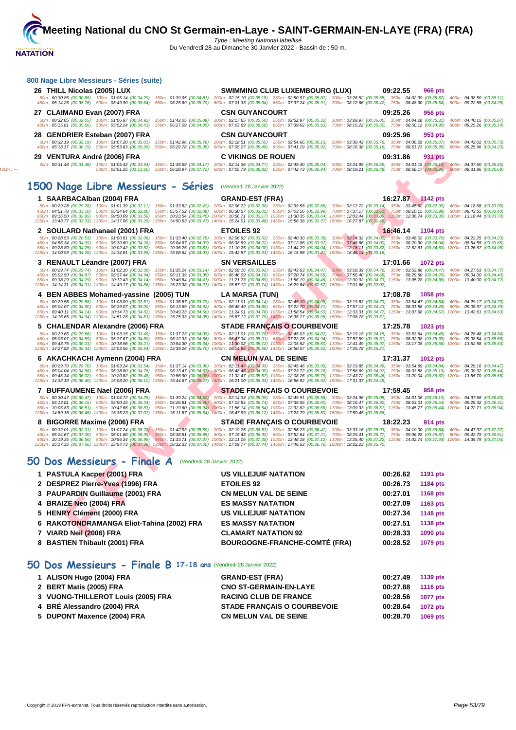## 800 Nage Libre Messieurs - Séries (suite)

**26 THILL Nicolas (2005) LUX** — SWIMMING CLUB LUXEMBOURG (LUX) — 09:22.55 — 966 pts

50m : 00:30.85 (00:30.85) 100m : 01:05.14 (00:34.29) 150m : 01:39.95 (00:34.81) 200m : 02:15.10 (00:35.15) 250m : 02:50.97 (00:35.87) 300m : 03:26.52 (00:35.55) 350m : 04:02.39 (00:35.87) 400m : 04:38.50 (00:36.11)
450m : 05:14.26 (00:35.76) 500m : 05:49.90 (00:35.64) 550m : 06:25.69 (00:35.79) 600m : 07:01.33 (00:35.64) 650m : 07:37.24 (00:35.91) 700m : 08:12.66 (00:35.42) 750m : 08:48.30 (00:35.64) 800m : 09:22.55 (00:34.25)

**27 CLAIMAND Evan (2007) FRA** — CSN GUYANCOURT — 09:25.26 — 956 pts

50m : 00:32.05 (00:32.05) 100m : 01:06.97 (00:34.92) 150m : 01:42.05 (00:35.08) 200m : 02:17.65 (00:35.60) 250m : 02:52.97 (00:35.32) 300m : 03:28.97 (00:36.00) 350m : 04:04.28 (00:35.31) 400m : 04:40.15 (00:35.87)
450m : 05:15.81 (00:35.66) 500m : 05:52.24 (00:36.43) 550m : 06:27.09 (00:34.85) 600m : 07:03.69 (00:36.60) 650m : 07:39.62 (00:35.93) 700m : 08:15.22 (00:35.60) 750m : 08:50.12 (00:34.90) 800m : 09:25.26 (00:35.14)

**28 GENDRIER Esteban (2007) FRA** — CSN GUYANCOURT — 09:25.96 — 953 pts

50m : 00:32.19 (00:32.19) 100m : 01:07.20 (00:35.01) 150m : 01:42.96 (00:35.76) 200m : 02:18.51 (00:35.55) 250m : 02:54.66 (00:36.15) 300m : 03:30.42 (00:35.76) 350m : 04:06.29 (00:35.87) 400m : 04:42.02 (00:35.73)
450m : 05:18.17 (00:36.15) 500m : 05:53.83 (00:35.66) 550m : 06:29.78 (00:35.95) 600m : 07:05.27 (00:35.49) 650m : 07:41.19 (00:35.92) 700m : 08:16.38 (00:35.19) 750m : 08:51.73 (00:35.35) 800m : 09:25.96 (00:34.23)

**29 VENTURA André (2006) FRA** — C VIKINGS DE ROUEN — 09:31.86 — 931 pts

50m : 00:31.48 (00:31.48) 100m : 01:05.42 (00:33.94) 150m : 01:39.59 (00:34.17) 200m : 02:14.36 (00:34.77) 250m : 02:49.40 (00:35.04) 300m : 03:24.99 (00:35.59) 350m : 04:01.15 (00:36.16) 400m : 04:37.60 (00:36.45)
450m : --- 500m : 05:51.25 (01:13.65) 550m : 06:28.97 (00:37.72) 600m : 07:05.79 (00:36.82) 650m : 07:42.73 (00:36.94) 700m : 08:19.21 (00:36.48) 750m : 08:56.17 (00:36.96) 800m : 09:31.86 (00:35.69)

## 1500 Nage Libre Messieurs - Séries (Vendredi 28 Janvier 2022)

**1 SAARBACAlban (2004) FRA** — GRAND-EST (FRA) — 16:27.87 — 1142 pts

50m : 00:29.28 (00:29.28) 100m : 01:01.39 (00:32.11) 150m : 01:33.82 (00:32.43) 200m : 02:06.72 (00:32.90) 250m : 02:39.58 (00:32.86) 300m : 03:12.72 (00:33.14) 350m : 03:45.62 (00:32.90) 400m : 04:18.68 (00:33.06)
450m : 04:51.78 (00:33.10) 500m : 05:24.64 (00:32.86) 550m : 05:57.52 (00:32.88) 600m : 06:30.57 (00:33.05) 650m : 07:03.56 (00:32.99) 700m : 07:37.17 (00:33.61) 750m : 08:10.15 (00:32.98) 800m : 08:43.55 (00:33.40)
850m : 09:16.50 (00:32.95) 900m : 09:50.09 (00:33.59) 950m : 10:23.54 (00:33.45) 1000m : 10:56.71 (00:33.17) 1050m : 11:30.35 (00:33.64) 1100m : 12:03.44 (00:33.09) 1150m : 12:36.74 (00:33.30) 1200m : 13:10.44 (00:33.70)
1250m : 13:43.77 (00:33.33) 1300m : 14:17.06 (00:33.29) 1350m : 14:50.53 (00:33.47) 1400m : 15:24.01 (00:33.48) 1450m : 15:56.38 (00:32.37) 1500m : 16:27.87 (00:31.49)

**2 SOULARD Nathanael (2001) FRA** — ETOILES 92 — 16:46.14 — 1104 pts

50m : 00:28.53 (00:28.53) 100m : 01:00.61 (00:32.08) 150m : 01:33.40 (00:32.79) 200m : 02:06.92 (00:33.52) 250m : 02:40.30 (00:33.38) 300m : 03:14.32 (00:34.02) 350m : 03:48.02 (00:33.70) 400m : 04:22.25 (00:34.23)
450m : 04:56.34 (00:34.09) 500m : 05:30.60 (00:34.26) 550m : 06:04.67 (00:34.07) 600m : 06:38.89 (00:34.22) 650m : 07:12.86 (00:33.97) 700m : 07:46.86 (00:34.00) 750m : 08:20.90 (00:34.04) 800m : 08:54.55 (00:33.65)
850m : 09:28.80 (00:34.25) 900m : 10:02.42 (00:33.62) 950m : 10:36.25 (00:33.83) 1000m : 11:10.25 (00:34.00) 1050m : 11:44.29 (00:34.04) 1100m : 12:18.11 (00:33.82) 1150m : 12:52.61 (00:34.50) 1200m : 13:26.67 (00:34.06)
1250m : 14:00.93 (00:34.26) 1300m : 14:34.61 (00:33.68) 1350m : 15:08.64 (00:34.03) 1400m : 15:42.57 (00:33.93) 1450m : 16:15.98 (00:33.41) 1500m : 16:46.14 (00:30.16)

**3 RENAULT Léandre (2007) FRA** — SN VERSAILLES — 17:01.66 — 1072 pts

50m : 00:29.74 (00:29.74) 100m : 01:02.10 (00:32.36) 150m : 01:35.24 (00:33.14) 200m : 02:09.16 (00:33.92) 250m : 02:43.63 (00:34.47) 300m : 03:18.39 (00:34.76) 350m : 03:52.86 (00:34.47) 400m : 04:27.63 (00:34.77)
450m : 05:02.50 (00:34.87) 500m : 05:37.44 (00:34.94) 550m : 06:11.39 (00:33.95) 600m : 06:46.09 (00:34.70) 650m : 07:20.74 (00:34.65) 700m : 07:55.40 (00:34.66) 750m : 08:29.60 (00:34.20) 800m : 09:04.00 (00:34.40)
850m : 09:38.29 (00:34.29) 900m : 10:12.43 (00:34.14) 950m : 10:46.84 (00:34.41) 1000m : 11:21.73 (00:34.89) 1050m : 11:56.19 (00:34.46) 1100m : 12:30.92 (00:34.73) 1150m : 13:05.28 (00:34.36) 1200m : 13:40.00 (00:34.72)
1250m : 14:14.31 (00:34.31) 1300m : 14:49.17 (00:34.86) 1350m : 15:23.38 (00:34.21) 1400m : 15:57.12 (00:33.74) 1450m : 16:29.64 (00:32.52) 1500m : 17:01.66 (00:32.02)

**4 BEN ABBES Mohamed-yassine (2005) TUN** — LA MARSA (TUN) — 17:08.78 — 1058 pts

50m : 00:29.58 (00:29.58) 100m : 01:03.09 (00:33.51) 150m : 01:36.87 (00:33.78) 200m : 02:11.01 (00:34.14) 250m : 02:45.10 (00:34.09) 300m : 03:19.83 (00:34.73) 350m : 03:54.47 (00:34.64) 400m : 04:29.17 (00:34.70)
450m : 05:04.07 (00:34.90) 500m : 05:39.07 (00:35.00) 550m : 06:13.69 (00:34.62) 600m : 06:48.49 (00:34.80) 650m : 07:22.70 (00:34.21) 700m : 07:57.13 (00:34.43) 750m : 08:31.58 (00:34.45) 800m : 09:05.97 (00:34.39)
850m : 09:40.11 (00:34.14) 900m : 10:14.73 (00:34.62) 950m : 10:49.23 (00:34.50) 1000m : 11:24.01 (00:34.78) 1050m : 11:58.54 (00:34.53) 1100m : 12:33.31 (00:34.77) 1150m : 13:07.98 (00:34.67) 1200m : 13:42.61 (00:34.63)
1250m : 14:16.65 (00:34.04) 1300m : 14:51.28 (00:34.63) 1350m : 15:25.33 (00:34.05) 1400m : 15:57.12 (00:31.79) 1450m : 16:35.17 (00:38.05) 1500m : 17:08.78 (00:33.61)

**5 CHALENDAR Alexandre (2006) FRA** — STADE FRANÇAIS O COURBEVOIE — 17:25.78 — 1023 pts

50m : 00:29.66 (00:29.66) 100m : 01:03.15 (00:33.49) 150m : 01:37.23 (00:34.08) 200m : 02:11.01 (00:33.78) 250m : 02:45.03 (00:34.02) 300m : 03:19.18 (00:34.15) 350m : 03:53.64 (00:34.46) 400m : 04:28.48 (00:34.84)
450m : 05:03.07 (00:34.59) 500m : 05:37.67 (00:34.60) 550m : 06:12.33 (00:34.66) 600m : 06:47.34 (00:35.01) 650m : 07:22.28 (00:34.94) 700m : 07:57.59 (00:35.31) 750m : 08:32.98 (00:35.39) 800m : 09:08.54 (00:35.56)
850m : 09:43.75 (00:35.21) 900m : 10:18.96 (00:35.21) 950m : 10:54.30 (00:35.34) 1000m : 11:30.02 (00:35.72) 1050m : 12:05.52 (00:35.50) 1100m : 12:41.49 (00:35.97) 1150m : 13:17.05 (00:35.56) 1200m : 13:52.58 (00:35.53)
1250m : 14:27.92 (00:35.34) 1300m : 15:03.56 (00:35.64) 1350m : 15:39.26 (00:35.70) 1400m : 16:14.95 (00:35.69) 1450m : 16:50.57 (00:35.62) 1500m : 17:25.78 (00:35.21)

**6 AKACHKACHI Aymenn (2004) FRA** — CN MELUN VAL DE SEINE — 17:31.37 — 1012 pts

50m : 00:29.70 (00:29.70) 100m : 01:03.24 (00:33.54) 150m : 01:37.14 (00:33.90) 200m : 02:11.47 (00:34.33) 250m : 02:45.46 (00:33.99) 300m : 03:19.85 (00:34.39) 350m : 03:54.69 (00:34.84) 400m : 04:29.16 (00:34.47)
450m : 05:04.04 (00:34.88) 500m : 05:38.80 (00:34.76) 550m : 06:13.47 (00:34.67) 600m : 06:48.46 (00:34.99) 650m : 07:23.72 (00:35.26) 700m : 07:58.69 (00:34.97) 750m : 08:33.88 (00:35.19) 800m : 09:09.32 (00:35.44)
850m : 09:45.34 (00:36.02) 900m : 10:20.82 (00:35.48) 950m : 10:56.90 (00:36.08) 1000m : 11:32.47 (00:35.57) 1050m : 12:08.26 (00:35.79) 1100m : 12:43.72 (00:35.46) 1150m : 13:20.04 (00:36.32) 1200m : 13:55.70 (00:35.66)
1250m : 14:32.10 (00:36.40) 1300m : 15:08.20 (00:36.10) 1350m : 15:44.67 (00:36.47) 1400m : 16:21.00 (00:36.33) 1450m : 16:56.92 (00:35.92) 1500m : 17:31.37 (00:34.45)

**7 BUFFAUMENE Nael (2006) FRA** — STADE FRANÇAIS O COURBEVOIE — 17:59.45 — 958 pts

50m : 00:30.47 (00:30.47) 100m : 01:04.72 (00:34.25) 150m : 01:39.24 (00:34.52) 200m : 02:14.33 (00:35.09) 250m : 02:49.91 (00:35.58) 300m : 03:24.96 (00:35.05) 350m : 04:01.06 (00:36.10) 400m : 04:37.66 (00:36.60)
450m : 05:13.81 (00:36.15) 500m : 05:50.15 (00:36.34) 550m : 06:26.81 (00:36.66) 600m : 07:03.55 (00:36.74) 650m : 07:39.55 (00:36.00) 700m : 08:16.47 (00:36.92) 750m : 08:53.01 (00:36.54) 800m : 09:29.32 (00:36.31)
850m : 10:05.83 (00:36.51) 900m : 10:42.66 (00:36.83) 950m : 11:19.60 (00:36.94) 1000m : 11:56.14 (00:36.54) 1050m : 12:32.82 (00:36.68) 1100m : 13:09.33 (00:36.51) 1150m : 13:45.77 (00:36.44) 1200m : 14:22.71 (00:36.94)
1250m : 14:59.16 (00:36.45) 1300m : 15:36.23 (00:37.07) 1350m : 16:11.87 (00:35.64) 1400m : 16:47.99 (00:36.12) 1450m : 17:23.79 (00:35.80) 1500m : 17:59.45 (00:35.66)

**8 BIGORRE Maxime (2006) FRA** — STADE FRANÇAIS O COURBEVOIE — 18:22.23 — 914 pts

50m : 00:32.01 (00:32.01) 100m : 01:07.24 (00:35.23) 150m : 01:42.93 (00:35.69) 200m : 02:19.76 (00:36.83) 250m : 02:56.23 (00:36.47) 300m : 03:33.16 (00:36.93) 350m : 04:10.00 (00:36.84) 400m : 04:47.37 (00:37.37)
450m : 05:24.67 (00:37.30) 500m : 06:01.66 (00:36.99) 550m : 06:38.51 (00:36.85) 600m : 07:15.43 (00:36.92) 650m : 07:52.64 (00:37.21) 700m : 08:29.41 (00:36.77) 750m : 09:06.28 (00:36.87) 800m : 09:42.79 (00:36.51)
850m : 10:19.35 (00:36.56) 900m : 10:56.34 (00:36.99) 950m : 11:33.71 (00:37.37) 1000m : 12:11.06 (00:37.35) 1050m : 12:48.18 (00:37.12) 1100m : 13:25.40 (00:37.22) 1150m : 14:02.74 (00:37.34) 1200m : 14:39.79 (00:37.05)
1250m : 15:17.35 (00:37.56) 1300m : 15:54.73 (00:37.38) 1350m : 16:32.33 (00:37.60) 1400m : 17:09.77 (00:37.44) 1450m : 17:46.53 (00:36.76) 1500m : 18:22.23 (00:35.70)

## 50 Dos Messieurs - Finale A (Vendredi 28 Janvier 2022)

| Rang | Nageur | Club | Temps | Points |
|---|---|---|---|---|
| 1 | PASTULA Kacper (2001) FRA | US VILLEJUIF NATATION | 00:26.62 | 1191 pts |
| 2 | DESPREZ Pierre-Yves (1996) FRA | ETOILES 92 | 00:26.73 | 1184 pts |
| 3 | PAUPARDIN Guillaume (2001) FRA | CN MELUN VAL DE SEINE | 00:27.01 | 1168 pts |
| 4 | BRAIZE Neo (2004) FRA | ES MASSY NATATION | 00:27.09 | 1163 pts |
| 5 | HENRY Clément (2000) FRA | US VILLEJUIF NATATION | 00:27.34 | 1148 pts |
| 6 | RAKOTONDRAMANGA Eliot-Tahina (2002) FRA | ES MASSY NATATION | 00:27.51 | 1138 pts |
| 7 | VIARD Neil (2006) FRA | CLAMART NATATION 92 | 00:28.33 | 1090 pts |
| 8 | BASTIEN Thibault (2001) FRA | BOURGOGNE-FRANCHE-COMTÉ (FRA) | 00:28.52 | 1079 pts |

## 50 Dos Messieurs - Finale B 17-18 ans (Vendredi 28 Janvier 2022)

| Rang | Nageur | Club | Temps | Points |
|---|---|---|---|---|
| 1 | ALISON Hugo (2004) FRA | GRAND-EST (FRA) | 00:27.49 | 1139 pts |
| 2 | BERT Matis (2005) FRA | CNO ST-GERMAIN-EN-LAYE | 00:27.88 | 1116 pts |
| 3 | VUONG-THILLEROT Louis (2005) FRA | RACING CLUB DE FRANCE | 00:28.56 | 1077 pts |
| 4 | BRÉ Alessandro (2004) FRA | STADE FRANÇAIS O COURBEVOIE | 00:28.64 | 1072 pts |
| 5 | DUPONT Maxence (2004) FRA | CN MELUN VAL DE SEINE | 00:28.70 | 1069 pts |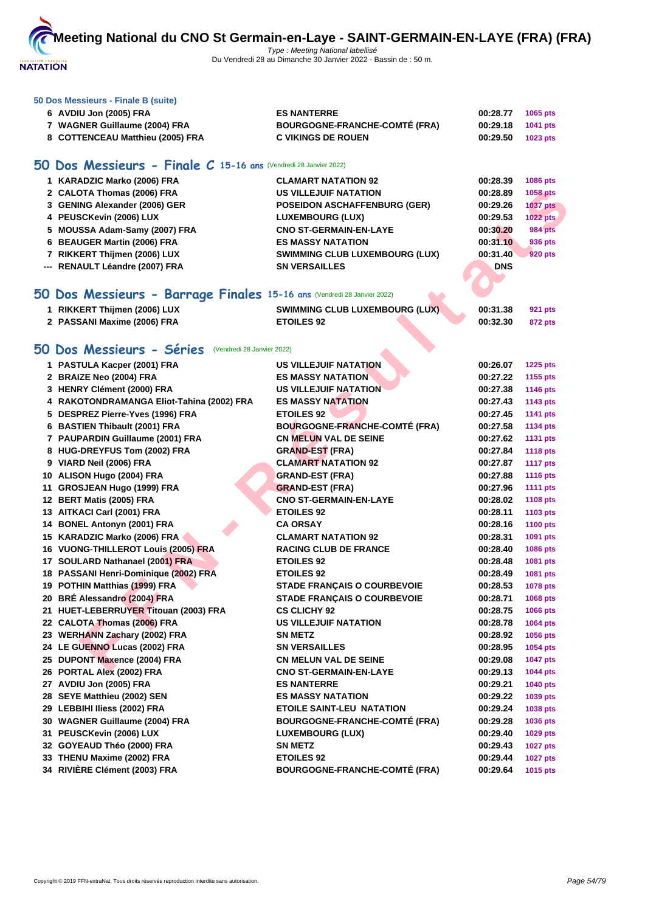### 50 Dos Messieurs - Finale B (suite)

| | | | | |
|---|---|---|---|---|
| 6 | AVDIU Jon (2005) FRA | ES NANTERRE | 00:28.77 | 1065 pts |
| 7 | WAGNER Guillaume (2004) FRA | BOURGOGNE-FRANCHE-COMTÉ (FRA) | 00:29.18 | 1041 pts |
| 8 | COTTENCEAU Matthieu (2005) FRA | C VIKINGS DE ROUEN | 00:29.50 | 1023 pts |

## 50 Dos Messieurs - Finale C 15-16 ans (Vendredi 28 Janvier 2022)

| | | | | |
|---|---|---|---|---|
| 1 | KARADZIC Marko (2006) FRA | CLAMART NATATION 92 | 00:28.39 | 1086 pts |
| 2 | CALOTA Thomas (2006) FRA | US VILLEJUIF NATATION | 00:28.89 | 1058 pts |
| 3 | GENING Alexander (2006) GER | POSEIDON ASCHAFFENBURG (GER) | 00:29.26 | 1037 pts |
| 4 | PEUSCKevin (2006) LUX | LUXEMBOURG (LUX) | 00:29.53 | 1022 pts |
| 5 | MOUSSA Adam-Samy (2007) FRA | CNO ST-GERMAIN-EN-LAYE | 00:30.20 | 984 pts |
| 6 | BEAUGER Martin (2006) FRA | ES MASSY NATATION | 00:31.10 | 936 pts |
| 7 | RIKKERT Thijmen (2006) LUX | SWIMMING CLUB LUXEMBOURG (LUX) | 00:31.40 | 920 pts |
| --- | RENAULT Léandre (2007) FRA | SN VERSAILLES | DNS | |

## 50 Dos Messieurs - Barrage Finales 15-16 ans (Vendredi 28 Janvier 2022)

| | | | | |
|---|---|---|---|---|
| 1 | RIKKERT Thijmen (2006) LUX | SWIMMING CLUB LUXEMBOURG (LUX) | 00:31.38 | 921 pts |
| 2 | PASSANI Maxime (2006) FRA | ETOILES 92 | 00:32.30 | 872 pts |

## 50 Dos Messieurs - Séries (Vendredi 28 Janvier 2022)

| | | | | |
|---|---|---|---|---|
| 1 | PASTULA Kacper (2001) FRA | US VILLEJUIF NATATION | 00:26.07 | 1225 pts |
| 2 | BRAIZE Neo (2004) FRA | ES MASSY NATATION | 00:27.22 | 1155 pts |
| 3 | HENRY Clément (2000) FRA | US VILLEJUIF NATATION | 00:27.38 | 1146 pts |
| 4 | RAKOTONDRAMANGA Eliot-Tahina (2002) FRA | ES MASSY NATATION | 00:27.43 | 1143 pts |
| 5 | DESPREZ Pierre-Yves (1996) FRA | ETOILES 92 | 00:27.45 | 1141 pts |
| 6 | BASTIEN Thibault (2001) FRA | BOURGOGNE-FRANCHE-COMTÉ (FRA) | 00:27.58 | 1134 pts |
| 7 | PAUPARDIN Guillaume (2001) FRA | CN MELUN VAL DE SEINE | 00:27.62 | 1131 pts |
| 8 | HUG-DREYFUS Tom (2002) FRA | GRAND-EST (FRA) | 00:27.84 | 1118 pts |
| 9 | VIARD Neil (2006) FRA | CLAMART NATATION 92 | 00:27.87 | 1117 pts |
| 10 | ALISON Hugo (2004) FRA | GRAND-EST (FRA) | 00:27.88 | 1116 pts |
| 11 | GROSJEAN Hugo (1999) FRA | GRAND-EST (FRA) | 00:27.96 | 1111 pts |
| 12 | BERT Matis (2005) FRA | CNO ST-GERMAIN-EN-LAYE | 00:28.02 | 1108 pts |
| 13 | AITKACI Carl (2001) FRA | ETOILES 92 | 00:28.11 | 1103 pts |
| 14 | BONEL Antonyn (2001) FRA | CA ORSAY | 00:28.16 | 1100 pts |
| 15 | KARADZIC Marko (2006) FRA | CLAMART NATATION 92 | 00:28.31 | 1091 pts |
| 16 | VUONG-THILLEROT Louis (2005) FRA | RACING CLUB DE FRANCE | 00:28.40 | 1086 pts |
| 17 | SOULARD Nathanael (2001) FRA | ETOILES 92 | 00:28.48 | 1081 pts |
| 18 | PASSANI Henri-Dominique (2002) FRA | ETOILES 92 | 00:28.49 | 1081 pts |
| 19 | POTHIN Matthias (1999) FRA | STADE FRANÇAIS O COURBEVOIE | 00:28.53 | 1078 pts |
| 20 | BRÉ Alessandro (2004) FRA | STADE FRANÇAIS O COURBEVOIE | 00:28.71 | 1068 pts |
| 21 | HUET-LEBERRUYER Titouan (2003) FRA | CS CLICHY 92 | 00:28.75 | 1066 pts |
| 22 | CALOTA Thomas (2006) FRA | US VILLEJUIF NATATION | 00:28.78 | 1064 pts |
| 23 | WERHANN Zachary (2002) FRA | SN METZ | 00:28.92 | 1056 pts |
| 24 | LE GUENNO Lucas (2002) FRA | SN VERSAILLES | 00:28.95 | 1054 pts |
| 25 | DUPONT Maxence (2004) FRA | CN MELUN VAL DE SEINE | 00:29.08 | 1047 pts |
| 26 | PORTAL Alex (2002) FRA | CNO ST-GERMAIN-EN-LAYE | 00:29.13 | 1044 pts |
| 27 | AVDIU Jon (2005) FRA | ES NANTERRE | 00:29.21 | 1040 pts |
| 28 | SEYE Matthieu (2002) SEN | ES MASSY NATATION | 00:29.22 | 1039 pts |
| 29 | LEBBIHI Iliess (2002) FRA | ETOILE SAINT-LEU NATATION | 00:29.24 | 1038 pts |
| 30 | WAGNER Guillaume (2004) FRA | BOURGOGNE-FRANCHE-COMTÉ (FRA) | 00:29.28 | 1036 pts |
| 31 | PEUSCKevin (2006) LUX | LUXEMBOURG (LUX) | 00:29.40 | 1029 pts |
| 32 | GOYEAUD Théo (2000) FRA | SN METZ | 00:29.43 | 1027 pts |
| 33 | THENU Maxime (2002) FRA | ETOILES 92 | 00:29.44 | 1027 pts |
| 34 | RIVIÈRE Clément (2003) FRA | BOURGOGNE-FRANCHE-COMTÉ (FRA) | 00:29.64 | 1015 pts |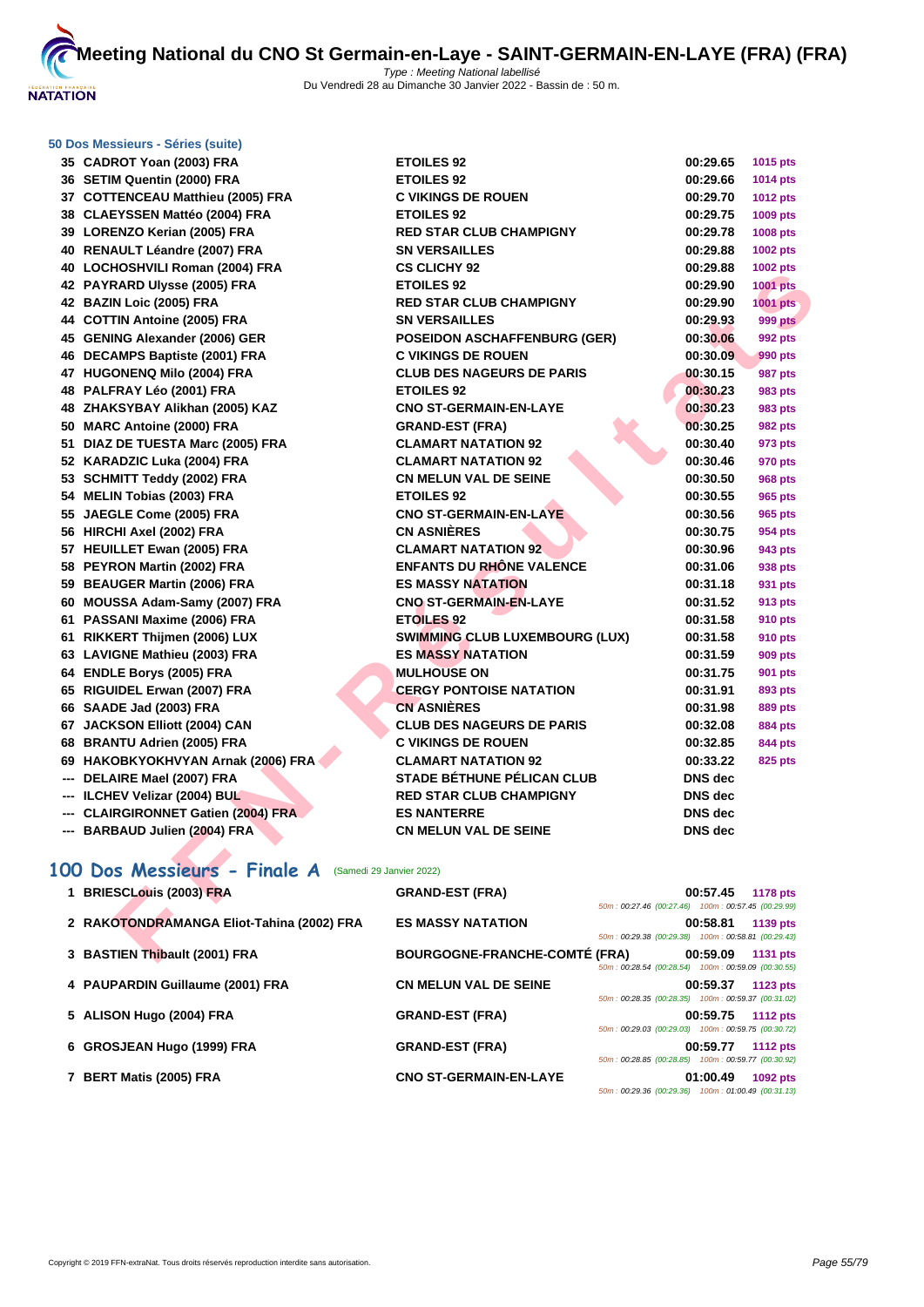### 50 Dos Messieurs - Séries (suite)

| | | | | |
|---|---|---|---|---|
| 35 | CADROT Yoan (2003) FRA | ETOILES 92 | 00:29.65 | 1015 pts |
| 36 | SETIM Quentin (2000) FRA | ETOILES 92 | 00:29.66 | 1014 pts |
| 37 | COTTENCEAU Matthieu (2005) FRA | C VIKINGS DE ROUEN | 00:29.70 | 1012 pts |
| 38 | CLAEYSSEN Mattéo (2004) FRA | ETOILES 92 | 00:29.75 | 1009 pts |
| 39 | LORENZO Kerian (2005) FRA | RED STAR CLUB CHAMPIGNY | 00:29.78 | 1008 pts |
| 40 | RENAULT Léandre (2007) FRA | SN VERSAILLES | 00:29.88 | 1002 pts |
| 40 | LOCHOSHVILI Roman (2004) FRA | CS CLICHY 92 | 00:29.88 | 1002 pts |
| 42 | PAYRARD Ulysse (2005) FRA | ETOILES 92 | 00:29.90 | 1001 pts |
| 42 | BAZIN Loic (2005) FRA | RED STAR CLUB CHAMPIGNY | 00:29.90 | 1001 pts |
| 44 | COTTIN Antoine (2005) FRA | SN VERSAILLES | 00:29.93 | 999 pts |
| 45 | GENING Alexander (2006) GER | POSEIDON ASCHAFFENBURG (GER) | 00:30.06 | 992 pts |
| 46 | DECAMPS Baptiste (2001) FRA | C VIKINGS DE ROUEN | 00:30.09 | 990 pts |
| 47 | HUGONENQ Milo (2004) FRA | CLUB DES NAGEURS DE PARIS | 00:30.15 | 987 pts |
| 48 | PALFRAY Léo (2001) FRA | ETOILES 92 | 00:30.23 | 983 pts |
| 48 | ZHAKSYBAY Alikhan (2005) KAZ | CNO ST-GERMAIN-EN-LAYE | 00:30.23 | 983 pts |
| 50 | MARC Antoine (2000) FRA | GRAND-EST (FRA) | 00:30.25 | 982 pts |
| 51 | DIAZ DE TUESTA Marc (2005) FRA | CLAMART NATATION 92 | 00:30.40 | 973 pts |
| 52 | KARADZIC Luka (2004) FRA | CLAMART NATATION 92 | 00:30.46 | 970 pts |
| 53 | SCHMITT Teddy (2002) FRA | CN MELUN VAL DE SEINE | 00:30.50 | 968 pts |
| 54 | MELIN Tobias (2003) FRA | ETOILES 92 | 00:30.55 | 965 pts |
| 55 | JAEGLE Come (2005) FRA | CNO ST-GERMAIN-EN-LAYE | 00:30.56 | 965 pts |
| 56 | HIRCHI Axel (2002) FRA | CN ASNIÈRES | 00:30.75 | 954 pts |
| 57 | HEUILLET Ewan (2005) FRA | CLAMART NATATION 92 | 00:30.96 | 943 pts |
| 58 | PEYRON Martin (2002) FRA | ENFANTS DU RHÔNE VALENCE | 00:31.06 | 938 pts |
| 59 | BEAUGER Martin (2006) FRA | ES MASSY NATATION | 00:31.18 | 931 pts |
| 60 | MOUSSA Adam-Samy (2007) FRA | CNO ST-GERMAIN-EN-LAYE | 00:31.52 | 913 pts |
| 61 | PASSANI Maxime (2006) FRA | ETOILES 92 | 00:31.58 | 910 pts |
| 61 | RIKKERT Thijmen (2006) LUX | SWIMMING CLUB LUXEMBOURG (LUX) | 00:31.58 | 910 pts |
| 63 | LAVIGNE Mathieu (2003) FRA | ES MASSY NATATION | 00:31.59 | 909 pts |
| 64 | ENDLE Borys (2005) FRA | MULHOUSE ON | 00:31.75 | 901 pts |
| 65 | RIGUIDEL Erwan (2007) FRA | CERGY PONTOISE NATATION | 00:31.91 | 893 pts |
| 66 | SAADE Jad (2003) FRA | CN ASNIÈRES | 00:31.98 | 889 pts |
| 67 | JACKSON Elliott (2004) CAN | CLUB DES NAGEURS DE PARIS | 00:32.08 | 884 pts |
| 68 | BRANTU Adrien (2005) FRA | C VIKINGS DE ROUEN | 00:32.85 | 844 pts |
| 69 | HAKOBKYOKHVYAN Arnak (2006) FRA | CLAMART NATATION 92 | 00:33.22 | 825 pts |
| --- | DELAIRE Mael (2007) FRA | STADE BÉTHUNE PÉLICAN CLUB | DNS dec | |
| --- | ILCHEV Velizar (2004) BUL | RED STAR CLUB CHAMPIGNY | DNS dec | |
| --- | CLAIRGIRONNET Gatien (2004) FRA | ES NANTERRE | DNS dec | |
| --- | BARBAUD Julien (2004) FRA | CN MELUN VAL DE SEINE | DNS dec | |

## 100 Dos Messieurs - Finale A (Samedi 29 Janvier 2022)

| | | | | |
|---|---|---|---|---|
| 1 | BRIESCLouis (2003) FRA | GRAND-EST (FRA) | 00:57.45 | 1178 pts |
| | | | 50m : 00:27.46 (00:27.46) 100m : 00:57.45 (00:29.99) | |
| 2 | RAKOTONDRAMANGA Eliot-Tahina (2002) FRA | ES MASSY NATATION | 00:58.81 | 1139 pts |
| | | | 50m : 00:29.38 (00:29.38) 100m : 00:58.81 (00:29.43) | |
| 3 | BASTIEN Thibault (2001) FRA | BOURGOGNE-FRANCHE-COMTÉ (FRA) | 00:59.09 | 1131 pts |
| | | | 50m : 00:28.54 (00:28.54) 100m : 00:59.09 (00:30.55) | |
| 4 | PAUPARDIN Guillaume (2001) FRA | CN MELUN VAL DE SEINE | 00:59.37 | 1123 pts |
| | | | 50m : 00:28.35 (00:28.35) 100m : 00:59.37 (00:31.02) | |
| 5 | ALISON Hugo (2004) FRA | GRAND-EST (FRA) | 00:59.75 | 1112 pts |
| | | | 50m : 00:29.03 (00:29.03) 100m : 00:59.75 (00:30.72) | |
| 6 | GROSJEAN Hugo (1999) FRA | GRAND-EST (FRA) | 00:59.77 | 1112 pts |
| | | | 50m : 00:28.85 (00:28.85) 100m : 00:59.77 (00:30.92) | |
| 7 | BERT Matis (2005) FRA | CNO ST-GERMAIN-EN-LAYE | 01:00.49 | 1092 pts |
| | | | 50m : 00:29.36 (00:29.36) 100m : 01:00.49 (00:31.13) | |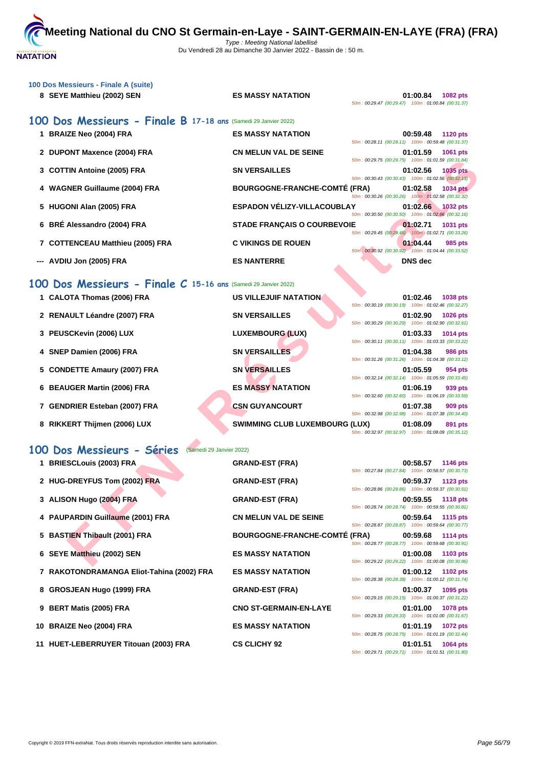### 100 Dos Messieurs - Finale A (suite)

| Place | Nom | Club | Temps | Points | Splits |
|---|---|---|---|---|---|
| 8 | SEYE Matthieu (2002) SEN | ES MASSY NATATION | 01:00.84 | 1082 pts | 50m : 00:29.47 (00:29.47) 100m : 01:00.84 (00:31.37) |

## 100 Dos Messieurs - Finale B 17-18 ans (Samedi 29 Janvier 2022)

| Place | Nom | Club | Temps | Points | Splits |
|---|---|---|---|---|---|
| 1 | BRAIZE Neo (2004) FRA | ES MASSY NATATION | 00:59.48 | 1120 pts | 50m : 00:28.11 (00:28.11) 100m : 00:59.48 (00:31.37) |
| 2 | DUPONT Maxence (2004) FRA | CN MELUN VAL DE SEINE | 01:01.59 | 1061 pts | 50m : 00:29.75 (00:29.75) 100m : 01:01.59 (00:31.84) |
| 3 | COTTIN Antoine (2005) FRA | SN VERSAILLES | 01:02.56 | 1035 pts | 50m : 00:30.43 (00:30.43) 100m : 01:02.56 (00:32.13) |
| 4 | WAGNER Guillaume (2004) FRA | BOURGOGNE-FRANCHE-COMTÉ (FRA) | 01:02.58 | 1034 pts | 50m : 00:30.26 (00:30.26) 100m : 01:02.58 (00:32.32) |
| 5 | HUGONI Alan (2005) FRA | ESPADON VÉLIZY-VILLACOUBLAY | 01:02.66 | 1032 pts | 50m : 00:30.50 (00:30.50) 100m : 01:02.66 (00:32.16) |
| 6 | BRÉ Alessandro (2004) FRA | STADE FRANÇAIS O COURBEVOIE | 01:02.71 | 1031 pts | 50m : 00:29.45 (00:29.45) 100m : 01:02.71 (00:33.26) |
| 7 | COTTENCEAU Matthieu (2005) FRA | C VIKINGS DE ROUEN | 01:04.44 | 985 pts | 50m : 00:30.92 (00:30.92) 100m : 01:04.44 (00:33.52) |
| --- | AVDIU Jon (2005) FRA | ES NANTERRE | DNS dec | | |

## 100 Dos Messieurs - Finale C 15-16 ans (Samedi 29 Janvier 2022)

| Place | Nom | Club | Temps | Points | Splits |
|---|---|---|---|---|---|
| 1 | CALOTA Thomas (2006) FRA | US VILLEJUIF NATATION | 01:02.46 | 1038 pts | 50m : 00:30.19 (00:30.19) 100m : 01:02.46 (00:32.27) |
| 2 | RENAULT Léandre (2007) FRA | SN VERSAILLES | 01:02.90 | 1026 pts | 50m : 00:30.29 (00:30.29) 100m : 01:02.90 (00:32.61) |
| 3 | PEUSCKevin (2006) LUX | LUXEMBOURG (LUX) | 01:03.33 | 1014 pts | 50m : 00:30.11 (00:30.11) 100m : 01:03.33 (00:33.22) |
| 4 | SNEP Damien (2006) FRA | SN VERSAILLES | 01:04.38 | 986 pts | 50m : 00:31.26 (00:31.26) 100m : 01:04.38 (00:33.12) |
| 5 | CONDETTE Amaury (2007) FRA | SN VERSAILLES | 01:05.59 | 954 pts | 50m : 00:32.14 (00:32.14) 100m : 01:05.59 (00:33.45) |
| 6 | BEAUGER Martin (2006) FRA | ES MASSY NATATION | 01:06.19 | 939 pts | 50m : 00:32.60 (00:32.60) 100m : 01:06.19 (00:33.59) |
| 7 | GENDRIER Esteban (2007) FRA | CSN GUYANCOURT | 01:07.38 | 909 pts | 50m : 00:32.98 (00:32.98) 100m : 01:07.38 (00:34.40) |
| 8 | RIKKERT Thijmen (2006) LUX | SWIMMING CLUB LUXEMBOURG (LUX) | 01:08.09 | 891 pts | 50m : 00:32.97 (00:32.97) 100m : 01:08.09 (00:35.12) |

## 100 Dos Messieurs - Séries (Samedi 29 Janvier 2022)

| Place | Nom | Club | Temps | Points | Splits |
|---|---|---|---|---|---|
| 1 | BRIESCLouis (2003) FRA | GRAND-EST (FRA) | 00:58.57 | 1146 pts | 50m : 00:27.84 (00:27.84) 100m : 00:58.57 (00:30.73) |
| 2 | HUG-DREYFUS Tom (2002) FRA | GRAND-EST (FRA) | 00:59.37 | 1123 pts | 50m : 00:28.86 (00:28.86) 100m : 00:59.37 (00:30.51) |
| 3 | ALISON Hugo (2004) FRA | GRAND-EST (FRA) | 00:59.55 | 1118 pts | 50m : 00:28.74 (00:28.74) 100m : 00:59.55 (00:30.81) |
| 4 | PAUPARDIN Guillaume (2001) FRA | CN MELUN VAL DE SEINE | 00:59.64 | 1115 pts | 50m : 00:28.87 (00:28.87) 100m : 00:59.64 (00:30.77) |
| 5 | BASTIEN Thibault (2001) FRA | BOURGOGNE-FRANCHE-COMTÉ (FRA) | 00:59.68 | 1114 pts | 50m : 00:28.77 (00:28.77) 100m : 00:59.68 (00:30.91) |
| 6 | SEYE Matthieu (2002) SEN | ES MASSY NATATION | 01:00.08 | 1103 pts | 50m : 00:29.22 (00:29.22) 100m : 01:00.08 (00:30.86) |
| 7 | RAKOTONDRAMANGA Eliot-Tahina (2002) FRA | ES MASSY NATATION | 01:00.12 | 1102 pts | 50m : 00:28.38 (00:28.38) 100m : 01:00.12 (00:31.74) |
| 8 | GROSJEAN Hugo (1999) FRA | GRAND-EST (FRA) | 01:00.37 | 1095 pts | 50m : 00:29.15 (00:29.15) 100m : 01:00.37 (00:31.22) |
| 9 | BERT Matis (2005) FRA | CNO ST-GERMAIN-EN-LAYE | 01:01.00 | 1078 pts | 50m : 00:29.33 (00:29.33) 100m : 01:01.00 (00:31.67) |
| 10 | BRAIZE Neo (2004) FRA | ES MASSY NATATION | 01:01.19 | 1072 pts | 50m : 00:28.75 (00:28.75) 100m : 01:01.19 (00:32.44) |
| 11 | HUET-LEBERRUYER Titouan (2003) FRA | CS CLICHY 92 | 01:01.51 | 1064 pts | 50m : 00:29.71 (00:29.71) 100m : 01:01.51 (00:31.80) |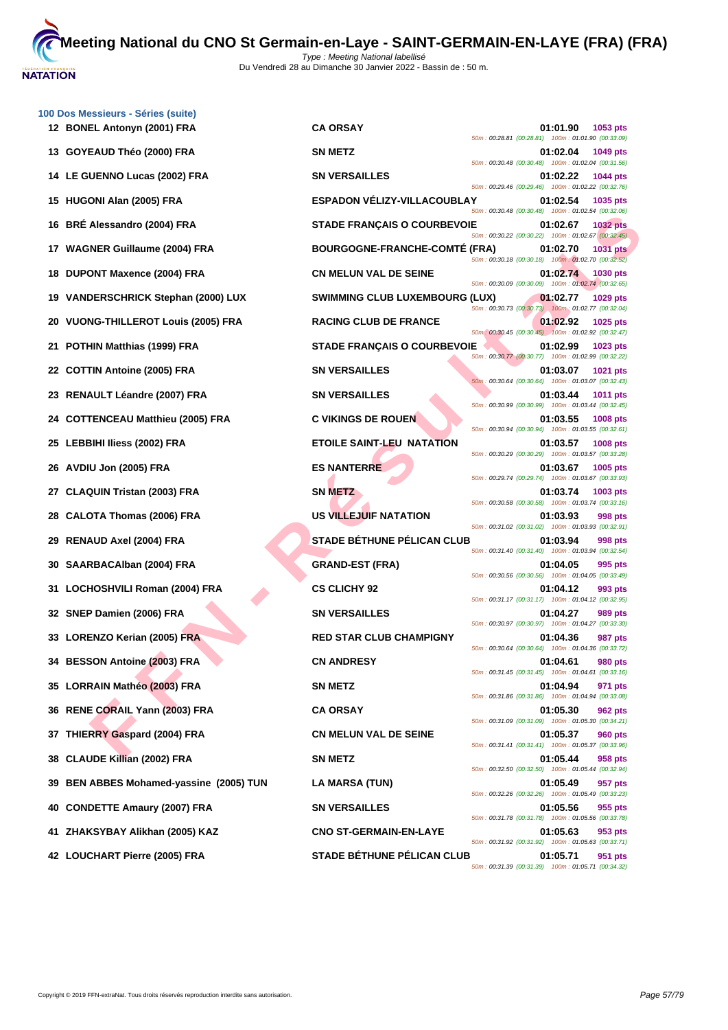# Meeting National du CNO St Germain-en-Laye - SAINT-GERMAIN-EN-LAYE (FRA) (FRA)

*Type : Meeting National labellisé*
Du Vendredi 28 au Dimanche 30 Janvier 2022 - Bassin de : 50 m.

### 100 Dos Messieurs - Séries (suite)

| Rang | Nom | Club | Temps | Points | Intermédiaires |
|---|---|---|---|---|---|
| 12 | BONEL Antonyn (2001) FRA | CA ORSAY | 01:01.90 | 1053 pts | 50m : 00:28.81 (00:28.81) 100m : 01:01.90 (00:33.09) |
| 13 | GOYEAUD Théo (2000) FRA | SN METZ | 01:02.04 | 1049 pts | 50m : 00:30.48 (00:30.48) 100m : 01:02.04 (00:31.56) |
| 14 | LE GUENNO Lucas (2002) FRA | SN VERSAILLES | 01:02.22 | 1044 pts | 50m : 00:29.46 (00:29.46) 100m : 01:02.22 (00:32.76) |
| 15 | HUGONI Alan (2005) FRA | ESPADON VÉLIZY-VILLACOUBLAY | 01:02.54 | 1035 pts | 50m : 00:30.48 (00:30.48) 100m : 01:02.54 (00:32.06) |
| 16 | BRÉ Alessandro (2004) FRA | STADE FRANÇAIS O COURBEVOIE | 01:02.67 | 1032 pts | 50m : 00:30.22 (00:30.22) 100m : 01:02.67 (00:32.45) |
| 17 | WAGNER Guillaume (2004) FRA | BOURGOGNE-FRANCHE-COMTÉ (FRA) | 01:02.70 | 1031 pts | 50m : 00:30.18 (00:30.18) 100m : 01:02.70 (00:32.52) |
| 18 | DUPONT Maxence (2004) FRA | CN MELUN VAL DE SEINE | 01:02.74 | 1030 pts | 50m : 00:30.09 (00:30.09) 100m : 01:02.74 (00:32.65) |
| 19 | VANDERSCHRICK Stephan (2000) LUX | SWIMMING CLUB LUXEMBOURG (LUX) | 01:02.77 | 1029 pts | 50m : 00:30.73 (00:30.73) 100m : 01:02.77 (00:32.04) |
| 20 | VUONG-THILLEROT Louis (2005) FRA | RACING CLUB DE FRANCE | 01:02.92 | 1025 pts | 50m : 00:30.45 (00:30.45) 100m : 01:02.92 (00:32.47) |
| 21 | POTHIN Matthias (1999) FRA | STADE FRANÇAIS O COURBEVOIE | 01:02.99 | 1023 pts | 50m : 00:30.77 (00:30.77) 100m : 01:02.99 (00:32.22) |
| 22 | COTTIN Antoine (2005) FRA | SN VERSAILLES | 01:03.07 | 1021 pts | 50m : 00:30.64 (00:30.64) 100m : 01:03.07 (00:32.43) |
| 23 | RENAULT Léandre (2007) FRA | SN VERSAILLES | 01:03.44 | 1011 pts | 50m : 00:30.99 (00:30.99) 100m : 01:03.44 (00:32.45) |
| 24 | COTTENCEAU Matthieu (2005) FRA | C VIKINGS DE ROUEN | 01:03.55 | 1008 pts | 50m : 00:30.94 (00:30.94) 100m : 01:03.55 (00:32.61) |
| 25 | LEBBIHI Iliess (2002) FRA | ETOILE SAINT-LEU NATATION | 01:03.57 | 1008 pts | 50m : 00:30.29 (00:30.29) 100m : 01:03.57 (00:33.28) |
| 26 | AVDIU Jon (2005) FRA | ES NANTERRE | 01:03.67 | 1005 pts | 50m : 00:29.74 (00:29.74) 100m : 01:03.67 (00:33.93) |
| 27 | CLAQUIN Tristan (2003) FRA | SN METZ | 01:03.74 | 1003 pts | 50m : 00:30.58 (00:30.58) 100m : 01:03.74 (00:33.16) |
| 28 | CALOTA Thomas (2006) FRA | US VILLEJUIF NATATION | 01:03.93 | 998 pts | 50m : 00:31.02 (00:31.02) 100m : 01:03.93 (00:32.91) |
| 29 | RENAUD Axel (2004) FRA | STADE BÉTHUNE PÉLICAN CLUB | 01:03.94 | 998 pts | 50m : 00:31.40 (00:31.40) 100m : 01:03.94 (00:32.54) |
| 30 | SAARBACAlban (2004) FRA | GRAND-EST (FRA) | 01:04.05 | 995 pts | 50m : 00:30.56 (00:30.56) 100m : 01:04.05 (00:33.49) |
| 31 | LOCHOSHVILI Roman (2004) FRA | CS CLICHY 92 | 01:04.12 | 993 pts | 50m : 00:31.17 (00:31.17) 100m : 01:04.12 (00:32.95) |
| 32 | SNEP Damien (2006) FRA | SN VERSAILLES | 01:04.27 | 989 pts | 50m : 00:30.97 (00:30.97) 100m : 01:04.27 (00:33.30) |
| 33 | LORENZO Kerian (2005) FRA | RED STAR CLUB CHAMPIGNY | 01:04.36 | 987 pts | 50m : 00:30.64 (00:30.64) 100m : 01:04.36 (00:33.72) |
| 34 | BESSON Antoine (2003) FRA | CN ANDRESY | 01:04.61 | 980 pts | 50m : 00:31.45 (00:31.45) 100m : 01:04.61 (00:33.16) |
| 35 | LORRAIN Mathéo (2003) FRA | SN METZ | 01:04.94 | 971 pts | 50m : 00:31.86 (00:31.86) 100m : 01:04.94 (00:33.08) |
| 36 | RENE CORAIL Yann (2003) FRA | CA ORSAY | 01:05.30 | 962 pts | 50m : 00:31.09 (00:31.09) 100m : 01:05.30 (00:34.21) |
| 37 | THIERRY Gaspard (2004) FRA | CN MELUN VAL DE SEINE | 01:05.37 | 960 pts | 50m : 00:31.41 (00:31.41) 100m : 01:05.37 (00:33.96) |
| 38 | CLAUDE Killian (2002) FRA | SN METZ | 01:05.44 | 958 pts | 50m : 00:32.50 (00:32.50) 100m : 01:05.44 (00:32.94) |
| 39 | BEN ABBES Mohamed-yassine (2005) TUN | LA MARSA (TUN) | 01:05.49 | 957 pts | 50m : 00:32.26 (00:32.26) 100m : 01:05.49 (00:33.23) |
| 40 | CONDETTE Amaury (2007) FRA | SN VERSAILLES | 01:05.56 | 955 pts | 50m : 00:31.78 (00:31.78) 100m : 01:05.56 (00:33.78) |
| 41 | ZHAKSYBAY Alikhan (2005) KAZ | CNO ST-GERMAIN-EN-LAYE | 01:05.63 | 953 pts | 50m : 00:31.92 (00:31.92) 100m : 01:05.63 (00:33.71) |
| 42 | LOUCHART Pierre (2005) FRA | STADE BÉTHUNE PÉLICAN CLUB | 01:05.71 | 951 pts | 50m : 00:31.39 (00:31.39) 100m : 01:05.71 (00:34.32) |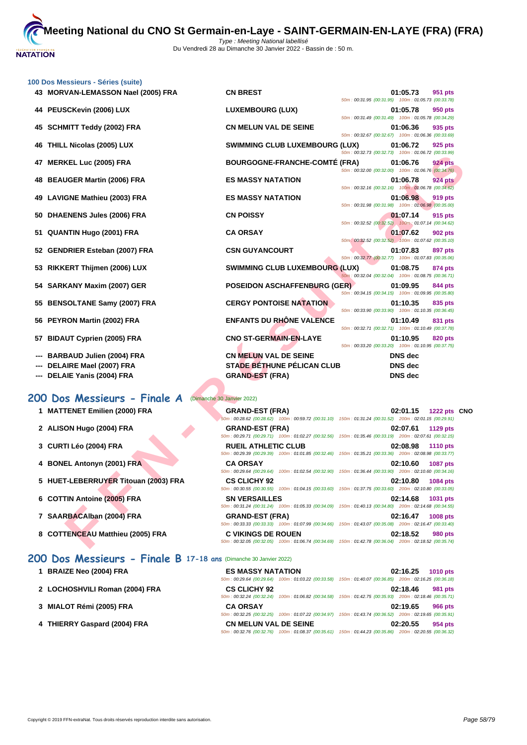# Meeting National du CNO St Germain-en-Laye - SAINT-GERMAIN-EN-LAYE (FRA) (FRA)

Type : Meeting National labellisé
Du Vendredi 28 au Dimanche 30 Janvier 2022 - Bassin de : 50 m.

### 100 Dos Messieurs - Séries (suite)

| Rang | Nom | Club | Temps | Points | Intermédiaires |
|---|---|---|---|---|---|
| 43 | MORVAN-LEMASSON Nael (2005) FRA | CN BREST | 01:05.73 | 951 pts | 50m : 00:31.95 (00:31.95) 100m : 01:05.73 (00:33.78) |
| 44 | PEUSCKevin (2006) LUX | LUXEMBOURG (LUX) | 01:05.78 | 950 pts | 50m : 00:31.49 (00:31.49) 100m : 01:05.78 (00:34.29) |
| 45 | SCHMITT Teddy (2002) FRA | CN MELUN VAL DE SEINE | 01:06.36 | 935 pts | 50m : 00:32.67 (00:32.67) 100m : 01:06.36 (00:33.69) |
| 46 | THILL Nicolas (2005) LUX | SWIMMING CLUB LUXEMBOURG (LUX) | 01:06.72 | 925 pts | 50m : 00:32.73 (00:32.73) 100m : 01:06.72 (00:33.99) |
| 47 | MERKEL Luc (2005) FRA | BOURGOGNE-FRANCHE-COMTÉ (FRA) | 01:06.76 | 924 pts | 50m : 00:32.00 (00:32.00) 100m : 01:06.76 (00:34.76) |
| 48 | BEAUGER Martin (2006) FRA | ES MASSY NATATION | 01:06.78 | 924 pts | 50m : 00:32.16 (00:32.16) 100m : 01:06.78 (00:34.62) |
| 49 | LAVIGNE Mathieu (2003) FRA | ES MASSY NATATION | 01:06.98 | 919 pts | 50m : 00:31.98 (00:31.98) 100m : 01:06.98 (00:35.00) |
| 50 | DHAENENS Jules (2006) FRA | CN POISSY | 01:07.14 | 915 pts | 50m : 00:32.52 (00:32.52) 100m : 01:07.14 (00:34.62) |
| 51 | QUANTIN Hugo (2001) FRA | CA ORSAY | 01:07.62 | 902 pts | 50m : 00:32.52 (00:32.52) 100m : 01:07.62 (00:35.10) |
| 52 | GENDRIER Esteban (2007) FRA | CSN GUYANCOURT | 01:07.83 | 897 pts | 50m : 00:32.77 (00:32.77) 100m : 01:07.83 (00:35.06) |
| 53 | RIKKERT Thijmen (2006) LUX | SWIMMING CLUB LUXEMBOURG (LUX) | 01:08.75 | 874 pts | 50m : 00:32.04 (00:32.04) 100m : 01:08.75 (00:36.71) |
| 54 | SARKANY Maxim (2007) GER | POSEIDON ASCHAFFENBURG (GER) | 01:09.95 | 844 pts | 50m : 00:34.15 (00:34.15) 100m : 01:09.95 (00:35.80) |
| 55 | BENSOLTANE Samy (2007) FRA | CERGY PONTOISE NATATION | 01:10.35 | 835 pts | 50m : 00:33.90 (00:33.90) 100m : 01:10.35 (00:36.45) |
| 56 | PEYRON Martin (2002) FRA | ENFANTS DU RHÔNE VALENCE | 01:10.49 | 831 pts | 50m : 00:32.71 (00:32.71) 100m : 01:10.49 (00:37.78) |
| 57 | BIDAUT Cyprien (2005) FRA | CNO ST-GERMAIN-EN-LAYE | 01:10.95 | 820 pts | 50m : 00:33.20 (00:33.20) 100m : 01:10.95 (00:37.75) |
| --- | BARBAUD Julien (2004) FRA | CN MELUN VAL DE SEINE | DNS dec | | |
| --- | DELAIRE Mael (2007) FRA | STADE BÉTHUNE PÉLICAN CLUB | DNS dec | | |
| --- | DELAIE Yanis (2004) FRA | GRAND-EST (FRA) | DNS dec | | |

## 200 Dos Messieurs - Finale A (Dimanche 30 Janvier 2022)

| Rang | Nom | Club | Temps | Points | Intermédiaires |
|---|---|---|---|---|---|
| 1 | MATTENET Emilien (2000) FRA | GRAND-EST (FRA) | 02:01.15 | 1222 pts CNO | 50m : 00:28.62 (00:28.62) 100m : 00:59.72 (00:31.10) 150m : 01:31.24 (00:31.52) 200m : 02:01.15 (00:29.91) |
| 2 | ALISON Hugo (2004) FRA | GRAND-EST (FRA) | 02:07.61 | 1129 pts | 50m : 00:29.71 (00:29.71) 100m : 01:02.27 (00:32.56) 150m : 01:35.46 (00:33.19) 200m : 02:07.61 (00:32.15) |
| 3 | CURTI Léo (2004) FRA | RUEIL ATHLETIC CLUB | 02:08.98 | 1110 pts | 50m : 00:29.39 (00:29.39) 100m : 01:01.85 (00:32.46) 150m : 01:35.21 (00:33.36) 200m : 02:08.98 (00:33.77) |
| 4 | BONEL Antonyn (2001) FRA | CA ORSAY | 02:10.60 | 1087 pts | 50m : 00:29.64 (00:29.64) 100m : 01:02.54 (00:32.90) 150m : 01:36.44 (00:33.90) 200m : 02:10.60 (00:34.16) |
| 5 | HUET-LEBERRUYER Titouan (2003) FRA | CS CLICHY 92 | 02:10.80 | 1084 pts | 50m : 00:30.55 (00:30.55) 100m : 01:04.15 (00:33.60) 150m : 01:37.75 (00:33.60) 200m : 02:10.80 (00:33.05) |
| 6 | COTTIN Antoine (2005) FRA | SN VERSAILLES | 02:14.68 | 1031 pts | 50m : 00:31.24 (00:31.24) 100m : 01:05.33 (00:34.09) 150m : 01:40.13 (00:34.80) 200m : 02:14.68 (00:34.55) |
| 7 | SAARBACAlban (2004) FRA | GRAND-EST (FRA) | 02:16.47 | 1008 pts | 50m : 00:33.33 (00:33.33) 100m : 01:07.99 (00:34.66) 150m : 01:43.07 (00:35.08) 200m : 02:16.47 (00:33.40) |
| 8 | COTTENCEAU Matthieu (2005) FRA | C VIKINGS DE ROUEN | 02:18.52 | 980 pts | 50m : 00:32.05 (00:32.05) 100m : 01:06.74 (00:34.69) 150m : 01:42.78 (00:36.04) 200m : 02:18.52 (00:35.74) |

## 200 Dos Messieurs - Finale B 17-18 ans (Dimanche 30 Janvier 2022)

| Rang | Nom | Club | Temps | Points | Intermédiaires |
|---|---|---|---|---|---|
| 1 | BRAIZE Neo (2004) FRA | ES MASSY NATATION | 02:16.25 | 1010 pts | 50m : 00:29.64 (00:29.64) 100m : 01:03.22 (00:33.58) 150m : 01:40.07 (00:36.85) 200m : 02:16.25 (00:36.18) |
| 2 | LOCHOSHVILI Roman (2004) FRA | CS CLICHY 92 | 02:18.46 | 981 pts | 50m : 00:32.24 (00:32.24) 100m : 01:06.82 (00:34.58) 150m : 01:42.75 (00:35.93) 200m : 02:18.46 (00:35.71) |
| 3 | MIALOT Rémi (2005) FRA | CA ORSAY | 02:19.65 | 966 pts | 50m : 00:32.25 (00:32.25) 100m : 01:07.22 (00:34.97) 150m : 01:43.74 (00:36.52) 200m : 02:19.65 (00:35.91) |
| 4 | THIERRY Gaspard (2004) FRA | CN MELUN VAL DE SEINE | 02:20.55 | 954 pts | 50m : 00:32.76 (00:32.76) 100m : 01:08.37 (00:35.61) 150m : 01:44.23 (00:35.86) 200m : 02:20.55 (00:36.32) |

Copyright © 2019 FFN-extraNat. Tous droits réservés reproduction interdite sans autorisation.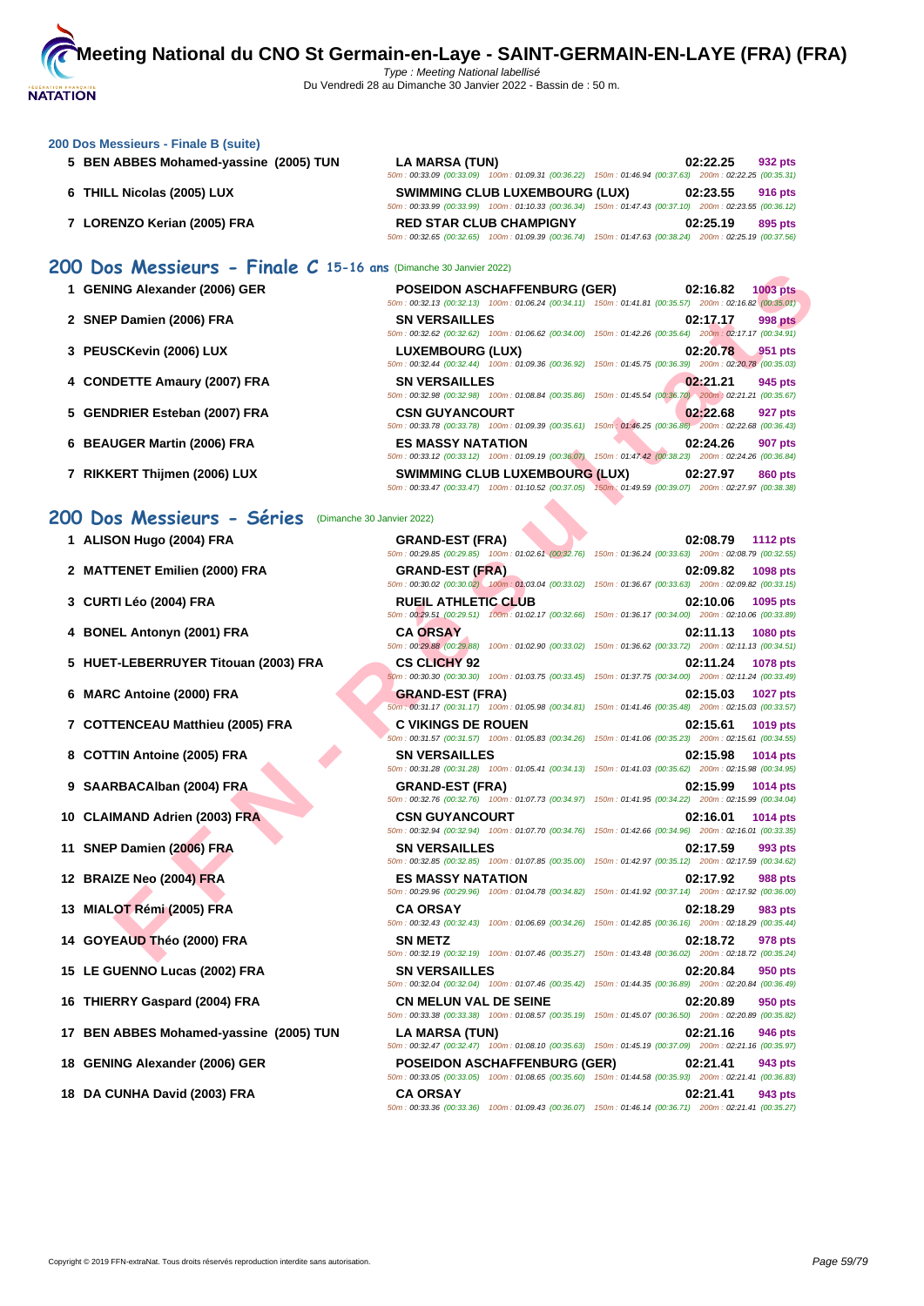# Meeting National du CNO St Germain-en-Laye - SAINT-GERMAIN-EN-LAYE (FRA) (FRA)

*Type : Meeting National labellisé*
Du Vendredi 28 au Dimanche 30 Janvier 2022 - Bassin de : 50 m.

### 200 Dos Messieurs - Finale B (suite)

| Rang | Nom | Club | Temps | Points |
|---|---|---|---|---|
| 5 | BEN ABBES Mohamed-yassine (2005) TUN | LA MARSA (TUN) | 02:22.25 | 932 pts |
| | | 50m : 00:33.09 (00:33.09) 100m : 01:09.31 (00:36.22) 150m : 01:46.94 (00:37.63) 200m : 02:22.25 (00:35.31) | | |
| 6 | THILL Nicolas (2005) LUX | SWIMMING CLUB LUXEMBOURG (LUX) | 02:23.55 | 916 pts |
| | | 50m : 00:33.99 (00:33.99) 100m : 01:10.33 (00:36.34) 150m : 01:47.43 (00:37.10) 200m : 02:23.55 (00:36.12) | | |
| 7 | LORENZO Kerian (2005) FRA | RED STAR CLUB CHAMPIGNY | 02:25.19 | 895 pts |
| | | 50m : 00:32.65 (00:32.65) 100m : 01:09.39 (00:36.74) 150m : 01:47.63 (00:38.24) 200m : 02:25.19 (00:37.56) | | |

## 200 Dos Messieurs - Finale C 15-16 ans (Dimanche 30 Janvier 2022)

| Rang | Nom | Club | Temps | Points |
|---|---|---|---|---|
| 1 | GENING Alexander (2006) GER | POSEIDON ASCHAFFENBURG (GER) | 02:16.82 | 1003 pts |
| | | 50m : 00:32.13 (00:32.13) 100m : 01:06.24 (00:34.11) 150m : 01:41.81 (00:35.57) 200m : 02:16.82 (00:35.01) | | |
| 2 | SNEP Damien (2006) FRA | SN VERSAILLES | 02:17.17 | 998 pts |
| | | 50m : 00:32.62 (00:32.62) 100m : 01:06.62 (00:34.00) 150m : 01:42.26 (00:35.64) 200m : 02:17.17 (00:34.91) | | |
| 3 | PEUSCKevin (2006) LUX | LUXEMBOURG (LUX) | 02:20.78 | 951 pts |
| | | 50m : 00:32.44 (00:32.44) 100m : 01:09.36 (00:36.92) 150m : 01:45.75 (00:36.39) 200m : 02:20.78 (00:35.03) | | |
| 4 | CONDETTE Amaury (2007) FRA | SN VERSAILLES | 02:21.21 | 945 pts |
| | | 50m : 00:32.98 (00:32.98) 100m : 01:08.84 (00:35.86) 150m : 01:45.54 (00:36.70) 200m : 02:21.21 (00:35.67) | | |
| 5 | GENDRIER Esteban (2007) FRA | CSN GUYANCOURT | 02:22.68 | 927 pts |
| | | 50m : 00:33.78 (00:33.78) 100m : 01:09.39 (00:35.61) 150m : 01:46.25 (00:36.86) 200m : 02:22.68 (00:36.43) | | |
| 6 | BEAUGER Martin (2006) FRA | ES MASSY NATATION | 02:24.26 | 907 pts |
| | | 50m : 00:33.12 (00:33.12) 100m : 01:09.19 (00:36.07) 150m : 01:47.42 (00:38.23) 200m : 02:24.26 (00:36.84) | | |
| 7 | RIKKERT Thijmen (2006) LUX | SWIMMING CLUB LUXEMBOURG (LUX) | 02:27.97 | 860 pts |
| | | 50m : 00:33.47 (00:33.47) 100m : 01:10.52 (00:37.05) 150m : 01:49.59 (00:39.07) 200m : 02:27.97 (00:38.38) | | |

## 200 Dos Messieurs - Séries (Dimanche 30 Janvier 2022)

| Rang | Nom | Club | Temps | Points |
|---|---|---|---|---|
| 1 | ALISON Hugo (2004) FRA | GRAND-EST (FRA) | 02:08.79 | 1112 pts |
| | | 50m : 00:29.85 (00:29.85) 100m : 01:02.61 (00:32.76) 150m : 01:36.24 (00:33.63) 200m : 02:08.79 (00:32.55) | | |
| 2 | MATTENET Emilien (2000) FRA | GRAND-EST (FRA) | 02:09.82 | 1098 pts |
| | | 50m : 00:30.02 (00:30.02) 100m : 01:03.04 (00:33.02) 150m : 01:36.67 (00:33.63) 200m : 02:09.82 (00:33.15) | | |
| 3 | CURTI Léo (2004) FRA | RUEIL ATHLETIC CLUB | 02:10.06 | 1095 pts |
| | | 50m : 00:29.51 (00:29.51) 100m : 01:02.17 (00:32.66) 150m : 01:36.17 (00:34.00) 200m : 02:10.06 (00:33.89) | | |
| 4 | BONEL Antonyn (2001) FRA | CA ORSAY | 02:11.13 | 1080 pts |
| | | 50m : 00:29.88 (00:29.88) 100m : 01:02.90 (00:33.02) 150m : 01:36.62 (00:33.72) 200m : 02:11.13 (00:34.51) | | |
| 5 | HUET-LEBERRUYER Titouan (2003) FRA | CS CLICHY 92 | 02:11.24 | 1078 pts |
| | | 50m : 00:30.30 (00:30.30) 100m : 01:03.75 (00:33.45) 150m : 01:37.75 (00:34.00) 200m : 02:11.24 (00:33.49) | | |
| 6 | MARC Antoine (2000) FRA | GRAND-EST (FRA) | 02:15.03 | 1027 pts |
| | | 50m : 00:31.17 (00:31.17) 100m : 01:05.98 (00:34.81) 150m : 01:41.46 (00:35.48) 200m : 02:15.03 (00:33.57) | | |
| 7 | COTTENCEAU Matthieu (2005) FRA | C VIKINGS DE ROUEN | 02:15.61 | 1019 pts |
| | | 50m : 00:31.57 (00:31.57) 100m : 01:05.83 (00:34.26) 150m : 01:41.06 (00:35.23) 200m : 02:15.61 (00:34.55) | | |
| 8 | COTTIN Antoine (2005) FRA | SN VERSAILLES | 02:15.98 | 1014 pts |
| | | 50m : 00:31.28 (00:31.28) 100m : 01:05.41 (00:34.13) 150m : 01:41.03 (00:35.62) 200m : 02:15.98 (00:34.95) | | |
| 9 | SAARBACAlban (2004) FRA | GRAND-EST (FRA) | 02:15.99 | 1014 pts |
| | | 50m : 00:32.76 (00:32.76) 100m : 01:07.73 (00:34.97) 150m : 01:41.95 (00:34.22) 200m : 02:15.99 (00:34.04) | | |
| 10 | CLAIMAND Adrien (2003) FRA | CSN GUYANCOURT | 02:16.01 | 1014 pts |
| | | 50m : 00:32.94 (00:32.94) 100m : 01:07.70 (00:34.76) 150m : 01:42.66 (00:34.96) 200m : 02:16.01 (00:33.35) | | |
| 11 | SNEP Damien (2006) FRA | SN VERSAILLES | 02:17.59 | 993 pts |
| | | 50m : 00:32.85 (00:32.85) 100m : 01:07.85 (00:35.00) 150m : 01:42.97 (00:35.12) 200m : 02:17.59 (00:34.62) | | |
| 12 | BRAIZE Neo (2004) FRA | ES MASSY NATATION | 02:17.92 | 988 pts |
| | | 50m : 00:29.96 (00:29.96) 100m : 01:04.78 (00:34.82) 150m : 01:41.92 (00:37.14) 200m : 02:17.92 (00:36.00) | | |
| 13 | MIALOT Rémi (2005) FRA | CA ORSAY | 02:18.29 | 983 pts |
| | | 50m : 00:32.43 (00:32.43) 100m : 01:06.69 (00:34.26) 150m : 01:42.85 (00:36.16) 200m : 02:18.29 (00:35.44) | | |
| 14 | GOYEAUD Théo (2000) FRA | SN METZ | 02:18.72 | 978 pts |
| | | 50m : 00:32.19 (00:32.19) 100m : 01:07.46 (00:35.27) 150m : 01:43.48 (00:36.02) 200m : 02:18.72 (00:35.24) | | |
| 15 | LE GUENNO Lucas (2002) FRA | SN VERSAILLES | 02:20.84 | 950 pts |
| | | 50m : 00:32.04 (00:32.04) 100m : 01:07.46 (00:35.42) 150m : 01:44.35 (00:36.89) 200m : 02:20.84 (00:36.49) | | |
| 16 | THIERRY Gaspard (2004) FRA | CN MELUN VAL DE SEINE | 02:20.89 | 950 pts |
| | | 50m : 00:33.38 (00:33.38) 100m : 01:08.57 (00:35.19) 150m : 01:45.07 (00:36.50) 200m : 02:20.89 (00:35.82) | | |
| 17 | BEN ABBES Mohamed-yassine (2005) TUN | LA MARSA (TUN) | 02:21.16 | 946 pts |
| | | 50m : 00:32.47 (00:32.47) 100m : 01:08.10 (00:35.63) 150m : 01:45.19 (00:37.09) 200m : 02:21.16 (00:35.97) | | |
| 18 | GENING Alexander (2006) GER | POSEIDON ASCHAFFENBURG (GER) | 02:21.41 | 943 pts |
| | | 50m : 00:33.05 (00:33.05) 100m : 01:08.65 (00:35.60) 150m : 01:44.58 (00:35.93) 200m : 02:21.41 (00:36.83) | | |
| 18 | DA CUNHA David (2003) FRA | CA ORSAY | 02:21.41 | 943 pts |
| | | 50m : 00:33.36 (00:33.36) 100m : 01:09.43 (00:36.07) 150m : 01:46.14 (00:36.71) 200m : 02:21.41 (00:35.27) | | |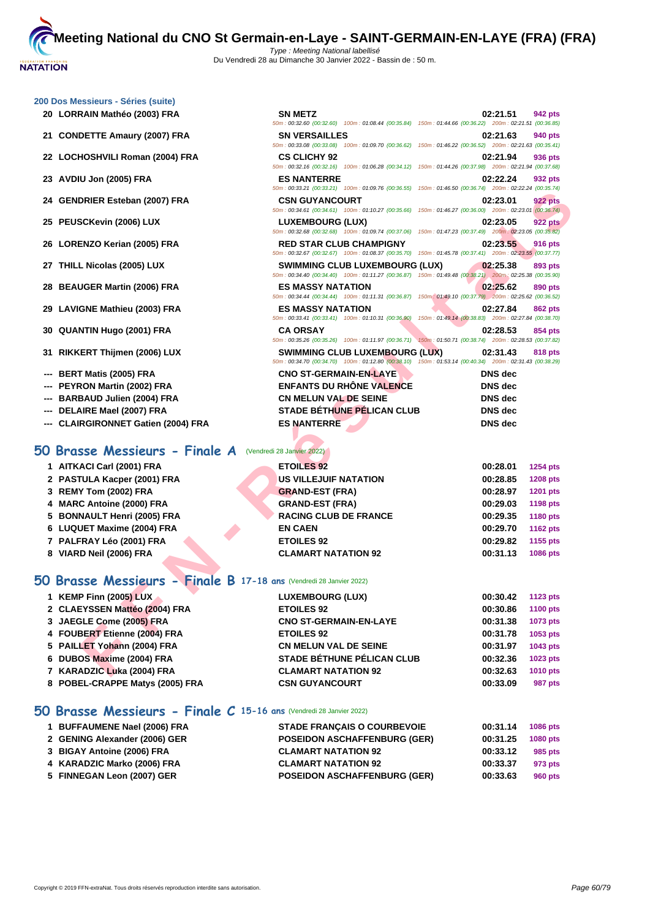# Meeting National du CNO St Germain-en-Laye - SAINT-GERMAIN-EN-LAYE (FRA) (FRA)

*Type : Meeting National labellisé*

Du Vendredi 28 au Dimanche 30 Janvier 2022 - Bassin de : 50 m.

### 200 Dos Messieurs - Séries (suite)

| Place | Nom | Club | Temps | Points |
|---|---|---|---|---|
| 20 | LORRAIN Mathéo (2003) FRA | SN METZ | 02:21.51 | 942 pts |
| | | 50m : 00:32.60 (00:32.60) 100m : 01:08.44 (00:35.84) 150m : 01:44.66 (00:36.22) 200m : 02:21.51 (00:36.85) | | |
| 21 | CONDETTE Amaury (2007) FRA | SN VERSAILLES | 02:21.63 | 940 pts |
| | | 50m : 00:33.08 (00:33.08) 100m : 01:09.70 (00:36.62) 150m : 01:46.22 (00:36.52) 200m : 02:21.63 (00:35.41) | | |
| 22 | LOCHOSHVILI Roman (2004) FRA | CS CLICHY 92 | 02:21.94 | 936 pts |
| | | 50m : 00:32.16 (00:32.16) 100m : 01:06.28 (00:34.12) 150m : 01:44.26 (00:37.98) 200m : 02:21.94 (00:37.68) | | |
| 23 | AVDIU Jon (2005) FRA | ES NANTERRE | 02:22.24 | 932 pts |
| | | 50m : 00:33.21 (00:33.21) 100m : 01:09.76 (00:36.55) 150m : 01:46.50 (00:36.74) 200m : 02:22.24 (00:35.74) | | |
| 24 | GENDRIER Esteban (2007) FRA | CSN GUYANCOURT | 02:23.01 | 922 pts |
| | | 50m : 00:34.61 (00:34.61) 100m : 01:10.27 (00:35.66) 150m : 01:46.27 (00:36.00) 200m : 02:23.01 (00:36.74) | | |
| 25 | PEUSCKevin (2006) LUX | LUXEMBOURG (LUX) | 02:23.05 | 922 pts |
| | | 50m : 00:32.68 (00:32.68) 100m : 01:09.74 (00:37.06) 150m : 01:47.23 (00:37.49) 200m : 02:23.05 (00:35.82) | | |
| 26 | LORENZO Kerian (2005) FRA | RED STAR CLUB CHAMPIGNY | 02:23.55 | 916 pts |
| | | 50m : 00:32.67 (00:32.67) 100m : 01:08.37 (00:35.70) 150m : 01:45.78 (00:37.41) 200m : 02:23.55 (00:37.77) | | |
| 27 | THILL Nicolas (2005) LUX | SWIMMING CLUB LUXEMBOURG (LUX) | 02:25.38 | 893 pts |
| | | 50m : 00:34.40 (00:34.40) 100m : 01:11.27 (00:36.87) 150m : 01:49.48 (00:38.21) 200m : 02:25.38 (00:35.90) | | |
| 28 | BEAUGER Martin (2006) FRA | ES MASSY NATATION | 02:25.62 | 890 pts |
| | | 50m : 00:34.44 (00:34.44) 100m : 01:11.31 (00:36.87) 150m : 01:49.10 (00:37.79) 200m : 02:25.62 (00:36.52) | | |
| 29 | LAVIGNE Mathieu (2003) FRA | ES MASSY NATATION | 02:27.84 | 862 pts |
| | | 50m : 00:33.41 (00:33.41) 100m : 01:10.31 (00:36.90) 150m : 01:49.14 (00:38.83) 200m : 02:27.84 (00:38.70) | | |
| 30 | QUANTIN Hugo (2001) FRA | CA ORSAY | 02:28.53 | 854 pts |
| | | 50m : 00:35.26 (00:35.26) 100m : 01:11.97 (00:36.71) 150m : 01:50.71 (00:38.74) 200m : 02:28.53 (00:37.82) | | |
| 31 | RIKKERT Thijmen (2006) LUX | SWIMMING CLUB LUXEMBOURG (LUX) | 02:31.43 | 818 pts |
| | | 50m : 00:34.70 (00:34.70) 100m : 01:12.80 (00:38.10) 150m : 01:53.14 (00:40.34) 200m : 02:31.43 (00:38.29) | | |
| --- | BERT Matis (2005) FRA | CNO ST-GERMAIN-EN-LAYE | DNS dec | |
| --- | PEYRON Martin (2002) FRA | ENFANTS DU RHÔNE VALENCE | DNS dec | |
| --- | BARBAUD Julien (2004) FRA | CN MELUN VAL DE SEINE | DNS dec | |
| --- | DELAIRE Mael (2007) FRA | STADE BÉTHUNE PÉLICAN CLUB | DNS dec | |
| --- | CLAIRGIRONNET Gatien (2004) FRA | ES NANTERRE | DNS dec | |

## 50 Brasse Messieurs - Finale A (Vendredi 28 Janvier 2022)

| Place | Nom | Club | Temps | Points |
|---|---|---|---|---|
| 1 | AITKACI Carl (2001) FRA | ETOILES 92 | 00:28.01 | 1254 pts |
| 2 | PASTULA Kacper (2001) FRA | US VILLEJUIF NATATION | 00:28.85 | 1208 pts |
| 3 | REMY Tom (2002) FRA | GRAND-EST (FRA) | 00:28.97 | 1201 pts |
| 4 | MARC Antoine (2000) FRA | GRAND-EST (FRA) | 00:29.03 | 1198 pts |
| 5 | BONNAULT Henri (2005) FRA | RACING CLUB DE FRANCE | 00:29.35 | 1180 pts |
| 6 | LUQUET Maxime (2004) FRA | EN CAEN | 00:29.70 | 1162 pts |
| 7 | PALFRAY Léo (2001) FRA | ETOILES 92 | 00:29.82 | 1155 pts |
| 8 | VIARD Neil (2006) FRA | CLAMART NATATION 92 | 00:31.13 | 1086 pts |

## 50 Brasse Messieurs - Finale B 17-18 ans (Vendredi 28 Janvier 2022)

| Place | Nom | Club | Temps | Points |
|---|---|---|---|---|
| 1 | KEMP Finn (2005) LUX | LUXEMBOURG (LUX) | 00:30.42 | 1123 pts |
| 2 | CLAEYSSEN Mattéo (2004) FRA | ETOILES 92 | 00:30.86 | 1100 pts |
| 3 | JAEGLE Come (2005) FRA | CNO ST-GERMAIN-EN-LAYE | 00:31.38 | 1073 pts |
| 4 | FOUBERT Etienne (2004) FRA | ETOILES 92 | 00:31.78 | 1053 pts |
| 5 | PAILLET Yohann (2004) FRA | CN MELUN VAL DE SEINE | 00:31.97 | 1043 pts |
| 6 | DUBOS Maxime (2004) FRA | STADE BÉTHUNE PÉLICAN CLUB | 00:32.36 | 1023 pts |
| 7 | KARADZIC Luka (2004) FRA | CLAMART NATATION 92 | 00:32.63 | 1010 pts |
| 8 | POBEL-CRAPPE Matys (2005) FRA | CSN GUYANCOURT | 00:33.09 | 987 pts |

## 50 Brasse Messieurs - Finale C 15-16 ans (Vendredi 28 Janvier 2022)

| Place | Nom | Club | Temps | Points |
|---|---|---|---|---|
| 1 | BUFFAUMENE Nael (2006) FRA | STADE FRANÇAIS O COURBEVOIE | 00:31.14 | 1086 pts |
| 2 | GENING Alexander (2006) GER | POSEIDON ASCHAFFENBURG (GER) | 00:31.25 | 1080 pts |
| 3 | BIGAY Antoine (2006) FRA | CLAMART NATATION 92 | 00:33.12 | 985 pts |
| 4 | KARADZIC Marko (2006) FRA | CLAMART NATATION 92 | 00:33.37 | 973 pts |
| 5 | FINNEGAN Leon (2007) GER | POSEIDON ASCHAFFENBURG (GER) | 00:33.63 | 960 pts |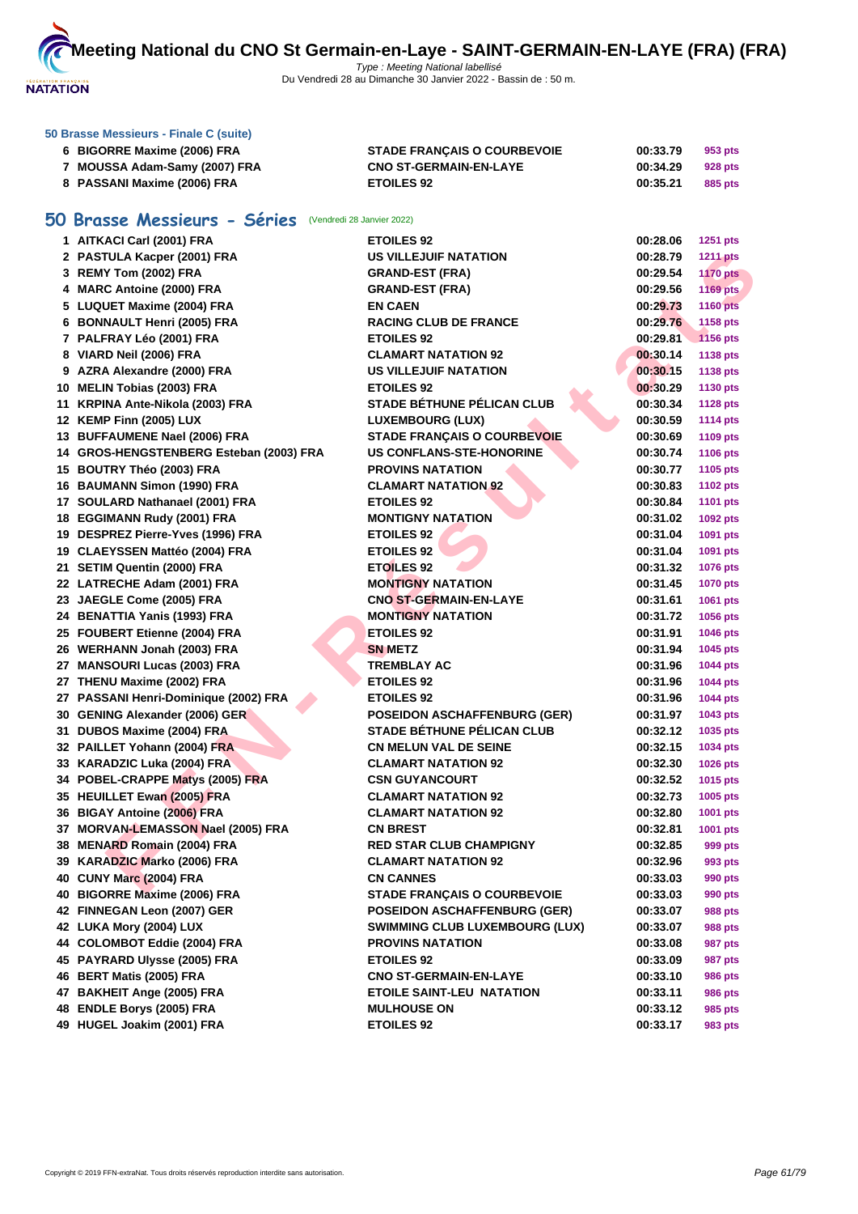### 50 Brasse Messieurs - Finale C (suite)

| | | | | |
|---|---|---|---|---|
| 6 | BIGORRE Maxime (2006) FRA | STADE FRANÇAIS O COURBEVOIE | 00:33.79 | 953 pts |
| 7 | MOUSSA Adam-Samy (2007) FRA | CNO ST-GERMAIN-EN-LAYE | 00:34.29 | 928 pts |
| 8 | PASSANI Maxime (2006) FRA | ETOILES 92 | 00:35.21 | 885 pts |

## 50 Brasse Messieurs - Séries (Vendredi 28 Janvier 2022)

| | | | | |
|---|---|---|---|---|
| 1 | AITKACI Carl (2001) FRA | ETOILES 92 | 00:28.06 | 1251 pts |
| 2 | PASTULA Kacper (2001) FRA | US VILLEJUIF NATATION | 00:28.79 | 1211 pts |
| 3 | REMY Tom (2002) FRA | GRAND-EST (FRA) | 00:29.54 | 1170 pts |
| 4 | MARC Antoine (2000) FRA | GRAND-EST (FRA) | 00:29.56 | 1169 pts |
| 5 | LUQUET Maxime (2004) FRA | EN CAEN | 00:29.73 | 1160 pts |
| 6 | BONNAULT Henri (2005) FRA | RACING CLUB DE FRANCE | 00:29.76 | 1158 pts |
| 7 | PALFRAY Léo (2001) FRA | ETOILES 92 | 00:29.81 | 1156 pts |
| 8 | VIARD Neil (2006) FRA | CLAMART NATATION 92 | 00:30.14 | 1138 pts |
| 9 | AZRA Alexandre (2000) FRA | US VILLEJUIF NATATION | 00:30.15 | 1138 pts |
| 10 | MELIN Tobias (2003) FRA | ETOILES 92 | 00:30.29 | 1130 pts |
| 11 | KRPINA Ante-Nikola (2003) FRA | STADE BÉTHUNE PÉLICAN CLUB | 00:30.34 | 1128 pts |
| 12 | KEMP Finn (2005) LUX | LUXEMBOURG (LUX) | 00:30.59 | 1114 pts |
| 13 | BUFFAUMENE Nael (2006) FRA | STADE FRANÇAIS O COURBEVOIE | 00:30.69 | 1109 pts |
| 14 | GROS-HENGSTENBERG Esteban (2003) FRA | US CONFLANS-STE-HONORINE | 00:30.74 | 1106 pts |
| 15 | BOUTRY Théo (2003) FRA | PROVINS NATATION | 00:30.77 | 1105 pts |
| 16 | BAUMANN Simon (1990) FRA | CLAMART NATATION 92 | 00:30.83 | 1102 pts |
| 17 | SOULARD Nathanael (2001) FRA | ETOILES 92 | 00:30.84 | 1101 pts |
| 18 | EGGIMANN Rudy (2001) FRA | MONTIGNY NATATION | 00:31.02 | 1092 pts |
| 19 | DESPREZ Pierre-Yves (1996) FRA | ETOILES 92 | 00:31.04 | 1091 pts |
| 19 | CLAEYSSEN Mattéo (2004) FRA | ETOILES 92 | 00:31.04 | 1091 pts |
| 21 | SETIM Quentin (2000) FRA | ETOILES 92 | 00:31.32 | 1076 pts |
| 22 | LATRECHE Adam (2001) FRA | MONTIGNY NATATION | 00:31.45 | 1070 pts |
| 23 | JAEGLE Come (2005) FRA | CNO ST-GERMAIN-EN-LAYE | 00:31.61 | 1061 pts |
| 24 | BENATTIA Yanis (1993) FRA | MONTIGNY NATATION | 00:31.72 | 1056 pts |
| 25 | FOUBERT Etienne (2004) FRA | ETOILES 92 | 00:31.91 | 1046 pts |
| 26 | WERHANN Jonah (2003) FRA | SN METZ | 00:31.94 | 1045 pts |
| 27 | MANSOURI Lucas (2003) FRA | TREMBLAY AC | 00:31.96 | 1044 pts |
| 27 | THENU Maxime (2002) FRA | ETOILES 92 | 00:31.96 | 1044 pts |
| 27 | PASSANI Henri-Dominique (2002) FRA | ETOILES 92 | 00:31.96 | 1044 pts |
| 30 | GENING Alexander (2006) GER | POSEIDON ASCHAFFENBURG (GER) | 00:31.97 | 1043 pts |
| 31 | DUBOS Maxime (2004) FRA | STADE BÉTHUNE PÉLICAN CLUB | 00:32.12 | 1035 pts |
| 32 | PAILLET Yohann (2004) FRA | CN MELUN VAL DE SEINE | 00:32.15 | 1034 pts |
| 33 | KARADZIC Luka (2004) FRA | CLAMART NATATION 92 | 00:32.30 | 1026 pts |
| 34 | POBEL-CRAPPE Matys (2005) FRA | CSN GUYANCOURT | 00:32.52 | 1015 pts |
| 35 | HEUILLET Ewan (2005) FRA | CLAMART NATATION 92 | 00:32.73 | 1005 pts |
| 36 | BIGAY Antoine (2006) FRA | CLAMART NATATION 92 | 00:32.80 | 1001 pts |
| 37 | MORVAN-LEMASSON Nael (2005) FRA | CN BREST | 00:32.81 | 1001 pts |
| 38 | MENARD Romain (2004) FRA | RED STAR CLUB CHAMPIGNY | 00:32.85 | 999 pts |
| 39 | KARADZIC Marko (2006) FRA | CLAMART NATATION 92 | 00:32.96 | 993 pts |
| 40 | CUNY Marc (2004) FRA | CN CANNES | 00:33.03 | 990 pts |
| 40 | BIGORRE Maxime (2006) FRA | STADE FRANÇAIS O COURBEVOIE | 00:33.03 | 990 pts |
| 42 | FINNEGAN Leon (2007) GER | POSEIDON ASCHAFFENBURG (GER) | 00:33.07 | 988 pts |
| 42 | LUKA Mory (2004) LUX | SWIMMING CLUB LUXEMBOURG (LUX) | 00:33.07 | 988 pts |
| 44 | COLOMBOT Eddie (2004) FRA | PROVINS NATATION | 00:33.08 | 987 pts |
| 45 | PAYRARD Ulysse (2005) FRA | ETOILES 92 | 00:33.09 | 987 pts |
| 46 | BERT Matis (2005) FRA | CNO ST-GERMAIN-EN-LAYE | 00:33.10 | 986 pts |
| 47 | BAKHEIT Ange (2005) FRA | ETOILE SAINT-LEU NATATION | 00:33.11 | 986 pts |
| 48 | ENDLE Borys (2005) FRA | MULHOUSE ON | 00:33.12 | 985 pts |
| 49 | HUGEL Joakim (2001) FRA | ETOILES 92 | 00:33.17 | 983 pts |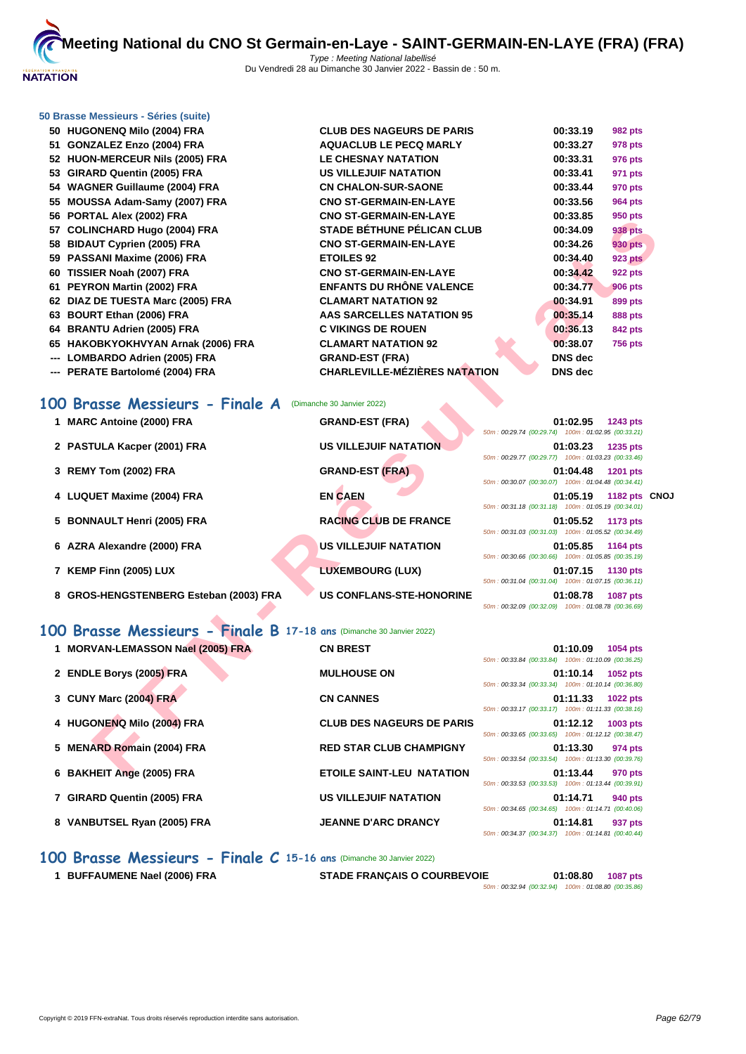# Meeting National du CNO St Germain-en-Laye - SAINT-GERMAIN-EN-LAYE (FRA) (FRA)

*Type : Meeting National labellisé*
Du Vendredi 28 au Dimanche 30 Janvier 2022 - Bassin de : 50 m.

### 50 Brasse Messieurs - Séries (suite)

| | | | | |
|---|---|---|---|---|
| 50 | HUGONENQ Milo (2004) FRA | CLUB DES NAGEURS DE PARIS | 00:33.19 | 982 pts |
| 51 | GONZALEZ Enzo (2004) FRA | AQUACLUB LE PECQ MARLY | 00:33.27 | 978 pts |
| 52 | HUON-MERCEUR Nils (2005) FRA | LE CHESNAY NATATION | 00:33.31 | 976 pts |
| 53 | GIRARD Quentin (2005) FRA | US VILLEJUIF NATATION | 00:33.41 | 971 pts |
| 54 | WAGNER Guillaume (2004) FRA | CN CHALON-SUR-SAONE | 00:33.44 | 970 pts |
| 55 | MOUSSA Adam-Samy (2007) FRA | CNO ST-GERMAIN-EN-LAYE | 00:33.56 | 964 pts |
| 56 | PORTAL Alex (2002) FRA | CNO ST-GERMAIN-EN-LAYE | 00:33.85 | 950 pts |
| 57 | COLINCHARD Hugo (2004) FRA | STADE BÉTHUNE PÉLICAN CLUB | 00:34.09 | 938 pts |
| 58 | BIDAUT Cyprien (2005) FRA | CNO ST-GERMAIN-EN-LAYE | 00:34.26 | 930 pts |
| 59 | PASSANI Maxime (2006) FRA | ETOILES 92 | 00:34.40 | 923 pts |
| 60 | TISSIER Noah (2007) FRA | CNO ST-GERMAIN-EN-LAYE | 00:34.42 | 922 pts |
| 61 | PEYRON Martin (2002) FRA | ENFANTS DU RHÔNE VALENCE | 00:34.77 | 906 pts |
| 62 | DIAZ DE TUESTA Marc (2005) FRA | CLAMART NATATION 92 | 00:34.91 | 899 pts |
| 63 | BOURT Ethan (2006) FRA | AAS SARCELLES NATATION 95 | 00:35.14 | 888 pts |
| 64 | BRANTU Adrien (2005) FRA | C VIKINGS DE ROUEN | 00:36.13 | 842 pts |
| 65 | HAKOBKYOKHVYAN Arnak (2006) FRA | CLAMART NATATION 92 | 00:38.07 | 756 pts |
| --- | LOMBARDO Adrien (2005) FRA | GRAND-EST (FRA) | DNS dec | |
| --- | PERATE Bartolomé (2004) FRA | CHARLEVILLE-MÉZIÈRES NATATION | DNS dec | |

## 100 Brasse Messieurs - Finale A (Dimanche 30 Janvier 2022)

| | | | | | |
|---|---|---|---|---|---|
| 1 | MARC Antoine (2000) FRA | GRAND-EST (FRA) | 01:02.95 | 1243 pts | |
| | | | 50m : 00:29.74 (00:29.74) 100m : 01:02.95 (00:33.21) | | |
| 2 | PASTULA Kacper (2001) FRA | US VILLEJUIF NATATION | 01:03.23 | 1235 pts | |
| | | | 50m : 00:29.77 (00:29.77) 100m : 01:03.23 (00:33.46) | | |
| 3 | REMY Tom (2002) FRA | GRAND-EST (FRA) | 01:04.48 | 1201 pts | |
| | | | 50m : 00:30.07 (00:30.07) 100m : 01:04.48 (00:34.41) | | |
| 4 | LUQUET Maxime (2004) FRA | EN CAEN | 01:05.19 | 1182 pts | CNOJ |
| | | | 50m : 00:31.18 (00:31.18) 100m : 01:05.19 (00:34.01) | | |
| 5 | BONNAULT Henri (2005) FRA | RACING CLUB DE FRANCE | 01:05.52 | 1173 pts | |
| | | | 50m : 00:31.03 (00:31.03) 100m : 01:05.52 (00:34.49) | | |
| 6 | AZRA Alexandre (2000) FRA | US VILLEJUIF NATATION | 01:05.85 | 1164 pts | |
| | | | 50m : 00:30.66 (00:30.66) 100m : 01:05.85 (00:35.19) | | |
| 7 | KEMP Finn (2005) LUX | LUXEMBOURG (LUX) | 01:07.15 | 1130 pts | |
| | | | 50m : 00:31.04 (00:31.04) 100m : 01:07.15 (00:36.11) | | |
| 8 | GROS-HENGSTENBERG Esteban (2003) FRA | US CONFLANS-STE-HONORINE | 01:08.78 | 1087 pts | |
| | | | 50m : 00:32.09 (00:32.09) 100m : 01:08.78 (00:36.69) | | |

## 100 Brasse Messieurs - Finale B 17-18 ans (Dimanche 30 Janvier 2022)

| | | | | |
|---|---|---|---|---|
| 1 | MORVAN-LEMASSON Nael (2005) FRA | CN BREST | 01:10.09 | 1054 pts |
| | | | 50m : 00:33.84 (00:33.84) 100m : 01:10.09 (00:36.25) | |
| 2 | ENDLE Borys (2005) FRA | MULHOUSE ON | 01:10.14 | 1052 pts |
| | | | 50m : 00:33.34 (00:33.34) 100m : 01:10.14 (00:36.80) | |
| 3 | CUNY Marc (2004) FRA | CN CANNES | 01:11.33 | 1022 pts |
| | | | 50m : 00:33.17 (00:33.17) 100m : 01:11.33 (00:38.16) | |
| 4 | HUGONENQ Milo (2004) FRA | CLUB DES NAGEURS DE PARIS | 01:12.12 | 1003 pts |
| | | | 50m : 00:33.65 (00:33.65) 100m : 01:12.12 (00:38.47) | |
| 5 | MENARD Romain (2004) FRA | RED STAR CLUB CHAMPIGNY | 01:13.30 | 974 pts |
| | | | 50m : 00:33.54 (00:33.54) 100m : 01:13.30 (00:39.76) | |
| 6 | BAKHEIT Ange (2005) FRA | ETOILE SAINT-LEU NATATION | 01:13.44 | 970 pts |
| | | | 50m : 00:33.53 (00:33.53) 100m : 01:13.44 (00:39.91) | |
| 7 | GIRARD Quentin (2005) FRA | US VILLEJUIF NATATION | 01:14.71 | 940 pts |
| | | | 50m : 00:34.65 (00:34.65) 100m : 01:14.71 (00:40.06) | |
| 8 | VANBUTSEL Ryan (2005) FRA | JEANNE D'ARC DRANCY | 01:14.81 | 937 pts |
| | | | 50m : 00:34.37 (00:34.37) 100m : 01:14.81 (00:40.44) | |

## 100 Brasse Messieurs - Finale C 15-16 ans (Dimanche 30 Janvier 2022)

| | | | | |
|---|---|---|---|---|
| 1 | BUFFAUMENE Nael (2006) FRA | STADE FRANÇAIS O COURBEVOIE | 01:08.80 | 1087 pts |
| | | | 50m : 00:32.94 (00:32.94) 100m : 01:08.80 (00:35.86) | |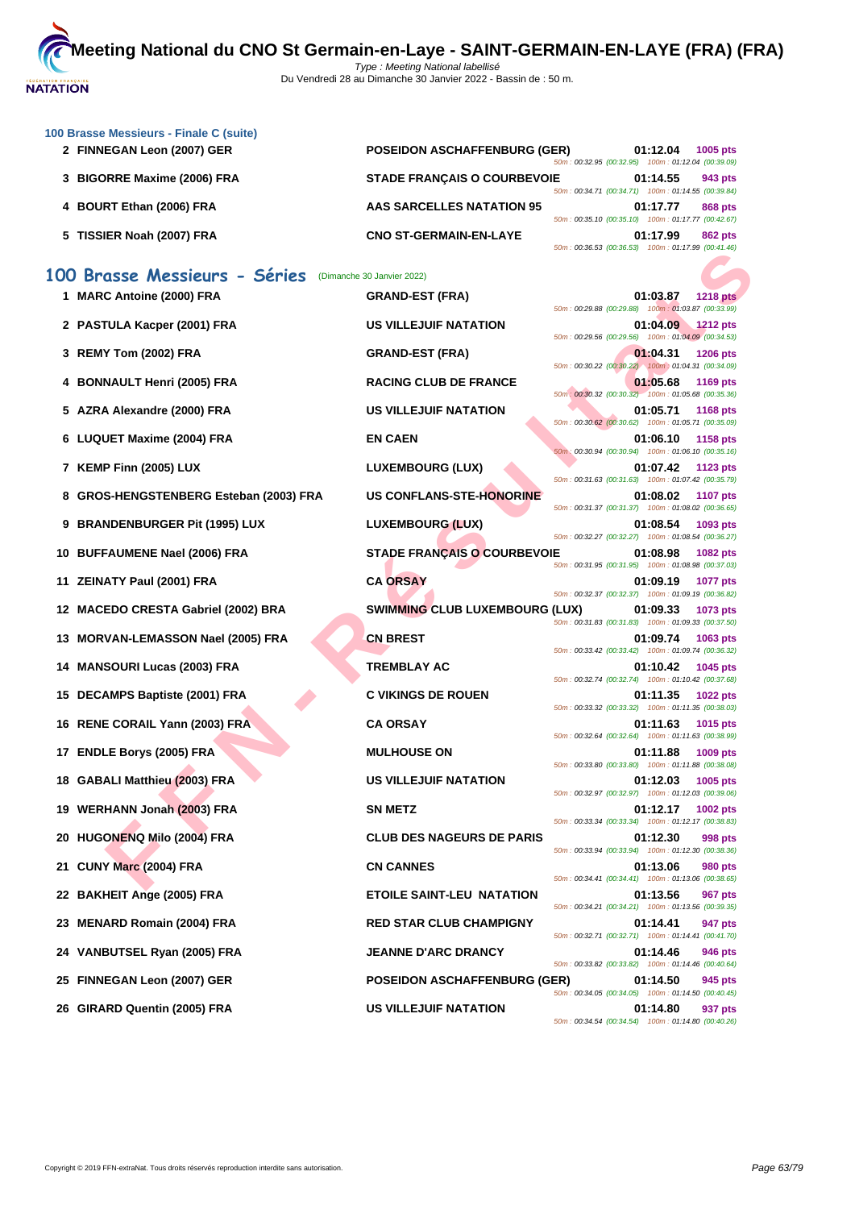### 100 Brasse Messieurs - Finale C (suite)

| Rang | Nageur | Club | Temps | Points | Splits |
|---|---|---|---|---|---|
| 2 | FINNEGAN Leon (2007) GER | POSEIDON ASCHAFFENBURG (GER) | 01:12.04 | 1005 pts | 50m : 00:32.95 (00:32.95) 100m : 01:12.04 (00:39.09) |
| 3 | BIGORRE Maxime (2006) FRA | STADE FRANÇAIS O COURBEVOIE | 01:14.55 | 943 pts | 50m : 00:34.71 (00:34.71) 100m : 01:14.55 (00:39.84) |
| 4 | BOURT Ethan (2006) FRA | AAS SARCELLES NATATION 95 | 01:17.77 | 868 pts | 50m : 00:35.10 (00:35.10) 100m : 01:17.77 (00:42.67) |
| 5 | TISSIER Noah (2007) FRA | CNO ST-GERMAIN-EN-LAYE | 01:17.99 | 862 pts | 50m : 00:36.53 (00:36.53) 100m : 01:17.99 (00:41.46) |

## 100 Brasse Messieurs - Séries (Dimanche 30 Janvier 2022)

| Rang | Nageur | Club | Temps | Points | Splits |
|---|---|---|---|---|---|
| 1 | MARC Antoine (2000) FRA | GRAND-EST (FRA) | 01:03.87 | 1218 pts | 50m : 00:29.88 (00:29.88) 100m : 01:03.87 (00:33.99) |
| 2 | PASTULA Kacper (2001) FRA | US VILLEJUIF NATATION | 01:04.09 | 1212 pts | 50m : 00:29.56 (00:29.56) 100m : 01:04.09 (00:34.53) |
| 3 | REMY Tom (2002) FRA | GRAND-EST (FRA) | 01:04.31 | 1206 pts | 50m : 00:30.22 (00:30.22) 100m : 01:04.31 (00:34.09) |
| 4 | BONNAULT Henri (2005) FRA | RACING CLUB DE FRANCE | 01:05.68 | 1169 pts | 50m : 00:30.32 (00:30.32) 100m : 01:05.68 (00:35.36) |
| 5 | AZRA Alexandre (2000) FRA | US VILLEJUIF NATATION | 01:05.71 | 1168 pts | 50m : 00:30.62 (00:30.62) 100m : 01:05.71 (00:35.09) |
| 6 | LUQUET Maxime (2004) FRA | EN CAEN | 01:06.10 | 1158 pts | 50m : 00:30.94 (00:30.94) 100m : 01:06.10 (00:35.16) |
| 7 | KEMP Finn (2005) LUX | LUXEMBOURG (LUX) | 01:07.42 | 1123 pts | 50m : 00:31.63 (00:31.63) 100m : 01:07.42 (00:35.79) |
| 8 | GROS-HENGSTENBERG Esteban (2003) FRA | US CONFLANS-STE-HONORINE | 01:08.02 | 1107 pts | 50m : 00:31.37 (00:31.37) 100m : 01:08.02 (00:36.65) |
| 9 | BRANDENBURGER Pit (1995) LUX | LUXEMBOURG (LUX) | 01:08.54 | 1093 pts | 50m : 00:32.27 (00:32.27) 100m : 01:08.54 (00:36.27) |
| 10 | BUFFAUMENE Nael (2006) FRA | STADE FRANÇAIS O COURBEVOIE | 01:08.98 | 1082 pts | 50m : 00:31.95 (00:31.95) 100m : 01:08.98 (00:37.03) |
| 11 | ZEINATY Paul (2001) FRA | CA ORSAY | 01:09.19 | 1077 pts | 50m : 00:32.37 (00:32.37) 100m : 01:09.19 (00:36.82) |
| 12 | MACEDO CRESTA Gabriel (2002) BRA | SWIMMING CLUB LUXEMBOURG (LUX) | 01:09.33 | 1073 pts | 50m : 00:31.83 (00:31.83) 100m : 01:09.33 (00:37.50) |
| 13 | MORVAN-LEMASSON Nael (2005) FRA | CN BREST | 01:09.74 | 1063 pts | 50m : 00:33.42 (00:33.42) 100m : 01:09.74 (00:36.32) |
| 14 | MANSOURI Lucas (2003) FRA | TREMBLAY AC | 01:10.42 | 1045 pts | 50m : 00:32.74 (00:32.74) 100m : 01:10.42 (00:37.68) |
| 15 | DECAMPS Baptiste (2001) FRA | C VIKINGS DE ROUEN | 01:11.35 | 1022 pts | 50m : 00:33.32 (00:33.32) 100m : 01:11.35 (00:38.03) |
| 16 | RENE CORAIL Yann (2003) FRA | CA ORSAY | 01:11.63 | 1015 pts | 50m : 00:32.64 (00:32.64) 100m : 01:11.63 (00:38.99) |
| 17 | ENDLE Borys (2005) FRA | MULHOUSE ON | 01:11.88 | 1009 pts | 50m : 00:33.80 (00:33.80) 100m : 01:11.88 (00:38.08) |
| 18 | GABALI Matthieu (2003) FRA | US VILLEJUIF NATATION | 01:12.03 | 1005 pts | 50m : 00:32.97 (00:32.97) 100m : 01:12.03 (00:39.06) |
| 19 | WERHANN Jonah (2003) FRA | SN METZ | 01:12.17 | 1002 pts | 50m : 00:33.34 (00:33.34) 100m : 01:12.17 (00:38.83) |
| 20 | HUGONENQ Milo (2004) FRA | CLUB DES NAGEURS DE PARIS | 01:12.30 | 998 pts | 50m : 00:33.94 (00:33.94) 100m : 01:12.30 (00:38.36) |
| 21 | CUNY Marc (2004) FRA | CN CANNES | 01:13.06 | 980 pts | 50m : 00:34.41 (00:34.41) 100m : 01:13.06 (00:38.65) |
| 22 | BAKHEIT Ange (2005) FRA | ETOILE SAINT-LEU NATATION | 01:13.56 | 967 pts | 50m : 00:34.21 (00:34.21) 100m : 01:13.56 (00:39.35) |
| 23 | MENARD Romain (2004) FRA | RED STAR CLUB CHAMPIGNY | 01:14.41 | 947 pts | 50m : 00:32.71 (00:32.71) 100m : 01:14.41 (00:41.70) |
| 24 | VANBUTSEL Ryan (2005) FRA | JEANNE D'ARC DRANCY | 01:14.46 | 946 pts | 50m : 00:33.82 (00:33.82) 100m : 01:14.46 (00:40.64) |
| 25 | FINNEGAN Leon (2007) GER | POSEIDON ASCHAFFENBURG (GER) | 01:14.50 | 945 pts | 50m : 00:34.05 (00:34.05) 100m : 01:14.50 (00:40.45) |
| 26 | GIRARD Quentin (2005) FRA | US VILLEJUIF NATATION | 01:14.80 | 937 pts | 50m : 00:34.54 (00:34.54) 100m : 01:14.80 (00:40.26) |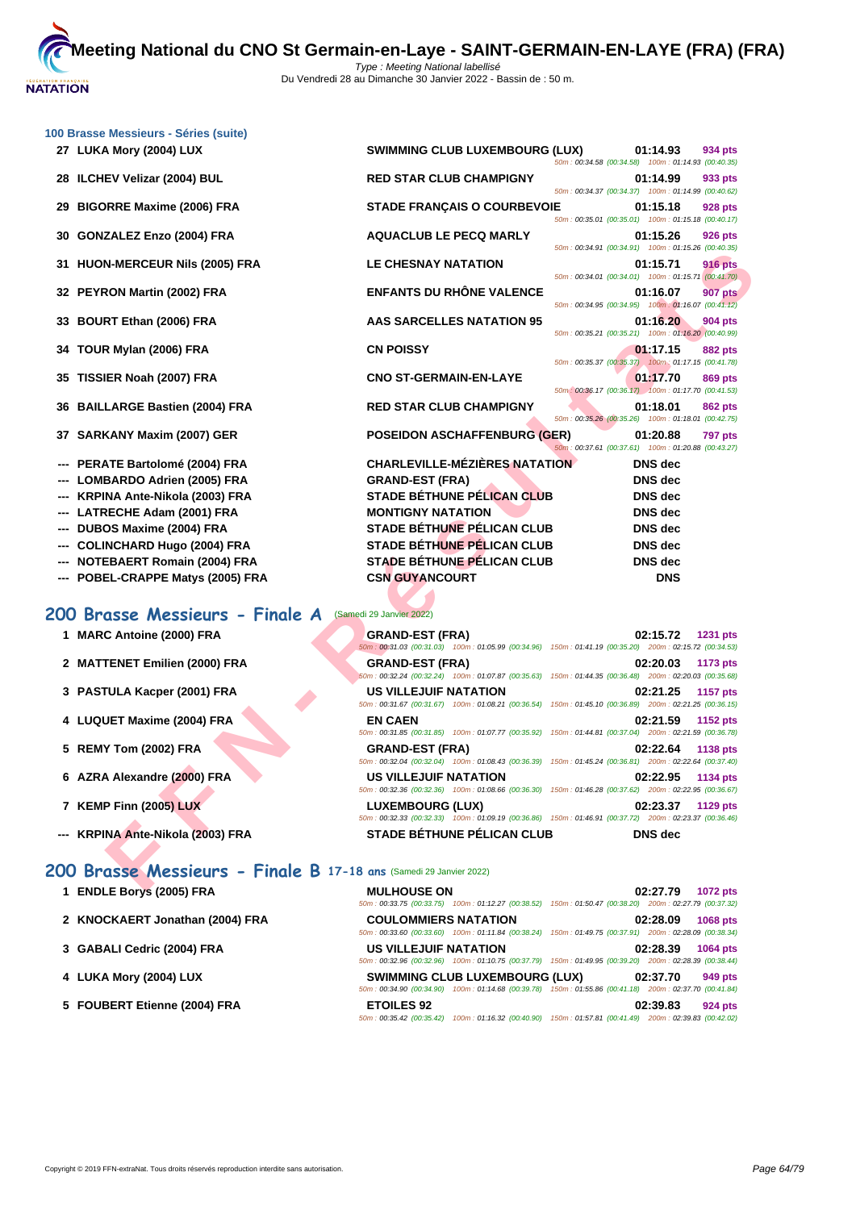# Meeting National du CNO St Germain-en-Laye - SAINT-GERMAIN-EN-LAYE (FRA) (FRA)

Type : Meeting National labellisé
Du Vendredi 28 au Dimanche 30 Janvier 2022 - Bassin de : 50 m.

### 100 Brasse Messieurs - Séries (suite)

| Rang | Nom | Club | Temps | Points | Intermédiaires |
|---|---|---|---|---|---|
| 27 | LUKA Mory (2004) LUX | SWIMMING CLUB LUXEMBOURG (LUX) | 01:14.93 | 934 pts | 50m : 00:34.58 (00:34.58) 100m : 01:14.93 (00:40.35) |
| 28 | ILCHEV Velizar (2004) BUL | RED STAR CLUB CHAMPIGNY | 01:14.99 | 933 pts | 50m : 00:34.37 (00:34.37) 100m : 01:14.99 (00:40.62) |
| 29 | BIGORRE Maxime (2006) FRA | STADE FRANÇAIS O COURBEVOIE | 01:15.18 | 928 pts | 50m : 00:35.01 (00:35.01) 100m : 01:15.18 (00:40.17) |
| 30 | GONZALEZ Enzo (2004) FRA | AQUACLUB LE PECQ MARLY | 01:15.26 | 926 pts | 50m : 00:34.91 (00:34.91) 100m : 01:15.26 (00:40.35) |
| 31 | HUON-MERCEUR Nils (2005) FRA | LE CHESNAY NATATION | 01:15.71 | 916 pts | 50m : 00:34.01 (00:34.01) 100m : 01:15.71 (00:41.70) |
| 32 | PEYRON Martin (2002) FRA | ENFANTS DU RHÔNE VALENCE | 01:16.07 | 907 pts | 50m : 00:34.95 (00:34.95) 100m : 01:16.07 (00:41.12) |
| 33 | BOURT Ethan (2006) FRA | AAS SARCELLES NATATION 95 | 01:16.20 | 904 pts | 50m : 00:35.21 (00:35.21) 100m : 01:16.20 (00:40.99) |
| 34 | TOUR Mylan (2006) FRA | CN POISSY | 01:17.15 | 882 pts | 50m : 00:35.37 (00:35.37) 100m : 01:17.15 (00:41.78) |
| 35 | TISSIER Noah (2007) FRA | CNO ST-GERMAIN-EN-LAYE | 01:17.70 | 869 pts | 50m : 00:36.17 (00:36.17) 100m : 01:17.70 (00:41.53) |
| 36 | BAILLARGE Bastien (2004) FRA | RED STAR CLUB CHAMPIGNY | 01:18.01 | 862 pts | 50m : 00:35.26 (00:35.26) 100m : 01:18.01 (00:42.75) |
| 37 | SARKANY Maxim (2007) GER | POSEIDON ASCHAFFENBURG (GER) | 01:20.88 | 797 pts | 50m : 00:37.61 (00:37.61) 100m : 01:20.88 (00:43.27) |
| --- | PERATE Bartolomé (2004) FRA | CHARLEVILLE-MÉZIÈRES NATATION | DNS dec | | |
| --- | LOMBARDO Adrien (2005) FRA | GRAND-EST (FRA) | DNS dec | | |
| --- | KRPINA Ante-Nikola (2003) FRA | STADE BÉTHUNE PÉLICAN CLUB | DNS dec | | |
| --- | LATRECHE Adam (2001) FRA | MONTIGNY NATATION | DNS dec | | |
| --- | DUBOS Maxime (2004) FRA | STADE BÉTHUNE PÉLICAN CLUB | DNS dec | | |
| --- | COLINCHARD Hugo (2004) FRA | STADE BÉTHUNE PÉLICAN CLUB | DNS dec | | |
| --- | NOTEBAERT Romain (2004) FRA | STADE BÉTHUNE PÉLICAN CLUB | DNS dec | | |
| --- | POBEL-CRAPPE Matys (2005) FRA | CSN GUYANCOURT | DNS | | |

## 200 Brasse Messieurs - Finale A (Samedi 29 Janvier 2022)

| Rang | Nom | Club | Temps | Points | Intermédiaires |
|---|---|---|---|---|---|
| 1 | MARC Antoine (2000) FRA | GRAND-EST (FRA) | 02:15.72 | 1231 pts | 50m : 00:31.03 (00:31.03) 100m : 01:05.99 (00:34.96) 150m : 01:41.19 (00:35.20) 200m : 02:15.72 (00:34.53) |
| 2 | MATTENET Emilien (2000) FRA | GRAND-EST (FRA) | 02:20.03 | 1173 pts | 50m : 00:32.24 (00:32.24) 100m : 01:07.87 (00:35.63) 150m : 01:44.35 (00:36.48) 200m : 02:20.03 (00:35.68) |
| 3 | PASTULA Kacper (2001) FRA | US VILLEJUIF NATATION | 02:21.25 | 1157 pts | 50m : 00:31.67 (00:31.67) 100m : 01:08.21 (00:36.54) 150m : 01:45.10 (00:36.89) 200m : 02:21.25 (00:36.15) |
| 4 | LUQUET Maxime (2004) FRA | EN CAEN | 02:21.59 | 1152 pts | 50m : 00:31.85 (00:31.85) 100m : 01:07.77 (00:35.92) 150m : 01:44.81 (00:37.04) 200m : 02:21.59 (00:36.78) |
| 5 | REMY Tom (2002) FRA | GRAND-EST (FRA) | 02:22.64 | 1138 pts | 50m : 00:32.04 (00:32.04) 100m : 01:08.43 (00:36.39) 150m : 01:45.24 (00:36.81) 200m : 02:22.64 (00:37.40) |
| 6 | AZRA Alexandre (2000) FRA | US VILLEJUIF NATATION | 02:22.95 | 1134 pts | 50m : 00:32.36 (00:32.36) 100m : 01:08.66 (00:36.30) 150m : 01:46.28 (00:37.62) 200m : 02:22.95 (00:36.67) |
| 7 | KEMP Finn (2005) LUX | LUXEMBOURG (LUX) | 02:23.37 | 1129 pts | 50m : 00:32.33 (00:32.33) 100m : 01:09.19 (00:36.86) 150m : 01:46.91 (00:37.72) 200m : 02:23.37 (00:36.46) |
| --- | KRPINA Ante-Nikola (2003) FRA | STADE BÉTHUNE PÉLICAN CLUB | DNS dec | | |

## 200 Brasse Messieurs - Finale B 17-18 ans (Samedi 29 Janvier 2022)

| Rang | Nom | Club | Temps | Points | Intermédiaires |
|---|---|---|---|---|---|
| 1 | ENDLE Borys (2005) FRA | MULHOUSE ON | 02:27.79 | 1072 pts | 50m : 00:33.75 (00:33.75) 100m : 01:12.27 (00:38.52) 150m : 01:50.47 (00:38.20) 200m : 02:27.79 (00:37.32) |
| 2 | KNOCKAERT Jonathan (2004) FRA | COULOMMIERS NATATION | 02:28.09 | 1068 pts | 50m : 00:33.60 (00:33.60) 100m : 01:11.84 (00:38.24) 150m : 01:49.75 (00:37.91) 200m : 02:28.09 (00:38.34) |
| 3 | GABALI Cedric (2004) FRA | US VILLEJUIF NATATION | 02:28.39 | 1064 pts | 50m : 00:32.96 (00:32.96) 100m : 01:10.75 (00:37.79) 150m : 01:49.95 (00:39.20) 200m : 02:28.39 (00:38.44) |
| 4 | LUKA Mory (2004) LUX | SWIMMING CLUB LUXEMBOURG (LUX) | 02:37.70 | 949 pts | 50m : 00:34.90 (00:34.90) 100m : 01:14.68 (00:39.78) 150m : 01:55.86 (00:41.18) 200m : 02:37.70 (00:41.84) |
| 5 | FOUBERT Etienne (2004) FRA | ETOILES 92 | 02:39.83 | 924 pts | 50m : 00:35.42 (00:35.42) 100m : 01:16.32 (00:40.90) 150m : 01:57.81 (00:41.49) 200m : 02:39.83 (00:42.02) |

Copyright © 2019 FFN-extraNat. Tous droits réservés reproduction interdite sans autorisation.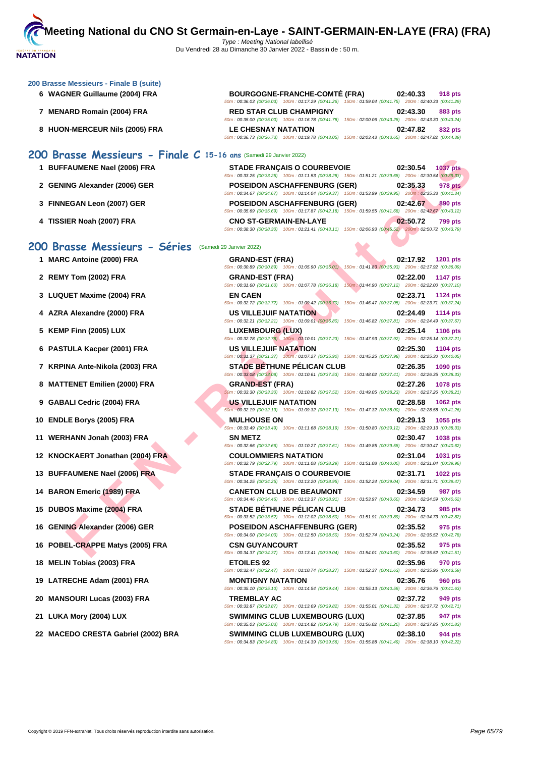# Meeting National du CNO St Germain-en-Laye - SAINT-GERMAIN-EN-LAYE (FRA) (FRA)

Type : Meeting National labellisé
Du Vendredi 28 au Dimanche 30 Janvier 2022 - Bassin de : 50 m.

### 200 Brasse Messieurs - Finale B (suite)

| | Nom | Club | Temps | Points |
|---|---|---|---|---|
| 6 | WAGNER Guillaume (2004) FRA | BOURGOGNE-FRANCHE-COMTÉ (FRA) | 02:40.33 | 918 pts |
| | | 50m : 00:36.03 (00:36.03) 100m : 01:17.29 (00:41.26) 150m : 01:59.04 (00:41.75) 200m : 02:40.33 (00:41.29) | | |
| 7 | MENARD Romain (2004) FRA | RED STAR CLUB CHAMPIGNY | 02:43.30 | 883 pts |
| | | 50m : 00:35.00 (00:35.00) 100m : 01:16.78 (00:41.78) 150m : 02:00.06 (00:43.28) 200m : 02:43.30 (00:43.24) | | |
| 8 | HUON-MERCEUR Nils (2005) FRA | LE CHESNAY NATATION | 02:47.82 | 832 pts |
| | | 50m : 00:36.73 (00:36.73) 100m : 01:19.78 (00:43.05) 150m : 02:03.43 (00:43.65) 200m : 02:47.82 (00:44.39) | | |

## 200 Brasse Messieurs - Finale C 15-16 ans (Samedi 29 Janvier 2022)

| | Nom | Club | Temps | Points |
|---|---|---|---|---|
| 1 | BUFFAUMENE Nael (2006) FRA | STADE FRANÇAIS O COURBEVOIE | 02:30.54 | 1037 pts |
| | | 50m : 00:33.25 (00:33.25) 100m : 01:11.53 (00:38.28) 150m : 01:51.21 (00:39.68) 200m : 02:30.54 (00:39.33) | | |
| 2 | GENING Alexander (2006) GER | POSEIDON ASCHAFFENBURG (GER) | 02:35.33 | 978 pts |
| | | 50m : 00:34.67 (00:34.67) 100m : 01:14.04 (00:39.37) 150m : 01:53.99 (00:39.95) 200m : 02:35.33 (00:41.34) | | |
| 3 | FINNEGAN Leon (2007) GER | POSEIDON ASCHAFFENBURG (GER) | 02:42.67 | 890 pts |
| | | 50m : 00:35.69 (00:35.69) 100m : 01:17.87 (00:42.18) 150m : 01:59.55 (00:41.68) 200m : 02:42.67 (00:43.12) | | |
| 4 | TISSIER Noah (2007) FRA | CNO ST-GERMAIN-EN-LAYE | 02:50.72 | 799 pts |
| | | 50m : 00:38.30 (00:38.30) 100m : 01:21.41 (00:43.11) 150m : 02:06.93 (00:45.52) 200m : 02:50.72 (00:43.79) | | |

## 200 Brasse Messieurs - Séries (Samedi 29 Janvier 2022)

| | Nom | Club | Temps | Points |
|---|---|---|---|---|
| 1 | MARC Antoine (2000) FRA | GRAND-EST (FRA) | 02:17.92 | 1201 pts |
| | | 50m : 00:30.89 (00:30.89) 100m : 01:05.90 (00:35.01) 150m : 01:41.83 (00:35.93) 200m : 02:17.92 (00:36.09) | | |
| 2 | REMY Tom (2002) FRA | GRAND-EST (FRA) | 02:22.00 | 1147 pts |
| | | 50m : 00:31.60 (00:31.60) 100m : 01:07.78 (00:36.18) 150m : 01:44.90 (00:37.12) 200m : 02:22.00 (00:37.10) | | |
| 3 | LUQUET Maxime (2004) FRA | EN CAEN | 02:23.71 | 1124 pts |
| | | 50m : 00:32.72 (00:32.72) 100m : 01:09.42 (00:36.70) 150m : 01:46.47 (00:37.05) 200m : 02:23.71 (00:37.24) | | |
| 4 | AZRA Alexandre (2000) FRA | US VILLEJUIF NATATION | 02:24.49 | 1114 pts |
| | | 50m : 00:32.21 (00:32.21) 100m : 01:09.01 (00:36.80) 150m : 01:46.82 (00:37.81) 200m : 02:24.49 (00:37.67) | | |
| 5 | KEMP Finn (2005) LUX | LUXEMBOURG (LUX) | 02:25.14 | 1106 pts |
| | | 50m : 00:32.78 (00:32.78) 100m : 01:10.01 (00:37.23) 150m : 01:47.93 (00:37.92) 200m : 02:25.14 (00:37.21) | | |
| 6 | PASTULA Kacper (2001) FRA | US VILLEJUIF NATATION | 02:25.30 | 1104 pts |
| | | 50m : 00:31.37 (00:31.37) 100m : 01:07.27 (00:35.90) 150m : 01:45.25 (00:37.98) 200m : 02:25.30 (00:40.05) | | |
| 7 | KRPINA Ante-Nikola (2003) FRA | STADE BÉTHUNE PÉLICAN CLUB | 02:26.35 | 1090 pts |
| | | 50m : 00:33.08 (00:33.08) 100m : 01:10.61 (00:37.53) 150m : 01:48.02 (00:37.41) 200m : 02:26.35 (00:38.33) | | |
| 8 | MATTENET Emilien (2000) FRA | GRAND-EST (FRA) | 02:27.26 | 1078 pts |
| | | 50m : 00:33.30 (00:33.30) 100m : 01:10.82 (00:37.52) 150m : 01:49.05 (00:38.23) 200m : 02:27.26 (00:38.21) | | |
| 9 | GABALI Cedric (2004) FRA | US VILLEJUIF NATATION | 02:28.58 | 1062 pts |
| | | 50m : 00:32.19 (00:32.19) 100m : 01:09.32 (00:37.13) 150m : 01:47.32 (00:38.00) 200m : 02:28.58 (00:41.26) | | |
| 10 | ENDLE Borys (2005) FRA | MULHOUSE ON | 02:29.13 | 1055 pts |
| | | 50m : 00:33.49 (00:33.49) 100m : 01:11.68 (00:38.19) 150m : 01:50.80 (00:39.12) 200m : 02:29.13 (00:38.33) | | |
| 11 | WERHANN Jonah (2003) FRA | SN METZ | 02:30.47 | 1038 pts |
| | | 50m : 00:32.66 (00:32.66) 100m : 01:10.27 (00:37.61) 150m : 01:49.85 (00:39.58) 200m : 02:30.47 (00:40.62) | | |
| 12 | KNOCKAERT Jonathan (2004) FRA | COULOMMIERS NATATION | 02:31.04 | 1031 pts |
| | | 50m : 00:32.79 (00:32.79) 100m : 01:11.08 (00:38.29) 150m : 01:51.08 (00:40.00) 200m : 02:31.04 (00:39.96) | | |
| 13 | BUFFAUMENE Nael (2006) FRA | STADE FRANÇAIS O COURBEVOIE | 02:31.71 | 1022 pts |
| | | 50m : 00:34.25 (00:34.25) 100m : 01:13.20 (00:38.95) 150m : 01:52.24 (00:39.04) 200m : 02:31.71 (00:39.47) | | |
| 14 | BARON Emeric (1989) FRA | CANETON CLUB DE BEAUMONT | 02:34.59 | 987 pts |
| | | 50m : 00:34.46 (00:34.46) 100m : 01:13.37 (00:38.91) 150m : 01:53.97 (00:40.60) 200m : 02:34.59 (00:40.62) | | |
| 15 | DUBOS Maxime (2004) FRA | STADE BÉTHUNE PÉLICAN CLUB | 02:34.73 | 985 pts |
| | | 50m : 00:33.52 (00:33.52) 100m : 01:12.02 (00:38.50) 150m : 01:51.91 (00:39.89) 200m : 02:34.73 (00:42.82) | | |
| 16 | GENING Alexander (2006) GER | POSEIDON ASCHAFFENBURG (GER) | 02:35.52 | 975 pts |
| | | 50m : 00:34.00 (00:34.00) 100m : 01:12.50 (00:38.50) 150m : 01:52.74 (00:40.24) 200m : 02:35.52 (00:42.78) | | |
| 16 | POBEL-CRAPPE Matys (2005) FRA | CSN GUYANCOURT | 02:35.52 | 975 pts |
| | | 50m : 00:34.37 (00:34.37) 100m : 01:13.41 (00:39.04) 150m : 01:54.01 (00:40.60) 200m : 02:35.52 (00:41.51) | | |
| 18 | MELIN Tobias (2003) FRA | ETOILES 92 | 02:35.96 | 970 pts |
| | | 50m : 00:32.47 (00:32.47) 100m : 01:10.74 (00:38.27) 150m : 01:52.37 (00:41.63) 200m : 02:35.96 (00:43.59) | | |
| 19 | LATRECHE Adam (2001) FRA | MONTIGNY NATATION | 02:36.76 | 960 pts |
| | | 50m : 00:35.10 (00:35.10) 100m : 01:14.54 (00:39.44) 150m : 01:55.13 (00:40.59) 200m : 02:36.76 (00:41.63) | | |
| 20 | MANSOURI Lucas (2003) FRA | TREMBLAY AC | 02:37.72 | 949 pts |
| | | 50m : 00:33.87 (00:33.87) 100m : 01:13.69 (00:39.82) 150m : 01:55.01 (00:41.32) 200m : 02:37.72 (00:42.71) | | |
| 21 | LUKA Mory (2004) LUX | SWIMMING CLUB LUXEMBOURG (LUX) | 02:37.85 | 947 pts |
| | | 50m : 00:35.03 (00:35.03) 100m : 01:14.82 (00:39.79) 150m : 01:56.02 (00:41.20) 200m : 02:37.85 (00:41.83) | | |
| 22 | MACEDO CRESTA Gabriel (2002) BRA | SWIMMING CLUB LUXEMBOURG (LUX) | 02:38.10 | 944 pts |
| | | 50m : 00:34.83 (00:34.83) 100m : 01:14.39 (00:39.56) 150m : 01:55.88 (00:41.49) 200m : 02:38.10 (00:42.22) | | |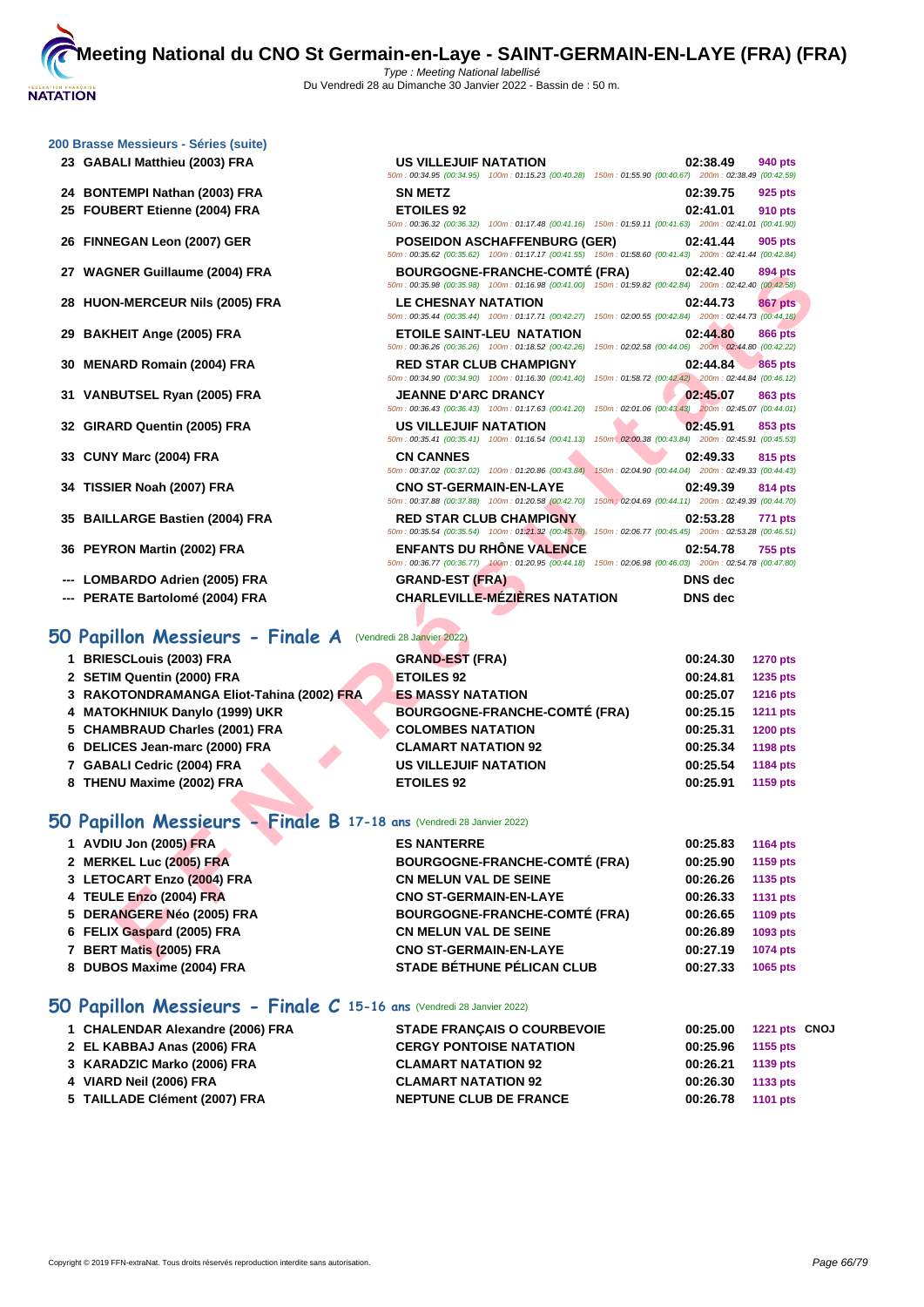## 200 Brasse Messieurs - Séries (suite)

| Rang | Nom | Club | Temps | Points |
|---|---|---|---|---|
| 23 | GABALI Matthieu (2003) FRA | US VILLEJUIF NATATION | 02:38.49 | 940 pts |
| | 50m : 00:34.95 (00:34.95) 100m : 01:15.23 (00:40.28) 150m : 01:55.90 (00:40.67) 200m : 02:38.49 (00:42.59) | | | |
| 24 | BONTEMPI Nathan (2003) FRA | SN METZ | 02:39.75 | 925 pts |
| 25 | FOUBERT Etienne (2004) FRA | ETOILES 92 | 02:41.01 | 910 pts |
| | 50m : 00:36.32 (00:36.32) 100m : 01:17.48 (00:41.16) 150m : 01:59.11 (00:41.63) 200m : 02:41.01 (00:41.90) | | | |
| 26 | FINNEGAN Leon (2007) GER | POSEIDON ASCHAFFENBURG (GER) | 02:41.44 | 905 pts |
| | 50m : 00:35.62 (00:35.62) 100m : 01:17.17 (00:41.55) 150m : 01:58.60 (00:41.43) 200m : 02:41.44 (00:42.84) | | | |
| 27 | WAGNER Guillaume (2004) FRA | BOURGOGNE-FRANCHE-COMTÉ (FRA) | 02:42.40 | 894 pts |
| | 50m : 00:35.98 (00:35.98) 100m : 01:16.98 (00:41.00) 150m : 01:59.82 (00:42.84) 200m : 02:42.40 (00:42.58) | | | |
| 28 | HUON-MERCEUR Nils (2005) FRA | LE CHESNAY NATATION | 02:44.73 | 867 pts |
| | 50m : 00:35.44 (00:35.44) 100m : 01:17.71 (00:42.27) 150m : 02:00.55 (00:42.84) 200m : 02:44.73 (00:44.18) | | | |
| 29 | BAKHEIT Ange (2005) FRA | ETOILE SAINT-LEU NATATION | 02:44.80 | 866 pts |
| | 50m : 00:36.26 (00:36.26) 100m : 01:18.52 (00:42.26) 150m : 02:02.58 (00:44.06) 200m : 02:44.80 (00:42.22) | | | |
| 30 | MENARD Romain (2004) FRA | RED STAR CLUB CHAMPIGNY | 02:44.84 | 865 pts |
| | 50m : 00:34.90 (00:34.90) 100m : 01:16.30 (00:41.40) 150m : 01:58.72 (00:42.42) 200m : 02:44.84 (00:46.12) | | | |
| 31 | VANBUTSEL Ryan (2005) FRA | JEANNE D'ARC DRANCY | 02:45.07 | 863 pts |
| | 50m : 00:36.43 (00:36.43) 100m : 01:17.63 (00:41.20) 150m : 02:01.06 (00:43.43) 200m : 02:45.07 (00:44.01) | | | |
| 32 | GIRARD Quentin (2005) FRA | US VILLEJUIF NATATION | 02:45.91 | 853 pts |
| | 50m : 00:35.41 (00:35.41) 100m : 01:16.54 (00:41.13) 150m : 02:00.38 (00:43.84) 200m : 02:45.91 (00:45.53) | | | |
| 33 | CUNY Marc (2004) FRA | CN CANNES | 02:49.33 | 815 pts |
| | 50m : 00:37.02 (00:37.02) 100m : 01:20.86 (00:43.84) 150m : 02:04.90 (00:44.04) 200m : 02:49.33 (00:44.43) | | | |
| 34 | TISSIER Noah (2007) FRA | CNO ST-GERMAIN-EN-LAYE | 02:49.39 | 814 pts |
| | 50m : 00:37.88 (00:37.88) 100m : 01:20.58 (00:42.70) 150m : 02:04.69 (00:44.11) 200m : 02:49.39 (00:44.70) | | | |
| 35 | BAILLARGE Bastien (2004) FRA | RED STAR CLUB CHAMPIGNY | 02:53.28 | 771 pts |
| | 50m : 00:35.54 (00:35.54) 100m : 01:21.32 (00:45.78) 150m : 02:06.77 (00:45.45) 200m : 02:53.28 (00:46.51) | | | |
| 36 | PEYRON Martin (2002) FRA | ENFANTS DU RHÔNE VALENCE | 02:54.78 | 755 pts |
| | 50m : 00:36.77 (00:36.77) 100m : 01:20.95 (00:44.18) 150m : 02:06.98 (00:46.03) 200m : 02:54.78 (00:47.80) | | | |
| --- | LOMBARDO Adrien (2005) FRA | GRAND-EST (FRA) | DNS dec | |
| --- | PERATE Bartolomé (2004) FRA | CHARLEVILLE-MÉZIÈRES NATATION | DNS dec | |

## 50 Papillon Messieurs - Finale A (Vendredi 28 Janvier 2022)

| Rang | Nom | Club | Temps | Points |
|---|---|---|---|---|
| 1 | BRIESCLouis (2003) FRA | GRAND-EST (FRA) | 00:24.30 | 1270 pts |
| 2 | SETIM Quentin (2000) FRA | ETOILES 92 | 00:24.81 | 1235 pts |
| 3 | RAKOTONDRAMANGA Eliot-Tahina (2002) FRA | ES MASSY NATATION | 00:25.07 | 1216 pts |
| 4 | MATOKHNIUK Danylo (1999) UKR | BOURGOGNE-FRANCHE-COMTÉ (FRA) | 00:25.15 | 1211 pts |
| 5 | CHAMBRAUD Charles (2001) FRA | COLOMBES NATATION | 00:25.31 | 1200 pts |
| 6 | DELICES Jean-marc (2000) FRA | CLAMART NATATION 92 | 00:25.34 | 1198 pts |
| 7 | GABALI Cedric (2004) FRA | US VILLEJUIF NATATION | 00:25.54 | 1184 pts |
| 8 | THENU Maxime (2002) FRA | ETOILES 92 | 00:25.91 | 1159 pts |

## 50 Papillon Messieurs - Finale B 17-18 ans (Vendredi 28 Janvier 2022)

| Rang | Nom | Club | Temps | Points |
|---|---|---|---|---|
| 1 | AVDIU Jon (2005) FRA | ES NANTERRE | 00:25.83 | 1164 pts |
| 2 | MERKEL Luc (2005) FRA | BOURGOGNE-FRANCHE-COMTÉ (FRA) | 00:25.90 | 1159 pts |
| 3 | LETOCART Enzo (2004) FRA | CN MELUN VAL DE SEINE | 00:26.26 | 1135 pts |
| 4 | TEULE Enzo (2004) FRA | CNO ST-GERMAIN-EN-LAYE | 00:26.33 | 1131 pts |
| 5 | DERANGERE Néo (2005) FRA | BOURGOGNE-FRANCHE-COMTÉ (FRA) | 00:26.65 | 1109 pts |
| 6 | FELIX Gaspard (2005) FRA | CN MELUN VAL DE SEINE | 00:26.89 | 1093 pts |
| 7 | BERT Matis (2005) FRA | CNO ST-GERMAIN-EN-LAYE | 00:27.19 | 1074 pts |
| 8 | DUBOS Maxime (2004) FRA | STADE BÉTHUNE PÉLICAN CLUB | 00:27.33 | 1065 pts |

## 50 Papillon Messieurs - Finale C 15-16 ans (Vendredi 28 Janvier 2022)

| Rang | Nom | Club | Temps | Points | |
|---|---|---|---|---|---|
| 1 | CHALENDAR Alexandre (2006) FRA | STADE FRANÇAIS O COURBEVOIE | 00:25.00 | 1221 pts | CNOJ |
| 2 | EL KABBAJ Anas (2006) FRA | CERGY PONTOISE NATATION | 00:25.96 | 1155 pts | |
| 3 | KARADZIC Marko (2006) FRA | CLAMART NATATION 92 | 00:26.21 | 1139 pts | |
| 4 | VIARD Neil (2006) FRA | CLAMART NATATION 92 | 00:26.30 | 1133 pts | |
| 5 | TAILLADE Clément (2007) FRA | NEPTUNE CLUB DE FRANCE | 00:26.78 | 1101 pts | |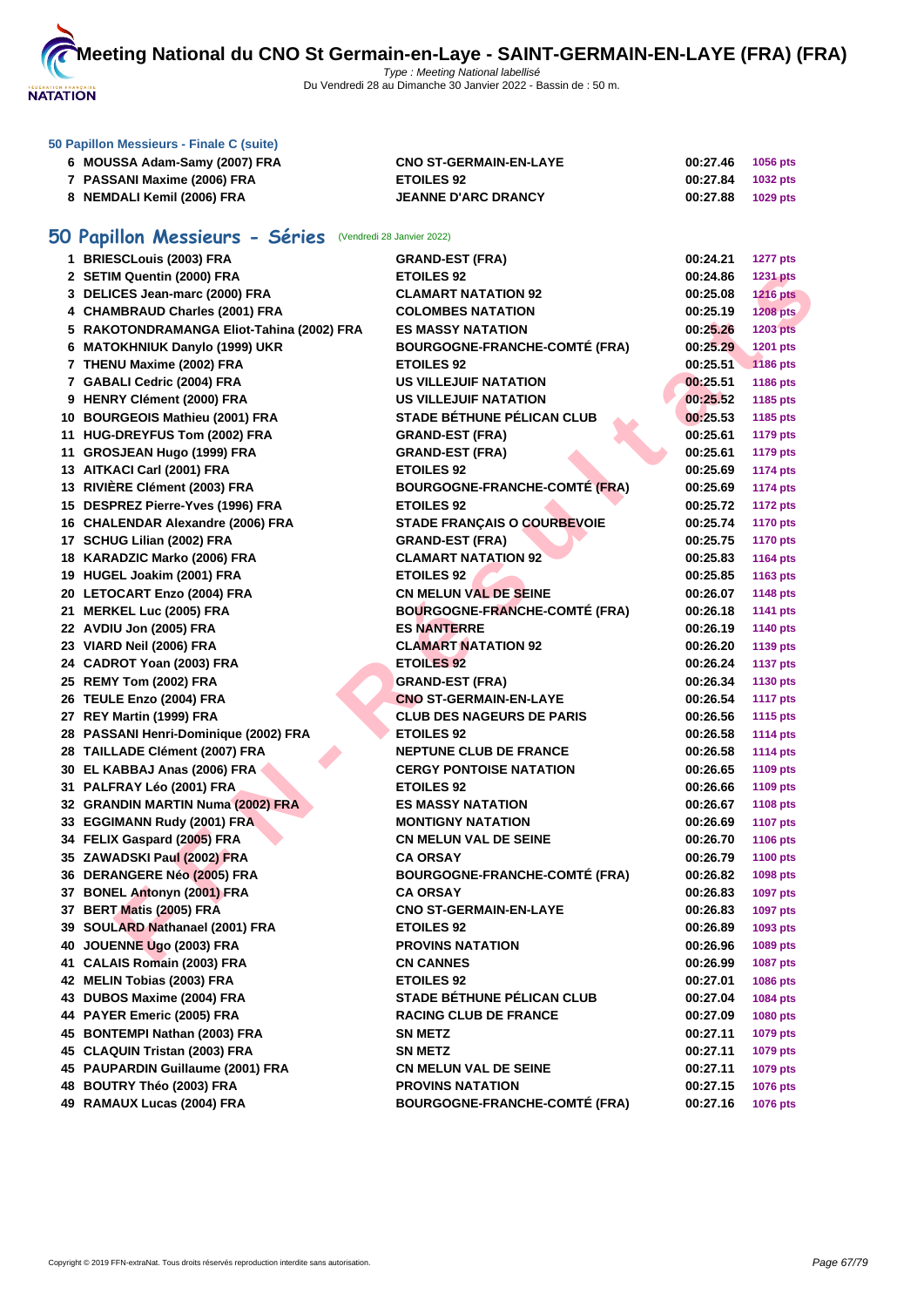# Meeting National du CNO St Germain-en-Laye - SAINT-GERMAIN-EN-LAYE (FRA) (FRA)

Type : Meeting National labellisé
Du Vendredi 28 au Dimanche 30 Janvier 2022 - Bassin de : 50 m.

### 50 Papillon Messieurs - Finale C (suite)

| | | | | |
|---|---|---|---|---|
| 6 | MOUSSA Adam-Samy (2007) FRA | CNO ST-GERMAIN-EN-LAYE | 00:27.46 | 1056 pts |
| 7 | PASSANI Maxime (2006) FRA | ETOILES 92 | 00:27.84 | 1032 pts |
| 8 | NEMDALI Kemil (2006) FRA | JEANNE D'ARC DRANCY | 00:27.88 | 1029 pts |

## 50 Papillon Messieurs - Séries (Vendredi 28 Janvier 2022)

| | | | | |
|---|---|---|---|---|
| 1 | BRIESCLouis (2003) FRA | GRAND-EST (FRA) | 00:24.21 | 1277 pts |
| 2 | SETIM Quentin (2000) FRA | ETOILES 92 | 00:24.86 | 1231 pts |
| 3 | DELICES Jean-marc (2000) FRA | CLAMART NATATION 92 | 00:25.08 | 1216 pts |
| 4 | CHAMBRAUD Charles (2001) FRA | COLOMBES NATATION | 00:25.19 | 1208 pts |
| 5 | RAKOTONDRAMANGA Eliot-Tahina (2002) FRA | ES MASSY NATATION | 00:25.26 | 1203 pts |
| 6 | MATOKHNIUK Danylo (1999) UKR | BOURGOGNE-FRANCHE-COMTÉ (FRA) | 00:25.29 | 1201 pts |
| 7 | THENU Maxime (2002) FRA | ETOILES 92 | 00:25.51 | 1186 pts |
| 7 | GABALI Cedric (2004) FRA | US VILLEJUIF NATATION | 00:25.51 | 1186 pts |
| 9 | HENRY Clément (2000) FRA | US VILLEJUIF NATATION | 00:25.52 | 1185 pts |
| 10 | BOURGEOIS Mathieu (2001) FRA | STADE BÉTHUNE PÉLICAN CLUB | 00:25.53 | 1185 pts |
| 11 | HUG-DREYFUS Tom (2002) FRA | GRAND-EST (FRA) | 00:25.61 | 1179 pts |
| 11 | GROSJEAN Hugo (1999) FRA | GRAND-EST (FRA) | 00:25.61 | 1179 pts |
| 13 | AITKACI Carl (2001) FRA | ETOILES 92 | 00:25.69 | 1174 pts |
| 13 | RIVIÈRE Clément (2003) FRA | BOURGOGNE-FRANCHE-COMTÉ (FRA) | 00:25.69 | 1174 pts |
| 15 | DESPREZ Pierre-Yves (1996) FRA | ETOILES 92 | 00:25.72 | 1172 pts |
| 16 | CHALENDAR Alexandre (2006) FRA | STADE FRANÇAIS O COURBEVOIE | 00:25.74 | 1170 pts |
| 17 | SCHUG Lilian (2002) FRA | GRAND-EST (FRA) | 00:25.75 | 1170 pts |
| 18 | KARADZIC Marko (2006) FRA | CLAMART NATATION 92 | 00:25.83 | 1164 pts |
| 19 | HUGEL Joakim (2001) FRA | ETOILES 92 | 00:25.85 | 1163 pts |
| 20 | LETOCART Enzo (2004) FRA | CN MELUN VAL DE SEINE | 00:26.07 | 1148 pts |
| 21 | MERKEL Luc (2005) FRA | BOURGOGNE-FRANCHE-COMTÉ (FRA) | 00:26.18 | 1141 pts |
| 22 | AVDIU Jon (2005) FRA | ES NANTERRE | 00:26.19 | 1140 pts |
| 23 | VIARD Neil (2006) FRA | CLAMART NATATION 92 | 00:26.20 | 1139 pts |
| 24 | CADROT Yoan (2003) FRA | ETOILES 92 | 00:26.24 | 1137 pts |
| 25 | REMY Tom (2002) FRA | GRAND-EST (FRA) | 00:26.34 | 1130 pts |
| 26 | TEULE Enzo (2004) FRA | CNO ST-GERMAIN-EN-LAYE | 00:26.54 | 1117 pts |
| 27 | REY Martin (1999) FRA | CLUB DES NAGEURS DE PARIS | 00:26.56 | 1115 pts |
| 28 | PASSANI Henri-Dominique (2002) FRA | ETOILES 92 | 00:26.58 | 1114 pts |
| 28 | TAILLADE Clément (2007) FRA | NEPTUNE CLUB DE FRANCE | 00:26.58 | 1114 pts |
| 30 | EL KABBAJ Anas (2006) FRA | CERGY PONTOISE NATATION | 00:26.65 | 1109 pts |
| 31 | PALFRAY Léo (2001) FRA | ETOILES 92 | 00:26.66 | 1109 pts |
| 32 | GRANDIN MARTIN Numa (2002) FRA | ES MASSY NATATION | 00:26.67 | 1108 pts |
| 33 | EGGIMANN Rudy (2001) FRA | MONTIGNY NATATION | 00:26.69 | 1107 pts |
| 34 | FELIX Gaspard (2005) FRA | CN MELUN VAL DE SEINE | 00:26.70 | 1106 pts |
| 35 | ZAWADSKI Paul (2002) FRA | CA ORSAY | 00:26.79 | 1100 pts |
| 36 | DERANGERE Néo (2005) FRA | BOURGOGNE-FRANCHE-COMTÉ (FRA) | 00:26.82 | 1098 pts |
| 37 | BONEL Antonyn (2001) FRA | CA ORSAY | 00:26.83 | 1097 pts |
| 37 | BERT Matis (2005) FRA | CNO ST-GERMAIN-EN-LAYE | 00:26.83 | 1097 pts |
| 39 | SOULARD Nathanael (2001) FRA | ETOILES 92 | 00:26.89 | 1093 pts |
| 40 | JOUENNE Ugo (2003) FRA | PROVINS NATATION | 00:26.96 | 1089 pts |
| 41 | CALAIS Romain (2003) FRA | CN CANNES | 00:26.99 | 1087 pts |
| 42 | MELIN Tobias (2003) FRA | ETOILES 92 | 00:27.01 | 1086 pts |
| 43 | DUBOS Maxime (2004) FRA | STADE BÉTHUNE PÉLICAN CLUB | 00:27.04 | 1084 pts |
| 44 | PAYER Emeric (2005) FRA | RACING CLUB DE FRANCE | 00:27.09 | 1080 pts |
| 45 | BONTEMPI Nathan (2003) FRA | SN METZ | 00:27.11 | 1079 pts |
| 45 | CLAQUIN Tristan (2003) FRA | SN METZ | 00:27.11 | 1079 pts |
| 45 | PAUPARDIN Guillaume (2001) FRA | CN MELUN VAL DE SEINE | 00:27.11 | 1079 pts |
| 48 | BOUTRY Théo (2003) FRA | PROVINS NATATION | 00:27.15 | 1076 pts |
| 49 | RAMAUX Lucas (2004) FRA | BOURGOGNE-FRANCHE-COMTÉ (FRA) | 00:27.16 | 1076 pts |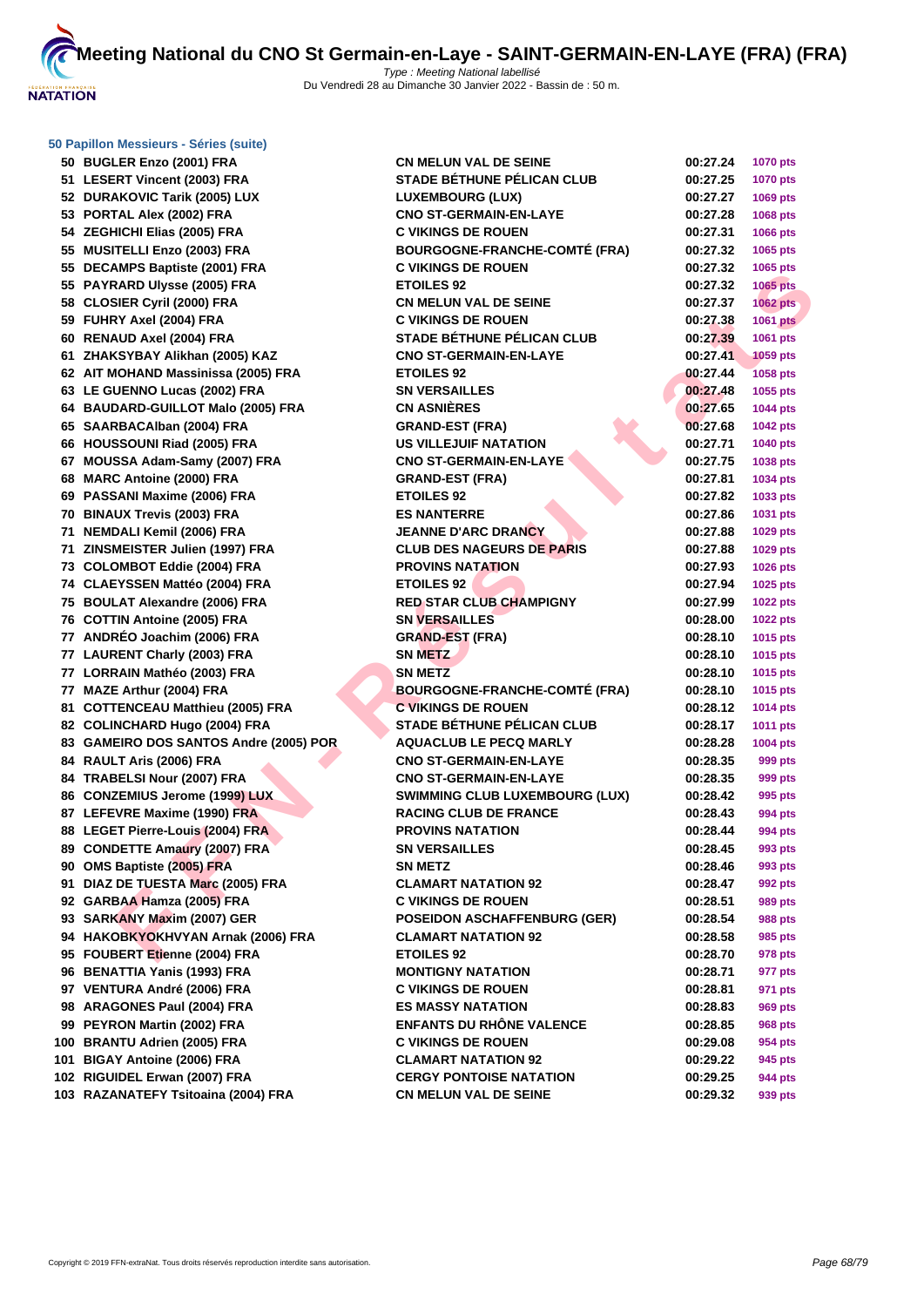### 50 Papillon Messieurs - Séries (suite)

| Rang | Nageur | Club | Temps | Points |
|---|---|---|---|---|
| 50 | BUGLER Enzo (2001) FRA | CN MELUN VAL DE SEINE | 00:27.24 | 1070 pts |
| 51 | LESERT Vincent (2003) FRA | STADE BÉTHUNE PÉLICAN CLUB | 00:27.25 | 1070 pts |
| 52 | DURAKOVIC Tarik (2005) LUX | LUXEMBOURG (LUX) | 00:27.27 | 1069 pts |
| 53 | PORTAL Alex (2002) FRA | CNO ST-GERMAIN-EN-LAYE | 00:27.28 | 1068 pts |
| 54 | ZEGHICHI Elias (2005) FRA | C VIKINGS DE ROUEN | 00:27.31 | 1066 pts |
| 55 | MUSITELLI Enzo (2003) FRA | BOURGOGNE-FRANCHE-COMTÉ (FRA) | 00:27.32 | 1065 pts |
| 55 | DECAMPS Baptiste (2001) FRA | C VIKINGS DE ROUEN | 00:27.32 | 1065 pts |
| 55 | PAYRARD Ulysse (2005) FRA | ETOILES 92 | 00:27.32 | 1065 pts |
| 58 | CLOSIER Cyril (2000) FRA | CN MELUN VAL DE SEINE | 00:27.37 | 1062 pts |
| 59 | FUHRY Axel (2004) FRA | C VIKINGS DE ROUEN | 00:27.38 | 1061 pts |
| 60 | RENAUD Axel (2004) FRA | STADE BÉTHUNE PÉLICAN CLUB | 00:27.39 | 1061 pts |
| 61 | ZHAKSYBAY Alikhan (2005) KAZ | CNO ST-GERMAIN-EN-LAYE | 00:27.41 | 1059 pts |
| 62 | AIT MOHAND Massinissa (2005) FRA | ETOILES 92 | 00:27.44 | 1058 pts |
| 63 | LE GUENNO Lucas (2002) FRA | SN VERSAILLES | 00:27.48 | 1055 pts |
| 64 | BAUDARD-GUILLOT Malo (2005) FRA | CN ASNIÈRES | 00:27.65 | 1044 pts |
| 65 | SAARBACAlban (2004) FRA | GRAND-EST (FRA) | 00:27.68 | 1042 pts |
| 66 | HOUSSOUNI Riad (2005) FRA | US VILLEJUIF NATATION | 00:27.71 | 1040 pts |
| 67 | MOUSSA Adam-Samy (2007) FRA | CNO ST-GERMAIN-EN-LAYE | 00:27.75 | 1038 pts |
| 68 | MARC Antoine (2000) FRA | GRAND-EST (FRA) | 00:27.81 | 1034 pts |
| 69 | PASSANI Maxime (2006) FRA | ETOILES 92 | 00:27.82 | 1033 pts |
| 70 | BINAUX Trevis (2003) FRA | ES NANTERRE | 00:27.86 | 1031 pts |
| 71 | NEMDALI Kemil (2006) FRA | JEANNE D'ARC DRANCY | 00:27.88 | 1029 pts |
| 71 | ZINSMEISTER Julien (1997) FRA | CLUB DES NAGEURS DE PARIS | 00:27.88 | 1029 pts |
| 73 | COLOMBOT Eddie (2004) FRA | PROVINS NATATION | 00:27.93 | 1026 pts |
| 74 | CLAEYSSEN Mattéo (2004) FRA | ETOILES 92 | 00:27.94 | 1025 pts |
| 75 | BOULAT Alexandre (2006) FRA | RED STAR CLUB CHAMPIGNY | 00:27.99 | 1022 pts |
| 76 | COTTIN Antoine (2005) FRA | SN VERSAILLES | 00:28.00 | 1022 pts |
| 77 | ANDRÉO Joachim (2006) FRA | GRAND-EST (FRA) | 00:28.10 | 1015 pts |
| 77 | LAURENT Charly (2003) FRA | SN METZ | 00:28.10 | 1015 pts |
| 77 | LORRAIN Mathéo (2003) FRA | SN METZ | 00:28.10 | 1015 pts |
| 77 | MAZE Arthur (2004) FRA | BOURGOGNE-FRANCHE-COMTÉ (FRA) | 00:28.10 | 1015 pts |
| 81 | COTTENCEAU Matthieu (2005) FRA | C VIKINGS DE ROUEN | 00:28.12 | 1014 pts |
| 82 | COLINCHARD Hugo (2004) FRA | STADE BÉTHUNE PÉLICAN CLUB | 00:28.17 | 1011 pts |
| 83 | GAMEIRO DOS SANTOS Andre (2005) POR | AQUACLUB LE PECQ MARLY | 00:28.28 | 1004 pts |
| 84 | RAULT Aris (2006) FRA | CNO ST-GERMAIN-EN-LAYE | 00:28.35 | 999 pts |
| 84 | TRABELSI Nour (2007) FRA | CNO ST-GERMAIN-EN-LAYE | 00:28.35 | 999 pts |
| 86 | CONZEMIUS Jerome (1999) LUX | SWIMMING CLUB LUXEMBOURG (LUX) | 00:28.42 | 995 pts |
| 87 | LEFEVRE Maxime (1990) FRA | RACING CLUB DE FRANCE | 00:28.43 | 994 pts |
| 88 | LEGET Pierre-Louis (2004) FRA | PROVINS NATATION | 00:28.44 | 994 pts |
| 89 | CONDETTE Amaury (2007) FRA | SN VERSAILLES | 00:28.45 | 993 pts |
| 90 | OMS Baptiste (2005) FRA | SN METZ | 00:28.46 | 993 pts |
| 91 | DIAZ DE TUESTA Marc (2005) FRA | CLAMART NATATION 92 | 00:28.47 | 992 pts |
| 92 | GARBAA Hamza (2005) FRA | C VIKINGS DE ROUEN | 00:28.51 | 989 pts |
| 93 | SARKANY Maxim (2007) GER | POSEIDON ASCHAFFENBURG (GER) | 00:28.54 | 988 pts |
| 94 | HAKOBKYOKHVYAN Arnak (2006) FRA | CLAMART NATATION 92 | 00:28.58 | 985 pts |
| 95 | FOUBERT Etienne (2004) FRA | ETOILES 92 | 00:28.70 | 978 pts |
| 96 | BENATTIA Yanis (1993) FRA | MONTIGNY NATATION | 00:28.71 | 977 pts |
| 97 | VENTURA André (2006) FRA | C VIKINGS DE ROUEN | 00:28.81 | 971 pts |
| 98 | ARAGONES Paul (2004) FRA | ES MASSY NATATION | 00:28.83 | 969 pts |
| 99 | PEYRON Martin (2002) FRA | ENFANTS DU RHÔNE VALENCE | 00:28.85 | 968 pts |
| 100 | BRANTU Adrien (2005) FRA | C VIKINGS DE ROUEN | 00:29.08 | 954 pts |
| 101 | BIGAY Antoine (2006) FRA | CLAMART NATATION 92 | 00:29.22 | 945 pts |
| 102 | RIGUIDEL Erwan (2007) FRA | CERGY PONTOISE NATATION | 00:29.25 | 944 pts |
| 103 | RAZANATEFY Tsitoaina (2004) FRA | CN MELUN VAL DE SEINE | 00:29.32 | 939 pts |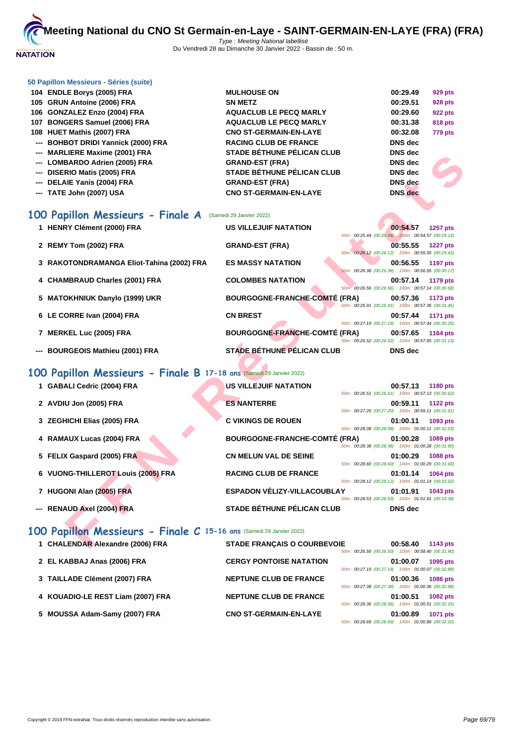# Meeting National du CNO St Germain-en-Laye - SAINT-GERMAIN-EN-LAYE (FRA) (FRA)

Type : Meeting National labellisé
Du Vendredi 28 au Dimanche 30 Janvier 2022 - Bassin de : 50 m.

### 50 Papillon Messieurs - Séries (suite)

| Place | Nom | Club | Temps | Points |
|---|---|---|---|---|
| 104 | ENDLE Borys (2005) FRA | MULHOUSE ON | 00:29.49 | 929 pts |
| 105 | GRUN Antoine (2006) FRA | SN METZ | 00:29.51 | 928 pts |
| 106 | GONZALEZ Enzo (2004) FRA | AQUACLUB LE PECQ MARLY | 00:29.60 | 922 pts |
| 107 | BONGERS Samuel (2006) FRA | AQUACLUB LE PECQ MARLY | 00:31.38 | 818 pts |
| 108 | HUET Mathis (2007) FRA | CNO ST-GERMAIN-EN-LAYE | 00:32.08 | 779 pts |
| --- | BOHBOT DRIDI Yannick (2000) FRA | RACING CLUB DE FRANCE | DNS dec | |
| --- | MARLIERE Maxime (2001) FRA | STADE BÉTHUNE PÉLICAN CLUB | DNS dec | |
| --- | LOMBARDO Adrien (2005) FRA | GRAND-EST (FRA) | DNS dec | |
| --- | DISERIO Matis (2005) FRA | STADE BÉTHUNE PÉLICAN CLUB | DNS dec | |
| --- | DELAIE Yanis (2004) FRA | GRAND-EST (FRA) | DNS dec | |
| --- | TATE John (2007) USA | CNO ST-GERMAIN-EN-LAYE | DNS dec | |

## 100 Papillon Messieurs - Finale A (Samedi 29 Janvier 2022)

| Place | Nom | Club | Temps | Points | Intermédiaires |
|---|---|---|---|---|---|
| 1 | HENRY Clément (2000) FRA | US VILLEJUIF NATATION | 00:54.57 | 1257 pts | 50m : 00:25.44 (00:25.44) 100m : 00:54.57 (00:29.13) |
| 2 | REMY Tom (2002) FRA | GRAND-EST (FRA) | 00:55.55 | 1227 pts | 50m : 00:26.12 (00:26.12) 100m : 00:55.55 (00:29.43) |
| 3 | RAKOTONDRAMANGA Eliot-Tahina (2002) FRA | ES MASSY NATATION | 00:56.55 | 1197 pts | 50m : 00:26.38 (00:26.38) 100m : 00:56.55 (00:30.17) |
| 4 | CHAMBRAUD Charles (2001) FRA | COLOMBES NATATION | 00:57.14 | 1179 pts | 50m : 00:26.56 (00:26.56) 100m : 00:57.14 (00:30.58) |
| 5 | MATOKHNIUK Danylo (1999) UKR | BOURGOGNE-FRANCHE-COMTÉ (FRA) | 00:57.36 | 1173 pts | 50m : 00:25.91 (00:25.91) 100m : 00:57.36 (00:31.45) |
| 6 | LE CORRE Ivan (2004) FRA | CN BREST | 00:57.44 | 1171 pts | 50m : 00:27.19 (00:27.19) 100m : 00:57.44 (00:30.25) |
| 7 | MERKEL Luc (2005) FRA | BOURGOGNE-FRANCHE-COMTÉ (FRA) | 00:57.65 | 1164 pts | 50m : 00:26.52 (00:26.52) 100m : 00:57.65 (00:31.13) |
| --- | BOURGEOIS Mathieu (2001) FRA | STADE BÉTHUNE PÉLICAN CLUB | DNS dec | | |

## 100 Papillon Messieurs - Finale B 17-18 ans (Samedi 29 Janvier 2022)

| Place | Nom | Club | Temps | Points | Intermédiaires |
|---|---|---|---|---|---|
| 1 | GABALI Cedric (2004) FRA | US VILLEJUIF NATATION | 00:57.13 | 1180 pts | 50m : 00:26.51 (00:26.51) 100m : 00:57.13 (00:30.62) |
| 2 | AVDIU Jon (2005) FRA | ES NANTERRE | 00:59.11 | 1122 pts | 50m : 00:27.20 (00:27.20) 100m : 00:59.11 (00:31.91) |
| 3 | ZEGHICHI Elias (2005) FRA | C VIKINGS DE ROUEN | 01:00.11 | 1093 pts | 50m : 00:28.08 (00:28.08) 100m : 01:00.11 (00:32.03) |
| 4 | RAMAUX Lucas (2004) FRA | BOURGOGNE-FRANCHE-COMTÉ (FRA) | 01:00.28 | 1089 pts | 50m : 00:28.38 (00:28.38) 100m : 01:00.28 (00:31.90) |
| 5 | FELIX Gaspard (2005) FRA | CN MELUN VAL DE SEINE | 01:00.29 | 1088 pts | 50m : 00:28.60 (00:28.60) 100m : 01:00.29 (00:31.69) |
| 6 | VUONG-THILLEROT Louis (2005) FRA | RACING CLUB DE FRANCE | 01:01.14 | 1064 pts | 50m : 00:28.12 (00:28.12) 100m : 01:01.14 (00:33.02) |
| 7 | HUGONI Alan (2005) FRA | ESPADON VÉLIZY-VILLACOUBLAY | 01:01.91 | 1043 pts | 50m : 00:28.53 (00:28.53) 100m : 01:01.91 (00:33.38) |
| --- | RENAUD Axel (2004) FRA | STADE BÉTHUNE PÉLICAN CLUB | DNS dec | | |

## 100 Papillon Messieurs - Finale C 15-16 ans (Samedi 29 Janvier 2022)

| Place | Nom | Club | Temps | Points | Intermédiaires |
|---|---|---|---|---|---|
| 1 | CHALENDAR Alexandre (2006) FRA | STADE FRANÇAIS O COURBEVOIE | 00:58.40 | 1143 pts | 50m : 00:26.50 (00:26.50) 100m : 00:58.40 (00:31.90) |
| 2 | EL KABBAJ Anas (2006) FRA | CERGY PONTOISE NATATION | 01:00.07 | 1095 pts | 50m : 00:27.19 (00:27.19) 100m : 01:00.07 (00:32.88) |
| 3 | TAILLADE Clément (2007) FRA | NEPTUNE CLUB DE FRANCE | 01:00.36 | 1086 pts | 50m : 00:27.38 (00:27.38) 100m : 01:00.36 (00:32.98) |
| 4 | KOUADIO-LE REST Liam (2007) FRA | NEPTUNE CLUB DE FRANCE | 01:00.51 | 1082 pts | 50m : 00:28.36 (00:28.36) 100m : 01:00.51 (00:32.15) |
| 5 | MOUSSA Adam-Samy (2007) FRA | CNO ST-GERMAIN-EN-LAYE | 01:00.89 | 1071 pts | 50m : 00:28.69 (00:28.69) 100m : 01:00.89 (00:32.20) |

Copyright © 2019 FFN-extraNat. Tous droits réservés reproduction interdite sans autorisation.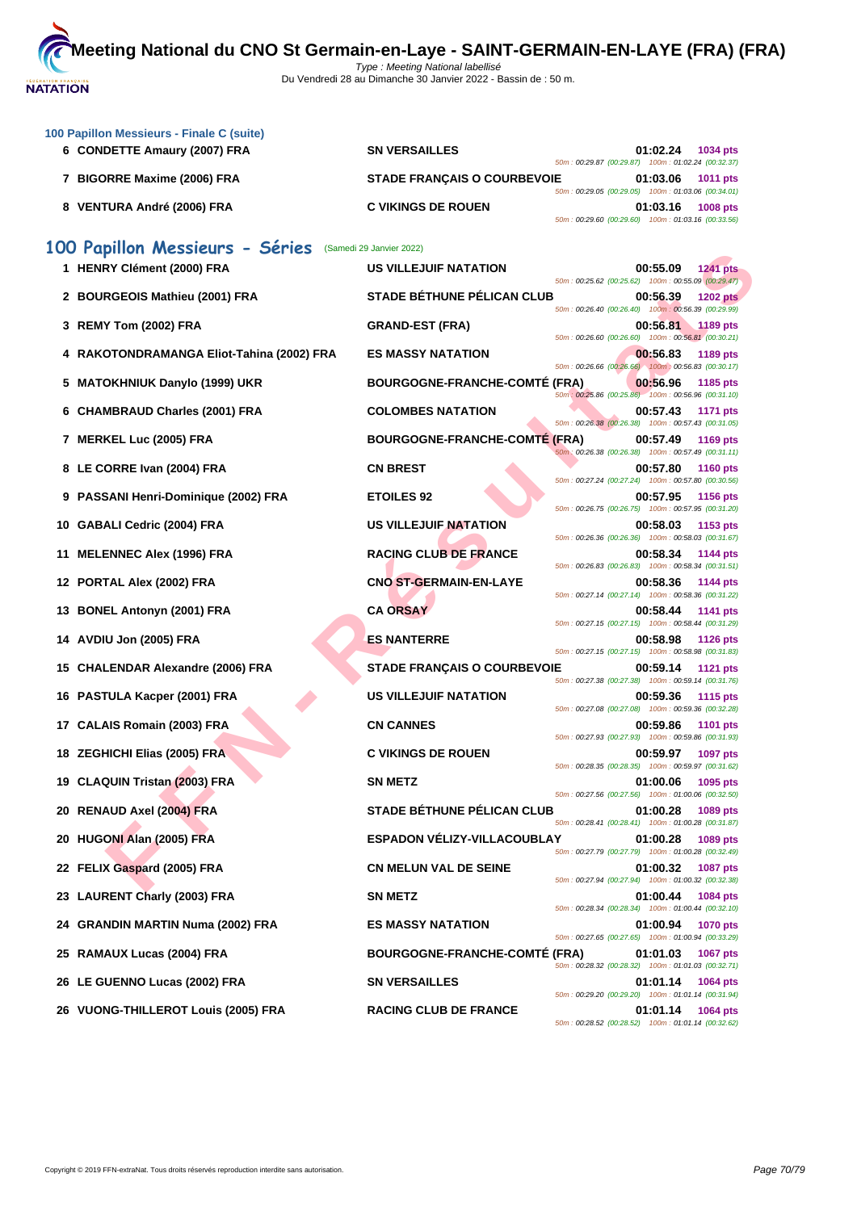## 100 Papillon Messieurs - Finale C (suite)

| Rang | Nageur | Club | Temps | Points | Intermédiaires |
|---|---|---|---|---|---|
| 6 | CONDETTE Amaury (2007) FRA | SN VERSAILLES | 01:02.24 | 1034 pts | 50m : 00:29.87 (00:29.87) 100m : 01:02.24 (00:32.37) |
| 7 | BIGORRE Maxime (2006) FRA | STADE FRANÇAIS O COURBEVOIE | 01:03.06 | 1011 pts | 50m : 00:29.05 (00:29.05) 100m : 01:03.06 (00:34.01) |
| 8 | VENTURA André (2006) FRA | C VIKINGS DE ROUEN | 01:03.16 | 1008 pts | 50m : 00:29.60 (00:29.60) 100m : 01:03.16 (00:33.56) |

## 100 Papillon Messieurs - Séries (Samedi 29 Janvier 2022)

| Rang | Nageur | Club | Temps | Points | Intermédiaires |
|---|---|---|---|---|---|
| 1 | HENRY Clément (2000) FRA | US VILLEJUIF NATATION | 00:55.09 | 1241 pts | 50m : 00:25.62 (00:25.62) 100m : 00:55.09 (00:29.47) |
| 2 | BOURGEOIS Mathieu (2001) FRA | STADE BÉTHUNE PÉLICAN CLUB | 00:56.39 | 1202 pts | 50m : 00:26.40 (00:26.40) 100m : 00:56.39 (00:29.99) |
| 3 | REMY Tom (2002) FRA | GRAND-EST (FRA) | 00:56.81 | 1189 pts | 50m : 00:26.60 (00:26.60) 100m : 00:56.81 (00:30.21) |
| 4 | RAKOTONDRAMANGA Eliot-Tahina (2002) FRA | ES MASSY NATATION | 00:56.83 | 1189 pts | 50m : 00:26.66 (00:26.66) 100m : 00:56.83 (00:30.17) |
| 5 | MATOKHNIUK Danylo (1999) UKR | BOURGOGNE-FRANCHE-COMTÉ (FRA) | 00:56.96 | 1185 pts | 50m : 00:25.86 (00:25.86) 100m : 00:56.96 (00:31.10) |
| 6 | CHAMBRAUD Charles (2001) FRA | COLOMBES NATATION | 00:57.43 | 1171 pts | 50m : 00:26.38 (00:26.38) 100m : 00:57.43 (00:31.05) |
| 7 | MERKEL Luc (2005) FRA | BOURGOGNE-FRANCHE-COMTÉ (FRA) | 00:57.49 | 1169 pts | 50m : 00:26.38 (00:26.38) 100m : 00:57.49 (00:31.11) |
| 8 | LE CORRE Ivan (2004) FRA | CN BREST | 00:57.80 | 1160 pts | 50m : 00:27.24 (00:27.24) 100m : 00:57.80 (00:30.56) |
| 9 | PASSANI Henri-Dominique (2002) FRA | ETOILES 92 | 00:57.95 | 1156 pts | 50m : 00:26.75 (00:26.75) 100m : 00:57.95 (00:31.20) |
| 10 | GABALI Cedric (2004) FRA | US VILLEJUIF NATATION | 00:58.03 | 1153 pts | 50m : 00:26.36 (00:26.36) 100m : 00:58.03 (00:31.67) |
| 11 | MELENNEC Alex (1996) FRA | RACING CLUB DE FRANCE | 00:58.34 | 1144 pts | 50m : 00:26.83 (00:26.83) 100m : 00:58.34 (00:31.51) |
| 12 | PORTAL Alex (2002) FRA | CNO ST-GERMAIN-EN-LAYE | 00:58.36 | 1144 pts | 50m : 00:27.14 (00:27.14) 100m : 00:58.36 (00:31.22) |
| 13 | BONEL Antonyn (2001) FRA | CA ORSAY | 00:58.44 | 1141 pts | 50m : 00:27.15 (00:27.15) 100m : 00:58.44 (00:31.29) |
| 14 | AVDIU Jon (2005) FRA | ES NANTERRE | 00:58.98 | 1126 pts | 50m : 00:27.15 (00:27.15) 100m : 00:58.98 (00:31.83) |
| 15 | CHALENDAR Alexandre (2006) FRA | STADE FRANÇAIS O COURBEVOIE | 00:59.14 | 1121 pts | 50m : 00:27.38 (00:27.38) 100m : 00:59.14 (00:31.76) |
| 16 | PASTULA Kacper (2001) FRA | US VILLEJUIF NATATION | 00:59.36 | 1115 pts | 50m : 00:27.08 (00:27.08) 100m : 00:59.36 (00:32.28) |
| 17 | CALAIS Romain (2003) FRA | CN CANNES | 00:59.86 | 1101 pts | 50m : 00:27.93 (00:27.93) 100m : 00:59.86 (00:31.93) |
| 18 | ZEGHICHI Elias (2005) FRA | C VIKINGS DE ROUEN | 00:59.97 | 1097 pts | 50m : 00:28.35 (00:28.35) 100m : 00:59.97 (00:31.62) |
| 19 | CLAQUIN Tristan (2003) FRA | SN METZ | 01:00.06 | 1095 pts | 50m : 00:27.56 (00:27.56) 100m : 01:00.06 (00:32.50) |
| 20 | RENAUD Axel (2004) FRA | STADE BÉTHUNE PÉLICAN CLUB | 01:00.28 | 1089 pts | 50m : 00:28.41 (00:28.41) 100m : 01:00.28 (00:31.87) |
| 20 | HUGONI Alan (2005) FRA | ESPADON VÉLIZY-VILLACOUBLAY | 01:00.28 | 1089 pts | 50m : 00:27.79 (00:27.79) 100m : 01:00.28 (00:32.49) |
| 22 | FELIX Gaspard (2005) FRA | CN MELUN VAL DE SEINE | 01:00.32 | 1087 pts | 50m : 00:27.94 (00:27.94) 100m : 01:00.32 (00:32.38) |
| 23 | LAURENT Charly (2003) FRA | SN METZ | 01:00.44 | 1084 pts | 50m : 00:28.34 (00:28.34) 100m : 01:00.44 (00:32.10) |
| 24 | GRANDIN MARTIN Numa (2002) FRA | ES MASSY NATATION | 01:00.94 | 1070 pts | 50m : 00:27.65 (00:27.65) 100m : 01:00.94 (00:33.29) |
| 25 | RAMAUX Lucas (2004) FRA | BOURGOGNE-FRANCHE-COMTÉ (FRA) | 01:01.03 | 1067 pts | 50m : 00:28.32 (00:28.32) 100m : 01:01.03 (00:32.71) |
| 26 | LE GUENNO Lucas (2002) FRA | SN VERSAILLES | 01:01.14 | 1064 pts | 50m : 00:29.20 (00:29.20) 100m : 01:01.14 (00:31.94) |
| 26 | VUONG-THILLEROT Louis (2005) FRA | RACING CLUB DE FRANCE | 01:01.14 | 1064 pts | 50m : 00:28.52 (00:28.52) 100m : 01:01.14 (00:32.62) |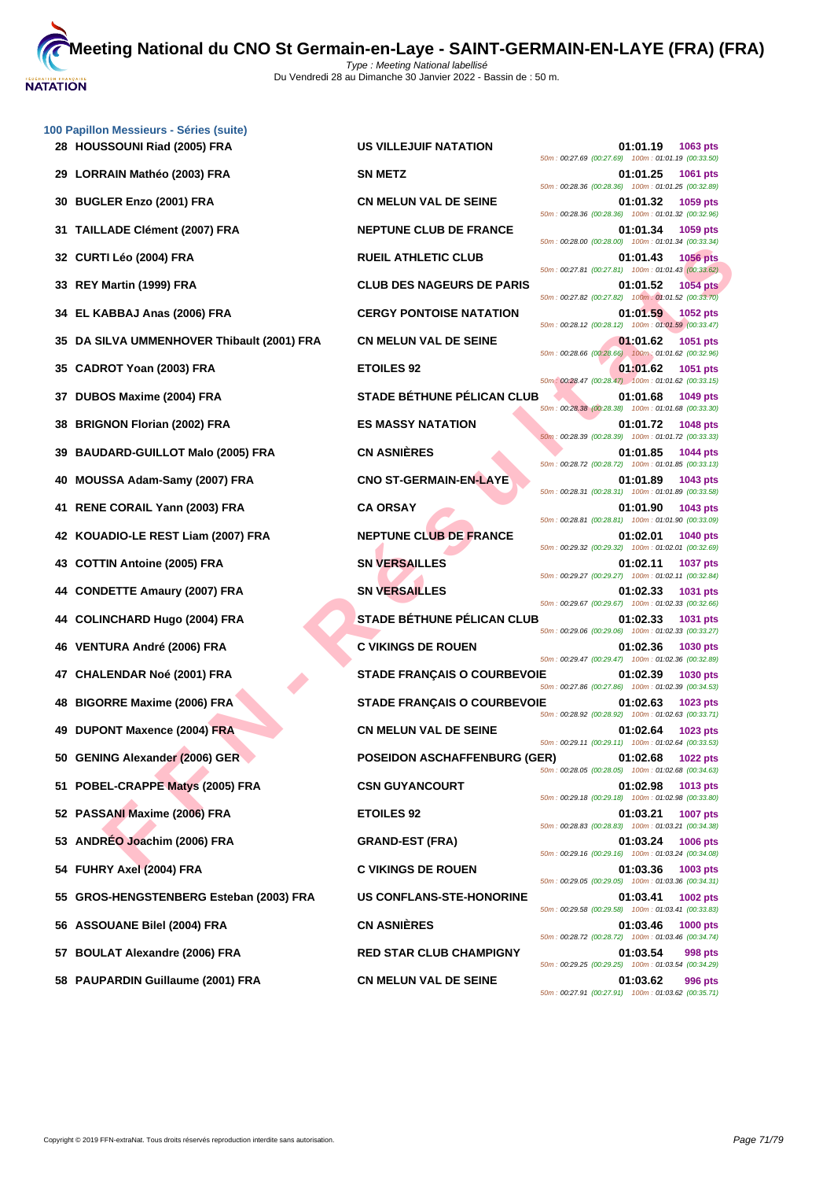# Meeting National du CNO St Germain-en-Laye - SAINT-GERMAIN-EN-LAYE (FRA) (FRA)

*Type : Meeting National labellisé*
Du Vendredi 28 au Dimanche 30 Janvier 2022 - Bassin de : 50 m.

### 100 Papillon Messieurs - Séries (suite)

| Pl. | Nom | Club | Temps | Points | Splits |
|---|---|---|---|---|---|
| 28 | HOUSSOUNI Riad (2005) FRA | US VILLEJUIF NATATION | 01:01.19 | 1063 pts | 50m : 00:27.69 (00:27.69) 100m : 01:01.19 (00:33.50) |
| 29 | LORRAIN Mathéo (2003) FRA | SN METZ | 01:01.25 | 1061 pts | 50m : 00:28.36 (00:28.36) 100m : 01:01.25 (00:32.89) |
| 30 | BUGLER Enzo (2001) FRA | CN MELUN VAL DE SEINE | 01:01.32 | 1059 pts | 50m : 00:28.36 (00:28.36) 100m : 01:01.32 (00:32.96) |
| 31 | TAILLADE Clément (2007) FRA | NEPTUNE CLUB DE FRANCE | 01:01.34 | 1059 pts | 50m : 00:28.00 (00:28.00) 100m : 01:01.34 (00:33.34) |
| 32 | CURTI Léo (2004) FRA | RUEIL ATHLETIC CLUB | 01:01.43 | 1056 pts | 50m : 00:27.81 (00:27.81) 100m : 01:01.43 (00:33.62) |
| 33 | REY Martin (1999) FRA | CLUB DES NAGEURS DE PARIS | 01:01.52 | 1054 pts | 50m : 00:27.82 (00:27.82) 100m : 01:01.52 (00:33.70) |
| 34 | EL KABBAJ Anas (2006) FRA | CERGY PONTOISE NATATION | 01:01.59 | 1052 pts | 50m : 00:28.12 (00:28.12) 100m : 01:01.59 (00:33.47) |
| 35 | DA SILVA UMMENHOVER Thibault (2001) FRA | CN MELUN VAL DE SEINE | 01:01.62 | 1051 pts | 50m : 00:28.66 (00:28.66) 100m : 01:01.62 (00:32.96) |
| 35 | CADROT Yoan (2003) FRA | ETOILES 92 | 01:01.62 | 1051 pts | 50m : 00:28.47 (00:28.47) 100m : 01:01.62 (00:33.15) |
| 37 | DUBOS Maxime (2004) FRA | STADE BÉTHUNE PÉLICAN CLUB | 01:01.68 | 1049 pts | 50m : 00:28.38 (00:28.38) 100m : 01:01.68 (00:33.30) |
| 38 | BRIGNON Florian (2002) FRA | ES MASSY NATATION | 01:01.72 | 1048 pts | 50m : 00:28.39 (00:28.39) 100m : 01:01.72 (00:33.33) |
| 39 | BAUDARD-GUILLOT Malo (2005) FRA | CN ASNIÈRES | 01:01.85 | 1044 pts | 50m : 00:28.72 (00:28.72) 100m : 01:01.85 (00:33.13) |
| 40 | MOUSSA Adam-Samy (2007) FRA | CNO ST-GERMAIN-EN-LAYE | 01:01.89 | 1043 pts | 50m : 00:28.31 (00:28.31) 100m : 01:01.89 (00:33.58) |
| 41 | RENE CORAIL Yann (2003) FRA | CA ORSAY | 01:01.90 | 1043 pts | 50m : 00:28.81 (00:28.81) 100m : 01:01.90 (00:33.09) |
| 42 | KOUADIO-LE REST Liam (2007) FRA | NEPTUNE CLUB DE FRANCE | 01:02.01 | 1040 pts | 50m : 00:29.32 (00:29.32) 100m : 01:02.01 (00:32.69) |
| 43 | COTTIN Antoine (2005) FRA | SN VERSAILLES | 01:02.11 | 1037 pts | 50m : 00:29.27 (00:29.27) 100m : 01:02.11 (00:32.84) |
| 44 | CONDETTE Amaury (2007) FRA | SN VERSAILLES | 01:02.33 | 1031 pts | 50m : 00:29.67 (00:29.67) 100m : 01:02.33 (00:32.66) |
| 44 | COLINCHARD Hugo (2004) FRA | STADE BÉTHUNE PÉLICAN CLUB | 01:02.33 | 1031 pts | 50m : 00:29.06 (00:29.06) 100m : 01:02.33 (00:33.27) |
| 46 | VENTURA André (2006) FRA | C VIKINGS DE ROUEN | 01:02.36 | 1030 pts | 50m : 00:29.47 (00:29.47) 100m : 01:02.36 (00:32.89) |
| 47 | CHALENDAR Noé (2001) FRA | STADE FRANÇAIS O COURBEVOIE | 01:02.39 | 1030 pts | 50m : 00:27.86 (00:27.86) 100m : 01:02.39 (00:34.53) |
| 48 | BIGORRE Maxime (2006) FRA | STADE FRANÇAIS O COURBEVOIE | 01:02.63 | 1023 pts | 50m : 00:28.92 (00:28.92) 100m : 01:02.63 (00:33.71) |
| 49 | DUPONT Maxence (2004) FRA | CN MELUN VAL DE SEINE | 01:02.64 | 1023 pts | 50m : 00:29.11 (00:29.11) 100m : 01:02.64 (00:33.53) |
| 50 | GENING Alexander (2006) GER | POSEIDON ASCHAFFENBURG (GER) | 01:02.68 | 1022 pts | 50m : 00:28.05 (00:28.05) 100m : 01:02.68 (00:34.63) |
| 51 | POBEL-CRAPPE Matys (2005) FRA | CSN GUYANCOURT | 01:02.98 | 1013 pts | 50m : 00:29.18 (00:29.18) 100m : 01:02.98 (00:33.80) |
| 52 | PASSANI Maxime (2006) FRA | ETOILES 92 | 01:03.21 | 1007 pts | 50m : 00:28.83 (00:28.83) 100m : 01:03.21 (00:34.38) |
| 53 | ANDRÉO Joachim (2006) FRA | GRAND-EST (FRA) | 01:03.24 | 1006 pts | 50m : 00:29.16 (00:29.16) 100m : 01:03.24 (00:34.08) |
| 54 | FUHRY Axel (2004) FRA | C VIKINGS DE ROUEN | 01:03.36 | 1003 pts | 50m : 00:29.05 (00:29.05) 100m : 01:03.36 (00:34.31) |
| 55 | GROS-HENGSTENBERG Esteban (2003) FRA | US CONFLANS-STE-HONORINE | 01:03.41 | 1002 pts | 50m : 00:29.58 (00:29.58) 100m : 01:03.41 (00:33.83) |
| 56 | ASSOUANE Bilel (2004) FRA | CN ASNIÈRES | 01:03.46 | 1000 pts | 50m : 00:28.72 (00:28.72) 100m : 01:03.46 (00:34.74) |
| 57 | BOULAT Alexandre (2006) FRA | RED STAR CLUB CHAMPIGNY | 01:03.54 | 998 pts | 50m : 00:29.25 (00:29.25) 100m : 01:03.54 (00:34.29) |
| 58 | PAUPARDIN Guillaume (2001) FRA | CN MELUN VAL DE SEINE | 01:03.62 | 996 pts | 50m : 00:27.91 (00:27.91) 100m : 01:03.62 (00:35.71) |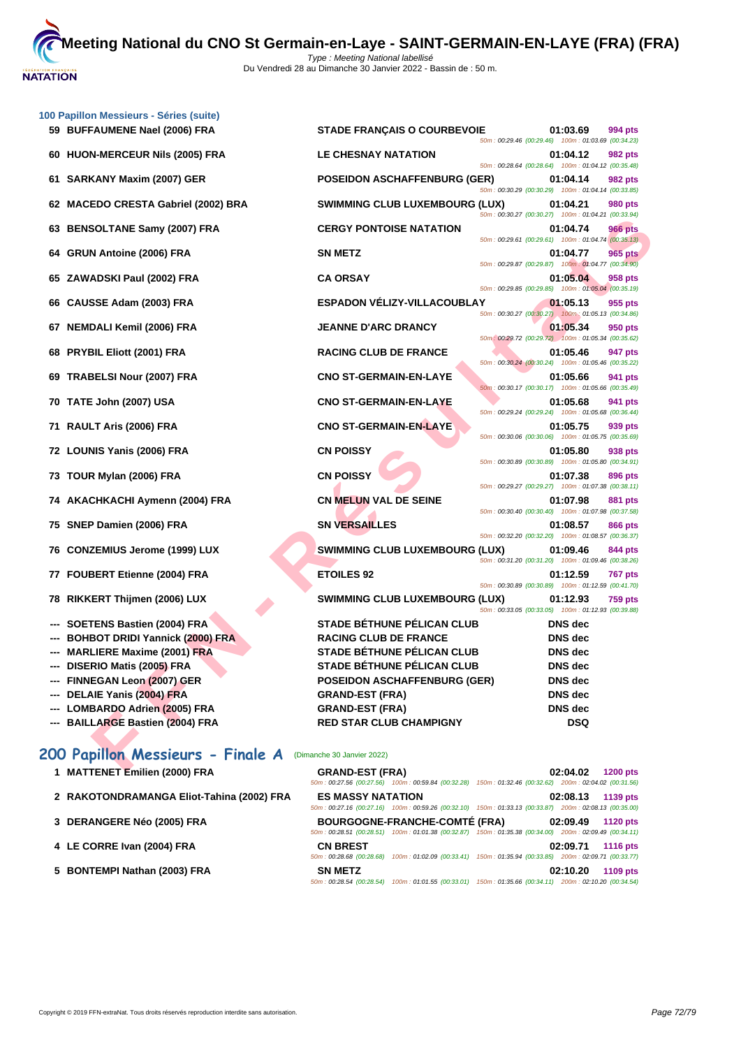### 100 Papillon Messieurs - Séries (suite)

| Rang | Nom | Club | Temps | Points | Splits |
|---|---|---|---|---|---|
| 59 | BUFFAUMENE Nael (2006) FRA | STADE FRANÇAIS O COURBEVOIE | 01:03.69 | 994 pts | 50m : 00:29.46 (00:29.46) 100m : 01:03.69 (00:34.23) |
| 60 | HUON-MERCEUR Nils (2005) FRA | LE CHESNAY NATATION | 01:04.12 | 982 pts | 50m : 00:28.64 (00:28.64) 100m : 01:04.12 (00:35.48) |
| 61 | SARKANY Maxim (2007) GER | POSEIDON ASCHAFFENBURG (GER) | 01:04.14 | 982 pts | 50m : 00:30.29 (00:30.29) 100m : 01:04.14 (00:33.85) |
| 62 | MACEDO CRESTA Gabriel (2002) BRA | SWIMMING CLUB LUXEMBOURG (LUX) | 01:04.21 | 980 pts | 50m : 00:30.27 (00:30.27) 100m : 01:04.21 (00:33.94) |
| 63 | BENSOLTANE Samy (2007) FRA | CERGY PONTOISE NATATION | 01:04.74 | 966 pts | 50m : 00:29.61 (00:29.61) 100m : 01:04.74 (00:35.13) |
| 64 | GRUN Antoine (2006) FRA | SN METZ | 01:04.77 | 965 pts | 50m : 00:29.87 (00:29.87) 100m : 01:04.77 (00:34.90) |
| 65 | ZAWADSKI Paul (2002) FRA | CA ORSAY | 01:05.04 | 958 pts | 50m : 00:29.85 (00:29.85) 100m : 01:05.04 (00:35.19) |
| 66 | CAUSSE Adam (2003) FRA | ESPADON VÉLIZY-VILLACOUBLAY | 01:05.13 | 955 pts | 50m : 00:30.27 (00:30.27) 100m : 01:05.13 (00:34.86) |
| 67 | NEMDALI Kemil (2006) FRA | JEANNE D'ARC DRANCY | 01:05.34 | 950 pts | 50m : 00:29.72 (00:29.72) 100m : 01:05.34 (00:35.62) |
| 68 | PRYBIL Eliott (2001) FRA | RACING CLUB DE FRANCE | 01:05.46 | 947 pts | 50m : 00:30.24 (00:30.24) 100m : 01:05.46 (00:35.22) |
| 69 | TRABELSI Nour (2007) FRA | CNO ST-GERMAIN-EN-LAYE | 01:05.66 | 941 pts | 50m : 00:30.17 (00:30.17) 100m : 01:05.66 (00:35.49) |
| 70 | TATE John (2007) USA | CNO ST-GERMAIN-EN-LAYE | 01:05.68 | 941 pts | 50m : 00:29.24 (00:29.24) 100m : 01:05.68 (00:36.44) |
| 71 | RAULT Aris (2006) FRA | CNO ST-GERMAIN-EN-LAYE | 01:05.75 | 939 pts | 50m : 00:30.06 (00:30.06) 100m : 01:05.75 (00:35.69) |
| 72 | LOUNIS Yanis (2006) FRA | CN POISSY | 01:05.80 | 938 pts | 50m : 00:30.89 (00:30.89) 100m : 01:05.80 (00:34.91) |
| 73 | TOUR Mylan (2006) FRA | CN POISSY | 01:07.38 | 896 pts | 50m : 00:29.27 (00:29.27) 100m : 01:07.38 (00:38.11) |
| 74 | AKACHKACHI Aymenn (2004) FRA | CN MELUN VAL DE SEINE | 01:07.98 | 881 pts | 50m : 00:30.40 (00:30.40) 100m : 01:07.98 (00:37.58) |
| 75 | SNEP Damien (2006) FRA | SN VERSAILLES | 01:08.57 | 866 pts | 50m : 00:32.20 (00:32.20) 100m : 01:08.57 (00:36.37) |
| 76 | CONZEMIUS Jerome (1999) LUX | SWIMMING CLUB LUXEMBOURG (LUX) | 01:09.46 | 844 pts | 50m : 00:31.20 (00:31.20) 100m : 01:09.46 (00:38.26) |
| 77 | FOUBERT Etienne (2004) FRA | ETOILES 92 | 01:12.59 | 767 pts | 50m : 00:30.89 (00:30.89) 100m : 01:12.59 (00:41.70) |
| 78 | RIKKERT Thijmen (2006) LUX | SWIMMING CLUB LUXEMBOURG (LUX) | 01:12.93 | 759 pts | 50m : 00:33.05 (00:33.05) 100m : 01:12.93 (00:39.88) |
| --- | SOETENS Bastien (2004) FRA | STADE BÉTHUNE PÉLICAN CLUB | DNS dec | | |
| --- | BOHBOT DRIDI Yannick (2000) FRA | RACING CLUB DE FRANCE | DNS dec | | |
| --- | MARLIERE Maxime (2001) FRA | STADE BÉTHUNE PÉLICAN CLUB | DNS dec | | |
| --- | DISERIO Matis (2005) FRA | STADE BÉTHUNE PÉLICAN CLUB | DNS dec | | |
| --- | FINNEGAN Leon (2007) GER | POSEIDON ASCHAFFENBURG (GER) | DNS dec | | |
| --- | DELAIE Yanis (2004) FRA | GRAND-EST (FRA) | DNS dec | | |
| --- | LOMBARDO Adrien (2005) FRA | GRAND-EST (FRA) | DNS dec | | |
| --- | BAILLARGE Bastien (2004) FRA | RED STAR CLUB CHAMPIGNY | DSQ | | |

## 200 Papillon Messieurs - Finale A (Dimanche 30 Janvier 2022)

| Rang | Nom | Club | Temps | Points | Splits |
|---|---|---|---|---|---|
| 1 | MATTENET Emilien (2000) FRA | GRAND-EST (FRA) | 02:04.02 | 1200 pts | 50m : 00:27.56 (00:27.56) 100m : 00:59.84 (00:32.28) 150m : 01:32.46 (00:32.62) 200m : 02:04.02 (00:31.56) |
| 2 | RAKOTONDRAMANGA Eliot-Tahina (2002) FRA | ES MASSY NATATION | 02:08.13 | 1139 pts | 50m : 00:27.16 (00:27.16) 100m : 00:59.26 (00:32.10) 150m : 01:33.13 (00:33.87) 200m : 02:08.13 (00:35.00) |
| 3 | DERANGERE Néo (2005) FRA | BOURGOGNE-FRANCHE-COMTÉ (FRA) | 02:09.49 | 1120 pts | 50m : 00:28.51 (00:28.51) 100m : 01:01.38 (00:32.87) 150m : 01:35.38 (00:34.00) 200m : 02:09.49 (00:34.11) |
| 4 | LE CORRE Ivan (2004) FRA | CN BREST | 02:09.71 | 1116 pts | 50m : 00:28.68 (00:28.68) 100m : 01:02.09 (00:33.41) 150m : 01:35.94 (00:33.85) 200m : 02:09.71 (00:33.77) |
| 5 | BONTEMPI Nathan (2003) FRA | SN METZ | 02:10.20 | 1109 pts | 50m : 00:28.54 (00:28.54) 100m : 01:01.55 (00:33.01) 150m : 01:35.66 (00:34.11) 200m : 02:10.20 (00:34.54) |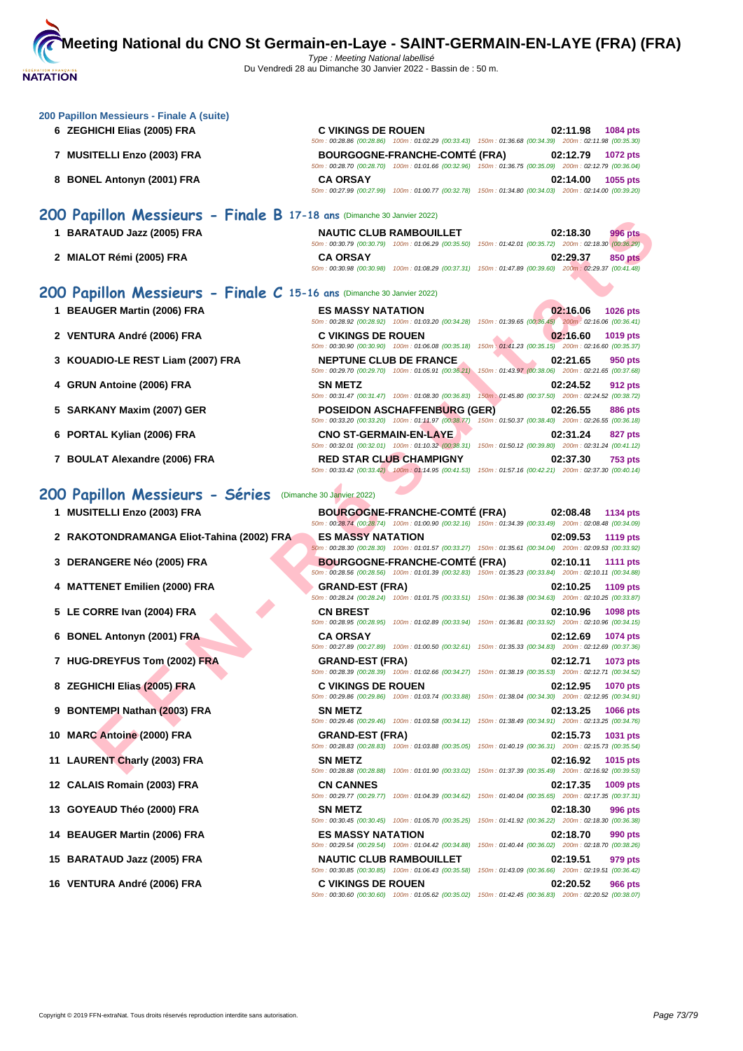# Meeting National du CNO St Germain-en-Laye - SAINT-GERMAIN-EN-LAYE (FRA) (FRA)

Type : Meeting National labellisé
Du Vendredi 28 au Dimanche 30 Janvier 2022 - Bassin de : 50 m.

### 200 Papillon Messieurs - Finale A (suite)

| Rang | Nageur | Club | Temps | Points |
|---|---|---|---|---|
| 6 | ZEGHICHI Elias (2005) FRA | C VIKINGS DE ROUEN | 02:11.98 | 1084 pts |
| | | 50m : 00:28.86 (00:28.86) 100m : 01:02.29 (00:33.43) 150m : 01:36.68 (00:34.39) 200m : 02:11.98 (00:35.30) | | |
| 7 | MUSITELLI Enzo (2003) FRA | BOURGOGNE-FRANCHE-COMTÉ (FRA) | 02:12.79 | 1072 pts |
| | | 50m : 00:28.70 (00:28.70) 100m : 01:01.66 (00:32.96) 150m : 01:36.75 (00:35.09) 200m : 02:12.79 (00:36.04) | | |
| 8 | BONEL Antonyn (2001) FRA | CA ORSAY | 02:14.00 | 1055 pts |
| | | 50m : 00:27.99 (00:27.99) 100m : 01:00.77 (00:32.78) 150m : 01:34.80 (00:34.03) 200m : 02:14.00 (00:39.20) | | |

## 200 Papillon Messieurs - Finale B 17-18 ans (Dimanche 30 Janvier 2022)

| Rang | Nageur | Club | Temps | Points |
|---|---|---|---|---|
| 1 | BARATAUD Jazz (2005) FRA | NAUTIC CLUB RAMBOUILLET | 02:18.30 | 996 pts |
| | | 50m : 00:30.79 (00:30.79) 100m : 01:06.29 (00:35.50) 150m : 01:42.01 (00:35.72) 200m : 02:18.30 (00:36.29) | | |
| 2 | MIALOT Rémi (2005) FRA | CA ORSAY | 02:29.37 | 850 pts |
| | | 50m : 00:30.98 (00:30.98) 100m : 01:08.29 (00:37.31) 150m : 01:47.89 (00:39.60) 200m : 02:29.37 (00:41.48) | | |

## 200 Papillon Messieurs - Finale C 15-16 ans (Dimanche 30 Janvier 2022)

| Rang | Nageur | Club | Temps | Points |
|---|---|---|---|---|
| 1 | BEAUGER Martin (2006) FRA | ES MASSY NATATION | 02:16.06 | 1026 pts |
| | | 50m : 00:28.92 (00:28.92) 100m : 01:03.20 (00:34.28) 150m : 01:39.65 (00:36.45) 200m : 02:16.06 (00:36.41) | | |
| 2 | VENTURA André (2006) FRA | C VIKINGS DE ROUEN | 02:16.60 | 1019 pts |
| | | 50m : 00:30.90 (00:30.90) 100m : 01:06.08 (00:35.18) 150m : 01:41.23 (00:35.15) 200m : 02:16.60 (00:35.37) | | |
| 3 | KOUADIO-LE REST Liam (2007) FRA | NEPTUNE CLUB DE FRANCE | 02:21.65 | 950 pts |
| | | 50m : 00:29.70 (00:29.70) 100m : 01:05.91 (00:36.21) 150m : 01:43.97 (00:38.06) 200m : 02:21.65 (00:37.68) | | |
| 4 | GRUN Antoine (2006) FRA | SN METZ | 02:24.52 | 912 pts |
| | | 50m : 00:31.47 (00:31.47) 100m : 01:08.30 (00:36.83) 150m : 01:45.80 (00:37.50) 200m : 02:24.52 (00:38.72) | | |
| 5 | SARKANY Maxim (2007) GER | POSEIDON ASCHAFFENBURG (GER) | 02:26.55 | 886 pts |
| | | 50m : 00:33.20 (00:33.20) 100m : 01:11.97 (00:38.77) 150m : 01:50.37 (00:38.40) 200m : 02:26.55 (00:36.18) | | |
| 6 | PORTAL Kylian (2006) FRA | CNO ST-GERMAIN-EN-LAYE | 02:31.24 | 827 pts |
| | | 50m : 00:32.01 (00:32.01) 100m : 01:10.32 (00:38.31) 150m : 01:50.12 (00:39.80) 200m : 02:31.24 (00:41.12) | | |
| 7 | BOULAT Alexandre (2006) FRA | RED STAR CLUB CHAMPIGNY | 02:37.30 | 753 pts |
| | | 50m : 00:33.42 (00:33.42) 100m : 01:14.95 (00:41.53) 150m : 01:57.16 (00:42.21) 200m : 02:37.30 (00:40.14) | | |

## 200 Papillon Messieurs - Séries (Dimanche 30 Janvier 2022)

| Rang | Nageur | Club | Temps | Points |
|---|---|---|---|---|
| 1 | MUSITELLI Enzo (2003) FRA | BOURGOGNE-FRANCHE-COMTÉ (FRA) | 02:08.48 | 1134 pts |
| | | 50m : 00:28.74 (00:28.74) 100m : 01:00.90 (00:32.16) 150m : 01:34.39 (00:33.49) 200m : 02:08.48 (00:34.09) | | |
| 2 | RAKOTONDRAMANGA Eliot-Tahina (2002) FRA | ES MASSY NATATION | 02:09.53 | 1119 pts |
| | | 50m : 00:28.30 (00:28.30) 100m : 01:01.57 (00:33.27) 150m : 01:35.61 (00:34.04) 200m : 02:09.53 (00:33.92) | | |
| 3 | DERANGERE Néo (2005) FRA | BOURGOGNE-FRANCHE-COMTÉ (FRA) | 02:10.11 | 1111 pts |
| | | 50m : 00:28.56 (00:28.56) 100m : 01:01.39 (00:32.83) 150m : 01:35.23 (00:33.84) 200m : 02:10.11 (00:34.88) | | |
| 4 | MATTENET Emilien (2000) FRA | GRAND-EST (FRA) | 02:10.25 | 1109 pts |
| | | 50m : 00:28.24 (00:28.24) 100m : 01:01.75 (00:33.51) 150m : 01:36.38 (00:34.63) 200m : 02:10.25 (00:33.87) | | |
| 5 | LE CORRE Ivan (2004) FRA | CN BREST | 02:10.96 | 1098 pts |
| | | 50m : 00:28.95 (00:28.95) 100m : 01:02.89 (00:33.94) 150m : 01:36.81 (00:33.92) 200m : 02:10.96 (00:34.15) | | |
| 6 | BONEL Antonyn (2001) FRA | CA ORSAY | 02:12.69 | 1074 pts |
| | | 50m : 00:27.89 (00:27.89) 100m : 01:00.50 (00:32.61) 150m : 01:35.33 (00:34.83) 200m : 02:12.69 (00:37.36) | | |
| 7 | HUG-DREYFUS Tom (2002) FRA | GRAND-EST (FRA) | 02:12.71 | 1073 pts |
| | | 50m : 00:28.39 (00:28.39) 100m : 01:02.66 (00:34.27) 150m : 01:38.19 (00:35.53) 200m : 02:12.71 (00:34.52) | | |
| 8 | ZEGHICHI Elias (2005) FRA | C VIKINGS DE ROUEN | 02:12.95 | 1070 pts |
| | | 50m : 00:29.86 (00:29.86) 100m : 01:03.74 (00:33.88) 150m : 01:38.04 (00:34.30) 200m : 02:12.95 (00:34.91) | | |
| 9 | BONTEMPI Nathan (2003) FRA | SN METZ | 02:13.25 | 1066 pts |
| | | 50m : 00:29.46 (00:29.46) 100m : 01:03.58 (00:34.12) 150m : 01:38.49 (00:34.91) 200m : 02:13.25 (00:34.76) | | |
| 10 | MARC Antoine (2000) FRA | GRAND-EST (FRA) | 02:15.73 | 1031 pts |
| | | 50m : 00:28.83 (00:28.83) 100m : 01:03.88 (00:35.05) 150m : 01:40.19 (00:36.31) 200m : 02:15.73 (00:35.54) | | |
| 11 | LAURENT Charly (2003) FRA | SN METZ | 02:16.92 | 1015 pts |
| | | 50m : 00:28.88 (00:28.88) 100m : 01:01.90 (00:33.02) 150m : 01:37.39 (00:35.49) 200m : 02:16.92 (00:39.53) | | |
| 12 | CALAIS Romain (2003) FRA | CN CANNES | 02:17.35 | 1009 pts |
| | | 50m : 00:29.77 (00:29.77) 100m : 01:04.39 (00:34.62) 150m : 01:40.04 (00:35.65) 200m : 02:17.35 (00:37.31) | | |
| 13 | GOYEAUD Théo (2000) FRA | SN METZ | 02:18.30 | 996 pts |
| | | 50m : 00:30.45 (00:30.45) 100m : 01:05.70 (00:35.25) 150m : 01:41.92 (00:36.22) 200m : 02:18.30 (00:36.38) | | |
| 14 | BEAUGER Martin (2006) FRA | ES MASSY NATATION | 02:18.70 | 990 pts |
| | | 50m : 00:29.54 (00:29.54) 100m : 01:04.42 (00:34.88) 150m : 01:40.44 (00:36.02) 200m : 02:18.70 (00:38.26) | | |
| 15 | BARATAUD Jazz (2005) FRA | NAUTIC CLUB RAMBOUILLET | 02:19.51 | 979 pts |
| | | 50m : 00:30.85 (00:30.85) 100m : 01:06.43 (00:35.58) 150m : 01:43.09 (00:36.66) 200m : 02:19.51 (00:36.42) | | |
| 16 | VENTURA André (2006) FRA | C VIKINGS DE ROUEN | 02:20.52 | 966 pts |
| | | 50m : 00:30.60 (00:30.60) 100m : 01:05.62 (00:35.02) 150m : 01:42.45 (00:36.83) 200m : 02:20.52 (00:38.07) | | |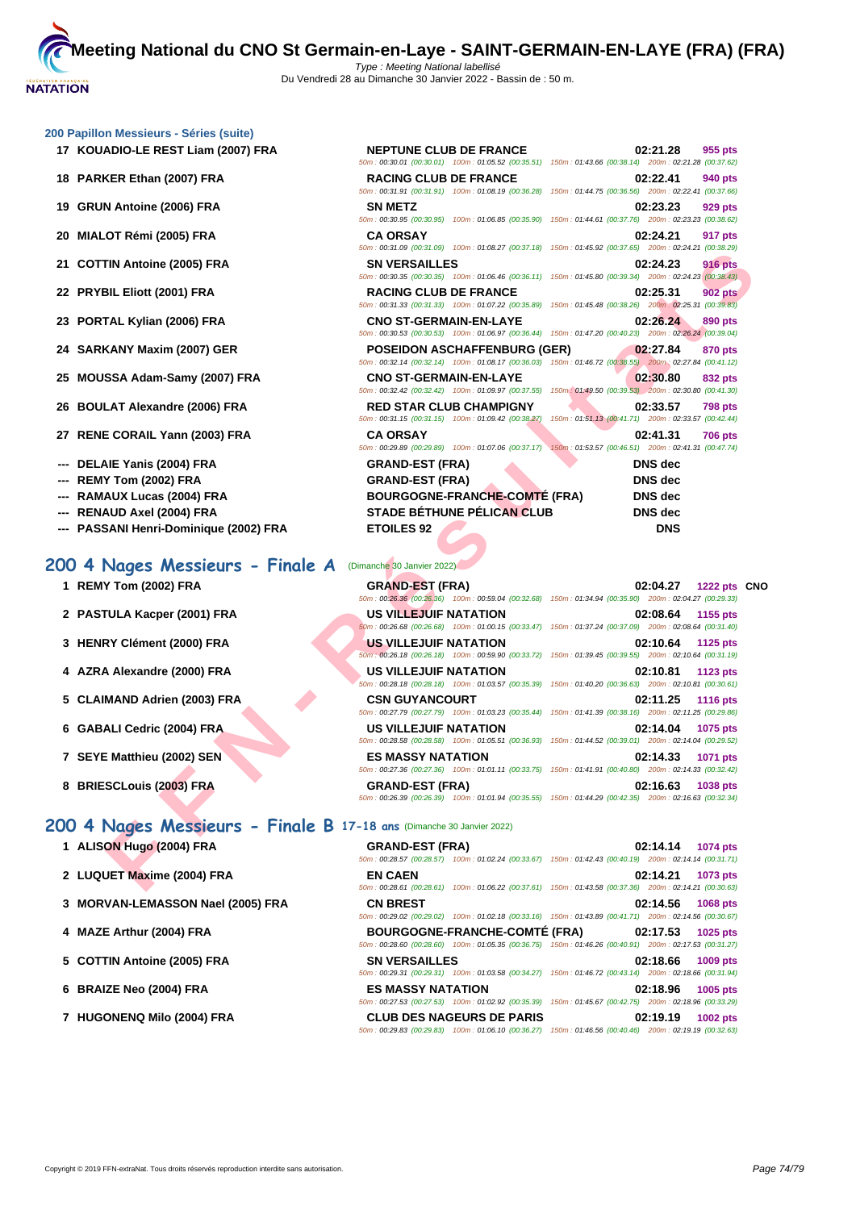### 200 Papillon Messieurs - Séries (suite)

| Rang | Nom | Club | Temps | Points |
|---|---|---|---|---|
| 17 | KOUADIO-LE REST Liam (2007) FRA | NEPTUNE CLUB DE FRANCE | 02:21.28 | 955 pts |
| | | 50m : 00:30.01 (00:30.01) 100m : 01:05.52 (00:35.51) 150m : 01:43.66 (00:38.14) 200m : 02:21.28 (00:37.62) | | |
| 18 | PARKER Ethan (2007) FRA | RACING CLUB DE FRANCE | 02:22.41 | 940 pts |
| | | 50m : 00:31.91 (00:31.91) 100m : 01:08.19 (00:36.28) 150m : 01:44.75 (00:36.56) 200m : 02:22.41 (00:37.66) | | |
| 19 | GRUN Antoine (2006) FRA | SN METZ | 02:23.23 | 929 pts |
| | | 50m : 00:30.95 (00:30.95) 100m : 01:06.85 (00:35.90) 150m : 01:44.61 (00:37.76) 200m : 02:23.23 (00:38.62) | | |
| 20 | MIALOT Rémi (2005) FRA | CA ORSAY | 02:24.21 | 917 pts |
| | | 50m : 00:31.09 (00:31.09) 100m : 01:08.27 (00:37.18) 150m : 01:45.92 (00:37.65) 200m : 02:24.21 (00:38.29) | | |
| 21 | COTTIN Antoine (2005) FRA | SN VERSAILLES | 02:24.23 | 916 pts |
| | | 50m : 00:30.35 (00:30.35) 100m : 01:06.46 (00:36.11) 150m : 01:45.80 (00:39.34) 200m : 02:24.23 (00:38.43) | | |
| 22 | PRYBIL Eliott (2001) FRA | RACING CLUB DE FRANCE | 02:25.31 | 902 pts |
| | | 50m : 00:31.33 (00:31.33) 100m : 01:07.22 (00:35.89) 150m : 01:45.48 (00:38.26) 200m : 02:25.31 (00:39.83) | | |
| 23 | PORTAL Kylian (2006) FRA | CNO ST-GERMAIN-EN-LAYE | 02:26.24 | 890 pts |
| | | 50m : 00:30.53 (00:30.53) 100m : 01:06.97 (00:36.44) 150m : 01:47.20 (00:40.23) 200m : 02:26.24 (00:39.04) | | |
| 24 | SARKANY Maxim (2007) GER | POSEIDON ASCHAFFENBURG (GER) | 02:27.84 | 870 pts |
| | | 50m : 00:32.14 (00:32.14) 100m : 01:08.17 (00:36.03) 150m : 01:46.72 (00:38.55) 200m : 02:27.84 (00:41.12) | | |
| 25 | MOUSSA Adam-Samy (2007) FRA | CNO ST-GERMAIN-EN-LAYE | 02:30.80 | 832 pts |
| | | 50m : 00:32.42 (00:32.42) 100m : 01:09.97 (00:37.55) 150m : 01:49.50 (00:39.53) 200m : 02:30.80 (00:41.30) | | |
| 26 | BOULAT Alexandre (2006) FRA | RED STAR CLUB CHAMPIGNY | 02:33.57 | 798 pts |
| | | 50m : 00:31.15 (00:31.15) 100m : 01:09.42 (00:38.27) 150m : 01:51.13 (00:41.71) 200m : 02:33.57 (00:42.44) | | |
| 27 | RENE CORAIL Yann (2003) FRA | CA ORSAY | 02:41.31 | 706 pts |
| | | 50m : 00:29.89 (00:29.89) 100m : 01:07.06 (00:37.17) 150m : 01:53.57 (00:46.51) 200m : 02:41.31 (00:47.74) | | |
| --- | DELAIE Yanis (2004) FRA | GRAND-EST (FRA) | DNS dec | |
| --- | REMY Tom (2002) FRA | GRAND-EST (FRA) | DNS dec | |
| --- | RAMAUX Lucas (2004) FRA | BOURGOGNE-FRANCHE-COMTÉ (FRA) | DNS dec | |
| --- | RENAUD Axel (2004) FRA | STADE BÉTHUNE PÉLICAN CLUB | DNS dec | |
| --- | PASSANI Henri-Dominique (2002) FRA | ETOILES 92 | DNS | |

## 200 4 Nages Messieurs - Finale A (Dimanche 30 Janvier 2022)

| Rang | Nom | Club | Temps | Points |
|---|---|---|---|---|
| 1 | REMY Tom (2002) FRA | GRAND-EST (FRA) | 02:04.27 | 1222 pts CNO |
| | | 50m : 00:26.36 (00:26.36) 100m : 00:59.04 (00:32.68) 150m : 01:34.94 (00:35.90) 200m : 02:04.27 (00:29.33) | | |
| 2 | PASTULA Kacper (2001) FRA | US VILLEJUIF NATATION | 02:08.64 | 1155 pts |
| | | 50m : 00:26.68 (00:26.68) 100m : 01:00.15 (00:33.47) 150m : 01:37.24 (00:37.09) 200m : 02:08.64 (00:31.40) | | |
| 3 | HENRY Clément (2000) FRA | US VILLEJUIF NATATION | 02:10.64 | 1125 pts |
| | | 50m : 00:26.18 (00:26.18) 100m : 00:59.90 (00:33.72) 150m : 01:39.45 (00:39.55) 200m : 02:10.64 (00:31.19) | | |
| 4 | AZRA Alexandre (2000) FRA | US VILLEJUIF NATATION | 02:10.81 | 1123 pts |
| | | 50m : 00:28.18 (00:28.18) 100m : 01:03.57 (00:35.39) 150m : 01:40.20 (00:36.63) 200m : 02:10.81 (00:30.61) | | |
| 5 | CLAIMAND Adrien (2003) FRA | CSN GUYANCOURT | 02:11.25 | 1116 pts |
| | | 50m : 00:27.79 (00:27.79) 100m : 01:03.23 (00:35.44) 150m : 01:41.39 (00:38.16) 200m : 02:11.25 (00:29.86) | | |
| 6 | GABALI Cedric (2004) FRA | US VILLEJUIF NATATION | 02:14.04 | 1075 pts |
| | | 50m : 00:28.58 (00:28.58) 100m : 01:05.51 (00:36.93) 150m : 01:44.52 (00:39.01) 200m : 02:14.04 (00:29.52) | | |
| 7 | SEYE Matthieu (2002) SEN | ES MASSY NATATION | 02:14.33 | 1071 pts |
| | | 50m : 00:27.36 (00:27.36) 100m : 01:01.11 (00:33.75) 150m : 01:41.91 (00:40.80) 200m : 02:14.33 (00:32.42) | | |
| 8 | BRIESCLouis (2003) FRA | GRAND-EST (FRA) | 02:16.63 | 1038 pts |
| | | 50m : 00:26.39 (00:26.39) 100m : 01:01.94 (00:35.55) 150m : 01:44.29 (00:42.35) 200m : 02:16.63 (00:32.34) | | |

## 200 4 Nages Messieurs - Finale B 17-18 ans (Dimanche 30 Janvier 2022)

| Rang | Nom | Club | Temps | Points |
|---|---|---|---|---|
| 1 | ALISON Hugo (2004) FRA | GRAND-EST (FRA) | 02:14.14 | 1074 pts |
| | | 50m : 00:28.57 (00:28.57) 100m : 01:02.24 (00:33.67) 150m : 01:42.43 (00:40.19) 200m : 02:14.14 (00:31.71) | | |
| 2 | LUQUET Maxime (2004) FRA | EN CAEN | 02:14.21 | 1073 pts |
| | | 50m : 00:28.61 (00:28.61) 100m : 01:06.22 (00:37.61) 150m : 01:43.58 (00:37.36) 200m : 02:14.21 (00:30.63) | | |
| 3 | MORVAN-LEMASSON Nael (2005) FRA | CN BREST | 02:14.56 | 1068 pts |
| | | 50m : 00:29.02 (00:29.02) 100m : 01:02.18 (00:33.16) 150m : 01:43.89 (00:41.71) 200m : 02:14.56 (00:30.67) | | |
| 4 | MAZE Arthur (2004) FRA | BOURGOGNE-FRANCHE-COMTÉ (FRA) | 02:17.53 | 1025 pts |
| | | 50m : 00:28.60 (00:28.60) 100m : 01:05.35 (00:36.75) 150m : 01:46.26 (00:40.91) 200m : 02:17.53 (00:31.27) | | |
| 5 | COTTIN Antoine (2005) FRA | SN VERSAILLES | 02:18.66 | 1009 pts |
| | | 50m : 00:29.31 (00:29.31) 100m : 01:03.58 (00:34.27) 150m : 01:46.72 (00:43.14) 200m : 02:18.66 (00:31.94) | | |
| 6 | BRAIZE Neo (2004) FRA | ES MASSY NATATION | 02:18.96 | 1005 pts |
| | | 50m : 00:27.53 (00:27.53) 100m : 01:02.92 (00:35.39) 150m : 01:45.67 (00:42.75) 200m : 02:18.96 (00:33.29) | | |
| 7 | HUGONENQ Milo (2004) FRA | CLUB DES NAGEURS DE PARIS | 02:19.19 | 1002 pts |
| | | 50m : 00:29.83 (00:29.83) 100m : 01:06.10 (00:36.27) 150m : 01:46.56 (00:40.46) 200m : 02:19.19 (00:32.63) | | |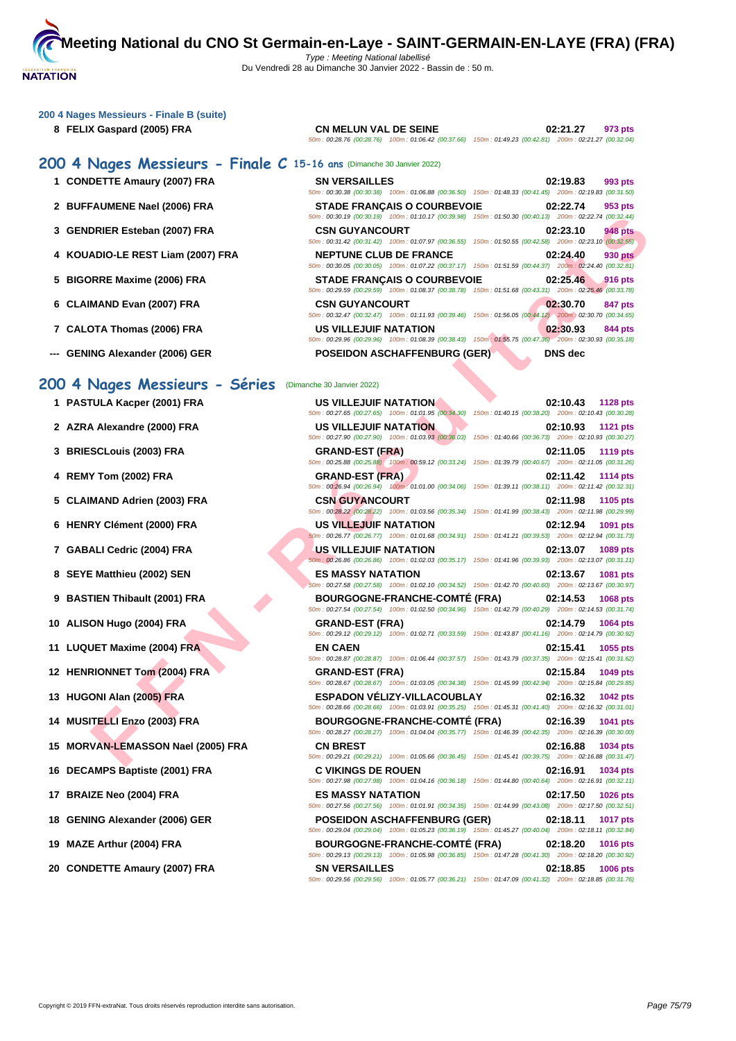# Meeting National du CNO St Germain-en-Laye - SAINT-GERMAIN-EN-LAYE (FRA) (FRA)

Type : Meeting National labellisé

Du Vendredi 28 au Dimanche 30 Janvier 2022 - Bassin de : 50 m.

### 200 4 Nages Messieurs - Finale B (suite)

| Rang | Nageur | Club | Temps | Points |
|---|---|---|---|---|
| 8 | FELIX Gaspard (2005) FRA | CN MELUN VAL DE SEINE | 02:21.27 | 973 pts |
| | | 50m : 00:28.76 (00:28.76) 100m : 01:06.42 (00:37.66) 150m : 01:49.23 (00:42.81) 200m : 02:21.27 (00:32.04) | | |

## 200 4 Nages Messieurs - Finale C 15-16 ans (Dimanche 30 Janvier 2022)

| Rang | Nageur | Club | Temps | Points |
|---|---|---|---|---|
| 1 | CONDETTE Amaury (2007) FRA | SN VERSAILLES | 02:19.83 | 993 pts |
| | | 50m : 00:30.38 (00:30.38) 100m : 01:06.88 (00:36.50) 150m : 01:48.33 (00:41.45) 200m : 02:19.83 (00:31.50) | | |
| 2 | BUFFAUMENE Nael (2006) FRA | STADE FRANÇAIS O COURBEVOIE | 02:22.74 | 953 pts |
| | | 50m : 00:30.19 (00:30.19) 100m : 01:10.17 (00:39.98) 150m : 01:50.30 (00:40.13) 200m : 02:22.74 (00:32.44) | | |
| 3 | GENDRIER Esteban (2007) FRA | CSN GUYANCOURT | 02:23.10 | 948 pts |
| | | 50m : 00:31.42 (00:31.42) 100m : 01:07.97 (00:36.55) 150m : 01:50.55 (00:42.58) 200m : 02:23.10 (00:32.55) | | |
| 4 | KOUADIO-LE REST Liam (2007) FRA | NEPTUNE CLUB DE FRANCE | 02:24.40 | 930 pts |
| | | 50m : 00:30.05 (00:30.05) 100m : 01:07.22 (00:37.17) 150m : 01:51.59 (00:44.37) 200m : 02:24.40 (00:32.81) | | |
| 5 | BIGORRE Maxime (2006) FRA | STADE FRANÇAIS O COURBEVOIE | 02:25.46 | 916 pts |
| | | 50m : 00:29.59 (00:29.59) 100m : 01:08.37 (00:38.78) 150m : 01:51.68 (00:43.31) 200m : 02:25.46 (00:33.78) | | |
| 6 | CLAIMAND Evan (2007) FRA | CSN GUYANCOURT | 02:30.70 | 847 pts |
| | | 50m : 00:32.47 (00:32.47) 100m : 01:11.93 (00:39.46) 150m : 01:56.05 (00:44.12) 200m : 02:30.70 (00:34.65) | | |
| 7 | CALOTA Thomas (2006) FRA | US VILLEJUIF NATATION | 02:30.93 | 844 pts |
| | | 50m : 00:29.96 (00:29.96) 100m : 01:08.39 (00:38.43) 150m : 01:55.75 (00:47.36) 200m : 02:30.93 (00:35.18) | | |
| --- | GENING Alexander (2006) GER | POSEIDON ASCHAFFENBURG (GER) | DNS dec | |

## 200 4 Nages Messieurs - Séries (Dimanche 30 Janvier 2022)

| Rang | Nageur | Club | Temps | Points |
|---|---|---|---|---|
| 1 | PASTULA Kacper (2001) FRA | US VILLEJUIF NATATION | 02:10.43 | 1128 pts |
| | | 50m : 00:27.65 (00:27.65) 100m : 01:01.95 (00:34.30) 150m : 01:40.15 (00:38.20) 200m : 02:10.43 (00:30.28) | | |
| 2 | AZRA Alexandre (2000) FRA | US VILLEJUIF NATATION | 02:10.93 | 1121 pts |
| | | 50m : 00:27.90 (00:27.90) 100m : 01:03.93 (00:36.03) 150m : 01:40.66 (00:36.73) 200m : 02:10.93 (00:30.27) | | |
| 3 | BRIESCLouis (2003) FRA | GRAND-EST (FRA) | 02:11.05 | 1119 pts |
| | | 50m : 00:25.88 (00:25.88) 100m : 00:59.12 (00:33.24) 150m : 01:39.79 (00:40.67) 200m : 02:11.05 (00:31.26) | | |
| 4 | REMY Tom (2002) FRA | GRAND-EST (FRA) | 02:11.42 | 1114 pts |
| | | 50m : 00:26.94 (00:26.94) 100m : 01:01.00 (00:34.06) 150m : 01:39.11 (00:38.11) 200m : 02:11.42 (00:32.31) | | |
| 5 | CLAIMAND Adrien (2003) FRA | CSN GUYANCOURT | 02:11.98 | 1105 pts |
| | | 50m : 00:28.22 (00:28.22) 100m : 01:03.56 (00:35.34) 150m : 01:41.99 (00:38.43) 200m : 02:11.98 (00:29.99) | | |
| 6 | HENRY Clément (2000) FRA | US VILLEJUIF NATATION | 02:12.94 | 1091 pts |
| | | 50m : 00:26.77 (00:26.77) 100m : 01:01.68 (00:34.91) 150m : 01:41.21 (00:39.53) 200m : 02:12.94 (00:31.73) | | |
| 7 | GABALI Cedric (2004) FRA | US VILLEJUIF NATATION | 02:13.07 | 1089 pts |
| | | 50m : 00:26.86 (00:26.86) 100m : 01:02.03 (00:35.17) 150m : 01:41.96 (00:39.93) 200m : 02:13.07 (00:31.11) | | |
| 8 | SEYE Matthieu (2002) SEN | ES MASSY NATATION | 02:13.67 | 1081 pts |
| | | 50m : 00:27.58 (00:27.58) 100m : 01:02.10 (00:34.52) 150m : 01:42.70 (00:40.60) 200m : 02:13.67 (00:30.97) | | |
| 9 | BASTIEN Thibault (2001) FRA | BOURGOGNE-FRANCHE-COMTÉ (FRA) | 02:14.53 | 1068 pts |
| | | 50m : 00:27.54 (00:27.54) 100m : 01:02.50 (00:34.96) 150m : 01:42.79 (00:40.29) 200m : 02:14.53 (00:31.74) | | |
| 10 | ALISON Hugo (2004) FRA | GRAND-EST (FRA) | 02:14.79 | 1064 pts |
| | | 50m : 00:29.12 (00:29.12) 100m : 01:02.71 (00:33.59) 150m : 01:43.87 (00:41.16) 200m : 02:14.79 (00:30.92) | | |
| 11 | LUQUET Maxime (2004) FRA | EN CAEN | 02:15.41 | 1055 pts |
| | | 50m : 00:28.87 (00:28.87) 100m : 01:06.44 (00:37.57) 150m : 01:43.79 (00:37.35) 200m : 02:15.41 (00:31.62) | | |
| 12 | HENRIONNET Tom (2004) FRA | GRAND-EST (FRA) | 02:15.84 | 1049 pts |
| | | 50m : 00:28.67 (00:28.67) 100m : 01:03.05 (00:34.38) 150m : 01:45.99 (00:42.94) 200m : 02:15.84 (00:29.85) | | |
| 13 | HUGONI Alan (2005) FRA | ESPADON VÉLIZY-VILLACOUBLAY | 02:16.32 | 1042 pts |
| | | 50m : 00:28.66 (00:28.66) 100m : 01:03.91 (00:35.25) 150m : 01:45.31 (00:41.40) 200m : 02:16.32 (00:31.01) | | |
| 14 | MUSITELLI Enzo (2003) FRA | BOURGOGNE-FRANCHE-COMTÉ (FRA) | 02:16.39 | 1041 pts |
| | | 50m : 00:28.27 (00:28.27) 100m : 01:04.04 (00:35.77) 150m : 01:46.39 (00:42.35) 200m : 02:16.39 (00:30.00) | | |
| 15 | MORVAN-LEMASSON Nael (2005) FRA | CN BREST | 02:16.88 | 1034 pts |
| | | 50m : 00:29.21 (00:29.21) 100m : 01:05.66 (00:36.45) 150m : 01:45.41 (00:39.75) 200m : 02:16.88 (00:31.47) | | |
| 16 | DECAMPS Baptiste (2001) FRA | C VIKINGS DE ROUEN | 02:16.91 | 1034 pts |
| | | 50m : 00:27.98 (00:27.98) 100m : 01:04.16 (00:36.18) 150m : 01:44.80 (00:40.64) 200m : 02:16.91 (00:32.11) | | |
| 17 | BRAIZE Neo (2004) FRA | ES MASSY NATATION | 02:17.50 | 1026 pts |
| | | 50m : 00:27.56 (00:27.56) 100m : 01:01.91 (00:34.35) 150m : 01:44.99 (00:43.08) 200m : 02:17.50 (00:32.51) | | |
| 18 | GENING Alexander (2006) GER | POSEIDON ASCHAFFENBURG (GER) | 02:18.11 | 1017 pts |
| | | 50m : 00:29.04 (00:29.04) 100m : 01:05.23 (00:36.19) 150m : 01:45.27 (00:40.04) 200m : 02:18.11 (00:32.84) | | |
| 19 | MAZE Arthur (2004) FRA | BOURGOGNE-FRANCHE-COMTÉ (FRA) | 02:18.20 | 1016 pts |
| | | 50m : 00:29.13 (00:29.13) 100m : 01:05.98 (00:36.85) 150m : 01:47.28 (00:41.30) 200m : 02:18.20 (00:30.92) | | |
| 20 | CONDETTE Amaury (2007) FRA | SN VERSAILLES | 02:18.85 | 1006 pts |
| | | 50m : 00:29.56 (00:29.56) 100m : 01:05.77 (00:36.21) 150m : 01:47.09 (00:41.32) 200m : 02:18.85 (00:31.76) | | |

Copyright © 2019 FFN-extraNat. Tous droits réservés reproduction interdite sans autorisation.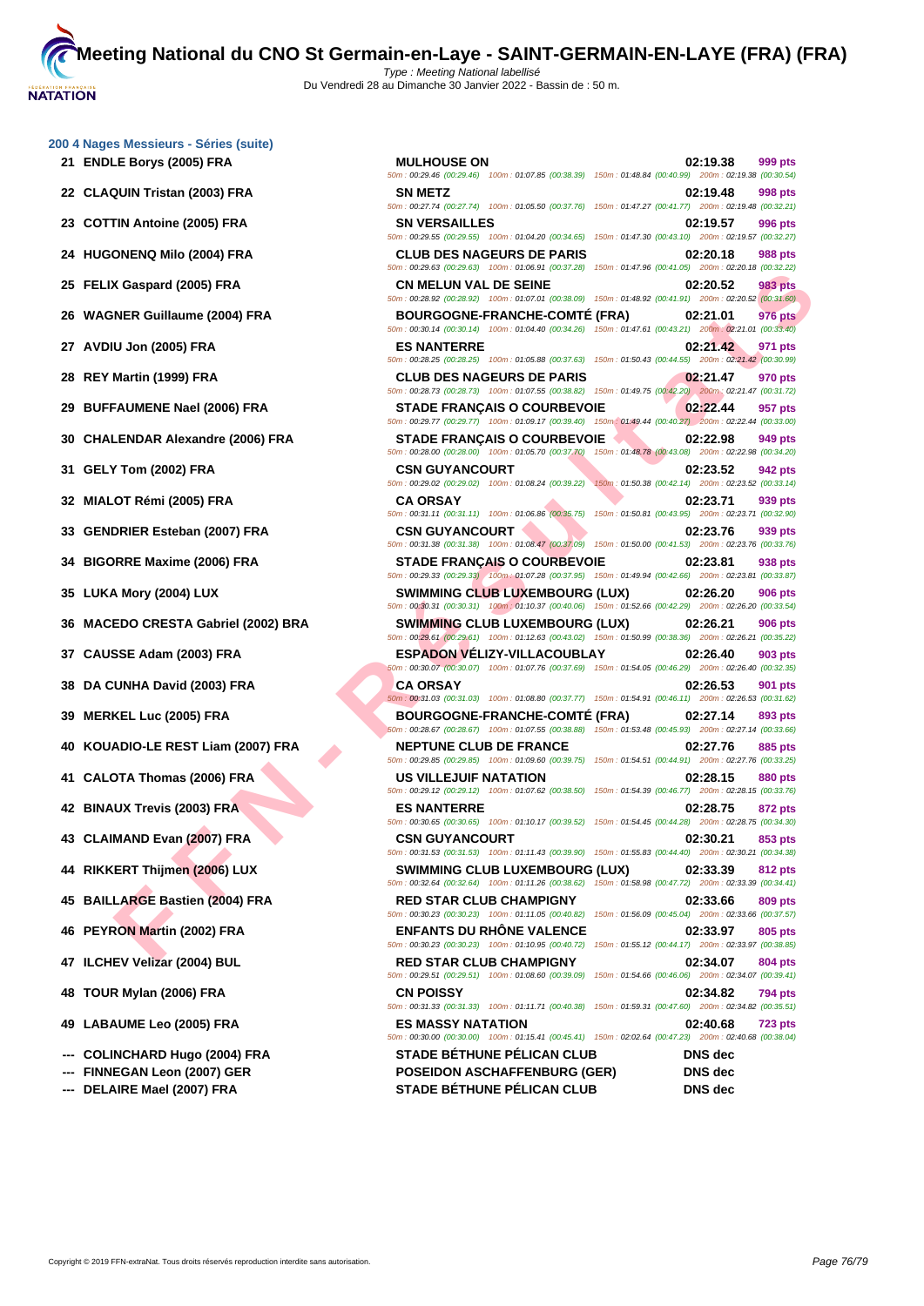# Meeting National du CNO St Germain-en-Laye - SAINT-GERMAIN-EN-LAYE (FRA) (FRA)

Type : Meeting National labellisé
Du Vendredi 28 au Dimanche 30 Janvier 2022 - Bassin de : 50 m.

### 200 4 Nages Messieurs - Séries (suite)

| Rang | Nom | Club | Temps | Points |
|---|---|---|---|---|
| 21 | ENDLE Borys (2005) FRA | MULHOUSE ON | 02:19.38 | 999 pts |
| | | 50m : 00:29.46 (00:29.46) 100m : 01:07.85 (00:38.39) 150m : 01:48.84 (00:40.99) 200m : 02:19.38 (00:30.54) | | |
| 22 | CLAQUIN Tristan (2003) FRA | SN METZ | 02:19.48 | 998 pts |
| | | 50m : 00:27.74 (00:27.74) 100m : 01:05.50 (00:37.76) 150m : 01:47.27 (00:41.77) 200m : 02:19.48 (00:32.21) | | |
| 23 | COTTIN Antoine (2005) FRA | SN VERSAILLES | 02:19.57 | 996 pts |
| | | 50m : 00:29.55 (00:29.55) 100m : 01:04.20 (00:34.65) 150m : 01:47.30 (00:43.10) 200m : 02:19.57 (00:32.27) | | |
| 24 | HUGONENQ Milo (2004) FRA | CLUB DES NAGEURS DE PARIS | 02:20.18 | 988 pts |
| | | 50m : 00:29.63 (00:29.63) 100m : 01:06.91 (00:37.28) 150m : 01:47.96 (00:41.05) 200m : 02:20.18 (00:32.22) | | |
| 25 | FELIX Gaspard (2005) FRA | CN MELUN VAL DE SEINE | 02:20.52 | 983 pts |
| | | 50m : 00:28.92 (00:28.92) 100m : 01:07.01 (00:38.09) 150m : 01:48.92 (00:41.91) 200m : 02:20.52 (00:31.60) | | |
| 26 | WAGNER Guillaume (2004) FRA | BOURGOGNE-FRANCHE-COMTÉ (FRA) | 02:21.01 | 976 pts |
| | | 50m : 00:30.14 (00:30.14) 100m : 01:04.40 (00:34.26) 150m : 01:47.61 (00:43.21) 200m : 02:21.01 (00:33.40) | | |
| 27 | AVDIU Jon (2005) FRA | ES NANTERRE | 02:21.42 | 971 pts |
| | | 50m : 00:28.25 (00:28.25) 100m : 01:05.88 (00:37.63) 150m : 01:50.43 (00:44.55) 200m : 02:21.42 (00:30.99) | | |
| 28 | REY Martin (1999) FRA | CLUB DES NAGEURS DE PARIS | 02:21.47 | 970 pts |
| | | 50m : 00:28.73 (00:28.73) 100m : 01:07.55 (00:38.82) 150m : 01:49.75 (00:42.20) 200m : 02:21.47 (00:31.72) | | |
| 29 | BUFFAUMENE Nael (2006) FRA | STADE FRANÇAIS O COURBEVOIE | 02:22.44 | 957 pts |
| | | 50m : 00:29.77 (00:29.77) 100m : 01:09.17 (00:39.40) 150m : 01:49.44 (00:40.27) 200m : 02:22.44 (00:33.00) | | |
| 30 | CHALENDAR Alexandre (2006) FRA | STADE FRANÇAIS O COURBEVOIE | 02:22.98 | 949 pts |
| | | 50m : 00:28.00 (00:28.00) 100m : 01:05.70 (00:37.70) 150m : 01:48.78 (00:43.08) 200m : 02:22.98 (00:34.20) | | |
| 31 | GELY Tom (2002) FRA | CSN GUYANCOURT | 02:23.52 | 942 pts |
| | | 50m : 00:29.02 (00:29.02) 100m : 01:08.24 (00:39.22) 150m : 01:50.38 (00:42.14) 200m : 02:23.52 (00:33.14) | | |
| 32 | MIALOT Rémi (2005) FRA | CA ORSAY | 02:23.71 | 939 pts |
| | | 50m : 00:31.11 (00:31.11) 100m : 01:06.86 (00:35.75) 150m : 01:50.81 (00:43.95) 200m : 02:23.71 (00:32.90) | | |
| 33 | GENDRIER Esteban (2007) FRA | CSN GUYANCOURT | 02:23.76 | 939 pts |
| | | 50m : 00:31.38 (00:31.38) 100m : 01:08.47 (00:37.09) 150m : 01:50.00 (00:41.53) 200m : 02:23.76 (00:33.76) | | |
| 34 | BIGORRE Maxime (2006) FRA | STADE FRANÇAIS O COURBEVOIE | 02:23.81 | 938 pts |
| | | 50m : 00:29.33 (00:29.33) 100m : 01:07.28 (00:37.95) 150m : 01:49.94 (00:42.66) 200m : 02:23.81 (00:33.87) | | |
| 35 | LUKA Mory (2004) LUX | SWIMMING CLUB LUXEMBOURG (LUX) | 02:26.20 | 906 pts |
| | | 50m : 00:30.31 (00:30.31) 100m : 01:10.37 (00:40.06) 150m : 01:52.66 (00:42.29) 200m : 02:26.20 (00:33.54) | | |
| 36 | MACEDO CRESTA Gabriel (2002) BRA | SWIMMING CLUB LUXEMBOURG (LUX) | 02:26.21 | 906 pts |
| | | 50m : 00:29.61 (00:29.61) 100m : 01:12.63 (00:43.02) 150m : 01:50.99 (00:38.36) 200m : 02:26.21 (00:35.22) | | |
| 37 | CAUSSE Adam (2003) FRA | ESPADON VÉLIZY-VILLACOUBLAY | 02:26.40 | 903 pts |
| | | 50m : 00:30.07 (00:30.07) 100m : 01:07.76 (00:37.69) 150m : 01:54.05 (00:46.29) 200m : 02:26.40 (00:32.35) | | |
| 38 | DA CUNHA David (2003) FRA | CA ORSAY | 02:26.53 | 901 pts |
| | | 50m : 00:31.03 (00:31.03) 100m : 01:08.80 (00:37.77) 150m : 01:54.91 (00:46.11) 200m : 02:26.53 (00:31.62) | | |
| 39 | MERKEL Luc (2005) FRA | BOURGOGNE-FRANCHE-COMTÉ (FRA) | 02:27.14 | 893 pts |
| | | 50m : 00:28.67 (00:28.67) 100m : 01:07.55 (00:38.88) 150m : 01:53.48 (00:45.93) 200m : 02:27.14 (00:33.66) | | |
| 40 | KOUADIO-LE REST Liam (2007) FRA | NEPTUNE CLUB DE FRANCE | 02:27.76 | 885 pts |
| | | 50m : 00:29.85 (00:29.85) 100m : 01:09.60 (00:39.75) 150m : 01:54.51 (00:44.91) 200m : 02:27.76 (00:33.25) | | |
| 41 | CALOTA Thomas (2006) FRA | US VILLEJUIF NATATION | 02:28.15 | 880 pts |
| | | 50m : 00:29.12 (00:29.12) 100m : 01:07.62 (00:38.50) 150m : 01:54.39 (00:46.77) 200m : 02:28.15 (00:33.76) | | |
| 42 | BINAUX Trevis (2003) FRA | ES NANTERRE | 02:28.75 | 872 pts |
| | | 50m : 00:30.65 (00:30.65) 100m : 01:10.17 (00:39.52) 150m : 01:54.45 (00:44.28) 200m : 02:28.75 (00:34.30) | | |
| 43 | CLAIMAND Evan (2007) FRA | CSN GUYANCOURT | 02:30.21 | 853 pts |
| | | 50m : 00:31.53 (00:31.53) 100m : 01:11.43 (00:39.90) 150m : 01:55.83 (00:44.40) 200m : 02:30.21 (00:34.38) | | |
| 44 | RIKKERT Thijmen (2006) LUX | SWIMMING CLUB LUXEMBOURG (LUX) | 02:33.39 | 812 pts |
| | | 50m : 00:32.64 (00:32.64) 100m : 01:11.26 (00:38.62) 150m : 01:58.98 (00:47.72) 200m : 02:33.39 (00:34.41) | | |
| 45 | BAILLARGE Bastien (2004) FRA | RED STAR CLUB CHAMPIGNY | 02:33.66 | 809 pts |
| | | 50m : 00:30.23 (00:30.23) 100m : 01:11.05 (00:40.82) 150m : 01:56.09 (00:45.04) 200m : 02:33.66 (00:37.57) | | |
| 46 | PEYRON Martin (2002) FRA | ENFANTS DU RHÔNE VALENCE | 02:33.97 | 805 pts |
| | | 50m : 00:30.23 (00:30.23) 100m : 01:10.95 (00:40.72) 150m : 01:55.12 (00:44.17) 200m : 02:33.97 (00:38.85) | | |
| 47 | ILCHEV Velizar (2004) BUL | RED STAR CLUB CHAMPIGNY | 02:34.07 | 804 pts |
| | | 50m : 00:29.51 (00:29.51) 100m : 01:08.60 (00:39.09) 150m : 01:54.66 (00:46.06) 200m : 02:34.07 (00:39.41) | | |
| 48 | TOUR Mylan (2006) FRA | CN POISSY | 02:34.82 | 794 pts |
| | | 50m : 00:31.33 (00:31.33) 100m : 01:11.71 (00:40.38) 150m : 01:59.31 (00:47.60) 200m : 02:34.82 (00:35.51) | | |
| 49 | LABAUME Leo (2005) FRA | ES MASSY NATATION | 02:40.68 | 723 pts |
| | | 50m : 00:30.00 (00:30.00) 100m : 01:15.41 (00:45.41) 150m : 02:02.64 (00:47.23) 200m : 02:40.68 (00:38.04) | | |
| --- | COLINCHARD Hugo (2004) FRA | STADE BÉTHUNE PÉLICAN CLUB | DNS dec | |
| --- | FINNEGAN Leon (2007) GER | POSEIDON ASCHAFFENBURG (GER) | DNS dec | |
| --- | DELAIRE Mael (2007) FRA | STADE BÉTHUNE PÉLICAN CLUB | DNS dec | |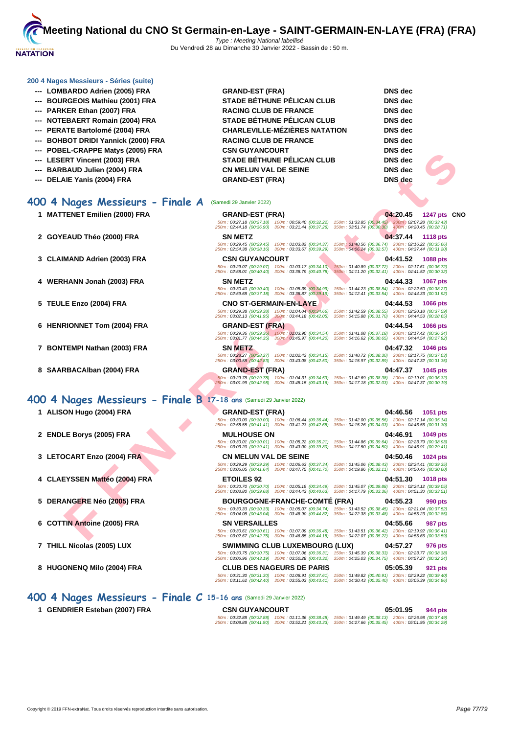## 200 4 Nages Messieurs - Séries (suite)

| | Nom | Club | Résultat |
|---|---|---|---|
| --- | LOMBARDO Adrien (2005) FRA | GRAND-EST (FRA) | DNS dec |
| --- | BOURGEOIS Mathieu (2001) FRA | STADE BÉTHUNE PÉLICAN CLUB | DNS dec |
| --- | PARKER Ethan (2007) FRA | RACING CLUB DE FRANCE | DNS dec |
| --- | NOTEBAERT Romain (2004) FRA | STADE BÉTHUNE PÉLICAN CLUB | DNS dec |
| --- | PERATE Bartolomé (2004) FRA | CHARLEVILLE-MÉZIÈRES NATATION | DNS dec |
| --- | BOHBOT DRIDI Yannick (2000) FRA | RACING CLUB DE FRANCE | DNS dec |
| --- | POBEL-CRAPPE Matys (2005) FRA | CSN GUYANCOURT | DNS dec |
| --- | LESERT Vincent (2003) FRA | STADE BÉTHUNE PÉLICAN CLUB | DNS dec |
| --- | BARBAUD Julien (2004) FRA | CN MELUN VAL DE SEINE | DNS dec |
| --- | DELAIE Yanis (2004) FRA | GRAND-EST (FRA) | DNS dec |

## 400 4 Nages Messieurs - Finale A (Samedi 29 Janvier 2022)

| Rg | Nom | Club | Temps | Points | |
|---|---|---|---|---|---|
| 1 | MATTENET Emilien (2000) FRA | GRAND-EST (FRA) | 04:20.45 | 1247 pts | CNO |
| | 50m : 00:27.18 (00:27.18) 100m : 00:59.40 (00:32.22) 150m : 01:33.85 (00:34.45) 200m : 02:07.28 (00:33.43) 250m : 02:44.18 (00:36.90) 300m : 03:21.44 (00:37.26) 350m : 03:51.74 (00:30.30) 400m : 04:20.45 (00:28.71) | | | | |
| 2 | GOYEAUD Théo (2000) FRA | SN METZ | 04:37.44 | 1118 pts | |
| | 50m : 00:29.45 (00:29.45) 100m : 01:03.82 (00:34.37) 150m : 01:40.56 (00:36.74) 200m : 02:16.22 (00:35.66) 250m : 02:54.38 (00:38.16) 300m : 03:33.67 (00:39.29) 350m : 04:06.24 (00:32.57) 400m : 04:37.44 (00:31.20) | | | | |
| 3 | CLAIMAND Adrien (2003) FRA | CSN GUYANCOURT | 04:41.52 | 1088 pts | |
| | 50m : 00:29.07 (00:29.07) 100m : 01:03.17 (00:34.10) 150m : 01:40.89 (00:37.72) 200m : 02:17.61 (00:36.72) 250m : 02:58.01 (00:40.40) 300m : 03:38.79 (00:40.78) 350m : 04:11.20 (00:32.41) 400m : 04:41.52 (00:30.32) | | | | |
| 4 | WERHANN Jonah (2003) FRA | SN METZ | 04:44.33 | 1067 pts | |
| | 50m : 00:30.40 (00:30.40) 100m : 01:05.39 (00:34.99) 150m : 01:44.23 (00:38.84) 200m : 02:22.50 (00:38.27) 250m : 02:59.68 (00:37.18) 300m : 03:38.87 (00:39.19) 350m : 04:12.41 (00:33.54) 400m : 04:44.33 (00:31.92) | | | | |
| 5 | TEULE Enzo (2004) FRA | CNO ST-GERMAIN-EN-LAYE | 04:44.53 | 1066 pts | |
| | 50m : 00:29.38 (00:29.38) 100m : 01:04.04 (00:34.66) 150m : 01:42.59 (00:38.55) 200m : 02:20.18 (00:37.59) 250m : 03:02.13 (00:41.95) 300m : 03:44.18 (00:42.05) 350m : 04:15.88 (00:31.70) 400m : 04:44.53 (00:28.65) | | | | |
| 6 | HENRIONNET Tom (2004) FRA | GRAND-EST (FRA) | 04:44.54 | 1066 pts | |
| | 50m : 00:29.36 (00:29.36) 100m : 01:03.90 (00:34.54) 150m : 01:41.08 (00:37.18) 200m : 02:17.42 (00:36.34) 250m : 03:01.77 (00:44.35) 300m : 03:45.97 (00:44.20) 350m : 04:16.62 (00:30.65) 400m : 04:44.54 (00:27.92) | | | | |
| 7 | BONTEMPI Nathan (2003) FRA | SN METZ | 04:47.32 | 1046 pts | |
| | 50m : 00:28.27 (00:28.27) 100m : 01:02.42 (00:34.15) 150m : 01:40.72 (00:38.30) 200m : 02:17.75 (00:37.03) 250m : 03:00.58 (00:42.83) 300m : 03:43.08 (00:42.50) 350m : 04:15.97 (00:32.89) 400m : 04:47.32 (00:31.35) | | | | |
| 8 | SAARBACAlban (2004) FRA | GRAND-EST (FRA) | 04:47.37 | 1045 pts | |
| | 50m : 00:29.78 (00:29.78) 100m : 01:04.31 (00:34.53) 150m : 01:42.69 (00:38.38) 200m : 02:19.01 (00:36.32) 250m : 03:01.99 (00:42.98) 300m : 03:45.15 (00:43.16) 350m : 04:17.18 (00:32.03) 400m : 04:47.37 (00:30.19) | | | | |

## 400 4 Nages Messieurs - Finale B 17-18 ans (Samedi 29 Janvier 2022)

| Rg | Nom | Club | Temps | Points |
|---|---|---|---|---|
| 1 | ALISON Hugo (2004) FRA | GRAND-EST (FRA) | 04:46.56 | 1051 pts |
| | 50m : 00:30.00 (00:30.00) 100m : 01:06.44 (00:36.44) 150m : 01:42.00 (00:35.56) 200m : 02:17.14 (00:35.14) 250m : 02:58.55 (00:41.41) 300m : 03:41.23 (00:42.68) 350m : 04:15.26 (00:34.03) 400m : 04:46.56 (00:31.30) | | | |
| 2 | ENDLE Borys (2005) FRA | MULHOUSE ON | 04:46.91 | 1049 pts |
| | 50m : 00:30.01 (00:30.01) 100m : 01:05.22 (00:35.21) 150m : 01:44.86 (00:39.64) 200m : 02:23.79 (00:38.93) 250m : 03:03.20 (00:39.41) 300m : 03:43.00 (00:39.80) 350m : 04:17.50 (00:34.50) 400m : 04:46.91 (00:29.41) | | | |
| 3 | LETOCART Enzo (2004) FRA | CN MELUN VAL DE SEINE | 04:50.46 | 1024 pts |
| | 50m : 00:29.29 (00:29.29) 100m : 01:06.63 (00:37.34) 150m : 01:45.06 (00:38.43) 200m : 02:24.41 (00:39.35) 250m : 03:06.05 (00:41.64) 300m : 03:47.75 (00:41.70) 350m : 04:19.86 (00:32.11) 400m : 04:50.46 (00:30.60) | | | |
| 4 | CLAEYSSEN Mattéo (2004) FRA | ETOILES 92 | 04:51.30 | 1018 pts |
| | 50m : 00:30.70 (00:30.70) 100m : 01:05.19 (00:34.49) 150m : 01:45.07 (00:39.88) 200m : 02:24.12 (00:39.05) 250m : 03:03.80 (00:39.68) 300m : 03:44.43 (00:40.63) 350m : 04:17.79 (00:33.36) 400m : 04:51.30 (00:33.51) | | | |
| 5 | DERANGERE Néo (2005) FRA | BOURGOGNE-FRANCHE-COMTÉ (FRA) | 04:55.23 | 990 pts |
| | 50m : 00:30.33 (00:30.33) 100m : 01:05.07 (00:34.74) 150m : 01:43.52 (00:38.45) 200m : 02:21.04 (00:37.52) 250m : 03:04.08 (00:43.04) 300m : 03:48.90 (00:44.82) 350m : 04:22.38 (00:33.48) 400m : 04:55.23 (00:32.85) | | | |
| 6 | COTTIN Antoine (2005) FRA | SN VERSAILLES | 04:55.66 | 987 pts |
| | 50m : 00:30.61 (00:30.61) 100m : 01:07.09 (00:36.48) 150m : 01:43.51 (00:36.42) 200m : 02:19.92 (00:36.41) 250m : 03:02.67 (00:42.75) 300m : 03:46.85 (00:44.18) 350m : 04:22.07 (00:35.22) 400m : 04:55.66 (00:33.59) | | | |
| 7 | THILL Nicolas (2005) LUX | SWIMMING CLUB LUXEMBOURG (LUX) | 04:57.27 | 976 pts |
| | 50m : 00:30.75 (00:30.75) 100m : 01:07.06 (00:36.31) 150m : 01:45.39 (00:38.33) 200m : 02:23.77 (00:38.38) 250m : 03:06.96 (00:43.19) 300m : 03:50.28 (00:43.32) 350m : 04:25.03 (00:34.75) 400m : 04:57.27 (00:32.24) | | | |
| 8 | HUGONENQ Milo (2004) FRA | CLUB DES NAGEURS DE PARIS | 05:05.39 | 921 pts |
| | 50m : 00:31.30 (00:31.30) 100m : 01:08.91 (00:37.61) 150m : 01:49.82 (00:40.91) 200m : 02:29.22 (00:39.40) 250m : 03:11.62 (00:42.40) 300m : 03:55.03 (00:43.41) 350m : 04:30.43 (00:35.40) 400m : 05:05.39 (00:34.96) | | | |

## 400 4 Nages Messieurs - Finale C 15-16 ans (Samedi 29 Janvier 2022)

| Rg | Nom | Club | Temps | Points |
|---|---|---|---|---|
| 1 | GENDRIER Esteban (2007) FRA | CSN GUYANCOURT | 05:01.95 | 944 pts |
| | 50m : 00:32.88 (00:32.88) 100m : 01:11.36 (00:38.48) 150m : 01:49.49 (00:38.13) 200m : 02:26.98 (00:37.49) 250m : 03:08.88 (00:41.90) 300m : 03:52.21 (00:43.33) 350m : 04:27.66 (00:35.45) 400m : 05:01.95 (00:34.29) | | | |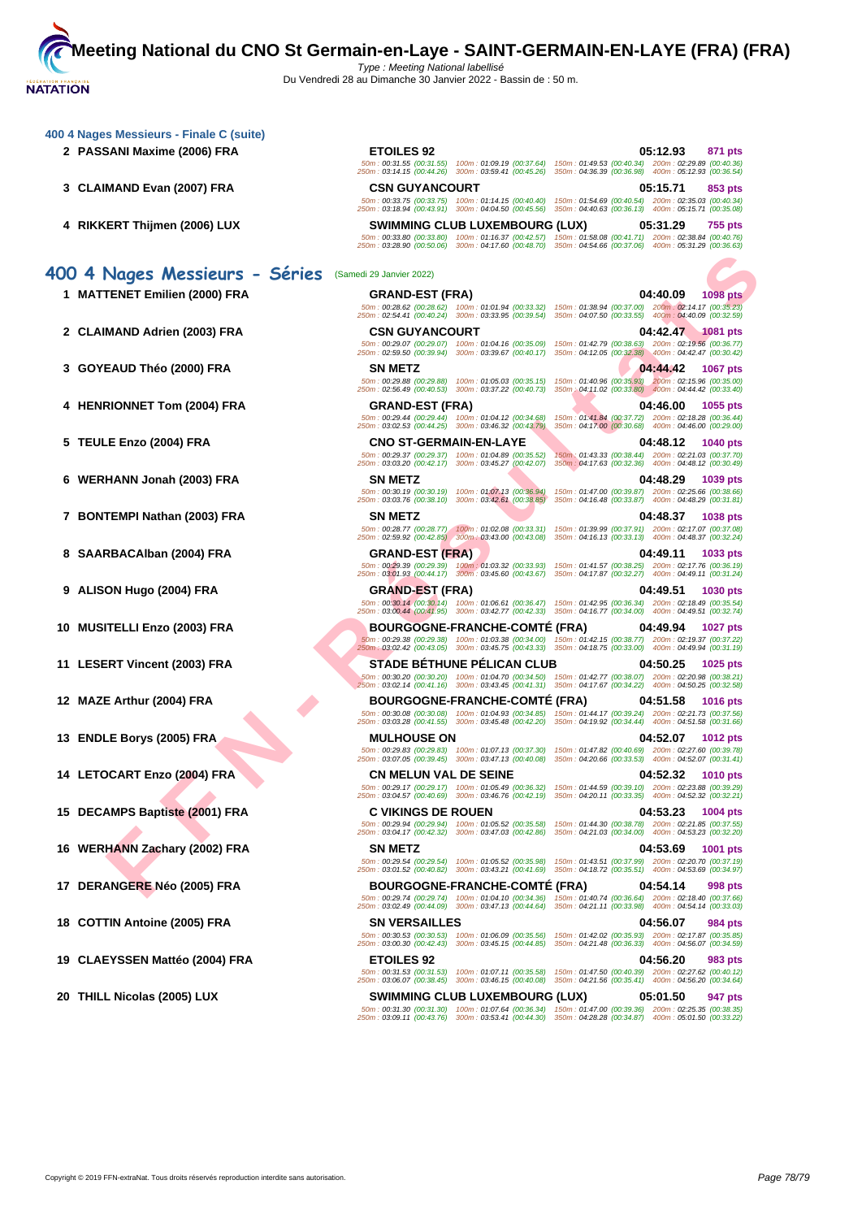# Meeting National du CNO St Germain-en-Laye - SAINT-GERMAIN-EN-LAYE (FRA) (FRA)

*Type : Meeting National labellisé*

Du Vendredi 28 au Dimanche 30 Janvier 2022 - Bassin de : 50 m.

### 400 4 Nages Messieurs - Finale C (suite)

| Rang | Nom | Club | Temps | Points |
|---|---|---|---|---|
| 2 | PASSANI Maxime (2006) FRA | ETOILES 92 | 05:12.93 | 871 pts |
| | | 50m : 00:31.55 (00:31.55) 100m : 01:09.19 (00:37.64) 150m : 01:49.53 (00:40.34) 200m : 02:29.89 (00:40.36) 250m : 03:14.15 (00:44.26) 300m : 03:59.41 (00:45.26) 350m : 04:36.39 (00:36.98) 400m : 05:12.93 (00:36.54) | | |
| 3 | CLAIMAND Evan (2007) FRA | CSN GUYANCOURT | 05:15.71 | 853 pts |
| | | 50m : 00:33.75 (00:33.75) 100m : 01:14.15 (00:40.40) 150m : 01:54.69 (00:40.54) 200m : 02:35.03 (00:40.34) 250m : 03:18.94 (00:43.91) 300m : 04:04.50 (00:45.56) 350m : 04:40.63 (00:36.13) 400m : 05:15.71 (00:35.08) | | |
| 4 | RIKKERT Thijmen (2006) LUX | SWIMMING CLUB LUXEMBOURG (LUX) | 05:31.29 | 755 pts |
| | | 50m : 00:33.80 (00:33.80) 100m : 01:16.37 (00:42.57) 150m : 01:58.08 (00:41.71) 200m : 02:38.84 (00:40.76) 250m : 03:28.90 (00:50.06) 300m : 04:17.60 (00:48.70) 350m : 04:54.66 (00:37.06) 400m : 05:31.29 (00:36.63) | | |

## 400 4 Nages Messieurs - Séries (Samedi 29 Janvier 2022)

| Rang | Nom | Club | Temps | Points |
|---|---|---|---|---|
| 1 | MATTENET Emilien (2000) FRA | GRAND-EST (FRA) | 04:40.09 | 1098 pts |
| | | 50m : 00:28.62 (00:28.62) 100m : 01:01.94 (00:33.32) 150m : 01:38.94 (00:37.00) 200m : 02:14.17 (00:35.23) 250m : 02:54.41 (00:40.24) 300m : 03:33.95 (00:39.54) 350m : 04:07.50 (00:33.55) 400m : 04:40.09 (00:32.59) | | |
| 2 | CLAIMAND Adrien (2003) FRA | CSN GUYANCOURT | 04:42.47 | 1081 pts |
| | | 50m : 00:29.07 (00:29.07) 100m : 01:04.16 (00:35.09) 150m : 01:42.79 (00:38.63) 200m : 02:19.56 (00:36.77) 250m : 02:59.50 (00:39.94) 300m : 03:39.67 (00:40.17) 350m : 04:12.05 (00:32.38) 400m : 04:42.47 (00:30.42) | | |
| 3 | GOYEAUD Théo (2000) FRA | SN METZ | 04:44.42 | 1067 pts |
| | | 50m : 00:29.88 (00:29.88) 100m : 01:05.03 (00:35.15) 150m : 01:40.96 (00:35.93) 200m : 02:15.96 (00:35.00) 250m : 02:56.49 (00:40.53) 300m : 03:37.22 (00:40.73) 350m : 04:11.02 (00:33.80) 400m : 04:44.42 (00:33.40) | | |
| 4 | HENRIONNET Tom (2004) FRA | GRAND-EST (FRA) | 04:46.00 | 1055 pts |
| | | 50m : 00:29.44 (00:29.44) 100m : 01:04.12 (00:34.68) 150m : 01:41.84 (00:37.72) 200m : 02:18.28 (00:36.44) 250m : 03:02.53 (00:44.25) 300m : 03:46.32 (00:43.79) 350m : 04:17.00 (00:30.68) 400m : 04:46.00 (00:29.00) | | |
| 5 | TEULE Enzo (2004) FRA | CNO ST-GERMAIN-EN-LAYE | 04:48.12 | 1040 pts |
| | | 50m : 00:29.37 (00:29.37) 100m : 01:04.89 (00:35.52) 150m : 01:43.33 (00:38.44) 200m : 02:21.03 (00:37.70) 250m : 03:03.20 (00:42.17) 300m : 03:45.27 (00:42.07) 350m : 04:17.63 (00:32.36) 400m : 04:48.12 (00:30.49) | | |
| 6 | WERHANN Jonah (2003) FRA | SN METZ | 04:48.29 | 1039 pts |
| | | 50m : 00:30.19 (00:30.19) 100m : 01:07.13 (00:36.94) 150m : 01:47.00 (00:39.87) 200m : 02:25.66 (00:38.66) 250m : 03:03.76 (00:38.10) 300m : 03:42.61 (00:38.85) 350m : 04:16.48 (00:33.87) 400m : 04:48.29 (00:31.81) | | |
| 7 | BONTEMPI Nathan (2003) FRA | SN METZ | 04:48.37 | 1038 pts |
| | | 50m : 00:28.77 (00:28.77) 100m : 01:02.08 (00:33.31) 150m : 01:39.99 (00:37.91) 200m : 02:17.07 (00:37.08) 250m : 02:59.92 (00:42.85) 300m : 03:43.00 (00:43.08) 350m : 04:16.13 (00:33.13) 400m : 04:48.37 (00:32.24) | | |
| 8 | SAARBACAlban (2004) FRA | GRAND-EST (FRA) | 04:49.11 | 1033 pts |
| | | 50m : 00:29.39 (00:29.39) 100m : 01:03.32 (00:33.93) 150m : 01:41.57 (00:38.25) 200m : 02:17.76 (00:36.19) 250m : 03:01.93 (00:44.17) 300m : 03:45.60 (00:43.67) 350m : 04:17.87 (00:32.27) 400m : 04:49.11 (00:31.24) | | |
| 9 | ALISON Hugo (2004) FRA | GRAND-EST (FRA) | 04:49.51 | 1030 pts |
| | | 50m : 00:30.14 (00:30.14) 100m : 01:06.61 (00:36.47) 150m : 01:42.95 (00:36.34) 200m : 02:18.49 (00:35.54) 250m : 03:00.44 (00:41.95) 300m : 03:42.77 (00:42.33) 350m : 04:16.77 (00:34.00) 400m : 04:49.51 (00:32.74) | | |
| 10 | MUSITELLI Enzo (2003) FRA | BOURGOGNE-FRANCHE-COMTÉ (FRA) | 04:49.94 | 1027 pts |
| | | 50m : 00:29.38 (00:29.38) 100m : 01:03.38 (00:34.00) 150m : 01:42.15 (00:38.77) 200m : 02:19.37 (00:37.22) 250m : 03:02.42 (00:43.05) 300m : 03:45.75 (00:43.33) 350m : 04:18.75 (00:33.00) 400m : 04:49.94 (00:31.19) | | |
| 11 | LESERT Vincent (2003) FRA | STADE BÉTHUNE PÉLICAN CLUB | 04:50.25 | 1025 pts |
| | | 50m : 00:30.20 (00:30.20) 100m : 01:04.70 (00:34.50) 150m : 01:42.77 (00:38.07) 200m : 02:20.98 (00:38.21) 250m : 03:02.14 (00:41.16) 300m : 03:43.45 (00:41.31) 350m : 04:17.67 (00:34.22) 400m : 04:50.25 (00:32.58) | | |
| 12 | MAZE Arthur (2004) FRA | BOURGOGNE-FRANCHE-COMTÉ (FRA) | 04:51.58 | 1016 pts |
| | | 50m : 00:30.08 (00:30.08) 100m : 01:04.93 (00:34.85) 150m : 01:44.17 (00:39.24) 200m : 02:21.73 (00:37.56) 250m : 03:03.28 (00:41.55) 300m : 03:45.48 (00:42.20) 350m : 04:19.92 (00:34.44) 400m : 04:51.58 (00:31.66) | | |
| 13 | ENDLE Borys (2005) FRA | MULHOUSE ON | 04:52.07 | 1012 pts |
| | | 50m : 00:29.83 (00:29.83) 100m : 01:07.13 (00:37.30) 150m : 01:47.82 (00:40.69) 200m : 02:27.60 (00:39.78) 250m : 03:07.05 (00:39.45) 300m : 03:47.13 (00:40.08) 350m : 04:20.66 (00:33.53) 400m : 04:52.07 (00:31.41) | | |
| 14 | LETOCART Enzo (2004) FRA | CN MELUN VAL DE SEINE | 04:52.32 | 1010 pts |
| | | 50m : 00:29.17 (00:29.17) 100m : 01:05.49 (00:36.32) 150m : 01:44.59 (00:39.10) 200m : 02:23.88 (00:39.29) 250m : 03:04.57 (00:40.69) 300m : 03:46.76 (00:42.19) 350m : 04:20.11 (00:33.35) 400m : 04:52.32 (00:32.21) | | |
| 15 | DECAMPS Baptiste (2001) FRA | C VIKINGS DE ROUEN | 04:53.23 | 1004 pts |
| | | 50m : 00:29.94 (00:29.94) 100m : 01:05.52 (00:35.58) 150m : 01:44.30 (00:38.78) 200m : 02:21.85 (00:37.55) 250m : 03:04.17 (00:42.32) 300m : 03:47.03 (00:42.86) 350m : 04:21.03 (00:34.00) 400m : 04:53.23 (00:32.20) | | |
| 16 | WERHANN Zachary (2002) FRA | SN METZ | 04:53.69 | 1001 pts |
| | | 50m : 00:29.54 (00:29.54) 100m : 01:05.52 (00:35.98) 150m : 01:43.51 (00:37.99) 200m : 02:20.70 (00:37.19) 250m : 03:01.52 (00:40.82) 300m : 03:43.21 (00:41.69) 350m : 04:18.72 (00:35.51) 400m : 04:53.69 (00:34.97) | | |
| 17 | DERANGERE Néo (2005) FRA | BOURGOGNE-FRANCHE-COMTÉ (FRA) | 04:54.14 | 998 pts |
| | | 50m : 00:29.74 (00:29.74) 100m : 01:04.10 (00:34.36) 150m : 01:40.74 (00:36.64) 200m : 02:18.40 (00:37.66) 250m : 03:02.49 (00:44.09) 300m : 03:47.13 (00:44.64) 350m : 04:21.11 (00:33.98) 400m : 04:54.14 (00:33.03) | | |
| 18 | COTTIN Antoine (2005) FRA | SN VERSAILLES | 04:56.07 | 984 pts |
| | | 50m : 00:30.53 (00:30.53) 100m : 01:06.09 (00:35.56) 150m : 01:42.02 (00:35.93) 200m : 02:17.87 (00:35.85) 250m : 03:00.30 (00:42.43) 300m : 03:45.15 (00:44.85) 350m : 04:21.48 (00:36.33) 400m : 04:56.07 (00:34.59) | | |
| 19 | CLAEYSSEN Mattéo (2004) FRA | ETOILES 92 | 04:56.20 | 983 pts |
| | | 50m : 00:31.53 (00:31.53) 100m : 01:07.11 (00:35.58) 150m : 01:47.50 (00:40.39) 200m : 02:27.62 (00:40.12) 250m : 03:06.07 (00:38.45) 300m : 03:46.15 (00:40.08) 350m : 04:21.56 (00:35.41) 400m : 04:56.20 (00:34.64) | | |
| 20 | THILL Nicolas (2005) LUX | SWIMMING CLUB LUXEMBOURG (LUX) | 05:01.50 | 947 pts |
| | | 50m : 00:31.30 (00:31.30) 100m : 01:07.64 (00:36.34) 150m : 01:47.00 (00:39.36) 200m : 02:25.35 (00:38.35) 250m : 03:09.11 (00:43.76) 300m : 03:53.41 (00:44.30) 350m : 04:28.28 (00:34.87) 400m : 05:01.50 (00:33.22) | | |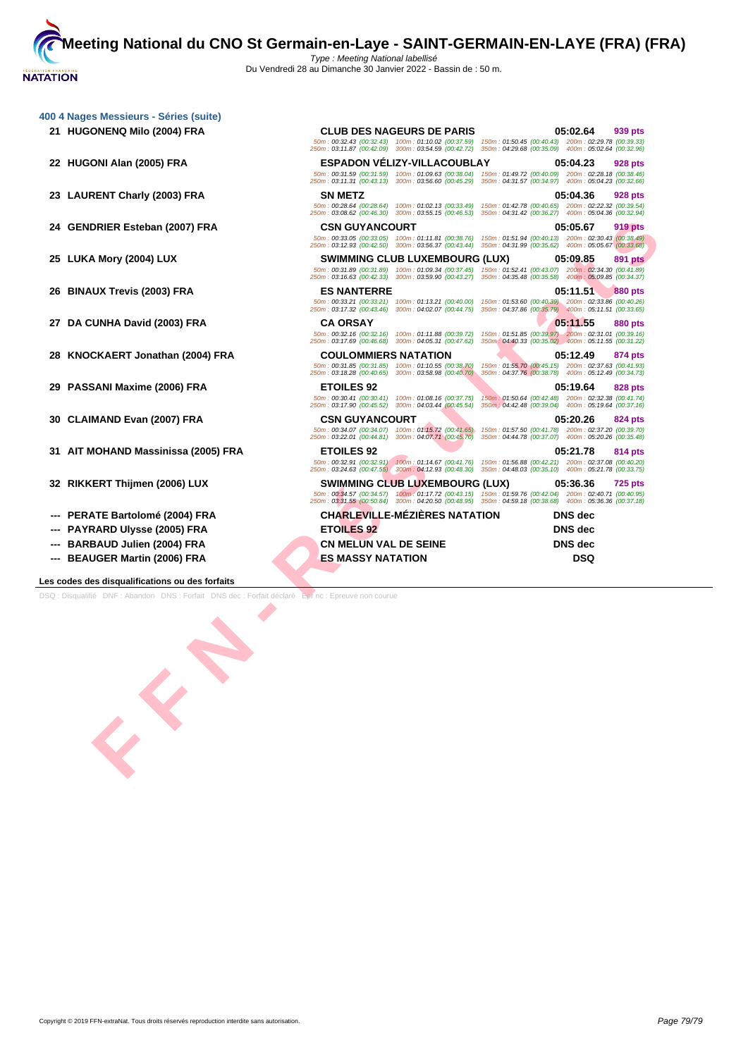# Meeting National du CNO St Germain-en-Laye - SAINT-GERMAIN-EN-LAYE (FRA) (FRA)

*Type : Meeting National labellisé*

Du Vendredi 28 au Dimanche 30 Janvier 2022 - Bassin de : 50 m.

## 400 4 Nages Messieurs - Séries (suite)

| | | | | |
|---|---|---|---|---|
| 21 | HUGONENQ Milo (2004) FRA | CLUB DES NAGEURS DE PARIS | 05:02.64 | 939 pts |
| | | 50m : 00:32.43 (00:32.43) 100m : 01:10.02 (00:37.59) 150m : 01:50.45 (00:40.43) 200m : 02:29.78 (00:39.33) 250m : 03:11.87 (00:42.09) 300m : 03:54.59 (00:42.72) 350m : 04:29.68 (00:35.09) 400m : 05:02.64 (00:32.96) | | |
| 22 | HUGONI Alan (2005) FRA | ESPADON VÉLIZY-VILLACOUBLAY | 05:04.23 | 928 pts |
| | | 50m : 00:31.59 (00:31.59) 100m : 01:09.63 (00:38.04) 150m : 01:49.72 (00:40.09) 200m : 02:28.18 (00:38.46) 250m : 03:11.31 (00:43.13) 300m : 03:56.60 (00:45.29) 350m : 04:31.57 (00:34.97) 400m : 05:04.23 (00:32.66) | | |
| 23 | LAURENT Charly (2003) FRA | SN METZ | 05:04.36 | 928 pts |
| | | 50m : 00:28.64 (00:28.64) 100m : 01:02.13 (00:33.49) 150m : 01:42.78 (00:40.65) 200m : 02:22.32 (00:39.54) 250m : 03:08.62 (00:46.30) 300m : 03:55.15 (00:46.53) 350m : 04:31.42 (00:36.27) 400m : 05:04.36 (00:32.94) | | |
| 24 | GENDRIER Esteban (2007) FRA | CSN GUYANCOURT | 05:05.67 | 919 pts |
| | | 50m : 00:33.05 (00:33.05) 100m : 01:11.81 (00:38.76) 150m : 01:51.94 (00:40.13) 200m : 02:30.43 (00:38.49) 250m : 03:12.93 (00:42.50) 300m : 03:56.37 (00:43.44) 350m : 04:31.99 (00:35.62) 400m : 05:05.67 (00:33.68) | | |
| 25 | LUKA Mory (2004) LUX | SWIMMING CLUB LUXEMBOURG (LUX) | 05:09.85 | 891 pts |
| | | 50m : 00:31.89 (00:31.89) 100m : 01:09.34 (00:37.45) 150m : 01:52.41 (00:43.07) 200m : 02:34.30 (00:41.89) 250m : 03:16.63 (00:42.33) 300m : 03:59.90 (00:43.27) 350m : 04:35.48 (00:35.58) 400m : 05:09.85 (00:34.37) | | |
| 26 | BINAUX Trevis (2003) FRA | ES NANTERRE | 05:11.51 | 880 pts |
| | | 50m : 00:33.21 (00:33.21) 100m : 01:13.21 (00:40.00) 150m : 01:53.60 (00:40.39) 200m : 02:33.86 (00:40.26) 250m : 03:17.32 (00:43.46) 300m : 04:02.07 (00:44.75) 350m : 04:37.86 (00:35.79) 400m : 05:11.51 (00:33.65) | | |
| 27 | DA CUNHA David (2003) FRA | CA ORSAY | 05:11.55 | 880 pts |
| | | 50m : 00:32.16 (00:32.16) 100m : 01:11.88 (00:39.72) 150m : 01:51.85 (00:39.97) 200m : 02:31.01 (00:39.16) 250m : 03:17.69 (00:46.68) 300m : 04:05.31 (00:47.62) 350m : 04:40.33 (00:35.02) 400m : 05:11.55 (00:31.22) | | |
| 28 | KNOCKAERT Jonathan (2004) FRA | COULOMMIERS NATATION | 05:12.49 | 874 pts |
| | | 50m : 00:31.85 (00:31.85) 100m : 01:10.55 (00:38.70) 150m : 01:55.70 (00:45.15) 200m : 02:37.63 (00:41.93) 250m : 03:18.28 (00:40.65) 300m : 03:58.98 (00:40.70) 350m : 04:37.76 (00:38.78) 400m : 05:12.49 (00:34.73) | | |
| 29 | PASSANI Maxime (2006) FRA | ETOILES 92 | 05:19.64 | 828 pts |
| | | 50m : 00:30.41 (00:30.41) 100m : 01:08.16 (00:37.75) 150m : 01:50.64 (00:42.48) 200m : 02:32.38 (00:41.74) 250m : 03:17.90 (00:45.52) 300m : 04:03.44 (00:45.54) 350m : 04:42.48 (00:39.04) 400m : 05:19.64 (00:37.16) | | |
| 30 | CLAIMAND Evan (2007) FRA | CSN GUYANCOURT | 05:20.26 | 824 pts |
| | | 50m : 00:34.07 (00:34.07) 100m : 01:15.72 (00:41.65) 150m : 01:57.50 (00:41.78) 200m : 02:37.20 (00:39.70) 250m : 03:22.01 (00:44.81) 300m : 04:07.71 (00:45.70) 350m : 04:44.78 (00:37.07) 400m : 05:20.26 (00:35.48) | | |
| 31 | AIT MOHAND Massinissa (2005) FRA | ETOILES 92 | 05:21.78 | 814 pts |
| | | 50m : 00:32.91 (00:32.91) 100m : 01:14.67 (00:41.76) 150m : 01:56.88 (00:42.21) 200m : 02:37.08 (00:40.20) 250m : 03:24.63 (00:47.55) 300m : 04:12.93 (00:48.30) 350m : 04:48.03 (00:35.10) 400m : 05:21.78 (00:33.75) | | |
| 32 | RIKKERT Thijmen (2006) LUX | SWIMMING CLUB LUXEMBOURG (LUX) | 05:36.36 | 725 pts |
| | | 50m : 00:34.57 (00:34.57) 100m : 01:17.72 (00:43.15) 150m : 01:59.76 (00:42.04) 200m : 02:40.71 (00:40.95) 250m : 03:31.55 (00:50.84) 300m : 04:20.50 (00:48.95) 350m : 04:59.18 (00:38.68) 400m : 05:36.36 (00:37.18) | | |
| --- | PERATE Bartolomé (2004) FRA | CHARLEVILLE-MÉZIÈRES NATATION | DNS dec | |
| --- | PAYRARD Ulysse (2005) FRA | ETOILES 92 | DNS dec | |
| --- | BARBAUD Julien (2004) FRA | CN MELUN VAL DE SEINE | DNS dec | |
| --- | BEAUGER Martin (2006) FRA | ES MASSY NATATION | DSQ | |

**Les codes des disqualifications ou des forfaits**

DSQ : Disqualifié DNF : Abandon DNS : Forfait DNS dec : Forfait déclaré Epr nc : Epreuve non courue

Copyright © 2019 FFN-extraNat. Tous droits réservés reproduction interdite sans autorisation.